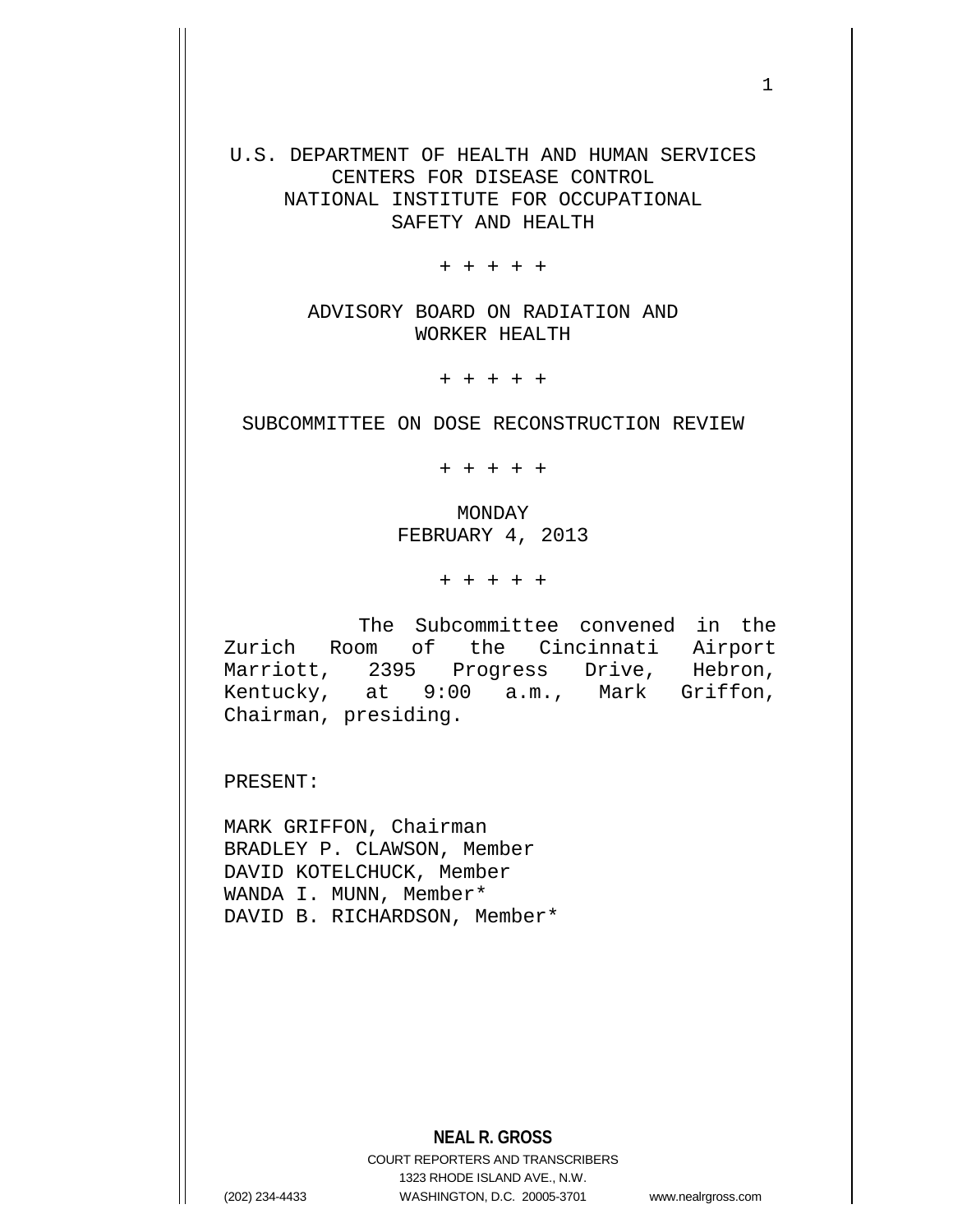U.S. DEPARTMENT OF HEALTH AND HUMAN SERVICES
CENTERS FOR DISEASE CONTROL
NATIONAL INSTITUTE FOR OCCUPATIONAL
SAFETY AND HEALTH

+ + + + +

ADVISORY BOARD ON RADIATION AND
WORKER HEALTH

+ + + + +

SUBCOMMITTEE ON DOSE RECONSTRUCTION REVIEW

+ + + + +

MONDAY
FEBRUARY 4, 2013

+ + + + +

The Subcommittee convened in the Zurich Room of the Cincinnati Airport Marriott, 2395 Progress Drive, Hebron, Kentucky, at 9:00 a.m., Mark Griffon, Chairman, presiding.

PRESENT:

MARK GRIFFON, Chairman
BRADLEY P. CLAWSON, Member
DAVID KOTELCHUCK, Member
WANDA I. MUNN, Member*
DAVID B. RICHARDSON, Member*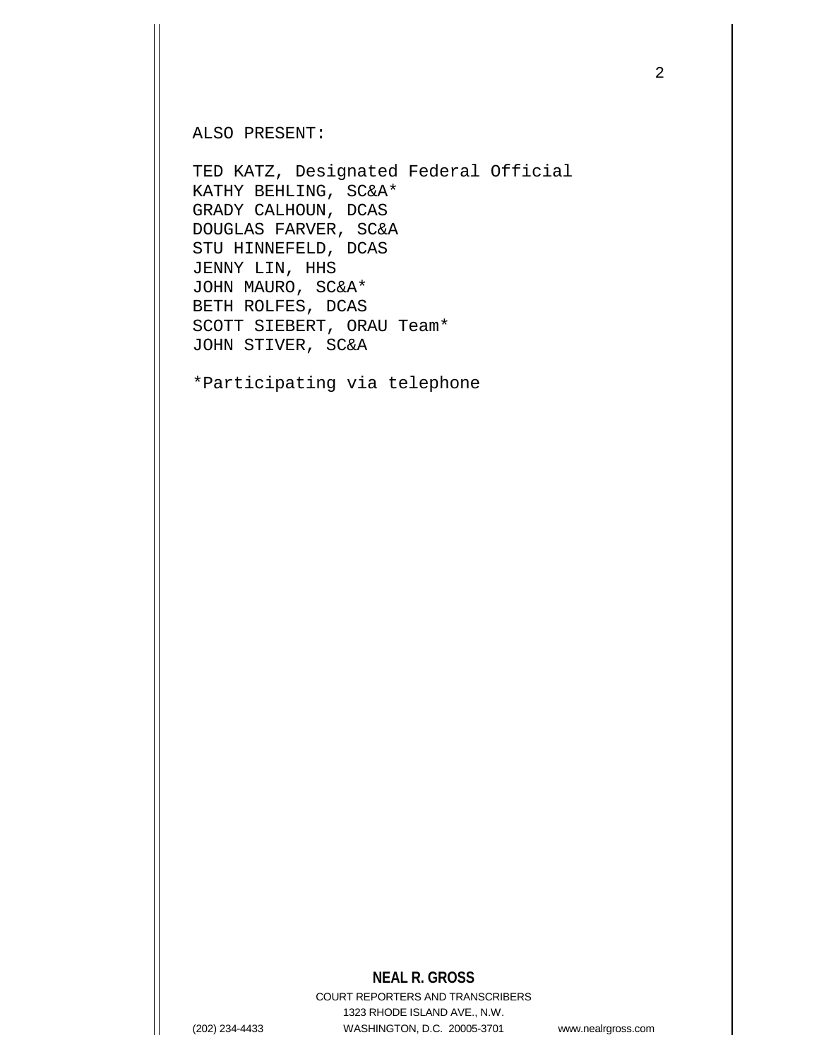ALSO PRESENT:

TED KATZ, Designated Federal Official
KATHY BEHLING, SC&A*
GRADY CALHOUN, DCAS
DOUGLAS FARVER, SC&A
STU HINNEFELD, DCAS
JENNY LIN, HHS
JOHN MAURO, SC&A*
BETH ROLFES, DCAS
SCOTT SIEBERT, ORAU Team*
JOHN STIVER, SC&A

*Participating via telephone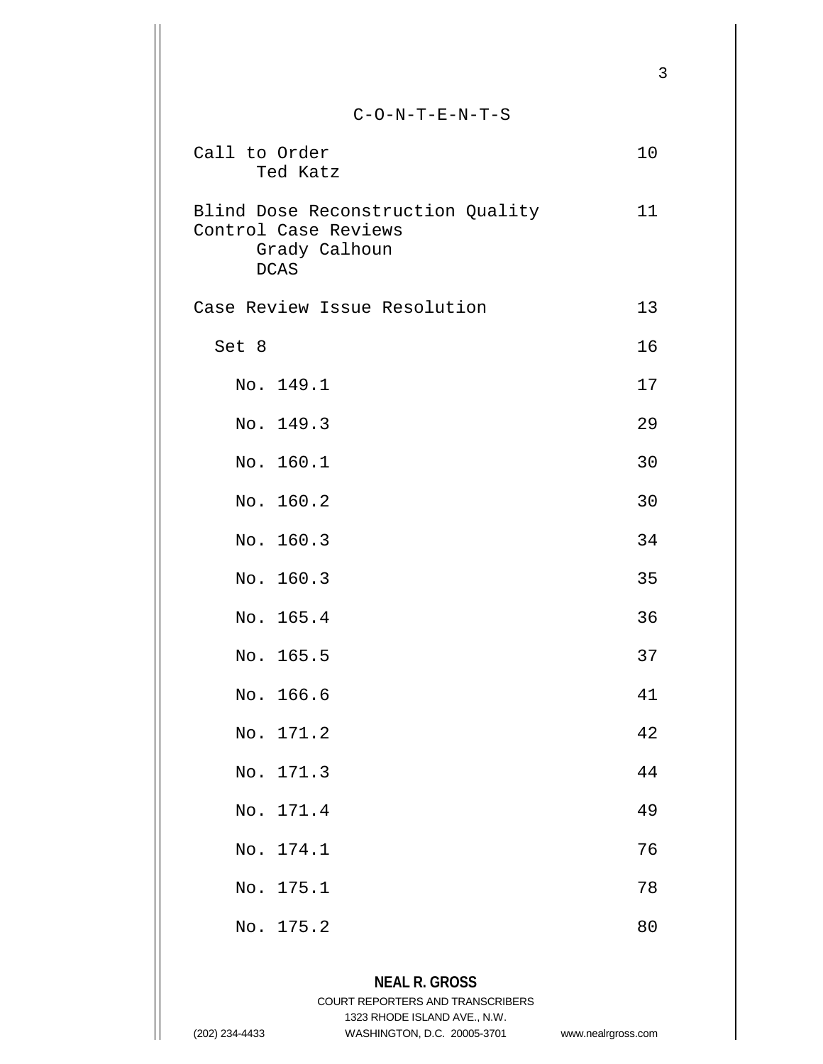C-O-N-T-E-N-T-S

| | |
|---|---|
| Call to Order<br>Ted Katz | 10 |
| Blind Dose Reconstruction Quality Control Case Reviews<br>Grady Calhoun<br>DCAS | 11 |
| Case Review Issue Resolution | 13 |
| Set 8 | 16 |
| No. 149.1 | 17 |
| No. 149.3 | 29 |
| No. 160.1 | 30 |
| No. 160.2 | 30 |
| No. 160.3 | 34 |
| No. 160.3 | 35 |
| No. 165.4 | 36 |
| No. 165.5 | 37 |
| No. 166.6 | 41 |
| No. 171.2 | 42 |
| No. 171.3 | 44 |
| No. 171.4 | 49 |
| No. 174.1 | 76 |
| No. 175.1 | 78 |
| No. 175.2 | 80 |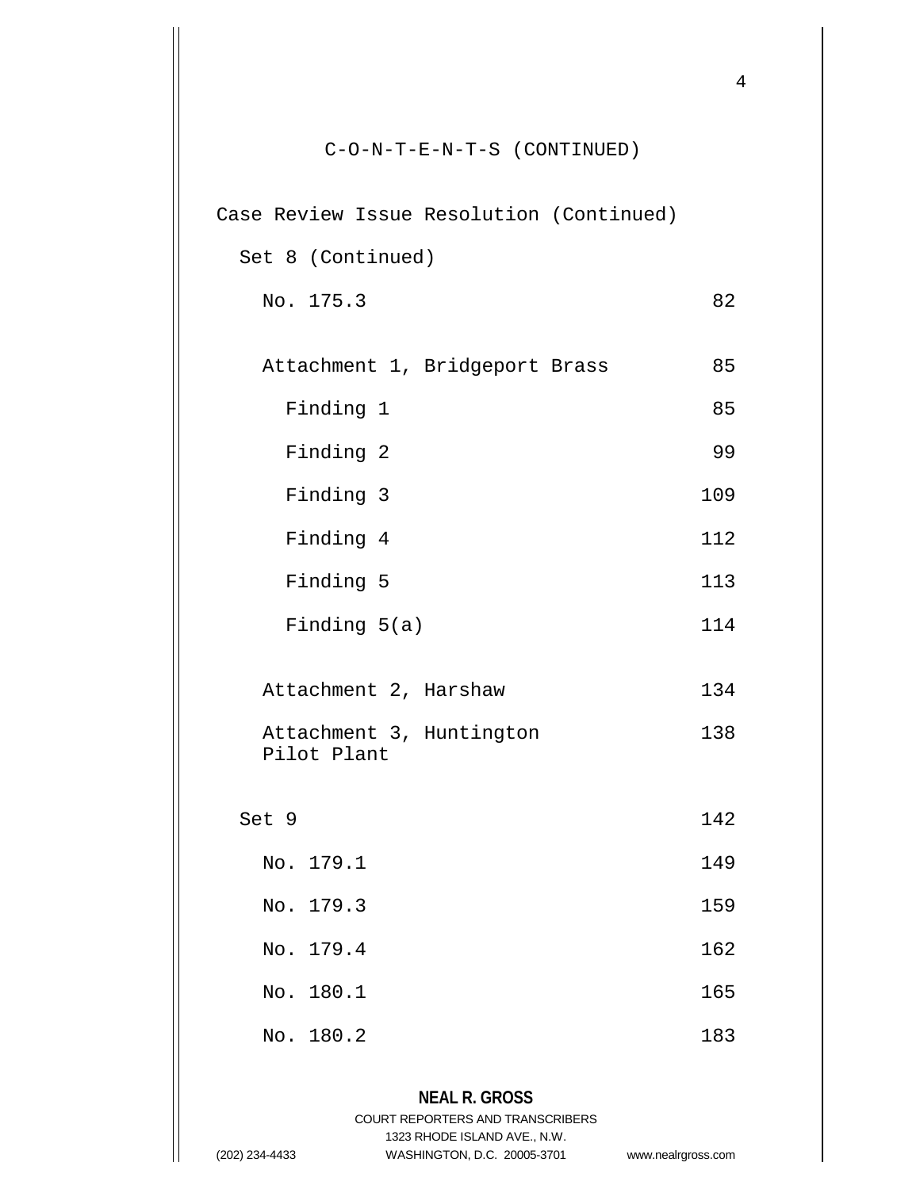C-O-N-T-E-N-T-S (CONTINUED)

| | |
|---|---|
| Case Review Issue Resolution (Continued) | |
| Set 8 (Continued) | |
| No. 175.3 | 82 |
| Attachment 1, Bridgeport Brass | 85 |
| Finding 1 | 85 |
| Finding 2 | 99 |
| Finding 3 | 109 |
| Finding 4 | 112 |
| Finding 5 | 113 |
| Finding 5(a) | 114 |
| Attachment 2, Harshaw | 134 |
| Attachment 3, Huntington Pilot Plant | 138 |
| Set 9 | 142 |
| No. 179.1 | 149 |
| No. 179.3 | 159 |
| No. 179.4 | 162 |
| No. 180.1 | 165 |
| No. 180.2 | 183 |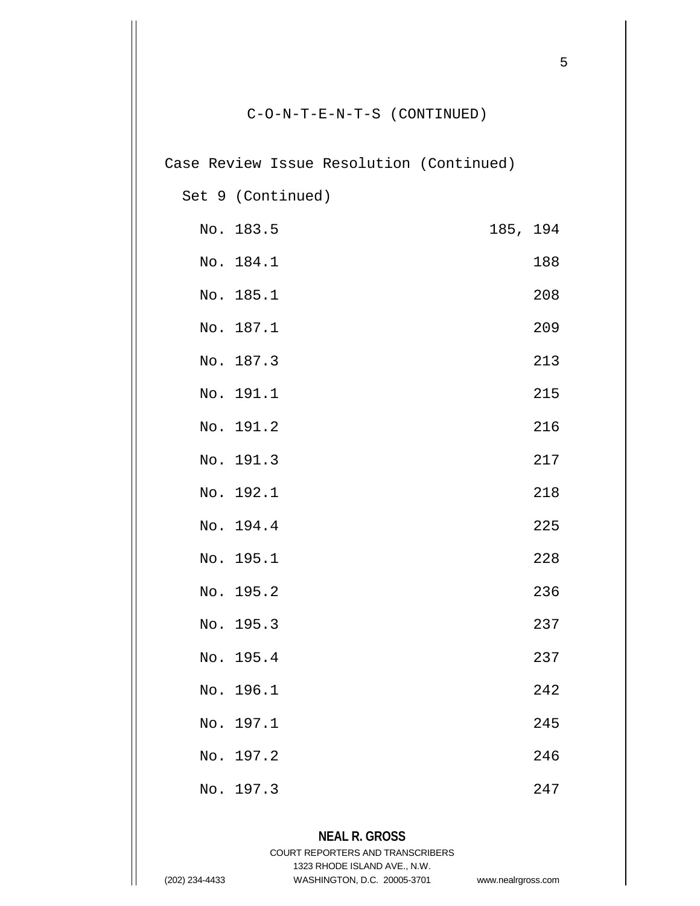C-O-N-T-E-N-T-S (CONTINUED)

Case Review Issue Resolution (Continued)

Set 9 (Continued)

| | |
|---|---|
| No. 183.5 | 185, 194 |
| No. 184.1 | 188 |
| No. 185.1 | 208 |
| No. 187.1 | 209 |
| No. 187.3 | 213 |
| No. 191.1 | 215 |
| No. 191.2 | 216 |
| No. 191.3 | 217 |
| No. 192.1 | 218 |
| No. 194.4 | 225 |
| No. 195.1 | 228 |
| No. 195.2 | 236 |
| No. 195.3 | 237 |
| No. 195.4 | 237 |
| No. 196.1 | 242 |
| No. 197.1 | 245 |
| No. 197.2 | 246 |
| No. 197.3 | 247 |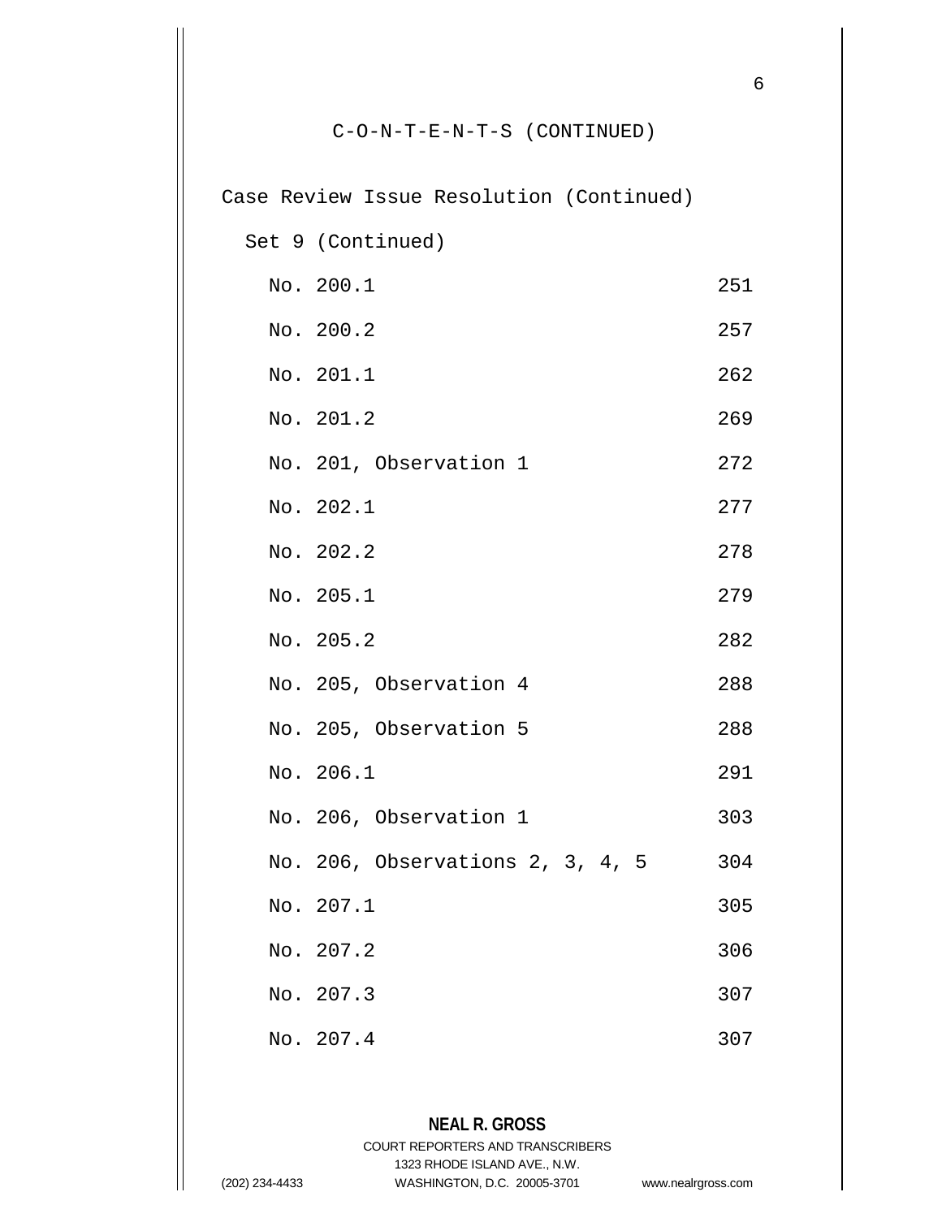C-O-N-T-E-N-T-S (CONTINUED)

Case Review Issue Resolution (Continued)

Set 9 (Continued)

| | |
|---|---|
| No. 200.1 | 251 |
| No. 200.2 | 257 |
| No. 201.1 | 262 |
| No. 201.2 | 269 |
| No. 201, Observation 1 | 272 |
| No. 202.1 | 277 |
| No. 202.2 | 278 |
| No. 205.1 | 279 |
| No. 205.2 | 282 |
| No. 205, Observation 4 | 288 |
| No. 205, Observation 5 | 288 |
| No. 206.1 | 291 |
| No. 206, Observation 1 | 303 |
| No. 206, Observations 2, 3, 4, 5 | 304 |
| No. 207.1 | 305 |
| No. 207.2 | 306 |
| No. 207.3 | 307 |
| No. 207.4 | 307 |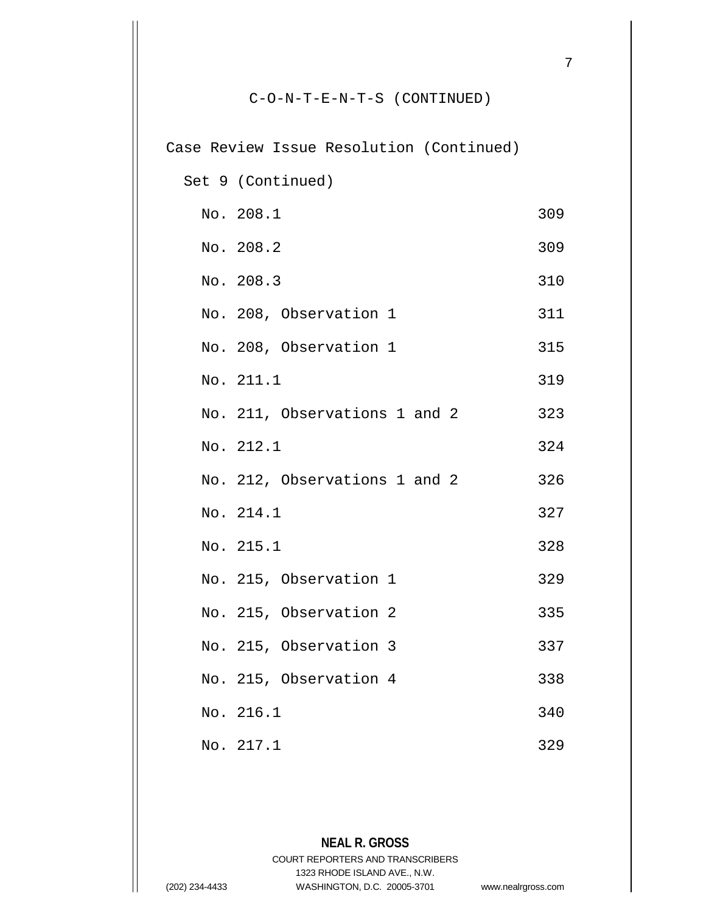C-O-N-T-E-N-T-S (CONTINUED)

Case Review Issue Resolution (Continued)

Set 9 (Continued)

| | |
|---|---|
| No. 208.1 | 309 |
| No. 208.2 | 309 |
| No. 208.3 | 310 |
| No. 208, Observation 1 | 311 |
| No. 208, Observation 1 | 315 |
| No. 211.1 | 319 |
| No. 211, Observations 1 and 2 | 323 |
| No. 212.1 | 324 |
| No. 212, Observations 1 and 2 | 326 |
| No. 214.1 | 327 |
| No. 215.1 | 328 |
| No. 215, Observation 1 | 329 |
| No. 215, Observation 2 | 335 |
| No. 215, Observation 3 | 337 |
| No. 215, Observation 4 | 338 |
| No. 216.1 | 340 |
| No. 217.1 | 329 |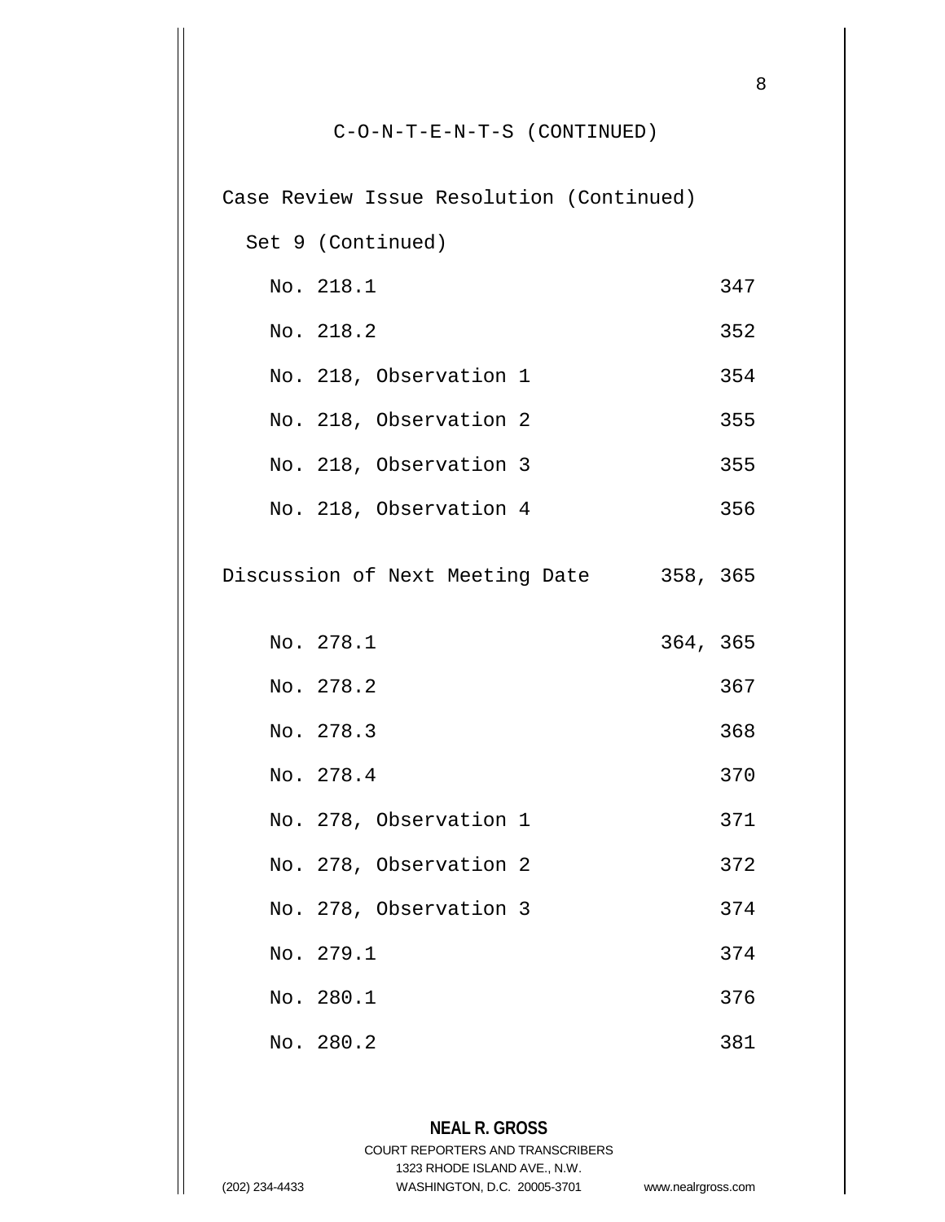C-O-N-T-E-N-T-S (CONTINUED)

Case Review Issue Resolution (Continued)

Set 9 (Continued)

| | |
|---|---|
| No. 218.1 | 347 |
| No. 218.2 | 352 |
| No. 218, Observation 1 | 354 |
| No. 218, Observation 2 | 355 |
| No. 218, Observation 3 | 355 |
| No. 218, Observation 4 | 356 |
| Discussion of Next Meeting Date | 358, 365 |
| No. 278.1 | 364, 365 |
| No. 278.2 | 367 |
| No. 278.3 | 368 |
| No. 278.4 | 370 |
| No. 278, Observation 1 | 371 |
| No. 278, Observation 2 | 372 |
| No. 278, Observation 3 | 374 |
| No. 279.1 | 374 |
| No. 280.1 | 376 |
| No. 280.2 | 381 |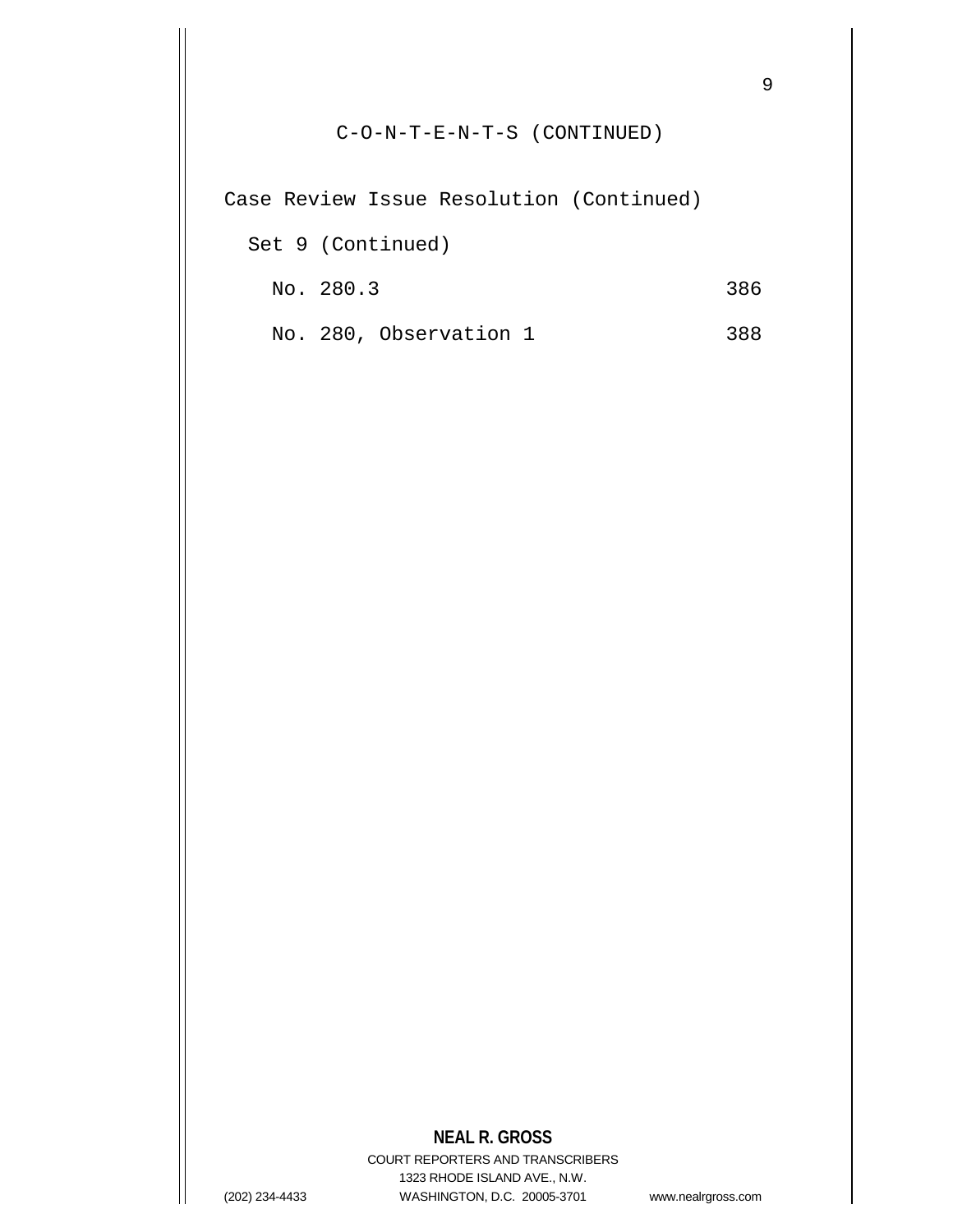C-O-N-T-E-N-T-S (CONTINUED)

Case Review Issue Resolution (Continued)

Set 9 (Continued)

| | |
|---|---|
| No. 280.3 | 386 |
| No. 280, Observation 1 | 388 |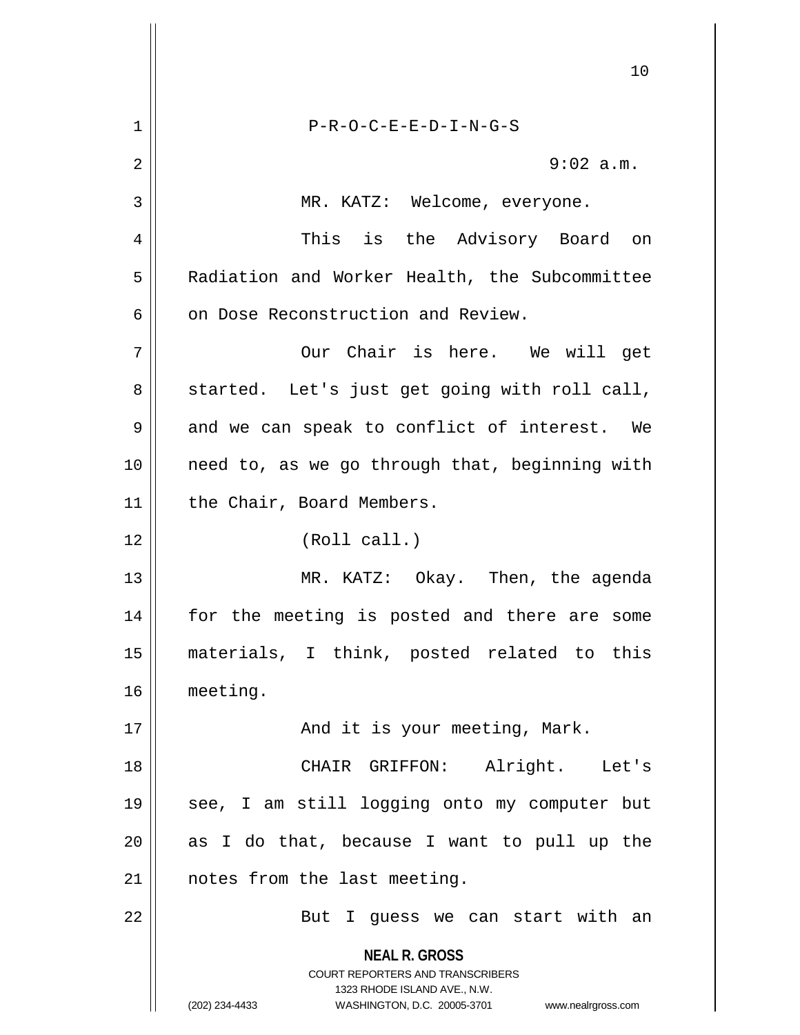P-R-O-C-E-E-D-I-N-G-S

9:02 a.m.

MR. KATZ: Welcome, everyone.

This is the Advisory Board on Radiation and Worker Health, the Subcommittee on Dose Reconstruction and Review.

Our Chair is here. We will get started. Let's just get going with roll call, and we can speak to conflict of interest. We need to, as we go through that, beginning with the Chair, Board Members.

(Roll call.)

MR. KATZ: Okay. Then, the agenda for the meeting is posted and there are some materials, I think, posted related to this meeting.

And it is your meeting, Mark.

CHAIR GRIFFON: Alright. Let's see, I am still logging onto my computer but as I do that, because I want to pull up the notes from the last meeting.

But I guess we can start with an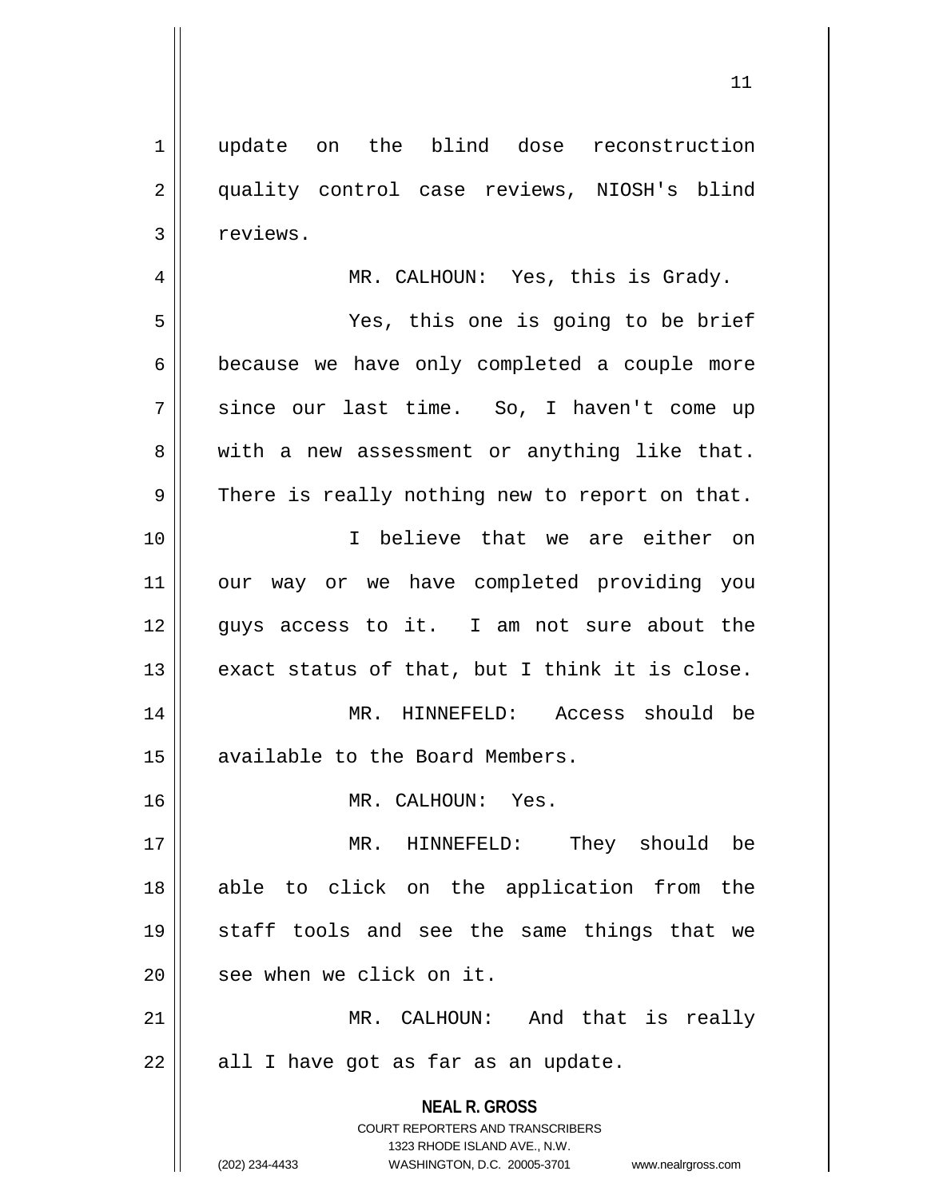update on the blind dose reconstruction quality control case reviews, NIOSH's blind reviews.

MR. CALHOUN: Yes, this is Grady.

Yes, this one is going to be brief because we have only completed a couple more since our last time. So, I haven't come up with a new assessment or anything like that. There is really nothing new to report on that.

I believe that we are either on our way or we have completed providing you guys access to it. I am not sure about the exact status of that, but I think it is close.

MR. HINNEFELD: Access should be available to the Board Members.

MR. CALHOUN: Yes.

MR. HINNEFELD: They should be able to click on the application from the staff tools and see the same things that we see when we click on it.

MR. CALHOUN: And that is really all I have got as far as an update.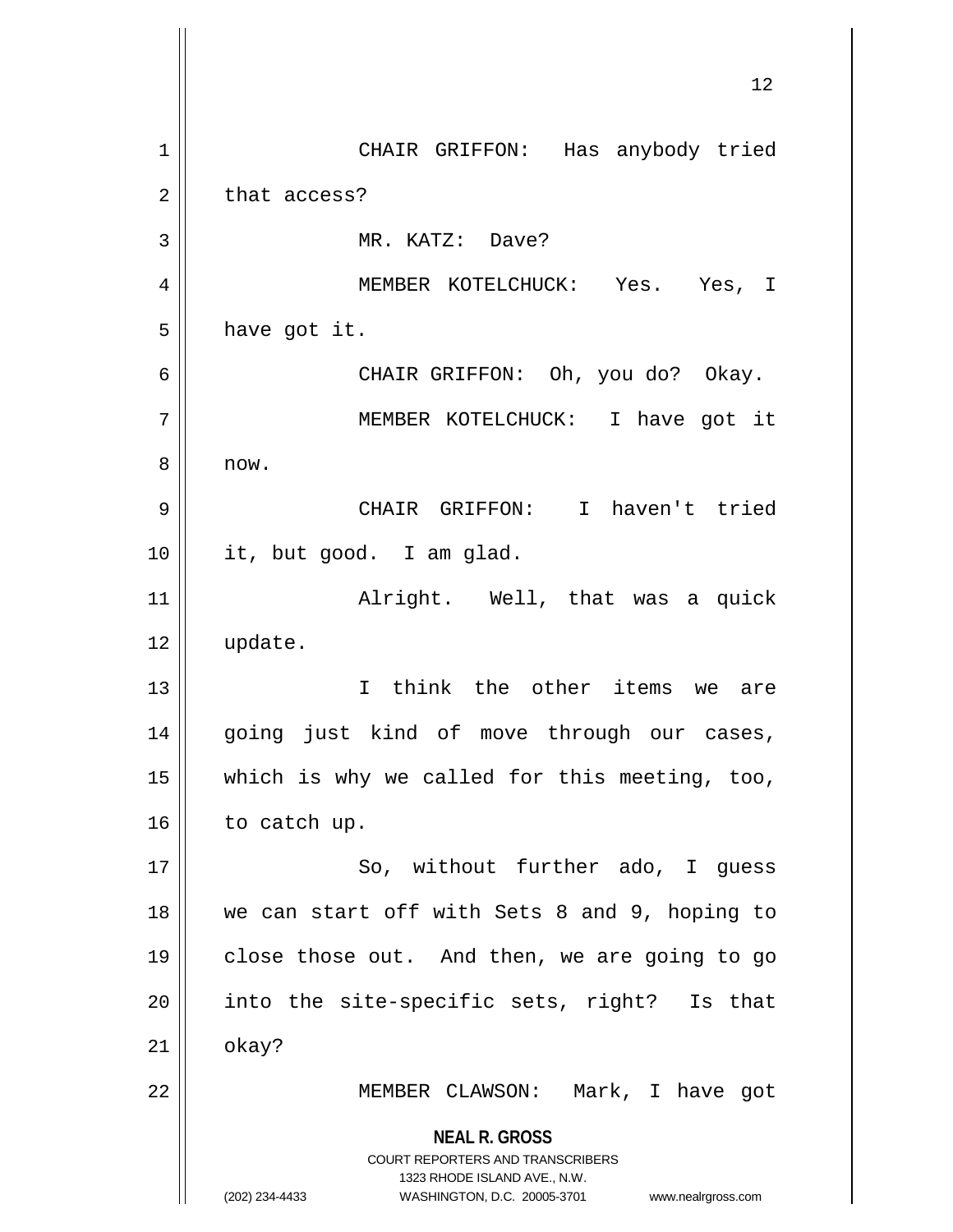CHAIR GRIFFON: Has anybody tried that access?

MR. KATZ: Dave?

MEMBER KOTELCHUCK: Yes. Yes, I have got it.

CHAIR GRIFFON: Oh, you do? Okay.

MEMBER KOTELCHUCK: I have got it now.

CHAIR GRIFFON: I haven't tried it, but good. I am glad.

Alright. Well, that was a quick update.

I think the other items we are going just kind of move through our cases, which is why we called for this meeting, too, to catch up.

So, without further ado, I guess we can start off with Sets 8 and 9, hoping to close those out. And then, we are going to go into the site-specific sets, right? Is that okay?

MEMBER CLAWSON: Mark, I have got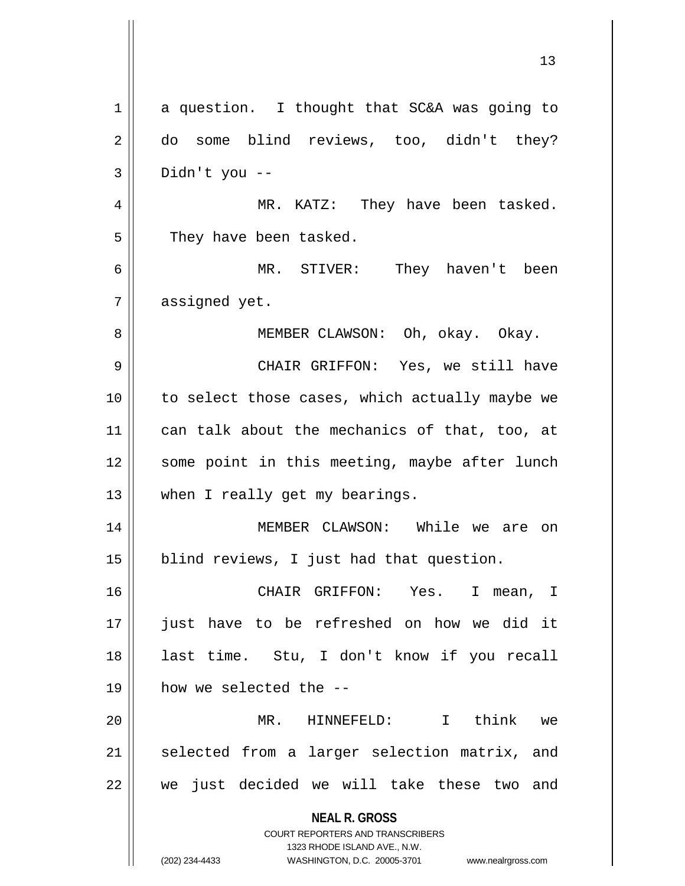a question. I thought that SC&A was going to do some blind reviews, too, didn't they? Didn't you --

MR. KATZ: They have been tasked. They have been tasked.

MR. STIVER: They haven't been assigned yet.

MEMBER CLAWSON: Oh, okay. Okay.

CHAIR GRIFFON: Yes, we still have to select those cases, which actually maybe we can talk about the mechanics of that, too, at some point in this meeting, maybe after lunch when I really get my bearings.

MEMBER CLAWSON: While we are on blind reviews, I just had that question.

CHAIR GRIFFON: Yes. I mean, I just have to be refreshed on how we did it last time. Stu, I don't know if you recall how we selected the --

MR. HINNEFELD: I think we selected from a larger selection matrix, and we just decided we will take these two and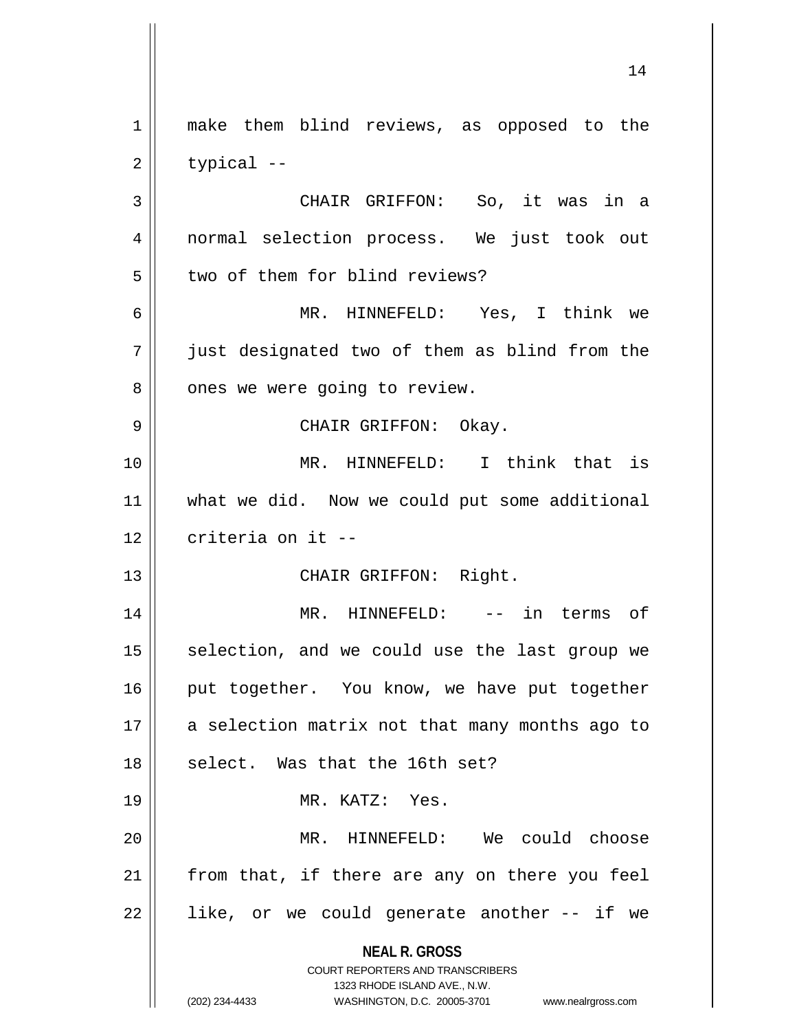make them blind reviews, as opposed to the typical --

CHAIR GRIFFON: So, it was in a normal selection process. We just took out two of them for blind reviews?

MR. HINNEFELD: Yes, I think we just designated two of them as blind from the ones we were going to review.

CHAIR GRIFFON: Okay.

MR. HINNEFELD: I think that is what we did. Now we could put some additional criteria on it --

CHAIR GRIFFON: Right.

MR. HINNEFELD: -- in terms of selection, and we could use the last group we put together. You know, we have put together a selection matrix not that many months ago to select. Was that the 16th set?

MR. KATZ: Yes.

MR. HINNEFELD: We could choose from that, if there are any on there you feel like, or we could generate another -- if we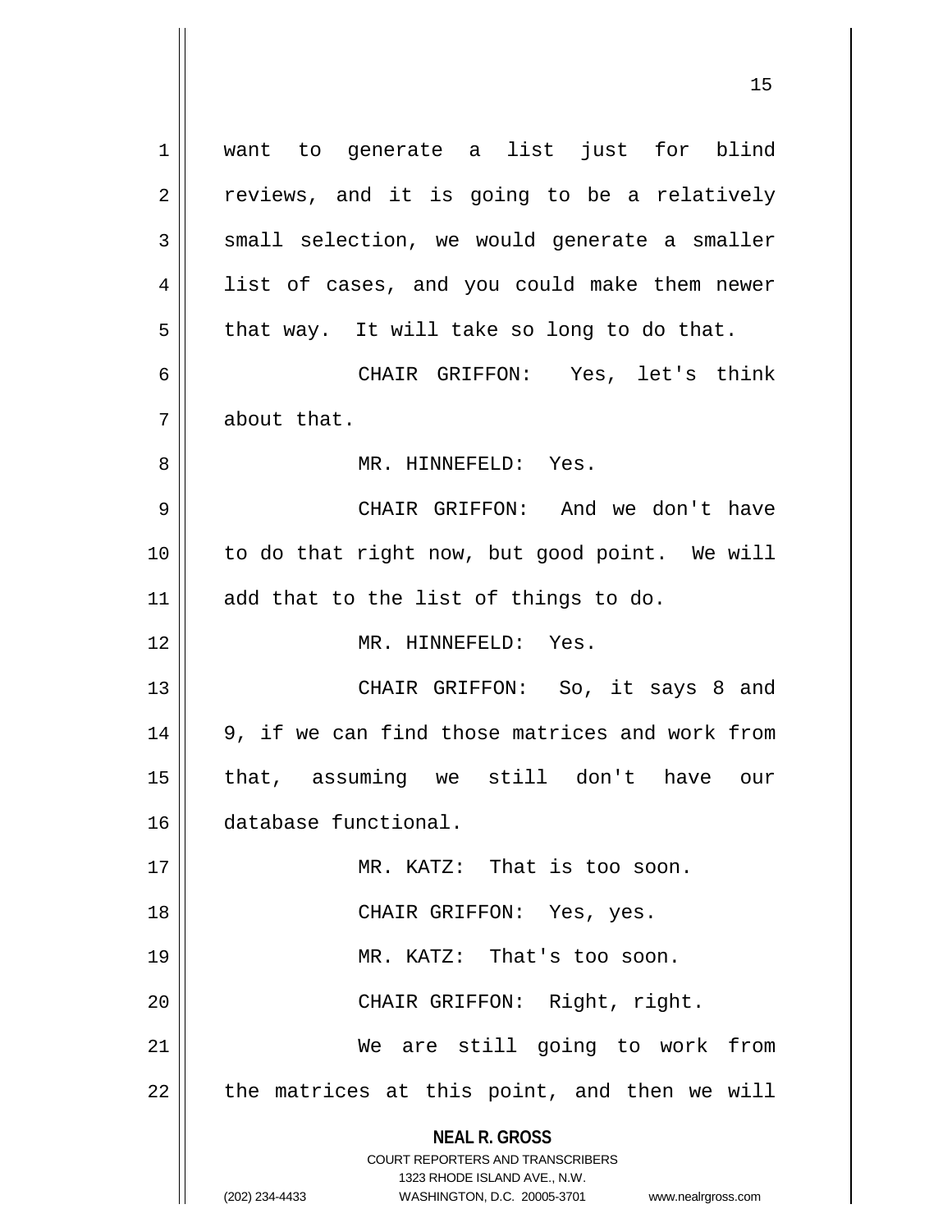want to generate a list just for blind reviews, and it is going to be a relatively small selection, we would generate a smaller list of cases, and you could make them newer that way. It will take so long to do that.

CHAIR GRIFFON: Yes, let's think about that.

MR. HINNEFELD: Yes.

CHAIR GRIFFON: And we don't have to do that right now, but good point. We will add that to the list of things to do.

MR. HINNEFELD: Yes.

CHAIR GRIFFON: So, it says 8 and 9, if we can find those matrices and work from that, assuming we still don't have our database functional.

MR. KATZ: That is too soon.

CHAIR GRIFFON: Yes, yes.

MR. KATZ: That's too soon.

CHAIR GRIFFON: Right, right.

We are still going to work from the matrices at this point, and then we will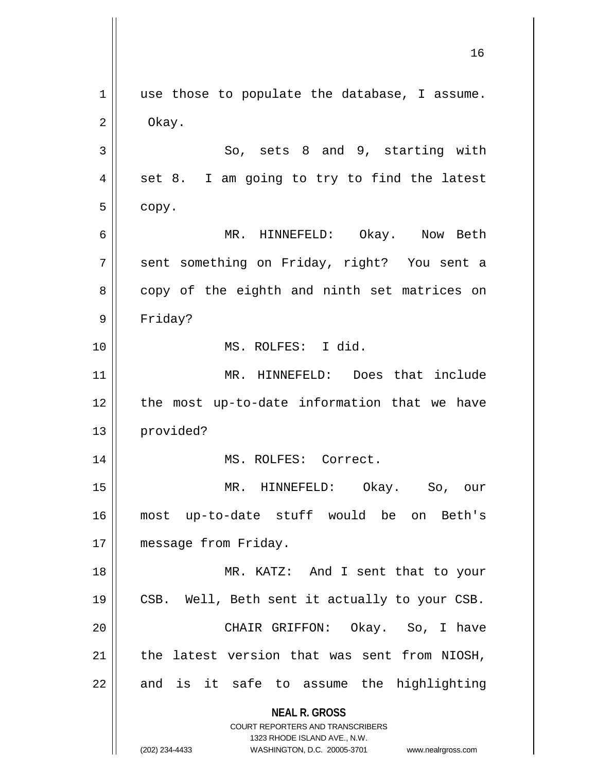use those to populate the database, I assume. Okay.

So, sets 8 and 9, starting with set 8. I am going to try to find the latest copy.

MR. HINNEFELD: Okay. Now Beth sent something on Friday, right? You sent a copy of the eighth and ninth set matrices on Friday?

MS. ROLFES: I did.

MR. HINNEFELD: Does that include the most up-to-date information that we have provided?

MS. ROLFES: Correct.

MR. HINNEFELD: Okay. So, our most up-to-date stuff would be on Beth's message from Friday.

MR. KATZ: And I sent that to your CSB. Well, Beth sent it actually to your CSB.

CHAIR GRIFFON: Okay. So, I have the latest version that was sent from NIOSH, and is it safe to assume the highlighting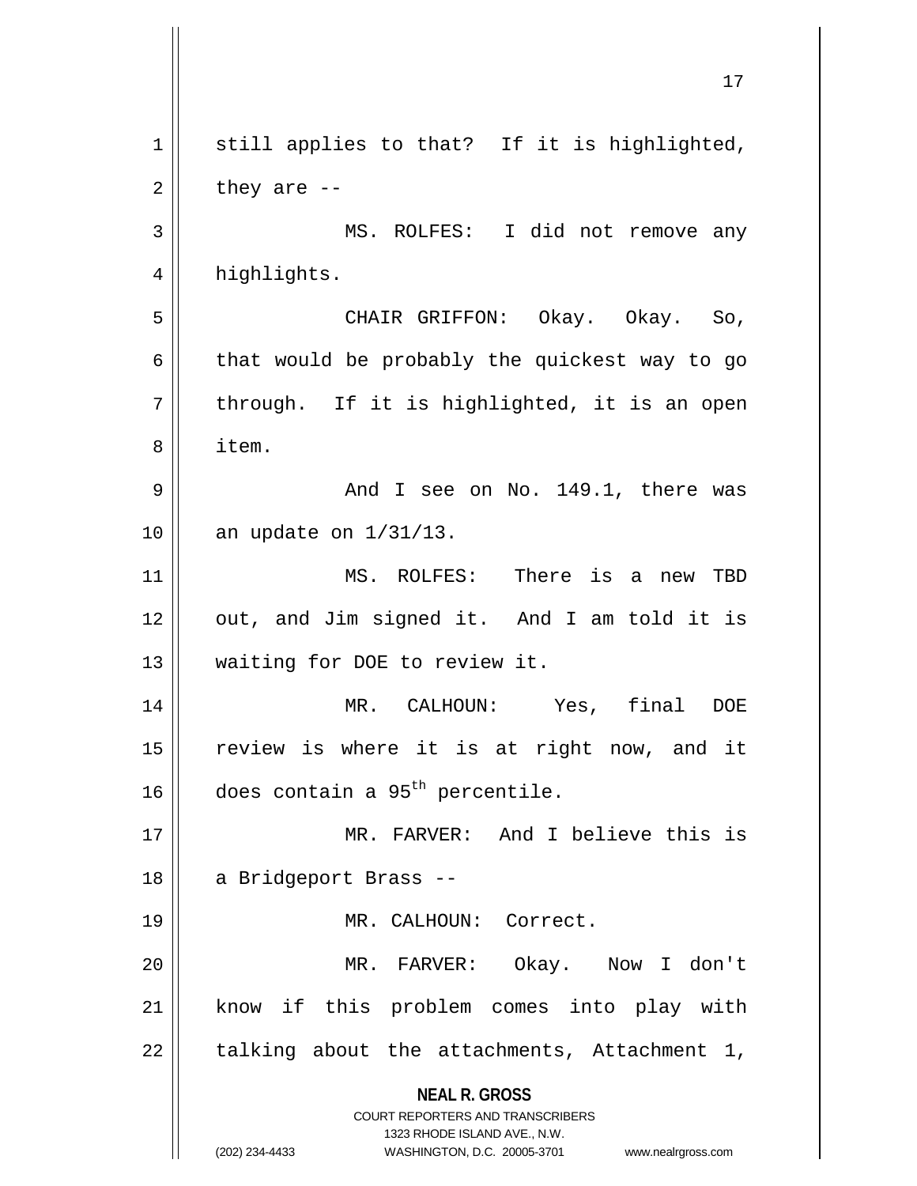still applies to that? If it is highlighted, they are --

MS. ROLFES: I did not remove any highlights.

CHAIR GRIFFON: Okay. Okay. So, that would be probably the quickest way to go through. If it is highlighted, it is an open item.

And I see on No. 149.1, there was an update on 1/31/13.

MS. ROLFES: There is a new TBD out, and Jim signed it. And I am told it is waiting for DOE to review it.

MR. CALHOUN: Yes, final DOE review is where it is at right now, and it does contain a 95th percentile.

MR. FARVER: And I believe this is a Bridgeport Brass --

MR. CALHOUN: Correct.

MR. FARVER: Okay. Now I don't know if this problem comes into play with talking about the attachments, Attachment 1,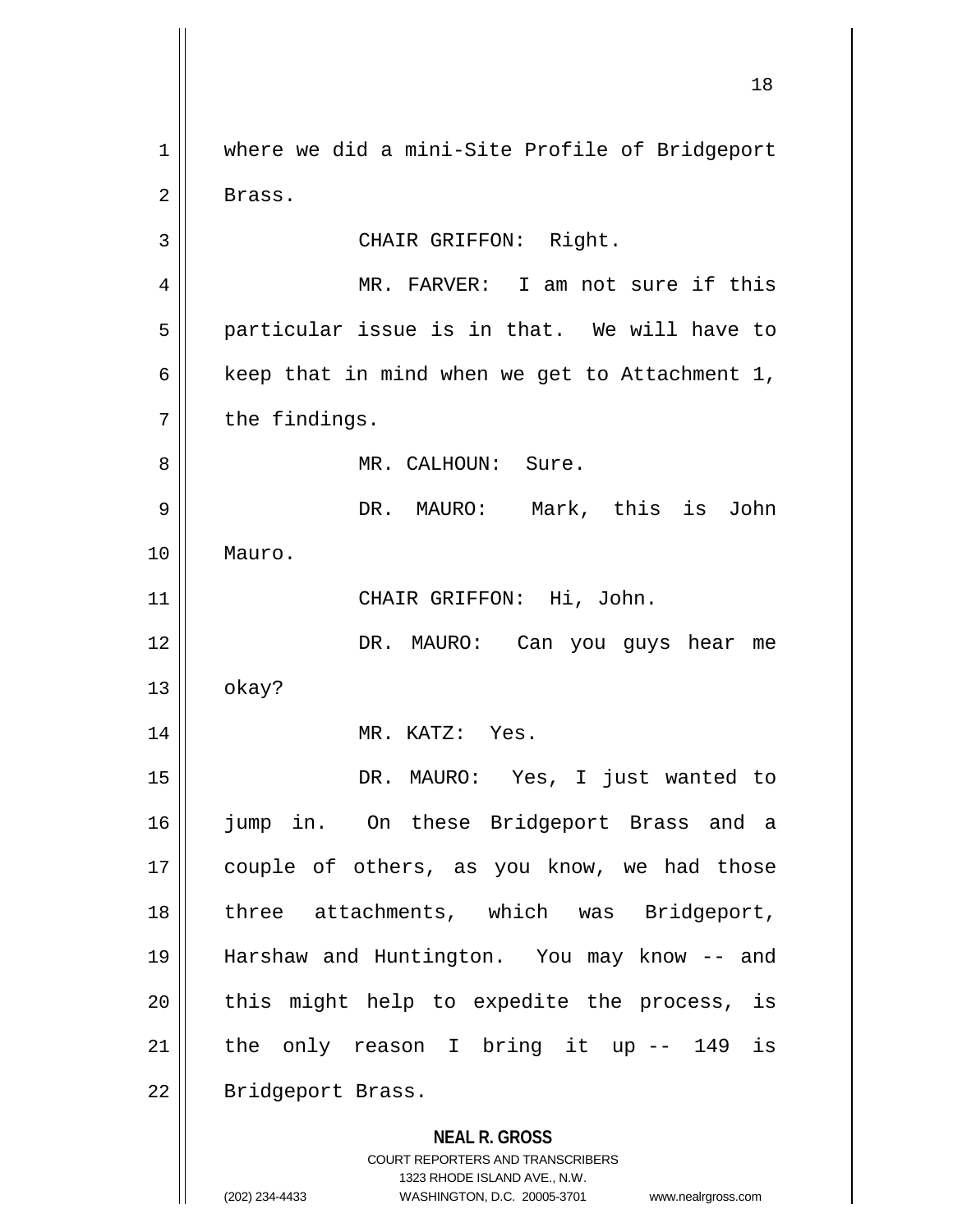where we did a mini-Site Profile of Bridgeport Brass.

CHAIR GRIFFON: Right.

MR. FARVER: I am not sure if this particular issue is in that. We will have to keep that in mind when we get to Attachment 1, the findings.

MR. CALHOUN: Sure.

DR. MAURO: Mark, this is John Mauro.

CHAIR GRIFFON: Hi, John.

DR. MAURO: Can you guys hear me okay?

MR. KATZ: Yes.

DR. MAURO: Yes, I just wanted to jump in. On these Bridgeport Brass and a couple of others, as you know, we had those three attachments, which was Bridgeport, Harshaw and Huntington. You may know -- and this might help to expedite the process, is the only reason I bring it up -- 149 is Bridgeport Brass.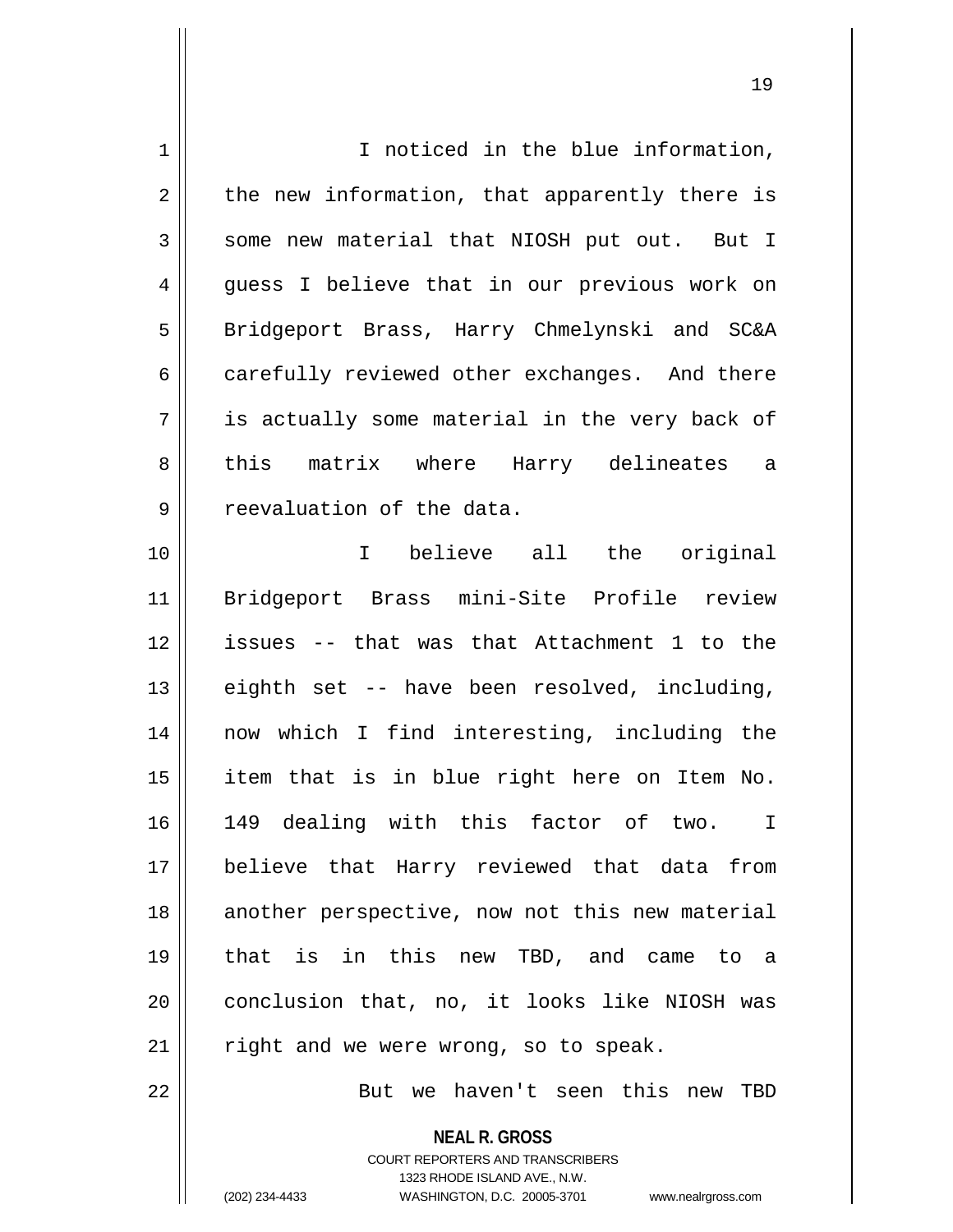I noticed in the blue information, the new information, that apparently there is some new material that NIOSH put out. But I guess I believe that in our previous work on Bridgeport Brass, Harry Chmelynski and SC&A carefully reviewed other exchanges. And there is actually some material in the very back of this matrix where Harry delineates a reevaluation of the data.

I believe all the original Bridgeport Brass mini-Site Profile review issues -- that was that Attachment 1 to the eighth set -- have been resolved, including, now which I find interesting, including the item that is in blue right here on Item No. 149 dealing with this factor of two. I believe that Harry reviewed that data from another perspective, now not this new material that is in this new TBD, and came to a conclusion that, no, it looks like NIOSH was right and we were wrong, so to speak.

But we haven't seen this new TBD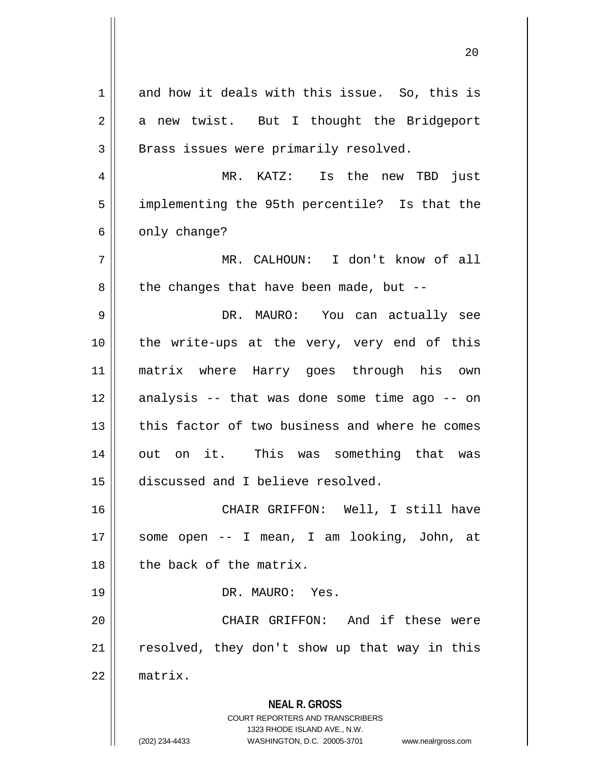and how it deals with this issue. So, this is a new twist. But I thought the Bridgeport Brass issues were primarily resolved.

MR. KATZ: Is the new TBD just implementing the 95th percentile? Is that the only change?

MR. CALHOUN: I don't know of all the changes that have been made, but --

DR. MAURO: You can actually see the write-ups at the very, very end of this matrix where Harry goes through his own analysis -- that was done some time ago -- on this factor of two business and where he comes out on it. This was something that was discussed and I believe resolved.

CHAIR GRIFFON: Well, I still have some open -- I mean, I am looking, John, at the back of the matrix.

DR. MAURO: Yes.

CHAIR GRIFFON: And if these were resolved, they don't show up that way in this matrix.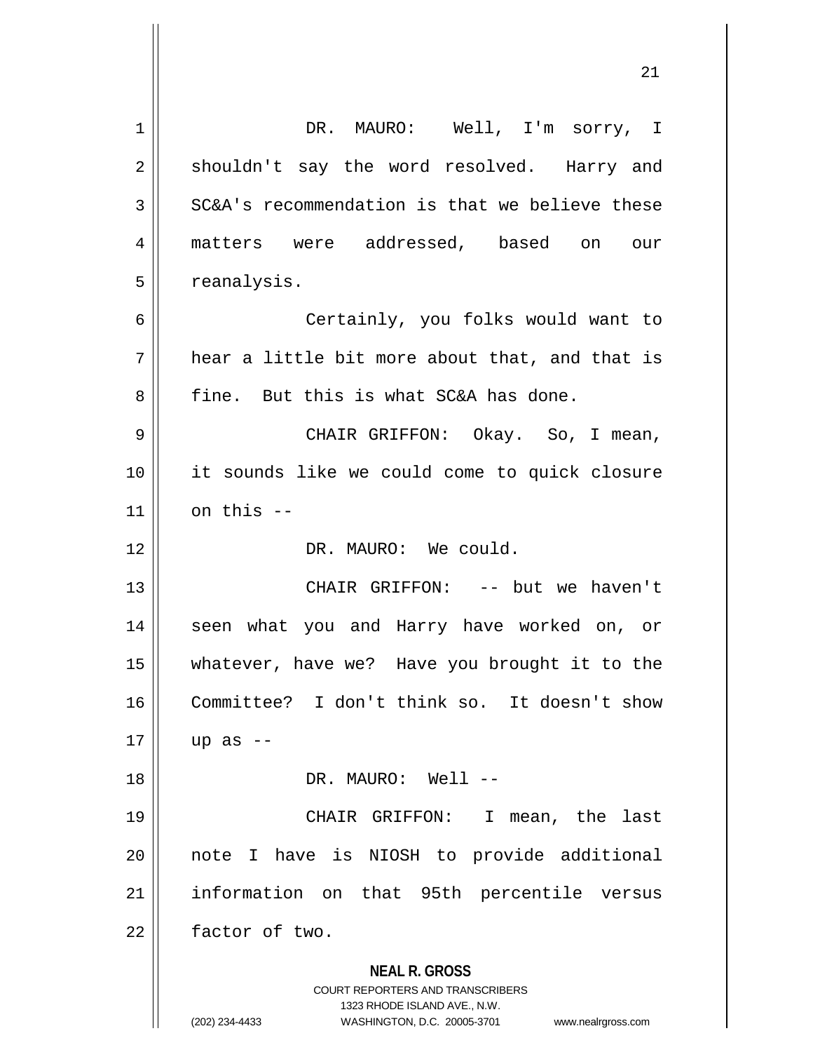DR. MAURO: Well, I'm sorry, I shouldn't say the word resolved. Harry and SC&A's recommendation is that we believe these matters were addressed, based on our reanalysis.

Certainly, you folks would want to hear a little bit more about that, and that is fine. But this is what SC&A has done.

CHAIR GRIFFON: Okay. So, I mean, it sounds like we could come to quick closure on this --

DR. MAURO: We could.

CHAIR GRIFFON: -- but we haven't seen what you and Harry have worked on, or whatever, have we? Have you brought it to the Committee? I don't think so. It doesn't show up as --

DR. MAURO: Well --

CHAIR GRIFFON: I mean, the last note I have is NIOSH to provide additional information on that 95th percentile versus factor of two.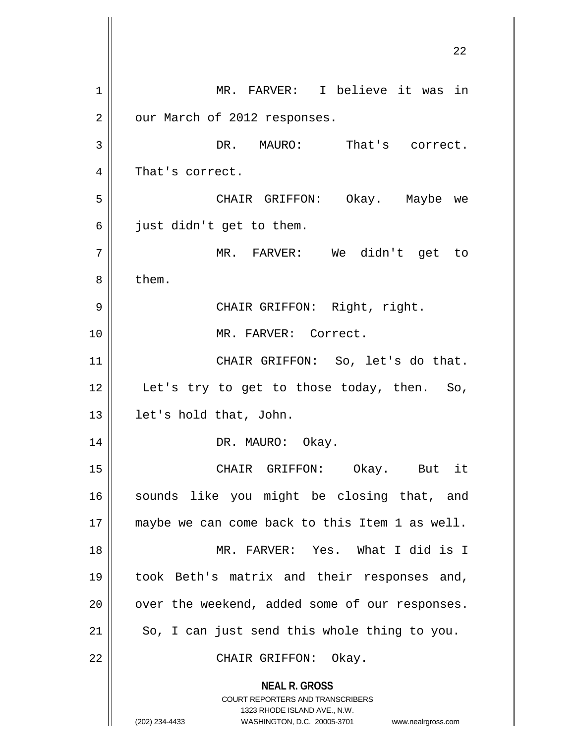MR. FARVER: I believe it was in our March of 2012 responses.

DR. MAURO: That's correct. That's correct.

CHAIR GRIFFON: Okay. Maybe we just didn't get to them.

MR. FARVER: We didn't get to them.

CHAIR GRIFFON: Right, right.

MR. FARVER: Correct.

CHAIR GRIFFON: So, let's do that. Let's try to get to those today, then. So, let's hold that, John.

DR. MAURO: Okay.

CHAIR GRIFFON: Okay. But it sounds like you might be closing that, and maybe we can come back to this Item 1 as well.

MR. FARVER: Yes. What I did is I took Beth's matrix and their responses and, over the weekend, added some of our responses. So, I can just send this whole thing to you.

CHAIR GRIFFON: Okay.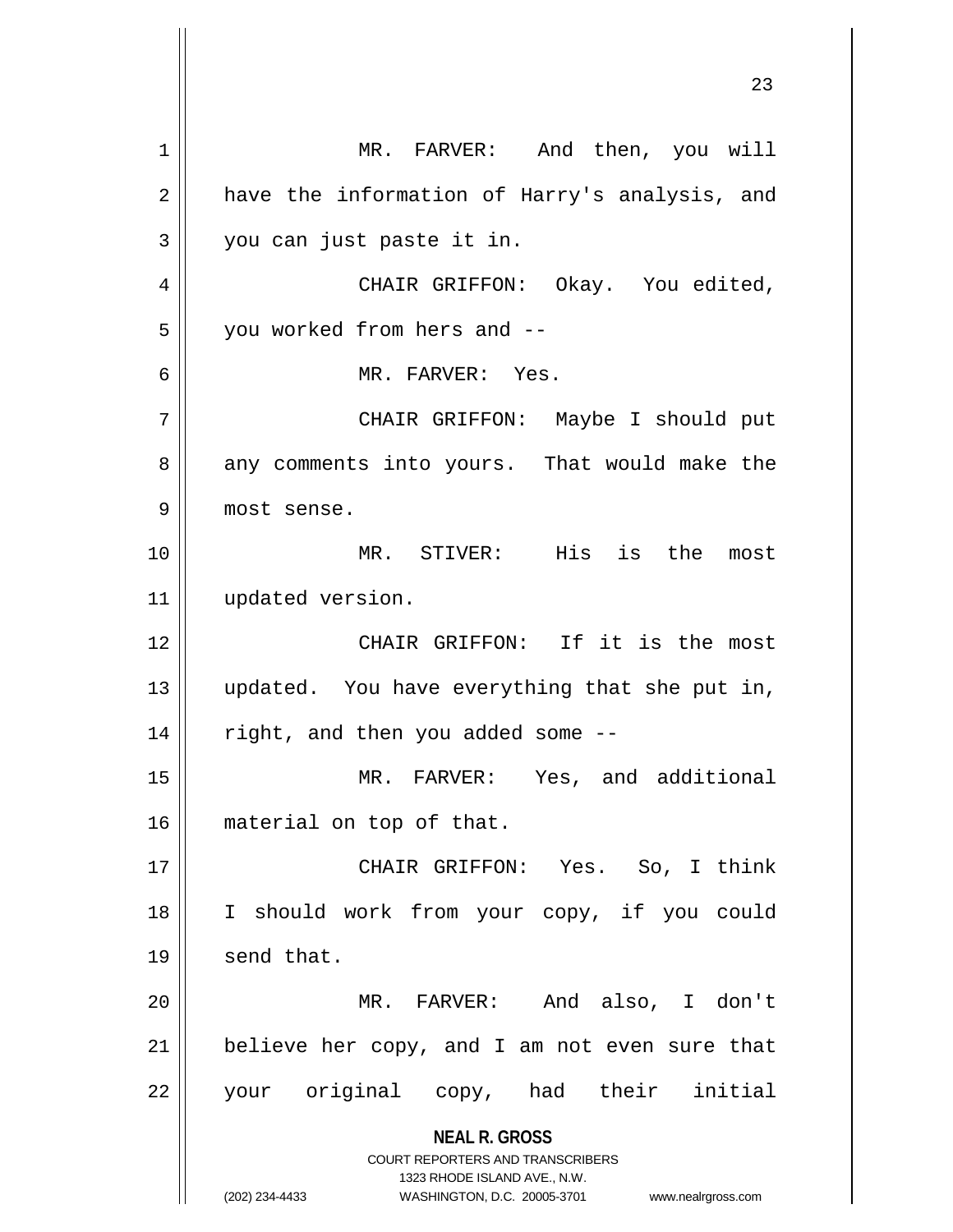MR. FARVER: And then, you will have the information of Harry's analysis, and you can just paste it in.

CHAIR GRIFFON: Okay. You edited, you worked from hers and --

MR. FARVER: Yes.

CHAIR GRIFFON: Maybe I should put any comments into yours. That would make the most sense.

MR. STIVER: His is the most updated version.

CHAIR GRIFFON: If it is the most updated. You have everything that she put in, right, and then you added some --

MR. FARVER: Yes, and additional material on top of that.

CHAIR GRIFFON: Yes. So, I think I should work from your copy, if you could send that.

MR. FARVER: And also, I don't believe her copy, and I am not even sure that your original copy, had their initial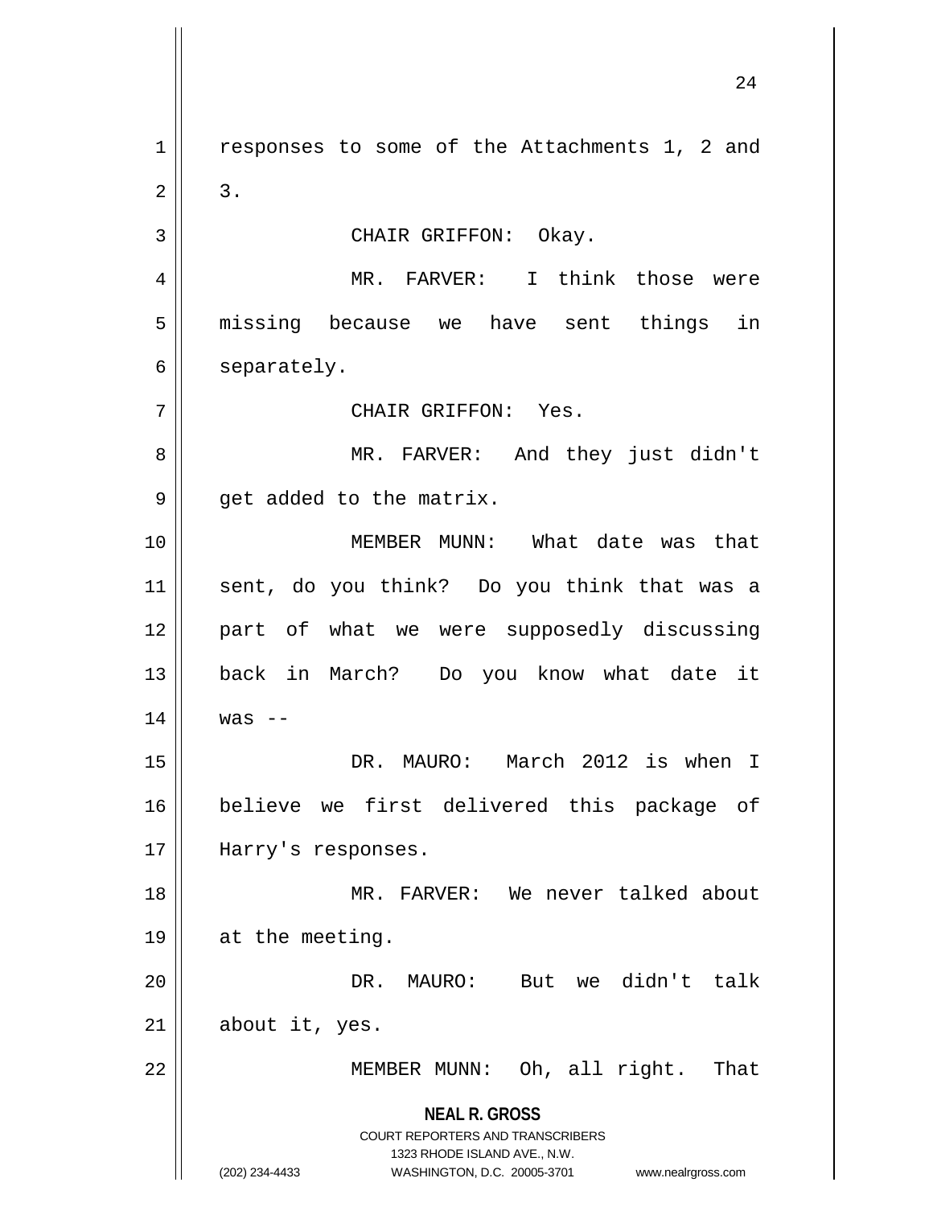responses to some of the Attachments 1, 2 and 3.

CHAIR GRIFFON: Okay.

MR. FARVER: I think those were missing because we have sent things in separately.

CHAIR GRIFFON: Yes.

MR. FARVER: And they just didn't get added to the matrix.

MEMBER MUNN: What date was that sent, do you think? Do you think that was a part of what we were supposedly discussing back in March? Do you know what date it was --

DR. MAURO: March 2012 is when I believe we first delivered this package of Harry's responses.

MR. FARVER: We never talked about at the meeting.

DR. MAURO: But we didn't talk about it, yes.

MEMBER MUNN: Oh, all right. That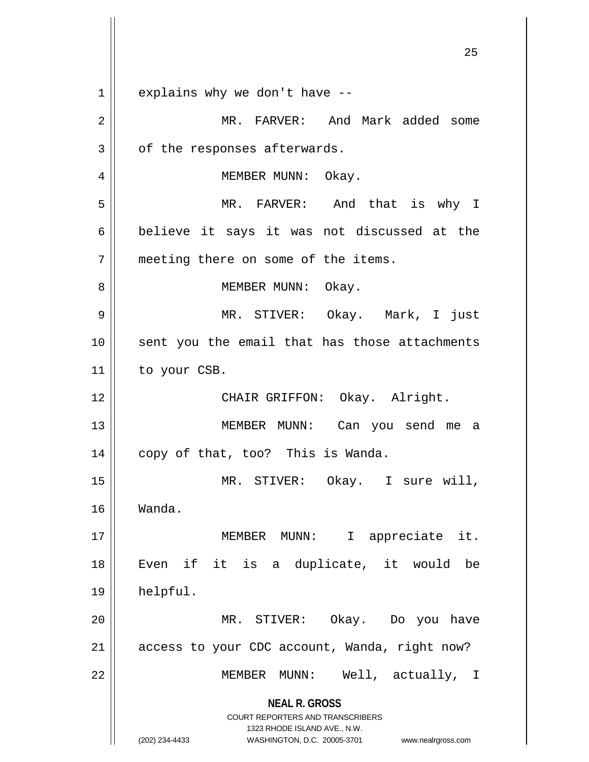explains why we don't have --

MR. FARVER: And Mark added some of the responses afterwards.

MEMBER MUNN: Okay.

MR. FARVER: And that is why I believe it says it was not discussed at the meeting there on some of the items.

MEMBER MUNN: Okay.

MR. STIVER: Okay. Mark, I just sent you the email that has those attachments to your CSB.

CHAIR GRIFFON: Okay. Alright.

MEMBER MUNN: Can you send me a copy of that, too? This is Wanda.

MR. STIVER: Okay. I sure will, Wanda.

MEMBER MUNN: I appreciate it. Even if it is a duplicate, it would be helpful.

MR. STIVER: Okay. Do you have access to your CDC account, Wanda, right now?

MEMBER MUNN: Well, actually, I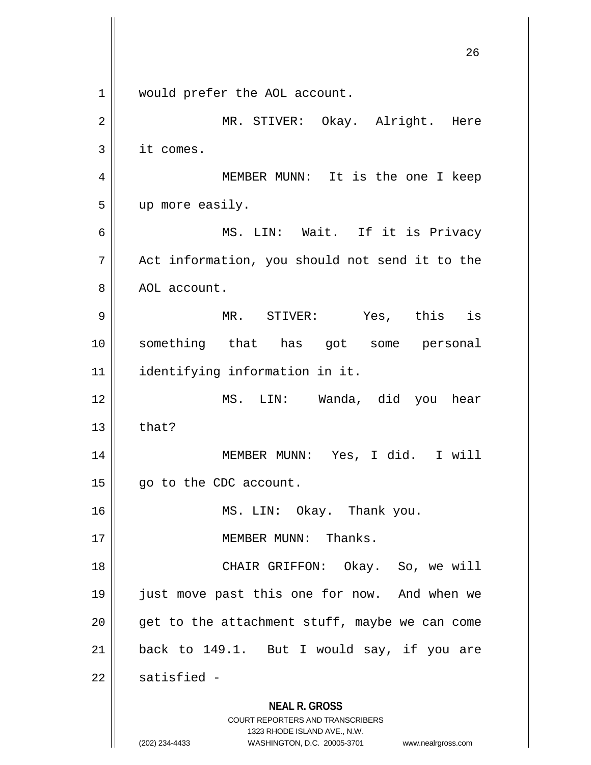would prefer the AOL account.

MR. STIVER: Okay. Alright. Here it comes.

MEMBER MUNN: It is the one I keep up more easily.

MS. LIN: Wait. If it is Privacy Act information, you should not send it to the AOL account.

MR. STIVER: Yes, this is something that has got some personal identifying information in it.

MS. LIN: Wanda, did you hear that?

MEMBER MUNN: Yes, I did. I will go to the CDC account.

MS. LIN: Okay. Thank you.

MEMBER MUNN: Thanks.

CHAIR GRIFFON: Okay. So, we will just move past this one for now. And when we get to the attachment stuff, maybe we can come back to 149.1. But I would say, if you are satisfied -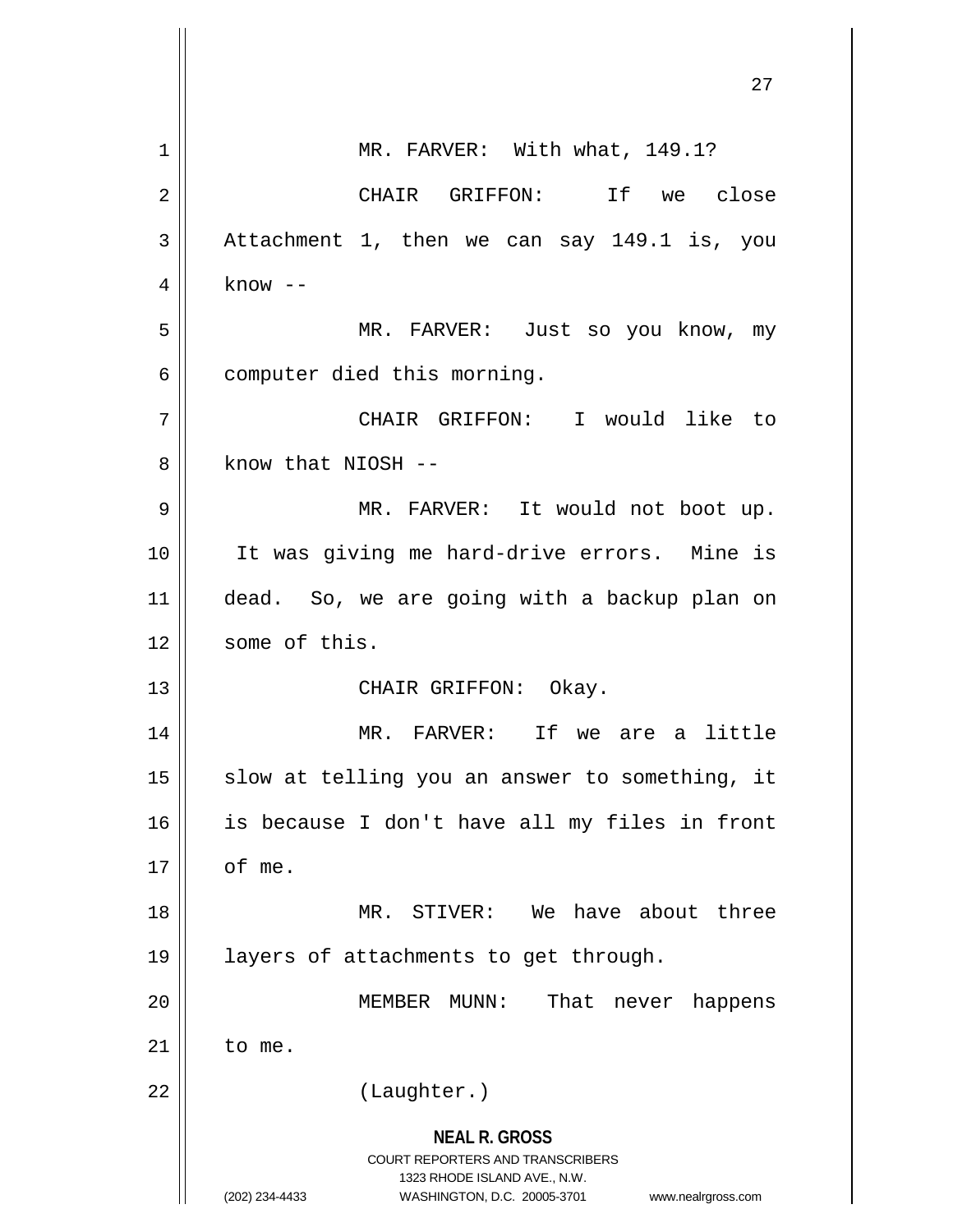MR. FARVER: With what, 149.1?

CHAIR GRIFFON: If we close Attachment 1, then we can say 149.1 is, you know --

MR. FARVER: Just so you know, my computer died this morning.

CHAIR GRIFFON: I would like to know that NIOSH --

MR. FARVER: It would not boot up. It was giving me hard-drive errors. Mine is dead. So, we are going with a backup plan on some of this.

CHAIR GRIFFON: Okay.

MR. FARVER: If we are a little slow at telling you an answer to something, it is because I don't have all my files in front of me.

MR. STIVER: We have about three layers of attachments to get through.

MEMBER MUNN: That never happens to me.

(Laughter.)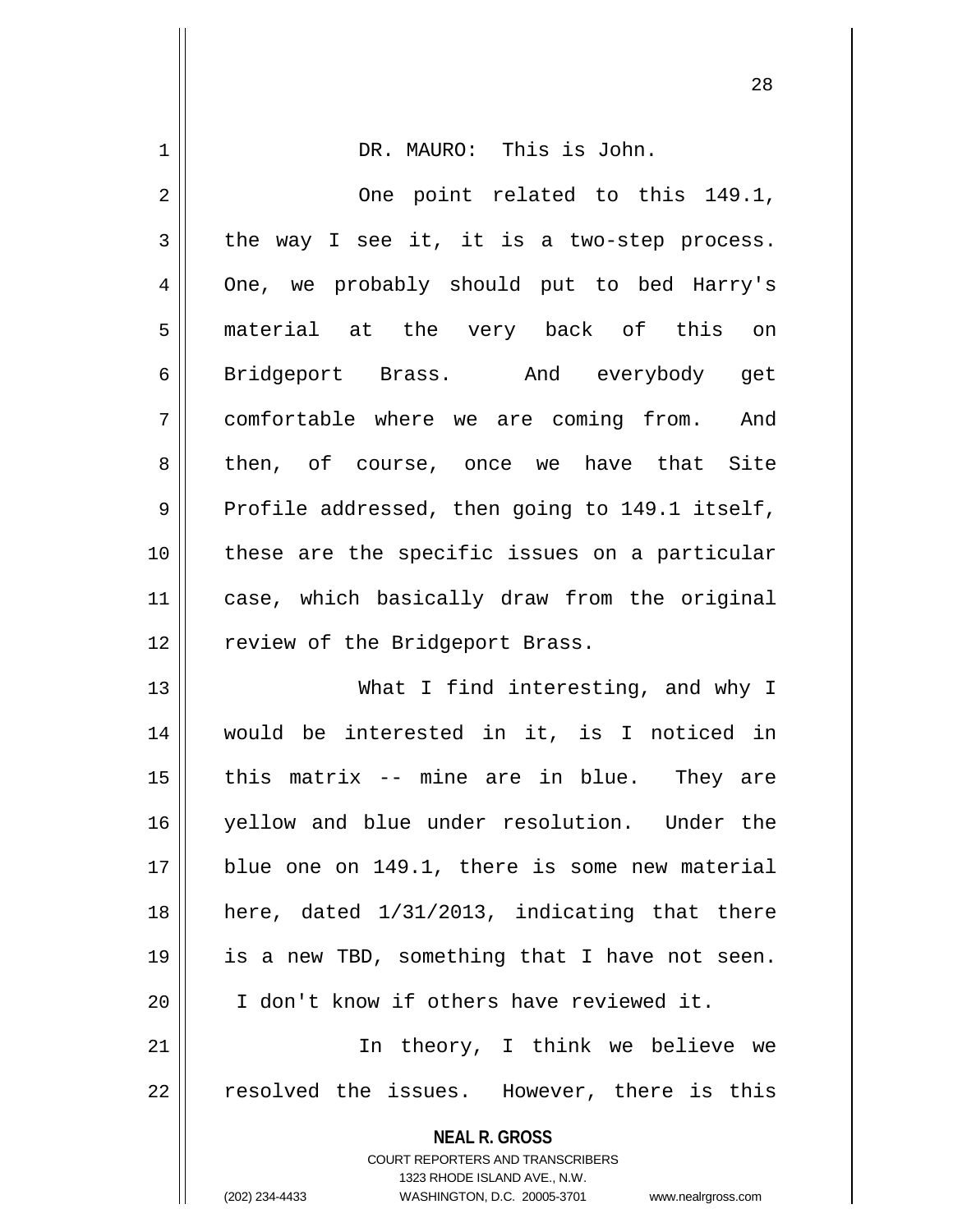DR. MAURO: This is John.

One point related to this 149.1, the way I see it, it is a two-step process. One, we probably should put to bed Harry's material at the very back of this on Bridgeport Brass. And everybody get comfortable where we are coming from. And then, of course, once we have that Site Profile addressed, then going to 149.1 itself, these are the specific issues on a particular case, which basically draw from the original review of the Bridgeport Brass.

What I find interesting, and why I would be interested in it, is I noticed in this matrix -- mine are in blue. They are yellow and blue under resolution. Under the blue one on 149.1, there is some new material here, dated 1/31/2013, indicating that there is a new TBD, something that I have not seen. I don't know if others have reviewed it.

In theory, I think we believe we resolved the issues. However, there is this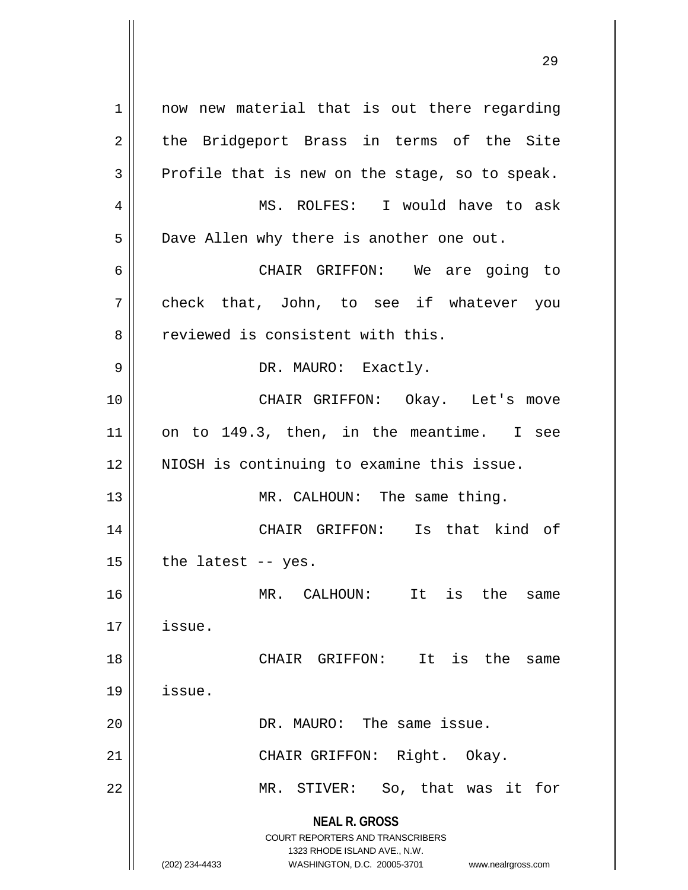now new material that is out there regarding the Bridgeport Brass in terms of the Site Profile that is new on the stage, so to speak.

MS. ROLFES: I would have to ask Dave Allen why there is another one out.

CHAIR GRIFFON: We are going to check that, John, to see if whatever you reviewed is consistent with this.

DR. MAURO: Exactly.

CHAIR GRIFFON: Okay. Let's move on to 149.3, then, in the meantime. I see NIOSH is continuing to examine this issue.

MR. CALHOUN: The same thing.

CHAIR GRIFFON: Is that kind of the latest -- yes.

MR. CALHOUN: It is the same issue.

CHAIR GRIFFON: It is the same issue.

DR. MAURO: The same issue.

CHAIR GRIFFON: Right. Okay.

MR. STIVER: So, that was it for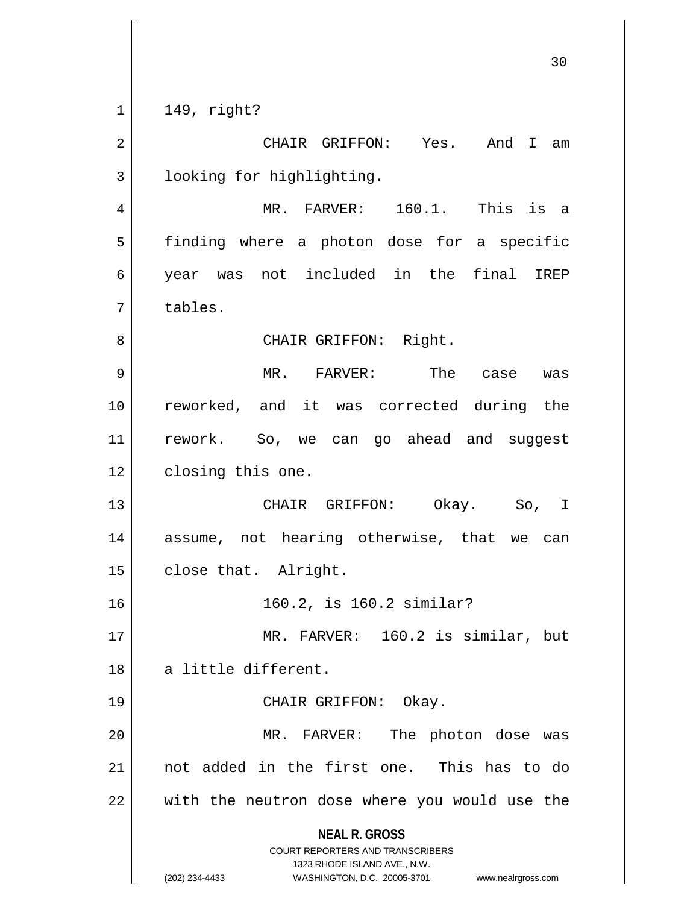149, right?

CHAIR GRIFFON: Yes. And I am looking for highlighting.

MR. FARVER: 160.1. This is a finding where a photon dose for a specific year was not included in the final IREP tables.

CHAIR GRIFFON: Right.

MR. FARVER: The case was reworked, and it was corrected during the rework. So, we can go ahead and suggest closing this one.

CHAIR GRIFFON: Okay. So, I assume, not hearing otherwise, that we can close that. Alright.

160.2, is 160.2 similar?

MR. FARVER: 160.2 is similar, but a little different.

CHAIR GRIFFON: Okay.

MR. FARVER: The photon dose was not added in the first one. This has to do with the neutron dose where you would use the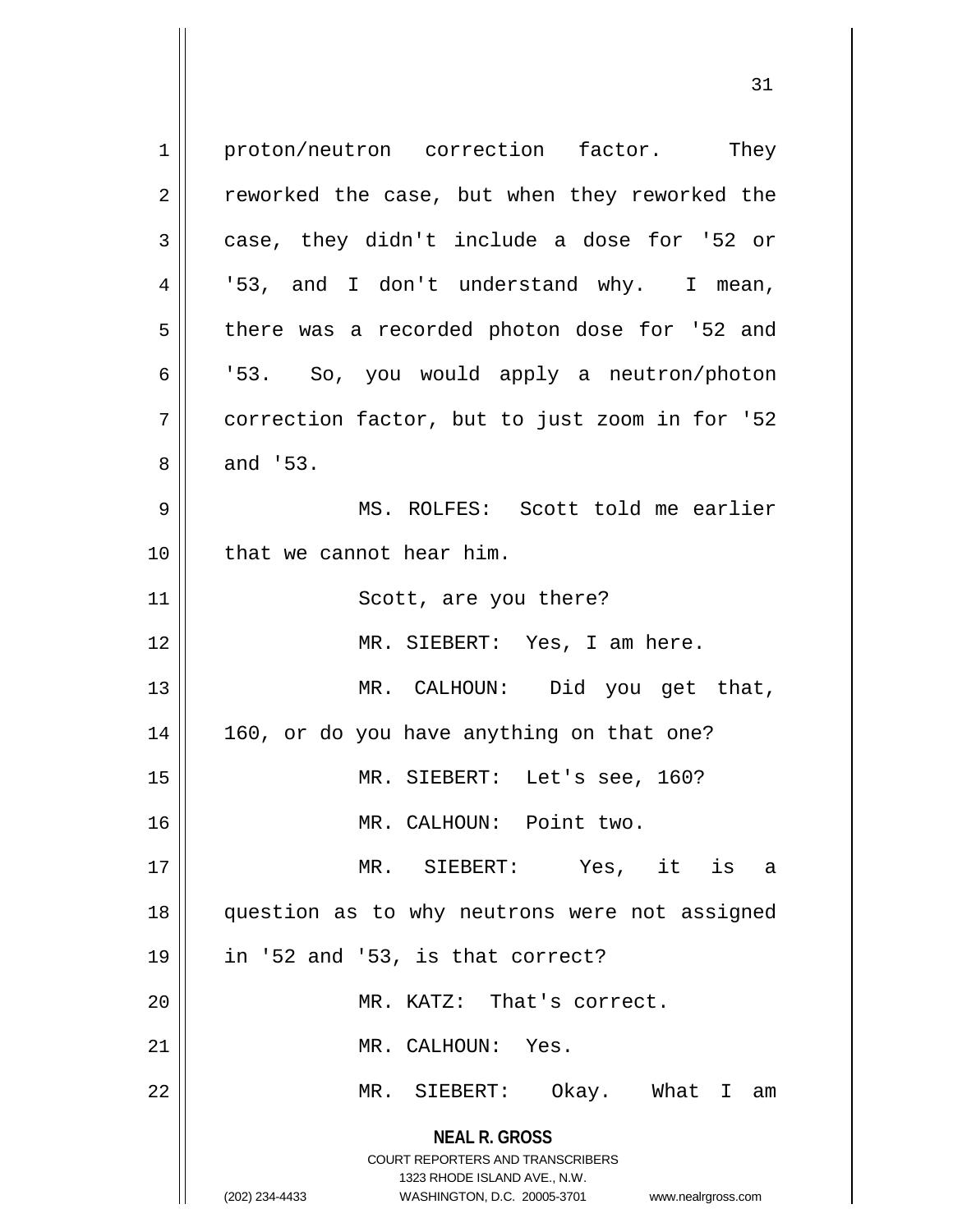proton/neutron correction factor. They reworked the case, but when they reworked the case, they didn't include a dose for '52 or '53, and I don't understand why. I mean, there was a recorded photon dose for '52 and '53. So, you would apply a neutron/photon correction factor, but to just zoom in for '52 and '53.

MS. ROLFES: Scott told me earlier that we cannot hear him.

Scott, are you there?

MR. SIEBERT: Yes, I am here.

MR. CALHOUN: Did you get that, 160, or do you have anything on that one?

MR. SIEBERT: Let's see, 160?

MR. CALHOUN: Point two.

MR. SIEBERT: Yes, it is a question as to why neutrons were not assigned in '52 and '53, is that correct?

MR. KATZ: That's correct.

MR. CALHOUN: Yes.

MR. SIEBERT: Okay. What I am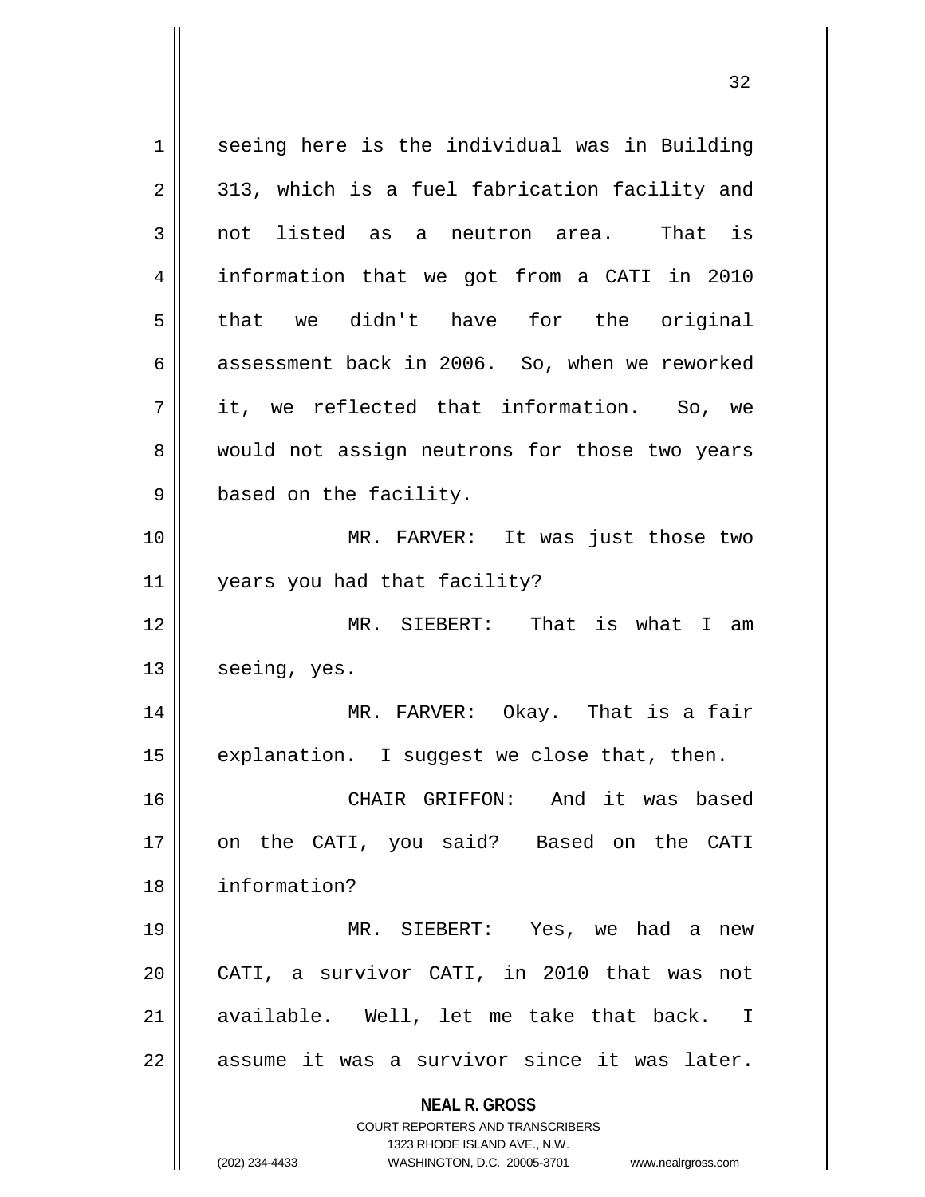seeing here is the individual was in Building 313, which is a fuel fabrication facility and not listed as a neutron area. That is information that we got from a CATI in 2010 that we didn't have for the original assessment back in 2006. So, when we reworked it, we reflected that information. So, we would not assign neutrons for those two years based on the facility.

MR. FARVER: It was just those two years you had that facility?

MR. SIEBERT: That is what I am seeing, yes.

MR. FARVER: Okay. That is a fair explanation. I suggest we close that, then.

CHAIR GRIFFON: And it was based on the CATI, you said? Based on the CATI information?

MR. SIEBERT: Yes, we had a new CATI, a survivor CATI, in 2010 that was not available. Well, let me take that back. I assume it was a survivor since it was later.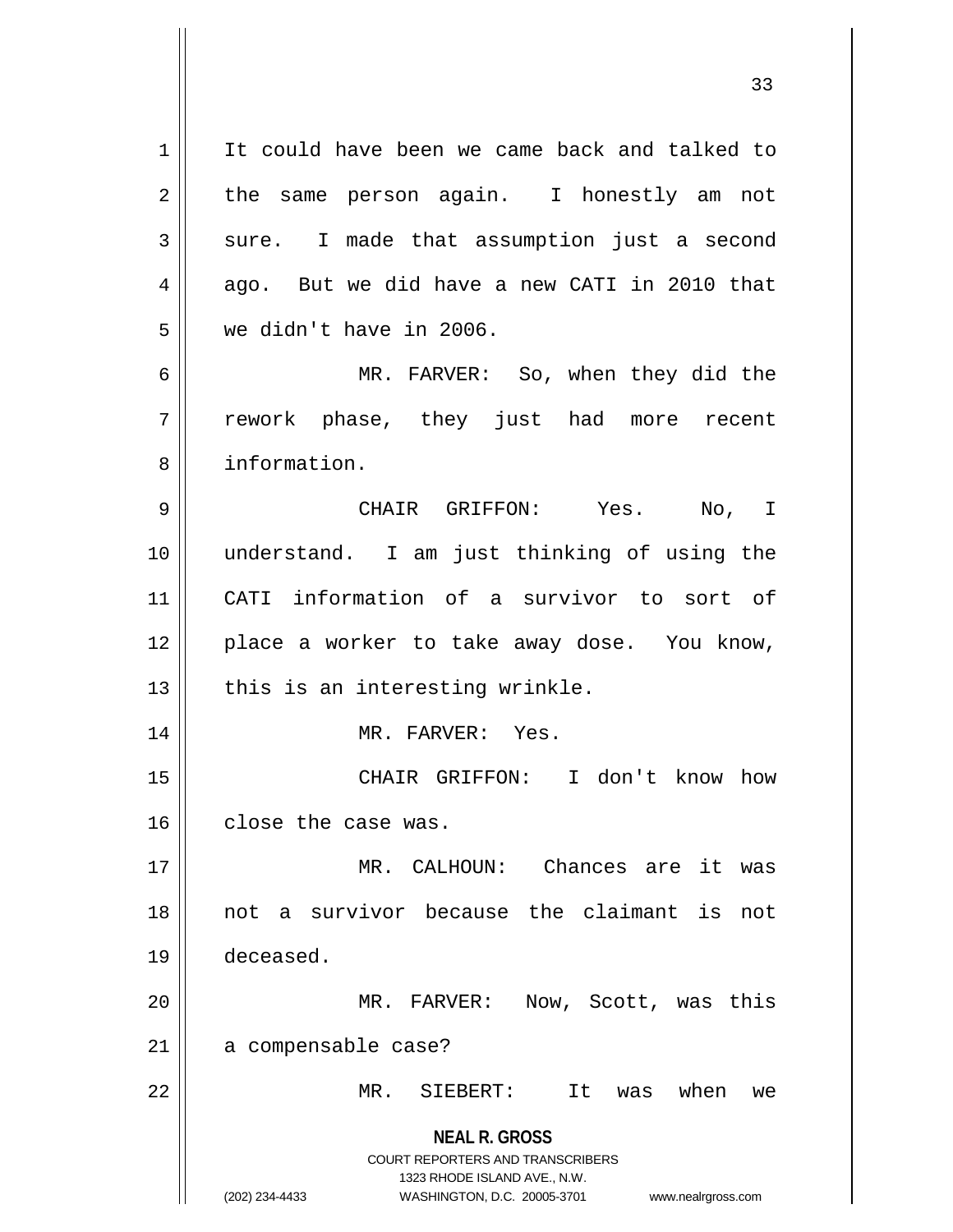It could have been we came back and talked to the same person again. I honestly am not sure. I made that assumption just a second ago. But we did have a new CATI in 2010 that we didn't have in 2006.

MR. FARVER: So, when they did the rework phase, they just had more recent information.

CHAIR GRIFFON: Yes. No, I understand. I am just thinking of using the CATI information of a survivor to sort of place a worker to take away dose. You know, this is an interesting wrinkle.

MR. FARVER: Yes.

CHAIR GRIFFON: I don't know how close the case was.

MR. CALHOUN: Chances are it was not a survivor because the claimant is not deceased.

MR. FARVER: Now, Scott, was this a compensable case?

MR. SIEBERT: It was when we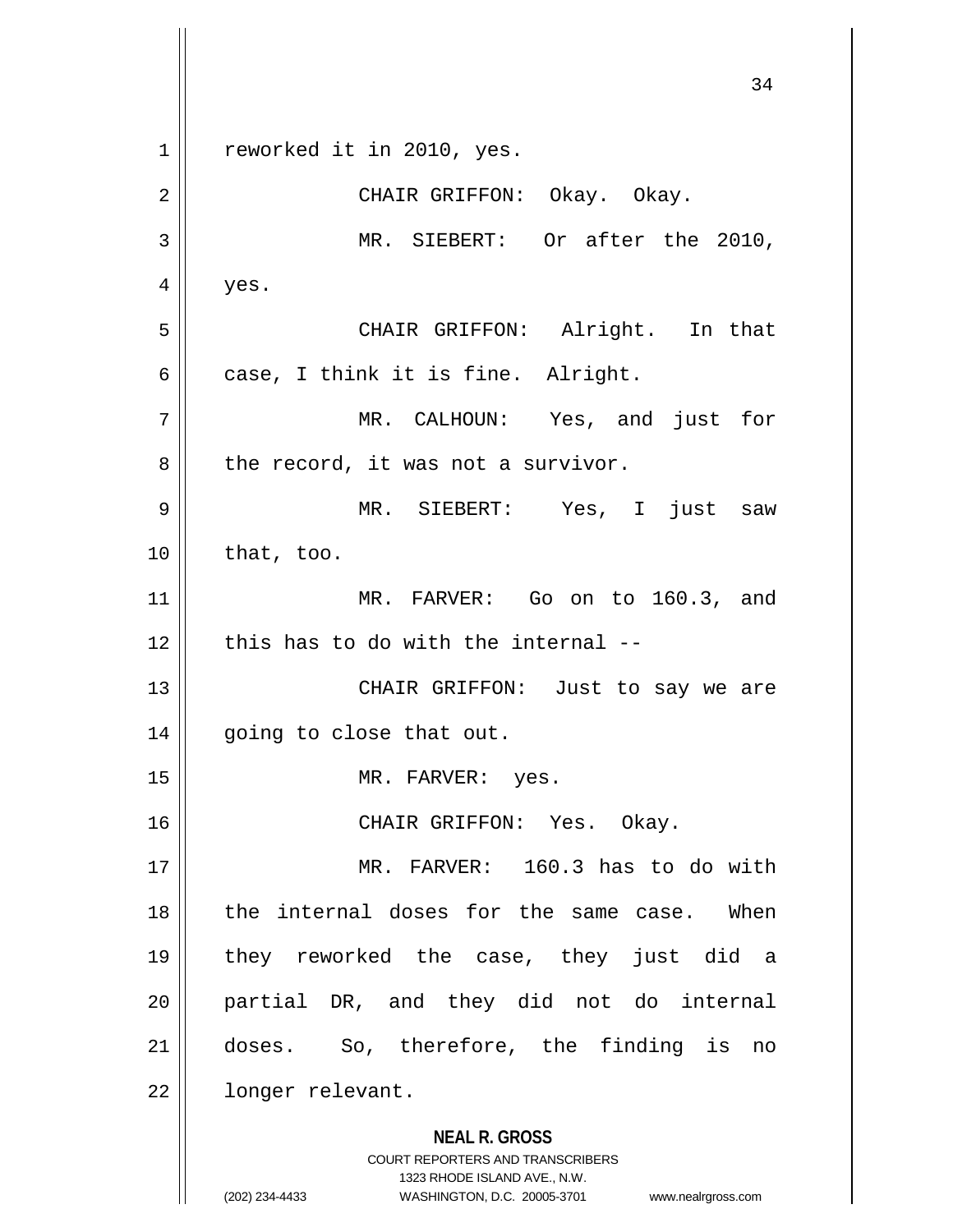reworked it in 2010, yes.

CHAIR GRIFFON: Okay. Okay.

MR. SIEBERT: Or after the 2010, yes.

CHAIR GRIFFON: Alright. In that case, I think it is fine. Alright.

MR. CALHOUN: Yes, and just for the record, it was not a survivor.

MR. SIEBERT: Yes, I just saw that, too.

MR. FARVER: Go on to 160.3, and this has to do with the internal --

CHAIR GRIFFON: Just to say we are going to close that out.

MR. FARVER: yes.

CHAIR GRIFFON: Yes. Okay.

MR. FARVER: 160.3 has to do with the internal doses for the same case. When they reworked the case, they just did a partial DR, and they did not do internal doses. So, therefore, the finding is no longer relevant.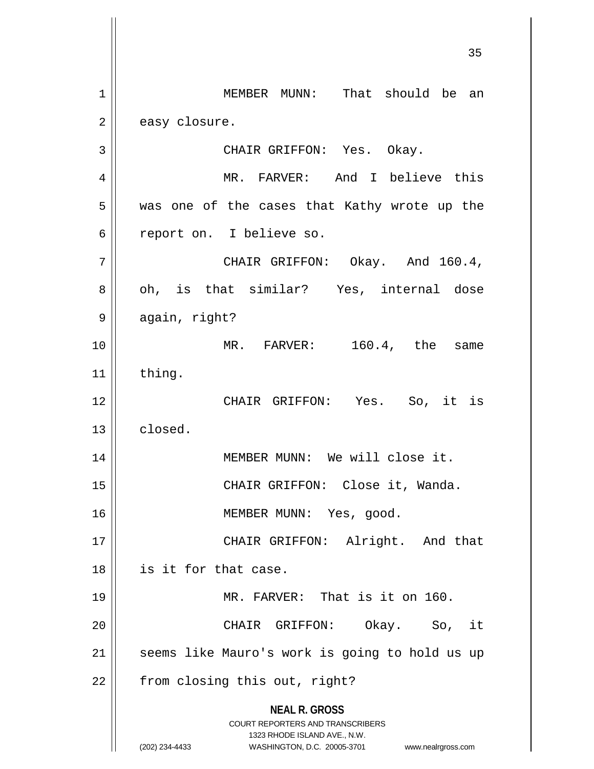MEMBER MUNN: That should be an easy closure.

CHAIR GRIFFON: Yes. Okay.

MR. FARVER: And I believe this was one of the cases that Kathy wrote up the report on. I believe so.

CHAIR GRIFFON: Okay. And 160.4, oh, is that similar? Yes, internal dose again, right?

MR. FARVER: 160.4, the same thing.

CHAIR GRIFFON: Yes. So, it is closed.

MEMBER MUNN: We will close it.

CHAIR GRIFFON: Close it, Wanda.

MEMBER MUNN: Yes, good.

CHAIR GRIFFON: Alright. And that is it for that case.

MR. FARVER: That is it on 160.

CHAIR GRIFFON: Okay. So, it seems like Mauro's work is going to hold us up from closing this out, right?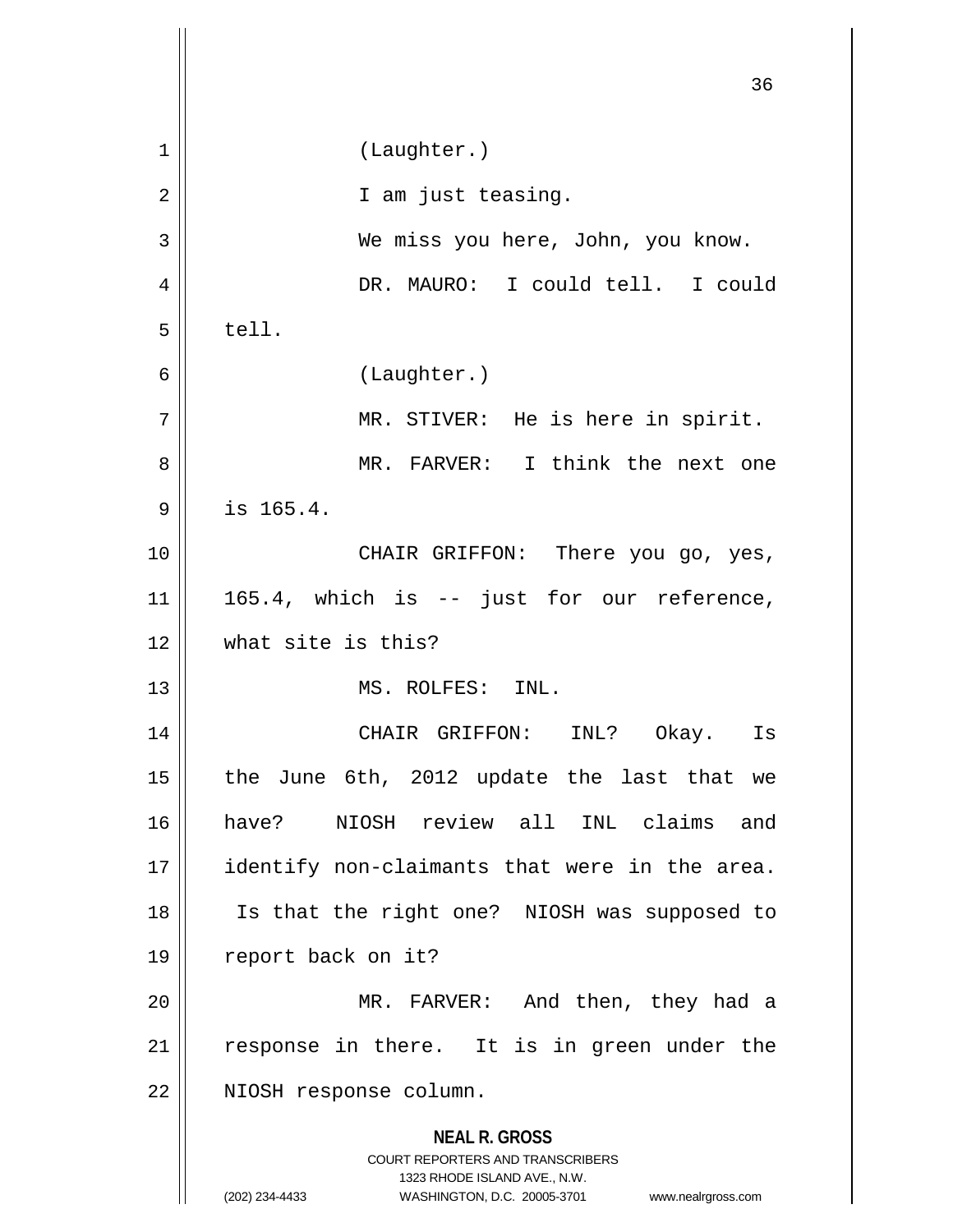(Laughter.)

I am just teasing.

We miss you here, John, you know.

DR. MAURO: I could tell. I could tell.

(Laughter.)

MR. STIVER: He is here in spirit.

MR. FARVER: I think the next one is 165.4.

CHAIR GRIFFON: There you go, yes, 165.4, which is -- just for our reference, what site is this?

MS. ROLFES: INL.

CHAIR GRIFFON: INL? Okay. Is the June 6th, 2012 update the last that we have? NIOSH review all INL claims and identify non-claimants that were in the area. Is that the right one? NIOSH was supposed to report back on it?

MR. FARVER: And then, they had a response in there. It is in green under the NIOSH response column.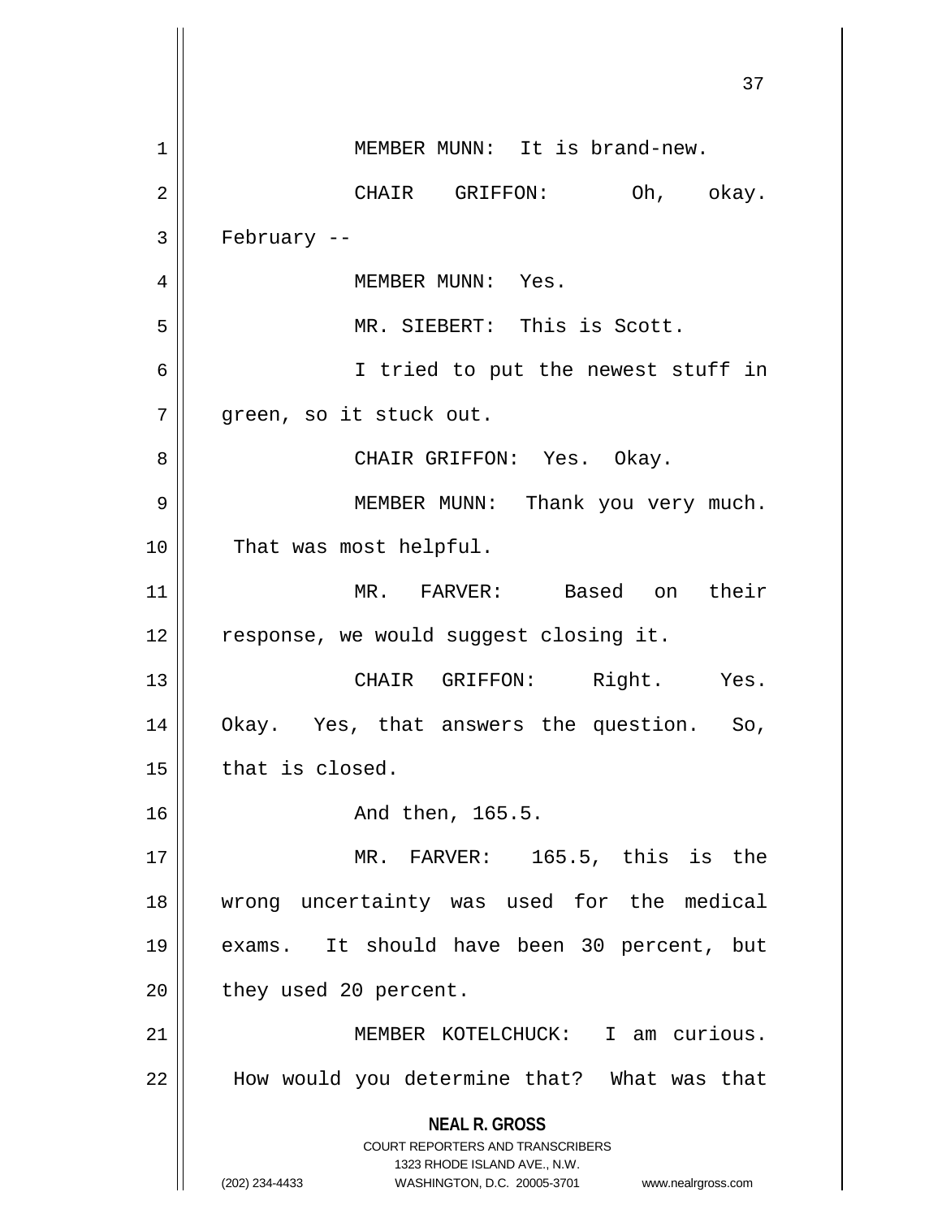MEMBER MUNN: It is brand-new.

CHAIR GRIFFON: Oh, okay. February --

MEMBER MUNN: Yes.

MR. SIEBERT: This is Scott.

I tried to put the newest stuff in green, so it stuck out.

CHAIR GRIFFON: Yes. Okay.

MEMBER MUNN: Thank you very much. That was most helpful.

MR. FARVER: Based on their response, we would suggest closing it.

CHAIR GRIFFON: Right. Yes. Okay. Yes, that answers the question. So, that is closed.

And then, 165.5.

MR. FARVER: 165.5, this is the wrong uncertainty was used for the medical exams. It should have been 30 percent, but they used 20 percent.

MEMBER KOTELCHUCK: I am curious. How would you determine that? What was that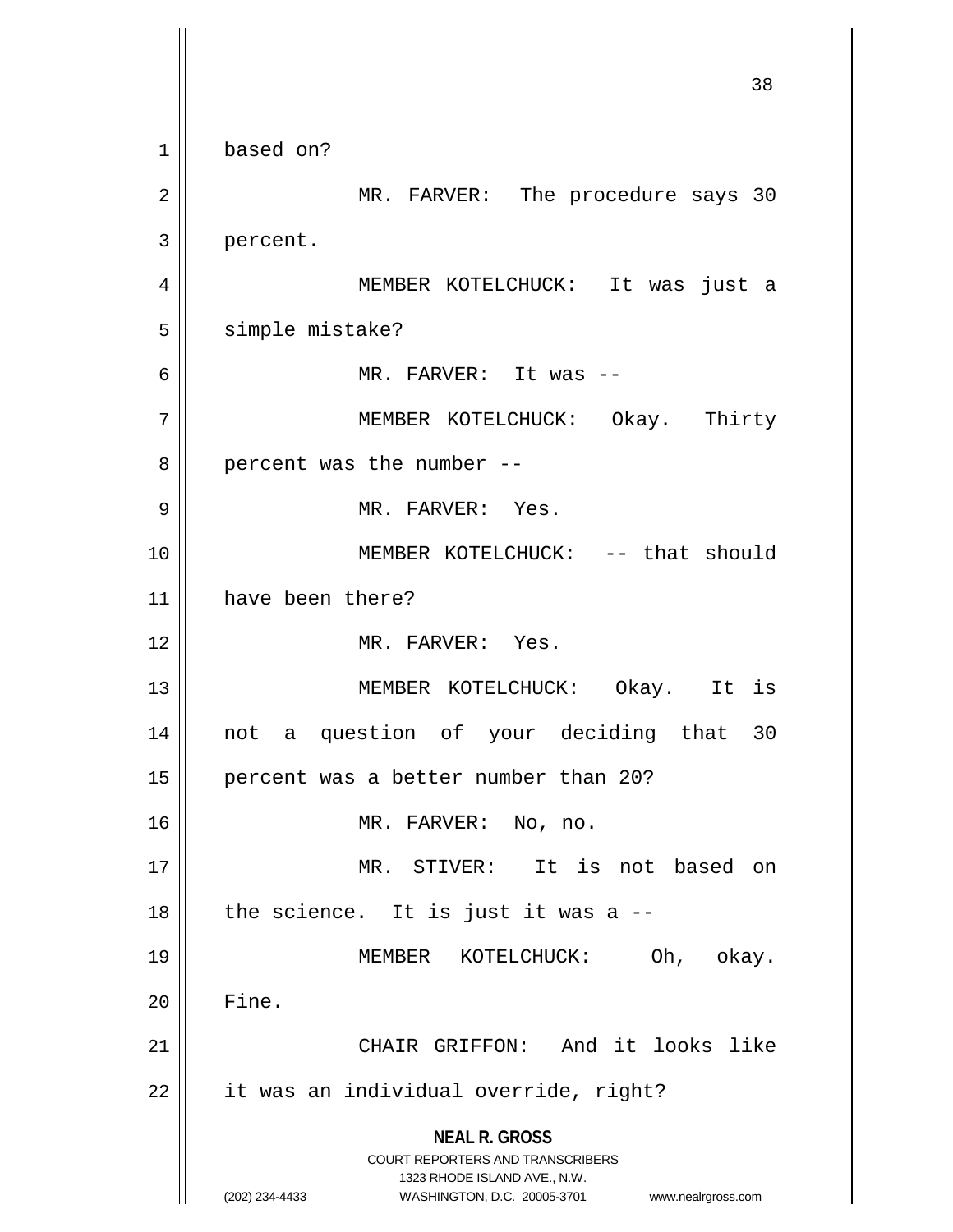based on?

MR. FARVER: The procedure says 30 percent.

MEMBER KOTELCHUCK: It was just a simple mistake?

MR. FARVER: It was --

MEMBER KOTELCHUCK: Okay. Thirty percent was the number --

MR. FARVER: Yes.

MEMBER KOTELCHUCK: -- that should have been there?

MR. FARVER: Yes.

MEMBER KOTELCHUCK: Okay. It is not a question of your deciding that 30 percent was a better number than 20?

MR. FARVER: No, no.

MR. STIVER: It is not based on the science. It is just it was a --

MEMBER KOTELCHUCK: Oh, okay. Fine.

CHAIR GRIFFON: And it looks like it was an individual override, right?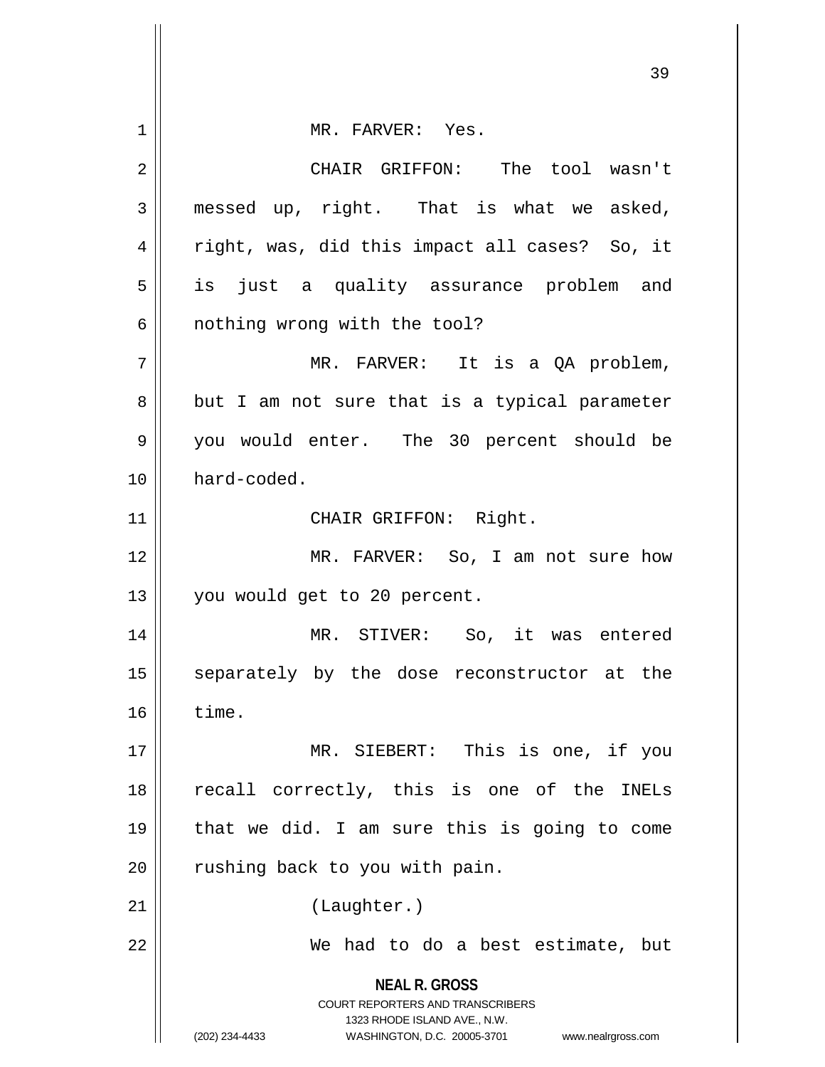MR. FARVER: Yes.

CHAIR GRIFFON: The tool wasn't messed up, right. That is what we asked, right, was, did this impact all cases? So, it is just a quality assurance problem and nothing wrong with the tool?

MR. FARVER: It is a QA problem, but I am not sure that is a typical parameter you would enter. The 30 percent should be hard-coded.

CHAIR GRIFFON: Right.

MR. FARVER: So, I am not sure how you would get to 20 percent.

MR. STIVER: So, it was entered separately by the dose reconstructor at the time.

MR. SIEBERT: This is one, if you recall correctly, this is one of the INELs that we did. I am sure this is going to come rushing back to you with pain.

(Laughter.)

We had to do a best estimate, but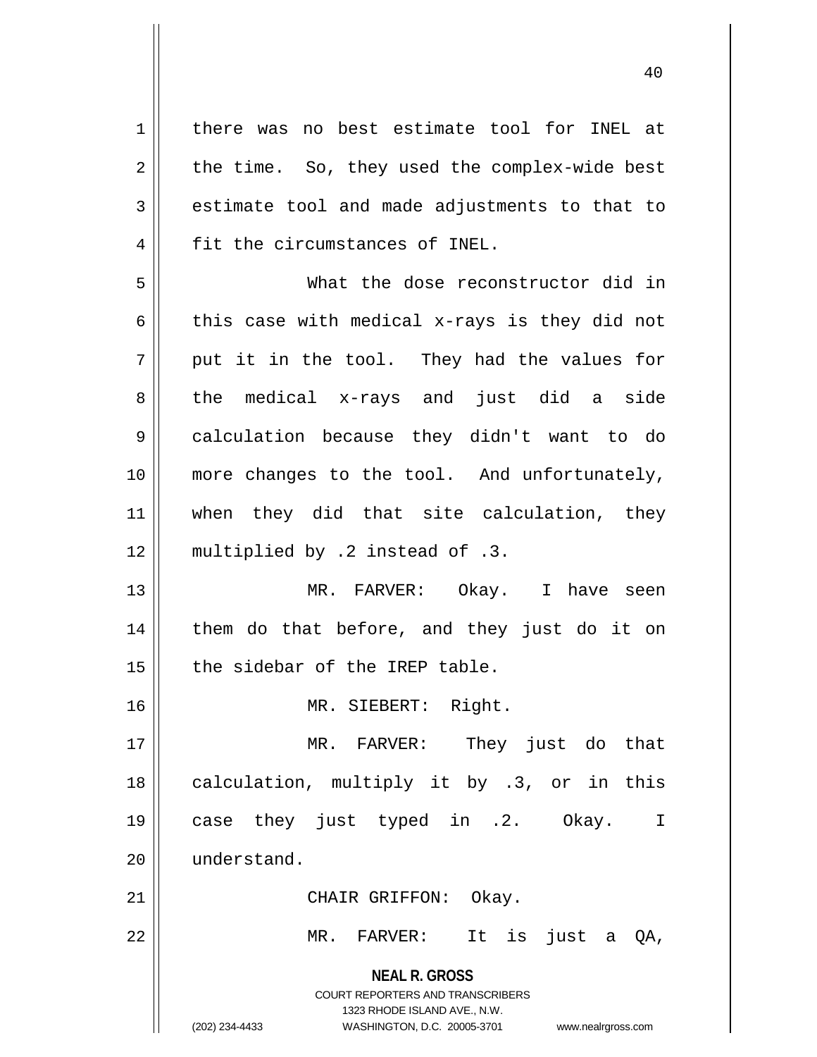there was no best estimate tool for INEL at the time. So, they used the complex-wide best estimate tool and made adjustments to that to fit the circumstances of INEL.

What the dose reconstructor did in this case with medical x-rays is they did not put it in the tool. They had the values for the medical x-rays and just did a side calculation because they didn't want to do more changes to the tool. And unfortunately, when they did that site calculation, they multiplied by .2 instead of .3.

MR. FARVER: Okay. I have seen them do that before, and they just do it on the sidebar of the IREP table.

MR. SIEBERT: Right.

MR. FARVER: They just do that calculation, multiply it by .3, or in this case they just typed in .2. Okay. I understand.

CHAIR GRIFFON: Okay.

MR. FARVER: It is just a QA,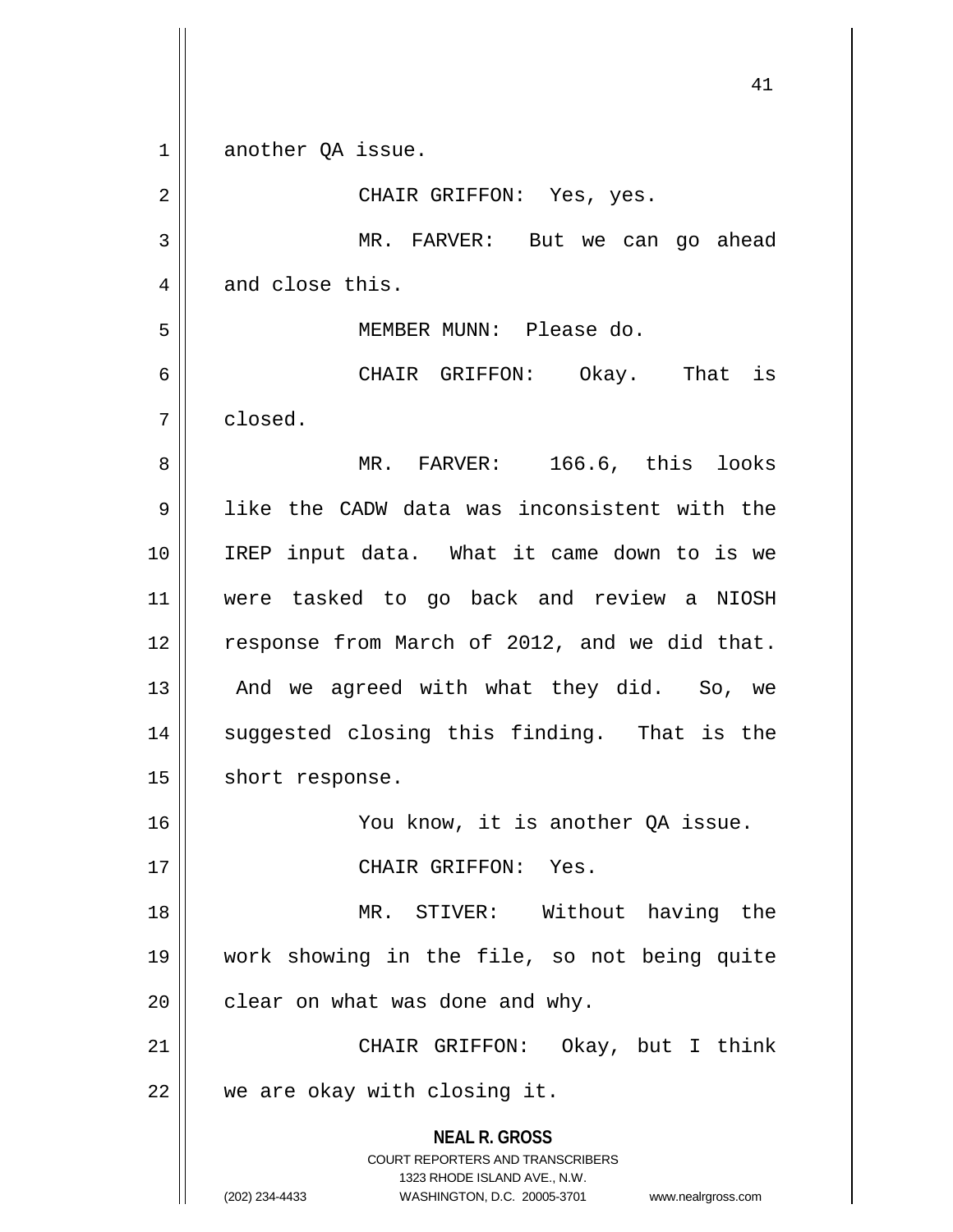another QA issue.

CHAIR GRIFFON: Yes, yes.

MR. FARVER: But we can go ahead and close this.

MEMBER MUNN: Please do.

CHAIR GRIFFON: Okay. That is closed.

MR. FARVER: 166.6, this looks like the CADW data was inconsistent with the IREP input data. What it came down to is we were tasked to go back and review a NIOSH response from March of 2012, and we did that. And we agreed with what they did. So, we suggested closing this finding. That is the short response.

You know, it is another QA issue.

CHAIR GRIFFON: Yes.

MR. STIVER: Without having the work showing in the file, so not being quite clear on what was done and why.

CHAIR GRIFFON: Okay, but I think we are okay with closing it.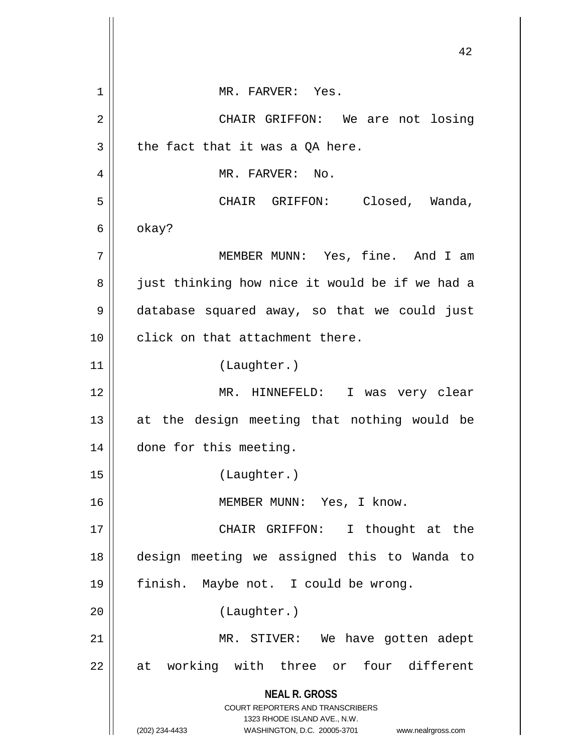MR. FARVER: Yes.

CHAIR GRIFFON: We are not losing the fact that it was a QA here.

MR. FARVER: No.

CHAIR GRIFFON: Closed, Wanda, okay?

MEMBER MUNN: Yes, fine. And I am just thinking how nice it would be if we had a database squared away, so that we could just click on that attachment there.

(Laughter.)

MR. HINNEFELD: I was very clear at the design meeting that nothing would be done for this meeting.

(Laughter.)

MEMBER MUNN: Yes, I know.

CHAIR GRIFFON: I thought at the design meeting we assigned this to Wanda to finish. Maybe not. I could be wrong.

(Laughter.)

MR. STIVER: We have gotten adept at working with three or four different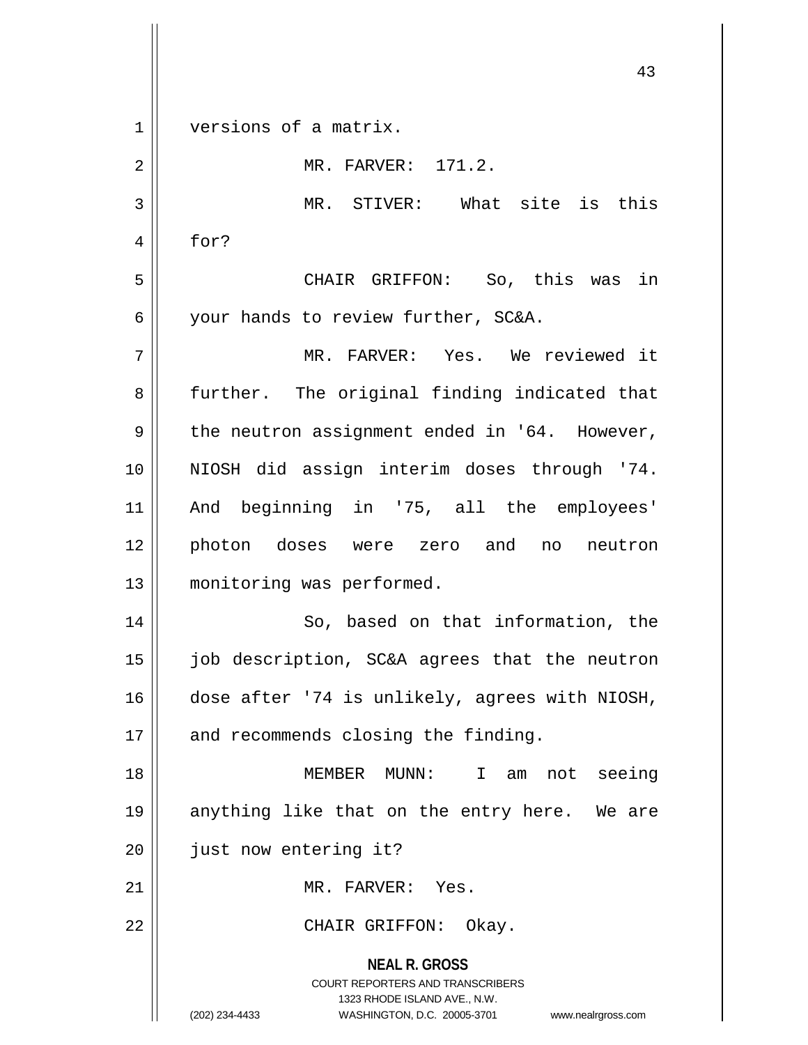versions of a matrix.

MR. FARVER: 171.2.

MR. STIVER: What site is this for?

CHAIR GRIFFON: So, this was in your hands to review further, SC&A.

MR. FARVER: Yes. We reviewed it further. The original finding indicated that the neutron assignment ended in '64. However, NIOSH did assign interim doses through '74. And beginning in '75, all the employees' photon doses were zero and no neutron monitoring was performed.

So, based on that information, the job description, SC&A agrees that the neutron dose after '74 is unlikely, agrees with NIOSH, and recommends closing the finding.

MEMBER MUNN: I am not seeing anything like that on the entry here. We are just now entering it?

MR. FARVER: Yes.

CHAIR GRIFFON: Okay.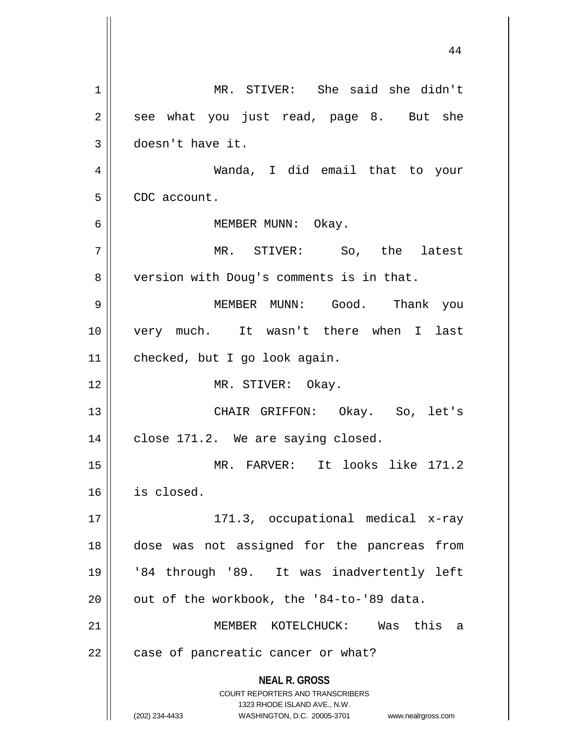MR. STIVER: She said she didn't see what you just read, page 8. But she doesn't have it.

Wanda, I did email that to your CDC account.

MEMBER MUNN: Okay.

MR. STIVER: So, the latest version with Doug's comments is in that.

MEMBER MUNN: Good. Thank you very much. It wasn't there when I last checked, but I go look again.

MR. STIVER: Okay.

CHAIR GRIFFON: Okay. So, let's close 171.2. We are saying closed.

MR. FARVER: It looks like 171.2 is closed.

171.3, occupational medical x-ray dose was not assigned for the pancreas from '84 through '89. It was inadvertently left out of the workbook, the '84-to-'89 data.

MEMBER KOTELCHUCK: Was this a case of pancreatic cancer or what?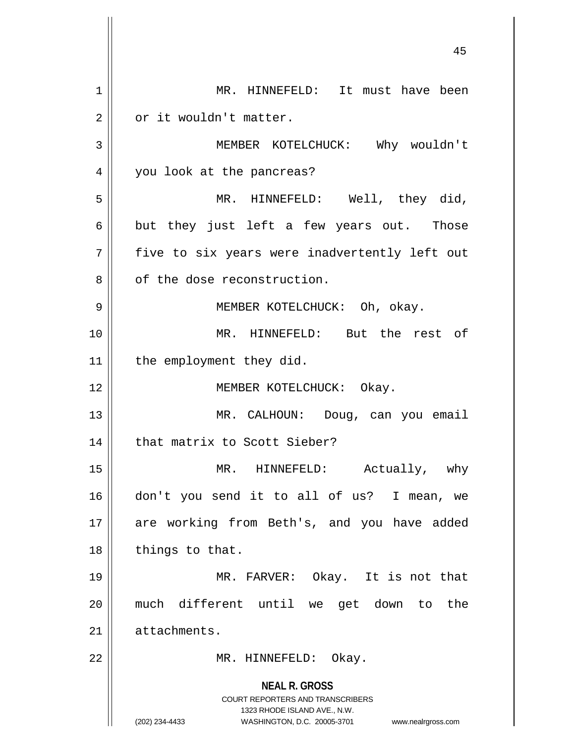MR. HINNEFELD: It must have been or it wouldn't matter.

MEMBER KOTELCHUCK: Why wouldn't you look at the pancreas?

MR. HINNEFELD: Well, they did, but they just left a few years out. Those five to six years were inadvertently left out of the dose reconstruction.

MEMBER KOTELCHUCK: Oh, okay.

MR. HINNEFELD: But the rest of the employment they did.

MEMBER KOTELCHUCK: Okay.

MR. CALHOUN: Doug, can you email that matrix to Scott Sieber?

MR. HINNEFELD: Actually, why don't you send it to all of us? I mean, we are working from Beth's, and you have added things to that.

MR. FARVER: Okay. It is not that much different until we get down to the attachments.

MR. HINNEFELD: Okay.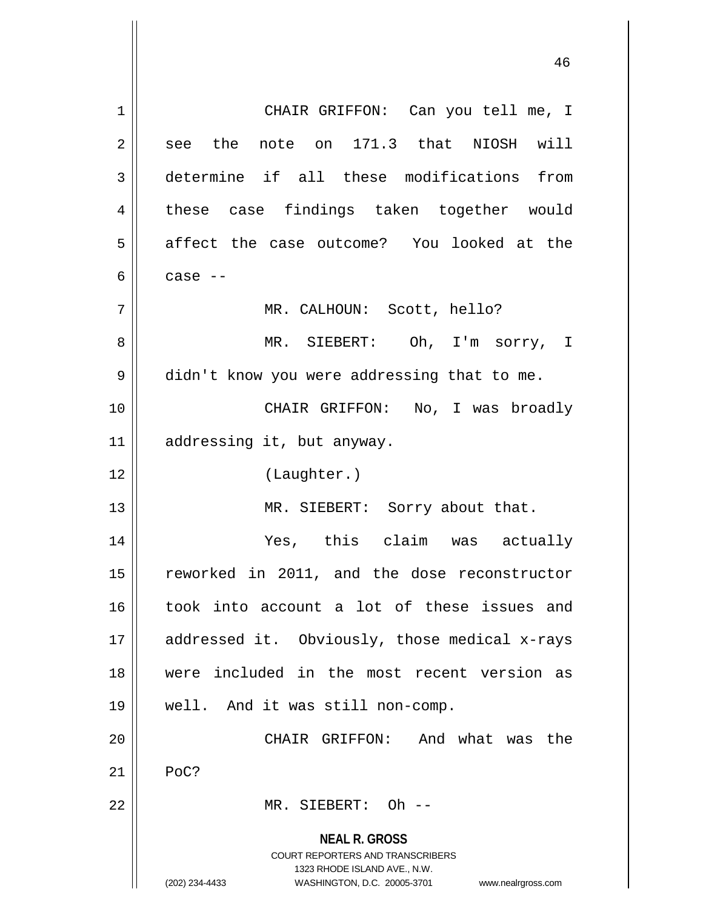CHAIR GRIFFON: Can you tell me, I see the note on 171.3 that NIOSH will determine if all these modifications from these case findings taken together would affect the case outcome? You looked at the case --

MR. CALHOUN: Scott, hello?

MR. SIEBERT: Oh, I'm sorry, I didn't know you were addressing that to me.

CHAIR GRIFFON: No, I was broadly addressing it, but anyway.

(Laughter.)

MR. SIEBERT: Sorry about that.

Yes, this claim was actually reworked in 2011, and the dose reconstructor took into account a lot of these issues and addressed it. Obviously, those medical x-rays were included in the most recent version as well. And it was still non-comp.

CHAIR GRIFFON: And what was the PoC?

MR. SIEBERT: Oh --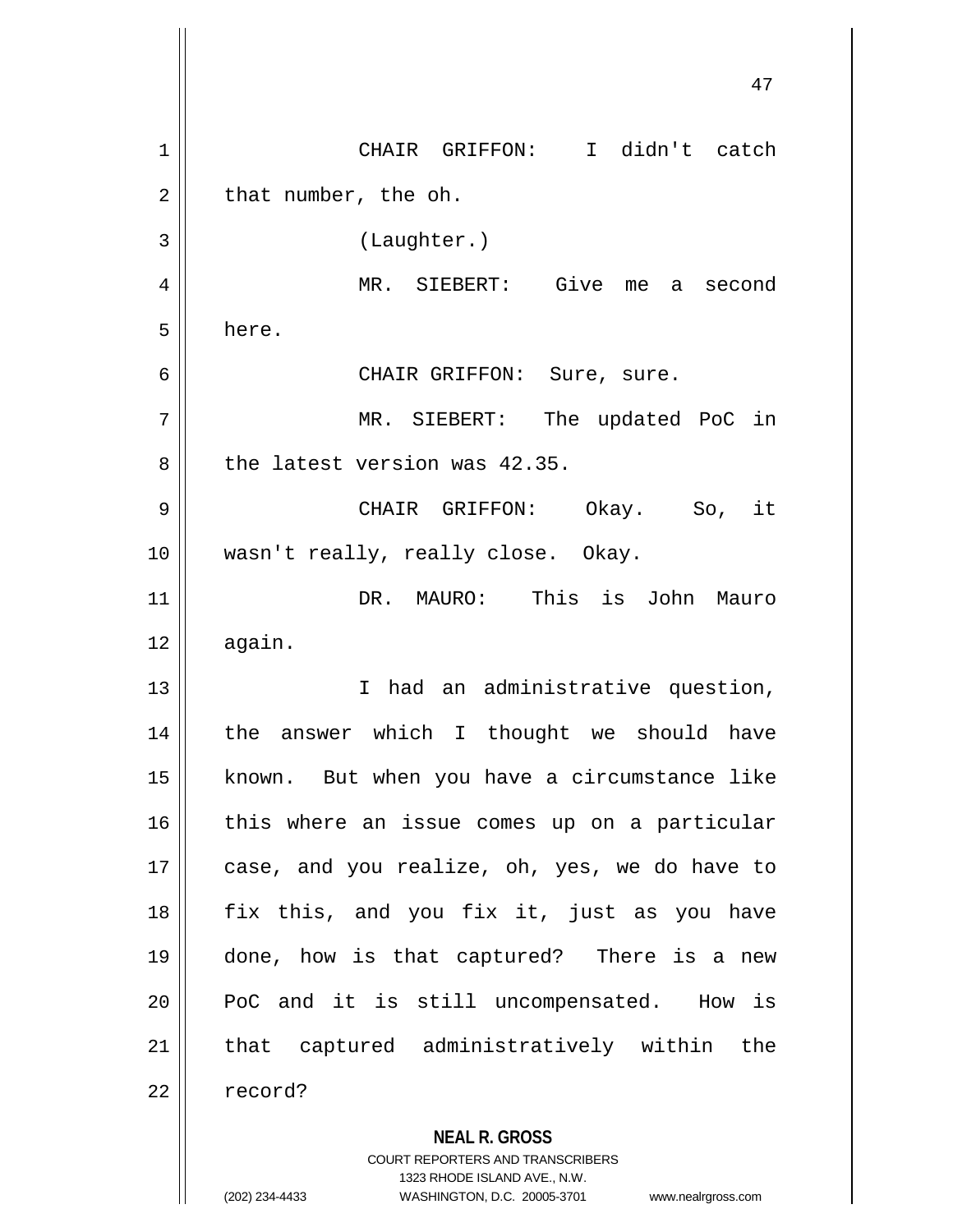CHAIR GRIFFON: I didn't catch that number, the oh.

(Laughter.)

MR. SIEBERT: Give me a second here.

CHAIR GRIFFON: Sure, sure.

MR. SIEBERT: The updated PoC in the latest version was 42.35.

CHAIR GRIFFON: Okay. So, it wasn't really, really close. Okay.

DR. MAURO: This is John Mauro again.

I had an administrative question, the answer which I thought we should have known. But when you have a circumstance like this where an issue comes up on a particular case, and you realize, oh, yes, we do have to fix this, and you fix it, just as you have done, how is that captured? There is a new PoC and it is still uncompensated. How is that captured administratively within the record?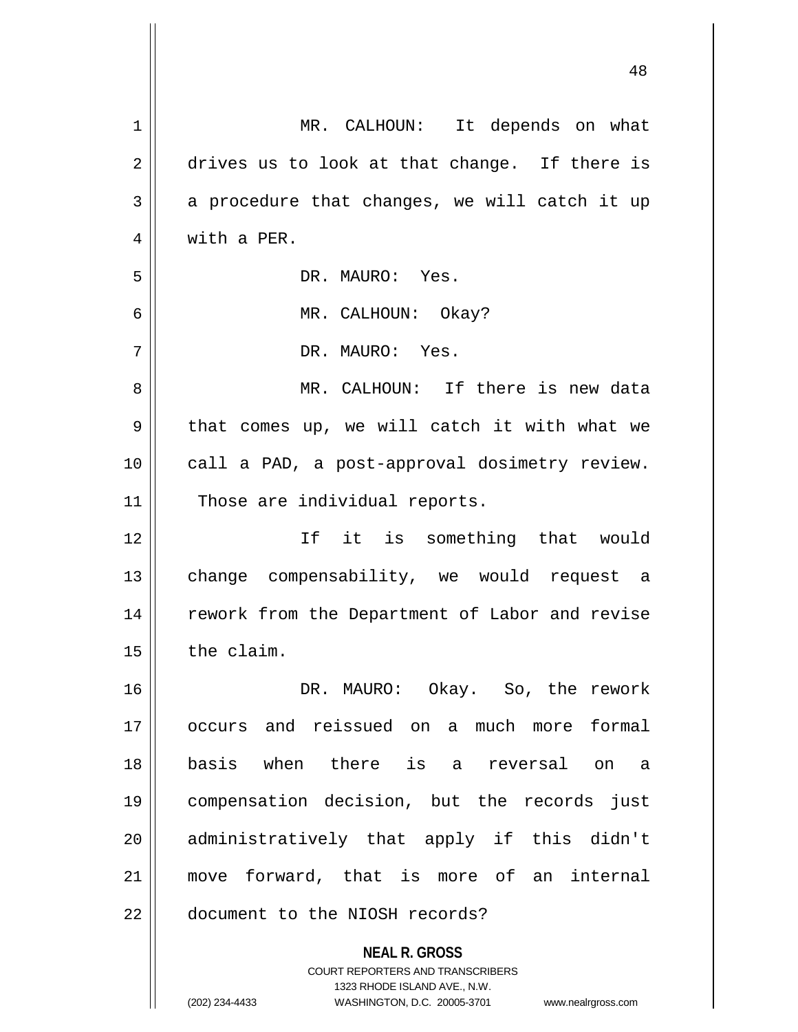MR. CALHOUN: It depends on what drives us to look at that change. If there is a procedure that changes, we will catch it up with a PER.

DR. MAURO: Yes.

MR. CALHOUN: Okay?

DR. MAURO: Yes.

MR. CALHOUN: If there is new data that comes up, we will catch it with what we call a PAD, a post-approval dosimetry review. Those are individual reports.

If it is something that would change compensability, we would request a rework from the Department of Labor and revise the claim.

DR. MAURO: Okay. So, the rework occurs and reissued on a much more formal basis when there is a reversal on a compensation decision, but the records just administratively that apply if this didn't move forward, that is more of an internal document to the NIOSH records?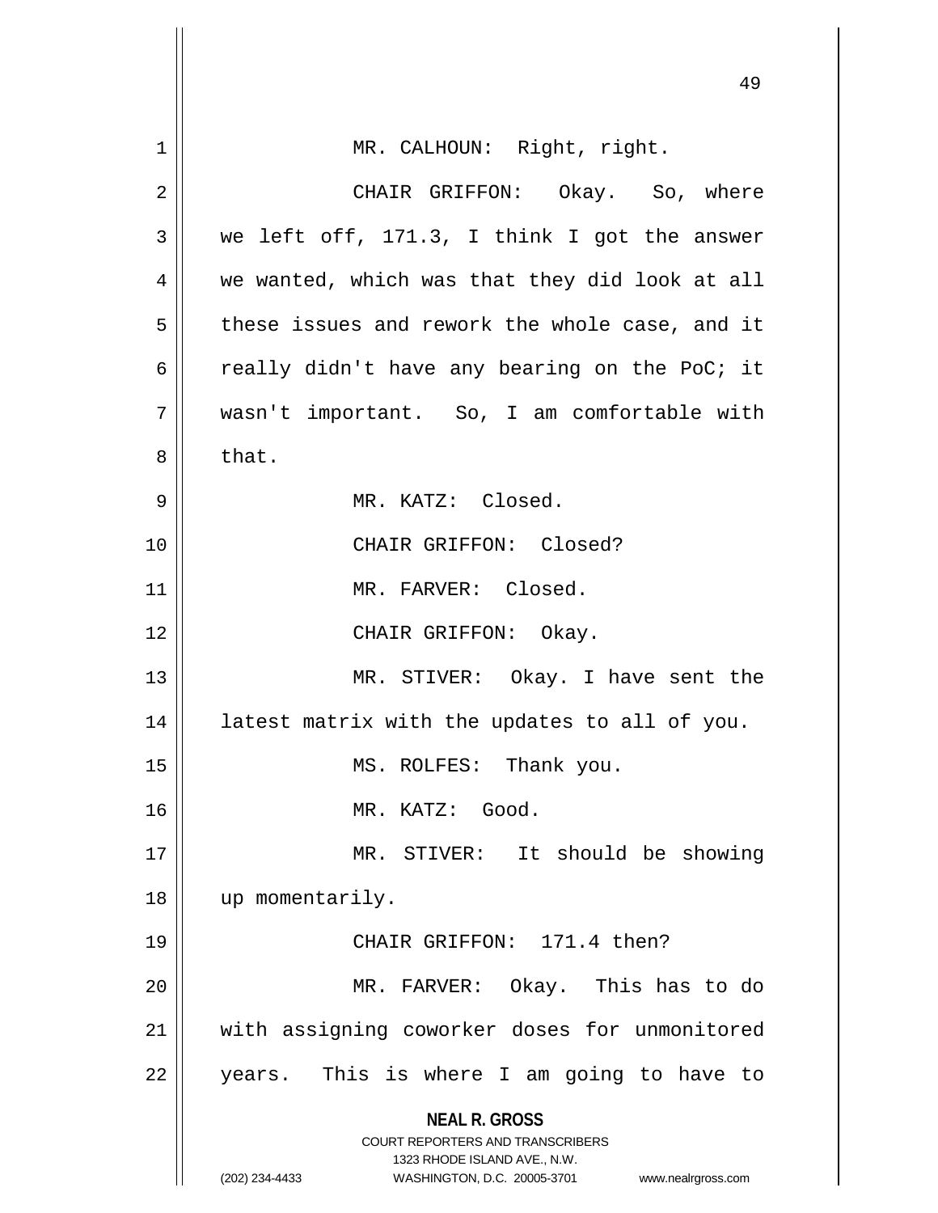MR. CALHOUN: Right, right.

CHAIR GRIFFON: Okay. So, where we left off, 171.3, I think I got the answer we wanted, which was that they did look at all these issues and rework the whole case, and it really didn't have any bearing on the PoC; it wasn't important. So, I am comfortable with that.

MR. KATZ: Closed.

CHAIR GRIFFON: Closed?

MR. FARVER: Closed.

CHAIR GRIFFON: Okay.

MR. STIVER: Okay. I have sent the latest matrix with the updates to all of you.

MS. ROLFES: Thank you.

MR. KATZ: Good.

MR. STIVER: It should be showing up momentarily.

CHAIR GRIFFON: 171.4 then?

MR. FARVER: Okay. This has to do with assigning coworker doses for unmonitored years. This is where I am going to have to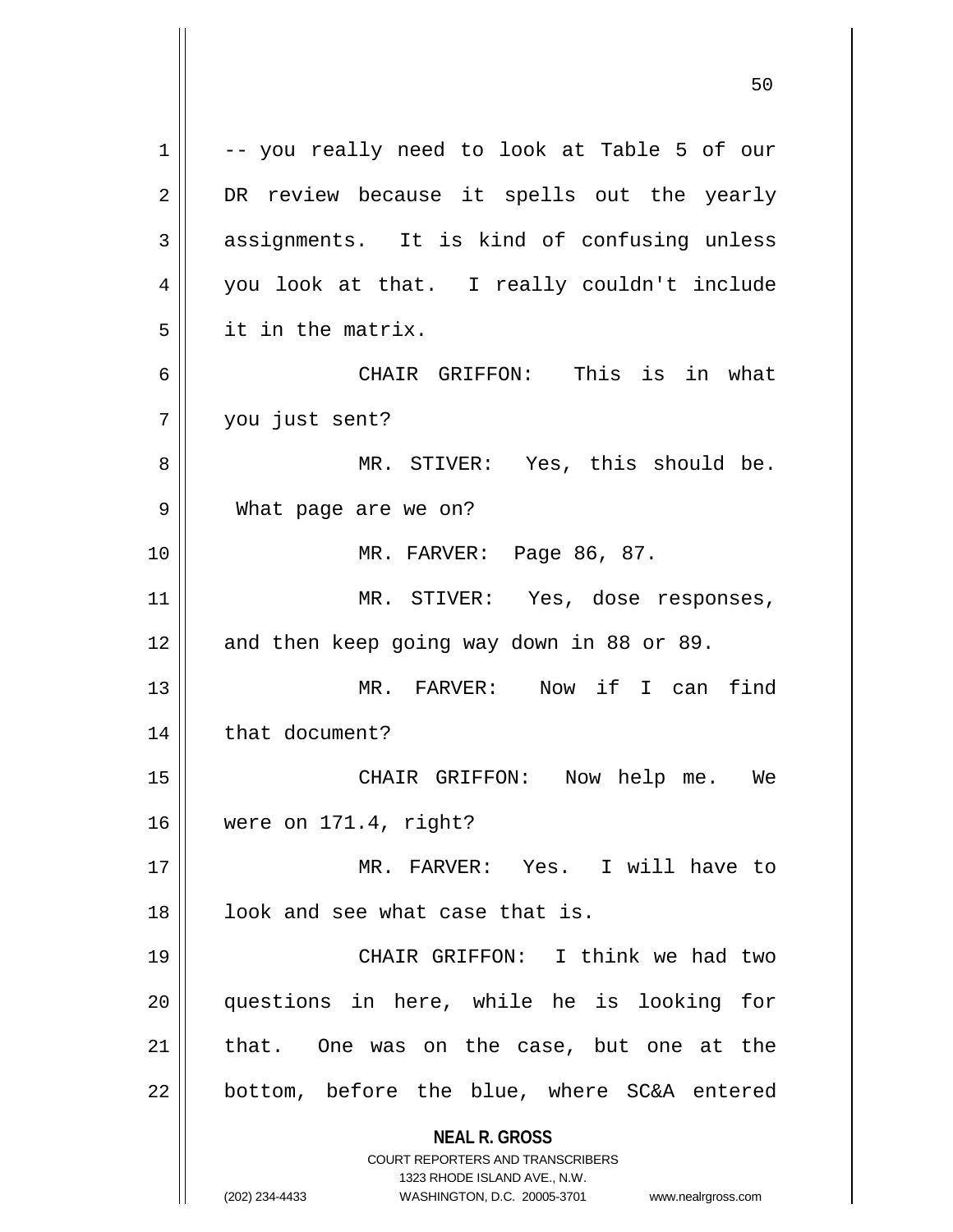-- you really need to look at Table 5 of our DR review because it spells out the yearly assignments. It is kind of confusing unless you look at that. I really couldn't include it in the matrix.

CHAIR GRIFFON: This is in what you just sent?

MR. STIVER: Yes, this should be. What page are we on?

MR. FARVER: Page 86, 87.

MR. STIVER: Yes, dose responses, and then keep going way down in 88 or 89.

MR. FARVER: Now if I can find that document?

CHAIR GRIFFON: Now help me. We were on 171.4, right?

MR. FARVER: Yes. I will have to look and see what case that is.

CHAIR GRIFFON: I think we had two questions in here, while he is looking for that. One was on the case, but one at the bottom, before the blue, where SC&A entered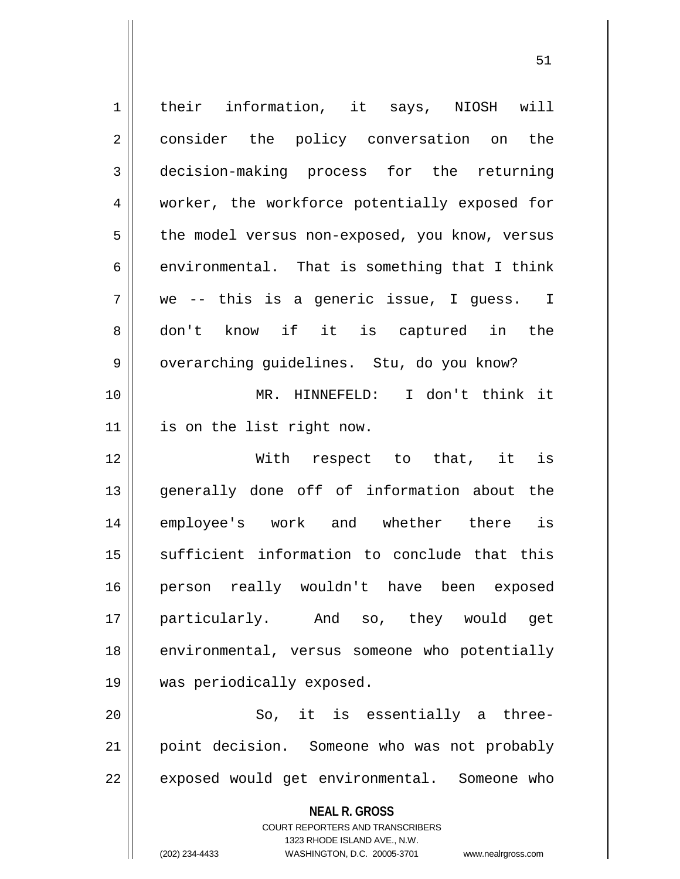their information, it says, NIOSH will consider the policy conversation on the decision-making process for the returning worker, the workforce potentially exposed for the model versus non-exposed, you know, versus environmental. That is something that I think we -- this is a generic issue, I guess. I don't know if it is captured in the overarching guidelines. Stu, do you know?

MR. HINNEFELD: I don't think it is on the list right now.

With respect to that, it is generally done off of information about the employee's work and whether there is sufficient information to conclude that this person really wouldn't have been exposed particularly. And so, they would get environmental, versus someone who potentially was periodically exposed.

So, it is essentially a three-point decision. Someone who was not probably exposed would get environmental. Someone who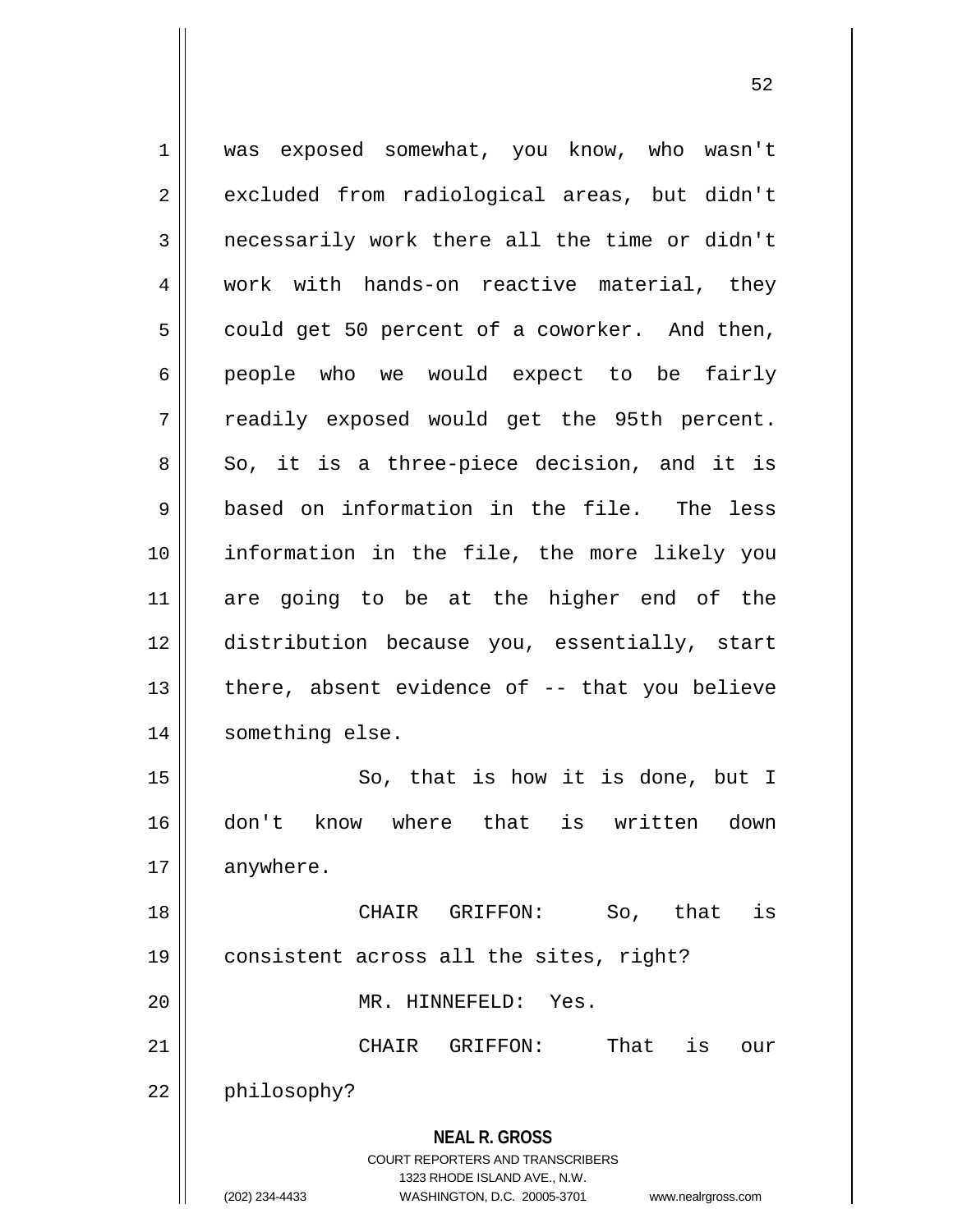was exposed somewhat, you know, who wasn't excluded from radiological areas, but didn't necessarily work there all the time or didn't work with hands-on reactive material, they could get 50 percent of a coworker. And then, people who we would expect to be fairly readily exposed would get the 95th percent. So, it is a three-piece decision, and it is based on information in the file. The less information in the file, the more likely you are going to be at the higher end of the distribution because you, essentially, start there, absent evidence of -- that you believe something else.

So, that is how it is done, but I don't know where that is written down anywhere.

CHAIR GRIFFON: So, that is consistent across all the sites, right?

MR. HINNEFELD: Yes.

CHAIR GRIFFON: That is our philosophy?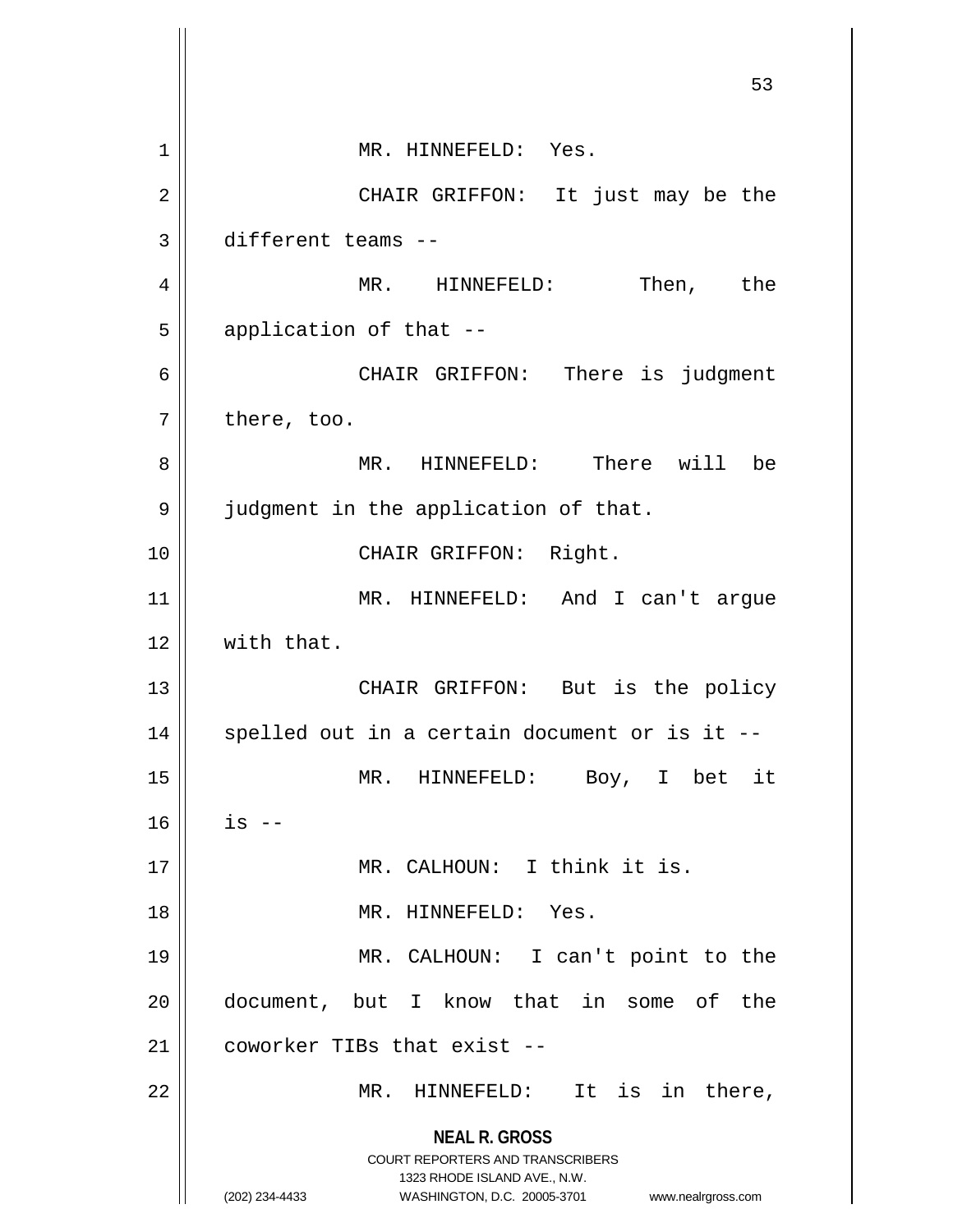MR. HINNEFELD: Yes.

CHAIR GRIFFON: It just may be the different teams --

MR. HINNEFELD: Then, the application of that --

CHAIR GRIFFON: There is judgment there, too.

MR. HINNEFELD: There will be judgment in the application of that.

CHAIR GRIFFON: Right.

MR. HINNEFELD: And I can't argue with that.

CHAIR GRIFFON: But is the policy spelled out in a certain document or is it --

MR. HINNEFELD: Boy, I bet it is --

MR. CALHOUN: I think it is.

MR. HINNEFELD: Yes.

MR. CALHOUN: I can't point to the document, but I know that in some of the coworker TIBs that exist --

MR. HINNEFELD: It is in there,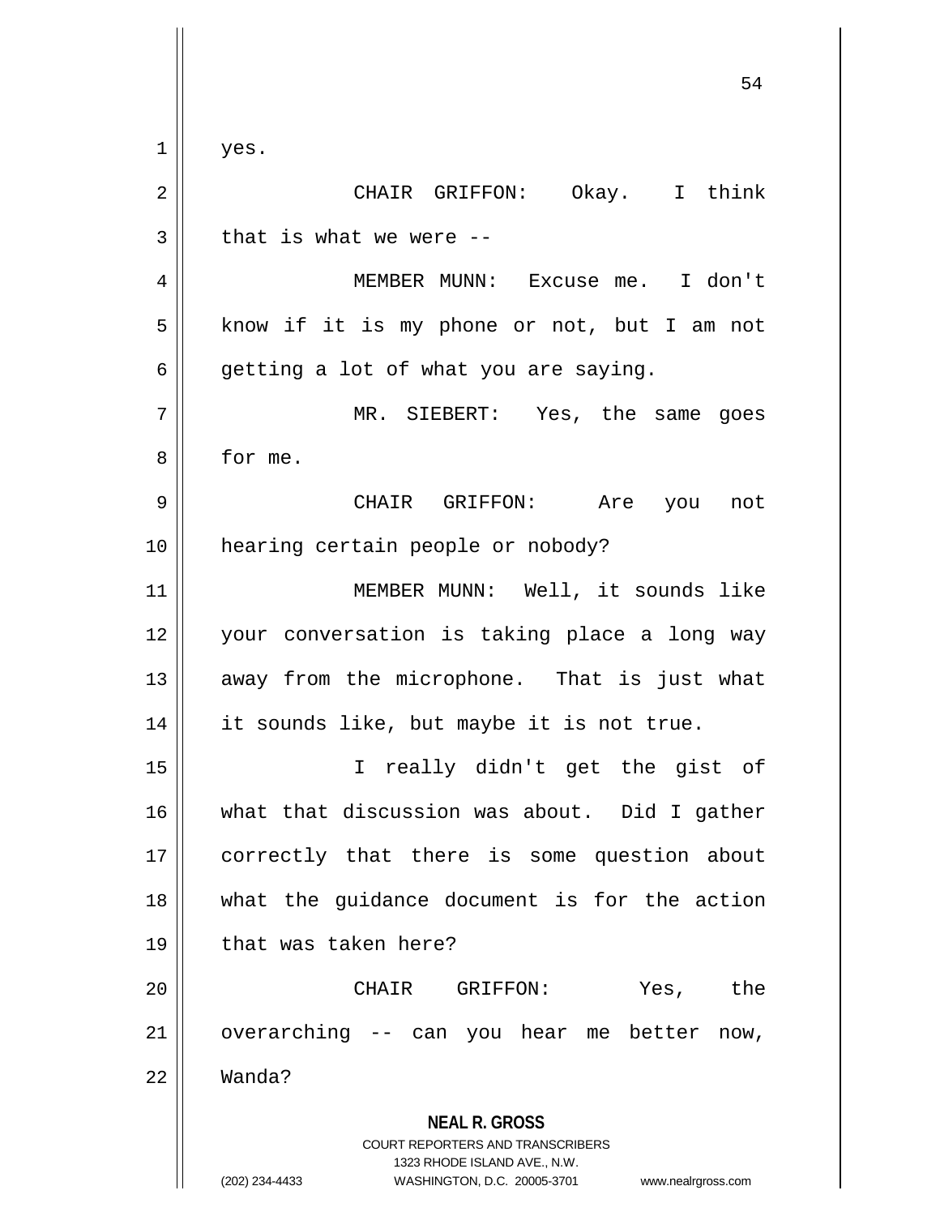yes.

CHAIR GRIFFON: Okay. I think that is what we were --

MEMBER MUNN: Excuse me. I don't know if it is my phone or not, but I am not getting a lot of what you are saying.

MR. SIEBERT: Yes, the same goes for me.

CHAIR GRIFFON: Are you not hearing certain people or nobody?

MEMBER MUNN: Well, it sounds like your conversation is taking place a long way away from the microphone. That is just what it sounds like, but maybe it is not true.

I really didn't get the gist of what that discussion was about. Did I gather correctly that there is some question about what the guidance document is for the action that was taken here?

CHAIR GRIFFON: Yes, the overarching -- can you hear me better now, Wanda?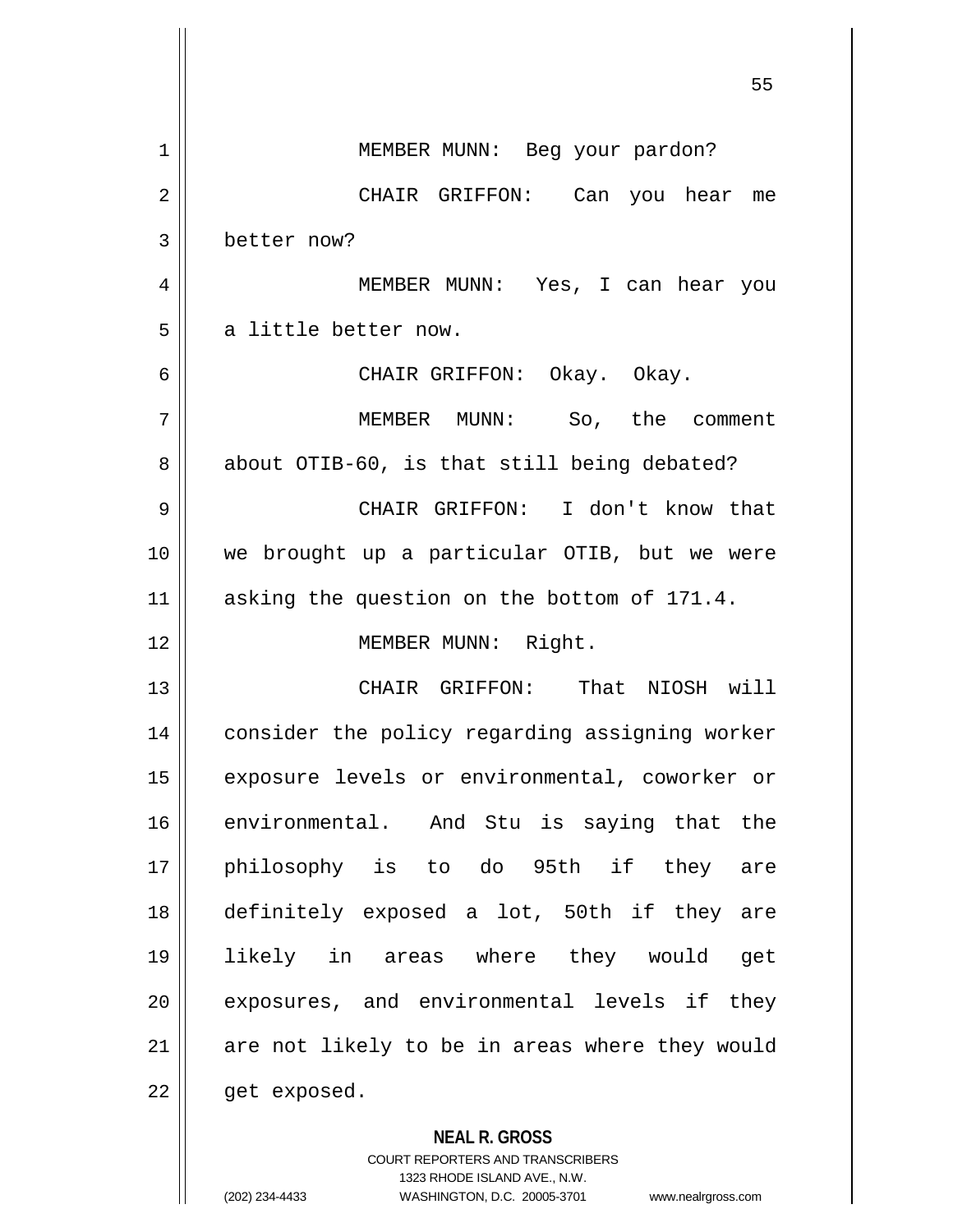MEMBER MUNN: Beg your pardon?

CHAIR GRIFFON: Can you hear me better now?

MEMBER MUNN: Yes, I can hear you a little better now.

CHAIR GRIFFON: Okay. Okay.

MEMBER MUNN: So, the comment about OTIB-60, is that still being debated?

CHAIR GRIFFON: I don't know that we brought up a particular OTIB, but we were asking the question on the bottom of 171.4.

MEMBER MUNN: Right.

CHAIR GRIFFON: That NIOSH will consider the policy regarding assigning worker exposure levels or environmental, coworker or environmental. And Stu is saying that the philosophy is to do 95th if they are definitely exposed a lot, 50th if they are likely in areas where they would get exposures, and environmental levels if they are not likely to be in areas where they would get exposed.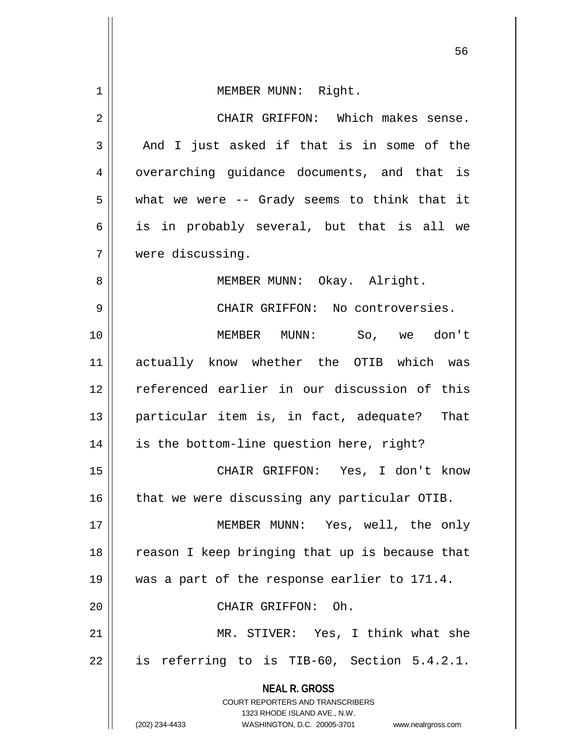MEMBER MUNN: Right.

CHAIR GRIFFON: Which makes sense. And I just asked if that is in some of the overarching guidance documents, and that is what we were -- Grady seems to think that it is in probably several, but that is all we were discussing.

MEMBER MUNN: Okay. Alright.

CHAIR GRIFFON: No controversies.

MEMBER MUNN: So, we don't actually know whether the OTIB which was referenced earlier in our discussion of this particular item is, in fact, adequate? That is the bottom-line question here, right?

CHAIR GRIFFON: Yes, I don't know that we were discussing any particular OTIB.

MEMBER MUNN: Yes, well, the only reason I keep bringing that up is because that was a part of the response earlier to 171.4.

CHAIR GRIFFON: Oh.

MR. STIVER: Yes, I think what she is referring to is TIB-60, Section 5.4.2.1.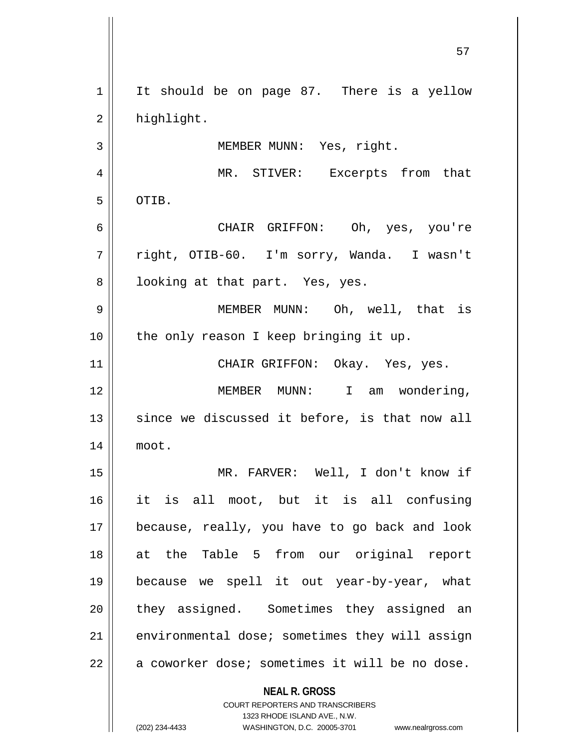It should be on page 87. There is a yellow highlight.

MEMBER MUNN: Yes, right.

MR. STIVER: Excerpts from that OTIB.

CHAIR GRIFFON: Oh, yes, you're right, OTIB-60. I'm sorry, Wanda. I wasn't looking at that part. Yes, yes.

MEMBER MUNN: Oh, well, that is the only reason I keep bringing it up.

CHAIR GRIFFON: Okay. Yes, yes.

MEMBER MUNN: I am wondering, since we discussed it before, is that now all moot.

MR. FARVER: Well, I don't know if it is all moot, but it is all confusing because, really, you have to go back and look at the Table 5 from our original report because we spell it out year-by-year, what they assigned. Sometimes they assigned an environmental dose; sometimes they will assign a coworker dose; sometimes it will be no dose.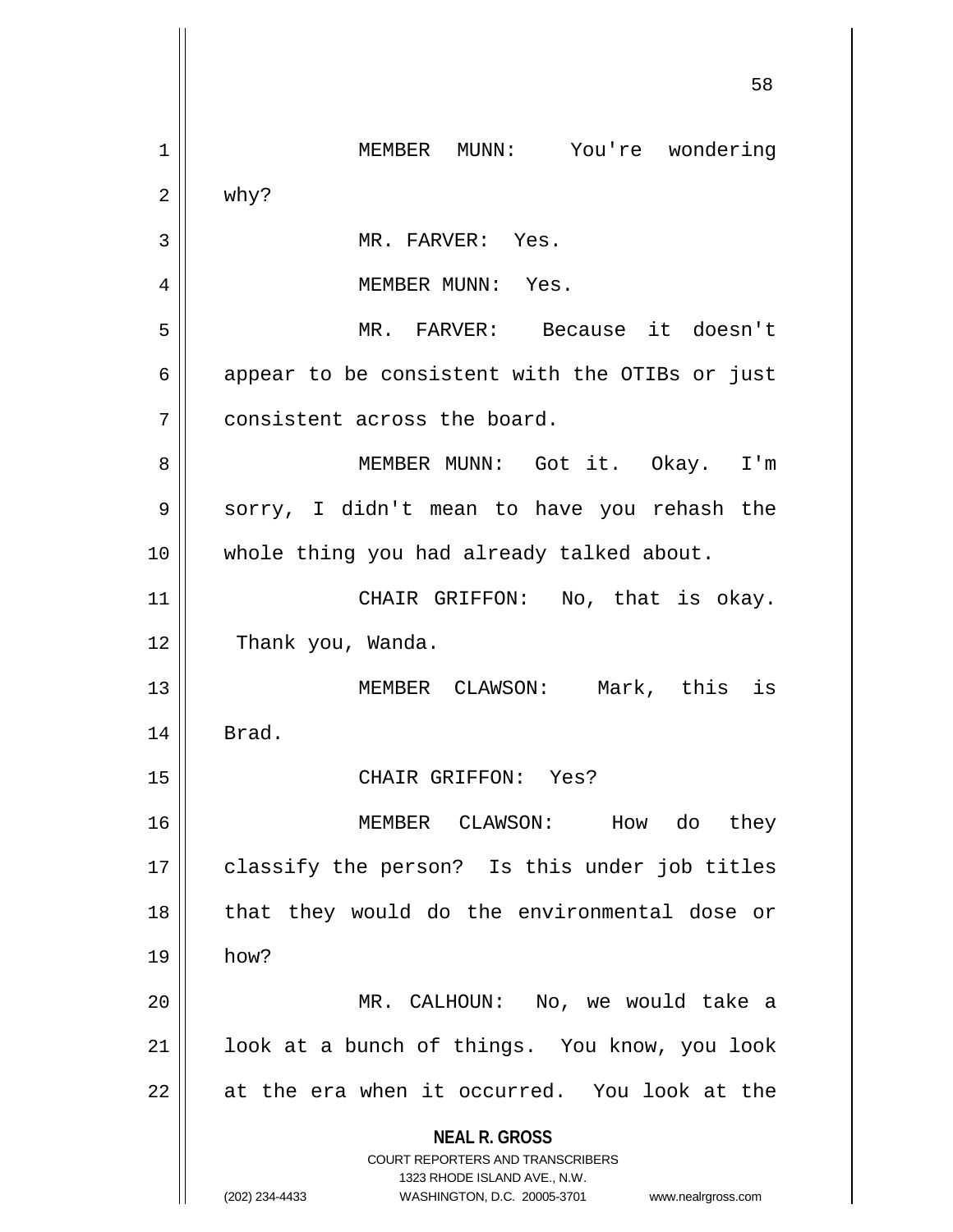MEMBER MUNN: You're wondering why?

MR. FARVER: Yes.

MEMBER MUNN: Yes.

MR. FARVER: Because it doesn't appear to be consistent with the OTIBs or just consistent across the board.

MEMBER MUNN: Got it. Okay. I'm sorry, I didn't mean to have you rehash the whole thing you had already talked about.

CHAIR GRIFFON: No, that is okay. Thank you, Wanda.

MEMBER CLAWSON: Mark, this is Brad.

CHAIR GRIFFON: Yes?

MEMBER CLAWSON: How do they classify the person? Is this under job titles that they would do the environmental dose or how?

MR. CALHOUN: No, we would take a look at a bunch of things. You know, you look at the era when it occurred. You look at the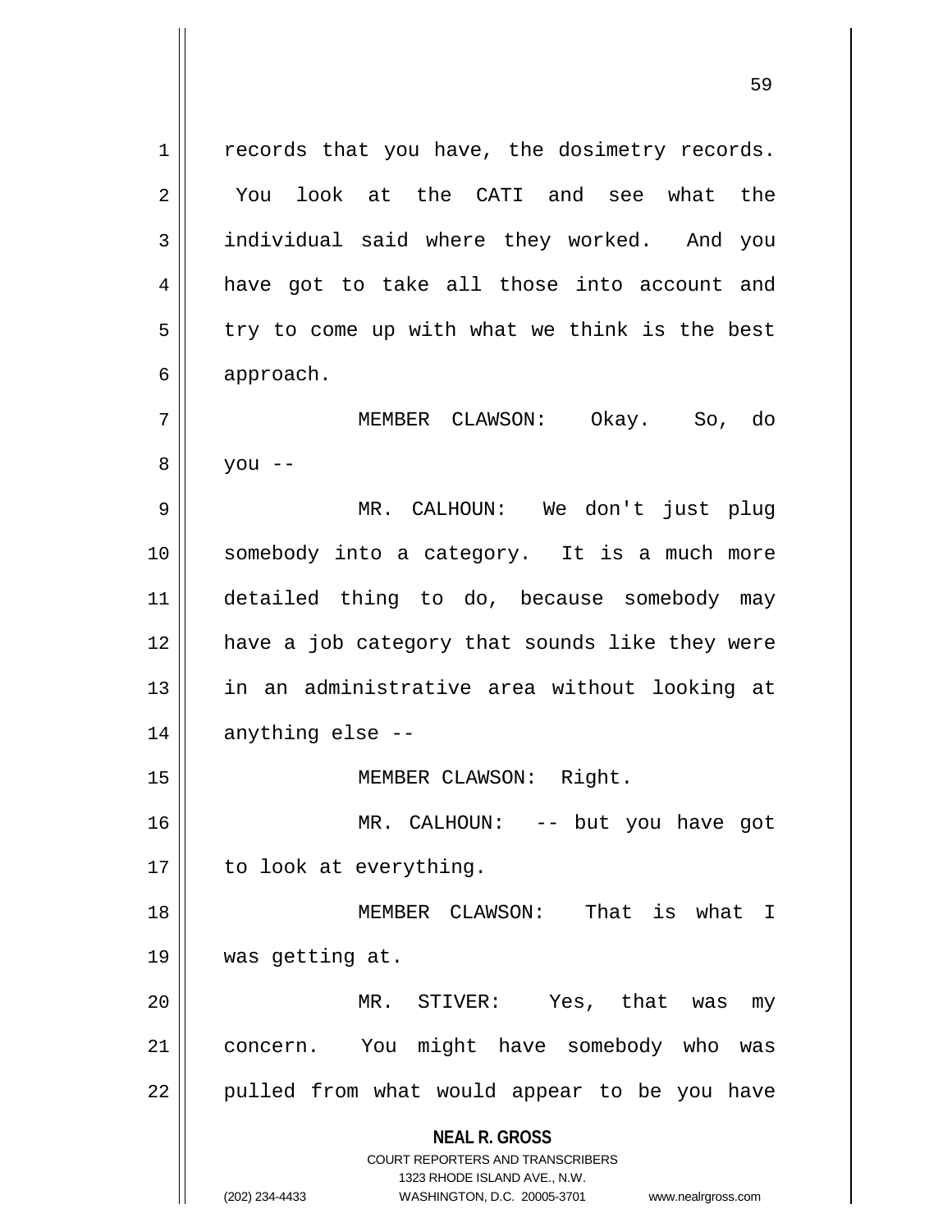records that you have, the dosimetry records. You look at the CATI and see what the individual said where they worked. And you have got to take all those into account and try to come up with what we think is the best approach.

MEMBER CLAWSON: Okay. So, do you --

MR. CALHOUN: We don't just plug somebody into a category. It is a much more detailed thing to do, because somebody may have a job category that sounds like they were in an administrative area without looking at anything else --

MEMBER CLAWSON: Right.

MR. CALHOUN: -- but you have got to look at everything.

MEMBER CLAWSON: That is what I was getting at.

MR. STIVER: Yes, that was my concern. You might have somebody who was pulled from what would appear to be you have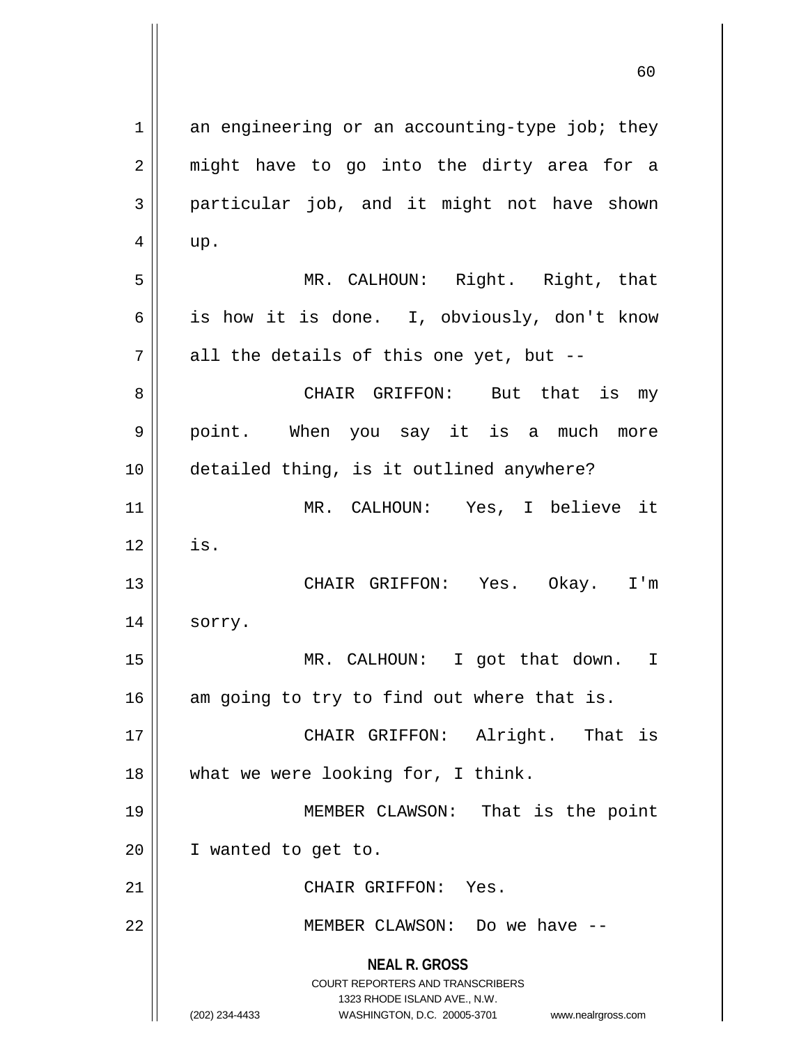an engineering or an accounting-type job; they might have to go into the dirty area for a particular job, and it might not have shown up.

MR. CALHOUN: Right. Right, that is how it is done. I, obviously, don't know all the details of this one yet, but --

CHAIR GRIFFON: But that is my point. When you say it is a much more detailed thing, is it outlined anywhere?

MR. CALHOUN: Yes, I believe it is.

CHAIR GRIFFON: Yes. Okay. I'm sorry.

MR. CALHOUN: I got that down. I am going to try to find out where that is.

CHAIR GRIFFON: Alright. That is what we were looking for, I think.

MEMBER CLAWSON: That is the point I wanted to get to.

CHAIR GRIFFON: Yes.

MEMBER CLAWSON: Do we have --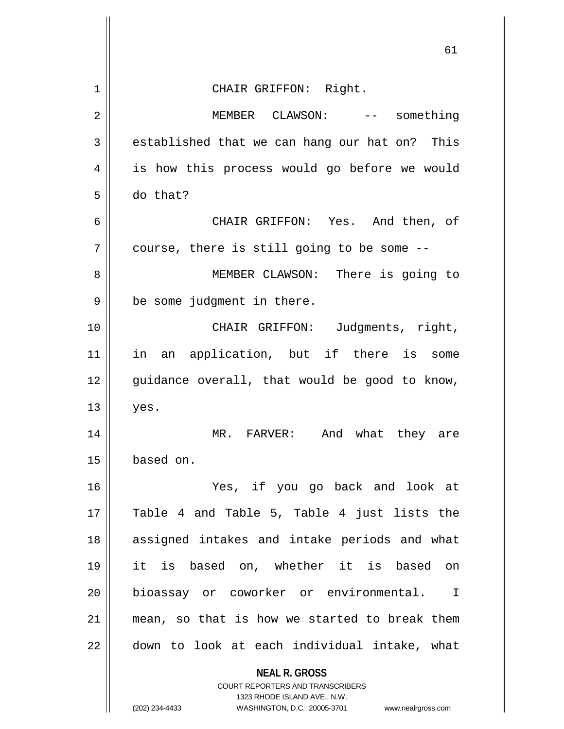CHAIR GRIFFON: Right.

MEMBER CLAWSON: -- something established that we can hang our hat on? This is how this process would go before we would do that?

CHAIR GRIFFON: Yes. And then, of course, there is still going to be some --

MEMBER CLAWSON: There is going to be some judgment in there.

CHAIR GRIFFON: Judgments, right, in an application, but if there is some guidance overall, that would be good to know, yes.

MR. FARVER: And what they are based on.

Yes, if you go back and look at Table 4 and Table 5, Table 4 just lists the assigned intakes and intake periods and what it is based on, whether it is based on bioassay or coworker or environmental. I mean, so that is how we started to break them down to look at each individual intake, what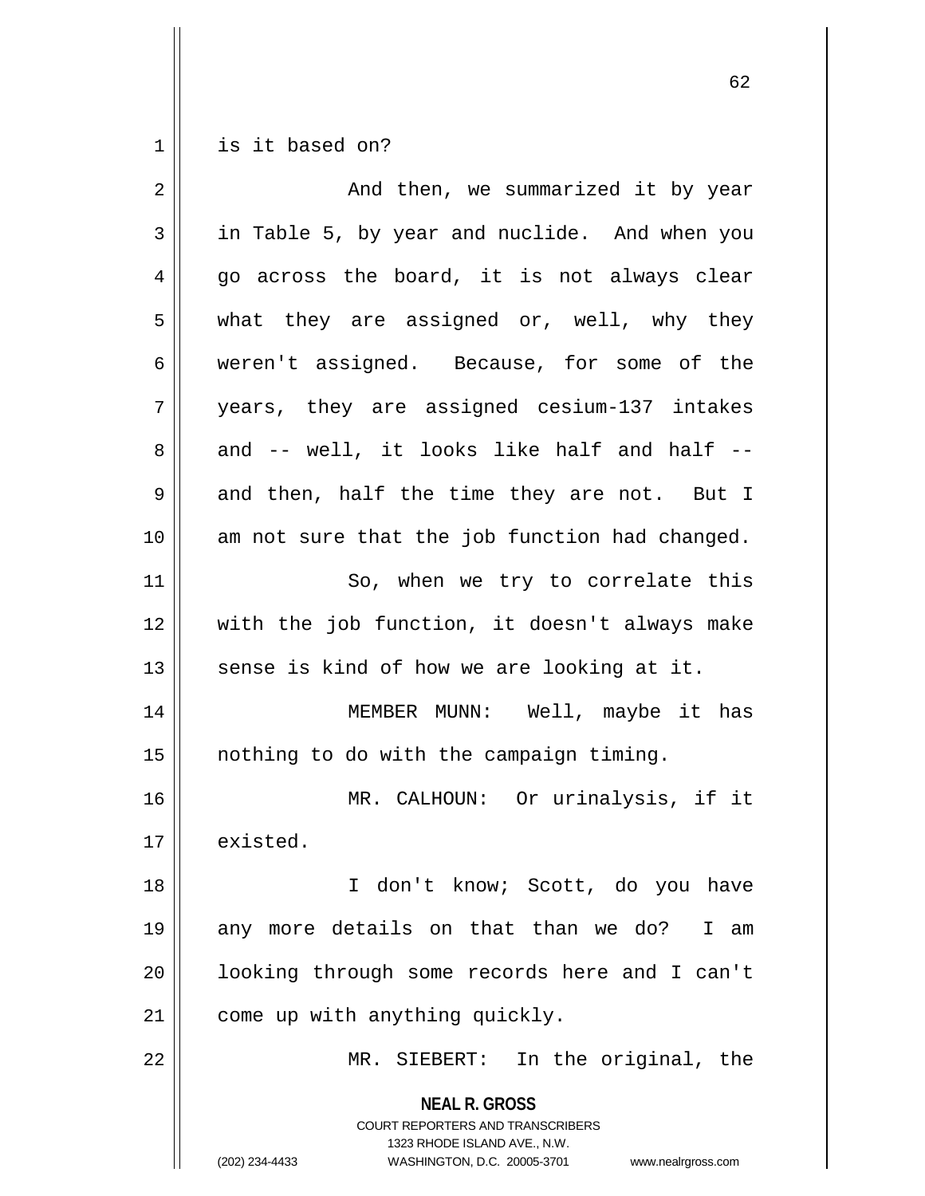is it based on?

And then, we summarized it by year in Table 5, by year and nuclide. And when you go across the board, it is not always clear what they are assigned or, well, why they weren't assigned. Because, for some of the years, they are assigned cesium-137 intakes and -- well, it looks like half and half -- and then, half the time they are not. But I am not sure that the job function had changed.

So, when we try to correlate this with the job function, it doesn't always make sense is kind of how we are looking at it.

MEMBER MUNN: Well, maybe it has nothing to do with the campaign timing.

MR. CALHOUN: Or urinalysis, if it existed.

I don't know; Scott, do you have any more details on that than we do? I am looking through some records here and I can't come up with anything quickly.

MR. SIEBERT: In the original, the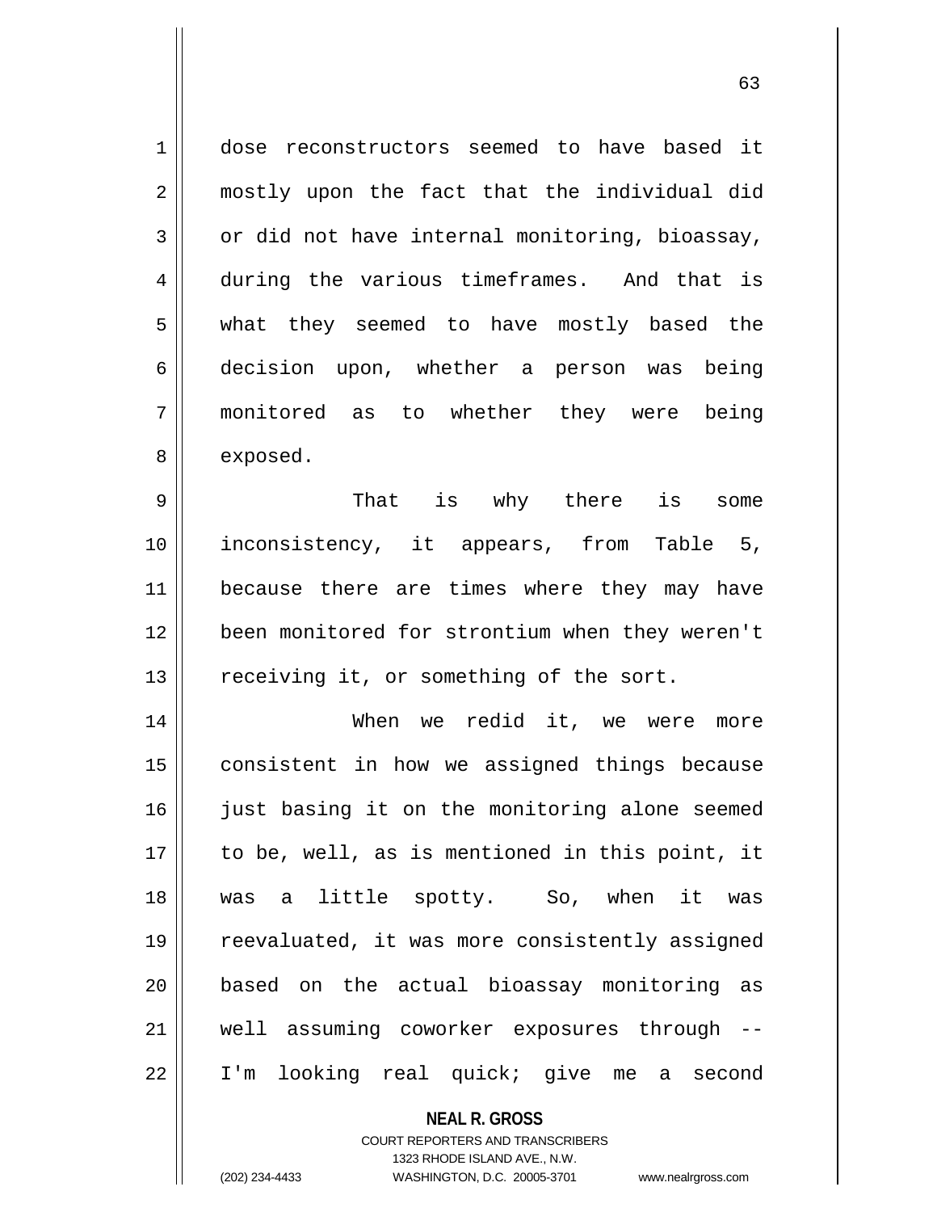dose reconstructors seemed to have based it mostly upon the fact that the individual did or did not have internal monitoring, bioassay, during the various timeframes. And that is what they seemed to have mostly based the decision upon, whether a person was being monitored as to whether they were being exposed.

That is why there is some inconsistency, it appears, from Table 5, because there are times where they may have been monitored for strontium when they weren't receiving it, or something of the sort.

When we redid it, we were more consistent in how we assigned things because just basing it on the monitoring alone seemed to be, well, as is mentioned in this point, it was a little spotty. So, when it was reevaluated, it was more consistently assigned based on the actual bioassay monitoring as well assuming coworker exposures through -- I'm looking real quick; give me a second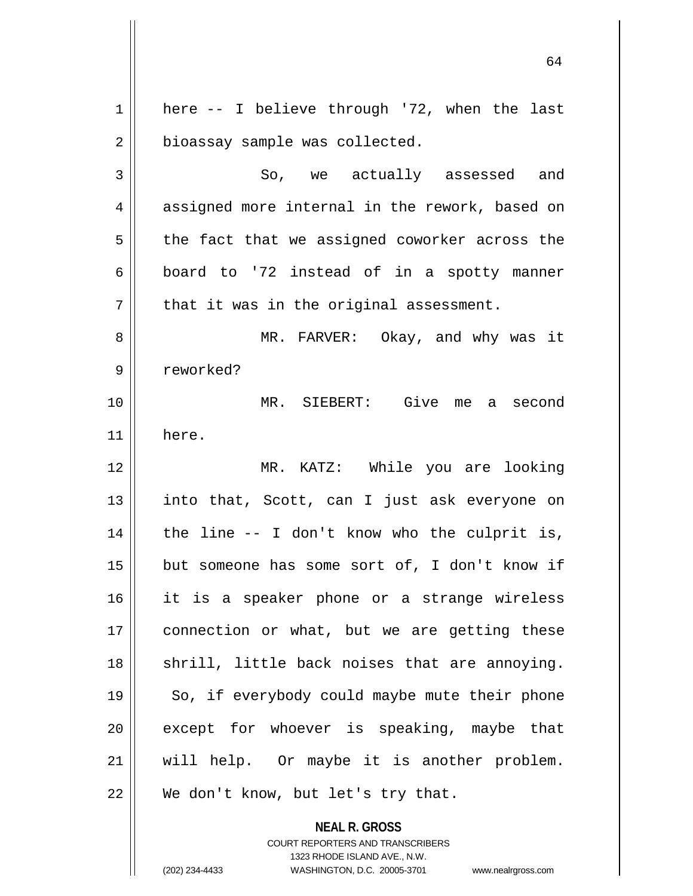here -- I believe through '72, when the last bioassay sample was collected.

So, we actually assessed and assigned more internal in the rework, based on the fact that we assigned coworker across the board to '72 instead of in a spotty manner that it was in the original assessment.

MR. FARVER: Okay, and why was it reworked?

MR. SIEBERT: Give me a second here.

MR. KATZ: While you are looking into that, Scott, can I just ask everyone on the line -- I don't know who the culprit is, but someone has some sort of, I don't know if it is a speaker phone or a strange wireless connection or what, but we are getting these shrill, little back noises that are annoying. So, if everybody could maybe mute their phone except for whoever is speaking, maybe that will help. Or maybe it is another problem. We don't know, but let's try that.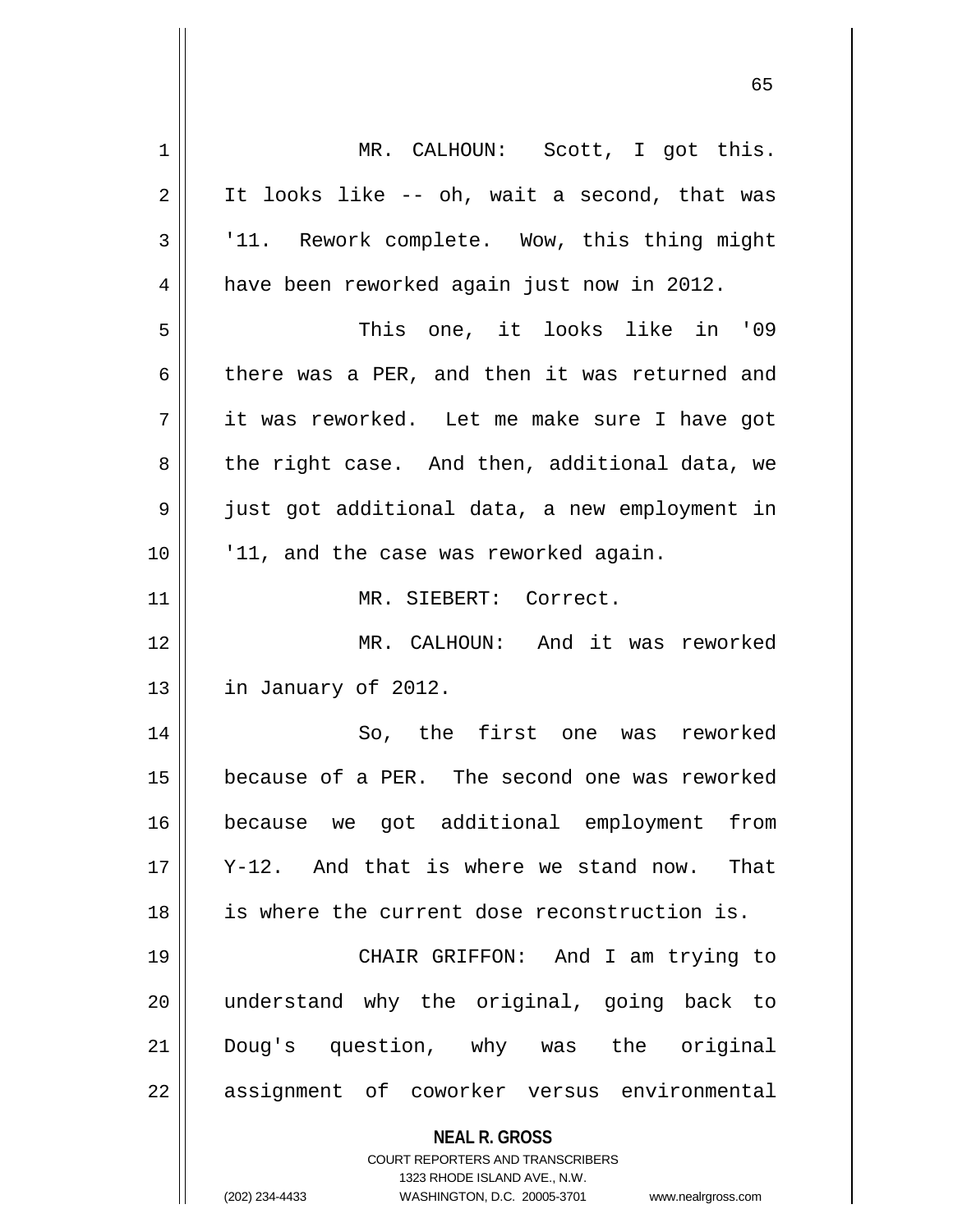MR. CALHOUN: Scott, I got this. It looks like -- oh, wait a second, that was '11. Rework complete. Wow, this thing might have been reworked again just now in 2012.

This one, it looks like in '09 there was a PER, and then it was returned and it was reworked. Let me make sure I have got the right case. And then, additional data, we just got additional data, a new employment in '11, and the case was reworked again.

MR. SIEBERT: Correct.

MR. CALHOUN: And it was reworked in January of 2012.

So, the first one was reworked because of a PER. The second one was reworked because we got additional employment from Y-12. And that is where we stand now. That is where the current dose reconstruction is.

CHAIR GRIFFON: And I am trying to understand why the original, going back to Doug's question, why was the original assignment of coworker versus environmental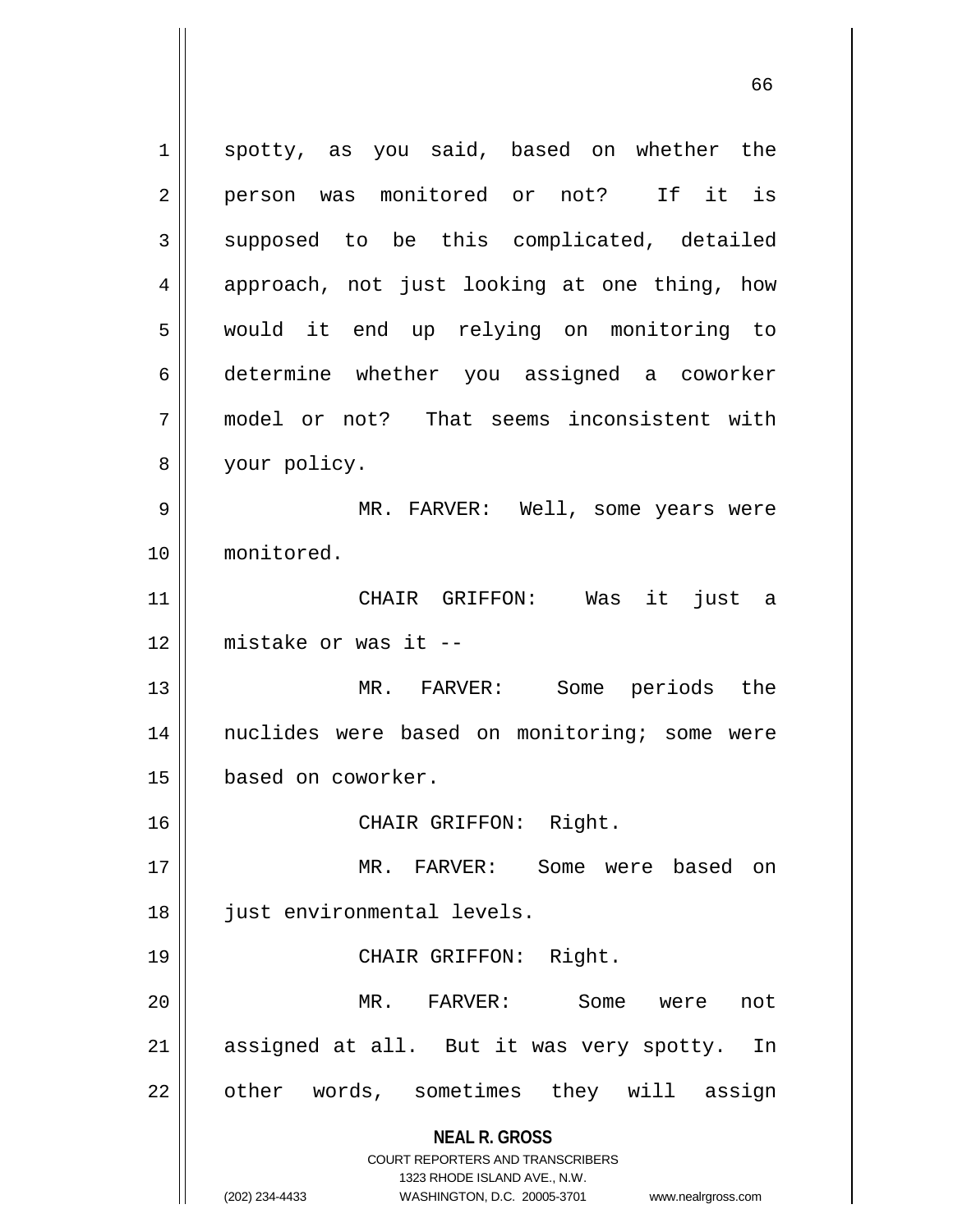spotty, as you said, based on whether the person was monitored or not? If it is supposed to be this complicated, detailed approach, not just looking at one thing, how would it end up relying on monitoring to determine whether you assigned a coworker model or not? That seems inconsistent with your policy.

MR. FARVER: Well, some years were monitored.

CHAIR GRIFFON: Was it just a mistake or was it --

MR. FARVER: Some periods the nuclides were based on monitoring; some were based on coworker.

CHAIR GRIFFON: Right.

MR. FARVER: Some were based on just environmental levels.

CHAIR GRIFFON: Right.

MR. FARVER: Some were not assigned at all. But it was very spotty. In other words, sometimes they will assign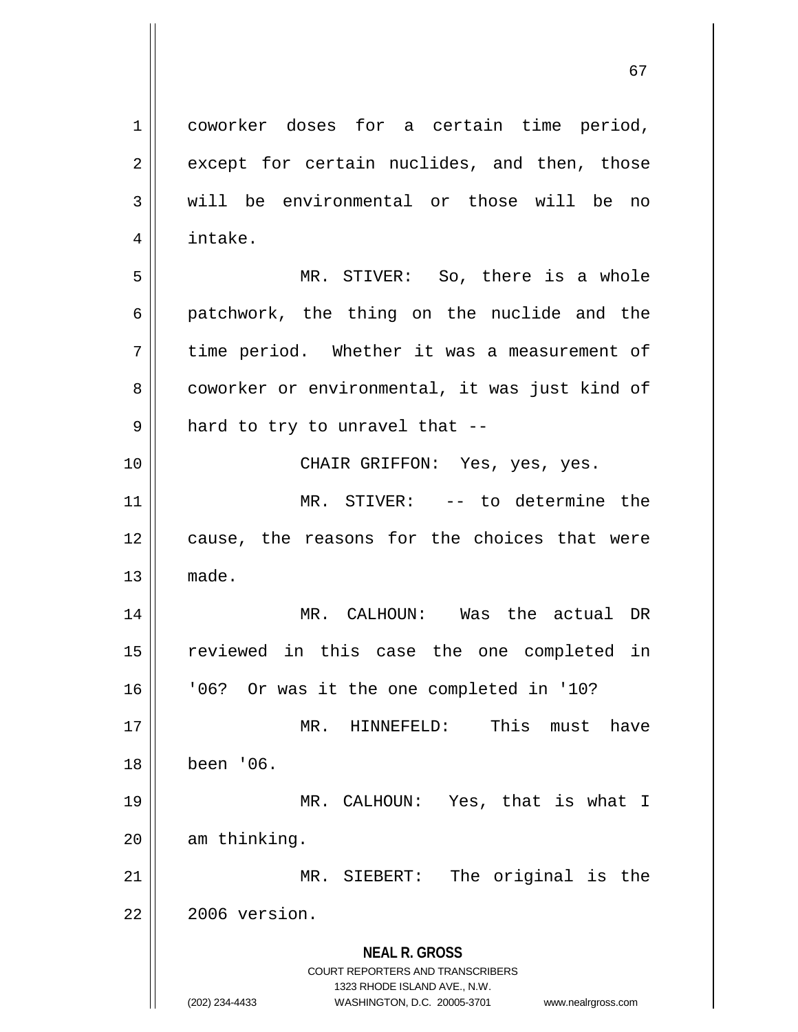coworker doses for a certain time period, except for certain nuclides, and then, those will be environmental or those will be no intake.

MR. STIVER: So, there is a whole patchwork, the thing on the nuclide and the time period. Whether it was a measurement of coworker or environmental, it was just kind of hard to try to unravel that --

CHAIR GRIFFON: Yes, yes, yes.

MR. STIVER: -- to determine the cause, the reasons for the choices that were made.

MR. CALHOUN: Was the actual DR reviewed in this case the one completed in '06? Or was it the one completed in '10?

MR. HINNEFELD: This must have been '06.

MR. CALHOUN: Yes, that is what I am thinking.

MR. SIEBERT: The original is the 2006 version.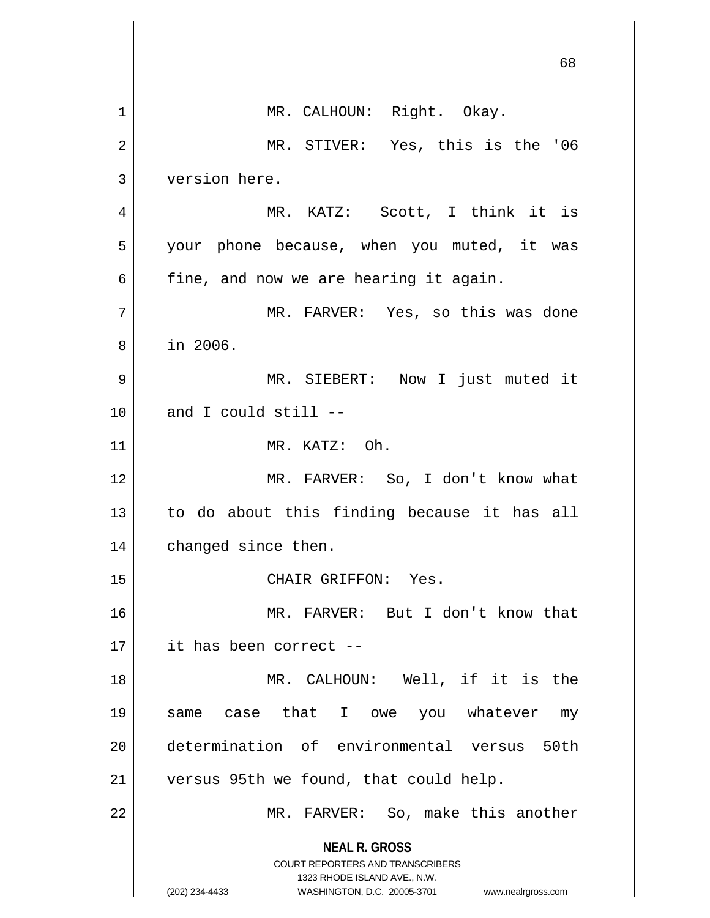MR. CALHOUN: Right. Okay.

MR. STIVER: Yes, this is the '06 version here.

MR. KATZ: Scott, I think it is your phone because, when you muted, it was fine, and now we are hearing it again.

MR. FARVER: Yes, so this was done in 2006.

MR. SIEBERT: Now I just muted it and I could still --

MR. KATZ: Oh.

MR. FARVER: So, I don't know what to do about this finding because it has all changed since then.

CHAIR GRIFFON: Yes.

MR. FARVER: But I don't know that it has been correct --

MR. CALHOUN: Well, if it is the same case that I owe you whatever my determination of environmental versus 50th versus 95th we found, that could help.

MR. FARVER: So, make this another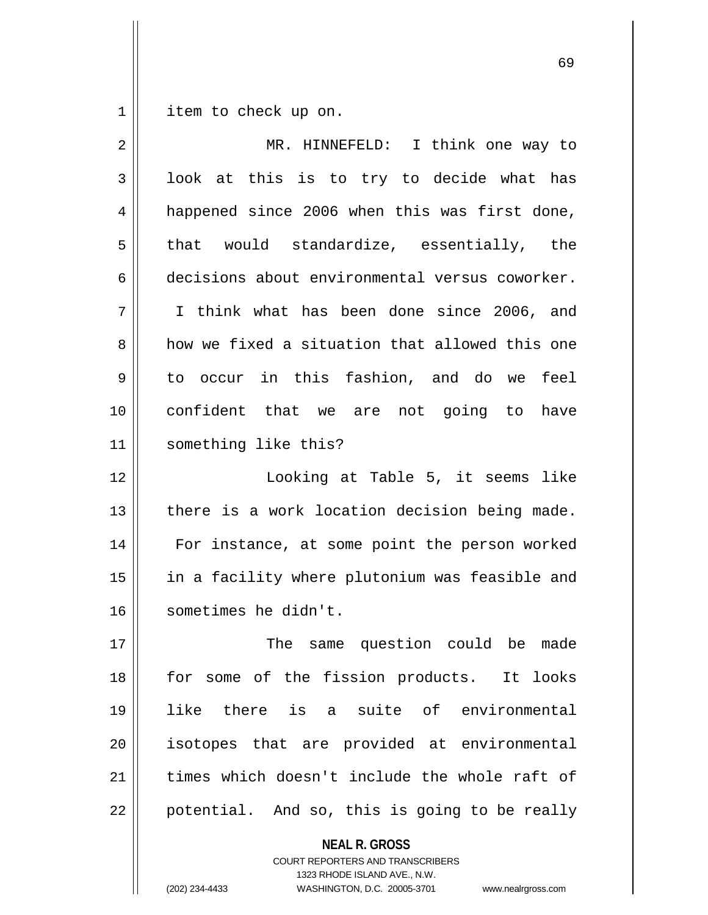item to check up on.

MR. HINNEFELD: I think one way to look at this is to try to decide what has happened since 2006 when this was first done, that would standardize, essentially, the decisions about environmental versus coworker. I think what has been done since 2006, and how we fixed a situation that allowed this one to occur in this fashion, and do we feel confident that we are not going to have something like this?

Looking at Table 5, it seems like there is a work location decision being made. For instance, at some point the person worked in a facility where plutonium was feasible and sometimes he didn't.

The same question could be made for some of the fission products. It looks like there is a suite of environmental isotopes that are provided at environmental times which doesn't include the whole raft of potential. And so, this is going to be really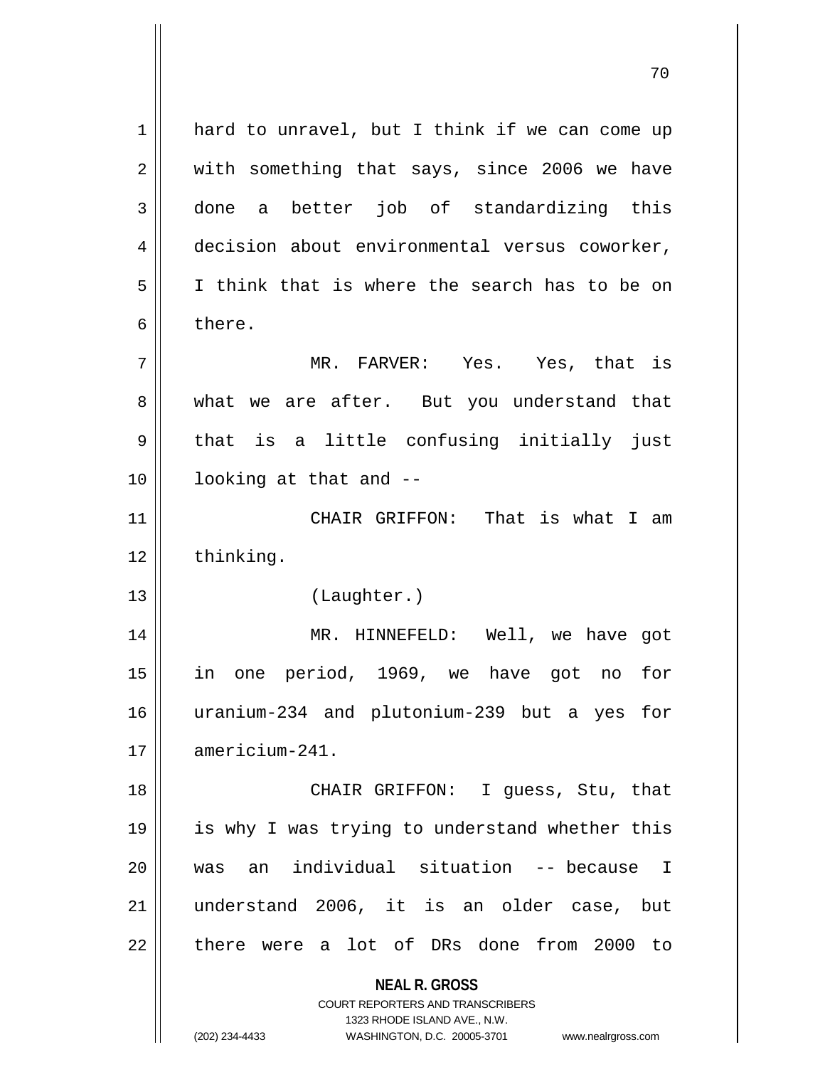hard to unravel, but I think if we can come up with something that says, since 2006 we have done a better job of standardizing this decision about environmental versus coworker, I think that is where the search has to be on there.

MR. FARVER: Yes. Yes, that is what we are after. But you understand that that is a little confusing initially just looking at that and --

CHAIR GRIFFON: That is what I am thinking.

(Laughter.)

MR. HINNEFELD: Well, we have got in one period, 1969, we have got no for uranium-234 and plutonium-239 but a yes for americium-241.

CHAIR GRIFFON: I guess, Stu, that is why I was trying to understand whether this was an individual situation -- because I understand 2006, it is an older case, but there were a lot of DRs done from 2000 to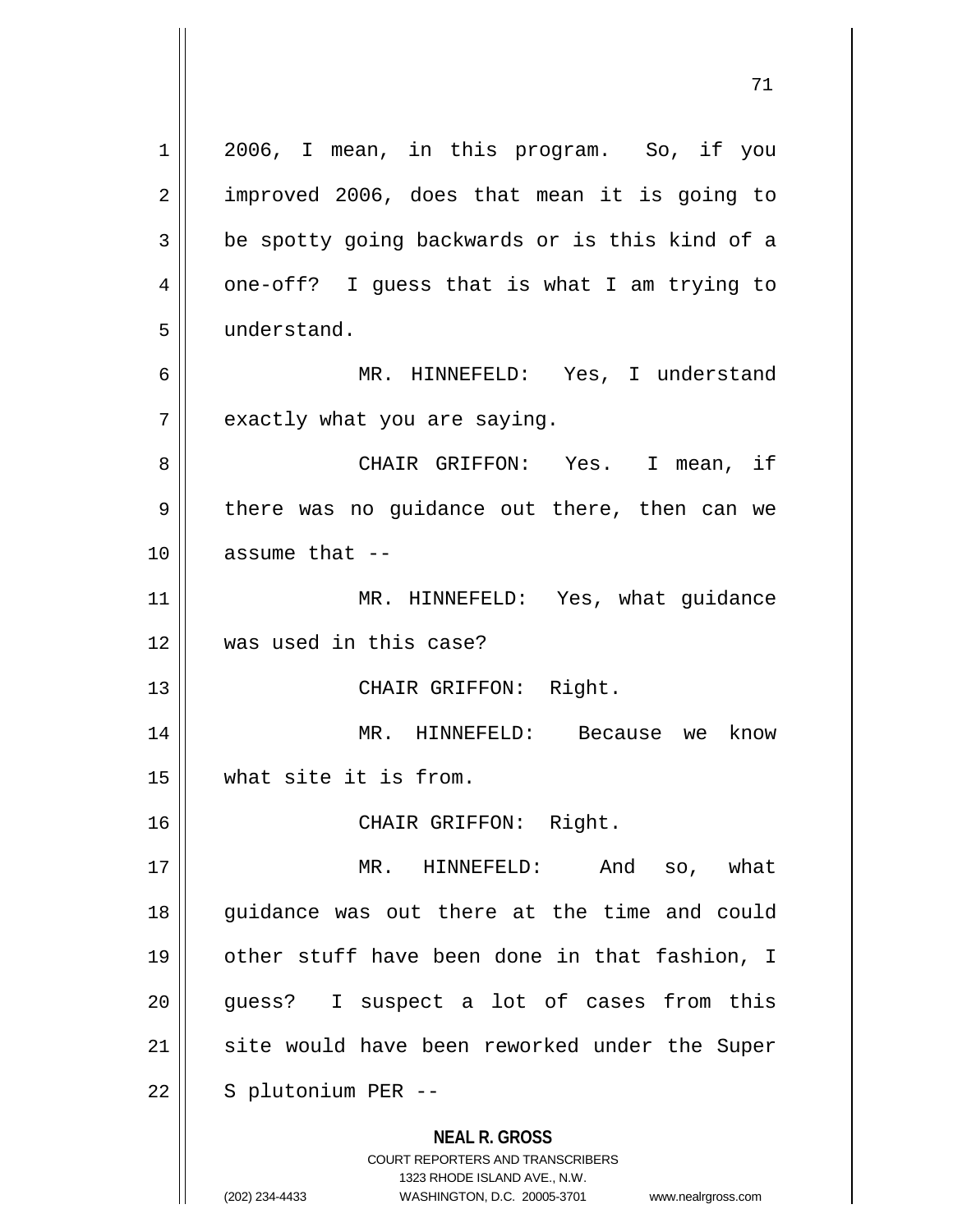2006, I mean, in this program. So, if you improved 2006, does that mean it is going to be spotty going backwards or is this kind of a one-off? I guess that is what I am trying to understand.

MR. HINNEFELD: Yes, I understand exactly what you are saying.

CHAIR GRIFFON: Yes. I mean, if there was no guidance out there, then can we assume that --

MR. HINNEFELD: Yes, what guidance was used in this case?

CHAIR GRIFFON: Right.

MR. HINNEFELD: Because we know what site it is from.

CHAIR GRIFFON: Right.

MR. HINNEFELD: And so, what guidance was out there at the time and could other stuff have been done in that fashion, I guess? I suspect a lot of cases from this site would have been reworked under the Super S plutonium PER --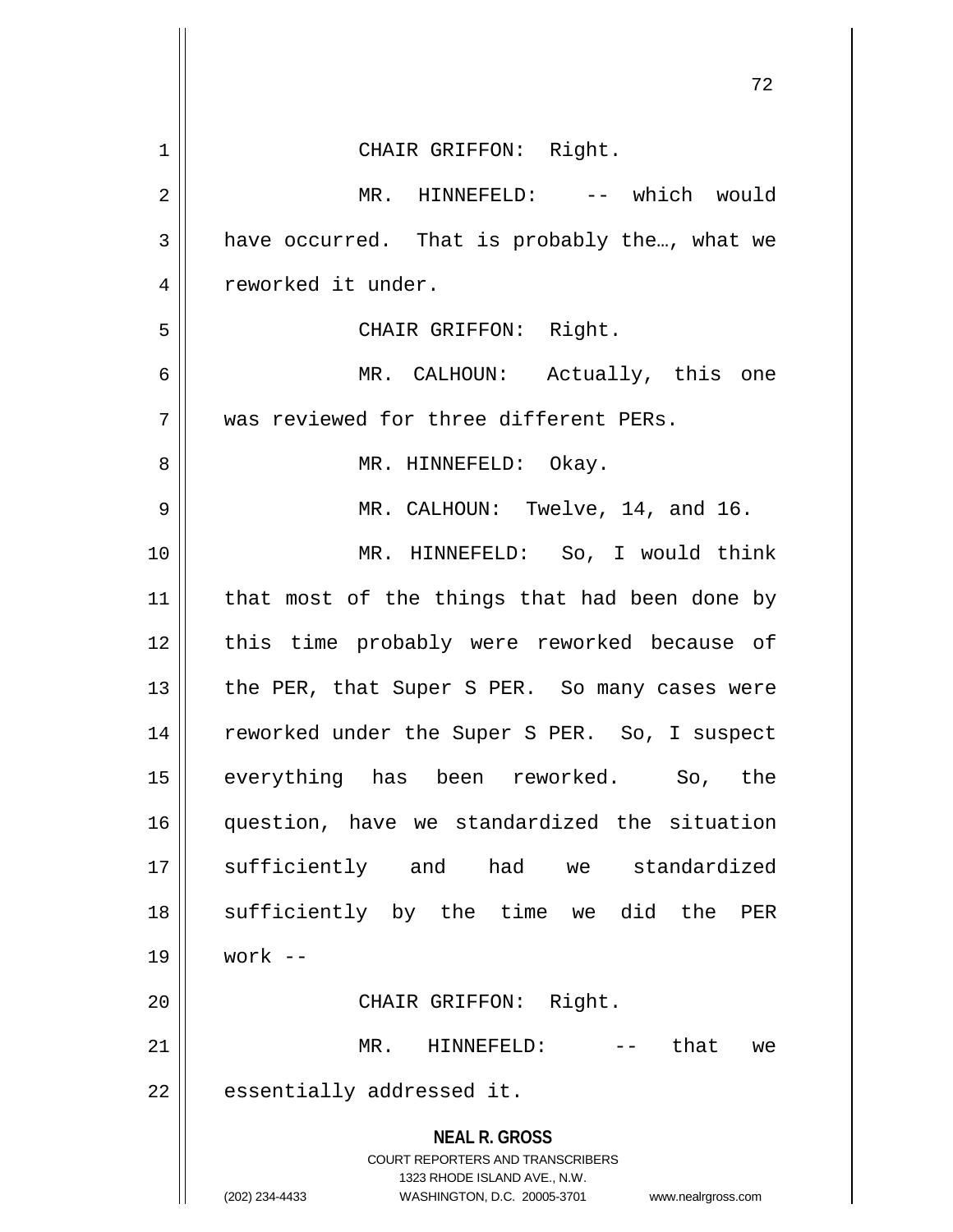CHAIR GRIFFON: Right.

MR. HINNEFELD: -- which would have occurred. That is probably the…, what we reworked it under.

CHAIR GRIFFON: Right.

MR. CALHOUN: Actually, this one was reviewed for three different PERs.

MR. HINNEFELD: Okay.

MR. CALHOUN: Twelve, 14, and 16.

MR. HINNEFELD: So, I would think that most of the things that had been done by this time probably were reworked because of the PER, that Super S PER. So many cases were reworked under the Super S PER. So, I suspect everything has been reworked. So, the question, have we standardized the situation sufficiently and had we standardized sufficiently by the time we did the PER work --

CHAIR GRIFFON: Right.

MR. HINNEFELD: -- that we essentially addressed it.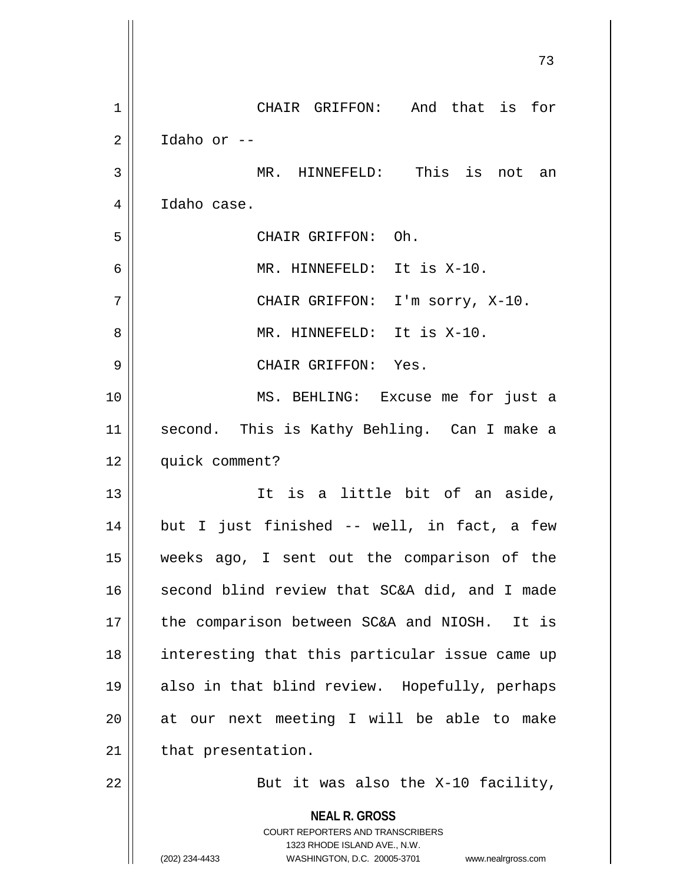CHAIR GRIFFON: And that is for Idaho or --

MR. HINNEFELD: This is not an Idaho case.

CHAIR GRIFFON: Oh.

MR. HINNEFELD: It is X-10.

CHAIR GRIFFON: I'm sorry, X-10.

MR. HINNEFELD: It is X-10.

CHAIR GRIFFON: Yes.

MS. BEHLING: Excuse me for just a second. This is Kathy Behling. Can I make a quick comment?

It is a little bit of an aside, but I just finished -- well, in fact, a few weeks ago, I sent out the comparison of the second blind review that SC&A did, and I made the comparison between SC&A and NIOSH. It is interesting that this particular issue came up also in that blind review. Hopefully, perhaps at our next meeting I will be able to make that presentation.

But it was also the X-10 facility,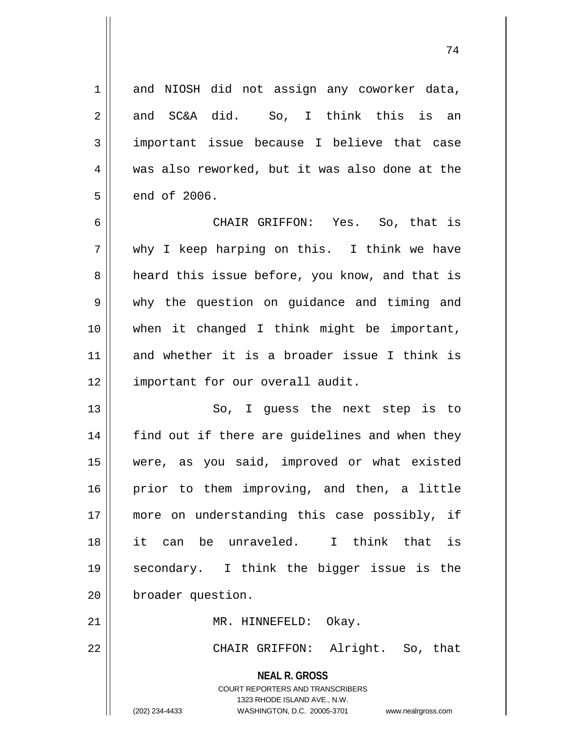and NIOSH did not assign any coworker data, and SC&A did. So, I think this is an important issue because I believe that case was also reworked, but it was also done at the end of 2006.

CHAIR GRIFFON: Yes. So, that is why I keep harping on this. I think we have heard this issue before, you know, and that is why the question on guidance and timing and when it changed I think might be important, and whether it is a broader issue I think is important for our overall audit.

So, I guess the next step is to find out if there are guidelines and when they were, as you said, improved or what existed prior to them improving, and then, a little more on understanding this case possibly, if it can be unraveled. I think that is secondary. I think the bigger issue is the broader question.

MR. HINNEFELD: Okay.

CHAIR GRIFFON: Alright. So, that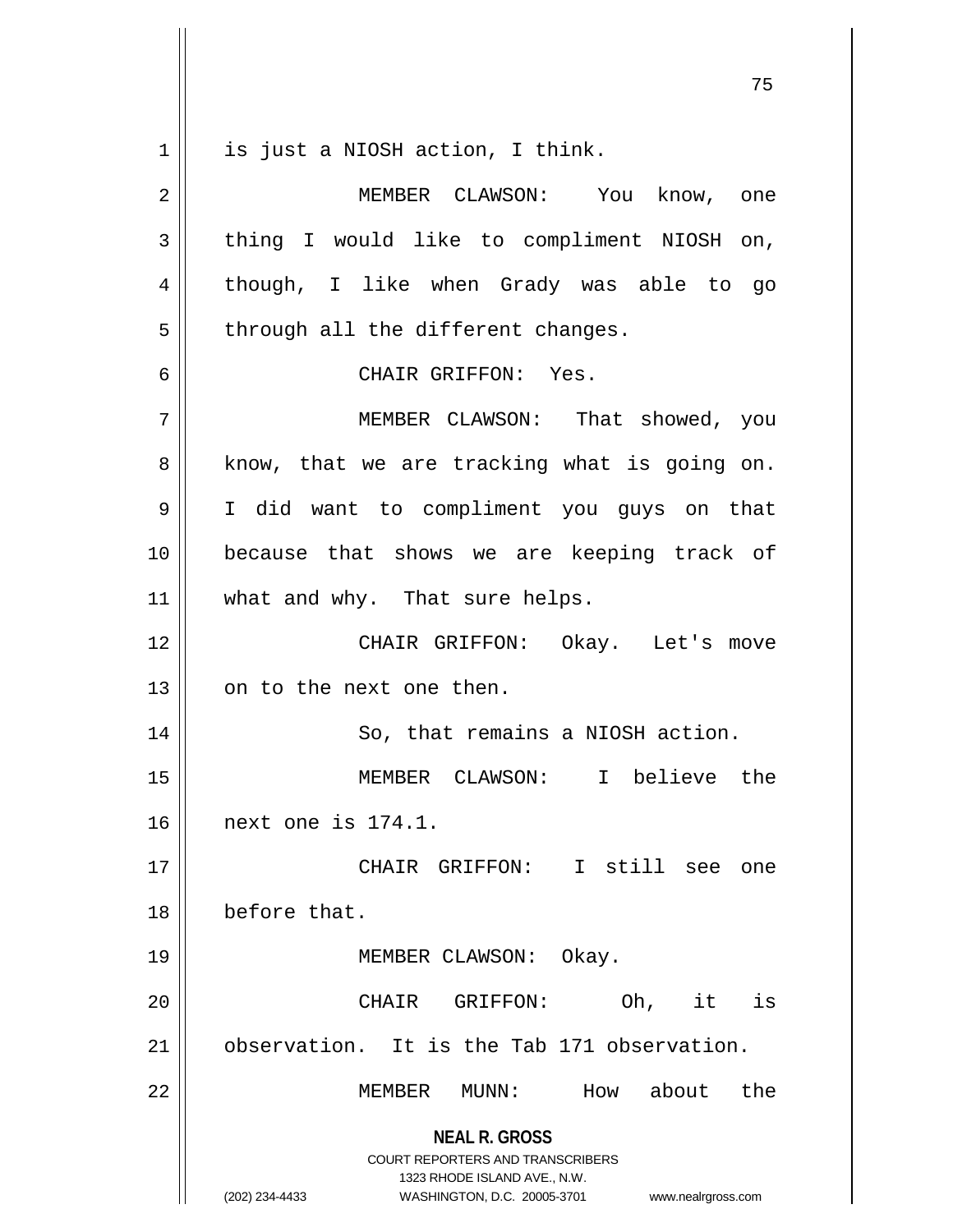is just a NIOSH action, I think.

MEMBER CLAWSON: You know, one thing I would like to compliment NIOSH on, though, I like when Grady was able to go through all the different changes.

CHAIR GRIFFON: Yes.

MEMBER CLAWSON: That showed, you know, that we are tracking what is going on. I did want to compliment you guys on that because that shows we are keeping track of what and why. That sure helps.

CHAIR GRIFFON: Okay. Let's move on to the next one then.

So, that remains a NIOSH action.

MEMBER CLAWSON: I believe the next one is 174.1.

CHAIR GRIFFON: I still see one before that.

MEMBER CLAWSON: Okay.

CHAIR GRIFFON: Oh, it is observation. It is the Tab 171 observation.

MEMBER MUNN: How about the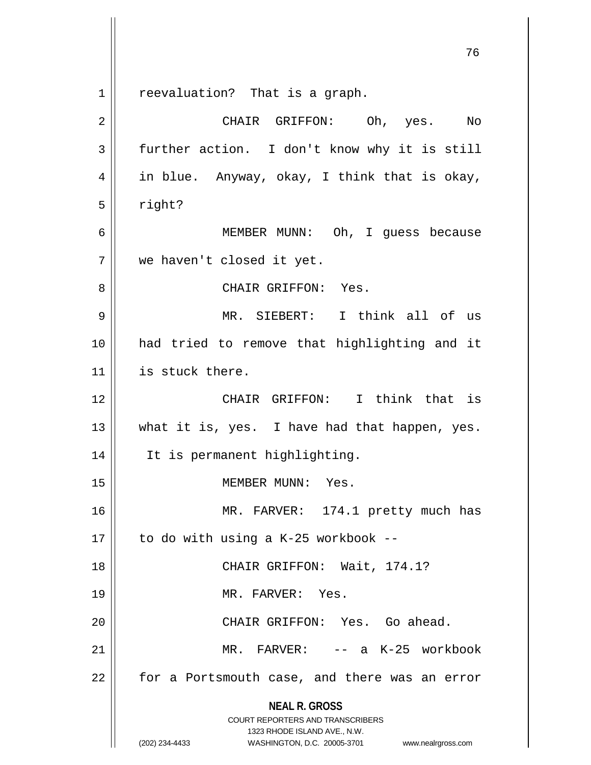reevaluation? That is a graph.

CHAIR GRIFFON: Oh, yes. No further action. I don't know why it is still in blue. Anyway, okay, I think that is okay, right?

MEMBER MUNN: Oh, I guess because we haven't closed it yet.

CHAIR GRIFFON: Yes.

MR. SIEBERT: I think all of us had tried to remove that highlighting and it is stuck there.

CHAIR GRIFFON: I think that is what it is, yes. I have had that happen, yes. It is permanent highlighting.

MEMBER MUNN: Yes.

MR. FARVER: 174.1 pretty much has to do with using a K-25 workbook --

CHAIR GRIFFON: Wait, 174.1?

MR. FARVER: Yes.

CHAIR GRIFFON: Yes. Go ahead.

MR. FARVER: -- a K-25 workbook for a Portsmouth case, and there was an error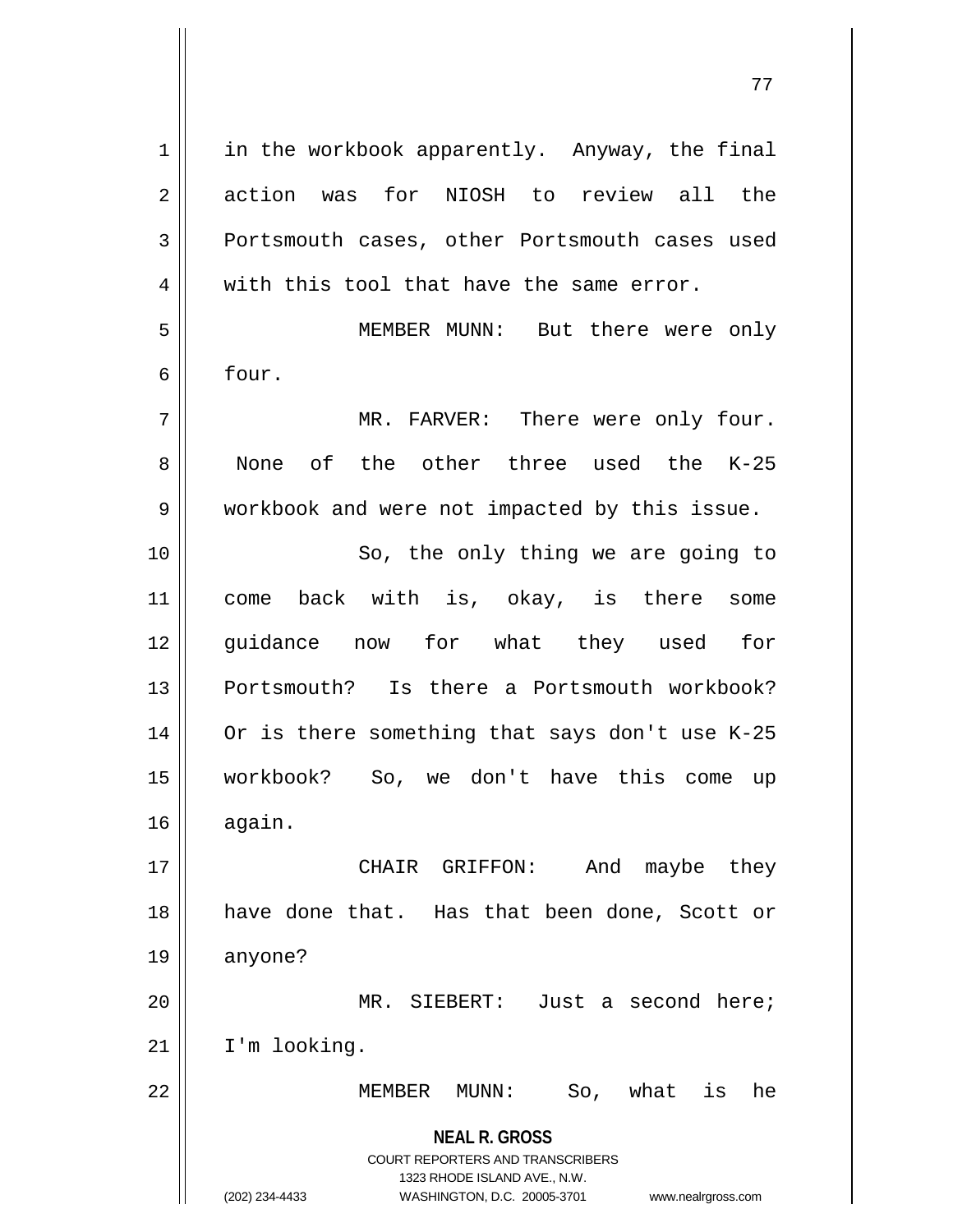in the workbook apparently. Anyway, the final action was for NIOSH to review all the Portsmouth cases, other Portsmouth cases used with this tool that have the same error.

MEMBER MUNN: But there were only four.

MR. FARVER: There were only four. None of the other three used the K-25 workbook and were not impacted by this issue.

So, the only thing we are going to come back with is, okay, is there some guidance now for what they used for Portsmouth? Is there a Portsmouth workbook? Or is there something that says don't use K-25 workbook? So, we don't have this come up again.

CHAIR GRIFFON: And maybe they have done that. Has that been done, Scott or anyone?

MR. SIEBERT: Just a second here; I'm looking.

MEMBER MUNN: So, what is he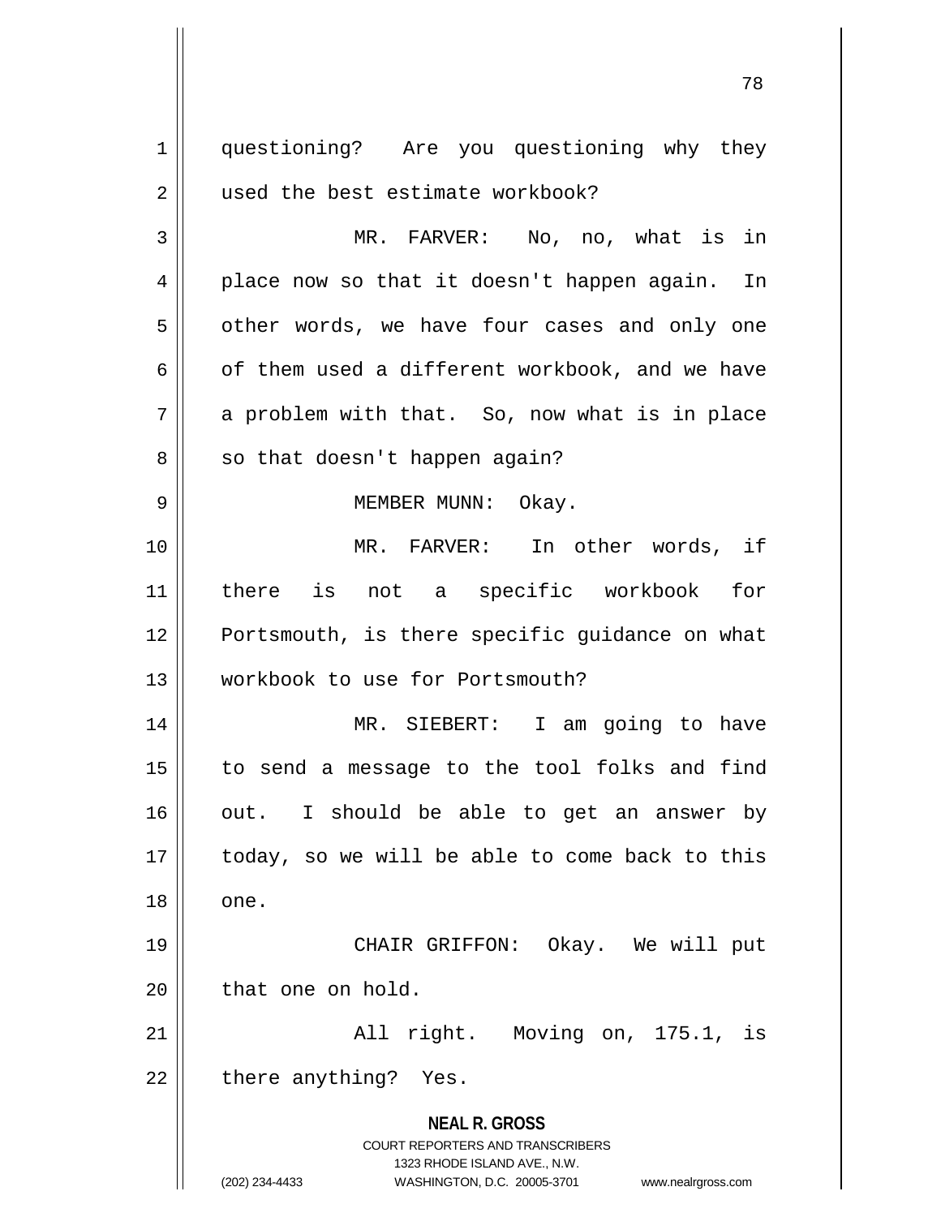questioning? Are you questioning why they used the best estimate workbook?

MR. FARVER: No, no, what is in place now so that it doesn't happen again. In other words, we have four cases and only one of them used a different workbook, and we have a problem with that. So, now what is in place so that doesn't happen again?

MEMBER MUNN: Okay.

MR. FARVER: In other words, if there is not a specific workbook for Portsmouth, is there specific guidance on what workbook to use for Portsmouth?

MR. SIEBERT: I am going to have to send a message to the tool folks and find out. I should be able to get an answer by today, so we will be able to come back to this one.

CHAIR GRIFFON: Okay. We will put that one on hold.

All right. Moving on, 175.1, is there anything? Yes.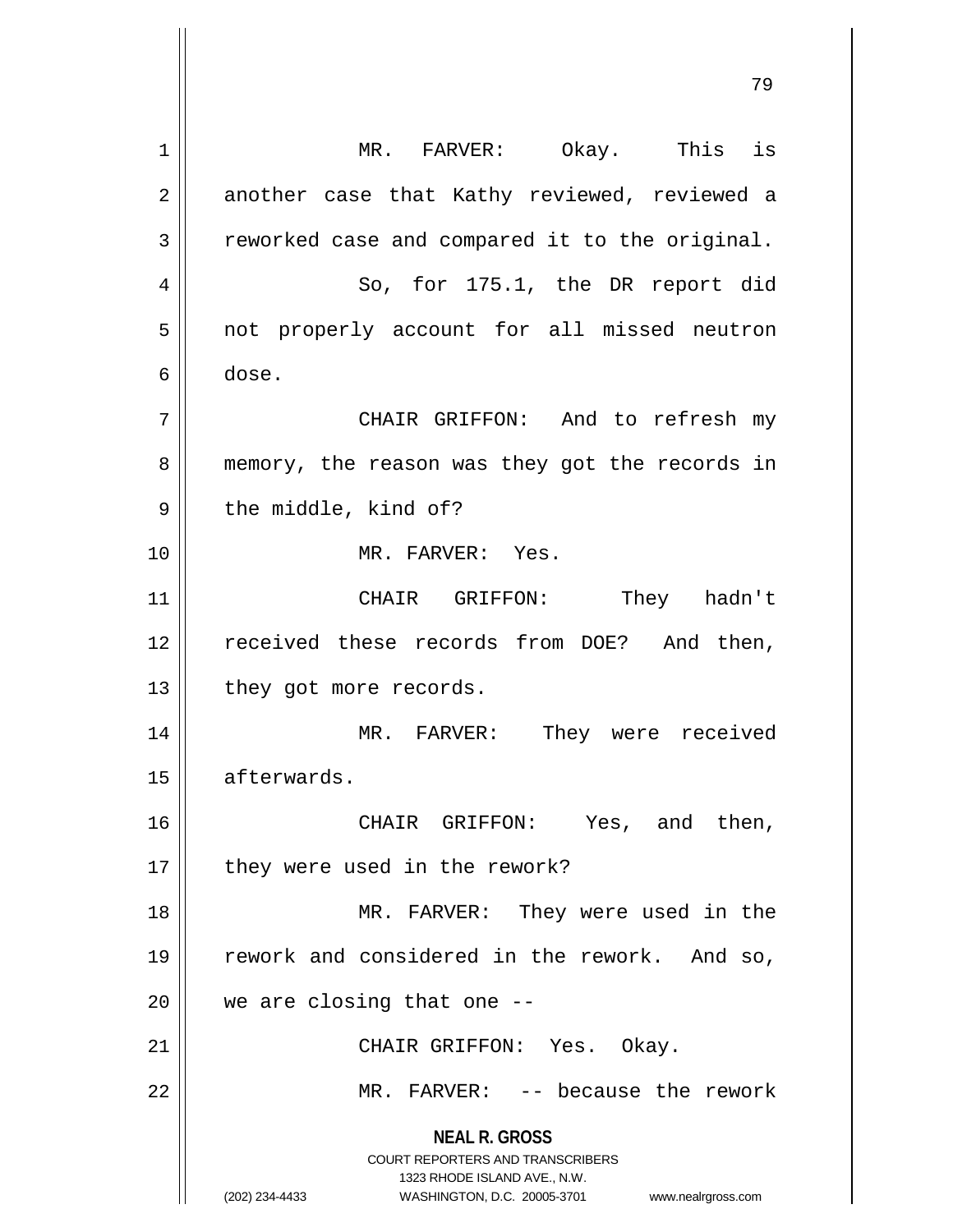MR. FARVER: Okay. This is another case that Kathy reviewed, reviewed a reworked case and compared it to the original.

So, for 175.1, the DR report did not properly account for all missed neutron dose.

CHAIR GRIFFON: And to refresh my memory, the reason was they got the records in the middle, kind of?

MR. FARVER: Yes.

CHAIR GRIFFON: They hadn't received these records from DOE? And then, they got more records.

MR. FARVER: They were received afterwards.

CHAIR GRIFFON: Yes, and then, they were used in the rework?

MR. FARVER: They were used in the rework and considered in the rework. And so, we are closing that one --

CHAIR GRIFFON: Yes. Okay.

MR. FARVER: -- because the rework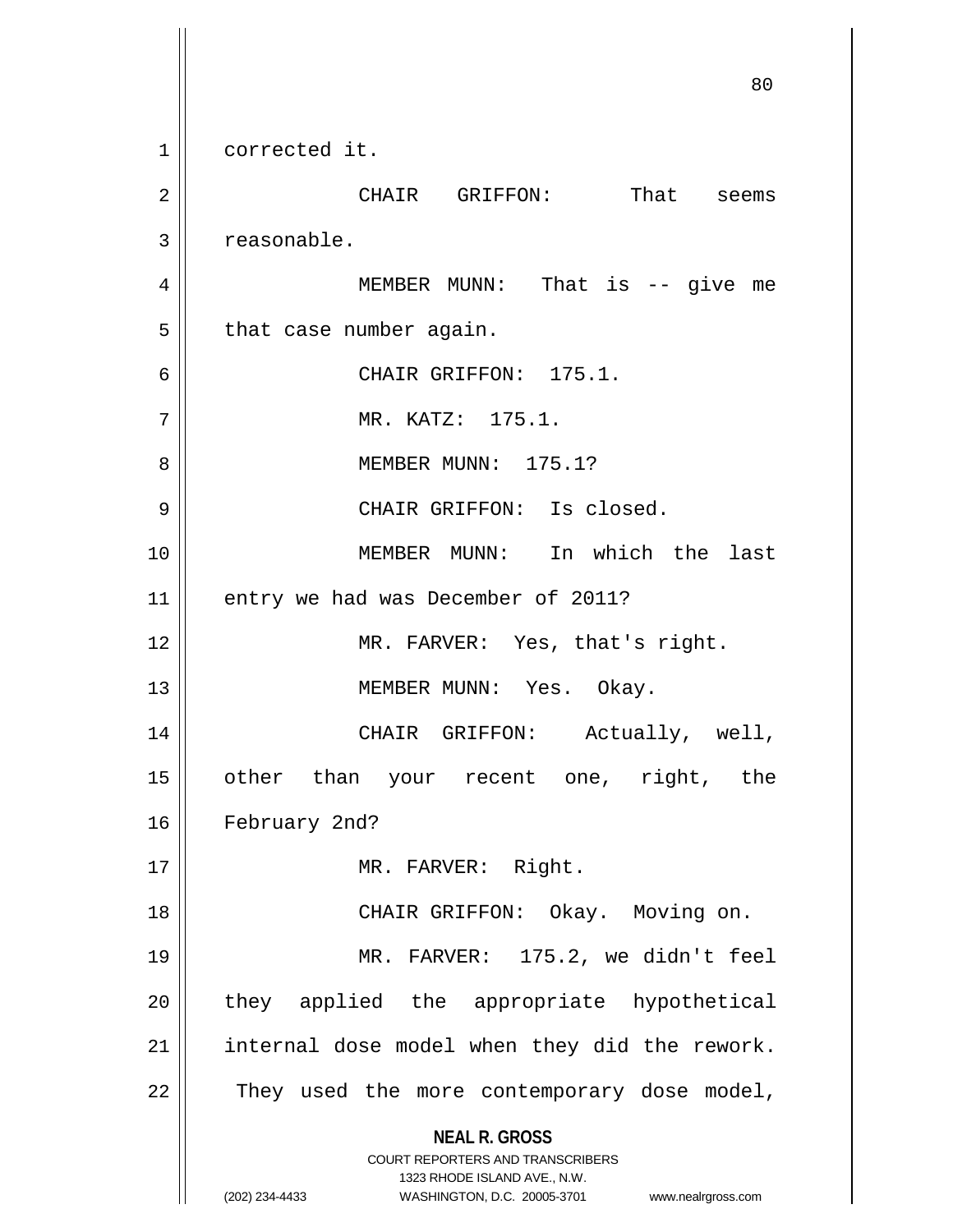corrected it.

CHAIR GRIFFON: That seems reasonable.

MEMBER MUNN: That is -- give me that case number again.

CHAIR GRIFFON: 175.1.

MR. KATZ: 175.1.

MEMBER MUNN: 175.1?

CHAIR GRIFFON: Is closed.

MEMBER MUNN: In which the last entry we had was December of 2011?

MR. FARVER: Yes, that's right.

MEMBER MUNN: Yes. Okay.

CHAIR GRIFFON: Actually, well, other than your recent one, right, the February 2nd?

MR. FARVER: Right.

CHAIR GRIFFON: Okay. Moving on.

MR. FARVER: 175.2, we didn't feel they applied the appropriate hypothetical internal dose model when they did the rework. They used the more contemporary dose model,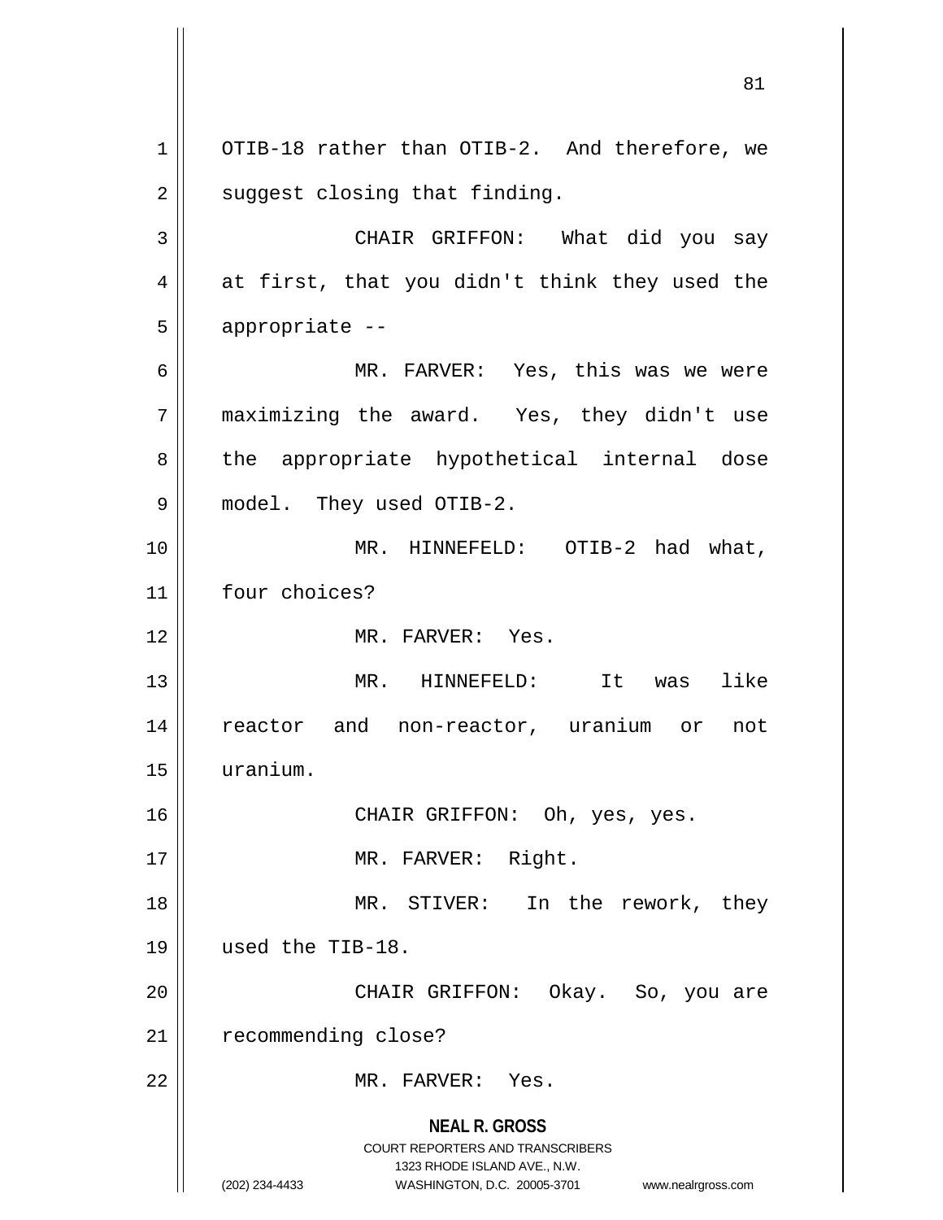OTIB-18 rather than OTIB-2. And therefore, we suggest closing that finding.

CHAIR GRIFFON: What did you say at first, that you didn't think they used the appropriate --

MR. FARVER: Yes, this was we were maximizing the award. Yes, they didn't use the appropriate hypothetical internal dose model. They used OTIB-2.

MR. HINNEFELD: OTIB-2 had what, four choices?

MR. FARVER: Yes.

MR. HINNEFELD: It was like reactor and non-reactor, uranium or not uranium.

CHAIR GRIFFON: Oh, yes, yes.

MR. FARVER: Right.

MR. STIVER: In the rework, they used the TIB-18.

CHAIR GRIFFON: Okay. So, you are recommending close?

MR. FARVER: Yes.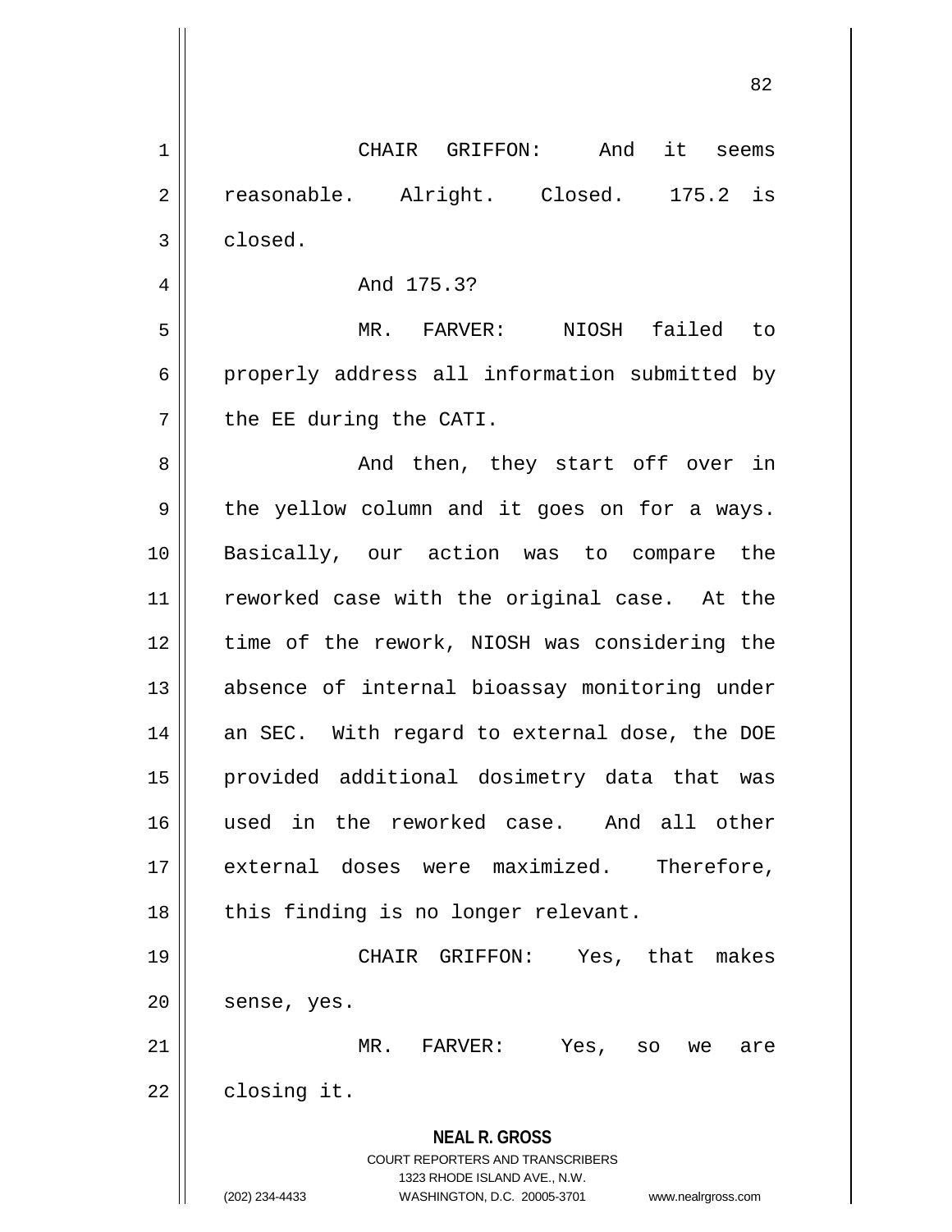CHAIR GRIFFON: And it seems reasonable. Alright. Closed. 175.2 is closed.

And 175.3?

MR. FARVER: NIOSH failed to properly address all information submitted by the EE during the CATI.

And then, they start off over in the yellow column and it goes on for a ways. Basically, our action was to compare the reworked case with the original case. At the time of the rework, NIOSH was considering the absence of internal bioassay monitoring under an SEC. With regard to external dose, the DOE provided additional dosimetry data that was used in the reworked case. And all other external doses were maximized. Therefore, this finding is no longer relevant.

CHAIR GRIFFON: Yes, that makes sense, yes.

MR. FARVER: Yes, so we are closing it.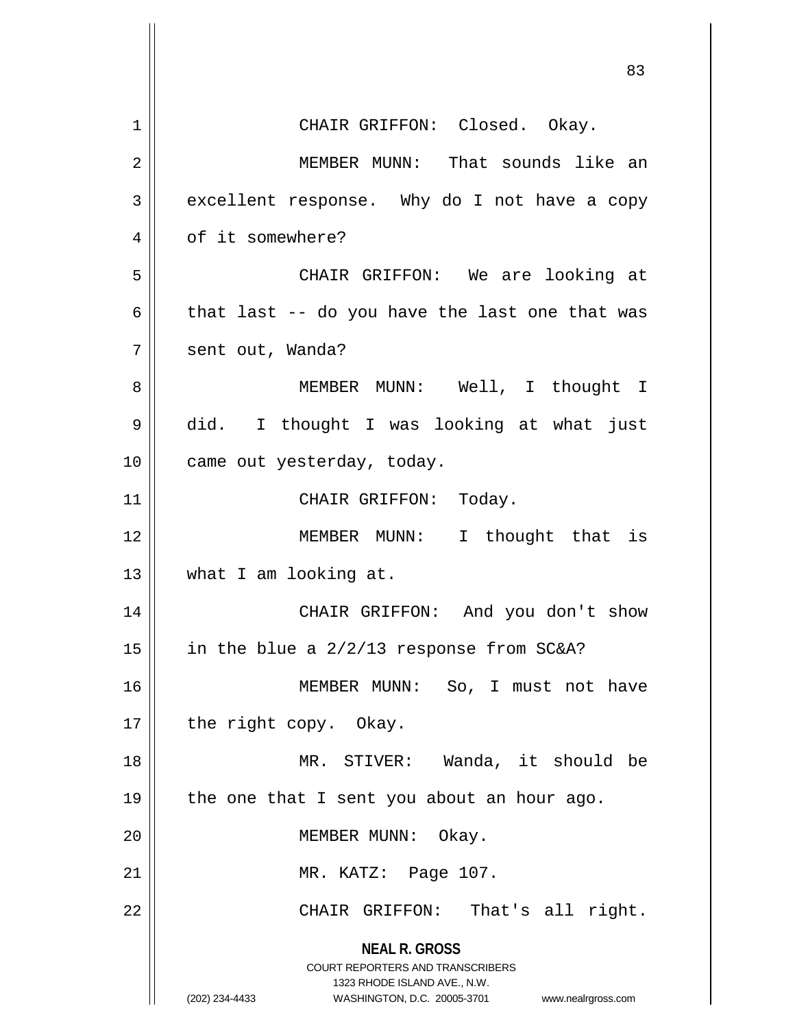CHAIR GRIFFON: Closed. Okay.

MEMBER MUNN: That sounds like an excellent response. Why do I not have a copy of it somewhere?

CHAIR GRIFFON: We are looking at that last -- do you have the last one that was sent out, Wanda?

MEMBER MUNN: Well, I thought I did. I thought I was looking at what just came out yesterday, today.

CHAIR GRIFFON: Today.

MEMBER MUNN: I thought that is what I am looking at.

CHAIR GRIFFON: And you don't show in the blue a 2/2/13 response from SC&A?

MEMBER MUNN: So, I must not have the right copy. Okay.

MR. STIVER: Wanda, it should be the one that I sent you about an hour ago.

MEMBER MUNN: Okay.

MR. KATZ: Page 107.

CHAIR GRIFFON: That's all right.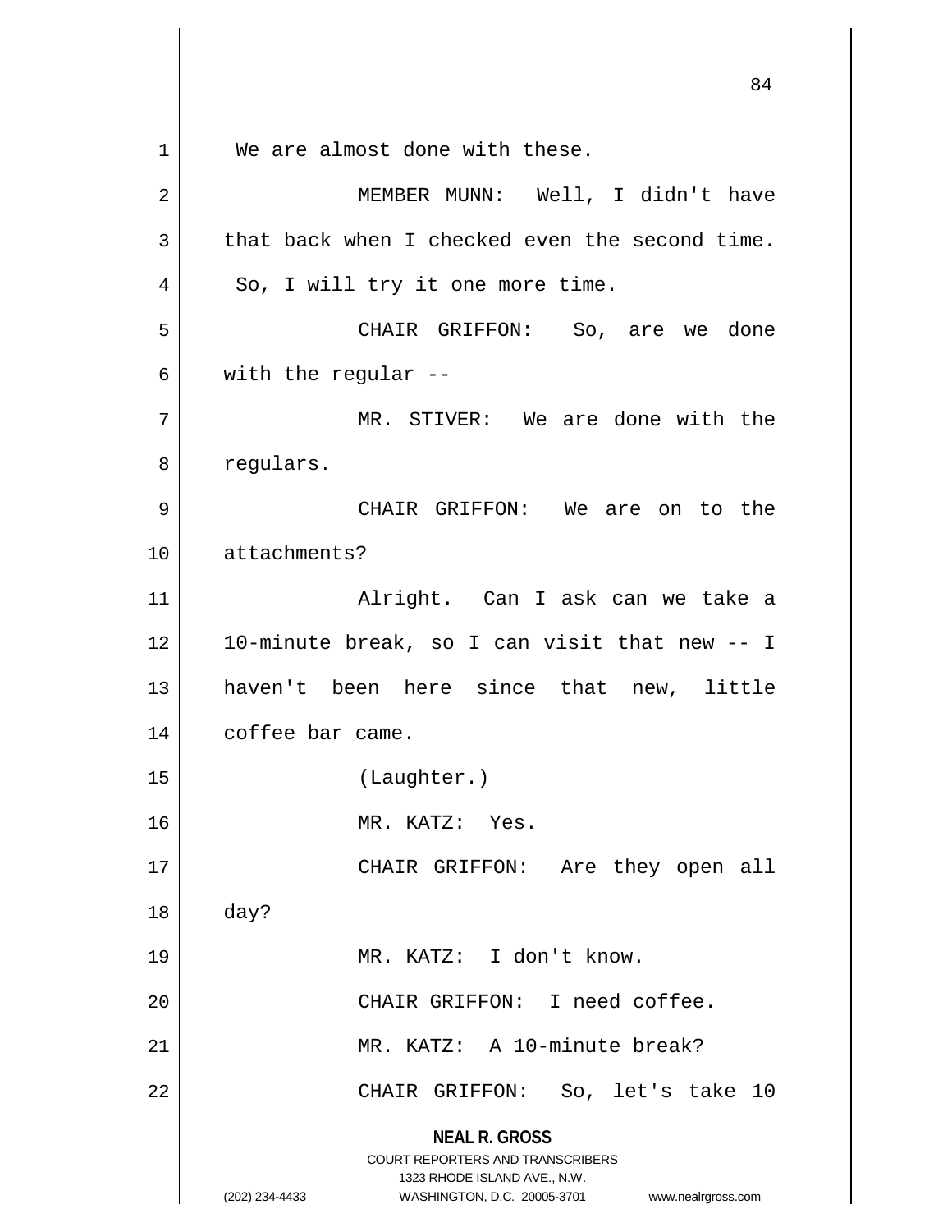We are almost done with these.

MEMBER MUNN: Well, I didn't have that back when I checked even the second time. So, I will try it one more time.

CHAIR GRIFFON: So, are we done with the regular --

MR. STIVER: We are done with the regulars.

CHAIR GRIFFON: We are on to the attachments?

Alright. Can I ask can we take a 10-minute break, so I can visit that new -- I haven't been here since that new, little coffee bar came.

(Laughter.)

MR. KATZ: Yes.

CHAIR GRIFFON: Are they open all day?

MR. KATZ: I don't know.

CHAIR GRIFFON: I need coffee.

MR. KATZ: A 10-minute break?

CHAIR GRIFFON: So, let's take 10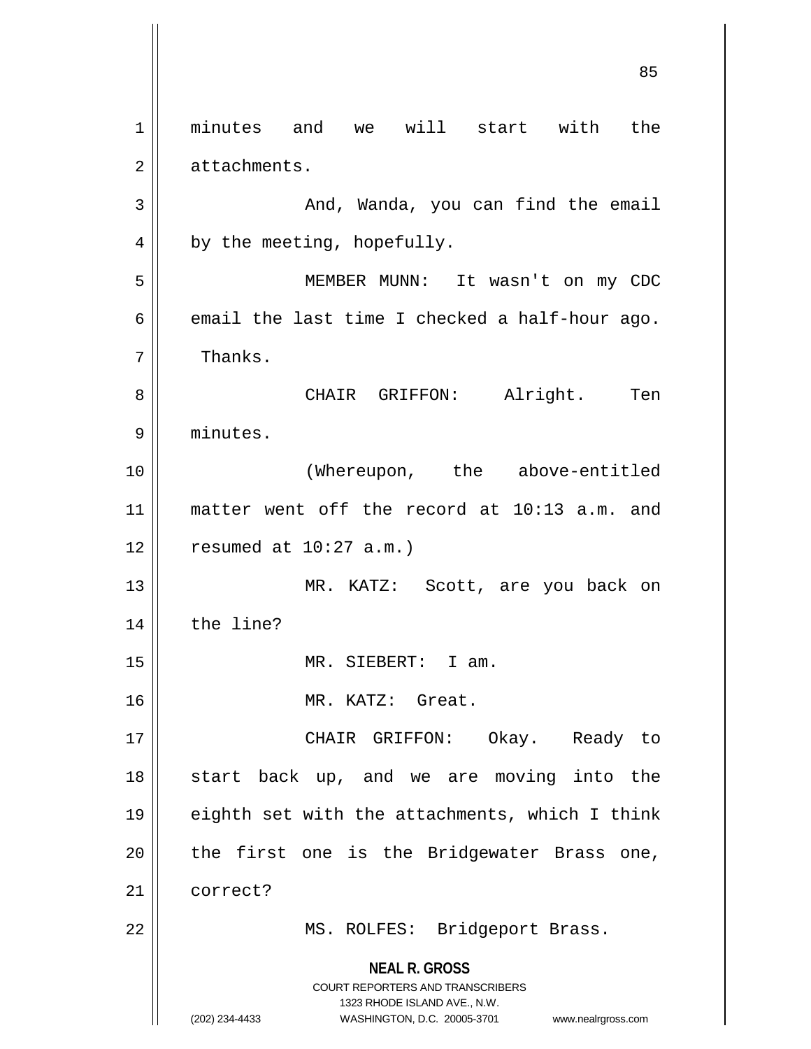minutes and we will start with the attachments.

And, Wanda, you can find the email by the meeting, hopefully.

MEMBER MUNN: It wasn't on my CDC email the last time I checked a half-hour ago. Thanks.

CHAIR GRIFFON: Alright. Ten minutes.

(Whereupon, the above-entitled matter went off the record at 10:13 a.m. and resumed at 10:27 a.m.)

MR. KATZ: Scott, are you back on the line?

MR. SIEBERT: I am.

MR. KATZ: Great.

CHAIR GRIFFON: Okay. Ready to start back up, and we are moving into the eighth set with the attachments, which I think the first one is the Bridgewater Brass one, correct?

MS. ROLFES: Bridgeport Brass.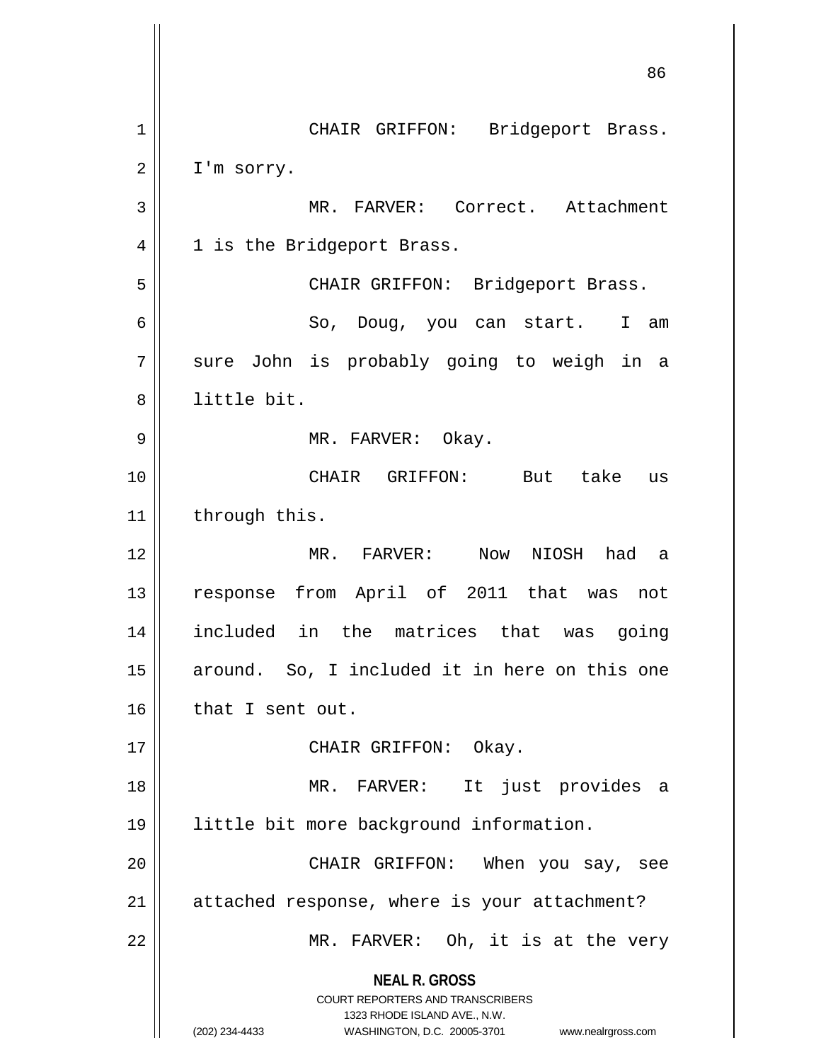CHAIR GRIFFON: Bridgeport Brass. I'm sorry.

MR. FARVER: Correct. Attachment 1 is the Bridgeport Brass.

CHAIR GRIFFON: Bridgeport Brass.

So, Doug, you can start. I am sure John is probably going to weigh in a little bit.

MR. FARVER: Okay.

CHAIR GRIFFON: But take us through this.

MR. FARVER: Now NIOSH had a response from April of 2011 that was not included in the matrices that was going around. So, I included it in here on this one that I sent out.

CHAIR GRIFFON: Okay.

MR. FARVER: It just provides a little bit more background information.

CHAIR GRIFFON: When you say, see attached response, where is your attachment?

MR. FARVER: Oh, it is at the very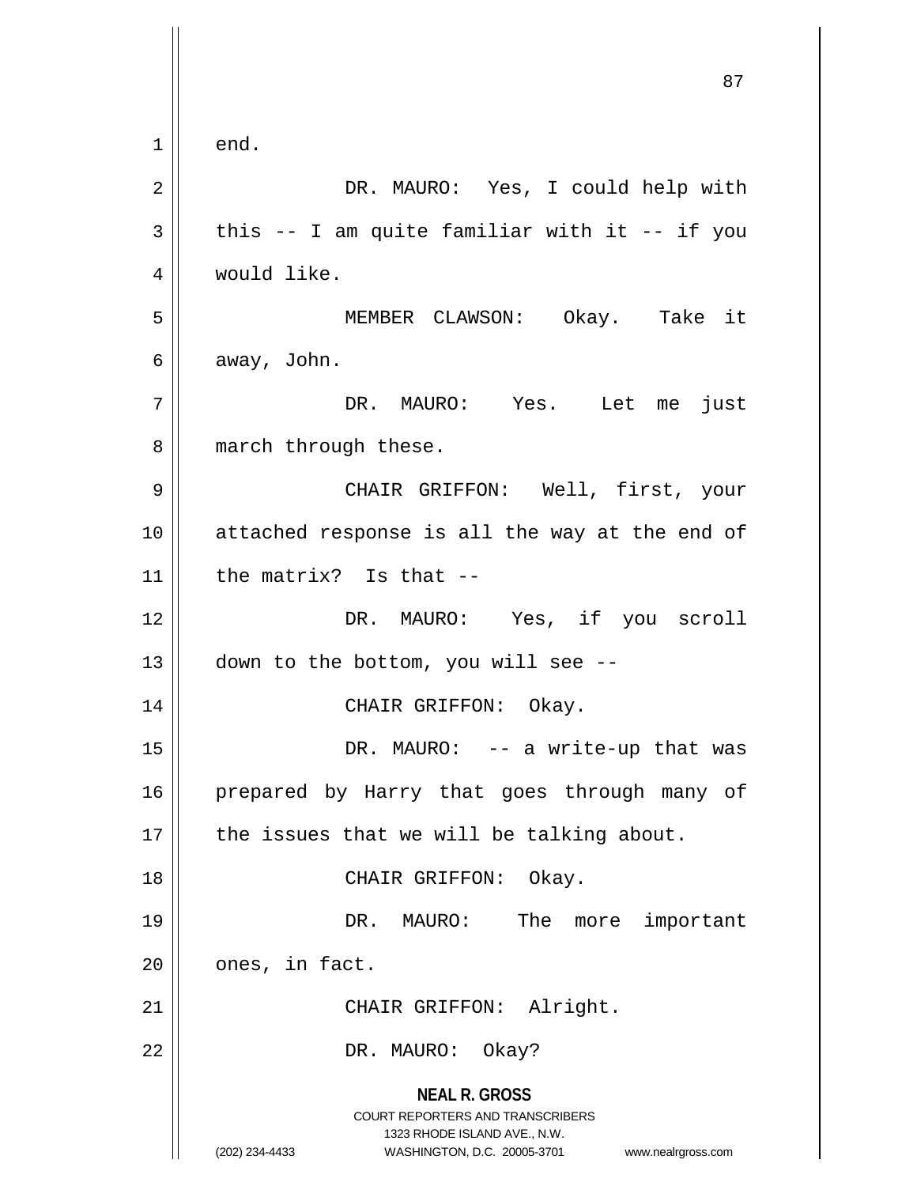end.

DR. MAURO: Yes, I could help with this -- I am quite familiar with it -- if you would like.

MEMBER CLAWSON: Okay. Take it away, John.

DR. MAURO: Yes. Let me just march through these.

CHAIR GRIFFON: Well, first, your attached response is all the way at the end of the matrix? Is that --

DR. MAURO: Yes, if you scroll down to the bottom, you will see --

CHAIR GRIFFON: Okay.

DR. MAURO: -- a write-up that was prepared by Harry that goes through many of the issues that we will be talking about.

CHAIR GRIFFON: Okay.

DR. MAURO: The more important ones, in fact.

CHAIR GRIFFON: Alright.

DR. MAURO: Okay?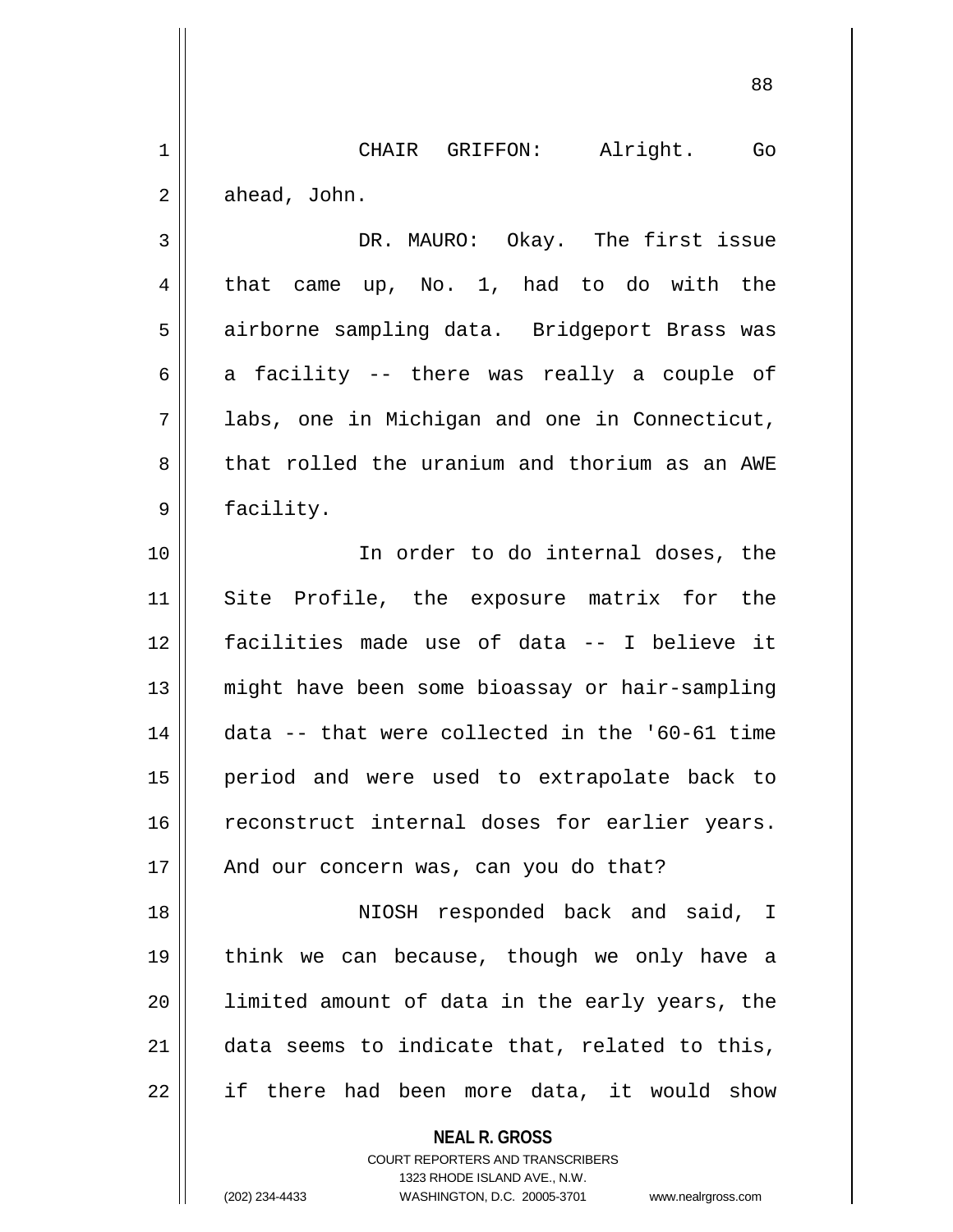CHAIR GRIFFON: Alright. Go ahead, John.

DR. MAURO: Okay. The first issue that came up, No. 1, had to do with the airborne sampling data. Bridgeport Brass was a facility -- there was really a couple of labs, one in Michigan and one in Connecticut, that rolled the uranium and thorium as an AWE facility.

In order to do internal doses, the Site Profile, the exposure matrix for the facilities made use of data -- I believe it might have been some bioassay or hair-sampling data -- that were collected in the '60-61 time period and were used to extrapolate back to reconstruct internal doses for earlier years. And our concern was, can you do that?

NIOSH responded back and said, I think we can because, though we only have a limited amount of data in the early years, the data seems to indicate that, related to this, if there had been more data, it would show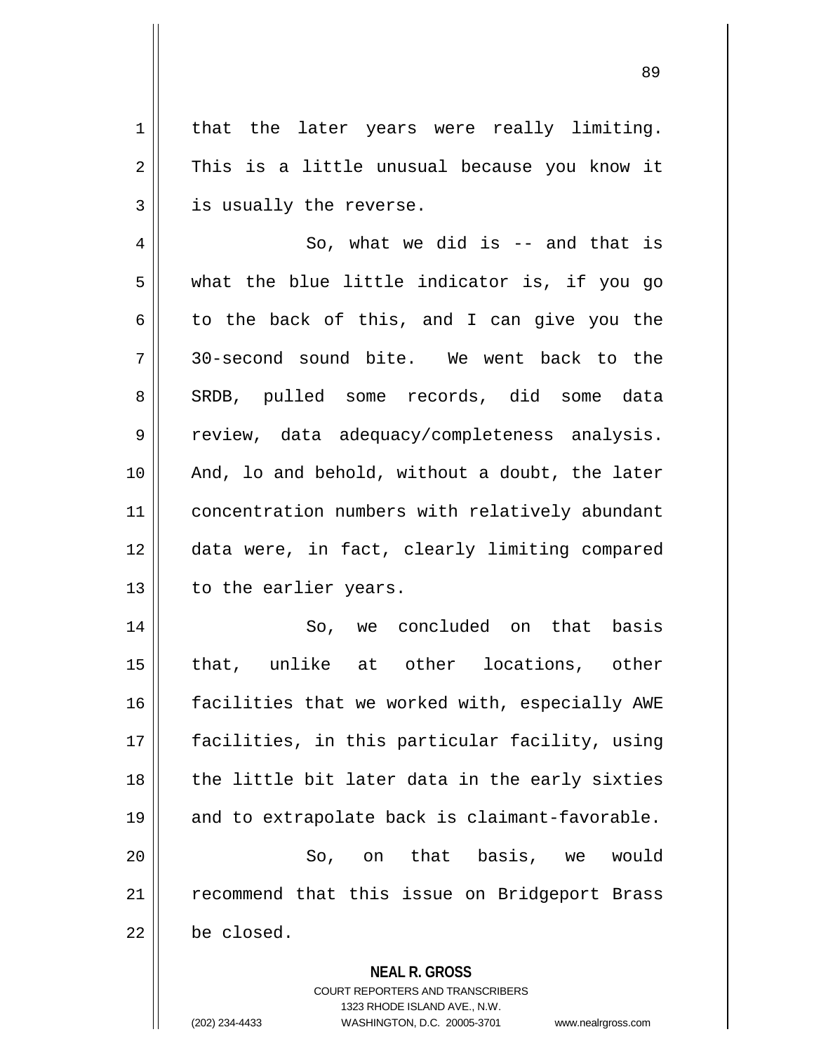that the later years were really limiting. This is a little unusual because you know it is usually the reverse.

So, what we did is -- and that is what the blue little indicator is, if you go to the back of this, and I can give you the 30-second sound bite. We went back to the SRDB, pulled some records, did some data review, data adequacy/completeness analysis. And, lo and behold, without a doubt, the later concentration numbers with relatively abundant data were, in fact, clearly limiting compared to the earlier years.

So, we concluded on that basis that, unlike at other locations, other facilities that we worked with, especially AWE facilities, in this particular facility, using the little bit later data in the early sixties and to extrapolate back is claimant-favorable.

So, on that basis, we would recommend that this issue on Bridgeport Brass be closed.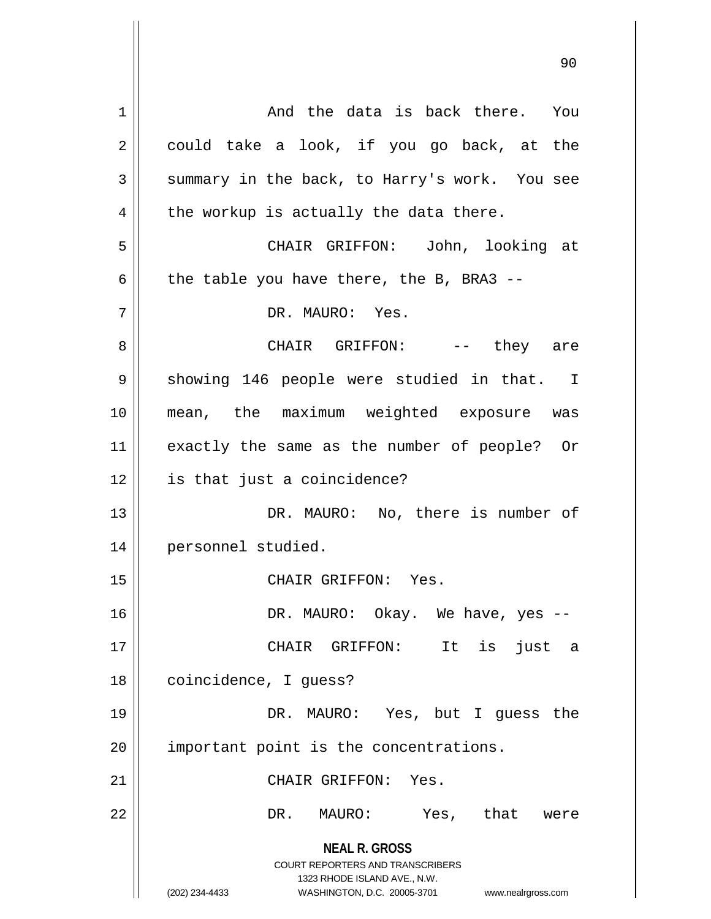And the data is back there. You could take a look, if you go back, at the summary in the back, to Harry's work. You see the workup is actually the data there.

CHAIR GRIFFON: John, looking at the table you have there, the B, BRA3 --

DR. MAURO: Yes.

CHAIR GRIFFON: -- they are showing 146 people were studied in that. I mean, the maximum weighted exposure was exactly the same as the number of people? Or is that just a coincidence?

DR. MAURO: No, there is number of personnel studied.

CHAIR GRIFFON: Yes.

DR. MAURO: Okay. We have, yes --

CHAIR GRIFFON: It is just a coincidence, I guess?

DR. MAURO: Yes, but I guess the important point is the concentrations.

CHAIR GRIFFON: Yes.

DR. MAURO: Yes, that were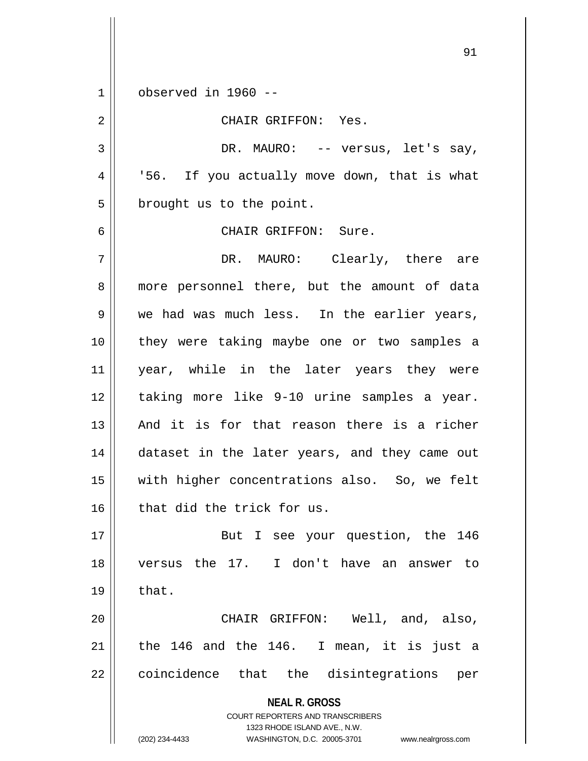observed in 1960 --

CHAIR GRIFFON: Yes.

DR. MAURO: -- versus, let's say, '56. If you actually move down, that is what brought us to the point.

CHAIR GRIFFON: Sure.

DR. MAURO: Clearly, there are more personnel there, but the amount of data we had was much less. In the earlier years, they were taking maybe one or two samples a year, while in the later years they were taking more like 9-10 urine samples a year. And it is for that reason there is a richer dataset in the later years, and they came out with higher concentrations also. So, we felt that did the trick for us.

But I see your question, the 146 versus the 17. I don't have an answer to that.

CHAIR GRIFFON: Well, and, also, the 146 and the 146. I mean, it is just a coincidence that the disintegrations per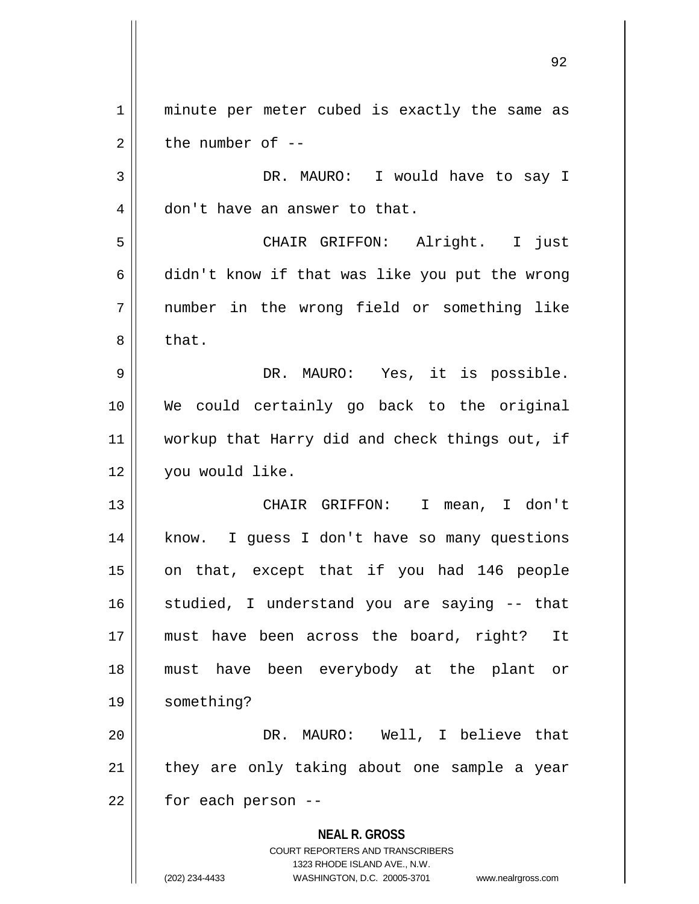minute per meter cubed is exactly the same as the number of --

DR. MAURO: I would have to say I don't have an answer to that.

CHAIR GRIFFON: Alright. I just didn't know if that was like you put the wrong number in the wrong field or something like that.

DR. MAURO: Yes, it is possible. We could certainly go back to the original workup that Harry did and check things out, if you would like.

CHAIR GRIFFON: I mean, I don't know. I guess I don't have so many questions on that, except that if you had 146 people studied, I understand you are saying -- that must have been across the board, right? It must have been everybody at the plant or something?

DR. MAURO: Well, I believe that they are only taking about one sample a year for each person --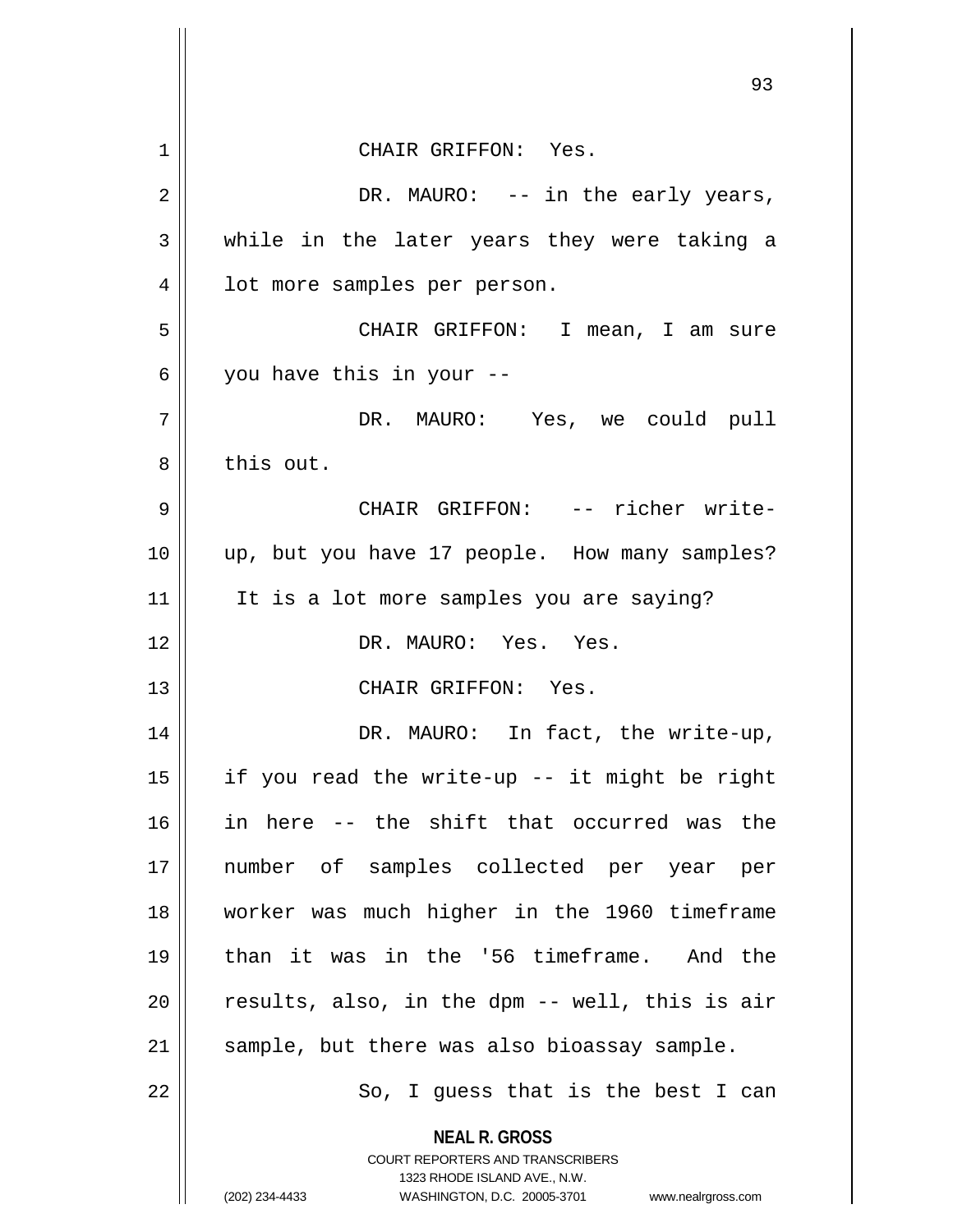CHAIR GRIFFON: Yes.

DR. MAURO: -- in the early years, while in the later years they were taking a lot more samples per person.

CHAIR GRIFFON: I mean, I am sure you have this in your --

DR. MAURO: Yes, we could pull this out.

CHAIR GRIFFON: -- richer write-up, but you have 17 people. How many samples? It is a lot more samples you are saying?

DR. MAURO: Yes. Yes.

CHAIR GRIFFON: Yes.

DR. MAURO: In fact, the write-up, if you read the write-up -- it might be right in here -- the shift that occurred was the number of samples collected per year per worker was much higher in the 1960 timeframe than it was in the '56 timeframe. And the results, also, in the dpm -- well, this is air sample, but there was also bioassay sample.

So, I guess that is the best I can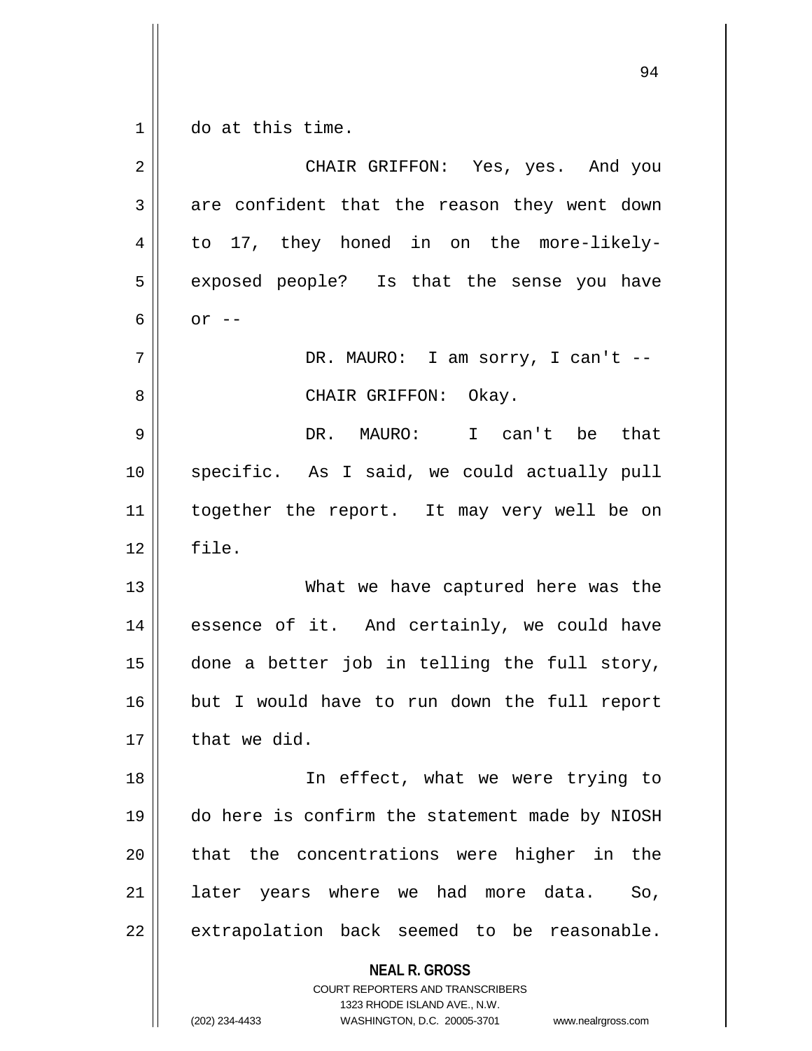do at this time.

CHAIR GRIFFON: Yes, yes. And you are confident that the reason they went down to 17, they honed in on the more-likely-exposed people? Is that the sense you have or --

DR. MAURO: I am sorry, I can't --

CHAIR GRIFFON: Okay.

DR. MAURO: I can't be that specific. As I said, we could actually pull together the report. It may very well be on file.

What we have captured here was the essence of it. And certainly, we could have done a better job in telling the full story, but I would have to run down the full report that we did.

In effect, what we were trying to do here is confirm the statement made by NIOSH that the concentrations were higher in the later years where we had more data. So, extrapolation back seemed to be reasonable.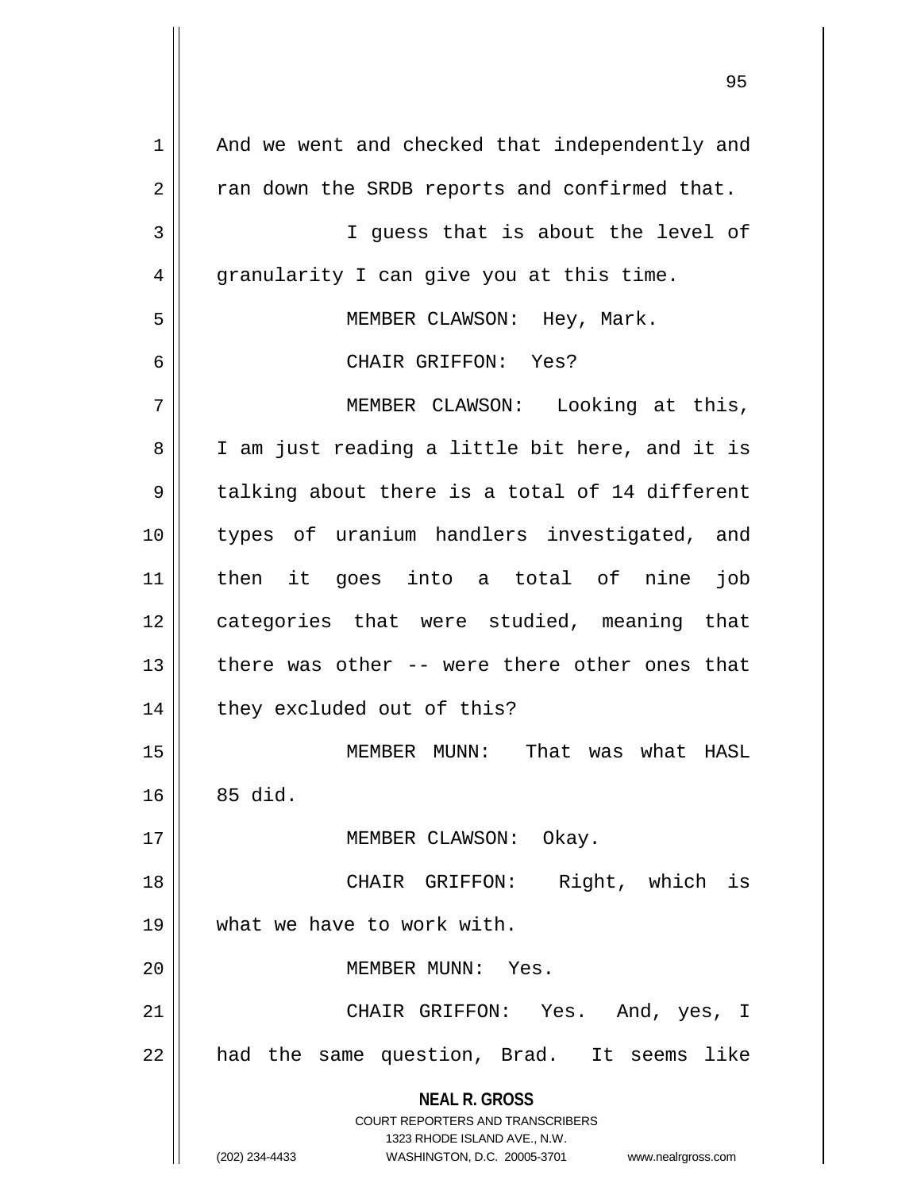And we went and checked that independently and ran down the SRDB reports and confirmed that.

I guess that is about the level of granularity I can give you at this time.

MEMBER CLAWSON: Hey, Mark.

CHAIR GRIFFON: Yes?

MEMBER CLAWSON: Looking at this, I am just reading a little bit here, and it is talking about there is a total of 14 different types of uranium handlers investigated, and then it goes into a total of nine job categories that were studied, meaning that there was other -- were there other ones that they excluded out of this?

MEMBER MUNN: That was what HASL 85 did.

MEMBER CLAWSON: Okay.

CHAIR GRIFFON: Right, which is what we have to work with.

MEMBER MUNN: Yes.

CHAIR GRIFFON: Yes. And, yes, I had the same question, Brad. It seems like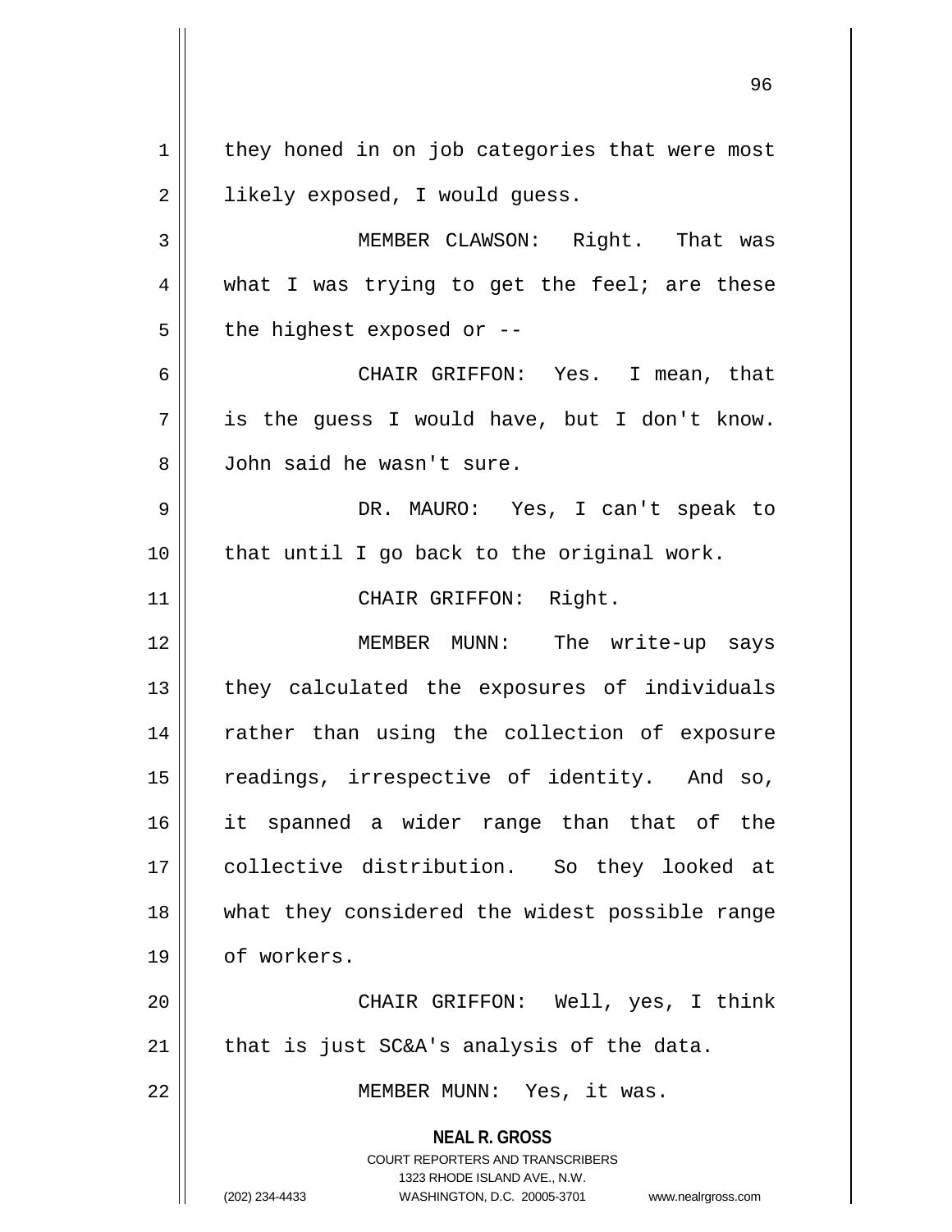they honed in on job categories that were most likely exposed, I would guess.

MEMBER CLAWSON: Right. That was what I was trying to get the feel; are these the highest exposed or --

CHAIR GRIFFON: Yes. I mean, that is the guess I would have, but I don't know. John said he wasn't sure.

DR. MAURO: Yes, I can't speak to that until I go back to the original work.

CHAIR GRIFFON: Right.

MEMBER MUNN: The write-up says they calculated the exposures of individuals rather than using the collection of exposure readings, irrespective of identity. And so, it spanned a wider range than that of the collective distribution. So they looked at what they considered the widest possible range of workers.

CHAIR GRIFFON: Well, yes, I think that is just SC&A's analysis of the data.

MEMBER MUNN: Yes, it was.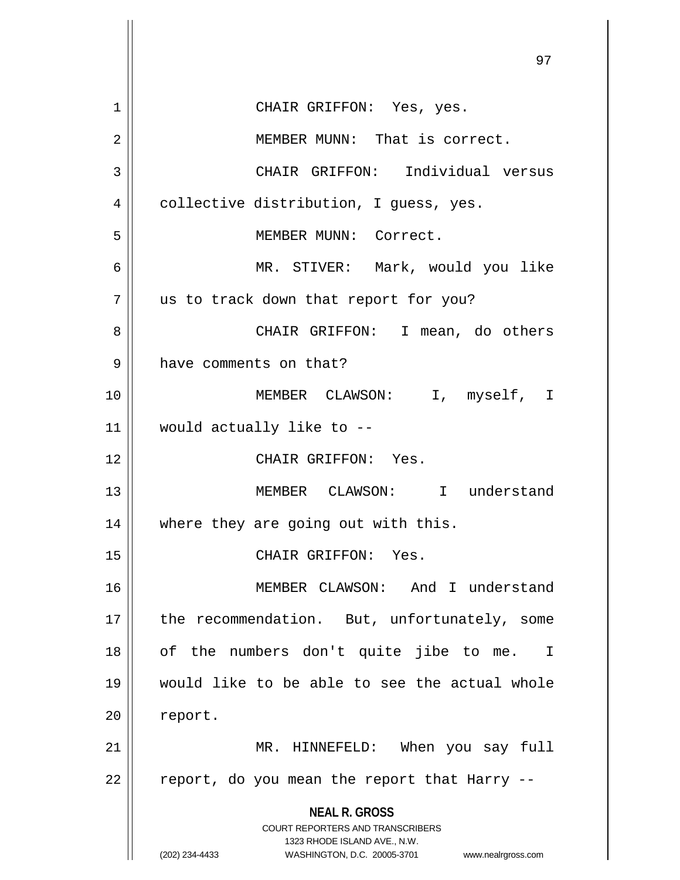CHAIR GRIFFON: Yes, yes.

MEMBER MUNN: That is correct.

CHAIR GRIFFON: Individual versus collective distribution, I guess, yes.

MEMBER MUNN: Correct.

MR. STIVER: Mark, would you like us to track down that report for you?

CHAIR GRIFFON: I mean, do others have comments on that?

MEMBER CLAWSON: I, myself, I would actually like to --

CHAIR GRIFFON: Yes.

MEMBER CLAWSON: I understand where they are going out with this.

CHAIR GRIFFON: Yes.

MEMBER CLAWSON: And I understand the recommendation. But, unfortunately, some of the numbers don't quite jibe to me. I would like to be able to see the actual whole report.

MR. HINNEFELD: When you say full report, do you mean the report that Harry --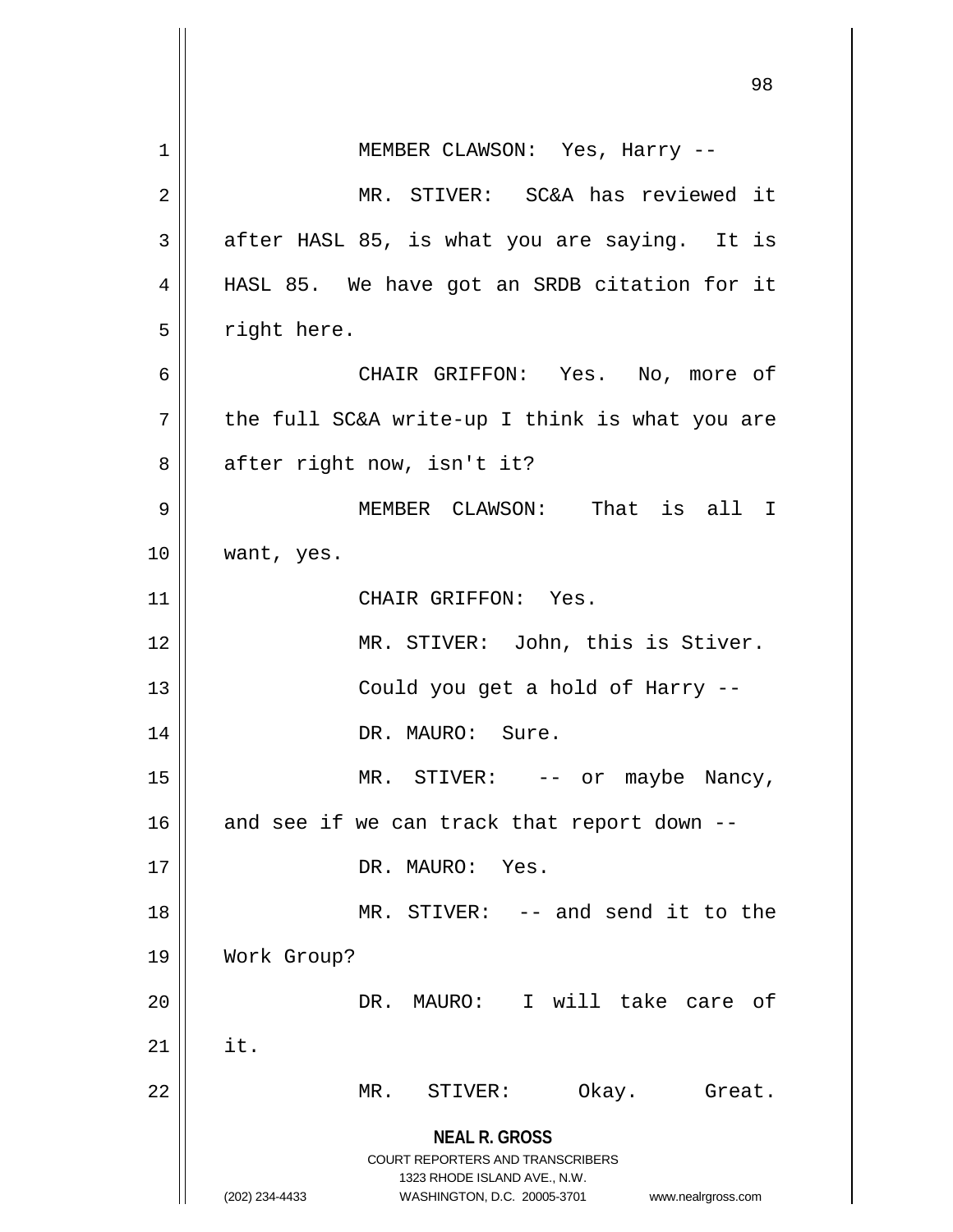MEMBER CLAWSON: Yes, Harry --

MR. STIVER: SC&A has reviewed it after HASL 85, is what you are saying. It is HASL 85. We have got an SRDB citation for it right here.

CHAIR GRIFFON: Yes. No, more of the full SC&A write-up I think is what you are after right now, isn't it?

MEMBER CLAWSON: That is all I want, yes.

CHAIR GRIFFON: Yes.

MR. STIVER: John, this is Stiver.

Could you get a hold of Harry --

DR. MAURO: Sure.

MR. STIVER: -- or maybe Nancy, and see if we can track that report down --

DR. MAURO: Yes.

MR. STIVER: -- and send it to the Work Group?

DR. MAURO: I will take care of it.

MR. STIVER: Okay. Great.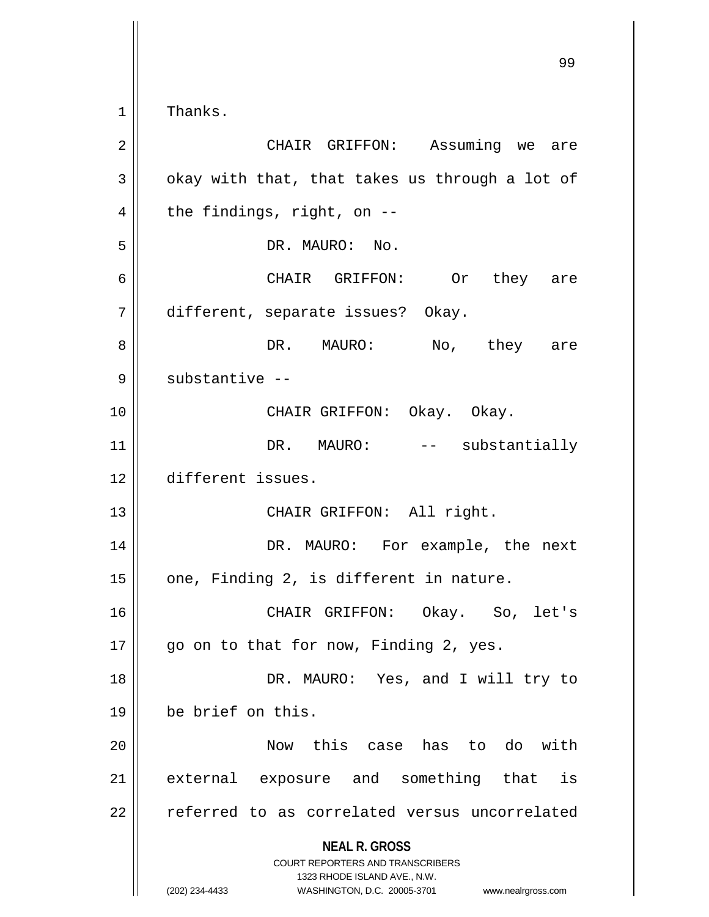Thanks.

CHAIR GRIFFON: Assuming we are okay with that, that takes us through a lot of the findings, right, on --

DR. MAURO: No.

CHAIR GRIFFON: Or they are different, separate issues? Okay.

DR. MAURO: No, they are substantive --

CHAIR GRIFFON: Okay. Okay.

DR. MAURO: -- substantially different issues.

CHAIR GRIFFON: All right.

DR. MAURO: For example, the next one, Finding 2, is different in nature.

CHAIR GRIFFON: Okay. So, let's go on to that for now, Finding 2, yes.

DR. MAURO: Yes, and I will try to be brief on this.

Now this case has to do with external exposure and something that is referred to as correlated versus uncorrelated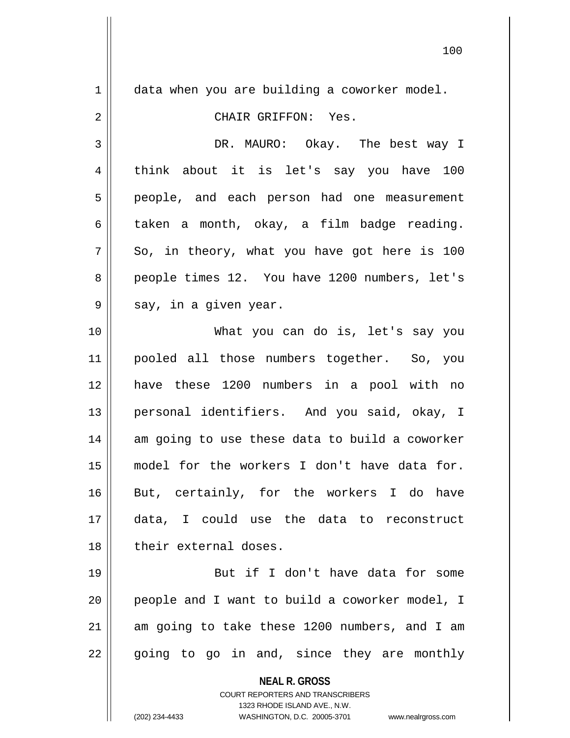data when you are building a coworker model.

CHAIR GRIFFON: Yes.

DR. MAURO: Okay. The best way I think about it is let's say you have 100 people, and each person had one measurement taken a month, okay, a film badge reading. So, in theory, what you have got here is 100 people times 12. You have 1200 numbers, let's say, in a given year.

What you can do is, let's say you pooled all those numbers together. So, you have these 1200 numbers in a pool with no personal identifiers. And you said, okay, I am going to use these data to build a coworker model for the workers I don't have data for. But, certainly, for the workers I do have data, I could use the data to reconstruct their external doses.

But if I don't have data for some people and I want to build a coworker model, I am going to take these 1200 numbers, and I am going to go in and, since they are monthly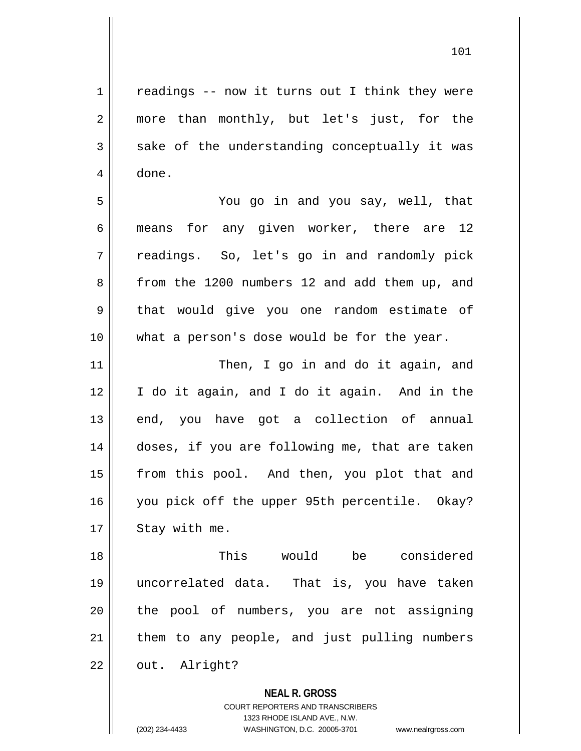readings -- now it turns out I think they were more than monthly, but let's just, for the sake of the understanding conceptually it was done.

You go in and you say, well, that means for any given worker, there are 12 readings. So, let's go in and randomly pick from the 1200 numbers 12 and add them up, and that would give you one random estimate of what a person's dose would be for the year.

Then, I go in and do it again, and I do it again, and I do it again. And in the end, you have got a collection of annual doses, if you are following me, that are taken from this pool. And then, you plot that and you pick off the upper 95th percentile. Okay? Stay with me.

This would be considered uncorrelated data. That is, you have taken the pool of numbers, you are not assigning them to any people, and just pulling numbers out. Alright?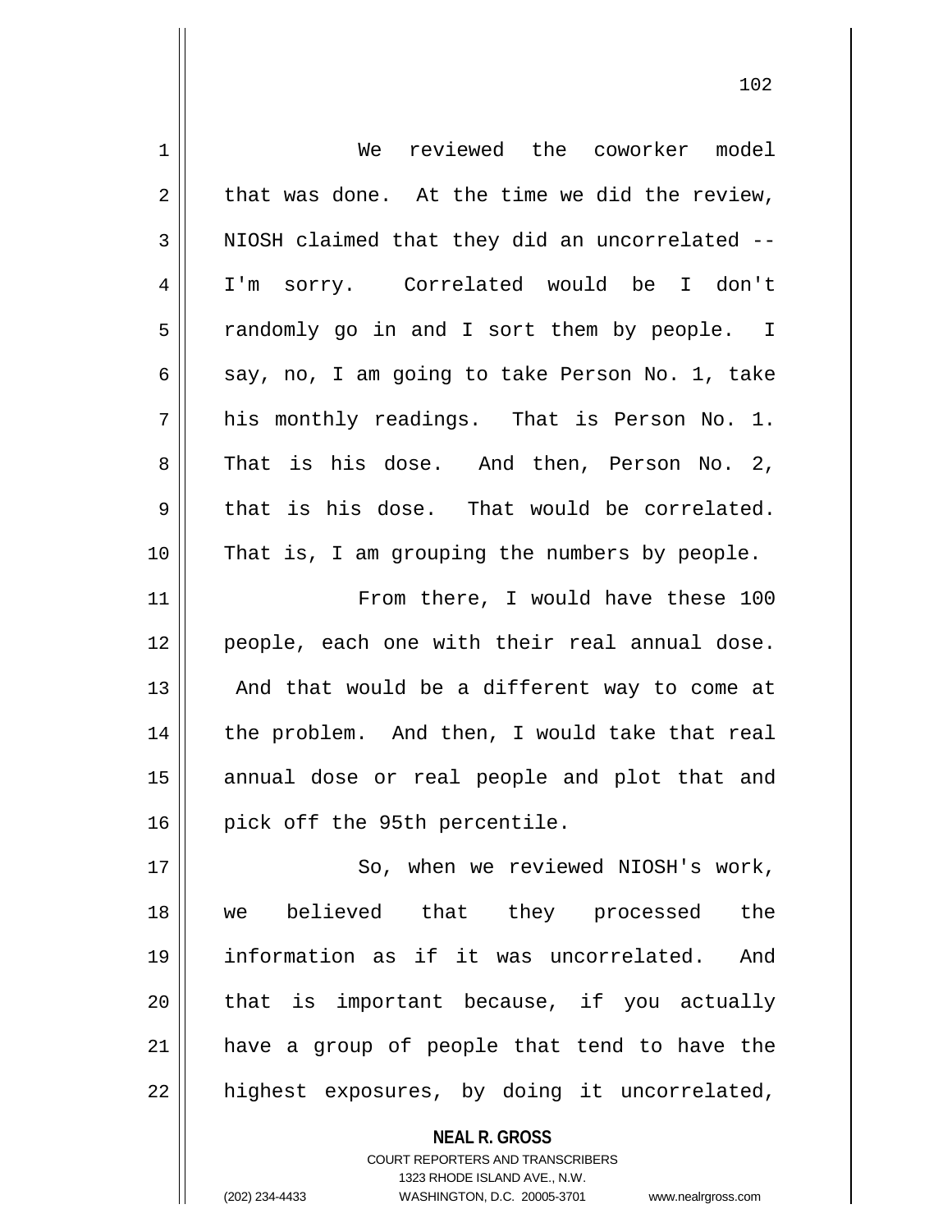We reviewed the coworker model that was done. At the time we did the review, NIOSH claimed that they did an uncorrelated -- I'm sorry. Correlated would be I don't randomly go in and I sort them by people. I say, no, I am going to take Person No. 1, take his monthly readings. That is Person No. 1. That is his dose. And then, Person No. 2, that is his dose. That would be correlated. That is, I am grouping the numbers by people.

From there, I would have these 100 people, each one with their real annual dose. And that would be a different way to come at the problem. And then, I would take that real annual dose or real people and plot that and pick off the 95th percentile.

So, when we reviewed NIOSH's work, we believed that they processed the information as if it was uncorrelated. And that is important because, if you actually have a group of people that tend to have the highest exposures, by doing it uncorrelated,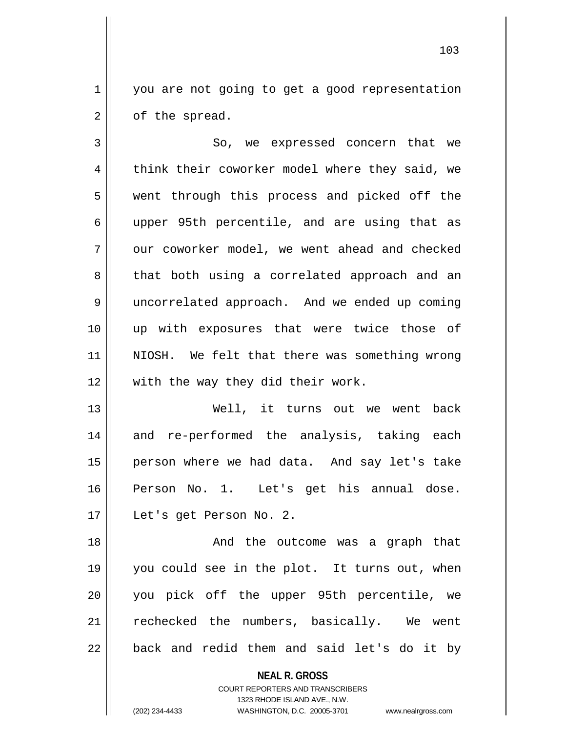you are not going to get a good representation of the spread.

So, we expressed concern that we think their coworker model where they said, we went through this process and picked off the upper 95th percentile, and are using that as our coworker model, we went ahead and checked that both using a correlated approach and an uncorrelated approach. And we ended up coming up with exposures that were twice those of NIOSH. We felt that there was something wrong with the way they did their work.

Well, it turns out we went back and re-performed the analysis, taking each person where we had data. And say let's take Person No. 1. Let's get his annual dose. Let's get Person No. 2.

And the outcome was a graph that you could see in the plot. It turns out, when you pick off the upper 95th percentile, we rechecked the numbers, basically. We went back and redid them and said let's do it by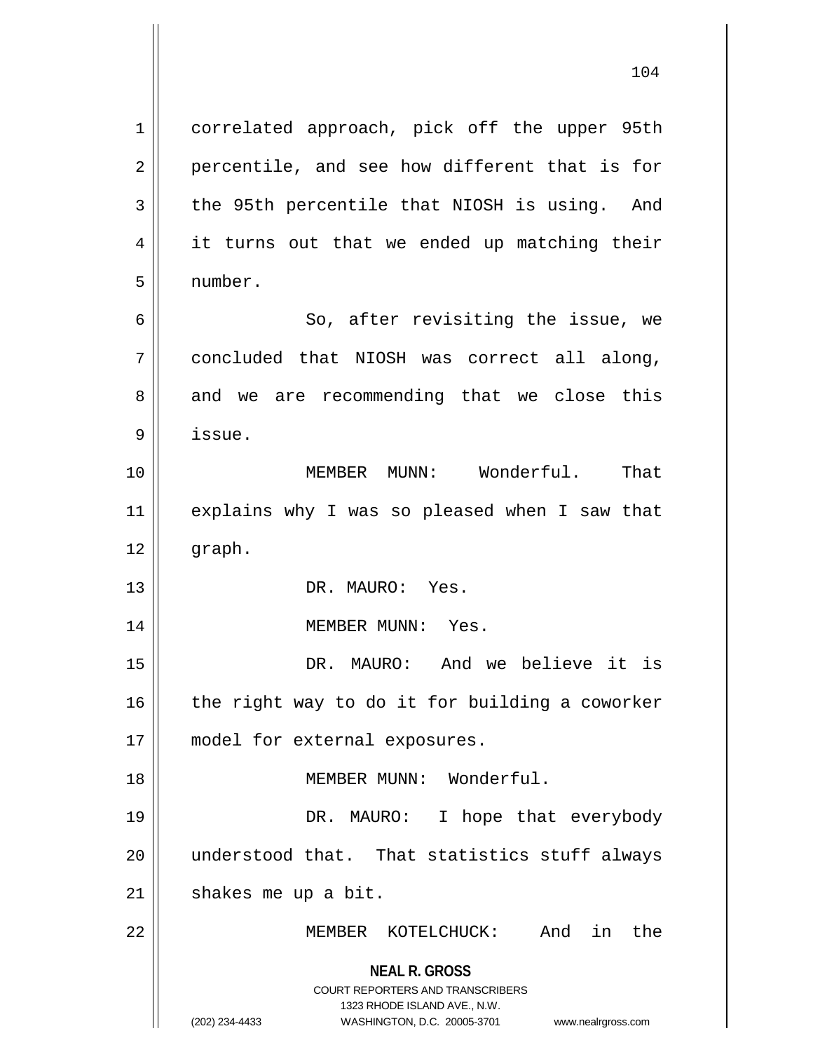correlated approach, pick off the upper 95th percentile, and see how different that is for the 95th percentile that NIOSH is using. And it turns out that we ended up matching their number.

So, after revisiting the issue, we concluded that NIOSH was correct all along, and we are recommending that we close this issue.

MEMBER MUNN: Wonderful. That explains why I was so pleased when I saw that graph.

DR. MAURO: Yes.

MEMBER MUNN: Yes.

DR. MAURO: And we believe it is the right way to do it for building a coworker model for external exposures.

MEMBER MUNN: Wonderful.

DR. MAURO: I hope that everybody understood that. That statistics stuff always shakes me up a bit.

MEMBER KOTELCHUCK: And in the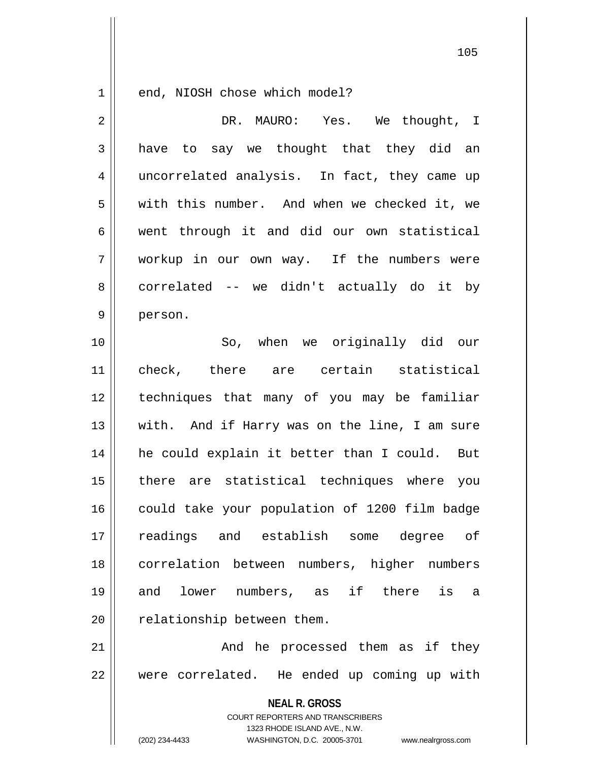end, NIOSH chose which model?

DR. MAURO: Yes. We thought, I have to say we thought that they did an uncorrelated analysis. In fact, they came up with this number. And when we checked it, we went through it and did our own statistical workup in our own way. If the numbers were correlated -- we didn't actually do it by person.

So, when we originally did our check, there are certain statistical techniques that many of you may be familiar with. And if Harry was on the line, I am sure he could explain it better than I could. But there are statistical techniques where you could take your population of 1200 film badge readings and establish some degree of correlation between numbers, higher numbers and lower numbers, as if there is a relationship between them.

And he processed them as if they were correlated. He ended up coming up with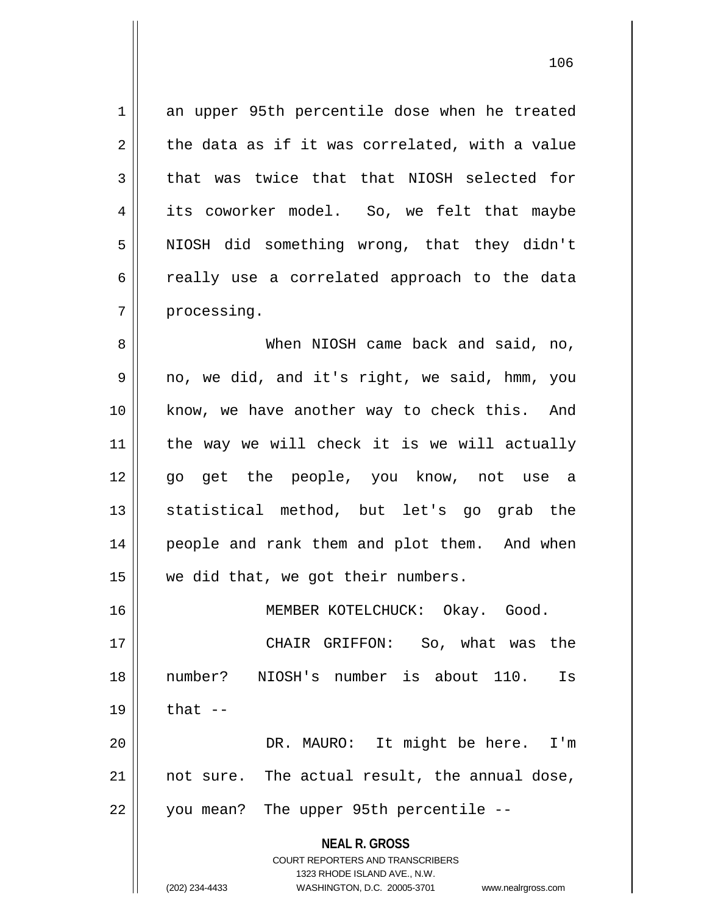an upper 95th percentile dose when he treated the data as if it was correlated, with a value that was twice that that NIOSH selected for its coworker model. So, we felt that maybe NIOSH did something wrong, that they didn't really use a correlated approach to the data processing.

When NIOSH came back and said, no, no, we did, and it's right, we said, hmm, you know, we have another way to check this. And the way we will check it is we will actually go get the people, you know, not use a statistical method, but let's go grab the people and rank them and plot them. And when we did that, we got their numbers.

MEMBER KOTELCHUCK: Okay. Good.

CHAIR GRIFFON: So, what was the number? NIOSH's number is about 110. Is that --

DR. MAURO: It might be here. I'm not sure. The actual result, the annual dose, you mean? The upper 95th percentile --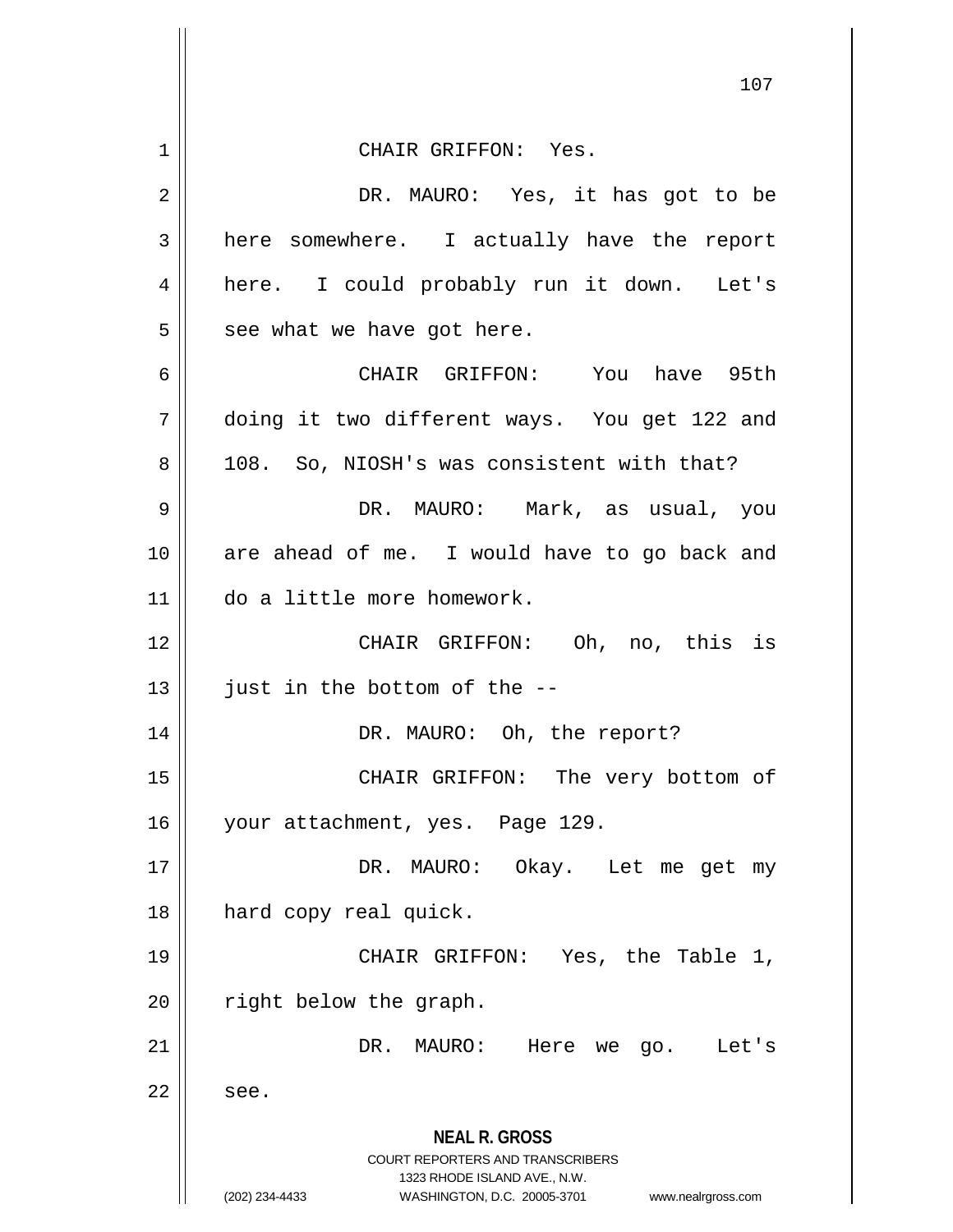CHAIR GRIFFON: Yes.

DR. MAURO: Yes, it has got to be here somewhere. I actually have the report here. I could probably run it down. Let's see what we have got here.

CHAIR GRIFFON: You have 95th doing it two different ways. You get 122 and 108. So, NIOSH's was consistent with that?

DR. MAURO: Mark, as usual, you are ahead of me. I would have to go back and do a little more homework.

CHAIR GRIFFON: Oh, no, this is just in the bottom of the --

DR. MAURO: Oh, the report?

CHAIR GRIFFON: The very bottom of your attachment, yes. Page 129.

DR. MAURO: Okay. Let me get my hard copy real quick.

CHAIR GRIFFON: Yes, the Table 1, right below the graph.

DR. MAURO: Here we go. Let's see.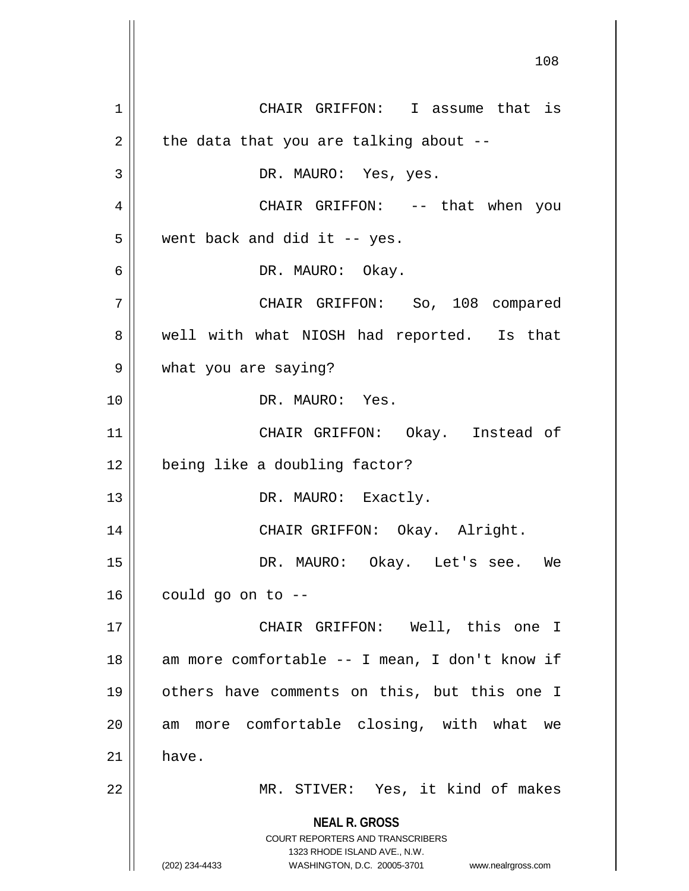CHAIR GRIFFON: I assume that is the data that you are talking about --

DR. MAURO: Yes, yes.

CHAIR GRIFFON: -- that when you went back and did it -- yes.

DR. MAURO: Okay.

CHAIR GRIFFON: So, 108 compared well with what NIOSH had reported. Is that what you are saying?

DR. MAURO: Yes.

CHAIR GRIFFON: Okay. Instead of being like a doubling factor?

DR. MAURO: Exactly.

CHAIR GRIFFON: Okay. Alright.

DR. MAURO: Okay. Let's see. We could go on to --

CHAIR GRIFFON: Well, this one I am more comfortable -- I mean, I don't know if others have comments on this, but this one I am more comfortable closing, with what we have.

MR. STIVER: Yes, it kind of makes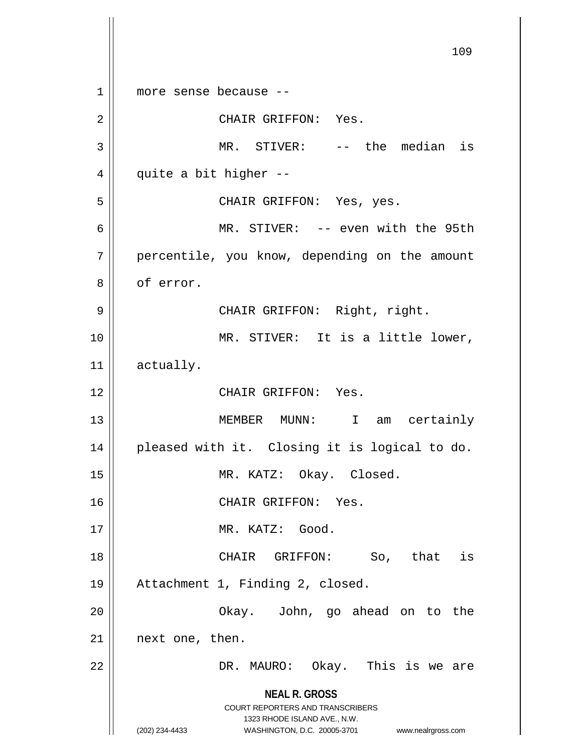more sense because --

CHAIR GRIFFON: Yes.

MR. STIVER: -- the median is quite a bit higher --

CHAIR GRIFFON: Yes, yes.

MR. STIVER: -- even with the 95th percentile, you know, depending on the amount of error.

CHAIR GRIFFON: Right, right.

MR. STIVER: It is a little lower, actually.

CHAIR GRIFFON: Yes.

MEMBER MUNN: I am certainly pleased with it. Closing it is logical to do.

MR. KATZ: Okay. Closed.

CHAIR GRIFFON: Yes.

MR. KATZ: Good.

CHAIR GRIFFON: So, that is Attachment 1, Finding 2, closed.

Okay. John, go ahead on to the next one, then.

DR. MAURO: Okay. This is we are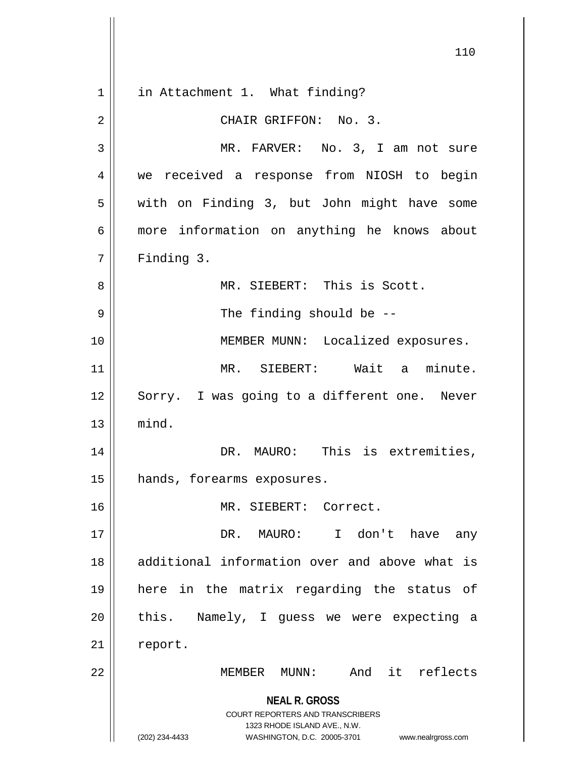in Attachment 1. What finding?

CHAIR GRIFFON: No. 3.

MR. FARVER: No. 3, I am not sure we received a response from NIOSH to begin with on Finding 3, but John might have some more information on anything he knows about Finding 3.

MR. SIEBERT: This is Scott.

The finding should be --

MEMBER MUNN: Localized exposures.

MR. SIEBERT: Wait a minute. Sorry. I was going to a different one. Never mind.

DR. MAURO: This is extremities, hands, forearms exposures.

MR. SIEBERT: Correct.

DR. MAURO: I don't have any additional information over and above what is here in the matrix regarding the status of this. Namely, I guess we were expecting a report.

MEMBER MUNN: And it reflects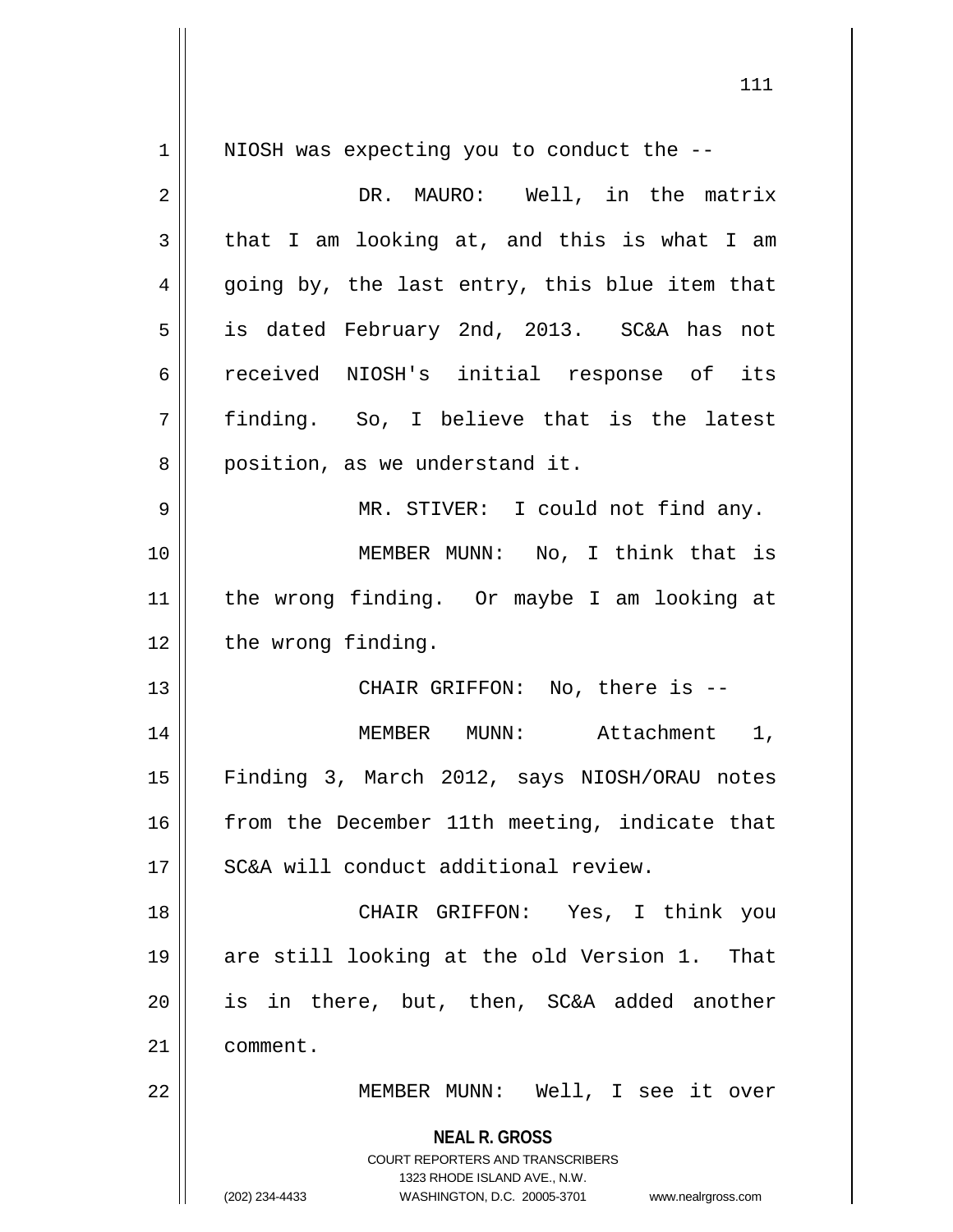NIOSH was expecting you to conduct the --

DR. MAURO: Well, in the matrix that I am looking at, and this is what I am going by, the last entry, this blue item that is dated February 2nd, 2013. SC&A has not received NIOSH's initial response of its finding. So, I believe that is the latest position, as we understand it.

MR. STIVER: I could not find any.

MEMBER MUNN: No, I think that is the wrong finding. Or maybe I am looking at the wrong finding.

CHAIR GRIFFON: No, there is --

MEMBER MUNN: Attachment 1, Finding 3, March 2012, says NIOSH/ORAU notes from the December 11th meeting, indicate that SC&A will conduct additional review.

CHAIR GRIFFON: Yes, I think you are still looking at the old Version 1. That is in there, but, then, SC&A added another comment.

MEMBER MUNN: Well, I see it over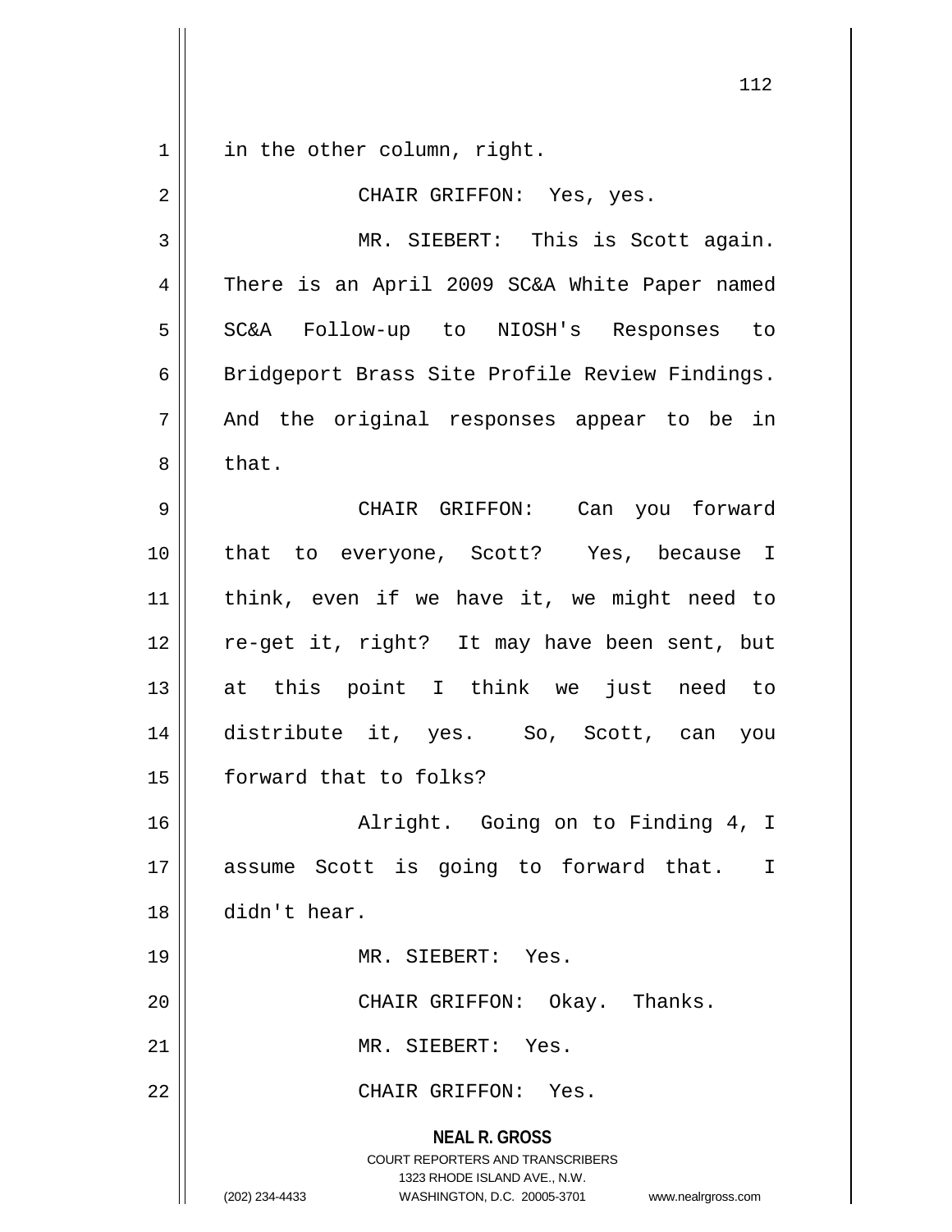in the other column, right.

CHAIR GRIFFON: Yes, yes.

MR. SIEBERT: This is Scott again. There is an April 2009 SC&A White Paper named SC&A Follow-up to NIOSH's Responses to Bridgeport Brass Site Profile Review Findings. And the original responses appear to be in that.

CHAIR GRIFFON: Can you forward that to everyone, Scott? Yes, because I think, even if we have it, we might need to re-get it, right? It may have been sent, but at this point I think we just need to distribute it, yes. So, Scott, can you forward that to folks?

Alright. Going on to Finding 4, I assume Scott is going to forward that. I didn't hear.

MR. SIEBERT: Yes.

CHAIR GRIFFON: Okay. Thanks.

MR. SIEBERT: Yes.

CHAIR GRIFFON: Yes.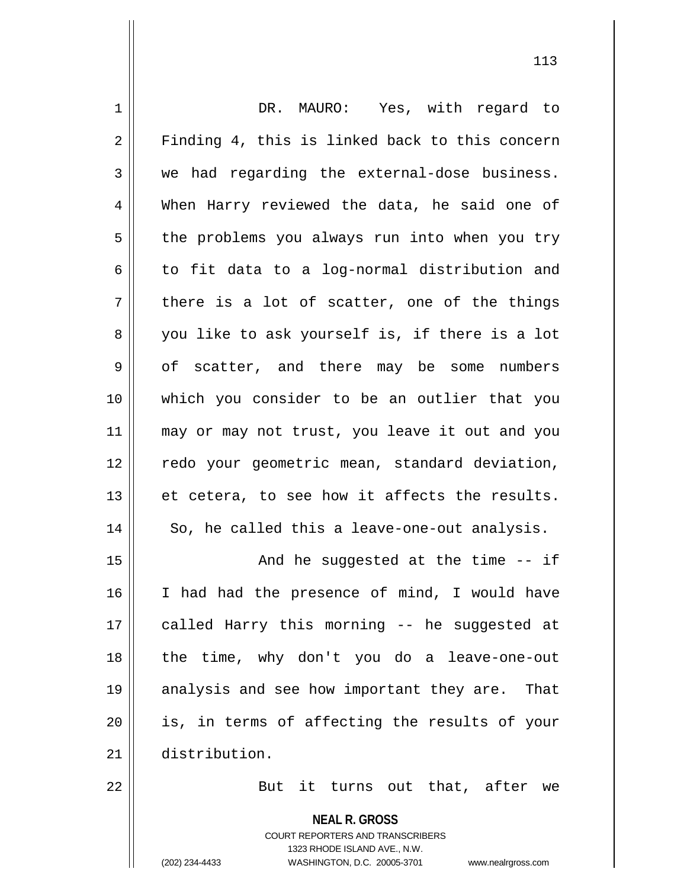DR. MAURO: Yes, with regard to Finding 4, this is linked back to this concern we had regarding the external-dose business. When Harry reviewed the data, he said one of the problems you always run into when you try to fit data to a log-normal distribution and there is a lot of scatter, one of the things you like to ask yourself is, if there is a lot of scatter, and there may be some numbers which you consider to be an outlier that you may or may not trust, you leave it out and you redo your geometric mean, standard deviation, et cetera, to see how it affects the results. So, he called this a leave-one-out analysis.

And he suggested at the time -- if I had had the presence of mind, I would have called Harry this morning -- he suggested at the time, why don't you do a leave-one-out analysis and see how important they are. That is, in terms of affecting the results of your distribution.

But it turns out that, after we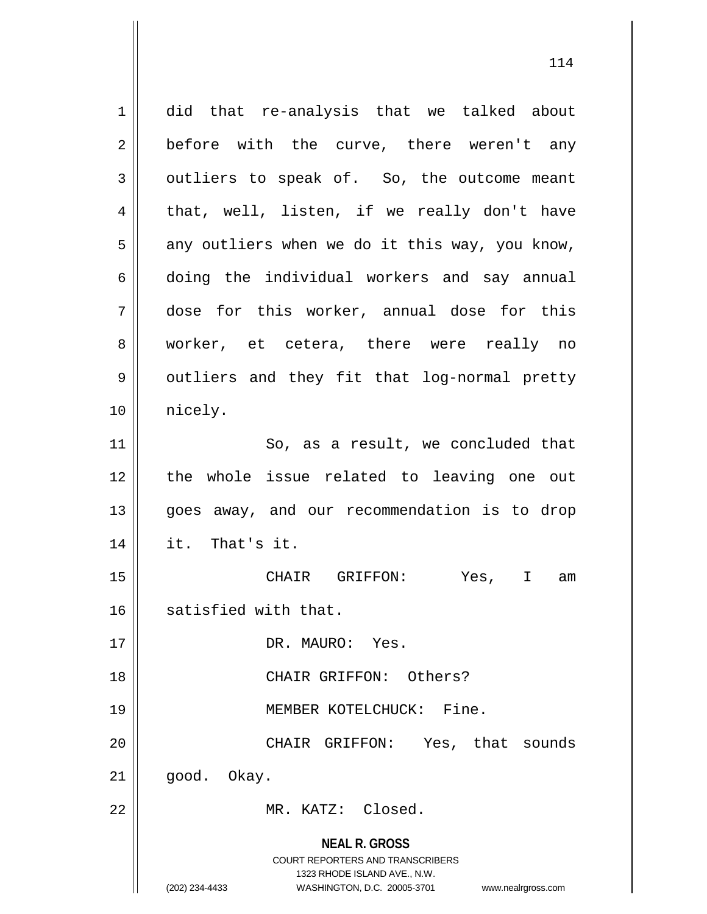did that re-analysis that we talked about before with the curve, there weren't any outliers to speak of. So, the outcome meant that, well, listen, if we really don't have any outliers when we do it this way, you know, doing the individual workers and say annual dose for this worker, annual dose for this worker, et cetera, there were really no outliers and they fit that log-normal pretty nicely.

So, as a result, we concluded that the whole issue related to leaving one out goes away, and our recommendation is to drop it. That's it.

CHAIR GRIFFON: Yes, I am satisfied with that.

DR. MAURO: Yes.

CHAIR GRIFFON: Others?

MEMBER KOTELCHUCK: Fine.

CHAIR GRIFFON: Yes, that sounds good. Okay.

MR. KATZ: Closed.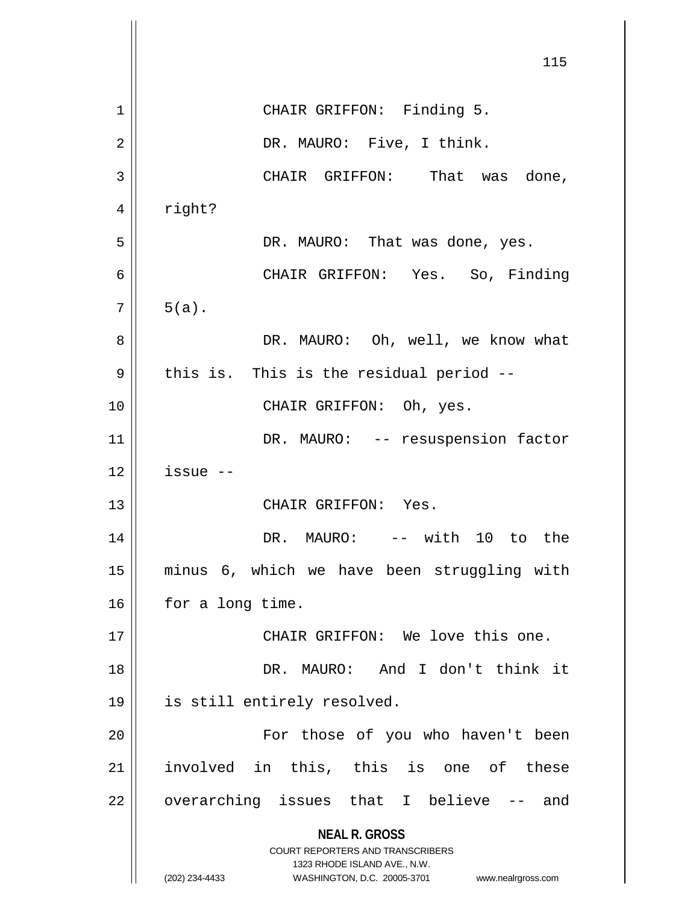CHAIR GRIFFON: Finding 5.

DR. MAURO: Five, I think.

CHAIR GRIFFON: That was done, right?

DR. MAURO: That was done, yes.

CHAIR GRIFFON: Yes. So, Finding 5(a).

DR. MAURO: Oh, well, we know what this is. This is the residual period --

CHAIR GRIFFON: Oh, yes.

DR. MAURO: -- resuspension factor issue --

CHAIR GRIFFON: Yes.

DR. MAURO: -- with 10 to the minus 6, which we have been struggling with for a long time.

CHAIR GRIFFON: We love this one.

DR. MAURO: And I don't think it is still entirely resolved.

For those of you who haven't been involved in this, this is one of these overarching issues that I believe -- and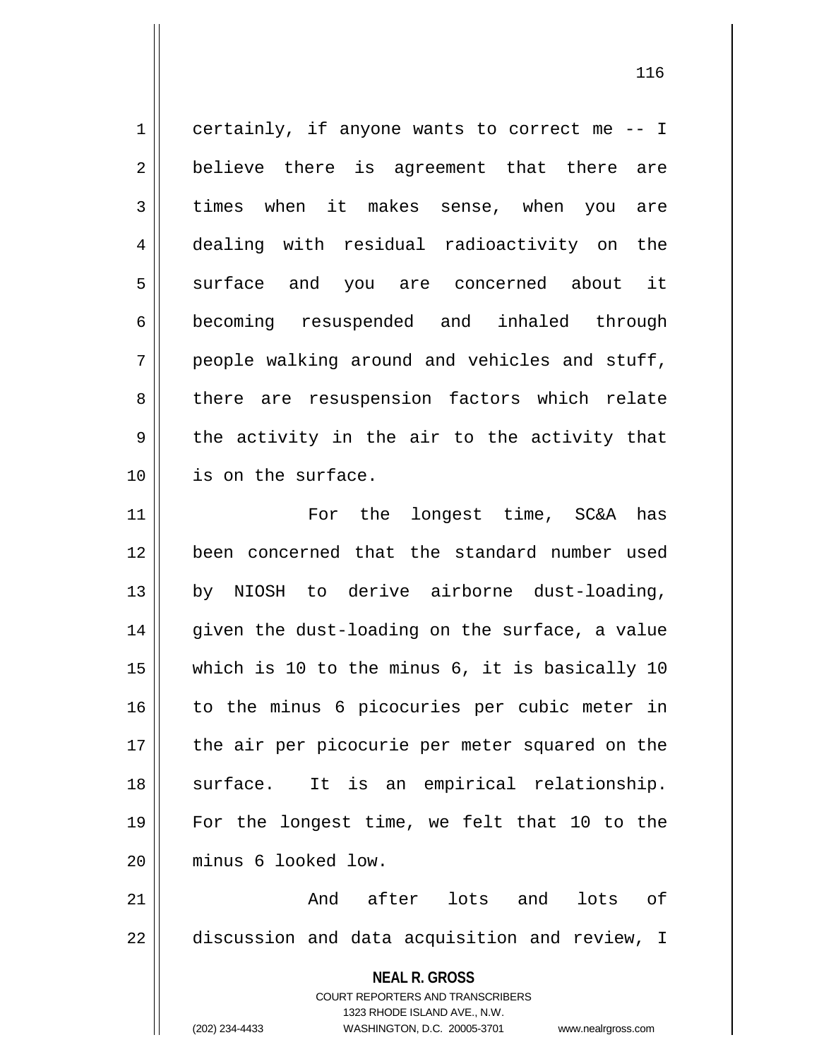certainly, if anyone wants to correct me -- I believe there is agreement that there are times when it makes sense, when you are dealing with residual radioactivity on the surface and you are concerned about it becoming resuspended and inhaled through people walking around and vehicles and stuff, there are resuspension factors which relate the activity in the air to the activity that is on the surface.

For the longest time, SC&A has been concerned that the standard number used by NIOSH to derive airborne dust-loading, given the dust-loading on the surface, a value which is 10 to the minus 6, it is basically 10 to the minus 6 picocuries per cubic meter in the air per picocurie per meter squared on the surface. It is an empirical relationship. For the longest time, we felt that 10 to the minus 6 looked low.

And after lots and lots of discussion and data acquisition and review, I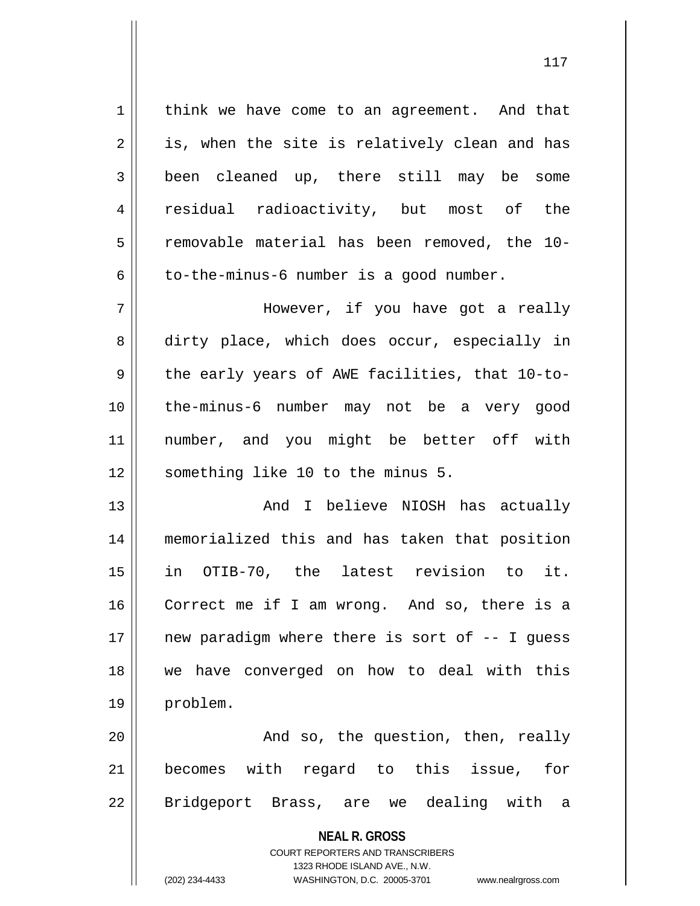think we have come to an agreement. And that is, when the site is relatively clean and has been cleaned up, there still may be some residual radioactivity, but most of the removable material has been removed, the 10-to-the-minus-6 number is a good number.

However, if you have got a really dirty place, which does occur, especially in the early years of AWE facilities, that 10-to-the-minus-6 number may not be a very good number, and you might be better off with something like 10 to the minus 5.

And I believe NIOSH has actually memorialized this and has taken that position in OTIB-70, the latest revision to it. Correct me if I am wrong. And so, there is a new paradigm where there is sort of -- I guess we have converged on how to deal with this problem.

And so, the question, then, really becomes with regard to this issue, for Bridgeport Brass, are we dealing with a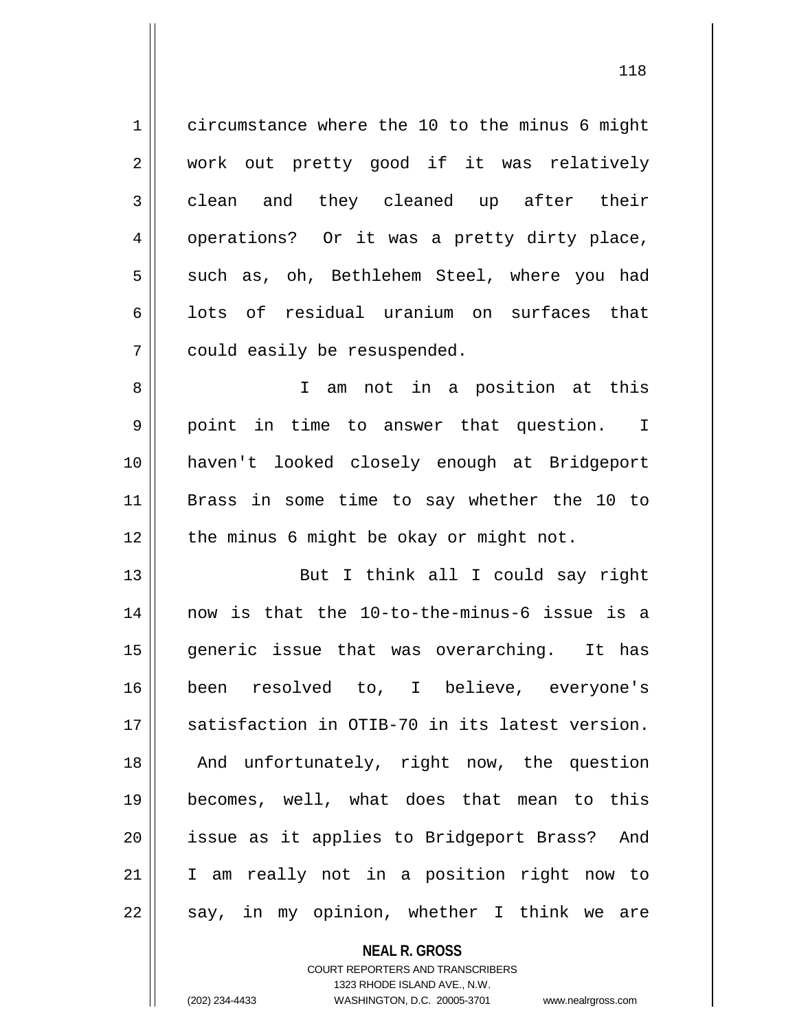circumstance where the 10 to the minus 6 might work out pretty good if it was relatively clean and they cleaned up after their operations? Or it was a pretty dirty place, such as, oh, Bethlehem Steel, where you had lots of residual uranium on surfaces that could easily be resuspended.

I am not in a position at this point in time to answer that question. I haven't looked closely enough at Bridgeport Brass in some time to say whether the 10 to the minus 6 might be okay or might not.

But I think all I could say right now is that the 10-to-the-minus-6 issue is a generic issue that was overarching. It has been resolved to, I believe, everyone's satisfaction in OTIB-70 in its latest version. And unfortunately, right now, the question becomes, well, what does that mean to this issue as it applies to Bridgeport Brass? And I am really not in a position right now to say, in my opinion, whether I think we are

**NEAL R. GROSS**
COURT REPORTERS AND TRANSCRIBERS
1323 RHODE ISLAND AVE., N.W.
(202) 234-4433 WASHINGTON, D.C. 20005-3701 www.nealrgross.com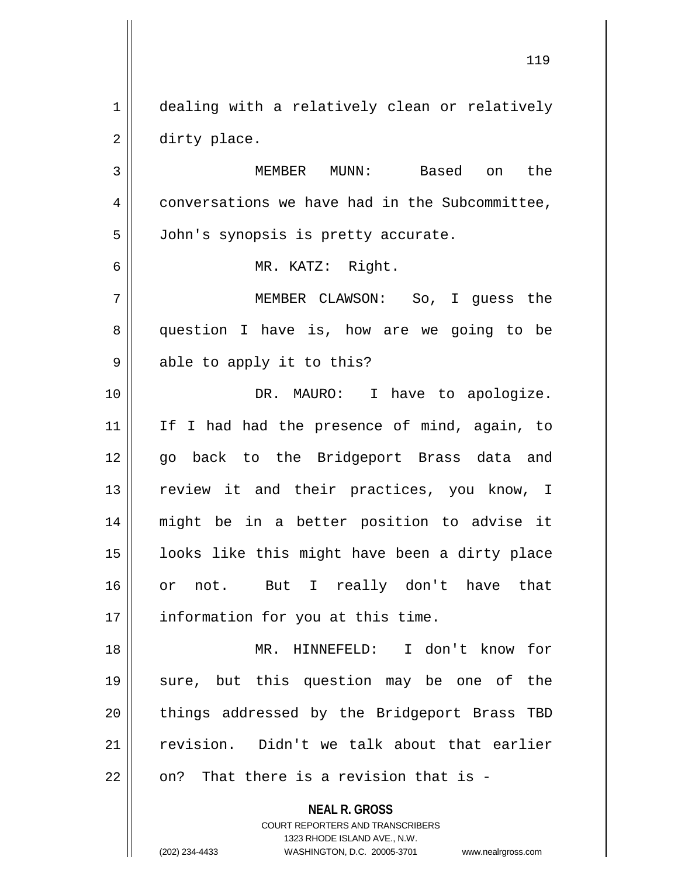dealing with a relatively clean or relatively dirty place.

MEMBER MUNN: Based on the conversations we have had in the Subcommittee, John's synopsis is pretty accurate.

MR. KATZ: Right.

MEMBER CLAWSON: So, I guess the question I have is, how are we going to be able to apply it to this?

DR. MAURO: I have to apologize. If I had had the presence of mind, again, to go back to the Bridgeport Brass data and review it and their practices, you know, I might be in a better position to advise it looks like this might have been a dirty place or not. But I really don't have that information for you at this time.

MR. HINNEFELD: I don't know for sure, but this question may be one of the things addressed by the Bridgeport Brass TBD revision. Didn't we talk about that earlier on? That there is a revision that is -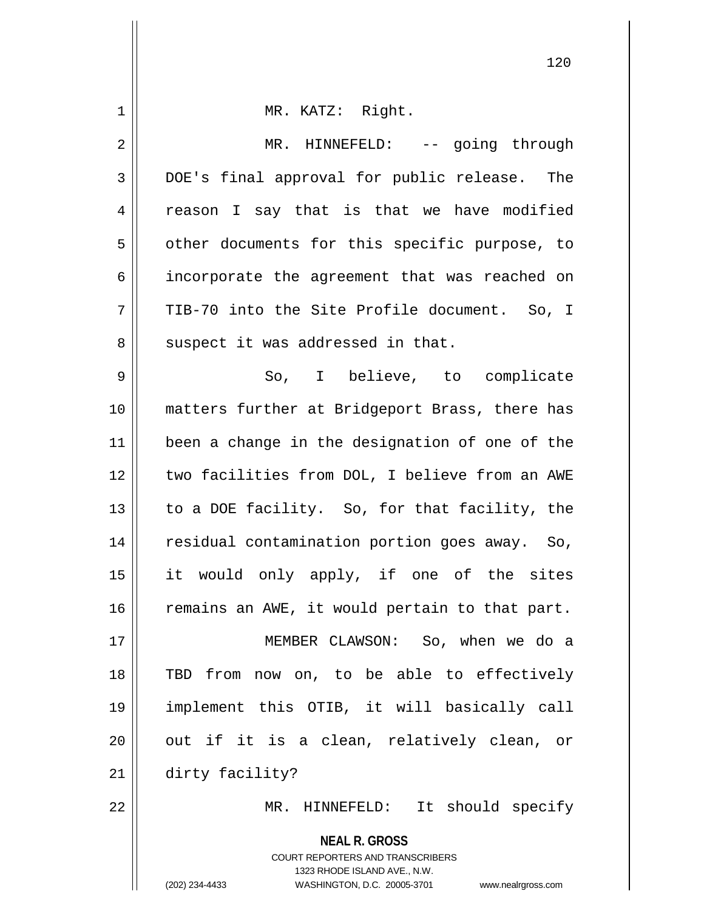MR. KATZ: Right.

MR. HINNEFELD: -- going through DOE's final approval for public release. The reason I say that is that we have modified other documents for this specific purpose, to incorporate the agreement that was reached on TIB-70 into the Site Profile document. So, I suspect it was addressed in that.

So, I believe, to complicate matters further at Bridgeport Brass, there has been a change in the designation of one of the two facilities from DOL, I believe from an AWE to a DOE facility. So, for that facility, the residual contamination portion goes away. So, it would only apply, if one of the sites remains an AWE, it would pertain to that part.

MEMBER CLAWSON: So, when we do a TBD from now on, to be able to effectively implement this OTIB, it will basically call out if it is a clean, relatively clean, or dirty facility?

MR. HINNEFELD: It should specify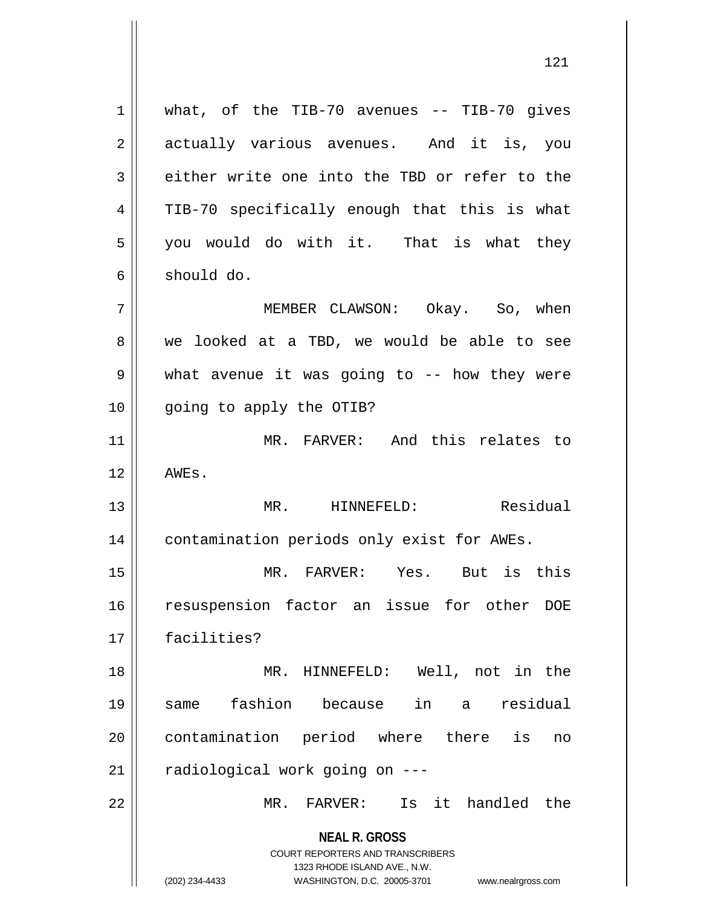what, of the TIB-70 avenues -- TIB-70 gives actually various avenues. And it is, you either write one into the TBD or refer to the TIB-70 specifically enough that this is what you would do with it. That is what they should do.

MEMBER CLAWSON: Okay. So, when we looked at a TBD, we would be able to see what avenue it was going to -- how they were going to apply the OTIB?

MR. FARVER: And this relates to AWEs.

MR. HINNEFELD: Residual contamination periods only exist for AWEs.

MR. FARVER: Yes. But is this resuspension factor an issue for other DOE facilities?

MR. HINNEFELD: Well, not in the same fashion because in a residual contamination period where there is no radiological work going on ---

MR. FARVER: Is it handled the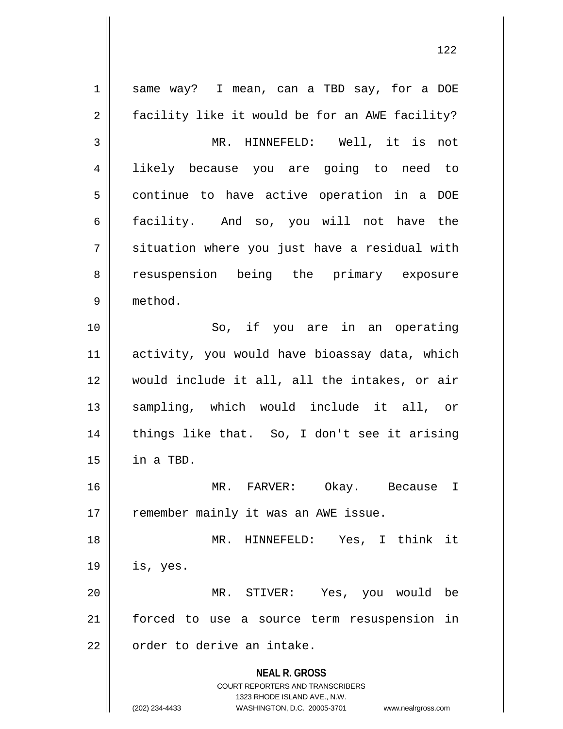same way? I mean, can a TBD say, for a DOE facility like it would be for an AWE facility?

MR. HINNEFELD: Well, it is not likely because you are going to need to continue to have active operation in a DOE facility. And so, you will not have the situation where you just have a residual with resuspension being the primary exposure method.

So, if you are in an operating activity, you would have bioassay data, which would include it all, all the intakes, or air sampling, which would include it all, or things like that. So, I don't see it arising in a TBD.

MR. FARVER: Okay. Because I remember mainly it was an AWE issue.

MR. HINNEFELD: Yes, I think it is, yes.

MR. STIVER: Yes, you would be forced to use a source term resuspension in order to derive an intake.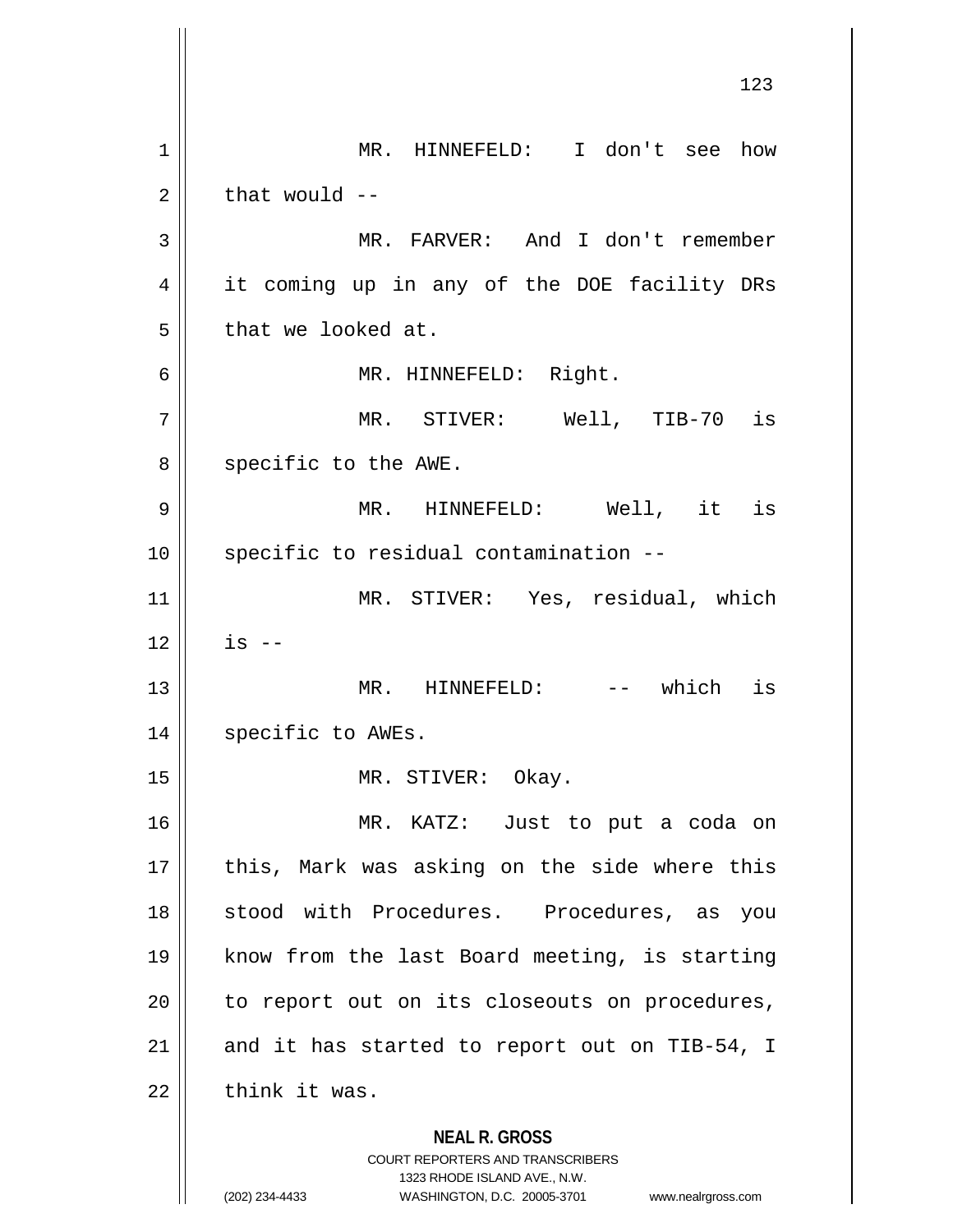MR. HINNEFELD: I don't see how that would --

MR. FARVER: And I don't remember it coming up in any of the DOE facility DRs that we looked at.

MR. HINNEFELD: Right.

MR. STIVER: Well, TIB-70 is specific to the AWE.

MR. HINNEFELD: Well, it is specific to residual contamination --

MR. STIVER: Yes, residual, which is --

MR. HINNEFELD: -- which is specific to AWEs.

MR. STIVER: Okay.

MR. KATZ: Just to put a coda on this, Mark was asking on the side where this stood with Procedures. Procedures, as you know from the last Board meeting, is starting to report out on its closeouts on procedures, and it has started to report out on TIB-54, I think it was.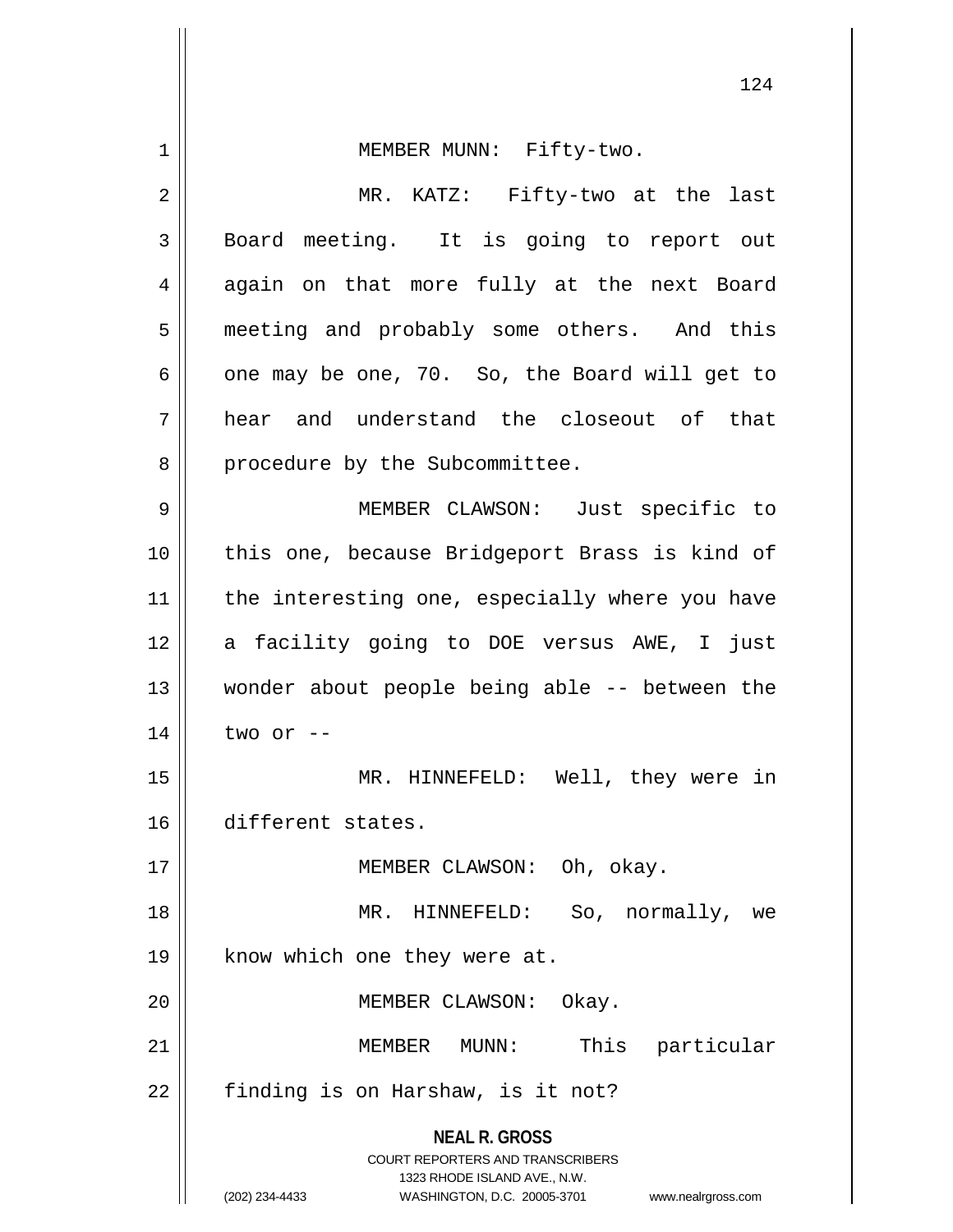MEMBER MUNN: Fifty-two.

MR. KATZ: Fifty-two at the last Board meeting. It is going to report out again on that more fully at the next Board meeting and probably some others. And this one may be one, 70. So, the Board will get to hear and understand the closeout of that procedure by the Subcommittee.

MEMBER CLAWSON: Just specific to this one, because Bridgeport Brass is kind of the interesting one, especially where you have a facility going to DOE versus AWE, I just wonder about people being able -- between the two or --

MR. HINNEFELD: Well, they were in different states.

MEMBER CLAWSON: Oh, okay.

MR. HINNEFELD: So, normally, we know which one they were at.

MEMBER CLAWSON: Okay.

MEMBER MUNN: This particular finding is on Harshaw, is it not?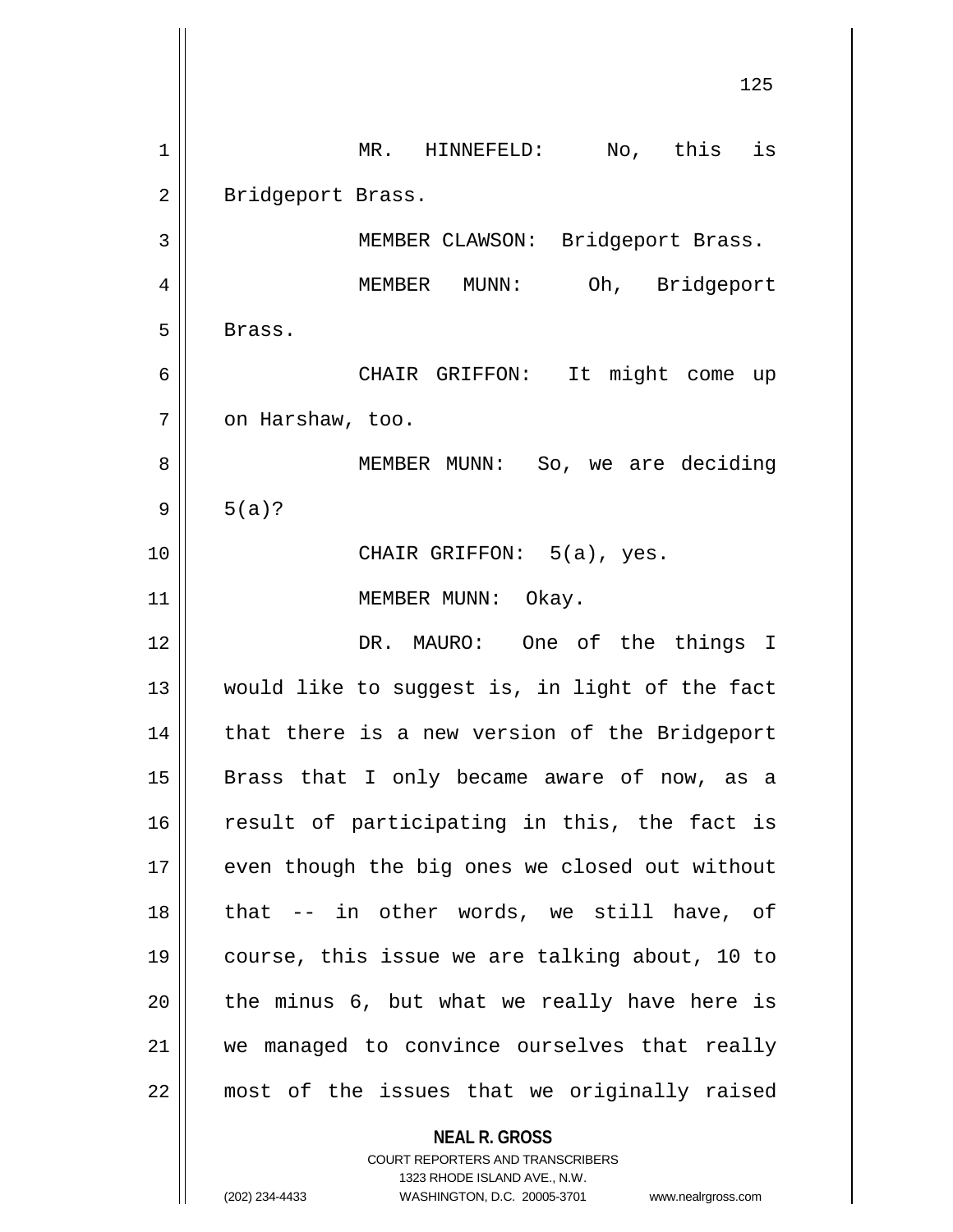MR. HINNEFELD: No, this is Bridgeport Brass.

MEMBER CLAWSON: Bridgeport Brass.

MEMBER MUNN: Oh, Bridgeport Brass.

CHAIR GRIFFON: It might come up on Harshaw, too.

MEMBER MUNN: So, we are deciding 5(a)?

CHAIR GRIFFON: 5(a), yes.

MEMBER MUNN: Okay.

DR. MAURO: One of the things I would like to suggest is, in light of the fact that there is a new version of the Bridgeport Brass that I only became aware of now, as a result of participating in this, the fact is even though the big ones we closed out without that -- in other words, we still have, of course, this issue we are talking about, 10 to the minus 6, but what we really have here is we managed to convince ourselves that really most of the issues that we originally raised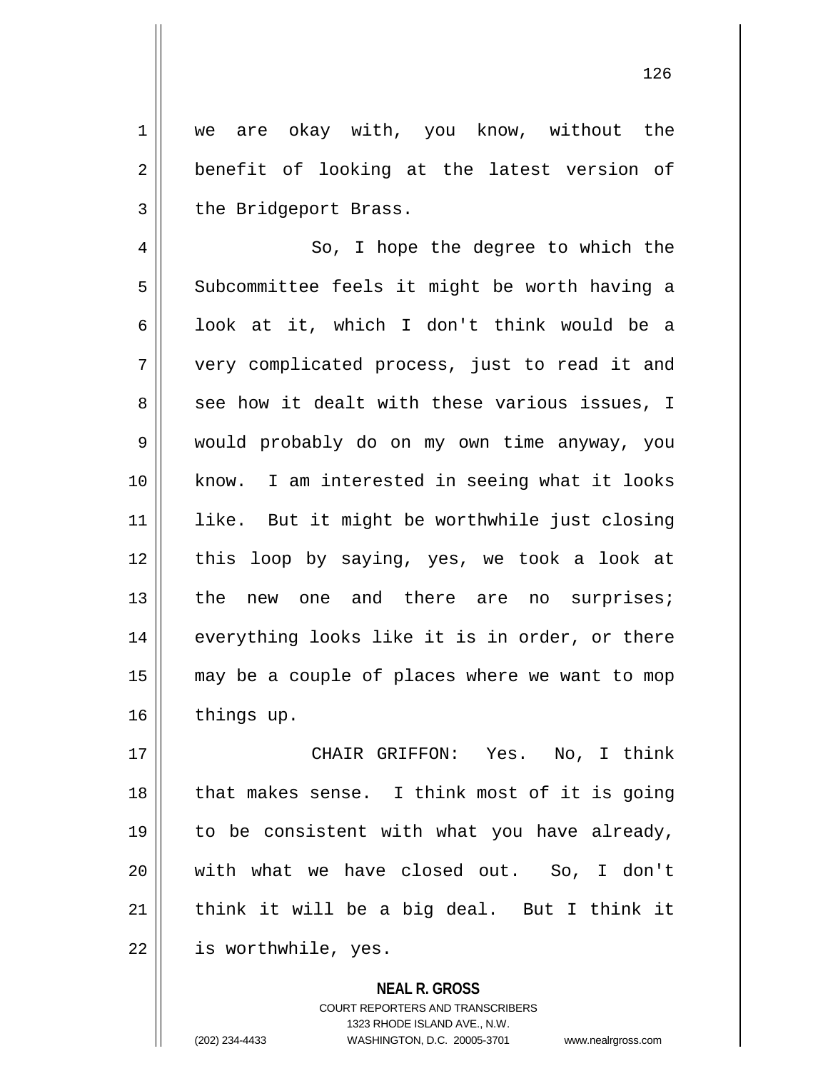we are okay with, you know, without the benefit of looking at the latest version of the Bridgeport Brass.

So, I hope the degree to which the Subcommittee feels it might be worth having a look at it, which I don't think would be a very complicated process, just to read it and see how it dealt with these various issues, I would probably do on my own time anyway, you know. I am interested in seeing what it looks like. But it might be worthwhile just closing this loop by saying, yes, we took a look at the new one and there are no surprises; everything looks like it is in order, or there may be a couple of places where we want to mop things up.

CHAIR GRIFFON: Yes. No, I think that makes sense. I think most of it is going to be consistent with what you have already, with what we have closed out. So, I don't think it will be a big deal. But I think it is worthwhile, yes.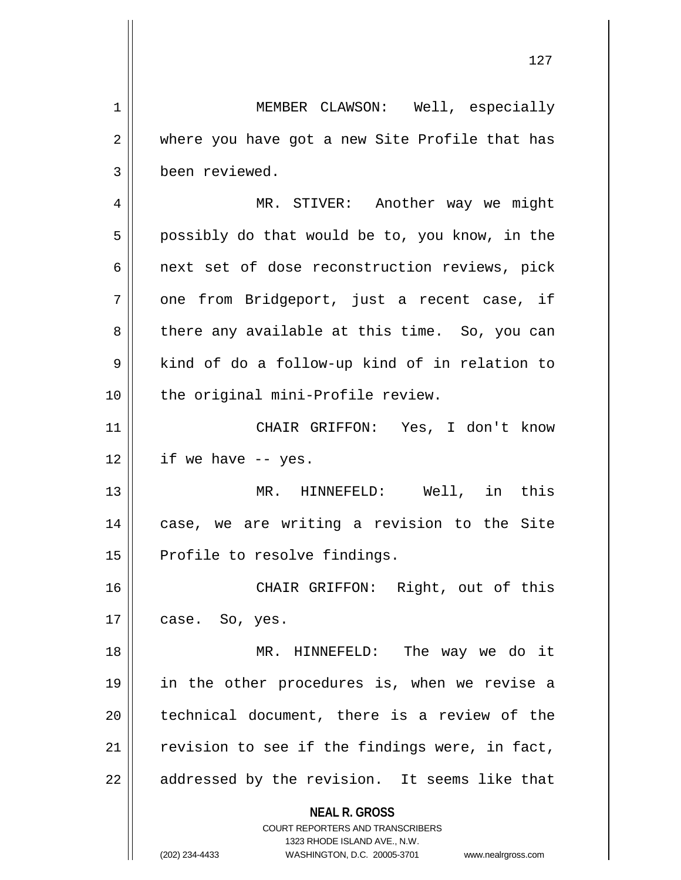MEMBER CLAWSON: Well, especially where you have got a new Site Profile that has been reviewed.

MR. STIVER: Another way we might possibly do that would be to, you know, in the next set of dose reconstruction reviews, pick one from Bridgeport, just a recent case, if there any available at this time. So, you can kind of do a follow-up kind of in relation to the original mini-Profile review.

CHAIR GRIFFON: Yes, I don't know if we have -- yes.

MR. HINNEFELD: Well, in this case, we are writing a revision to the Site Profile to resolve findings.

CHAIR GRIFFON: Right, out of this case. So, yes.

MR. HINNEFELD: The way we do it in the other procedures is, when we revise a technical document, there is a review of the revision to see if the findings were, in fact, addressed by the revision. It seems like that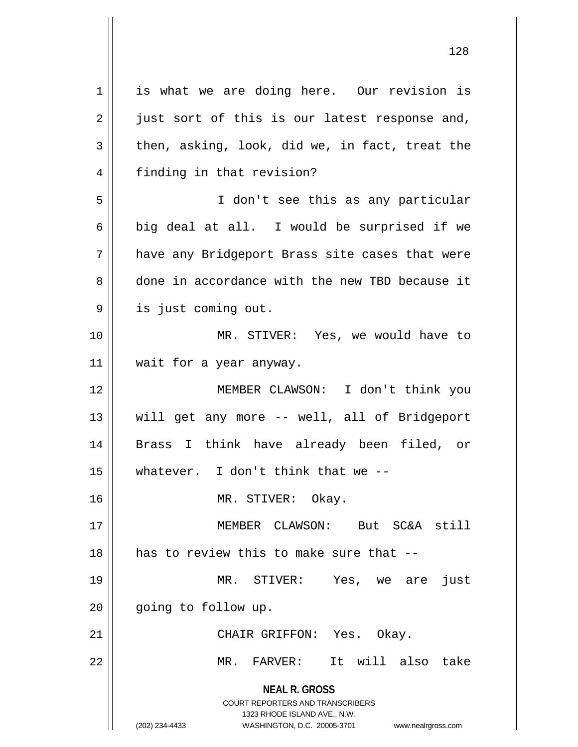is what we are doing here. Our revision is just sort of this is our latest response and, then, asking, look, did we, in fact, treat the finding in that revision?

I don't see this as any particular big deal at all. I would be surprised if we have any Bridgeport Brass site cases that were done in accordance with the new TBD because it is just coming out.

MR. STIVER: Yes, we would have to wait for a year anyway.

MEMBER CLAWSON: I don't think you will get any more -- well, all of Bridgeport Brass I think have already been filed, or whatever. I don't think that we --

MR. STIVER: Okay.

MEMBER CLAWSON: But SC&A still has to review this to make sure that --

MR. STIVER: Yes, we are just going to follow up.

CHAIR GRIFFON: Yes. Okay.

MR. FARVER: It will also take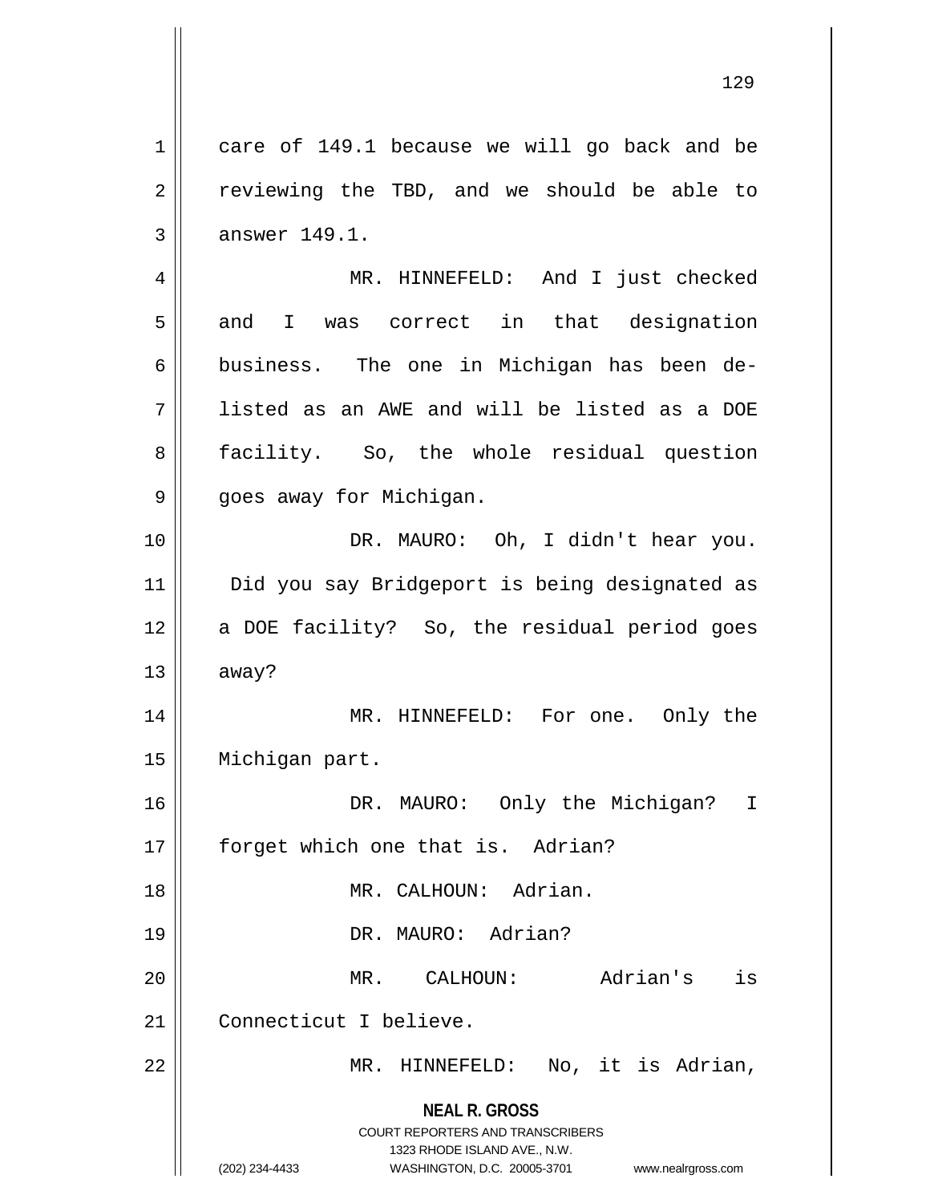care of 149.1 because we will go back and be reviewing the TBD, and we should be able to answer 149.1.

MR. HINNEFELD: And I just checked and I was correct in that designation business. The one in Michigan has been de-listed as an AWE and will be listed as a DOE facility. So, the whole residual question goes away for Michigan.

DR. MAURO: Oh, I didn't hear you. Did you say Bridgeport is being designated as a DOE facility? So, the residual period goes away?

MR. HINNEFELD: For one. Only the Michigan part.

DR. MAURO: Only the Michigan? I forget which one that is. Adrian?

MR. CALHOUN: Adrian.

DR. MAURO: Adrian?

MR. CALHOUN: Adrian's is Connecticut I believe.

MR. HINNEFELD: No, it is Adrian,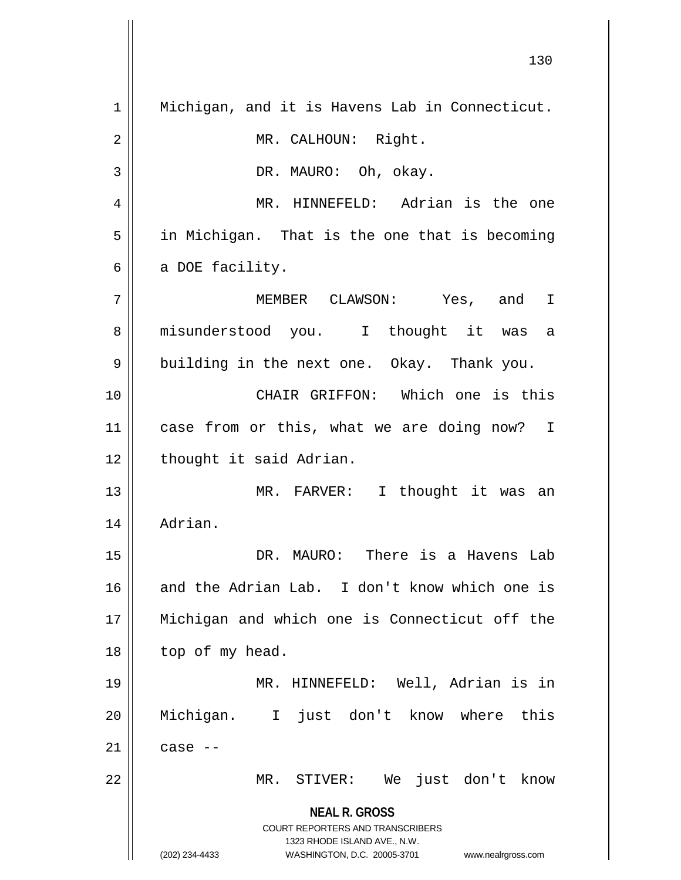Michigan, and it is Havens Lab in Connecticut.

MR. CALHOUN: Right.

DR. MAURO: Oh, okay.

MR. HINNEFELD: Adrian is the one in Michigan. That is the one that is becoming a DOE facility.

MEMBER CLAWSON: Yes, and I misunderstood you. I thought it was a building in the next one. Okay. Thank you.

CHAIR GRIFFON: Which one is this case from or this, what we are doing now? I thought it said Adrian.

MR. FARVER: I thought it was an Adrian.

DR. MAURO: There is a Havens Lab and the Adrian Lab. I don't know which one is Michigan and which one is Connecticut off the top of my head.

MR. HINNEFELD: Well, Adrian is in Michigan. I just don't know where this case --

MR. STIVER: We just don't know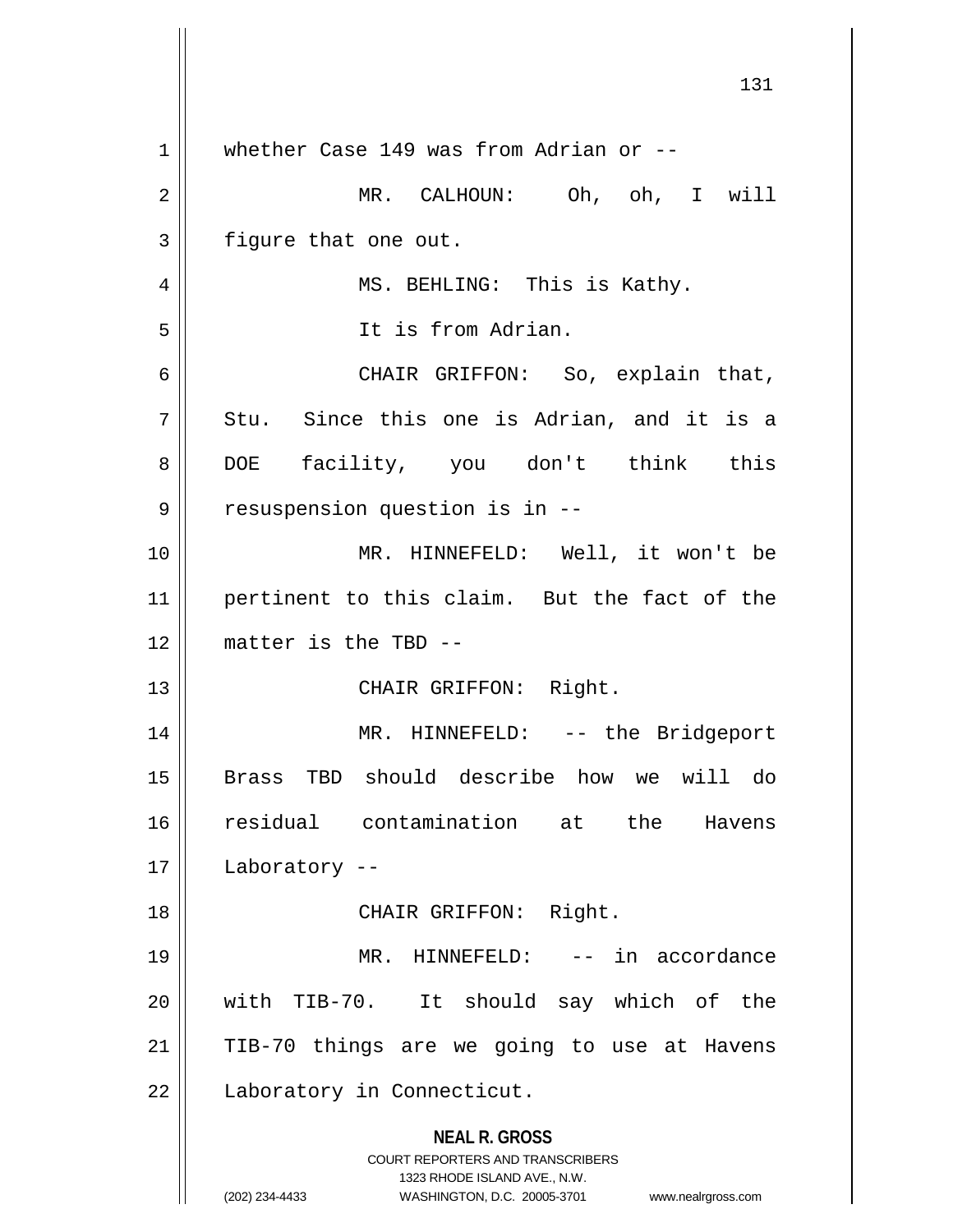whether Case 149 was from Adrian or --

MR. CALHOUN: Oh, oh, I will figure that one out.

MS. BEHLING: This is Kathy.

It is from Adrian.

CHAIR GRIFFON: So, explain that, Stu. Since this one is Adrian, and it is a DOE facility, you don't think this resuspension question is in --

MR. HINNEFELD: Well, it won't be pertinent to this claim. But the fact of the matter is the TBD --

CHAIR GRIFFON: Right.

MR. HINNEFELD: -- the Bridgeport Brass TBD should describe how we will do residual contamination at the Havens Laboratory --

CHAIR GRIFFON: Right.

MR. HINNEFELD: -- in accordance with TIB-70. It should say which of the TIB-70 things are we going to use at Havens Laboratory in Connecticut.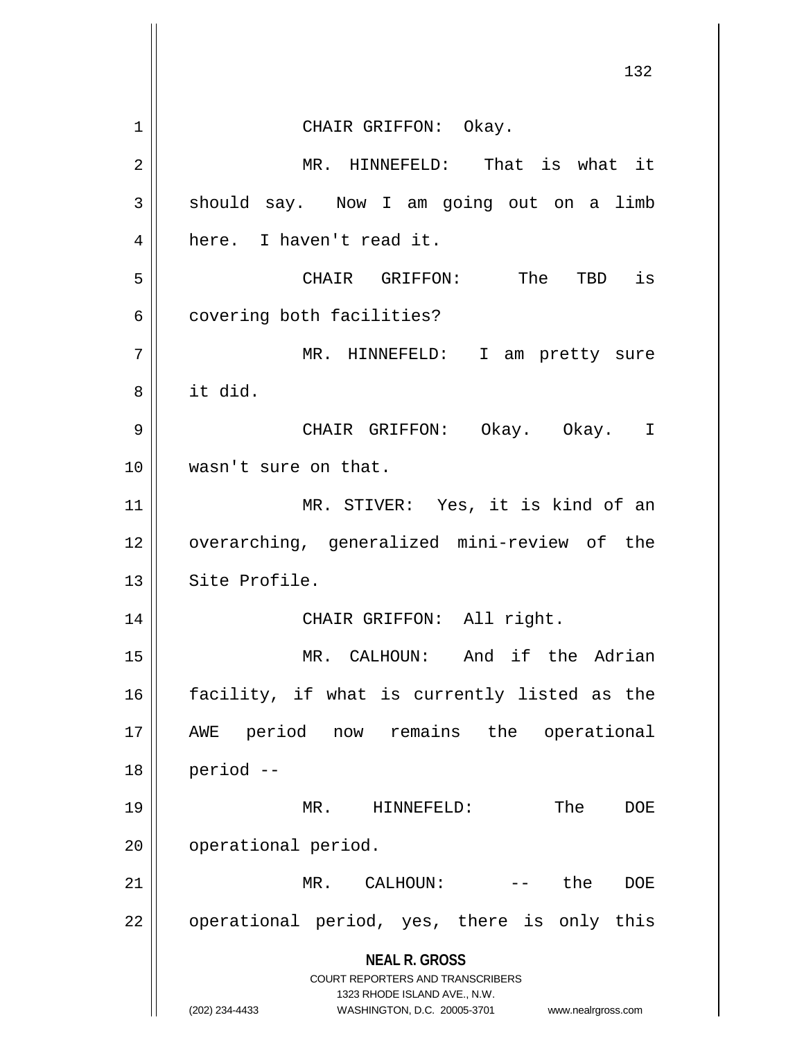CHAIR GRIFFON: Okay.

MR. HINNEFELD: That is what it should say. Now I am going out on a limb here. I haven't read it.

CHAIR GRIFFON: The TBD is covering both facilities?

MR. HINNEFELD: I am pretty sure it did.

CHAIR GRIFFON: Okay. Okay. I wasn't sure on that.

MR. STIVER: Yes, it is kind of an overarching, generalized mini-review of the Site Profile.

CHAIR GRIFFON: All right.

MR. CALHOUN: And if the Adrian facility, if what is currently listed as the AWE period now remains the operational period --

MR. HINNEFELD: The DOE operational period.

MR. CALHOUN: -- the DOE operational period, yes, there is only this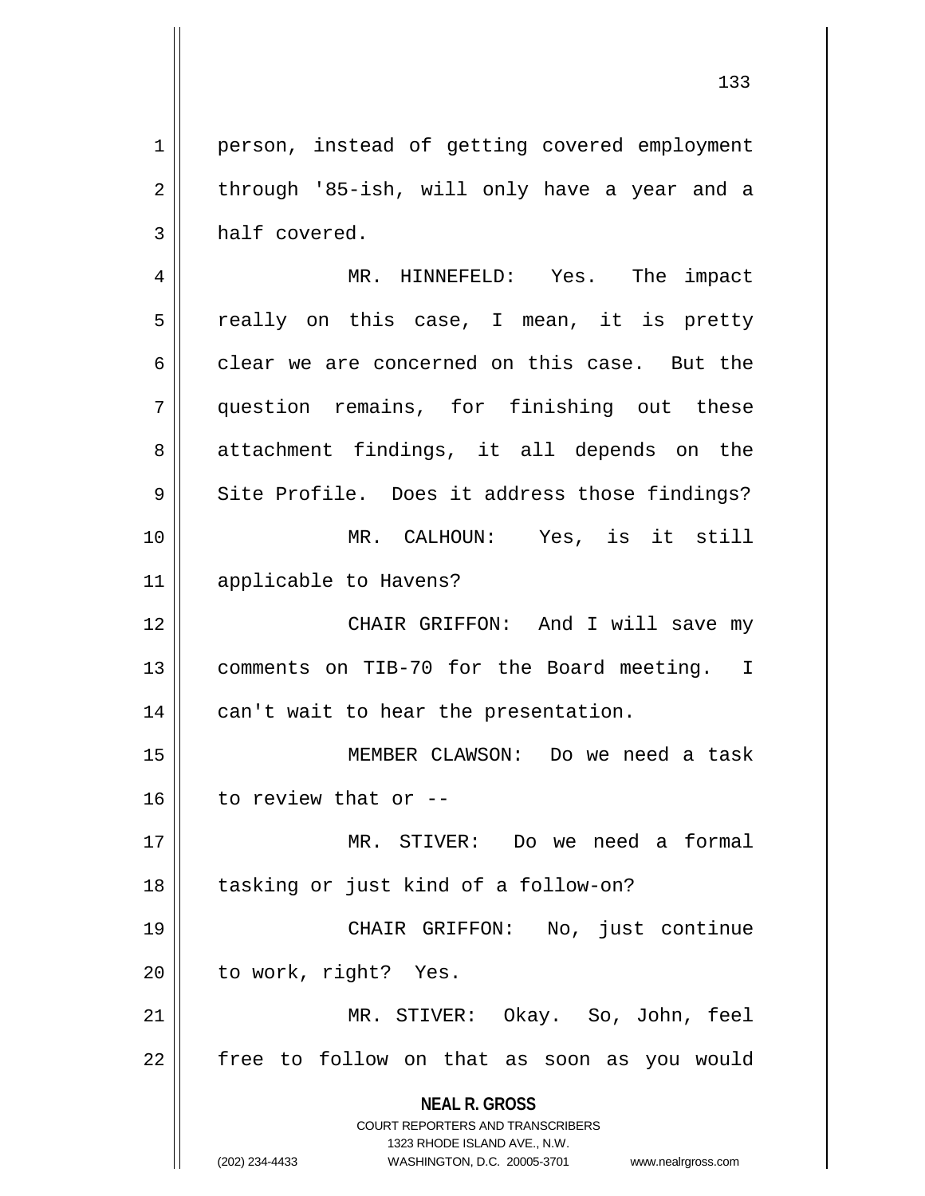person, instead of getting covered employment through '85-ish, will only have a year and a half covered.

MR. HINNEFELD: Yes. The impact really on this case, I mean, it is pretty clear we are concerned on this case. But the question remains, for finishing out these attachment findings, it all depends on the Site Profile. Does it address those findings?

MR. CALHOUN: Yes, is it still applicable to Havens?

CHAIR GRIFFON: And I will save my comments on TIB-70 for the Board meeting. I can't wait to hear the presentation.

MEMBER CLAWSON: Do we need a task to review that or --

MR. STIVER: Do we need a formal tasking or just kind of a follow-on?

CHAIR GRIFFON: No, just continue to work, right? Yes.

MR. STIVER: Okay. So, John, feel free to follow on that as soon as you would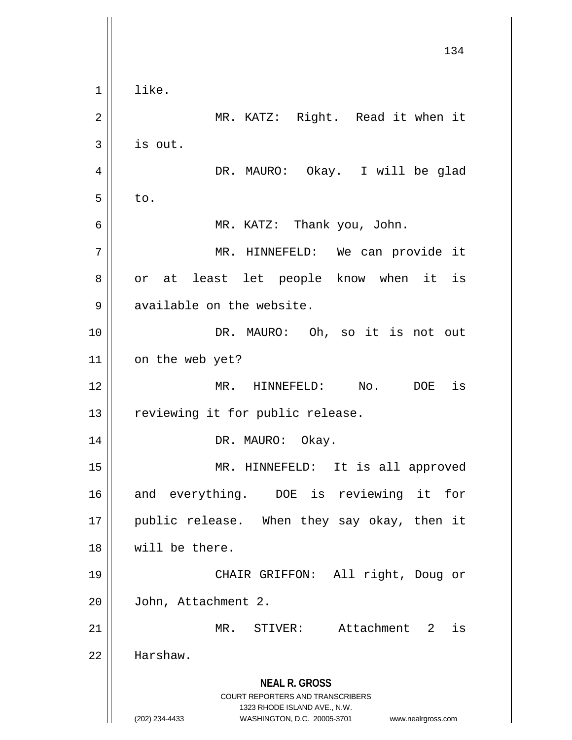like.

MR. KATZ: Right. Read it when it is out.

DR. MAURO: Okay. I will be glad to.

MR. KATZ: Thank you, John.

MR. HINNEFELD: We can provide it or at least let people know when it is available on the website.

DR. MAURO: Oh, so it is not out on the web yet?

MR. HINNEFELD: No. DOE is reviewing it for public release.

DR. MAURO: Okay.

MR. HINNEFELD: It is all approved and everything. DOE is reviewing it for public release. When they say okay, then it will be there.

CHAIR GRIFFON: All right, Doug or John, Attachment 2.

MR. STIVER: Attachment 2 is Harshaw.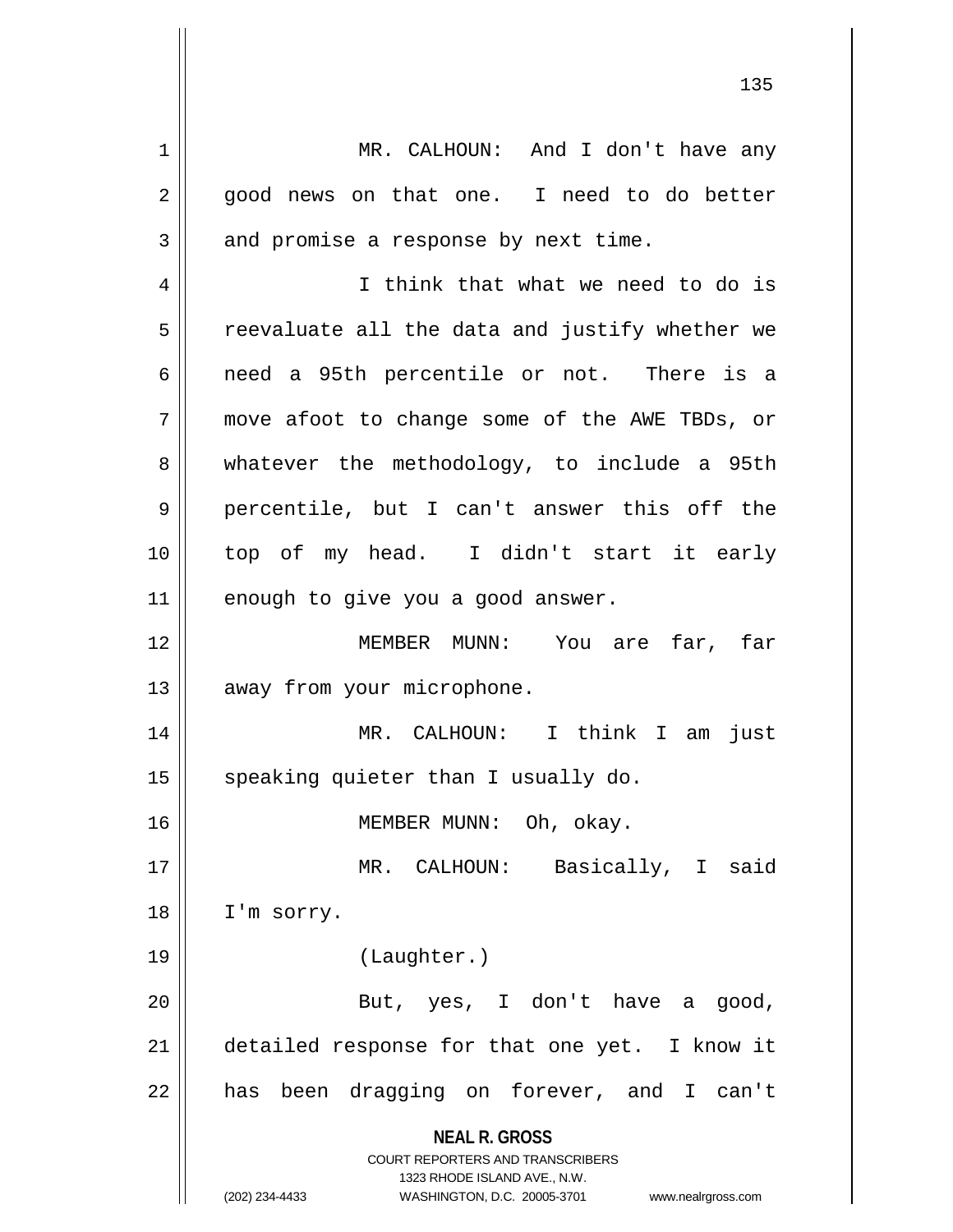MR. CALHOUN: And I don't have any good news on that one. I need to do better and promise a response by next time.

I think that what we need to do is reevaluate all the data and justify whether we need a 95th percentile or not. There is a move afoot to change some of the AWE TBDs, or whatever the methodology, to include a 95th percentile, but I can't answer this off the top of my head. I didn't start it early enough to give you a good answer.

MEMBER MUNN: You are far, far away from your microphone.

MR. CALHOUN: I think I am just speaking quieter than I usually do.

MEMBER MUNN: Oh, okay.

MR. CALHOUN: Basically, I said I'm sorry.

(Laughter.)

But, yes, I don't have a good, detailed response for that one yet. I know it has been dragging on forever, and I can't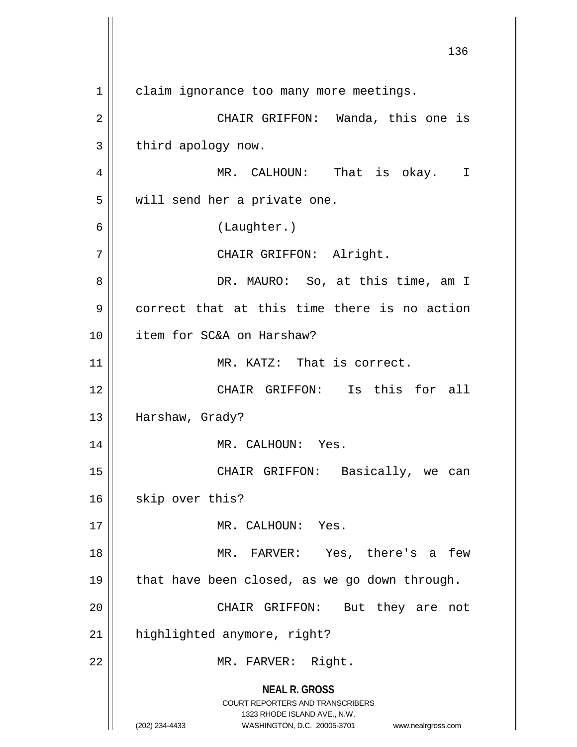claim ignorance too many more meetings.

CHAIR GRIFFON: Wanda, this one is third apology now.

MR. CALHOUN: That is okay. I will send her a private one.

(Laughter.)

CHAIR GRIFFON: Alright.

DR. MAURO: So, at this time, am I correct that at this time there is no action item for SC&A on Harshaw?

MR. KATZ: That is correct.

CHAIR GRIFFON: Is this for all Harshaw, Grady?

MR. CALHOUN: Yes.

CHAIR GRIFFON: Basically, we can skip over this?

MR. CALHOUN: Yes.

MR. FARVER: Yes, there's a few that have been closed, as we go down through.

CHAIR GRIFFON: But they are not highlighted anymore, right?

MR. FARVER: Right.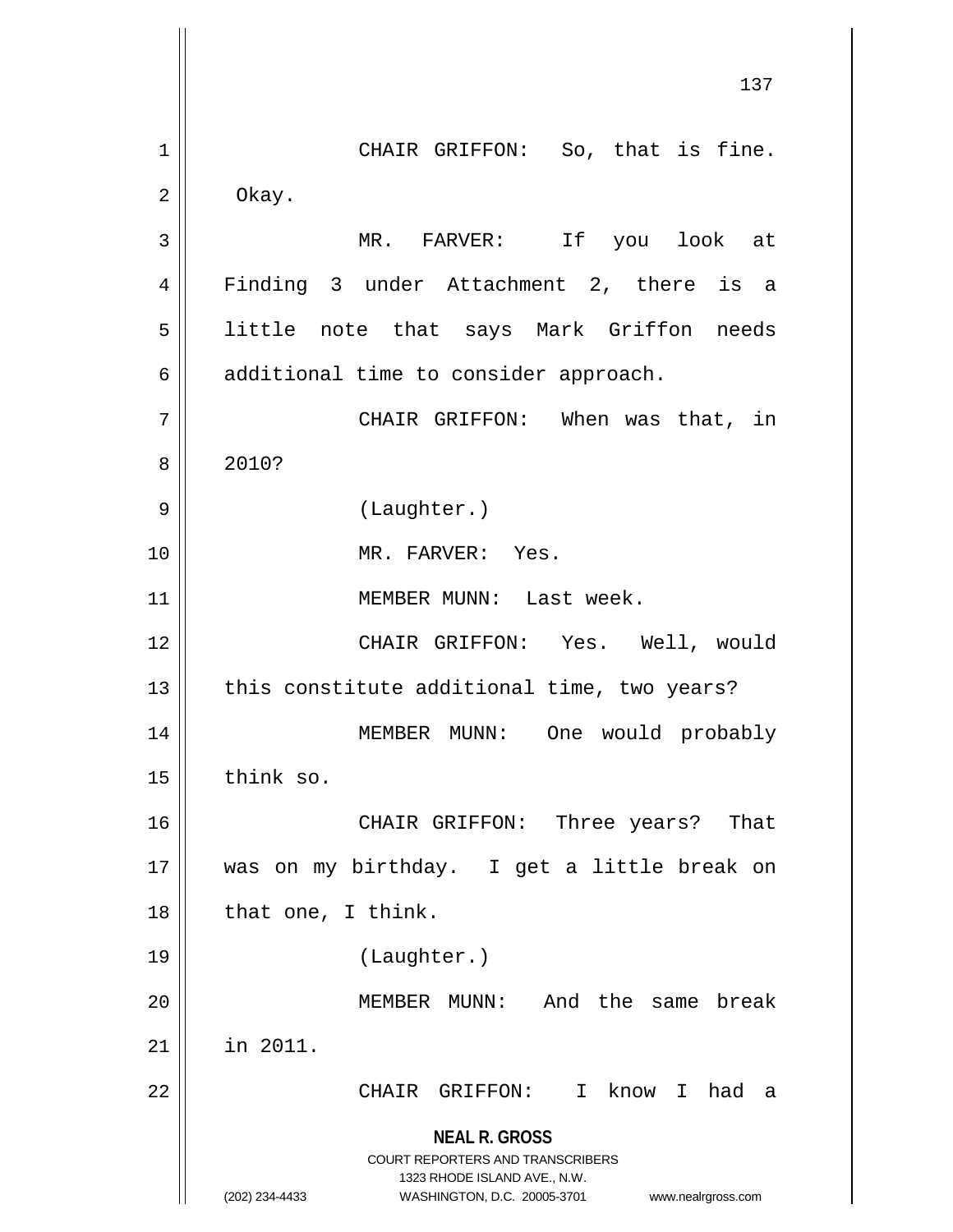CHAIR GRIFFON: So, that is fine. Okay.

MR. FARVER: If you look at Finding 3 under Attachment 2, there is a little note that says Mark Griffon needs additional time to consider approach.

CHAIR GRIFFON: When was that, in 2010?

(Laughter.)

MR. FARVER: Yes.

MEMBER MUNN: Last week.

CHAIR GRIFFON: Yes. Well, would this constitute additional time, two years?

MEMBER MUNN: One would probably think so.

CHAIR GRIFFON: Three years? That was on my birthday. I get a little break on that one, I think.

(Laughter.)

MEMBER MUNN: And the same break in 2011.

CHAIR GRIFFON: I know I had a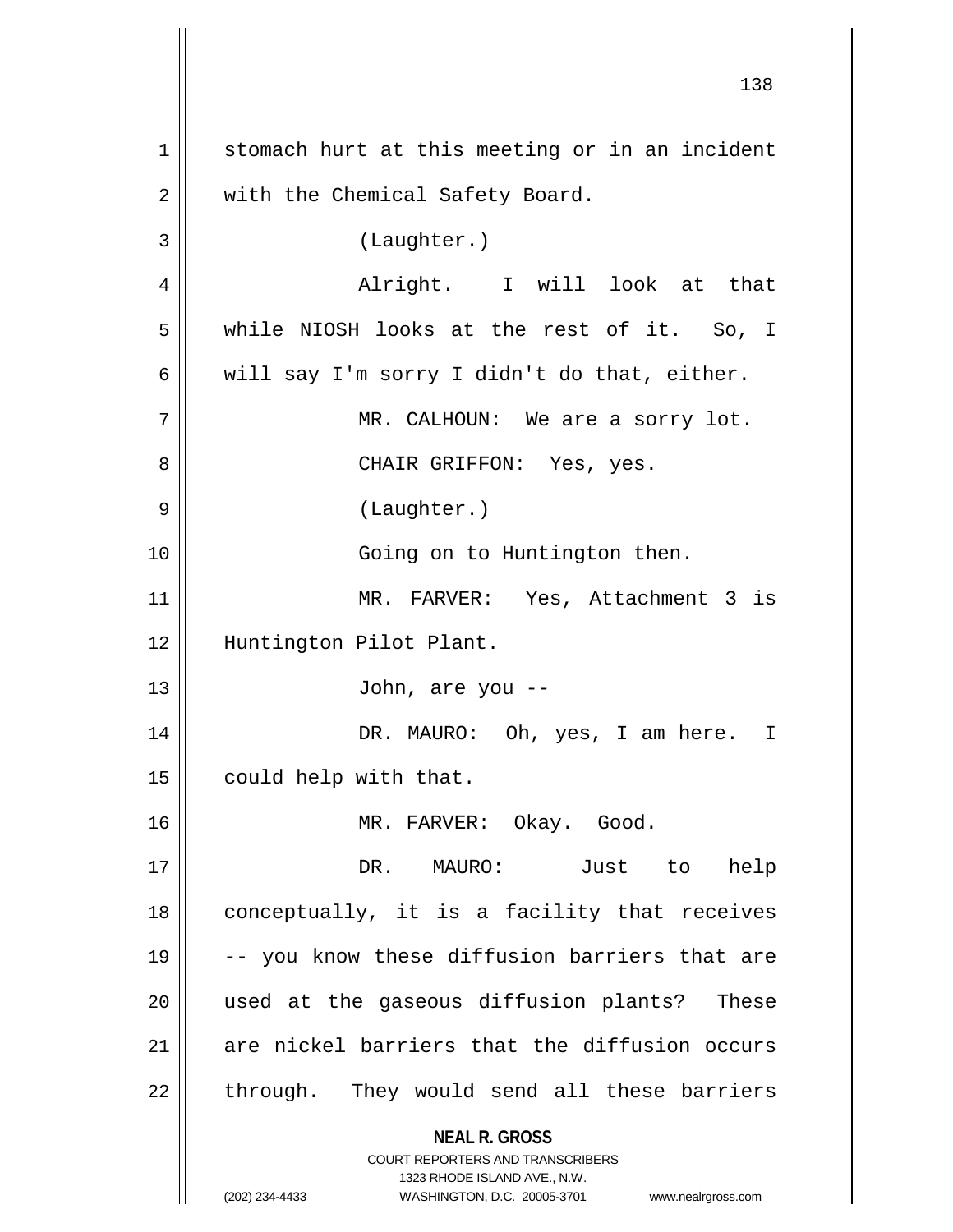stomach hurt at this meeting or in an incident with the Chemical Safety Board.

(Laughter.)

Alright. I will look at that while NIOSH looks at the rest of it. So, I will say I'm sorry I didn't do that, either.

MR. CALHOUN: We are a sorry lot.

CHAIR GRIFFON: Yes, yes.

(Laughter.)

Going on to Huntington then.

MR. FARVER: Yes, Attachment 3 is Huntington Pilot Plant.

John, are you --

DR. MAURO: Oh, yes, I am here. I could help with that.

MR. FARVER: Okay. Good.

DR. MAURO: Just to help conceptually, it is a facility that receives -- you know these diffusion barriers that are used at the gaseous diffusion plants? These are nickel barriers that the diffusion occurs through. They would send all these barriers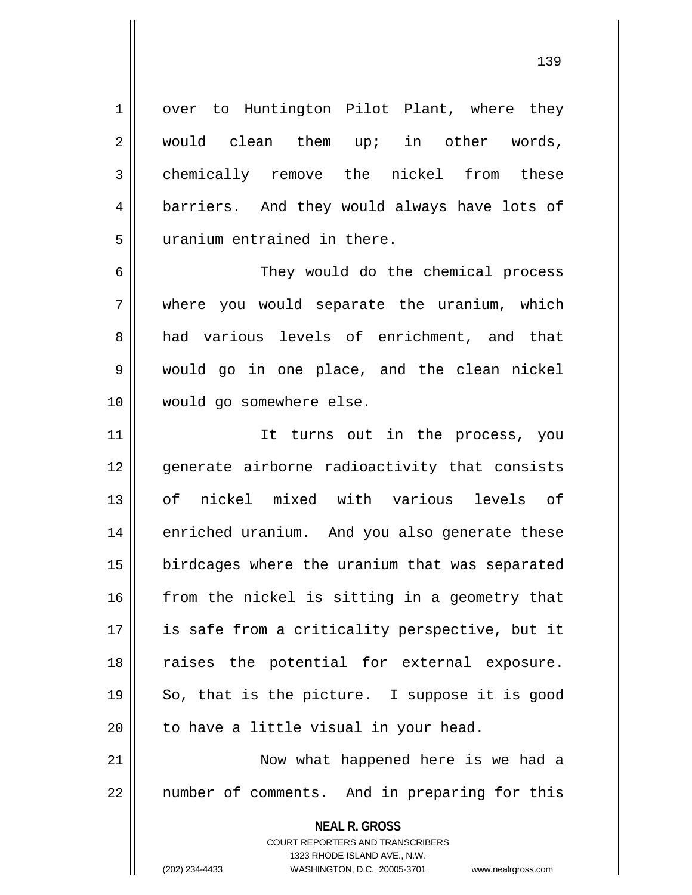over to Huntington Pilot Plant, where they would clean them up; in other words, chemically remove the nickel from these barriers. And they would always have lots of uranium entrained in there.

They would do the chemical process where you would separate the uranium, which had various levels of enrichment, and that would go in one place, and the clean nickel would go somewhere else.

It turns out in the process, you generate airborne radioactivity that consists of nickel mixed with various levels of enriched uranium. And you also generate these birdcages where the uranium that was separated from the nickel is sitting in a geometry that is safe from a criticality perspective, but it raises the potential for external exposure. So, that is the picture. I suppose it is good to have a little visual in your head.

Now what happened here is we had a number of comments. And in preparing for this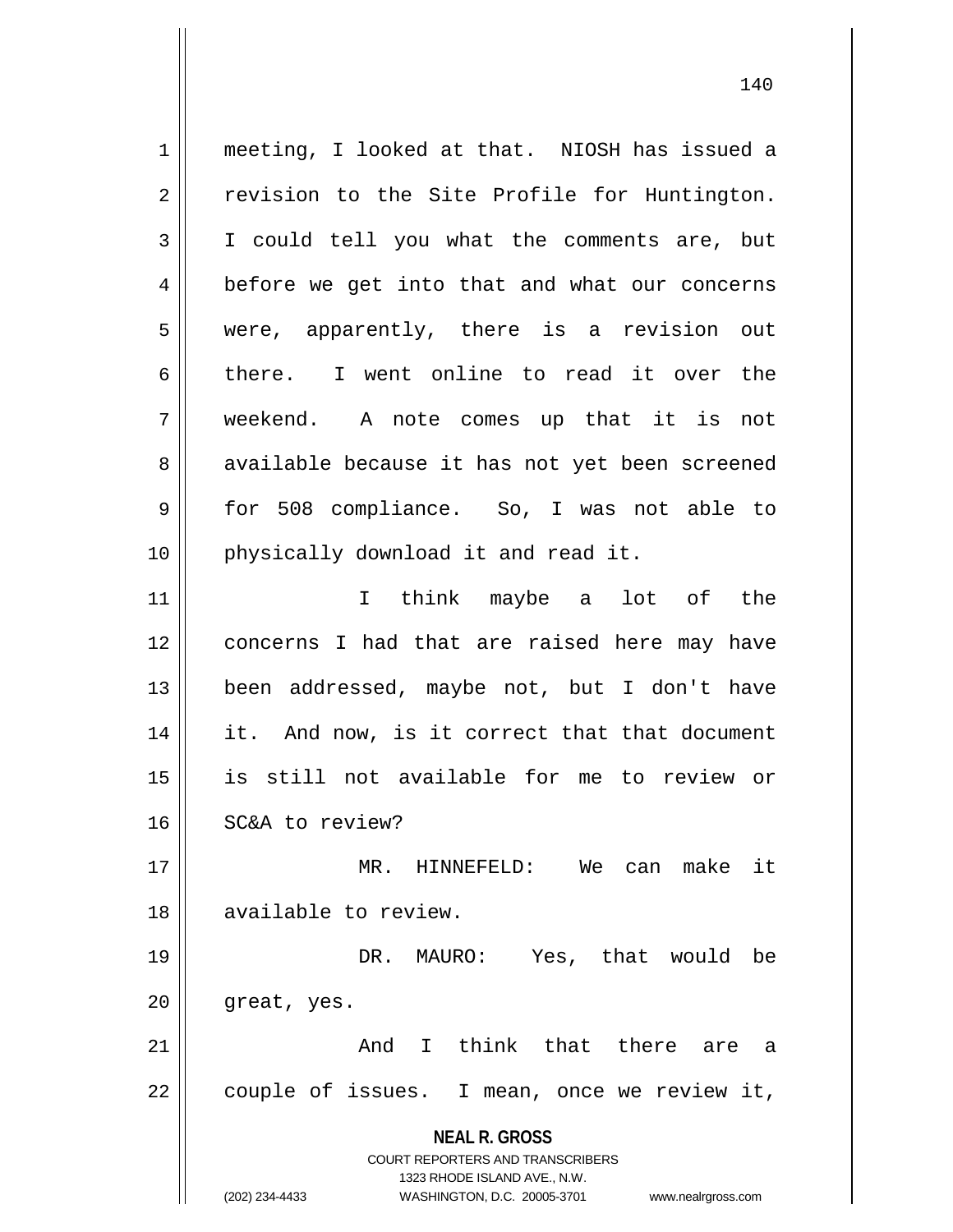meeting, I looked at that. NIOSH has issued a revision to the Site Profile for Huntington. I could tell you what the comments are, but before we get into that and what our concerns were, apparently, there is a revision out there. I went online to read it over the weekend. A note comes up that it is not available because it has not yet been screened for 508 compliance. So, I was not able to physically download it and read it.

I think maybe a lot of the concerns I had that are raised here may have been addressed, maybe not, but I don't have it. And now, is it correct that that document is still not available for me to review or SC&A to review?

MR. HINNEFELD: We can make it available to review.

DR. MAURO: Yes, that would be great, yes.

And I think that there are a couple of issues. I mean, once we review it,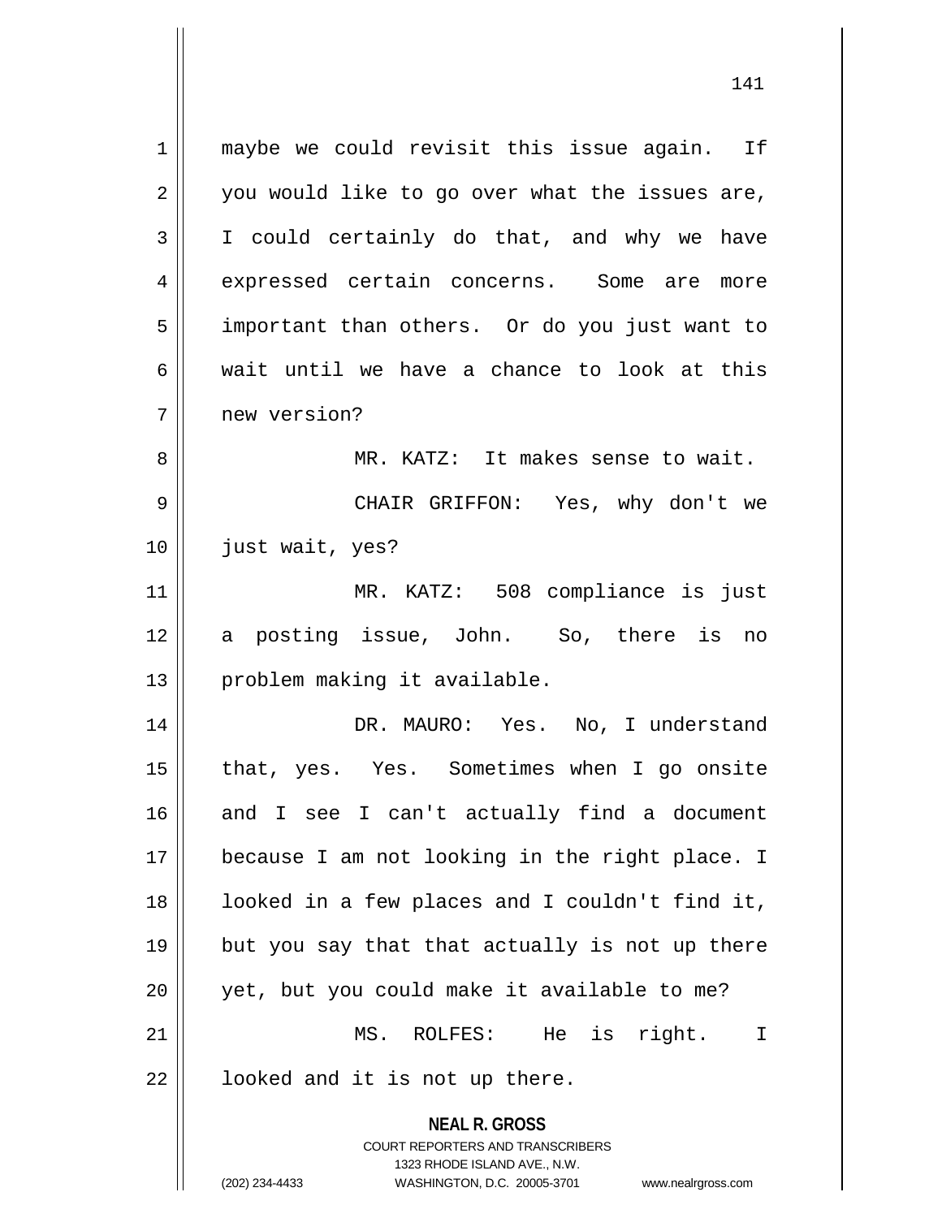maybe we could revisit this issue again. If you would like to go over what the issues are, I could certainly do that, and why we have expressed certain concerns. Some are more important than others. Or do you just want to wait until we have a chance to look at this new version?

MR. KATZ: It makes sense to wait.

CHAIR GRIFFON: Yes, why don't we just wait, yes?

MR. KATZ: 508 compliance is just a posting issue, John. So, there is no problem making it available.

DR. MAURO: Yes. No, I understand that, yes. Yes. Sometimes when I go onsite and I see I can't actually find a document because I am not looking in the right place. I looked in a few places and I couldn't find it, but you say that that actually is not up there yet, but you could make it available to me?

MS. ROLFES: He is right. I looked and it is not up there.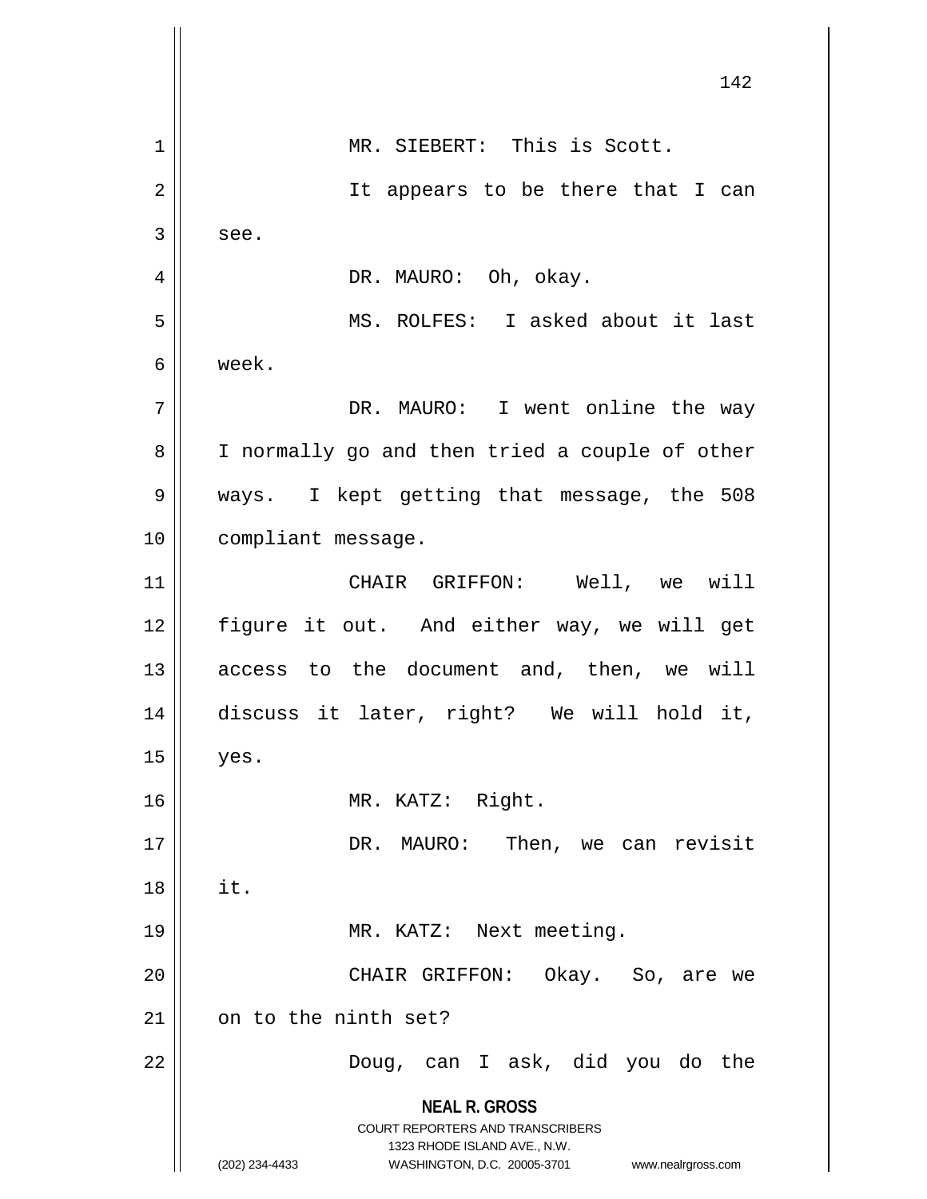MR. SIEBERT: This is Scott.

It appears to be there that I can see.

DR. MAURO: Oh, okay.

MS. ROLFES: I asked about it last week.

DR. MAURO: I went online the way I normally go and then tried a couple of other ways. I kept getting that message, the 508 compliant message.

CHAIR GRIFFON: Well, we will figure it out. And either way, we will get access to the document and, then, we will discuss it later, right? We will hold it, yes.

MR. KATZ: Right.

DR. MAURO: Then, we can revisit it.

MR. KATZ: Next meeting.

CHAIR GRIFFON: Okay. So, are we on to the ninth set?

Doug, can I ask, did you do the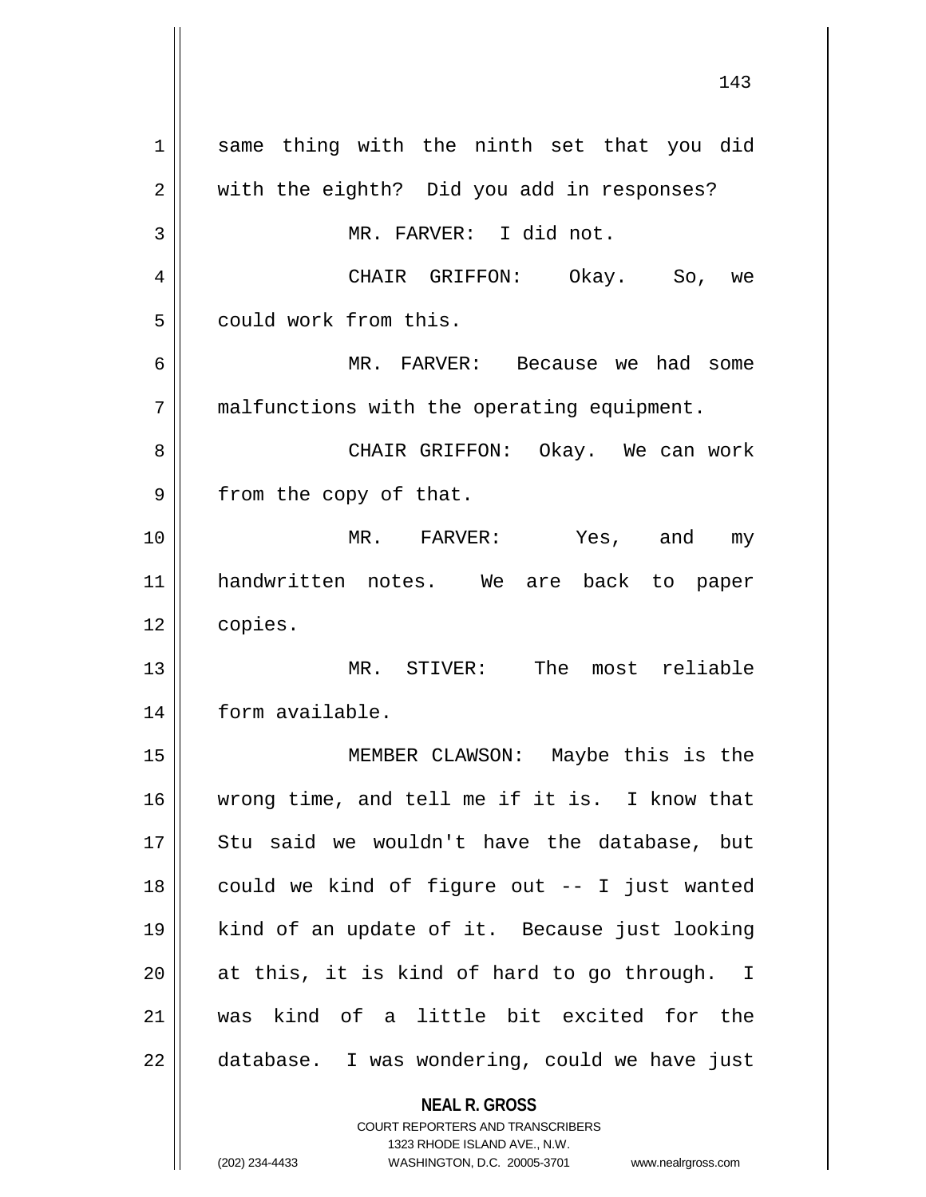same thing with the ninth set that you did with the eighth? Did you add in responses?

MR. FARVER: I did not.

CHAIR GRIFFON: Okay. So, we could work from this.

MR. FARVER: Because we had some malfunctions with the operating equipment.

CHAIR GRIFFON: Okay. We can work from the copy of that.

MR. FARVER: Yes, and my handwritten notes. We are back to paper copies.

MR. STIVER: The most reliable form available.

MEMBER CLAWSON: Maybe this is the wrong time, and tell me if it is. I know that Stu said we wouldn't have the database, but could we kind of figure out -- I just wanted kind of an update of it. Because just looking at this, it is kind of hard to go through. I was kind of a little bit excited for the database. I was wondering, could we have just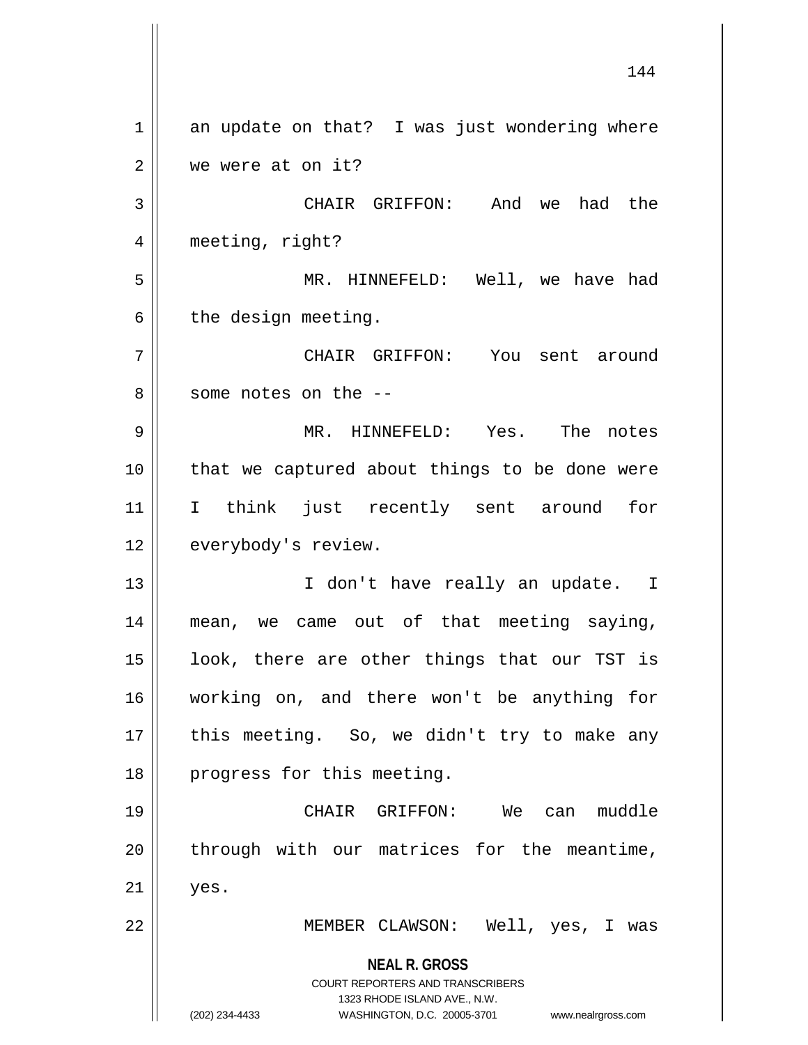an update on that? I was just wondering where we were at on it?

CHAIR GRIFFON: And we had the meeting, right?

MR. HINNEFELD: Well, we have had the design meeting.

CHAIR GRIFFON: You sent around some notes on the --

MR. HINNEFELD: Yes. The notes that we captured about things to be done were I think just recently sent around for everybody's review.

I don't have really an update. I mean, we came out of that meeting saying, look, there are other things that our TST is working on, and there won't be anything for this meeting. So, we didn't try to make any progress for this meeting.

CHAIR GRIFFON: We can muddle through with our matrices for the meantime, yes.

MEMBER CLAWSON: Well, yes, I was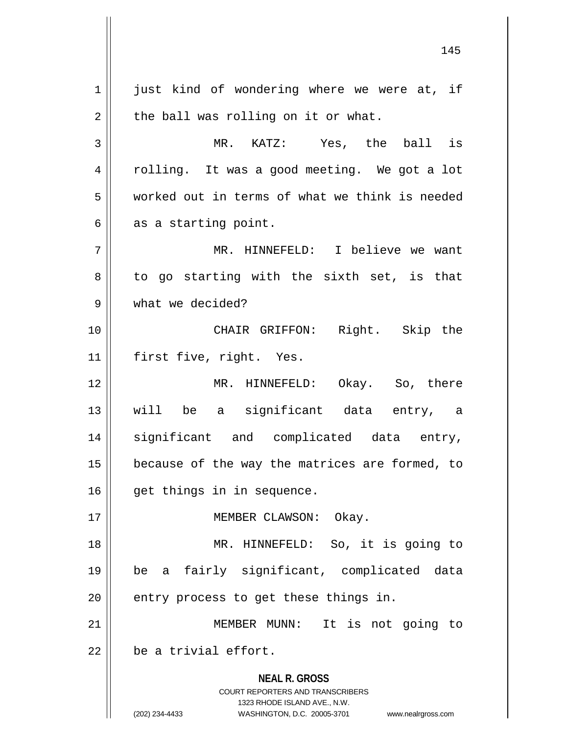just kind of wondering where we were at, if the ball was rolling on it or what.

MR. KATZ: Yes, the ball is rolling. It was a good meeting. We got a lot worked out in terms of what we think is needed as a starting point.

MR. HINNEFELD: I believe we want to go starting with the sixth set, is that what we decided?

CHAIR GRIFFON: Right. Skip the first five, right. Yes.

MR. HINNEFELD: Okay. So, there will be a significant data entry, a significant and complicated data entry, because of the way the matrices are formed, to get things in in sequence.

MEMBER CLAWSON: Okay.

MR. HINNEFELD: So, it is going to be a fairly significant, complicated data entry process to get these things in.

MEMBER MUNN: It is not going to be a trivial effort.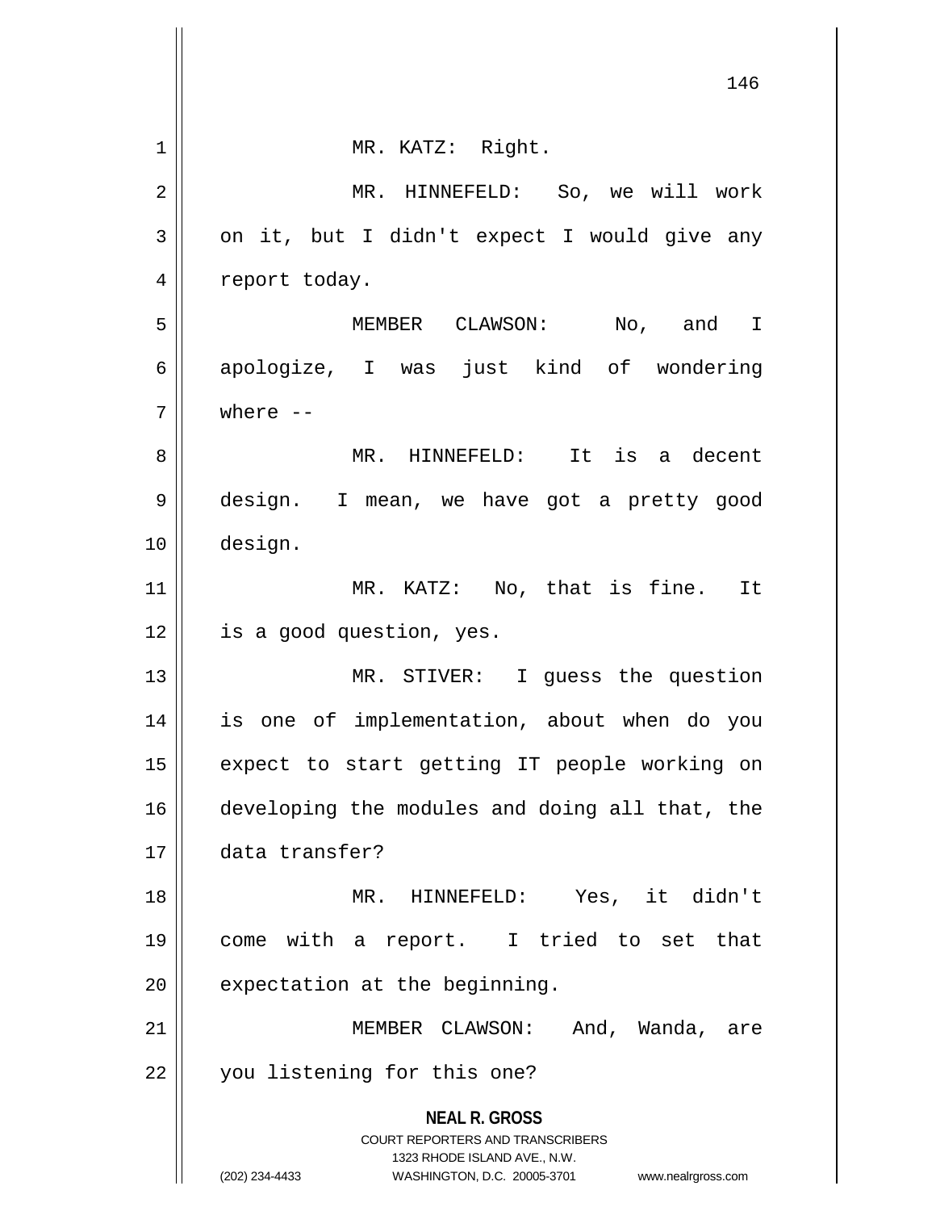MR. KATZ: Right.

MR. HINNEFELD: So, we will work on it, but I didn't expect I would give any report today.

MEMBER CLAWSON: No, and I apologize, I was just kind of wondering where --

MR. HINNEFELD: It is a decent design. I mean, we have got a pretty good design.

MR. KATZ: No, that is fine. It is a good question, yes.

MR. STIVER: I guess the question is one of implementation, about when do you expect to start getting IT people working on developing the modules and doing all that, the data transfer?

MR. HINNEFELD: Yes, it didn't come with a report. I tried to set that expectation at the beginning.

MEMBER CLAWSON: And, Wanda, are you listening for this one?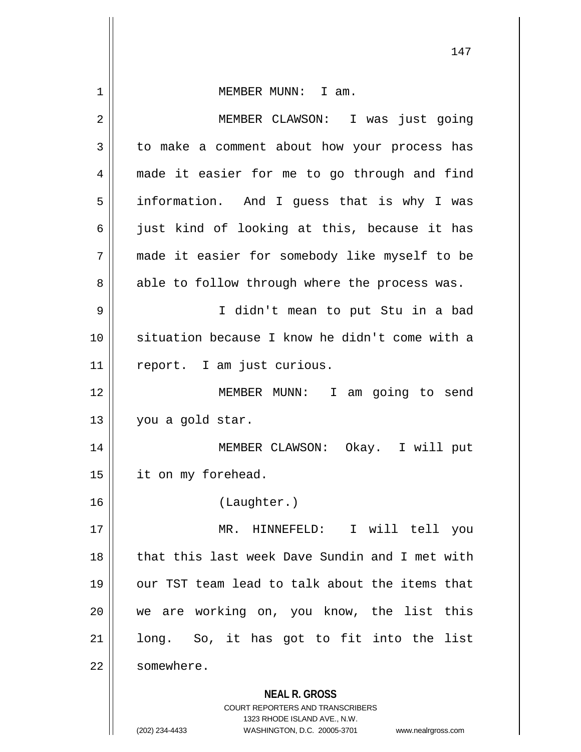MEMBER MUNN: I am.

MEMBER CLAWSON: I was just going to make a comment about how your process has made it easier for me to go through and find information. And I guess that is why I was just kind of looking at this, because it has made it easier for somebody like myself to be able to follow through where the process was.

I didn't mean to put Stu in a bad situation because I know he didn't come with a report. I am just curious.

MEMBER MUNN: I am going to send you a gold star.

MEMBER CLAWSON: Okay. I will put it on my forehead.

(Laughter.)

MR. HINNEFELD: I will tell you that this last week Dave Sundin and I met with our TST team lead to talk about the items that we are working on, you know, the list this long. So, it has got to fit into the list somewhere.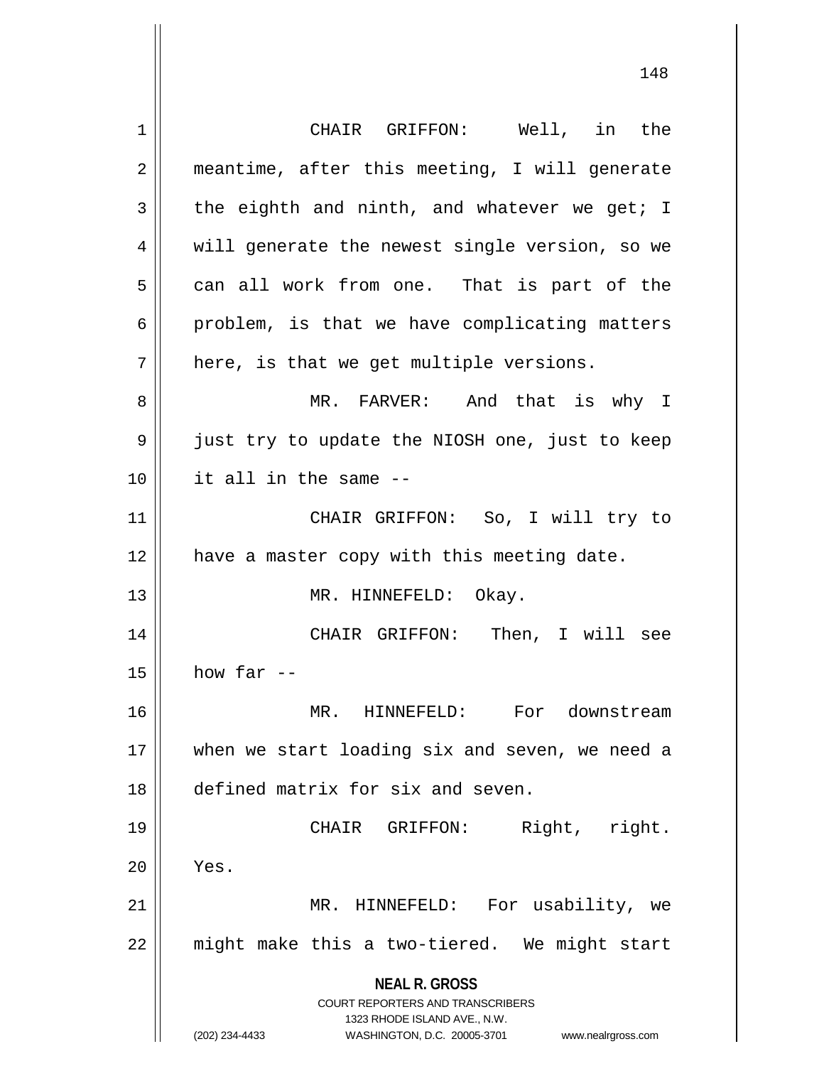CHAIR GRIFFON: Well, in the meantime, after this meeting, I will generate the eighth and ninth, and whatever we get; I will generate the newest single version, so we can all work from one. That is part of the problem, is that we have complicating matters here, is that we get multiple versions.

MR. FARVER: And that is why I just try to update the NIOSH one, just to keep it all in the same --

CHAIR GRIFFON: So, I will try to have a master copy with this meeting date.

MR. HINNEFELD: Okay.

CHAIR GRIFFON: Then, I will see how far --

MR. HINNEFELD: For downstream when we start loading six and seven, we need a defined matrix for six and seven.

CHAIR GRIFFON: Right, right. Yes.

MR. HINNEFELD: For usability, we might make this a two-tiered. We might start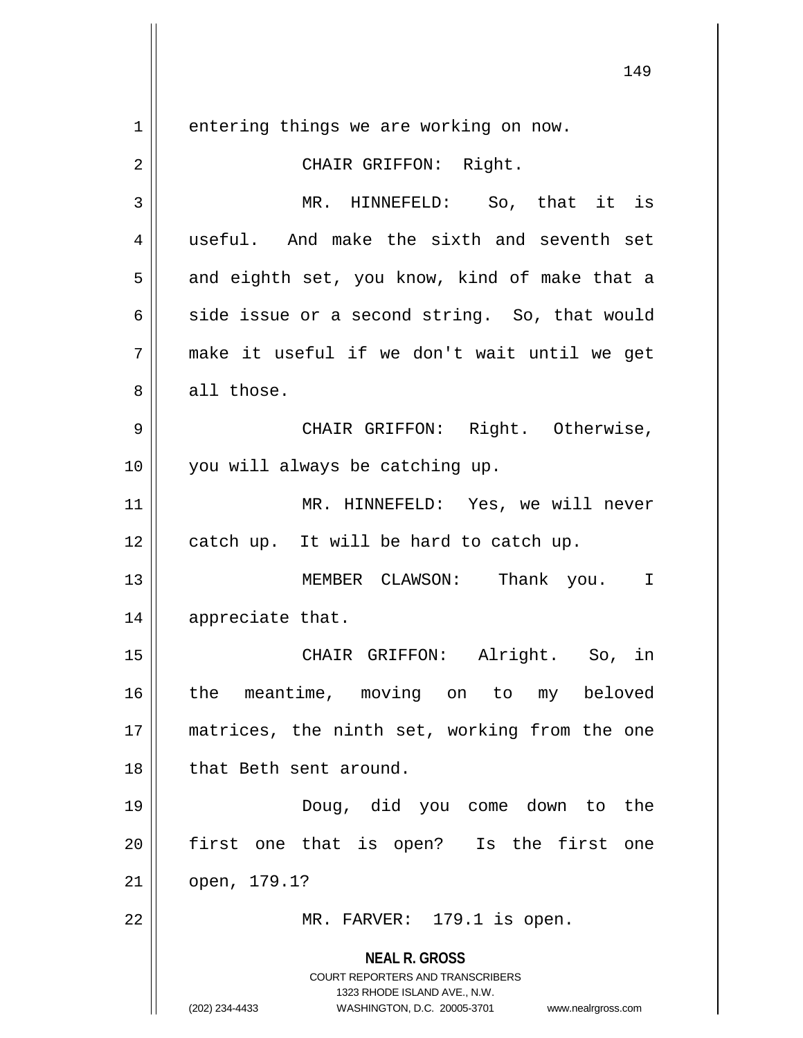entering things we are working on now.

CHAIR GRIFFON: Right.

MR. HINNEFELD: So, that it is useful. And make the sixth and seventh set and eighth set, you know, kind of make that a side issue or a second string. So, that would make it useful if we don't wait until we get all those.

CHAIR GRIFFON: Right. Otherwise, you will always be catching up.

MR. HINNEFELD: Yes, we will never catch up. It will be hard to catch up.

MEMBER CLAWSON: Thank you. I appreciate that.

CHAIR GRIFFON: Alright. So, in the meantime, moving on to my beloved matrices, the ninth set, working from the one that Beth sent around.

Doug, did you come down to the first one that is open? Is the first one open, 179.1?

MR. FARVER: 179.1 is open.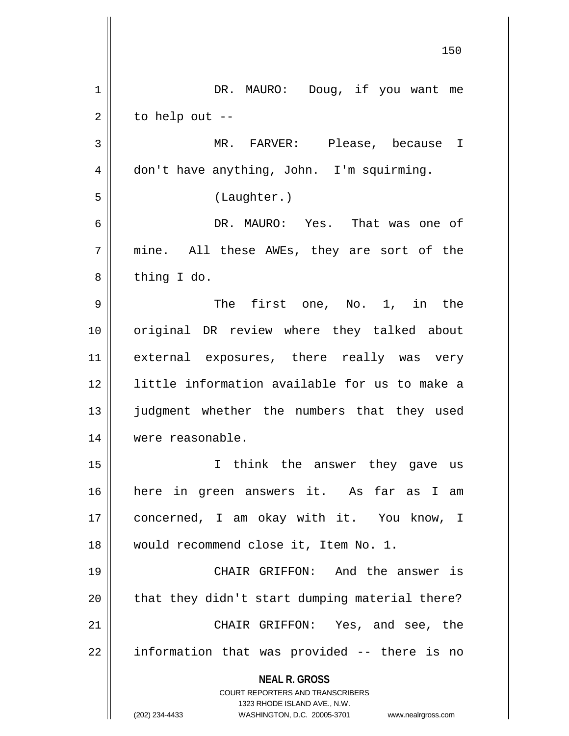DR. MAURO: Doug, if you want me to help out --

MR. FARVER: Please, because I don't have anything, John. I'm squirming.

(Laughter.)

DR. MAURO: Yes. That was one of mine. All these AWEs, they are sort of the thing I do.

The first one, No. 1, in the original DR review where they talked about external exposures, there really was very little information available for us to make a judgment whether the numbers that they used were reasonable.

I think the answer they gave us here in green answers it. As far as I am concerned, I am okay with it. You know, I would recommend close it, Item No. 1.

CHAIR GRIFFON: And the answer is that they didn't start dumping material there?

CHAIR GRIFFON: Yes, and see, the information that was provided -- there is no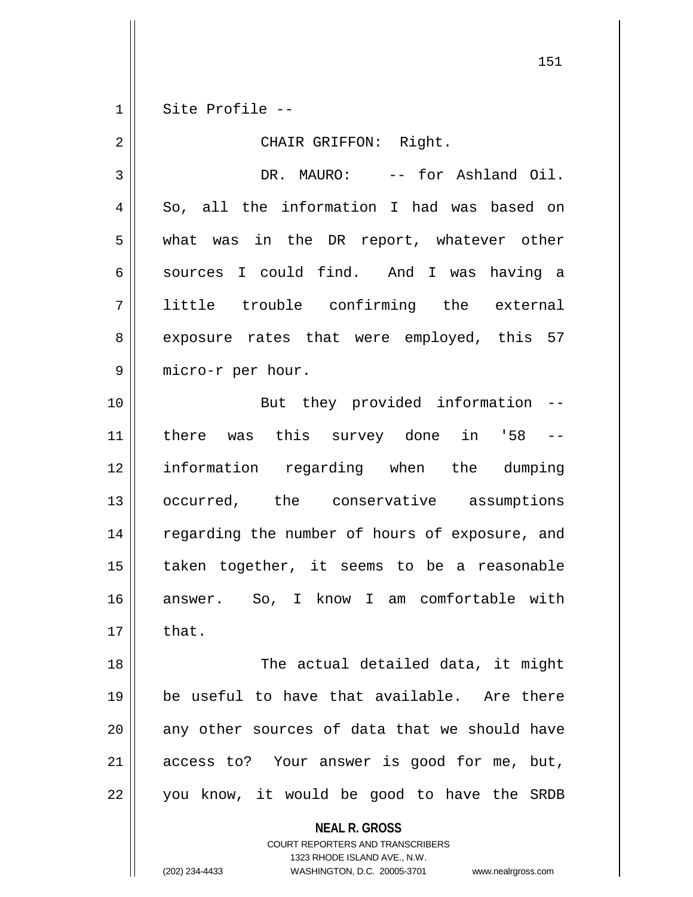Site Profile --

CHAIR GRIFFON: Right.

DR. MAURO: -- for Ashland Oil. So, all the information I had was based on what was in the DR report, whatever other sources I could find. And I was having a little trouble confirming the external exposure rates that were employed, this 57 micro-r per hour.

But they provided information -- there was this survey done in '58 -- information regarding when the dumping occurred, the conservative assumptions regarding the number of hours of exposure, and taken together, it seems to be a reasonable answer. So, I know I am comfortable with that.

The actual detailed data, it might be useful to have that available. Are there any other sources of data that we should have access to? Your answer is good for me, but, you know, it would be good to have the SRDB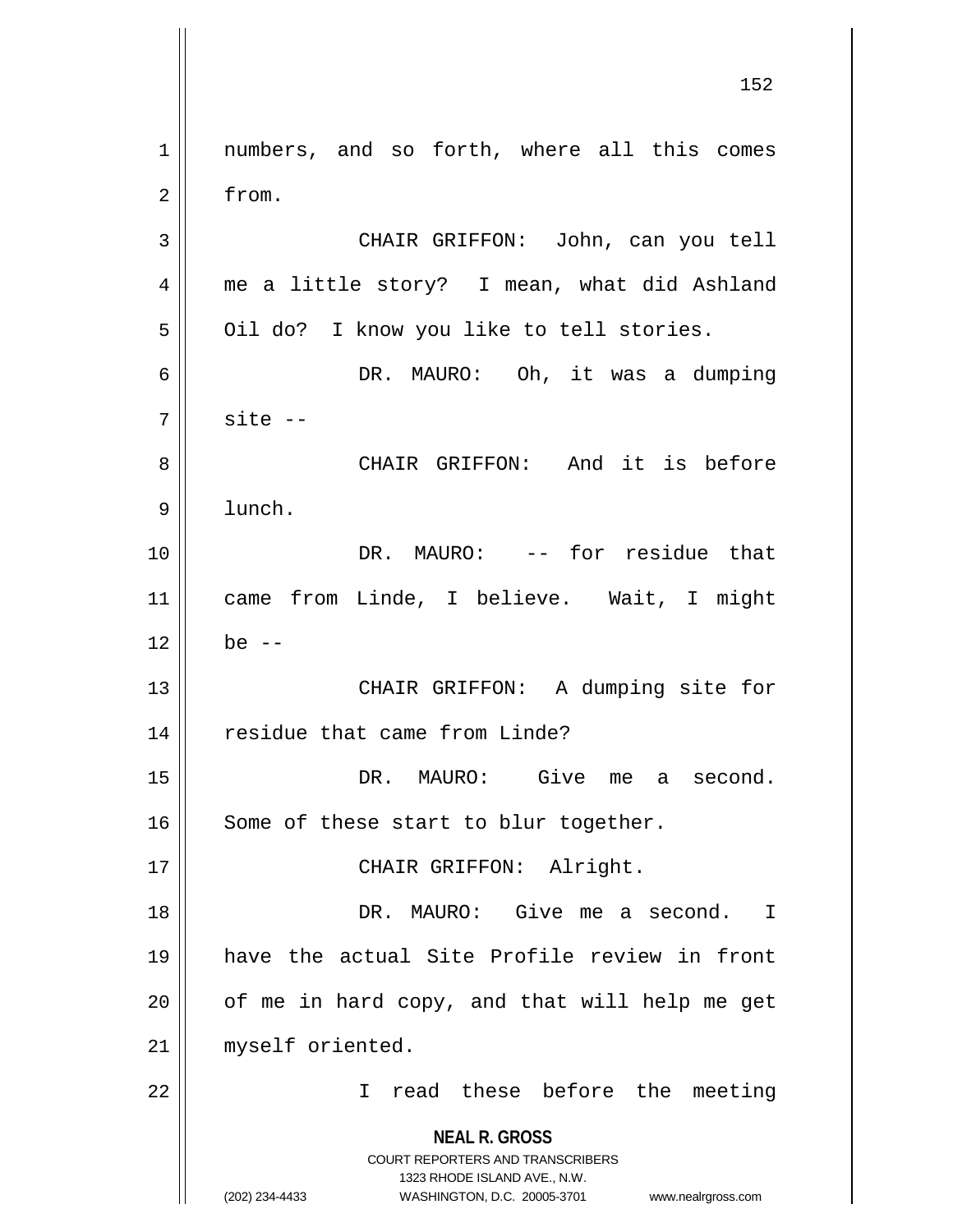numbers, and so forth, where all this comes from.

CHAIR GRIFFON: John, can you tell me a little story? I mean, what did Ashland Oil do? I know you like to tell stories.

DR. MAURO: Oh, it was a dumping site --

CHAIR GRIFFON: And it is before lunch.

DR. MAURO: -- for residue that came from Linde, I believe. Wait, I might be --

CHAIR GRIFFON: A dumping site for residue that came from Linde?

DR. MAURO: Give me a second. Some of these start to blur together.

CHAIR GRIFFON: Alright.

DR. MAURO: Give me a second. I have the actual Site Profile review in front of me in hard copy, and that will help me get myself oriented.

I read these before the meeting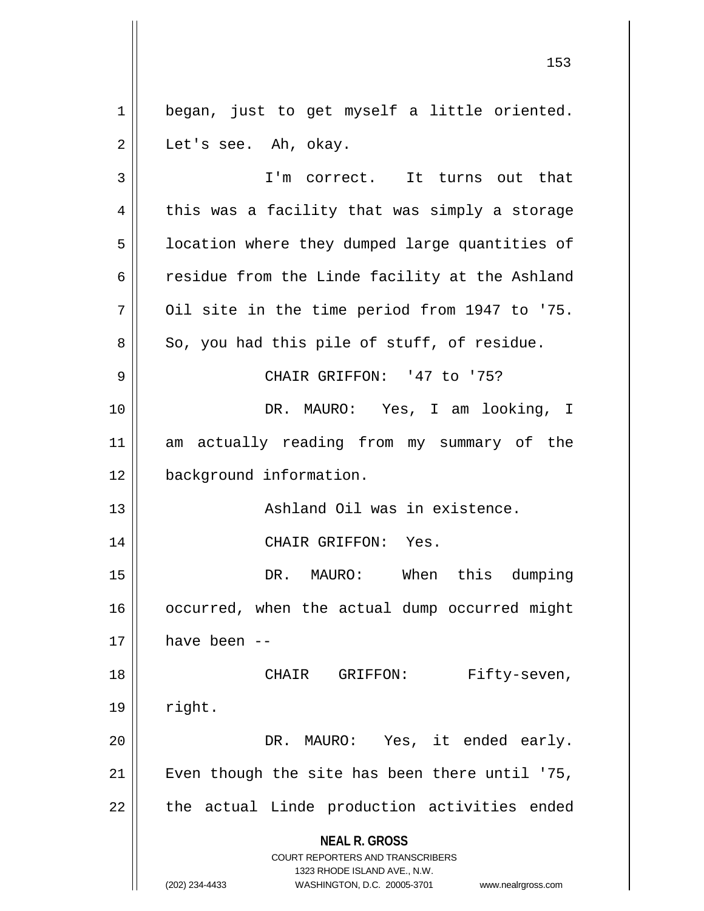began, just to get myself a little oriented. Let's see. Ah, okay.

I'm correct. It turns out that this was a facility that was simply a storage location where they dumped large quantities of residue from the Linde facility at the Ashland Oil site in the time period from 1947 to '75. So, you had this pile of stuff, of residue.

CHAIR GRIFFON: '47 to '75?

DR. MAURO: Yes, I am looking, I am actually reading from my summary of the background information.

Ashland Oil was in existence.

CHAIR GRIFFON: Yes.

DR. MAURO: When this dumping occurred, when the actual dump occurred might have been --

CHAIR GRIFFON: Fifty-seven, right.

DR. MAURO: Yes, it ended early. Even though the site has been there until '75, the actual Linde production activities ended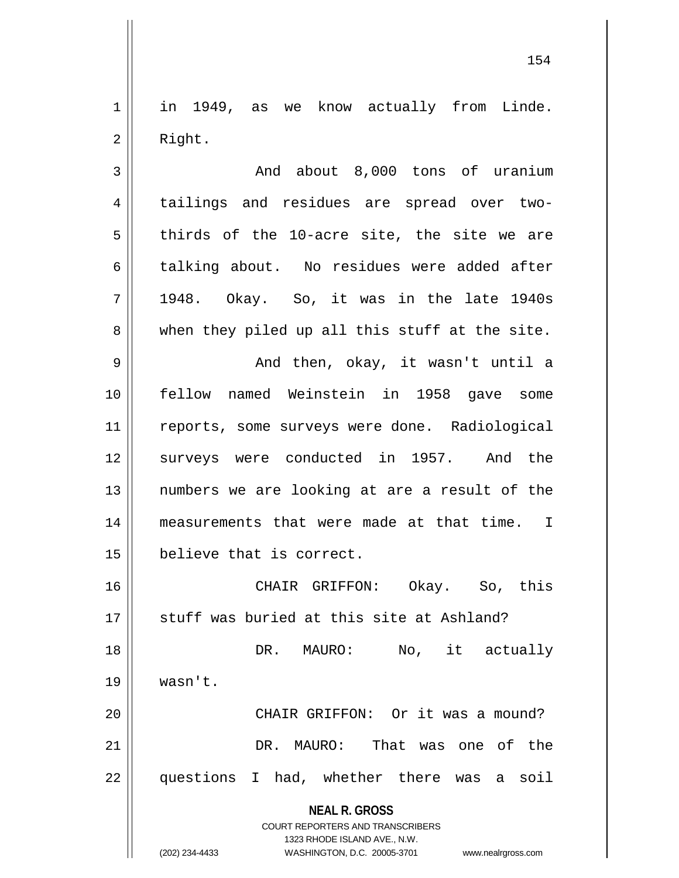in 1949, as we know actually from Linde. Right.

And about 8,000 tons of uranium tailings and residues are spread over two-thirds of the 10-acre site, the site we are talking about. No residues were added after 1948. Okay. So, it was in the late 1940s when they piled up all this stuff at the site.

And then, okay, it wasn't until a fellow named Weinstein in 1958 gave some reports, some surveys were done. Radiological surveys were conducted in 1957. And the numbers we are looking at are a result of the measurements that were made at that time. I believe that is correct.

CHAIR GRIFFON: Okay. So, this stuff was buried at this site at Ashland?

DR. MAURO: No, it actually wasn't.

CHAIR GRIFFON: Or it was a mound?

DR. MAURO: That was one of the questions I had, whether there was a soil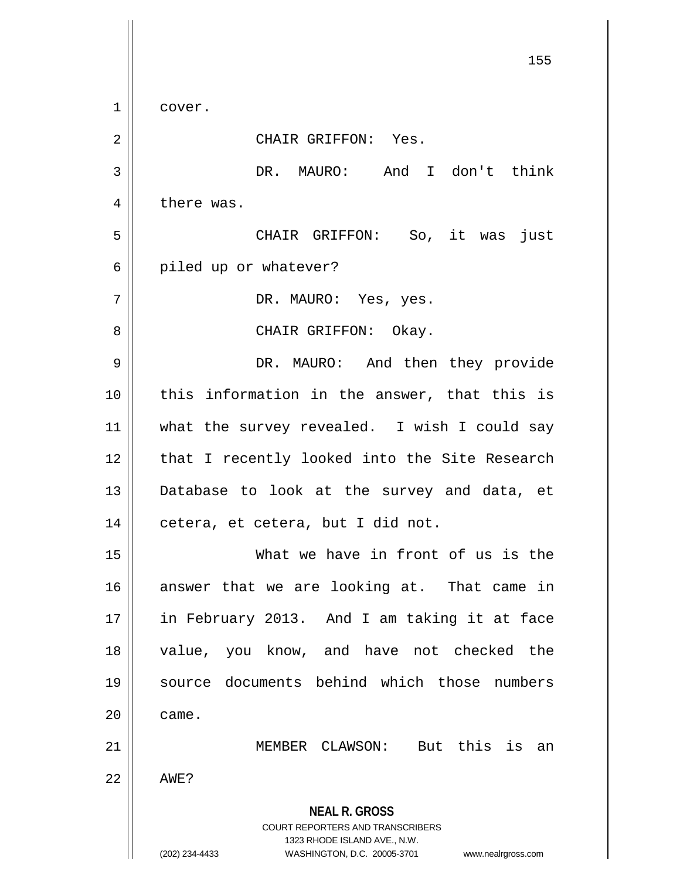cover.

CHAIR GRIFFON: Yes.

DR. MAURO: And I don't think there was.

CHAIR GRIFFON: So, it was just piled up or whatever?

DR. MAURO: Yes, yes.

CHAIR GRIFFON: Okay.

DR. MAURO: And then they provide this information in the answer, that this is what the survey revealed. I wish I could say that I recently looked into the Site Research Database to look at the survey and data, et cetera, et cetera, but I did not.

What we have in front of us is the answer that we are looking at. That came in in February 2013. And I am taking it at face value, you know, and have not checked the source documents behind which those numbers came.

MEMBER CLAWSON: But this is an AWE?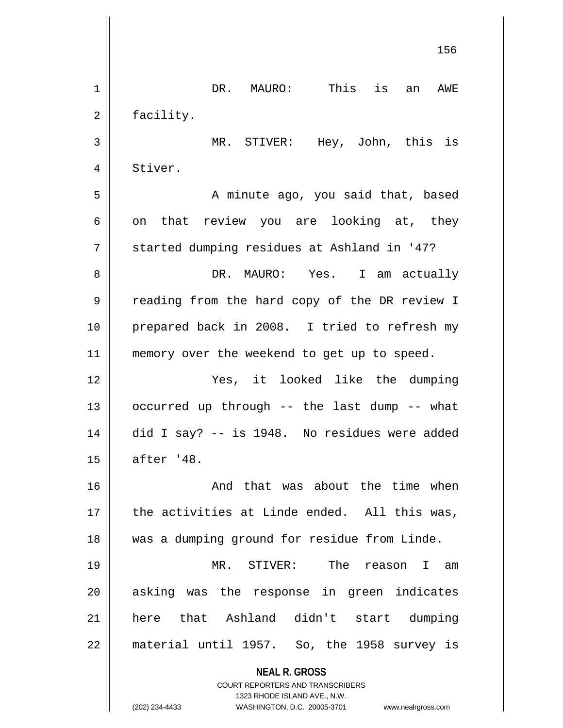DR. MAURO: This is an AWE facility.

MR. STIVER: Hey, John, this is Stiver.

A minute ago, you said that, based on that review you are looking at, they started dumping residues at Ashland in '47?

DR. MAURO: Yes. I am actually reading from the hard copy of the DR review I prepared back in 2008. I tried to refresh my memory over the weekend to get up to speed.

Yes, it looked like the dumping occurred up through -- the last dump -- what did I say? -- is 1948. No residues were added after '48.

And that was about the time when the activities at Linde ended. All this was, was a dumping ground for residue from Linde.

MR. STIVER: The reason I am asking was the response in green indicates here that Ashland didn't start dumping material until 1957. So, the 1958 survey is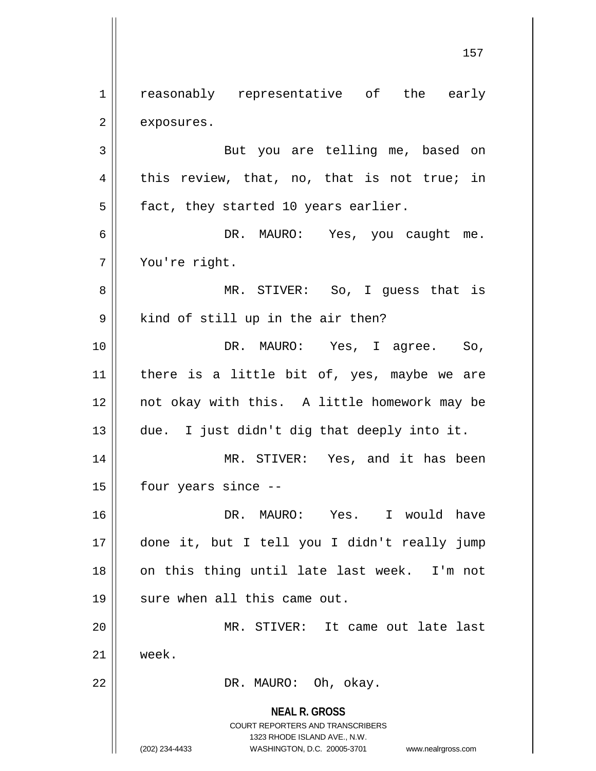reasonably representative of the early exposures.

But you are telling me, based on this review, that, no, that is not true; in fact, they started 10 years earlier.

DR. MAURO: Yes, you caught me. You're right.

MR. STIVER: So, I guess that is kind of still up in the air then?

DR. MAURO: Yes, I agree. So, there is a little bit of, yes, maybe we are not okay with this. A little homework may be due. I just didn't dig that deeply into it.

MR. STIVER: Yes, and it has been four years since --

DR. MAURO: Yes. I would have done it, but I tell you I didn't really jump on this thing until late last week. I'm not sure when all this came out.

MR. STIVER: It came out late last week.

DR. MAURO: Oh, okay.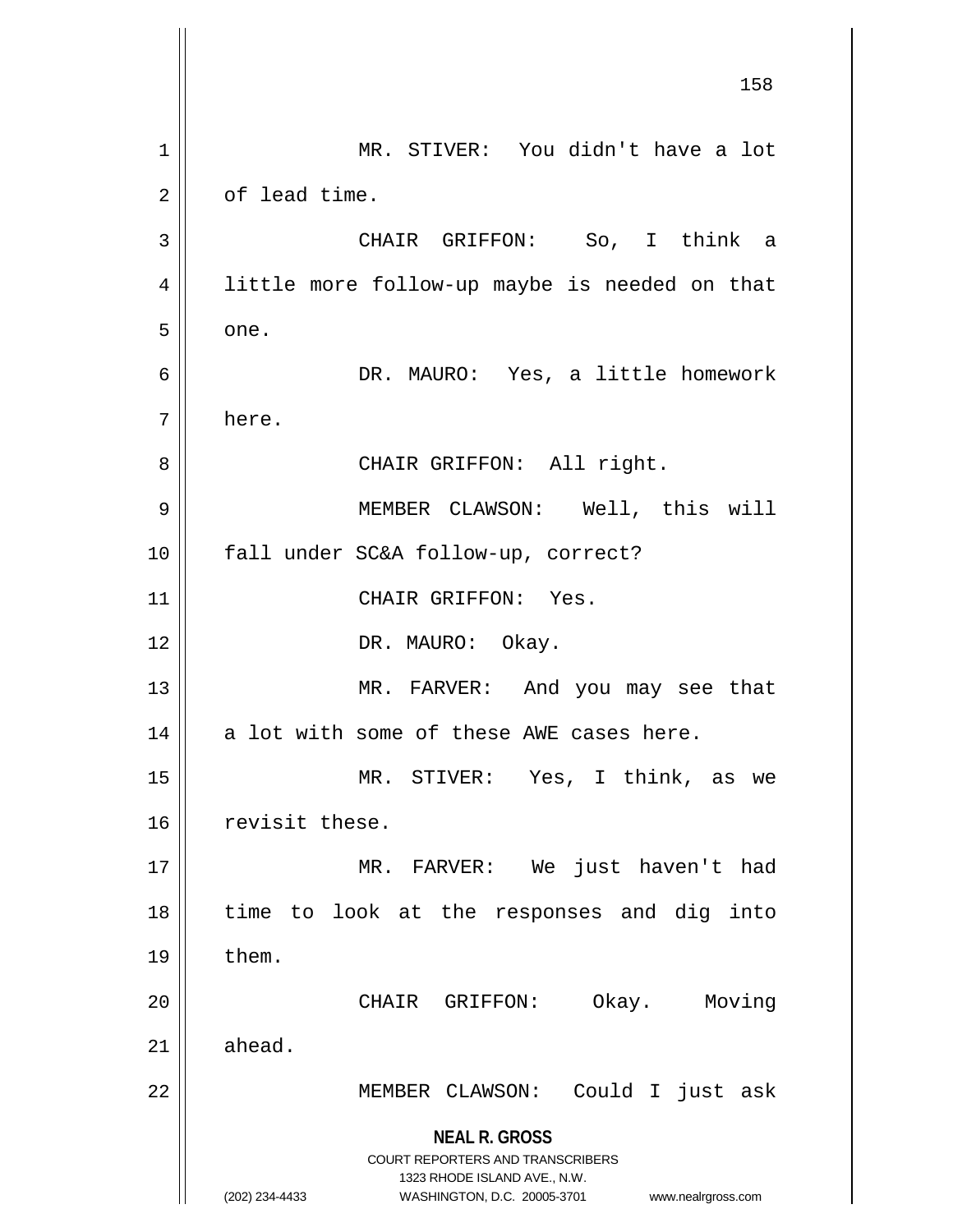MR. STIVER: You didn't have a lot of lead time.

CHAIR GRIFFON: So, I think a little more follow-up maybe is needed on that one.

DR. MAURO: Yes, a little homework here.

CHAIR GRIFFON: All right.

MEMBER CLAWSON: Well, this will fall under SC&A follow-up, correct?

CHAIR GRIFFON: Yes.

DR. MAURO: Okay.

MR. FARVER: And you may see that a lot with some of these AWE cases here.

MR. STIVER: Yes, I think, as we revisit these.

MR. FARVER: We just haven't had time to look at the responses and dig into them.

CHAIR GRIFFON: Okay. Moving ahead.

MEMBER CLAWSON: Could I just ask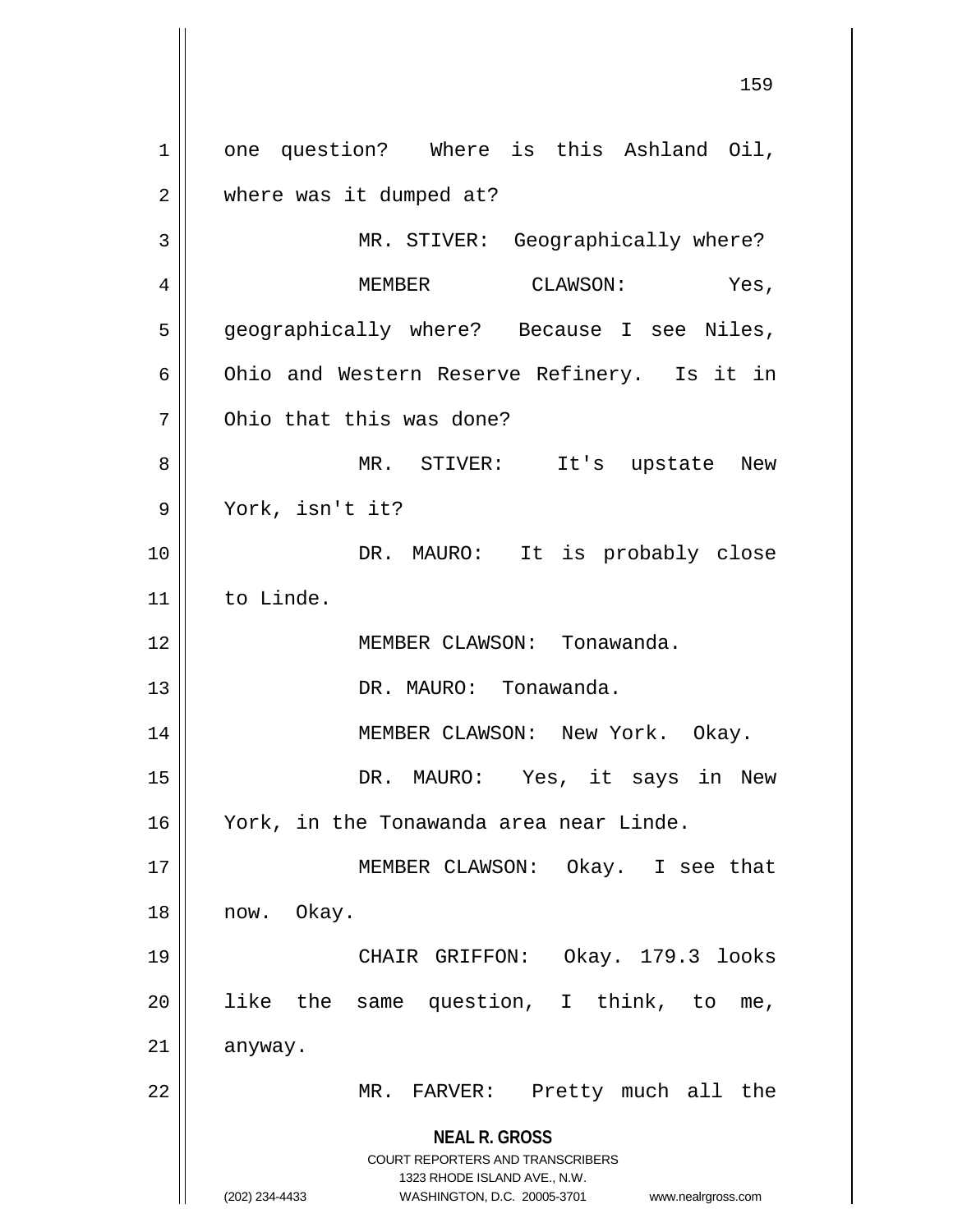one question? Where is this Ashland Oil, where was it dumped at?

MR. STIVER: Geographically where?

MEMBER CLAWSON: Yes, geographically where? Because I see Niles, Ohio and Western Reserve Refinery. Is it in Ohio that this was done?

MR. STIVER: It's upstate New York, isn't it?

DR. MAURO: It is probably close to Linde.

MEMBER CLAWSON: Tonawanda.

DR. MAURO: Tonawanda.

MEMBER CLAWSON: New York. Okay.

DR. MAURO: Yes, it says in New York, in the Tonawanda area near Linde.

MEMBER CLAWSON: Okay. I see that now. Okay.

CHAIR GRIFFON: Okay. 179.3 looks like the same question, I think, to me, anyway.

MR. FARVER: Pretty much all the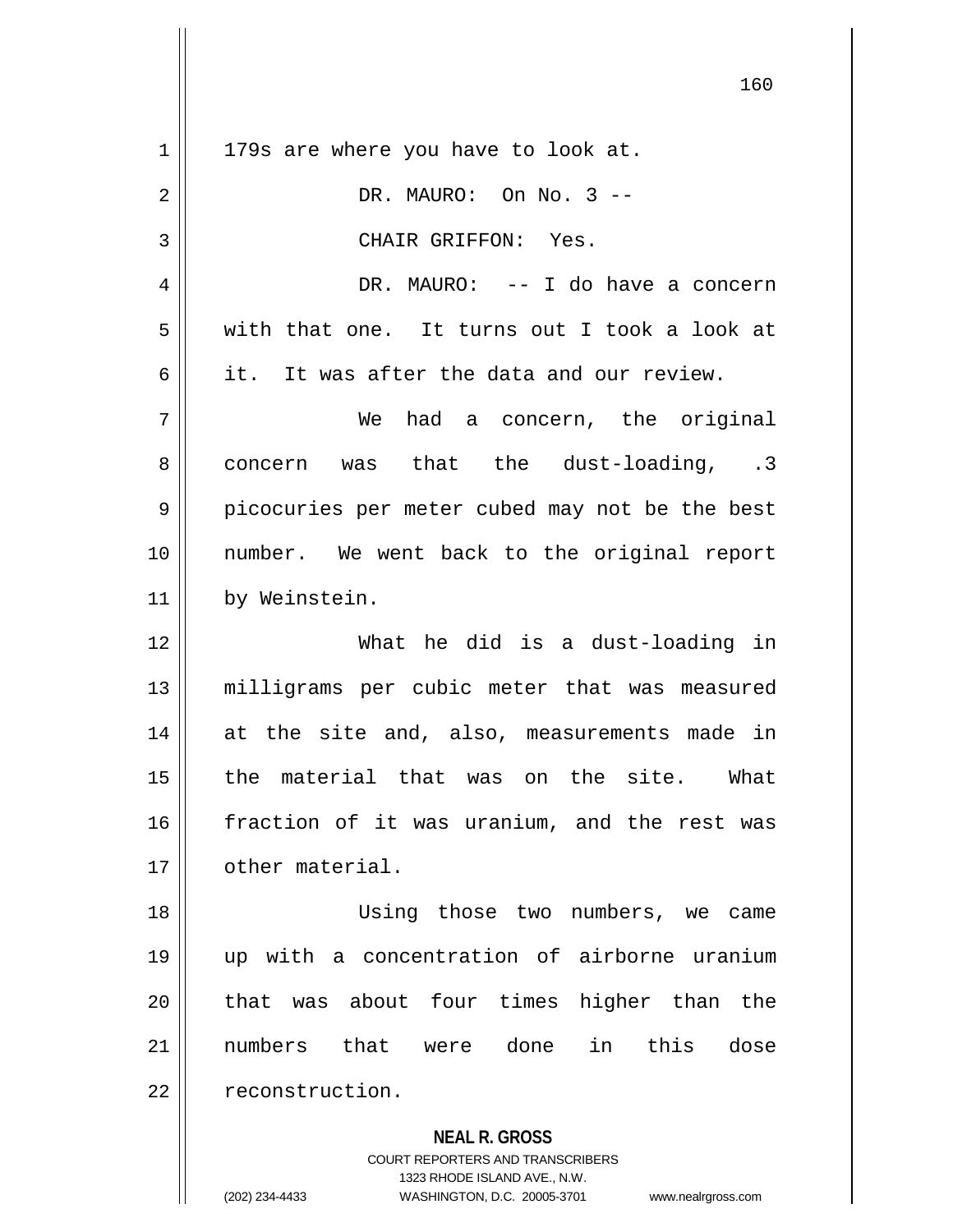179s are where you have to look at.

DR. MAURO: On No. 3 --

CHAIR GRIFFON: Yes.

DR. MAURO: -- I do have a concern with that one. It turns out I took a look at it. It was after the data and our review.

We had a concern, the original concern was that the dust-loading, .3 picocuries per meter cubed may not be the best number. We went back to the original report by Weinstein.

What he did is a dust-loading in milligrams per cubic meter that was measured at the site and, also, measurements made in the material that was on the site. What fraction of it was uranium, and the rest was other material.

Using those two numbers, we came up with a concentration of airborne uranium that was about four times higher than the numbers that were done in this dose reconstruction.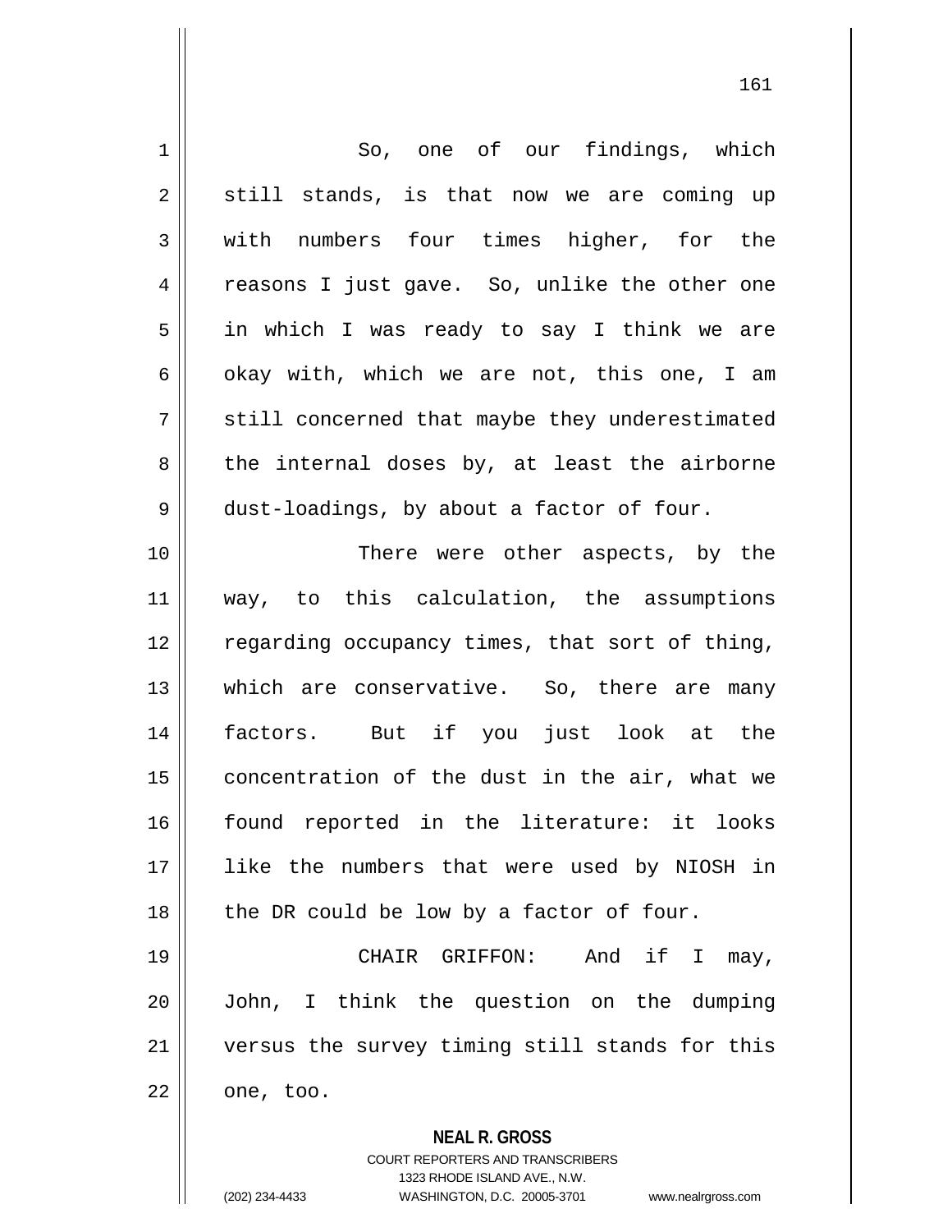So, one of our findings, which still stands, is that now we are coming up with numbers four times higher, for the reasons I just gave. So, unlike the other one in which I was ready to say I think we are okay with, which we are not, this one, I am still concerned that maybe they underestimated the internal doses by, at least the airborne dust-loadings, by about a factor of four.

There were other aspects, by the way, to this calculation, the assumptions regarding occupancy times, that sort of thing, which are conservative. So, there are many factors. But if you just look at the concentration of the dust in the air, what we found reported in the literature: it looks like the numbers that were used by NIOSH in the DR could be low by a factor of four.

CHAIR GRIFFON: And if I may, John, I think the question on the dumping versus the survey timing still stands for this one, too.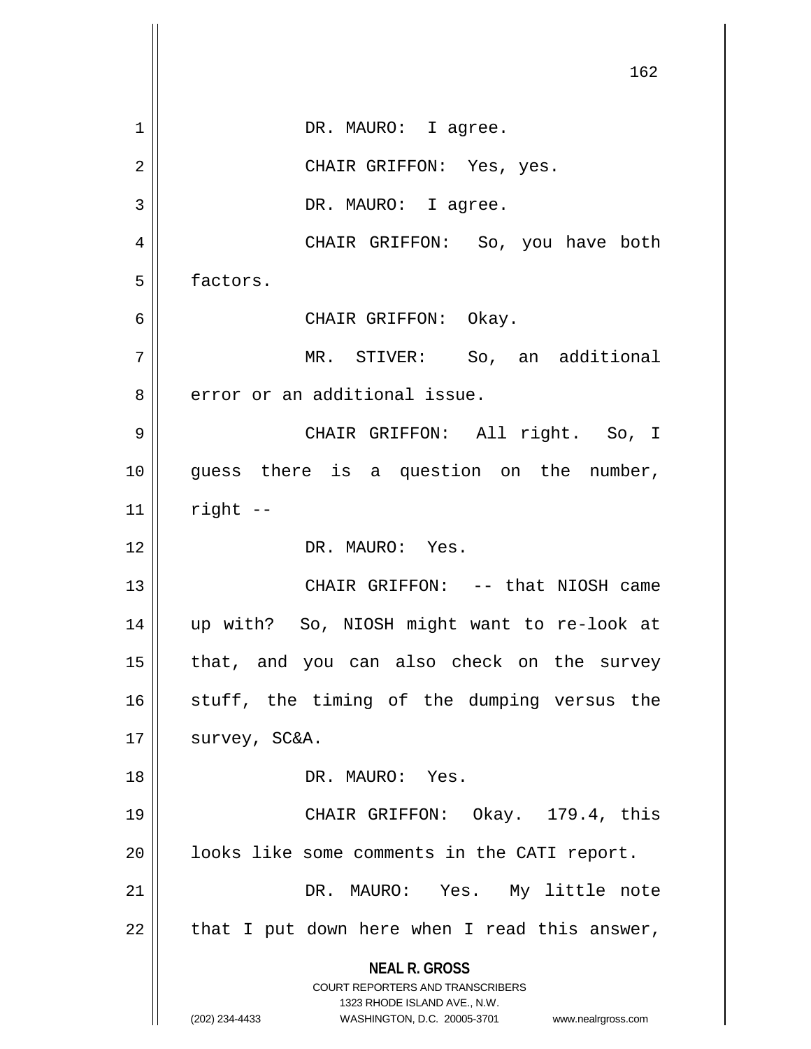DR. MAURO: I agree.

CHAIR GRIFFON: Yes, yes.

DR. MAURO: I agree.

CHAIR GRIFFON: So, you have both factors.

CHAIR GRIFFON: Okay.

MR. STIVER: So, an additional error or an additional issue.

CHAIR GRIFFON: All right. So, I guess there is a question on the number, right --

DR. MAURO: Yes.

CHAIR GRIFFON: -- that NIOSH came up with? So, NIOSH might want to re-look at that, and you can also check on the survey stuff, the timing of the dumping versus the survey, SC&A.

DR. MAURO: Yes.

CHAIR GRIFFON: Okay. 179.4, this looks like some comments in the CATI report.

DR. MAURO: Yes. My little note that I put down here when I read this answer,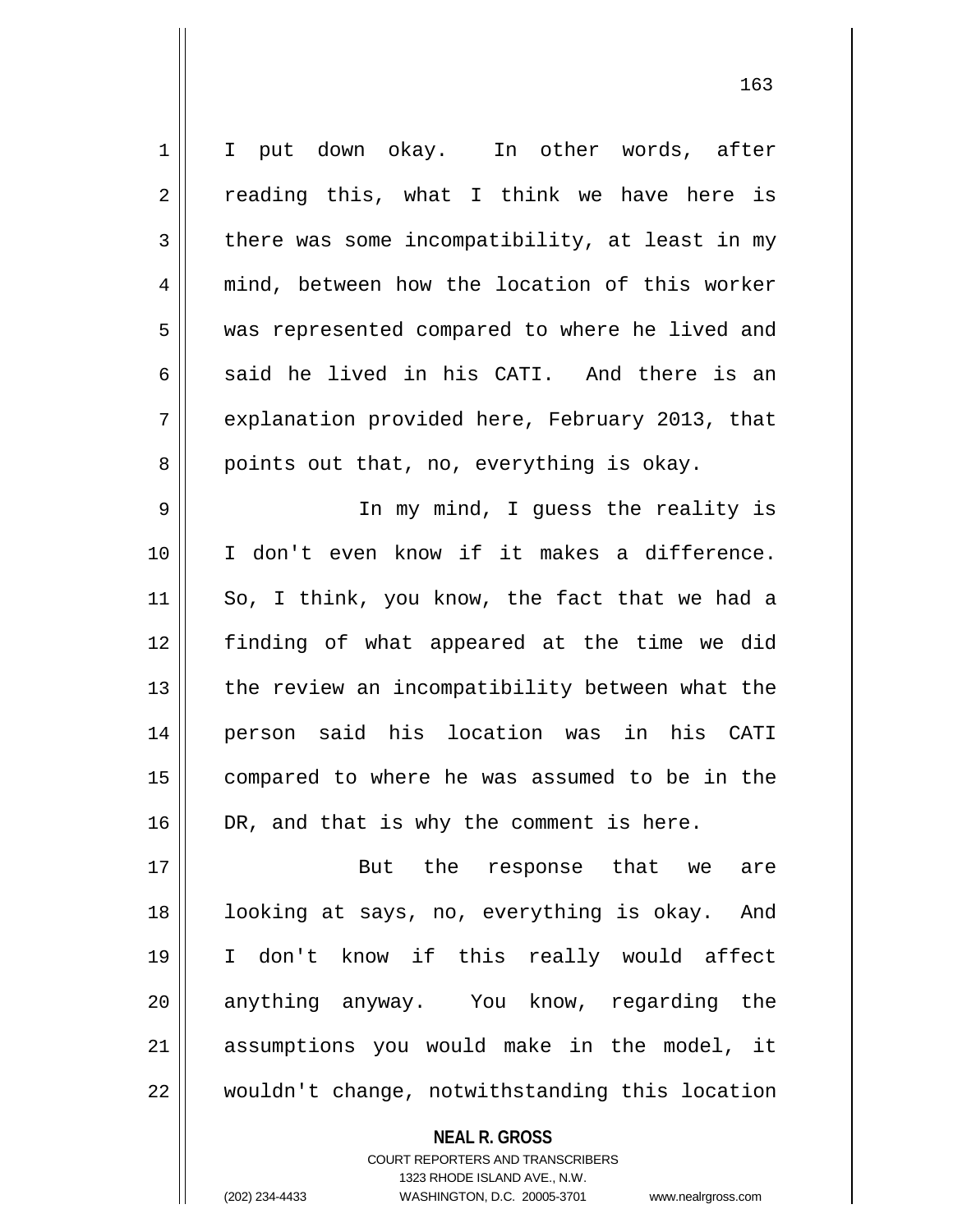I put down okay. In other words, after reading this, what I think we have here is there was some incompatibility, at least in my mind, between how the location of this worker was represented compared to where he lived and said he lived in his CATI. And there is an explanation provided here, February 2013, that points out that, no, everything is okay.

In my mind, I guess the reality is I don't even know if it makes a difference. So, I think, you know, the fact that we had a finding of what appeared at the time we did the review an incompatibility between what the person said his location was in his CATI compared to where he was assumed to be in the DR, and that is why the comment is here.

But the response that we are looking at says, no, everything is okay. And I don't know if this really would affect anything anyway. You know, regarding the assumptions you would make in the model, it wouldn't change, notwithstanding this location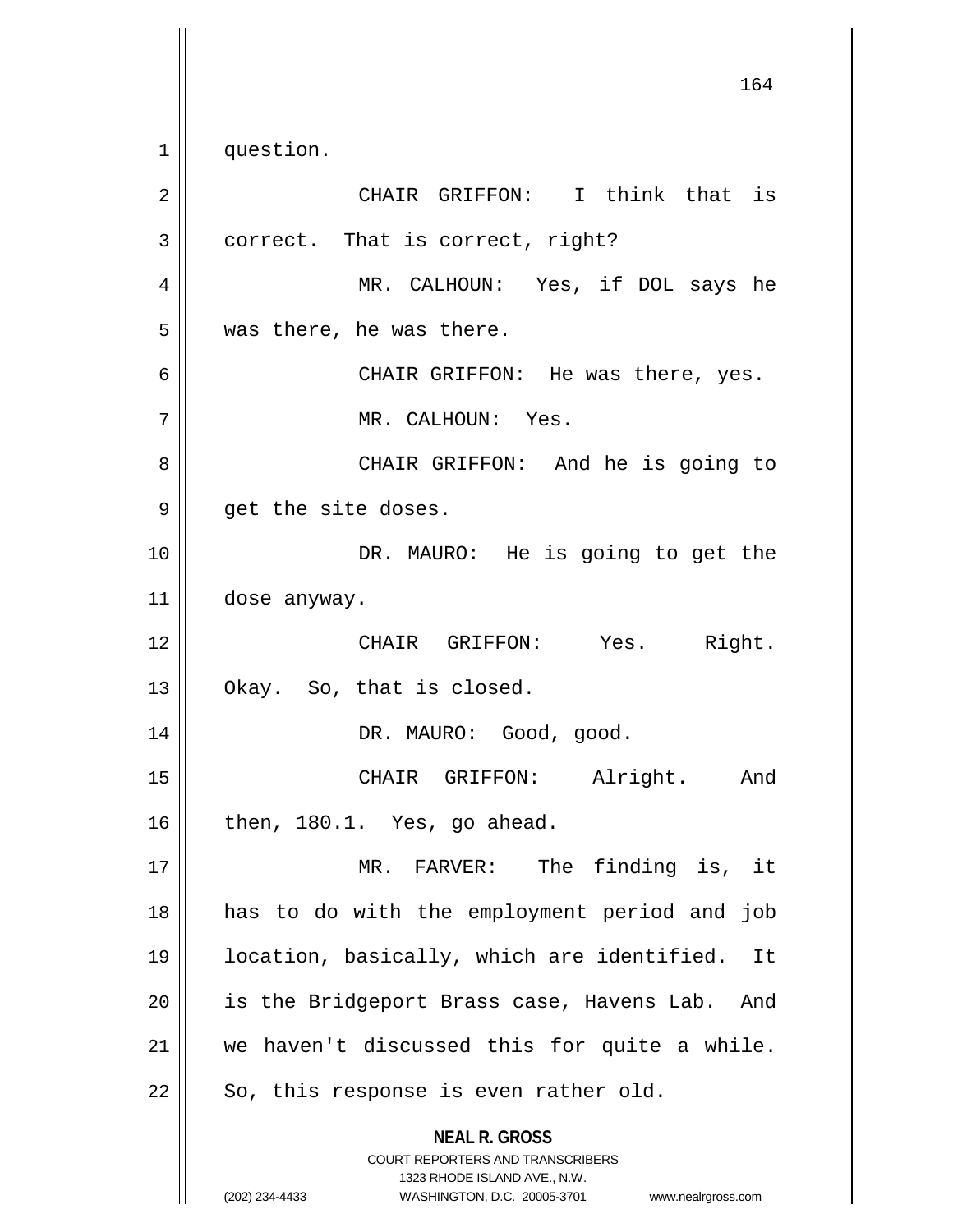question.

CHAIR GRIFFON: I think that is correct. That is correct, right?

MR. CALHOUN: Yes, if DOL says he was there, he was there.

CHAIR GRIFFON: He was there, yes.

MR. CALHOUN: Yes.

CHAIR GRIFFON: And he is going to get the site doses.

DR. MAURO: He is going to get the dose anyway.

CHAIR GRIFFON: Yes. Right. Okay. So, that is closed.

DR. MAURO: Good, good.

CHAIR GRIFFON: Alright. And then, 180.1. Yes, go ahead.

MR. FARVER: The finding is, it has to do with the employment period and job location, basically, which are identified. It is the Bridgeport Brass case, Havens Lab. And we haven't discussed this for quite a while. So, this response is even rather old.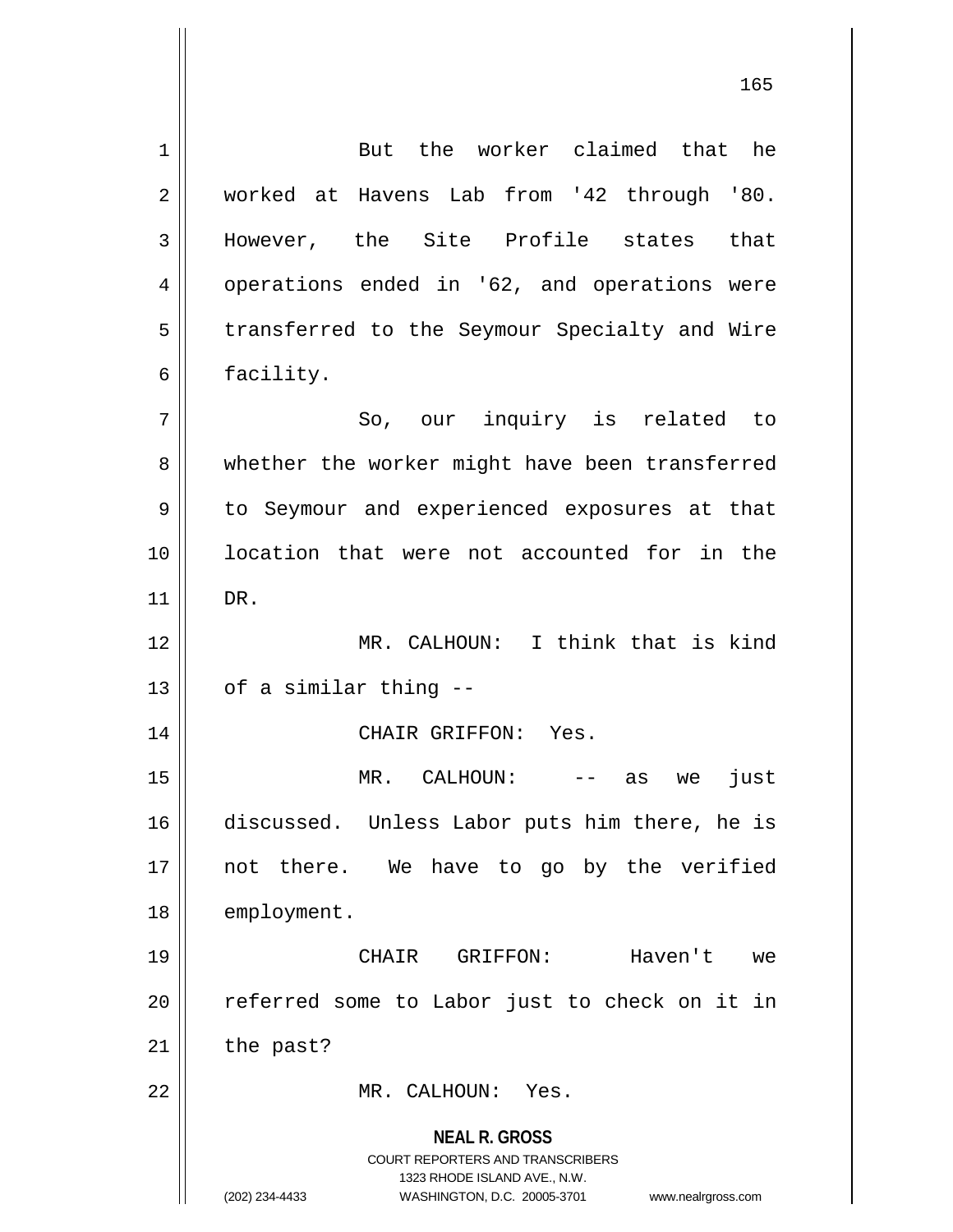But the worker claimed that he worked at Havens Lab from '42 through '80. However, the Site Profile states that operations ended in '62, and operations were transferred to the Seymour Specialty and Wire facility.

So, our inquiry is related to whether the worker might have been transferred to Seymour and experienced exposures at that location that were not accounted for in the DR.

MR. CALHOUN: I think that is kind of a similar thing --

CHAIR GRIFFON: Yes.

MR. CALHOUN: -- as we just discussed. Unless Labor puts him there, he is not there. We have to go by the verified employment.

CHAIR GRIFFON: Haven't we referred some to Labor just to check on it in the past?

MR. CALHOUN: Yes.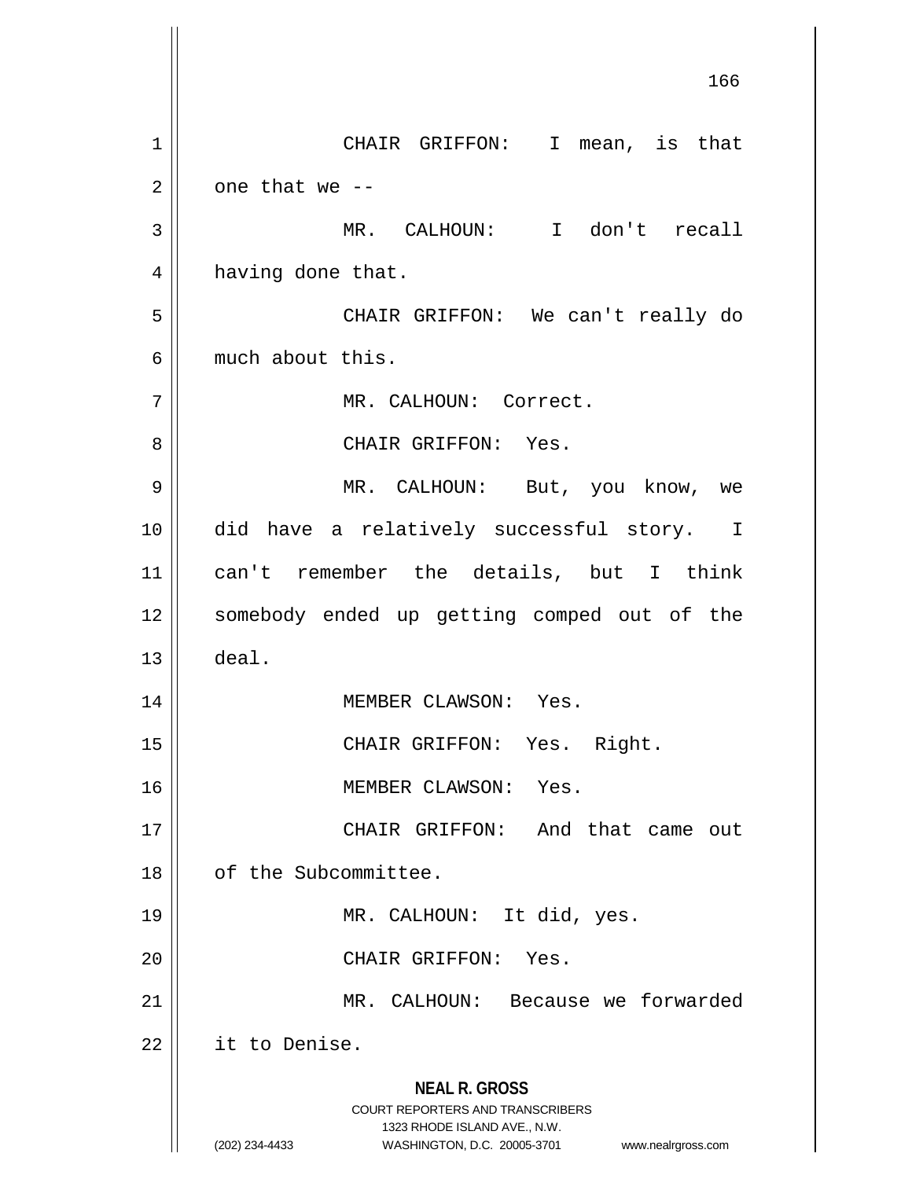CHAIR GRIFFON: I mean, is that one that we --

MR. CALHOUN: I don't recall having done that.

CHAIR GRIFFON: We can't really do much about this.

MR. CALHOUN: Correct.

CHAIR GRIFFON: Yes.

MR. CALHOUN: But, you know, we did have a relatively successful story. I can't remember the details, but I think somebody ended up getting comped out of the deal.

MEMBER CLAWSON: Yes.

CHAIR GRIFFON: Yes. Right.

MEMBER CLAWSON: Yes.

CHAIR GRIFFON: And that came out of the Subcommittee.

MR. CALHOUN: It did, yes.

CHAIR GRIFFON: Yes.

MR. CALHOUN: Because we forwarded it to Denise.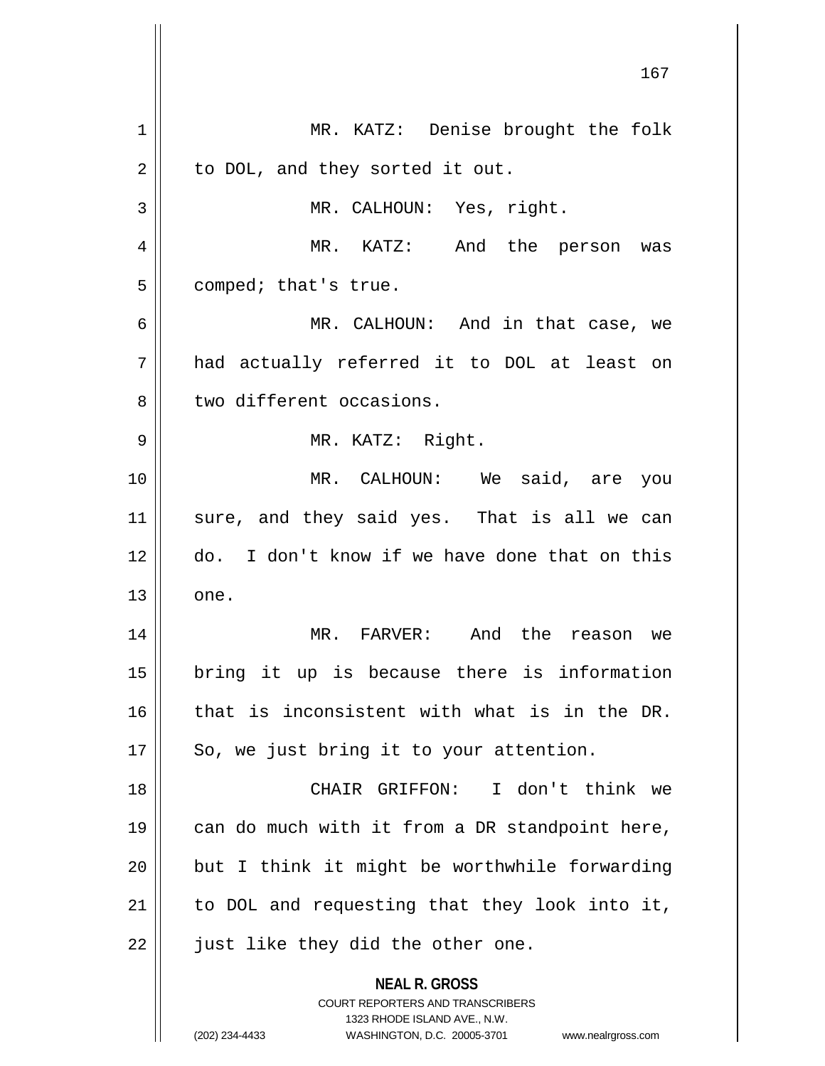MR. KATZ: Denise brought the folk to DOL, and they sorted it out.

MR. CALHOUN: Yes, right.

MR. KATZ: And the person was comped; that's true.

MR. CALHOUN: And in that case, we had actually referred it to DOL at least on two different occasions.

MR. KATZ: Right.

MR. CALHOUN: We said, are you sure, and they said yes. That is all we can do. I don't know if we have done that on this one.

MR. FARVER: And the reason we bring it up is because there is information that is inconsistent with what is in the DR. So, we just bring it to your attention.

CHAIR GRIFFON: I don't think we can do much with it from a DR standpoint here, but I think it might be worthwhile forwarding to DOL and requesting that they look into it, just like they did the other one.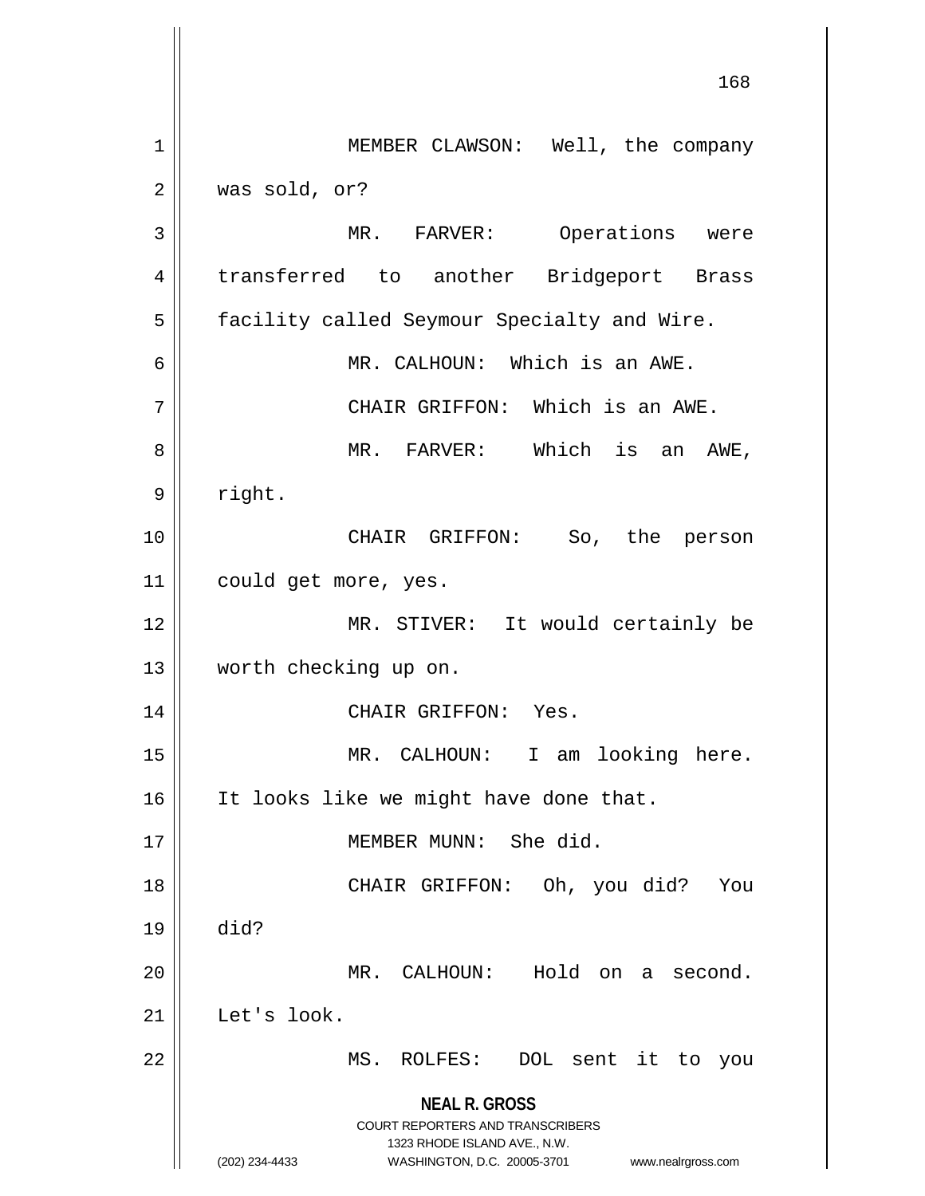MEMBER CLAWSON: Well, the company was sold, or?

MR. FARVER: Operations were transferred to another Bridgeport Brass facility called Seymour Specialty and Wire.

MR. CALHOUN: Which is an AWE.

CHAIR GRIFFON: Which is an AWE.

MR. FARVER: Which is an AWE, right.

CHAIR GRIFFON: So, the person could get more, yes.

MR. STIVER: It would certainly be worth checking up on.

CHAIR GRIFFON: Yes.

MR. CALHOUN: I am looking here. It looks like we might have done that.

MEMBER MUNN: She did.

CHAIR GRIFFON: Oh, you did? You did?

MR. CALHOUN: Hold on a second. Let's look.

MS. ROLFES: DOL sent it to you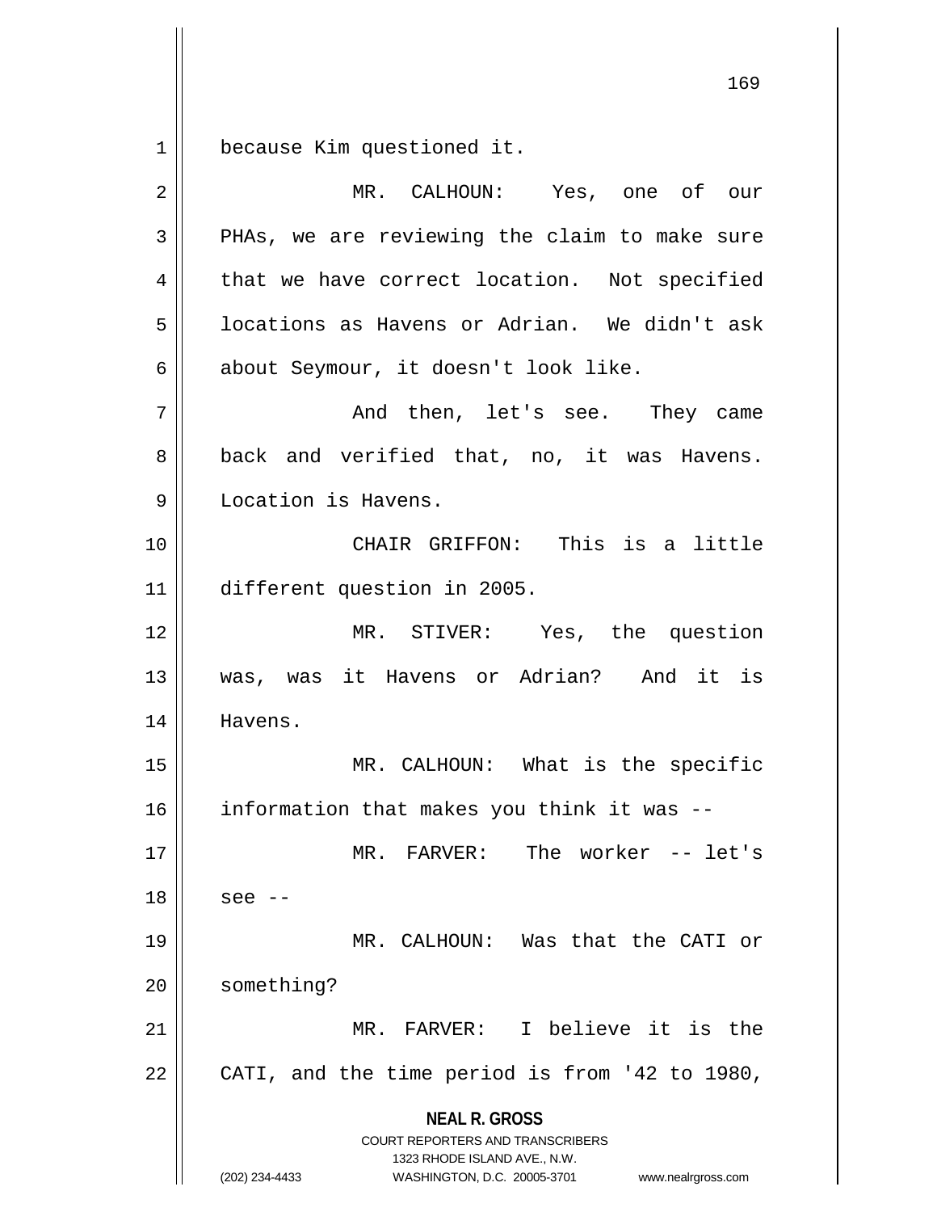because Kim questioned it.

MR. CALHOUN: Yes, one of our PHAs, we are reviewing the claim to make sure that we have correct location. Not specified locations as Havens or Adrian. We didn't ask about Seymour, it doesn't look like.

And then, let's see. They came back and verified that, no, it was Havens. Location is Havens.

CHAIR GRIFFON: This is a little different question in 2005.

MR. STIVER: Yes, the question was, was it Havens or Adrian? And it is Havens.

MR. CALHOUN: What is the specific information that makes you think it was --

MR. FARVER: The worker -- let's see --

MR. CALHOUN: Was that the CATI or something?

MR. FARVER: I believe it is the CATI, and the time period is from '42 to 1980,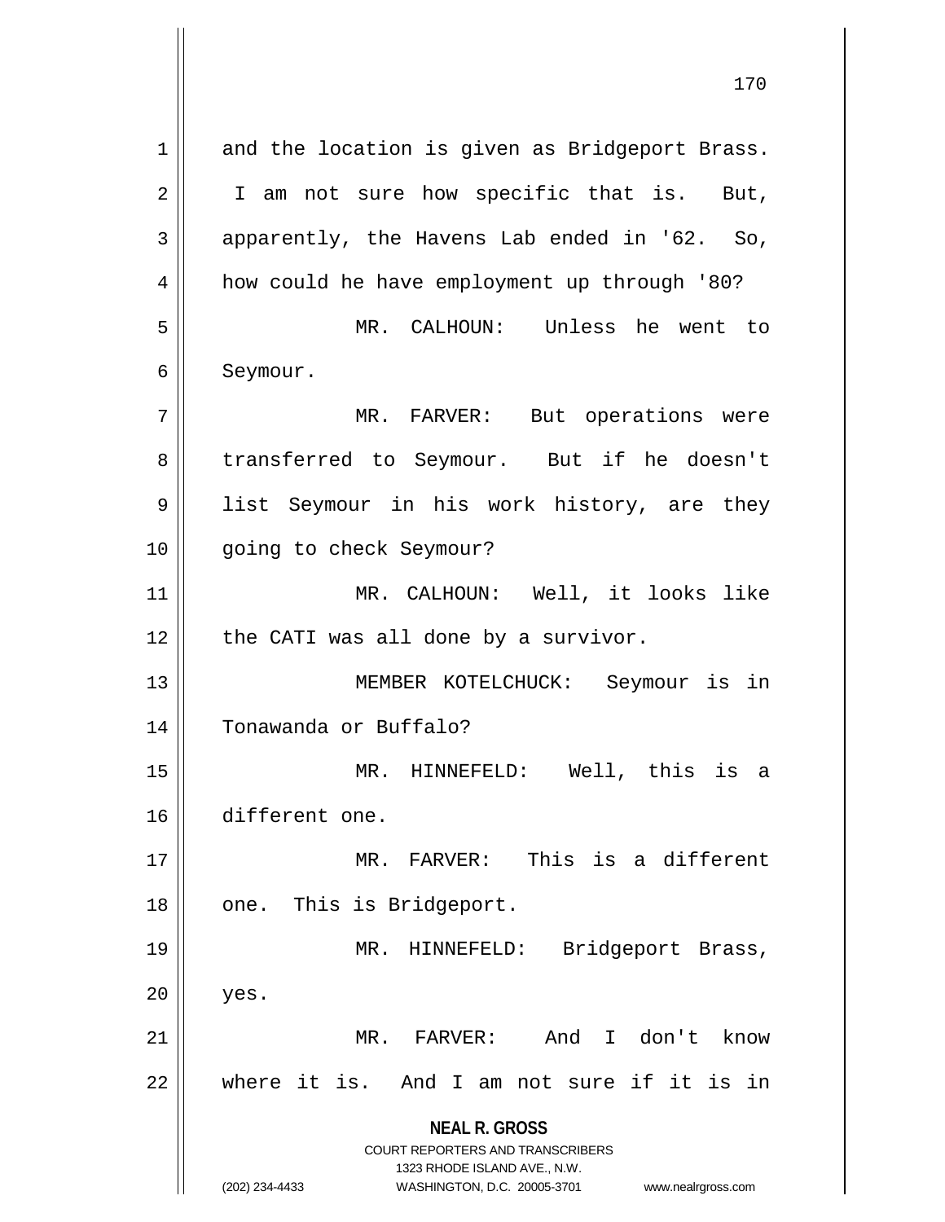and the location is given as Bridgeport Brass. I am not sure how specific that is. But, apparently, the Havens Lab ended in '62. So, how could he have employment up through '80?

MR. CALHOUN: Unless he went to Seymour.

MR. FARVER: But operations were transferred to Seymour. But if he doesn't list Seymour in his work history, are they going to check Seymour?

MR. CALHOUN: Well, it looks like the CATI was all done by a survivor.

MEMBER KOTELCHUCK: Seymour is in Tonawanda or Buffalo?

MR. HINNEFELD: Well, this is a different one.

MR. FARVER: This is a different one. This is Bridgeport.

MR. HINNEFELD: Bridgeport Brass, yes.

MR. FARVER: And I don't know where it is. And I am not sure if it is in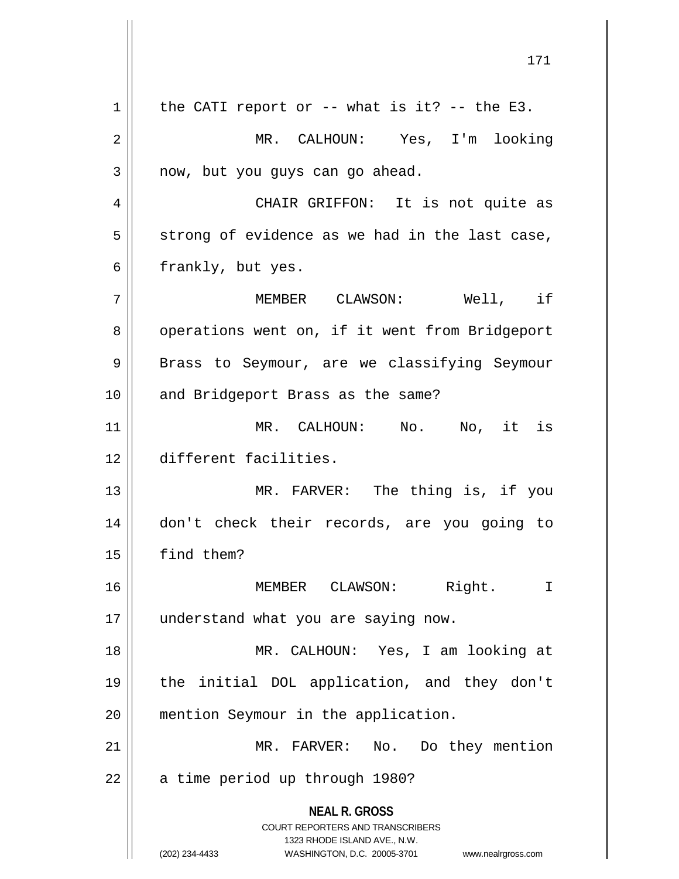the CATI report or -- what is it? -- the E3.

MR. CALHOUN: Yes, I'm looking now, but you guys can go ahead.

CHAIR GRIFFON: It is not quite as strong of evidence as we had in the last case, frankly, but yes.

MEMBER CLAWSON: Well, if operations went on, if it went from Bridgeport Brass to Seymour, are we classifying Seymour and Bridgeport Brass as the same?

MR. CALHOUN: No. No, it is different facilities.

MR. FARVER: The thing is, if you don't check their records, are you going to find them?

MEMBER CLAWSON: Right. I understand what you are saying now.

MR. CALHOUN: Yes, I am looking at the initial DOL application, and they don't mention Seymour in the application.

MR. FARVER: No. Do they mention a time period up through 1980?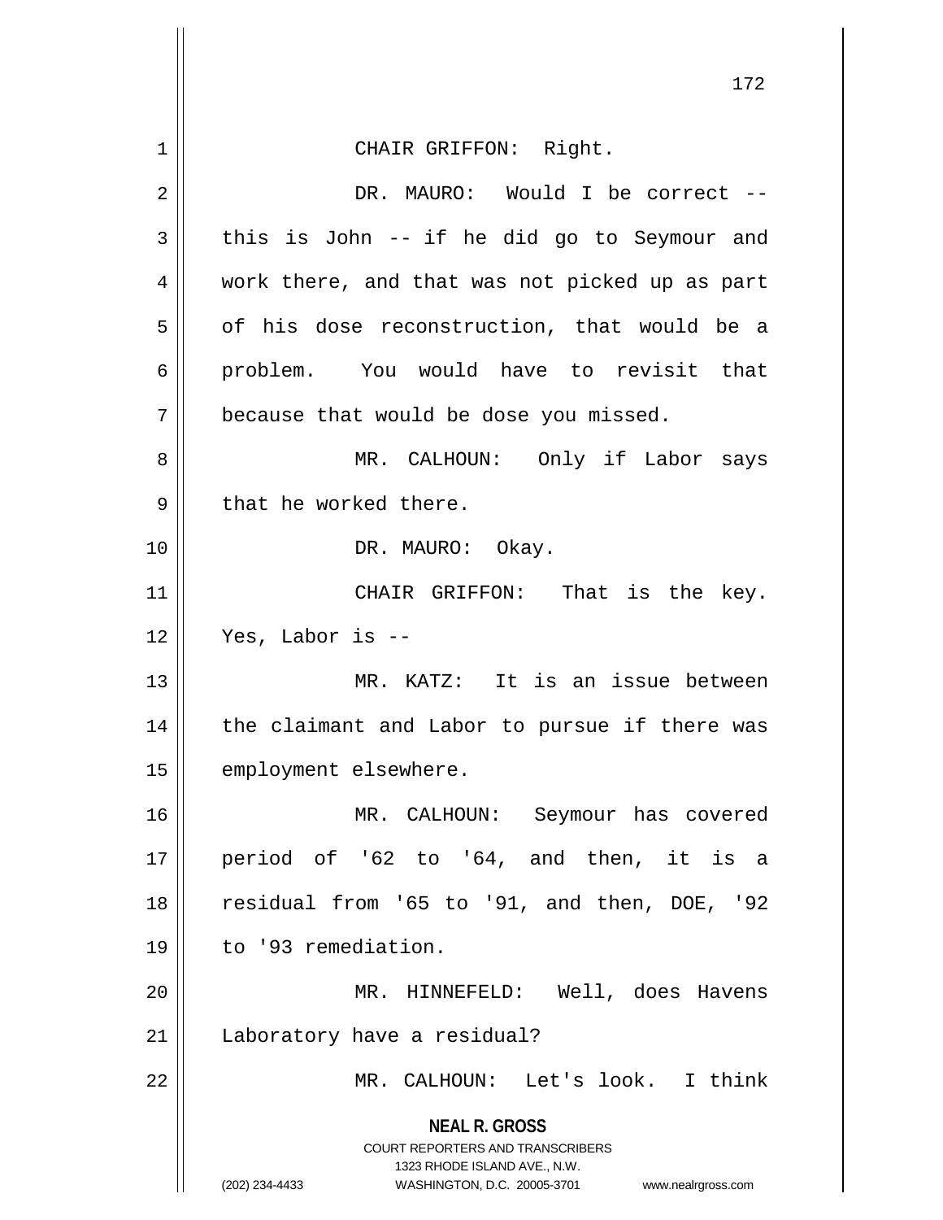CHAIR GRIFFON: Right.

DR. MAURO: Would I be correct -- this is John -- if he did go to Seymour and work there, and that was not picked up as part of his dose reconstruction, that would be a problem. You would have to revisit that because that would be dose you missed.

MR. CALHOUN: Only if Labor says that he worked there.

DR. MAURO: Okay.

CHAIR GRIFFON: That is the key. Yes, Labor is --

MR. KATZ: It is an issue between the claimant and Labor to pursue if there was employment elsewhere.

MR. CALHOUN: Seymour has covered period of '62 to '64, and then, it is a residual from '65 to '91, and then, DOE, '92 to '93 remediation.

MR. HINNEFELD: Well, does Havens Laboratory have a residual?

MR. CALHOUN: Let's look. I think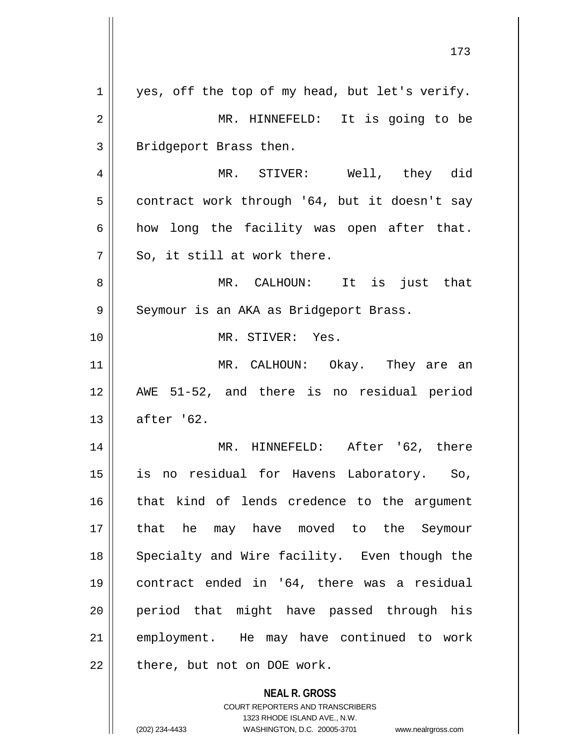yes, off the top of my head, but let's verify.

MR. HINNEFELD: It is going to be Bridgeport Brass then.

MR. STIVER: Well, they did contract work through '64, but it doesn't say how long the facility was open after that. So, it still at work there.

MR. CALHOUN: It is just that Seymour is an AKA as Bridgeport Brass.

MR. STIVER: Yes.

MR. CALHOUN: Okay. They are an AWE 51-52, and there is no residual period after '62.

MR. HINNEFELD: After '62, there is no residual for Havens Laboratory. So, that kind of lends credence to the argument that he may have moved to the Seymour Specialty and Wire facility. Even though the contract ended in '64, there was a residual period that might have passed through his employment. He may have continued to work there, but not on DOE work.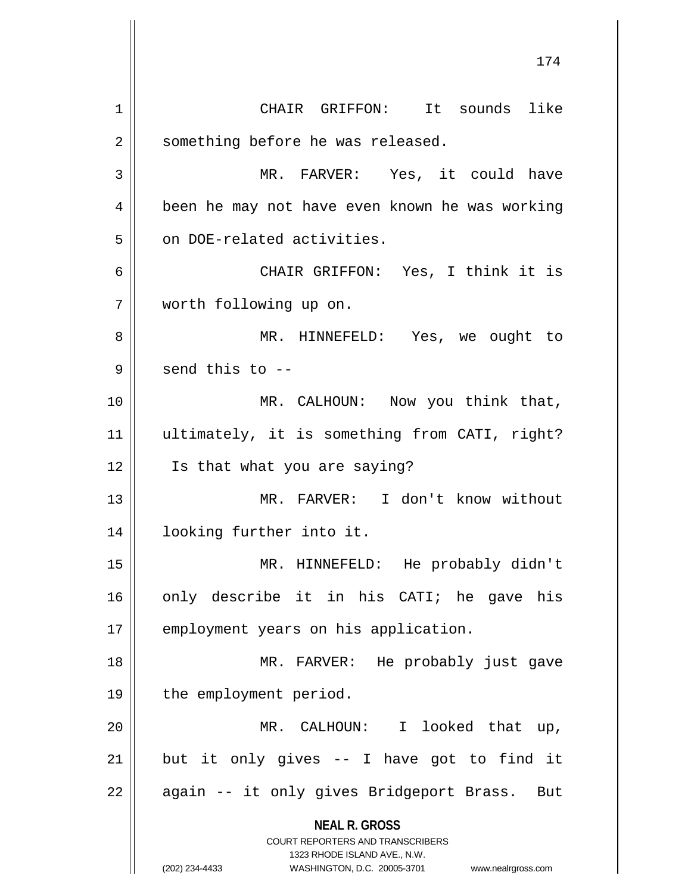CHAIR GRIFFON: It sounds like something before he was released.

MR. FARVER: Yes, it could have been he may not have even known he was working on DOE-related activities.

CHAIR GRIFFON: Yes, I think it is worth following up on.

MR. HINNEFELD: Yes, we ought to send this to --

MR. CALHOUN: Now you think that, ultimately, it is something from CATI, right? Is that what you are saying?

MR. FARVER: I don't know without looking further into it.

MR. HINNEFELD: He probably didn't only describe it in his CATI; he gave his employment years on his application.

MR. FARVER: He probably just gave the employment period.

MR. CALHOUN: I looked that up, but it only gives -- I have got to find it again -- it only gives Bridgeport Brass. But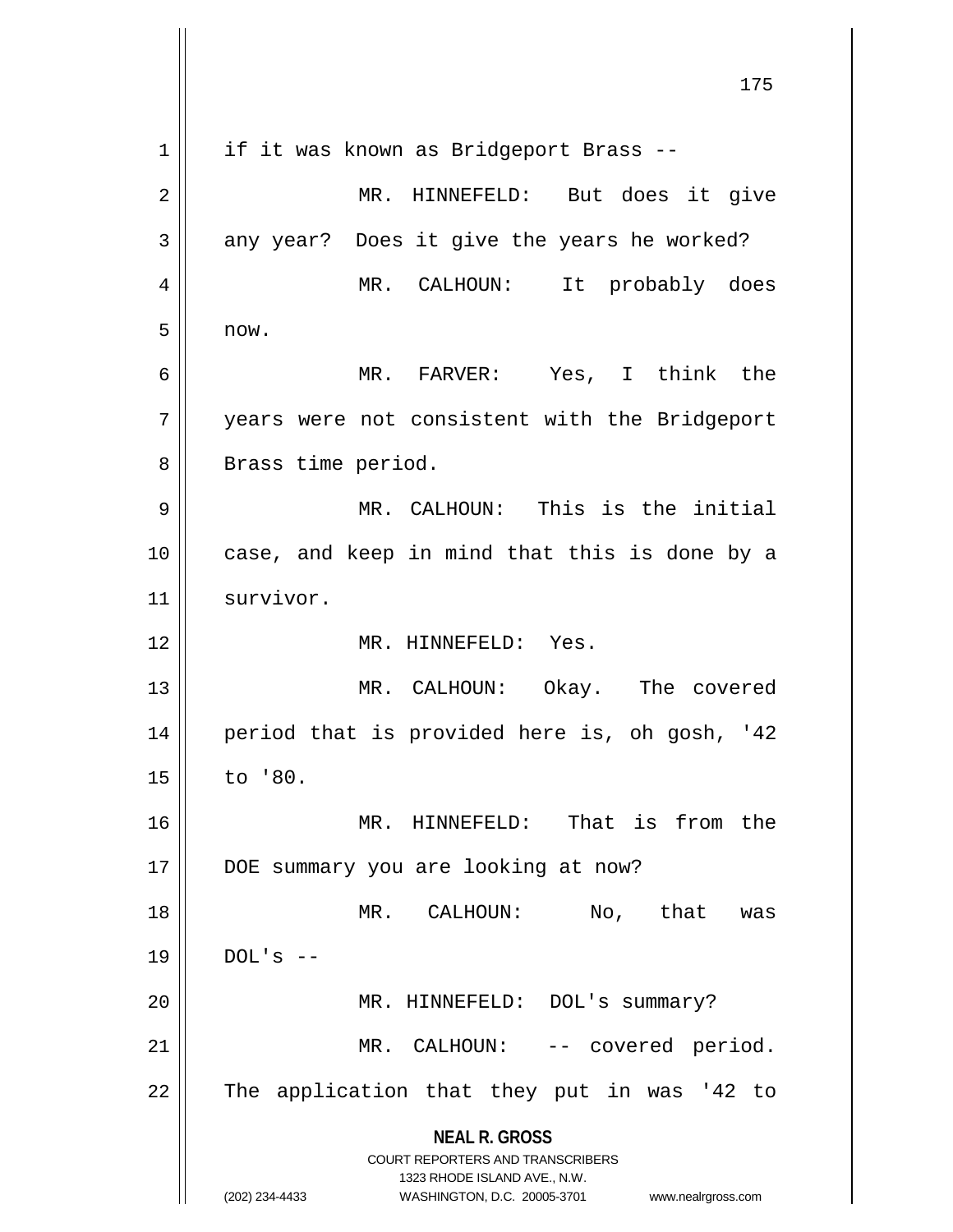if it was known as Bridgeport Brass --

MR. HINNEFELD: But does it give any year? Does it give the years he worked?

MR. CALHOUN: It probably does now.

MR. FARVER: Yes, I think the years were not consistent with the Bridgeport Brass time period.

MR. CALHOUN: This is the initial case, and keep in mind that this is done by a survivor.

MR. HINNEFELD: Yes.

MR. CALHOUN: Okay. The covered period that is provided here is, oh gosh, '42 to '80.

MR. HINNEFELD: That is from the DOE summary you are looking at now?

MR. CALHOUN: No, that was DOL's --

MR. HINNEFELD: DOL's summary?

MR. CALHOUN: -- covered period. The application that they put in was '42 to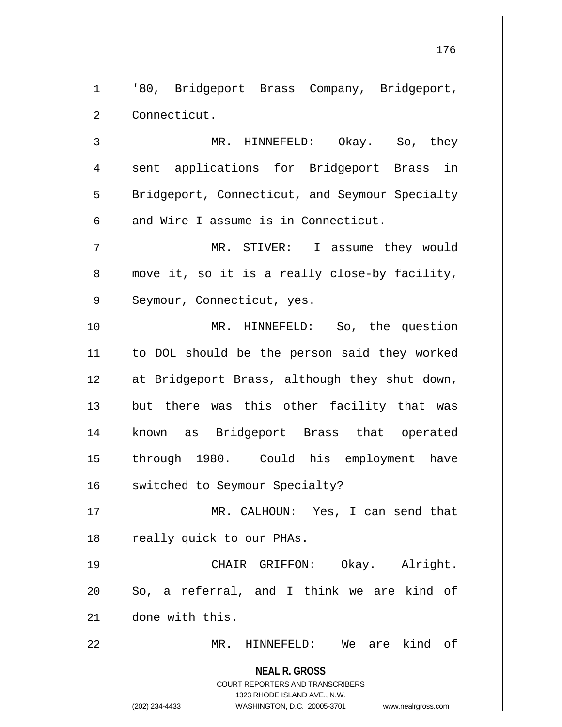'80, Bridgeport Brass Company, Bridgeport, Connecticut.

MR. HINNEFELD: Okay. So, they sent applications for Bridgeport Brass in Bridgeport, Connecticut, and Seymour Specialty and Wire I assume is in Connecticut.

MR. STIVER: I assume they would move it, so it is a really close-by facility, Seymour, Connecticut, yes.

MR. HINNEFELD: So, the question to DOL should be the person said they worked at Bridgeport Brass, although they shut down, but there was this other facility that was known as Bridgeport Brass that operated through 1980. Could his employment have switched to Seymour Specialty?

MR. CALHOUN: Yes, I can send that really quick to our PHAs.

CHAIR GRIFFON: Okay. Alright. So, a referral, and I think we are kind of done with this.

MR. HINNEFELD: We are kind of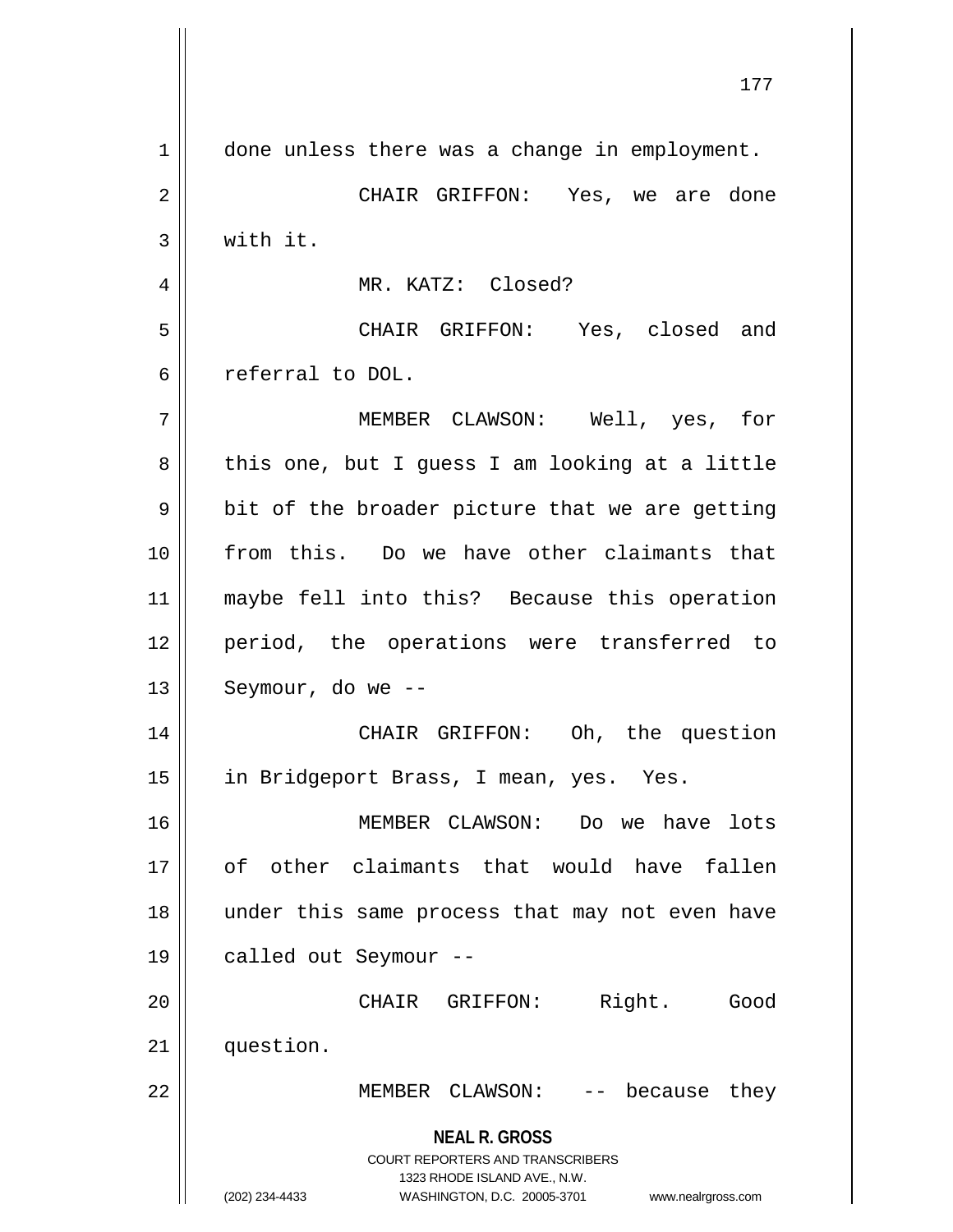done unless there was a change in employment.

CHAIR GRIFFON: Yes, we are done with it.

MR. KATZ: Closed?

CHAIR GRIFFON: Yes, closed and referral to DOL.

MEMBER CLAWSON: Well, yes, for this one, but I guess I am looking at a little bit of the broader picture that we are getting from this. Do we have other claimants that maybe fell into this? Because this operation period, the operations were transferred to Seymour, do we --

CHAIR GRIFFON: Oh, the question in Bridgeport Brass, I mean, yes. Yes.

MEMBER CLAWSON: Do we have lots of other claimants that would have fallen under this same process that may not even have called out Seymour --

CHAIR GRIFFON: Right. Good question.

MEMBER CLAWSON: -- because they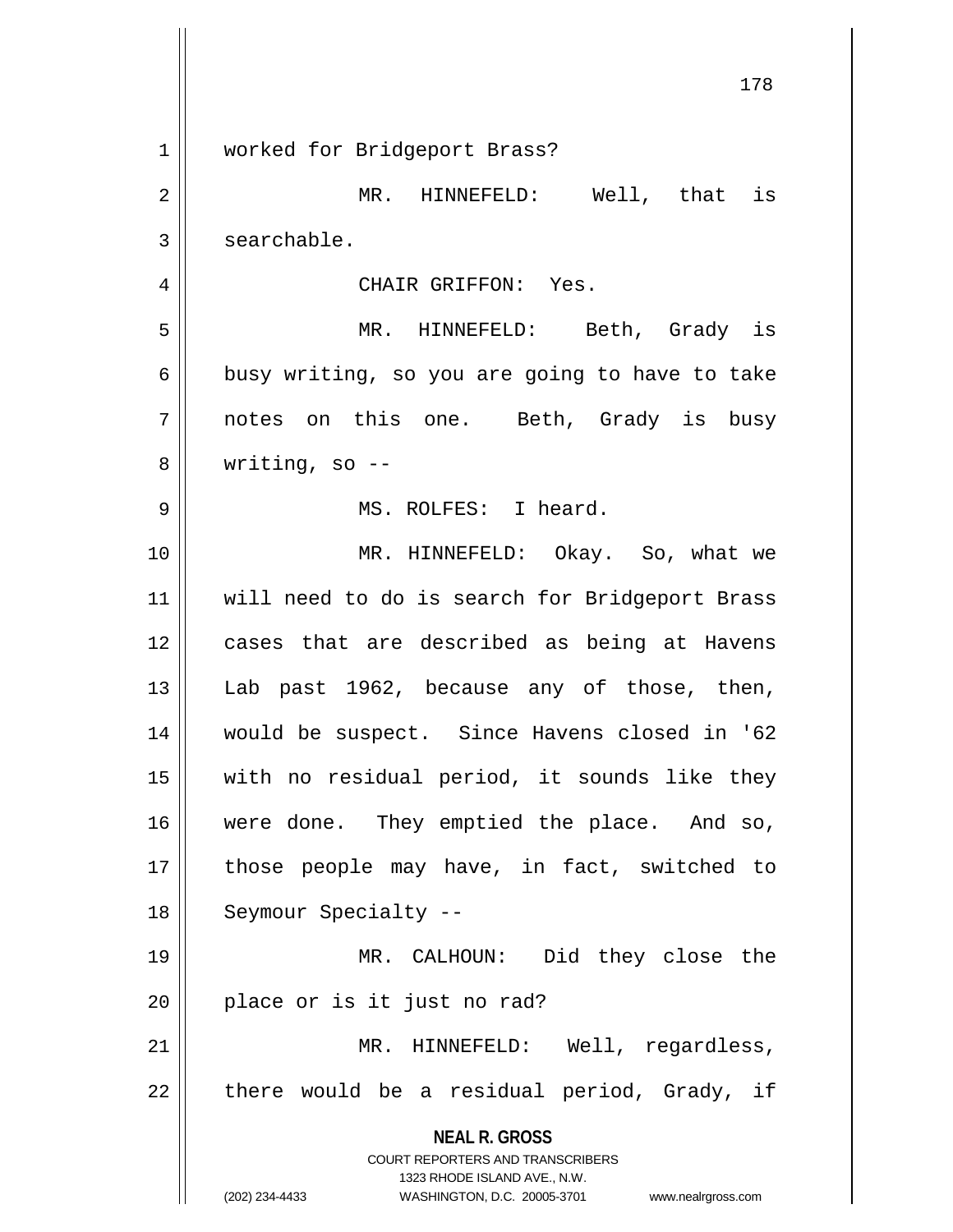worked for Bridgeport Brass?

MR. HINNEFELD: Well, that is searchable.

CHAIR GRIFFON: Yes.

MR. HINNEFELD: Beth, Grady is busy writing, so you are going to have to take notes on this one. Beth, Grady is busy writing, so --

MS. ROLFES: I heard.

MR. HINNEFELD: Okay. So, what we will need to do is search for Bridgeport Brass cases that are described as being at Havens Lab past 1962, because any of those, then, would be suspect. Since Havens closed in '62 with no residual period, it sounds like they were done. They emptied the place. And so, those people may have, in fact, switched to Seymour Specialty --

MR. CALHOUN: Did they close the place or is it just no rad?

MR. HINNEFELD: Well, regardless, there would be a residual period, Grady, if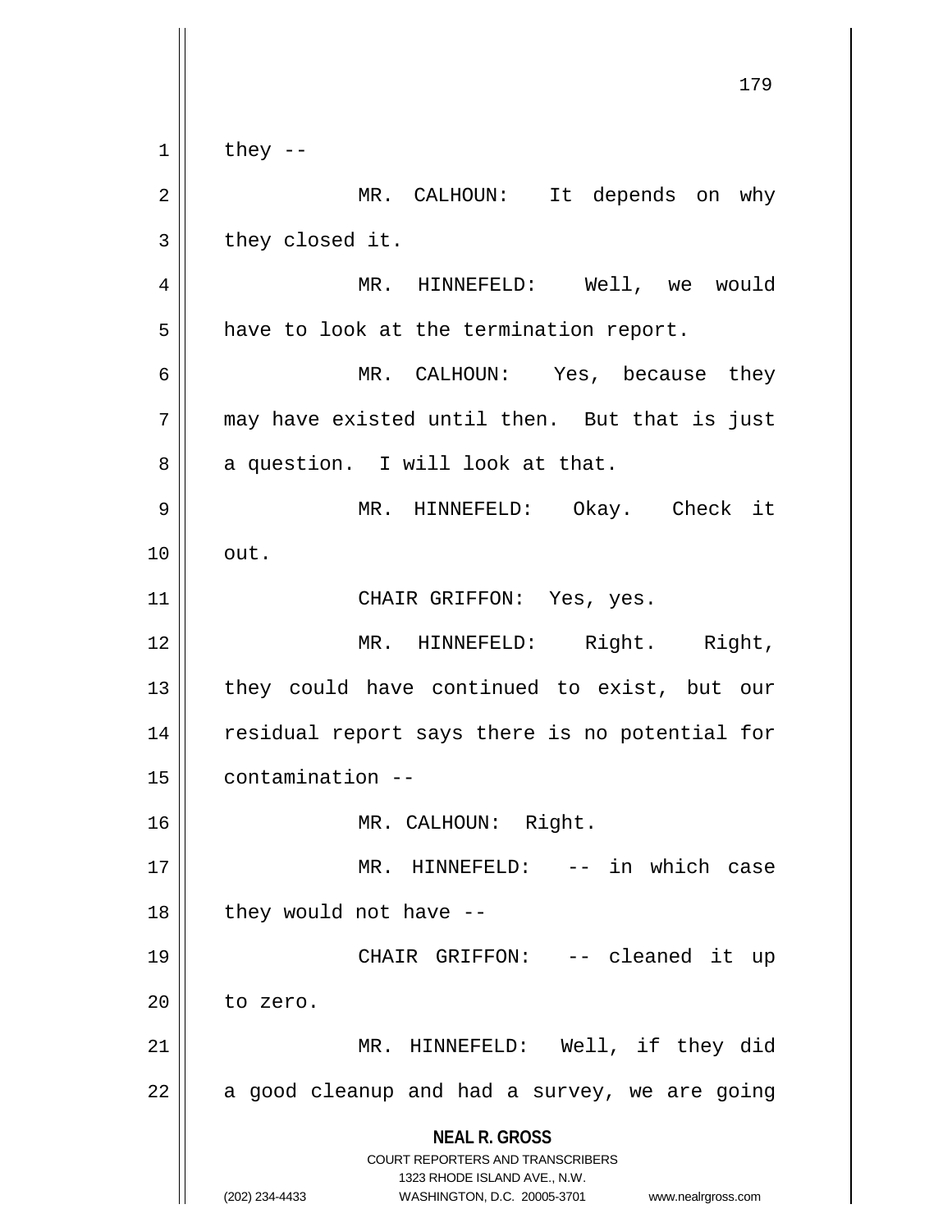they --

MR. CALHOUN: It depends on why they closed it.

MR. HINNEFELD: Well, we would have to look at the termination report.

MR. CALHOUN: Yes, because they may have existed until then. But that is just a question. I will look at that.

MR. HINNEFELD: Okay. Check it out.

CHAIR GRIFFON: Yes, yes.

MR. HINNEFELD: Right. Right, they could have continued to exist, but our residual report says there is no potential for contamination --

MR. CALHOUN: Right.

MR. HINNEFELD: -- in which case they would not have --

CHAIR GRIFFON: -- cleaned it up to zero.

MR. HINNEFELD: Well, if they did a good cleanup and had a survey, we are going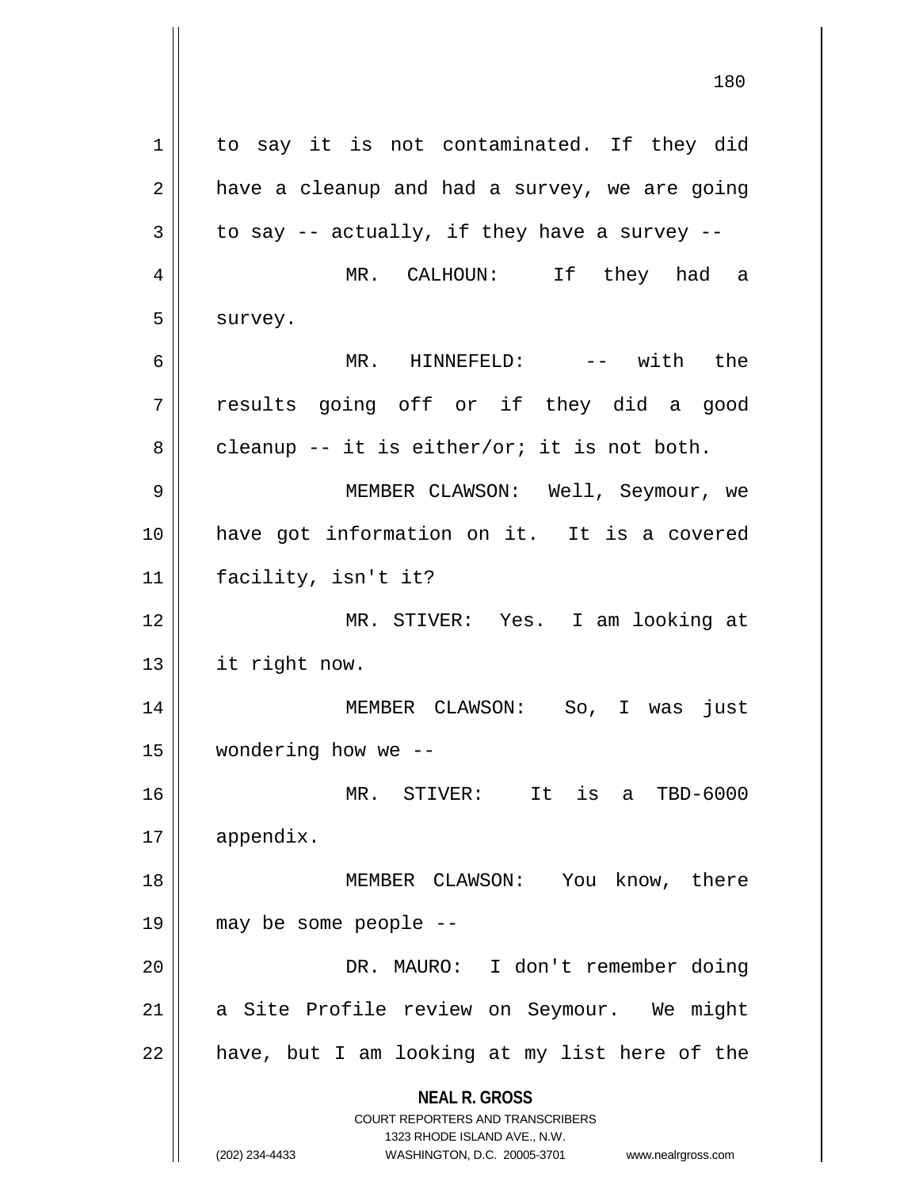to say it is not contaminated. If they did have a cleanup and had a survey, we are going to say -- actually, if they have a survey --

MR. CALHOUN: If they had a survey.

MR. HINNEFELD: -- with the results going off or if they did a good cleanup -- it is either/or; it is not both.

MEMBER CLAWSON: Well, Seymour, we have got information on it. It is a covered facility, isn't it?

MR. STIVER: Yes. I am looking at it right now.

MEMBER CLAWSON: So, I was just wondering how we --

MR. STIVER: It is a TBD-6000 appendix.

MEMBER CLAWSON: You know, there may be some people --

DR. MAURO: I don't remember doing a Site Profile review on Seymour. We might have, but I am looking at my list here of the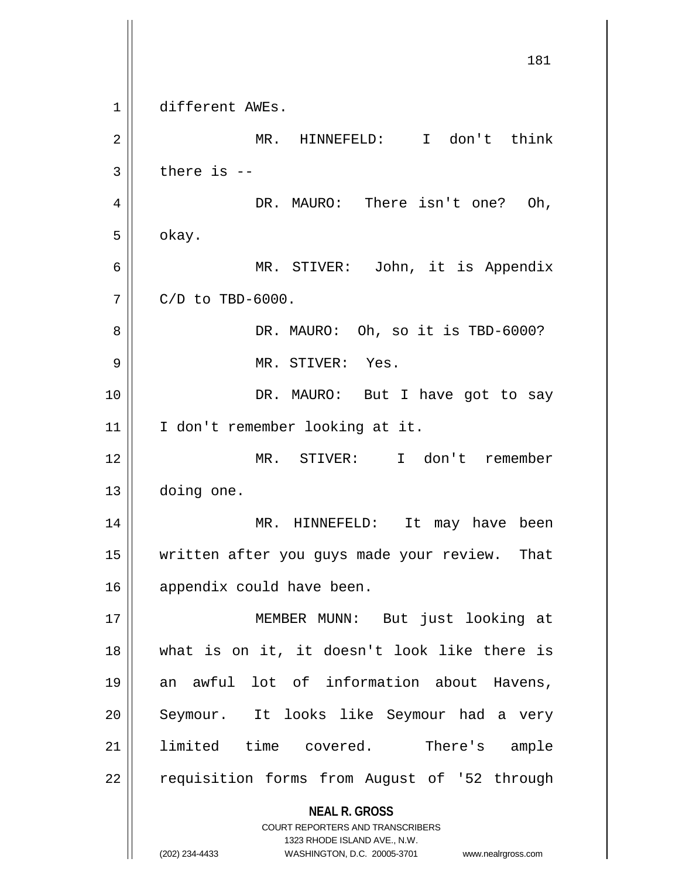different AWEs.

MR. HINNEFELD: I don't think there is --

DR. MAURO: There isn't one? Oh, okay.

MR. STIVER: John, it is Appendix C/D to TBD-6000.

DR. MAURO: Oh, so it is TBD-6000?

MR. STIVER: Yes.

DR. MAURO: But I have got to say I don't remember looking at it.

MR. STIVER: I don't remember doing one.

MR. HINNEFELD: It may have been written after you guys made your review. That appendix could have been.

MEMBER MUNN: But just looking at what is on it, it doesn't look like there is an awful lot of information about Havens, Seymour. It looks like Seymour had a very limited time covered. There's ample requisition forms from August of '52 through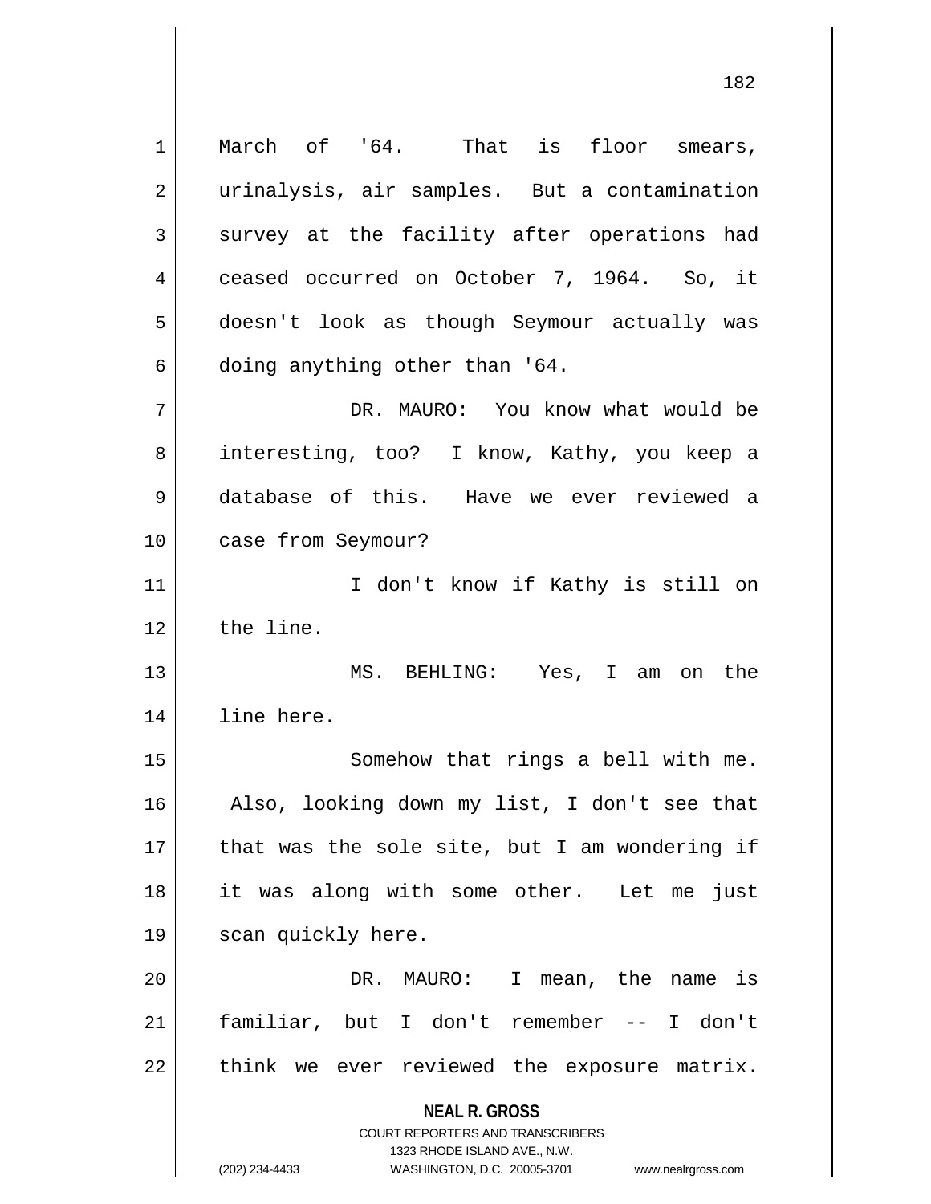March of '64. That is floor smears, urinalysis, air samples. But a contamination survey at the facility after operations had ceased occurred on October 7, 1964. So, it doesn't look as though Seymour actually was doing anything other than '64.

DR. MAURO: You know what would be interesting, too? I know, Kathy, you keep a database of this. Have we ever reviewed a case from Seymour?

I don't know if Kathy is still on the line.

MS. BEHLING: Yes, I am on the line here.

Somehow that rings a bell with me. Also, looking down my list, I don't see that that was the sole site, but I am wondering if it was along with some other. Let me just scan quickly here.

DR. MAURO: I mean, the name is familiar, but I don't remember -- I don't think we ever reviewed the exposure matrix.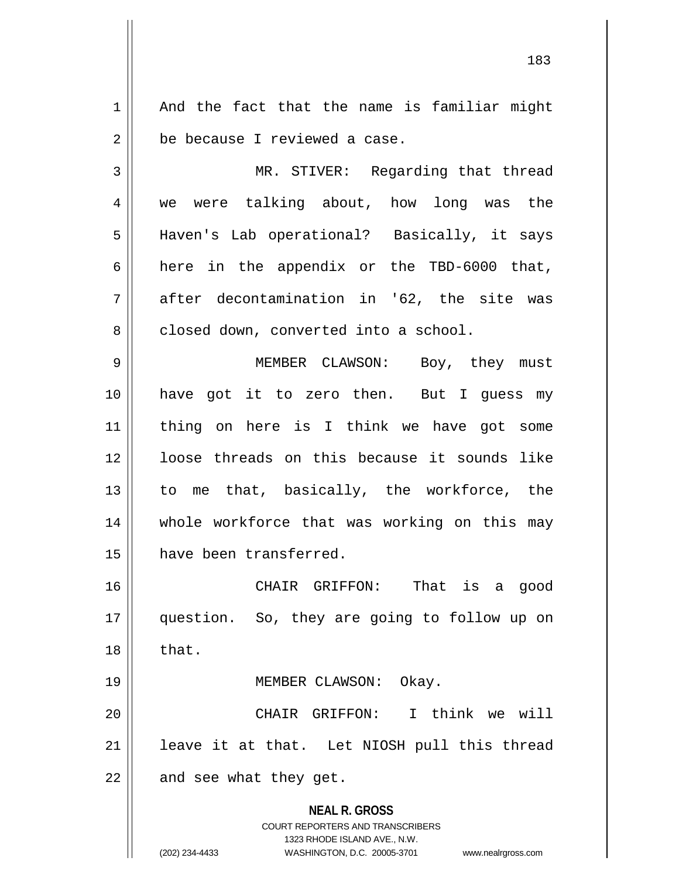And the fact that the name is familiar might be because I reviewed a case.

MR. STIVER: Regarding that thread we were talking about, how long was the Haven's Lab operational? Basically, it says here in the appendix or the TBD-6000 that, after decontamination in '62, the site was closed down, converted into a school.

MEMBER CLAWSON: Boy, they must have got it to zero then. But I guess my thing on here is I think we have got some loose threads on this because it sounds like to me that, basically, the workforce, the whole workforce that was working on this may have been transferred.

CHAIR GRIFFON: That is a good question. So, they are going to follow up on that.

MEMBER CLAWSON: Okay.

CHAIR GRIFFON: I think we will leave it at that. Let NIOSH pull this thread and see what they get.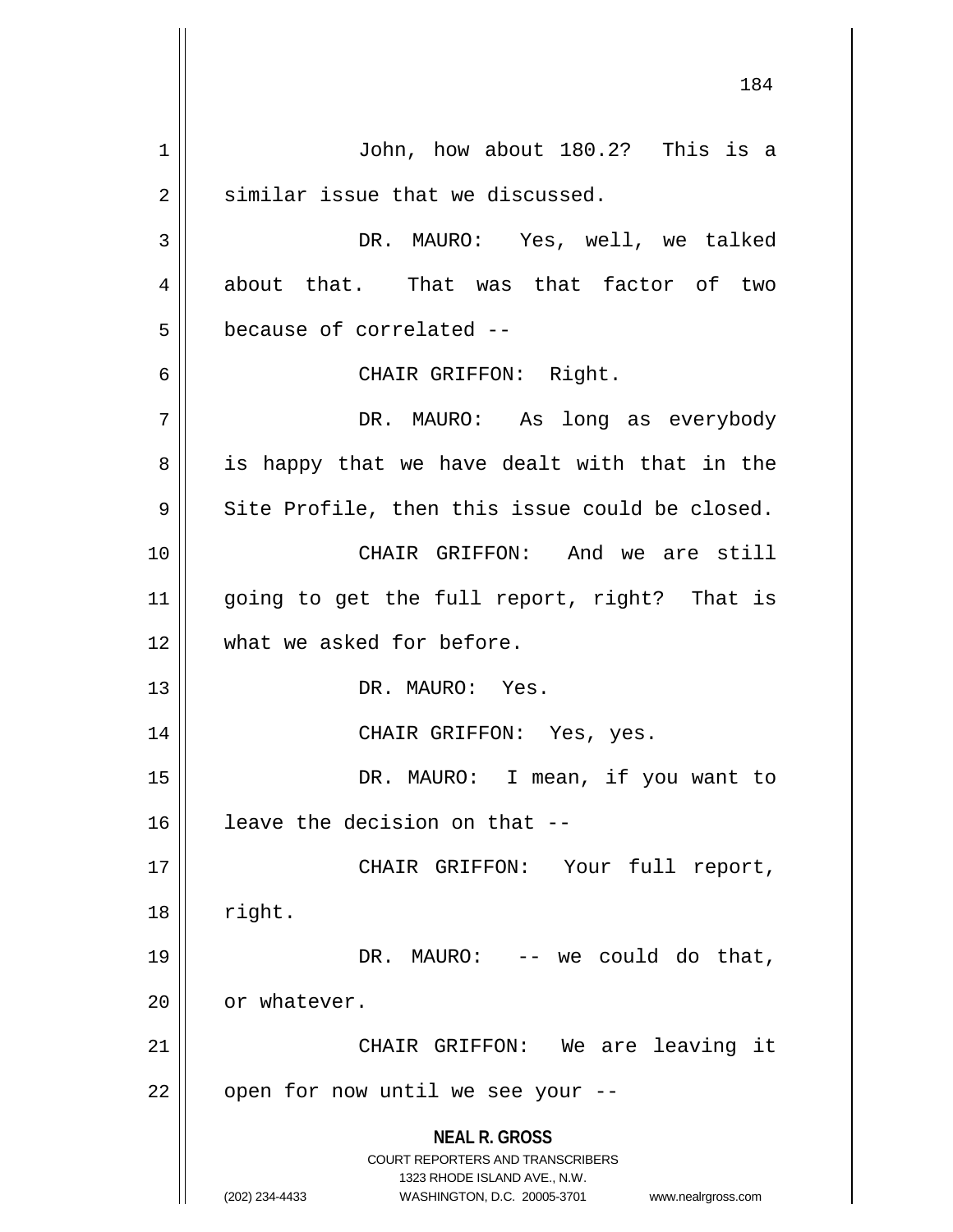John, how about 180.2? This is a similar issue that we discussed.

DR. MAURO: Yes, well, we talked about that. That was that factor of two because of correlated --

CHAIR GRIFFON: Right.

DR. MAURO: As long as everybody is happy that we have dealt with that in the Site Profile, then this issue could be closed.

CHAIR GRIFFON: And we are still going to get the full report, right? That is what we asked for before.

DR. MAURO: Yes.

CHAIR GRIFFON: Yes, yes.

DR. MAURO: I mean, if you want to leave the decision on that --

CHAIR GRIFFON: Your full report, right.

DR. MAURO: -- we could do that, or whatever.

CHAIR GRIFFON: We are leaving it open for now until we see your --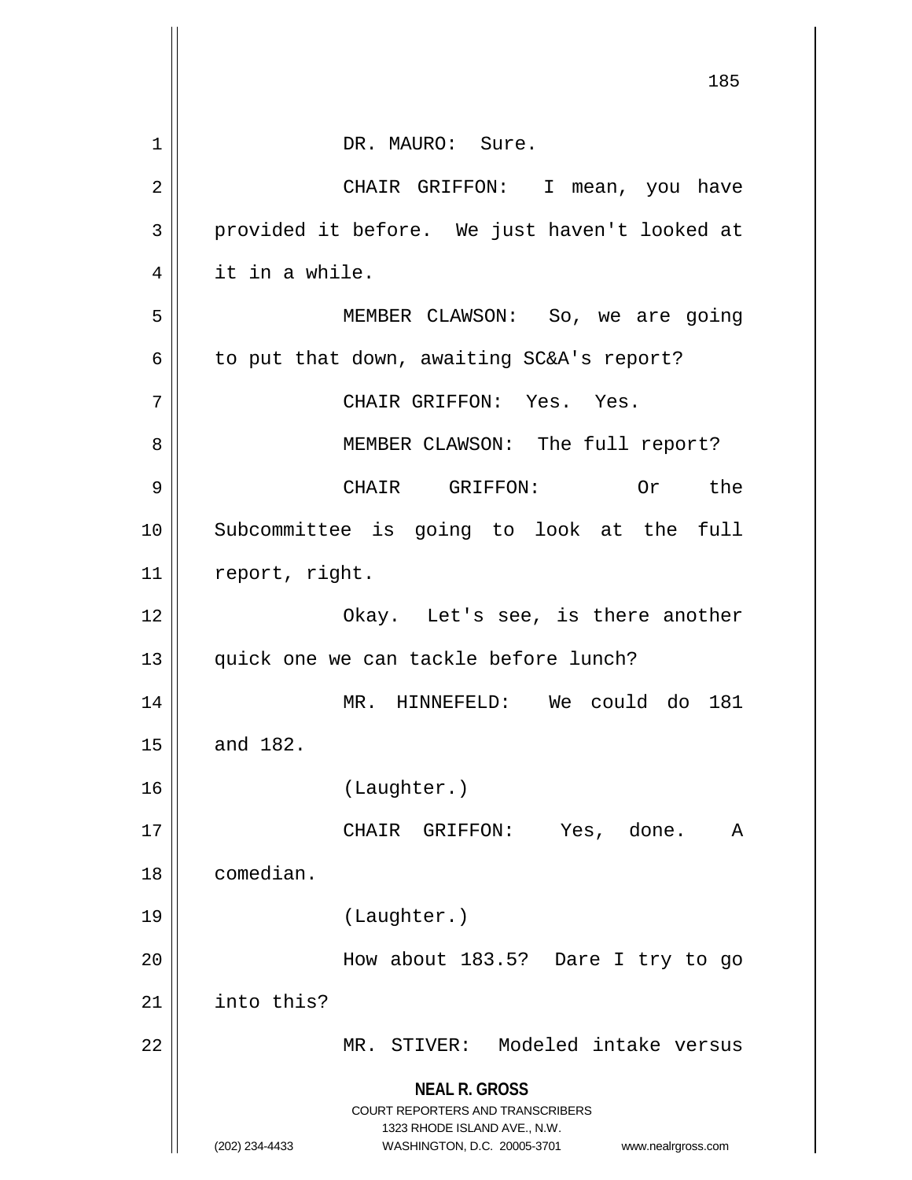DR. MAURO: Sure.

CHAIR GRIFFON: I mean, you have provided it before. We just haven't looked at it in a while.

MEMBER CLAWSON: So, we are going to put that down, awaiting SC&A's report?

CHAIR GRIFFON: Yes. Yes.

MEMBER CLAWSON: The full report?

CHAIR GRIFFON: Or the Subcommittee is going to look at the full report, right.

Okay. Let's see, is there another quick one we can tackle before lunch?

MR. HINNEFELD: We could do 181 and 182.

(Laughter.)

CHAIR GRIFFON: Yes, done. A comedian.

(Laughter.)

How about 183.5? Dare I try to go into this?

MR. STIVER: Modeled intake versus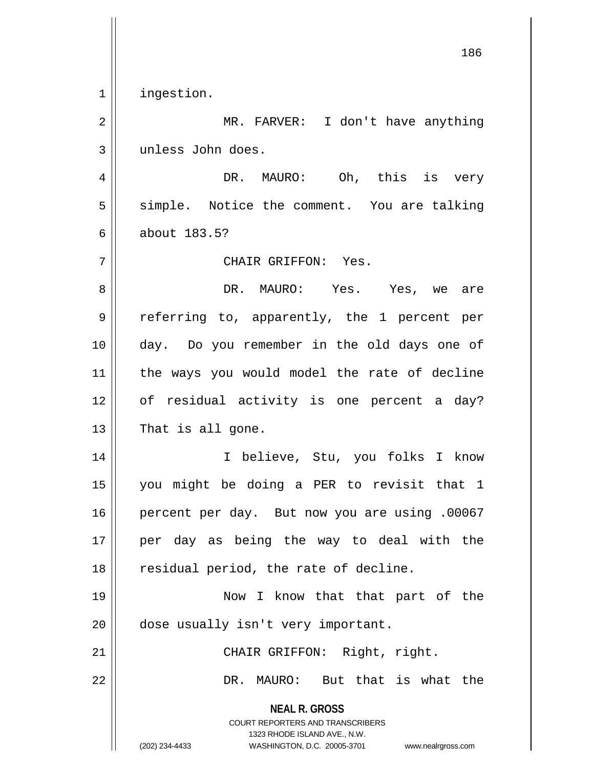ingestion.

MR. FARVER: I don't have anything unless John does.

DR. MAURO: Oh, this is very simple. Notice the comment. You are talking about 183.5?

CHAIR GRIFFON: Yes.

DR. MAURO: Yes. Yes, we are referring to, apparently, the 1 percent per day. Do you remember in the old days one of the ways you would model the rate of decline of residual activity is one percent a day? That is all gone.

I believe, Stu, you folks I know you might be doing a PER to revisit that 1 percent per day. But now you are using .00067 per day as being the way to deal with the residual period, the rate of decline.

Now I know that that part of the dose usually isn't very important.

CHAIR GRIFFON: Right, right.

DR. MAURO: But that is what the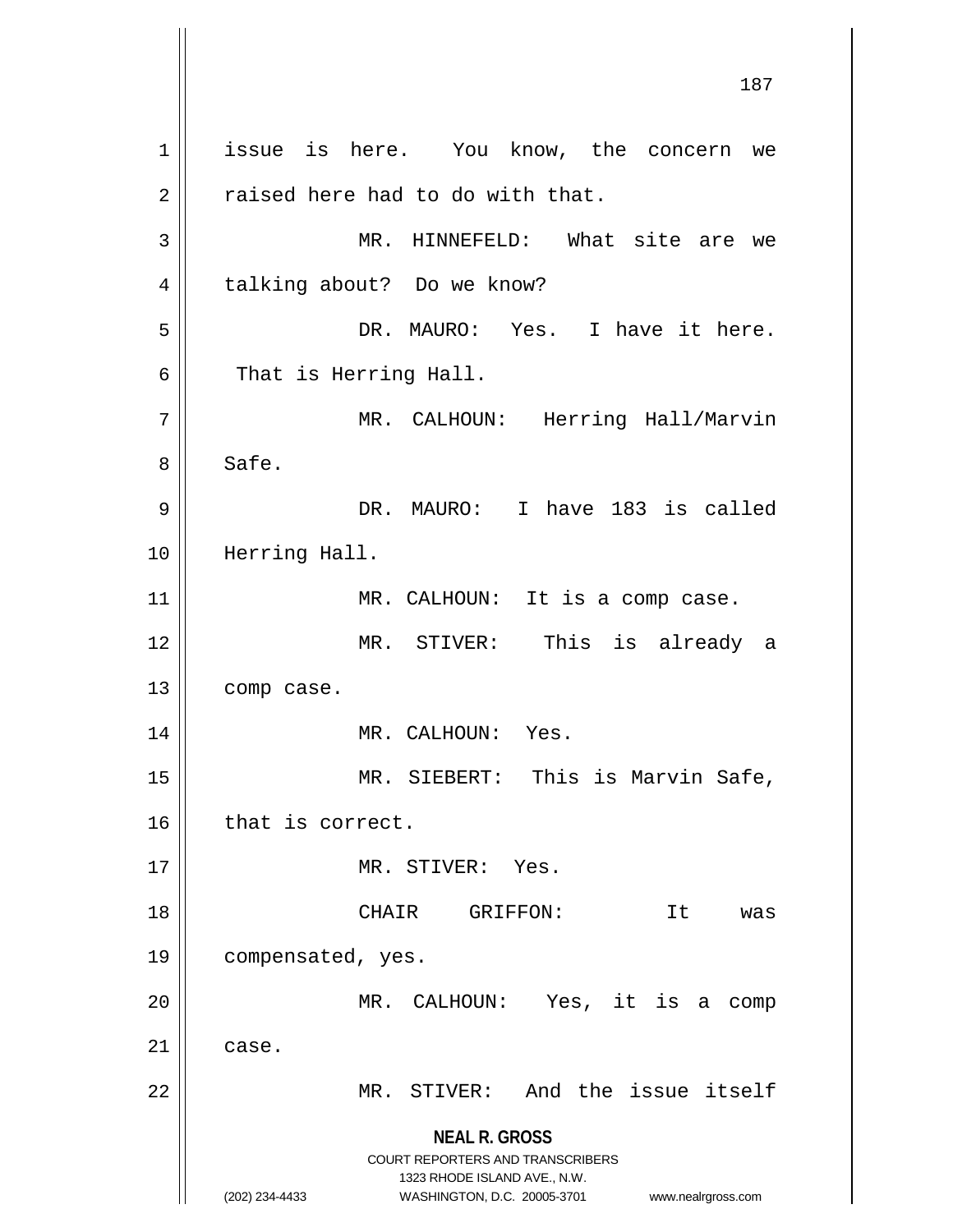issue is here. You know, the concern we raised here had to do with that.

MR. HINNEFELD: What site are we talking about? Do we know?

DR. MAURO: Yes. I have it here. That is Herring Hall.

MR. CALHOUN: Herring Hall/Marvin Safe.

DR. MAURO: I have 183 is called Herring Hall.

MR. CALHOUN: It is a comp case.

MR. STIVER: This is already a comp case.

MR. CALHOUN: Yes.

MR. SIEBERT: This is Marvin Safe, that is correct.

MR. STIVER: Yes.

CHAIR GRIFFON: It was compensated, yes.

MR. CALHOUN: Yes, it is a comp case.

MR. STIVER: And the issue itself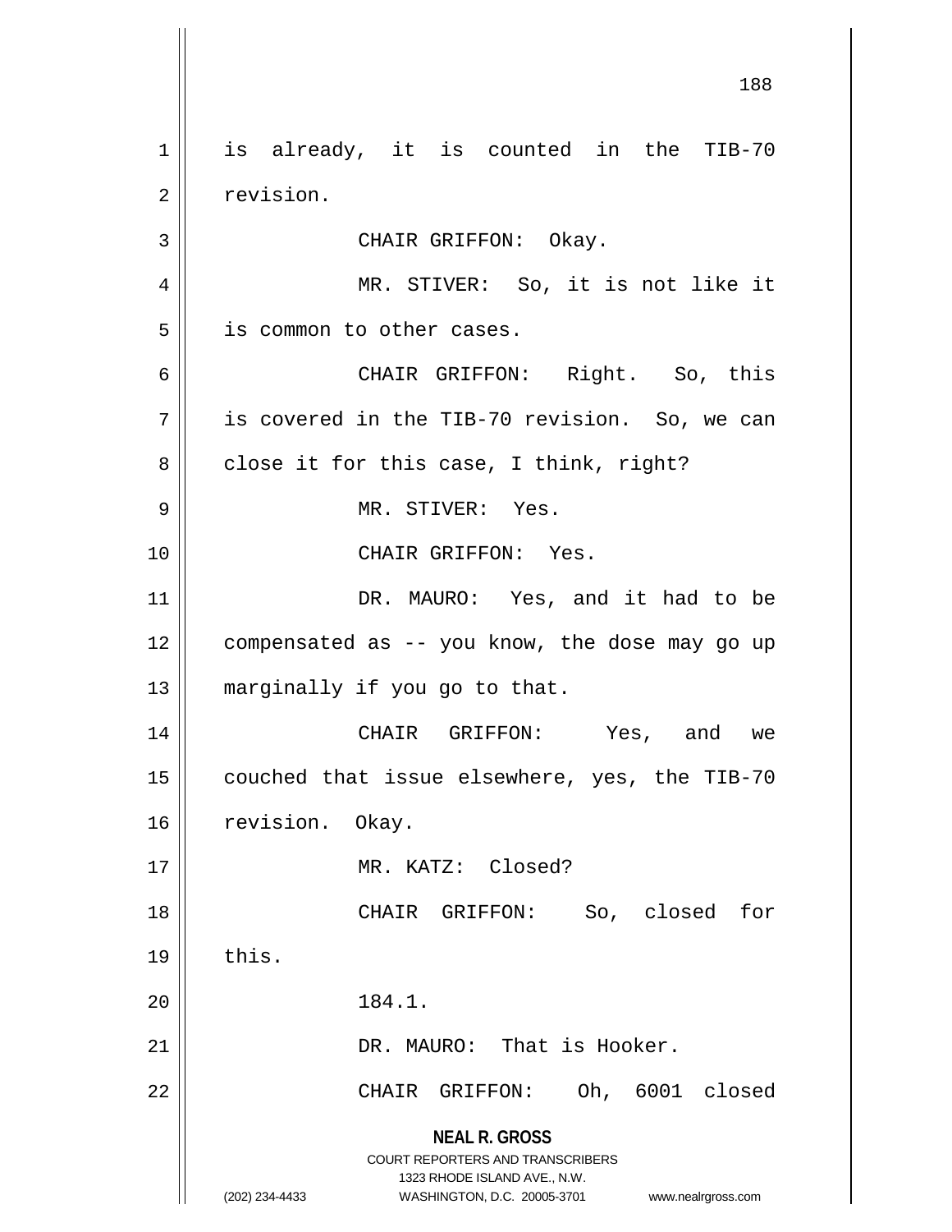is already, it is counted in the TIB-70 revision.

CHAIR GRIFFON: Okay.

MR. STIVER: So, it is not like it is common to other cases.

CHAIR GRIFFON: Right. So, this is covered in the TIB-70 revision. So, we can close it for this case, I think, right?

MR. STIVER: Yes.

CHAIR GRIFFON: Yes.

DR. MAURO: Yes, and it had to be compensated as -- you know, the dose may go up marginally if you go to that.

CHAIR GRIFFON: Yes, and we couched that issue elsewhere, yes, the TIB-70 revision. Okay.

MR. KATZ: Closed?

CHAIR GRIFFON: So, closed for this.

184.1.

DR. MAURO: That is Hooker.

CHAIR GRIFFON: Oh, 6001 closed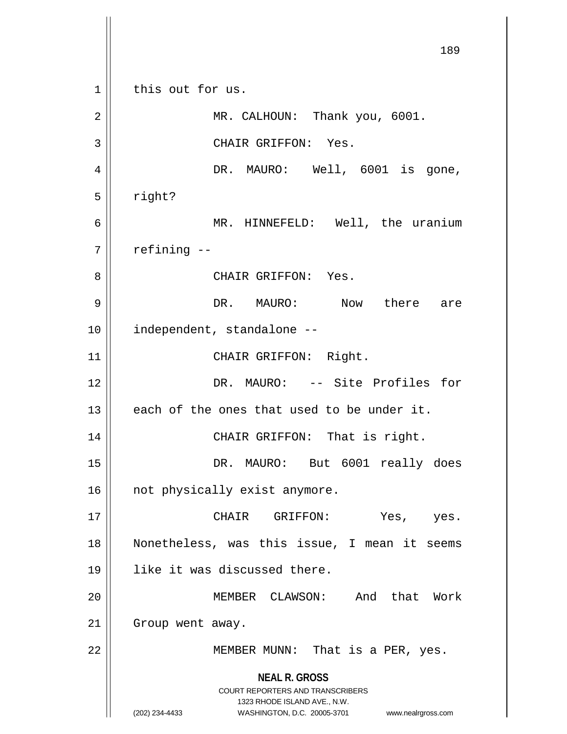this out for us.

MR. CALHOUN: Thank you, 6001.

CHAIR GRIFFON: Yes.

DR. MAURO: Well, 6001 is gone, right?

MR. HINNEFELD: Well, the uranium refining --

CHAIR GRIFFON: Yes.

DR. MAURO: Now there are independent, standalone --

CHAIR GRIFFON: Right.

DR. MAURO: -- Site Profiles for each of the ones that used to be under it.

CHAIR GRIFFON: That is right.

DR. MAURO: But 6001 really does not physically exist anymore.

CHAIR GRIFFON: Yes, yes. Nonetheless, was this issue, I mean it seems like it was discussed there.

MEMBER CLAWSON: And that Work Group went away.

MEMBER MUNN: That is a PER, yes.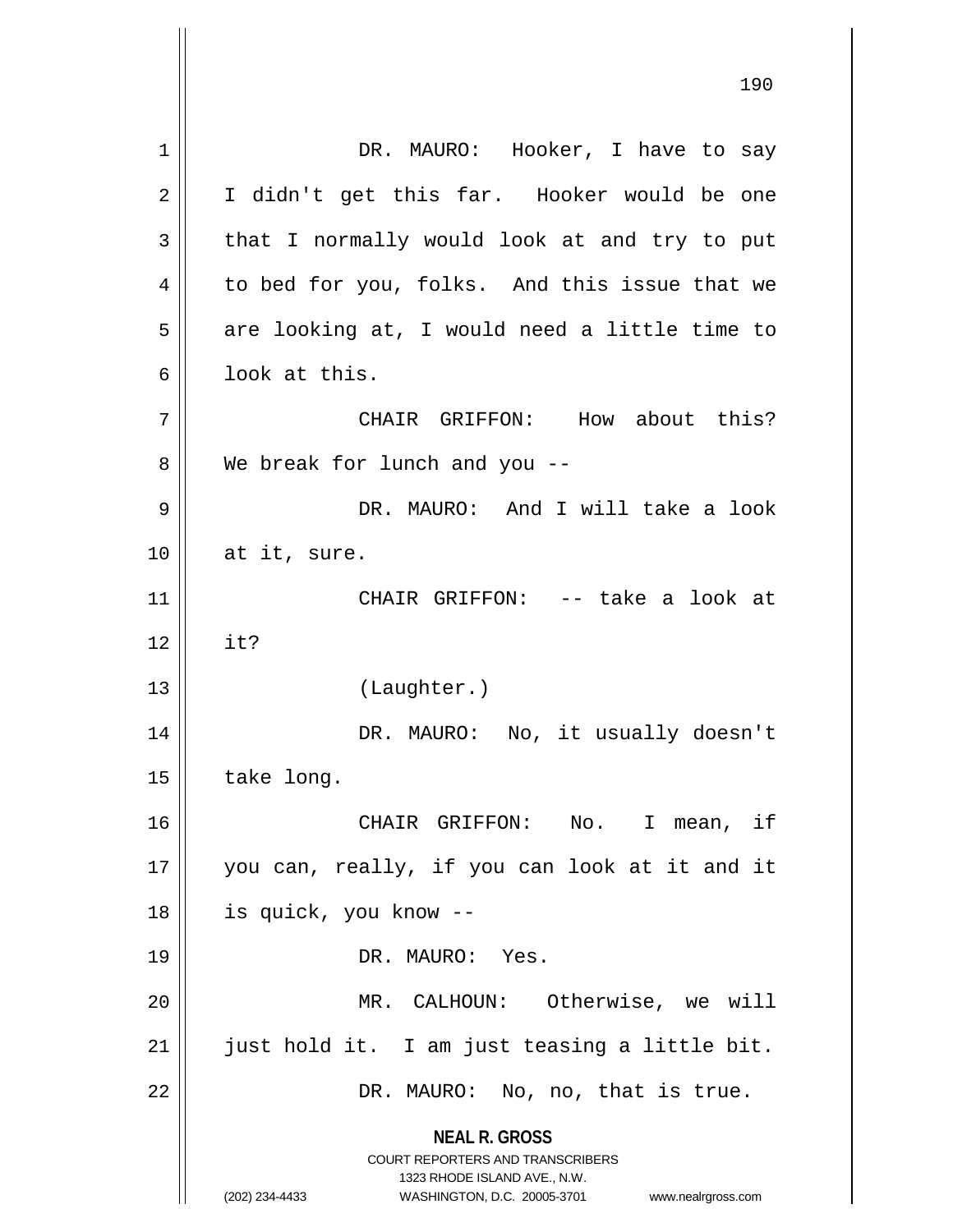DR. MAURO: Hooker, I have to say I didn't get this far. Hooker would be one that I normally would look at and try to put to bed for you, folks. And this issue that we are looking at, I would need a little time to look at this.

CHAIR GRIFFON: How about this? We break for lunch and you --

DR. MAURO: And I will take a look at it, sure.

CHAIR GRIFFON: -- take a look at it?

(Laughter.)

DR. MAURO: No, it usually doesn't take long.

CHAIR GRIFFON: No. I mean, if you can, really, if you can look at it and it is quick, you know --

DR. MAURO: Yes.

MR. CALHOUN: Otherwise, we will just hold it. I am just teasing a little bit.

DR. MAURO: No, no, that is true.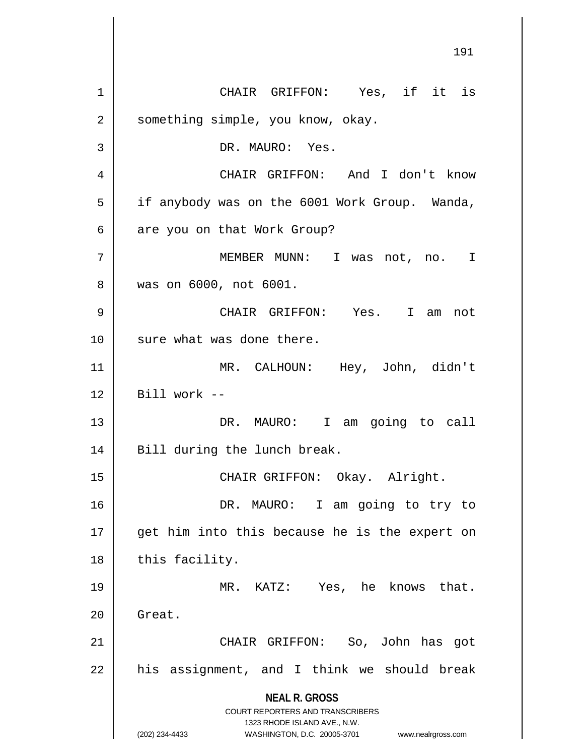CHAIR GRIFFON: Yes, if it is something simple, you know, okay.

DR. MAURO: Yes.

CHAIR GRIFFON: And I don't know if anybody was on the 6001 Work Group. Wanda, are you on that Work Group?

MEMBER MUNN: I was not, no. I was on 6000, not 6001.

CHAIR GRIFFON: Yes. I am not sure what was done there.

MR. CALHOUN: Hey, John, didn't Bill work --

DR. MAURO: I am going to call Bill during the lunch break.

CHAIR GRIFFON: Okay. Alright.

DR. MAURO: I am going to try to get him into this because he is the expert on this facility.

MR. KATZ: Yes, he knows that. Great.

CHAIR GRIFFON: So, John has got his assignment, and I think we should break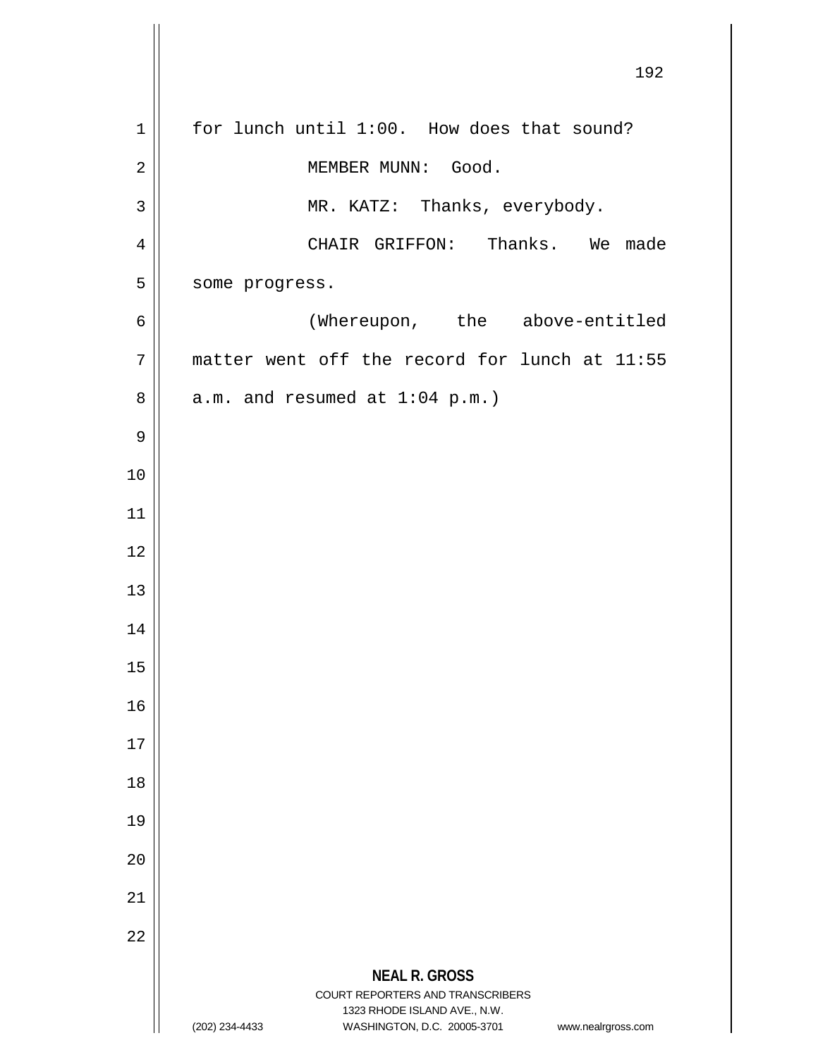for lunch until 1:00. How does that sound?

MEMBER MUNN: Good.

MR. KATZ: Thanks, everybody.

CHAIR GRIFFON: Thanks. We made some progress.

(Whereupon, the above-entitled matter went off the record for lunch at 11:55 a.m. and resumed at 1:04 p.m.)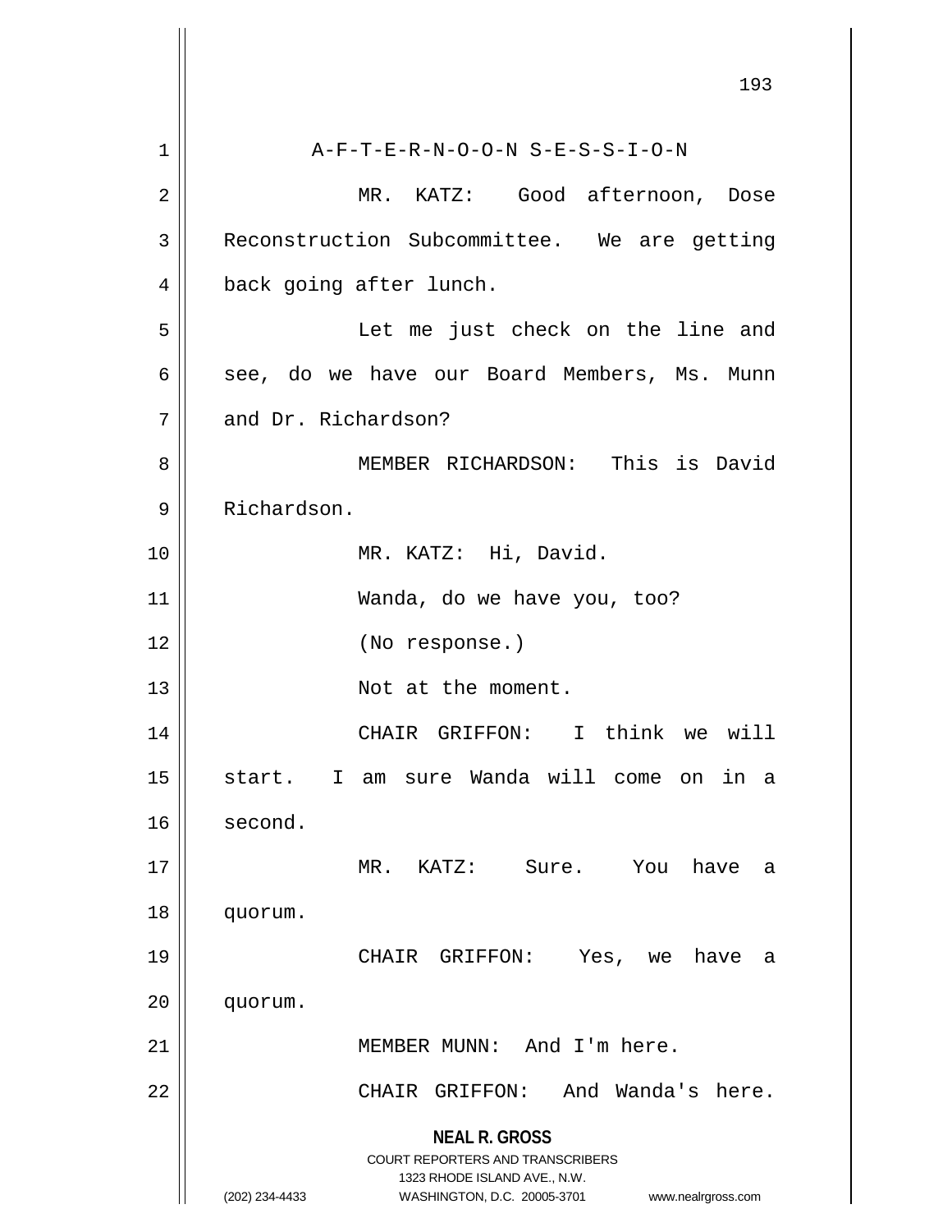A-F-T-E-R-N-O-O-N S-E-S-S-I-O-N

MR. KATZ: Good afternoon, Dose Reconstruction Subcommittee. We are getting back going after lunch.

Let me just check on the line and see, do we have our Board Members, Ms. Munn and Dr. Richardson?

MEMBER RICHARDSON: This is David Richardson.

MR. KATZ: Hi, David.

Wanda, do we have you, too?

(No response.)

Not at the moment.

CHAIR GRIFFON: I think we will start. I am sure Wanda will come on in a second.

MR. KATZ: Sure. You have a quorum.

CHAIR GRIFFON: Yes, we have a quorum.

MEMBER MUNN: And I'm here.

CHAIR GRIFFON: And Wanda's here.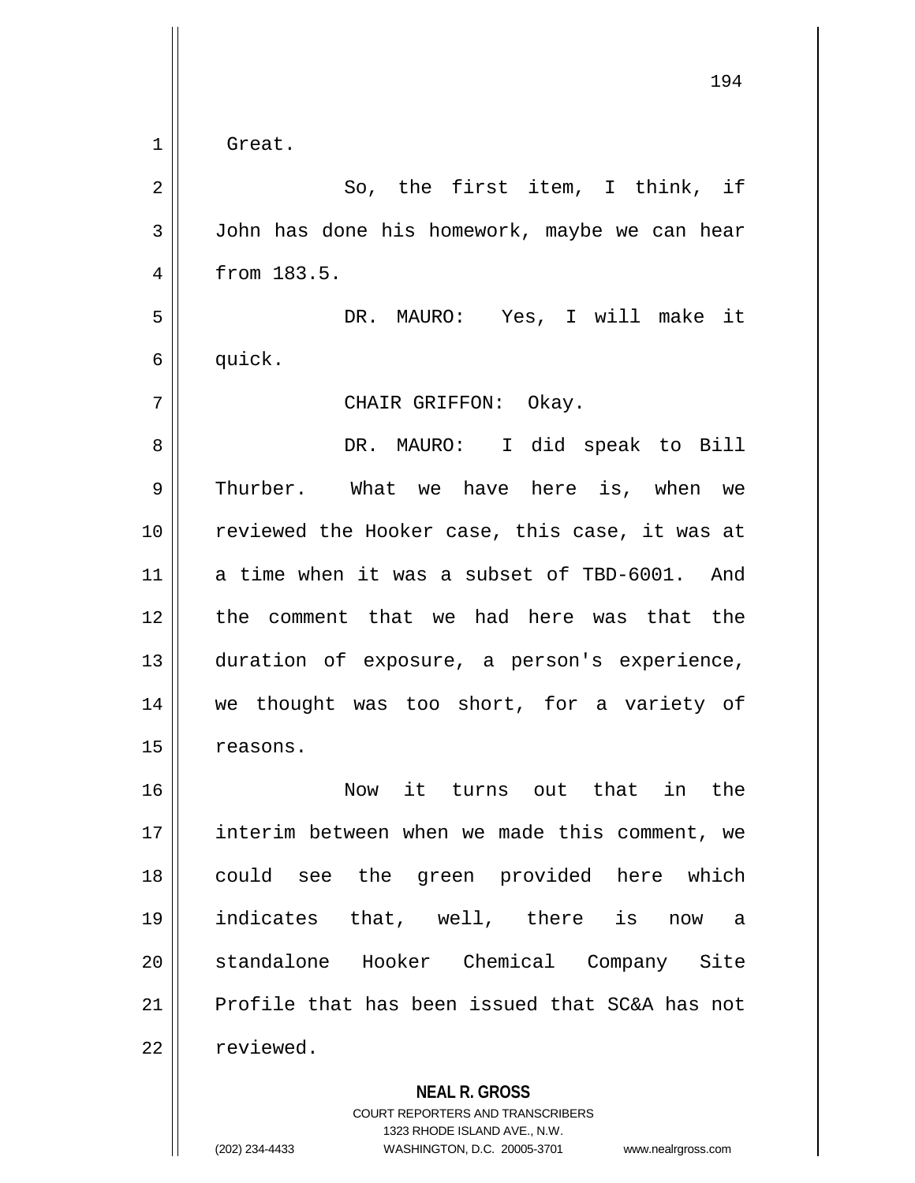Great.

So, the first item, I think, if John has done his homework, maybe we can hear from 183.5.

DR. MAURO: Yes, I will make it quick.

CHAIR GRIFFON: Okay.

DR. MAURO: I did speak to Bill Thurber. What we have here is, when we reviewed the Hooker case, this case, it was at a time when it was a subset of TBD-6001. And the comment that we had here was that the duration of exposure, a person's experience, we thought was too short, for a variety of reasons.

Now it turns out that in the interim between when we made this comment, we could see the green provided here which indicates that, well, there is now a standalone Hooker Chemical Company Site Profile that has been issued that SC&A has not reviewed.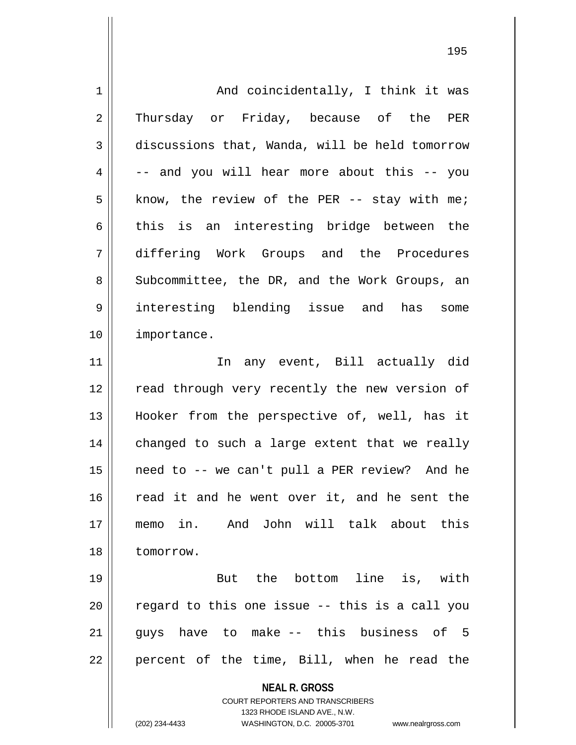And coincidentally, I think it was Thursday or Friday, because of the PER discussions that, Wanda, will be held tomorrow -- and you will hear more about this -- you know, the review of the PER -- stay with me; this is an interesting bridge between the differing Work Groups and the Procedures Subcommittee, the DR, and the Work Groups, an interesting blending issue and has some importance.

In any event, Bill actually did read through very recently the new version of Hooker from the perspective of, well, has it changed to such a large extent that we really need to -- we can't pull a PER review? And he read it and he went over it, and he sent the memo in. And John will talk about this tomorrow.

But the bottom line is, with regard to this one issue -- this is a call you guys have to make -- this business of 5 percent of the time, Bill, when he read the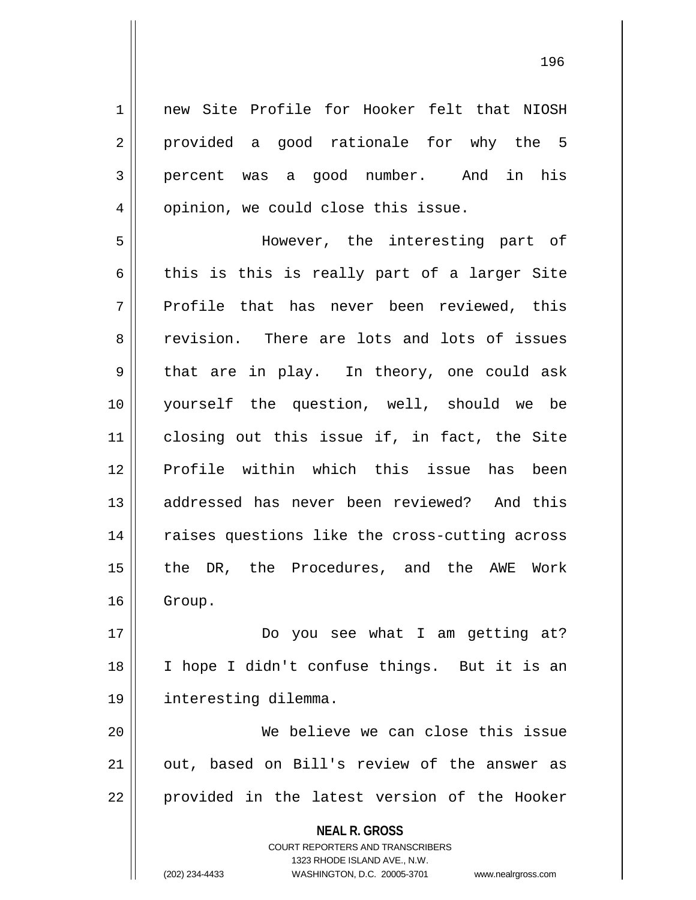new Site Profile for Hooker felt that NIOSH provided a good rationale for why the 5 percent was a good number. And in his opinion, we could close this issue.

However, the interesting part of this is this is really part of a larger Site Profile that has never been reviewed, this revision. There are lots and lots of issues that are in play. In theory, one could ask yourself the question, well, should we be closing out this issue if, in fact, the Site Profile within which this issue has been addressed has never been reviewed? And this raises questions like the cross-cutting across the DR, the Procedures, and the AWE Work Group.

Do you see what I am getting at? I hope I didn't confuse things. But it is an interesting dilemma.

We believe we can close this issue out, based on Bill's review of the answer as provided in the latest version of the Hooker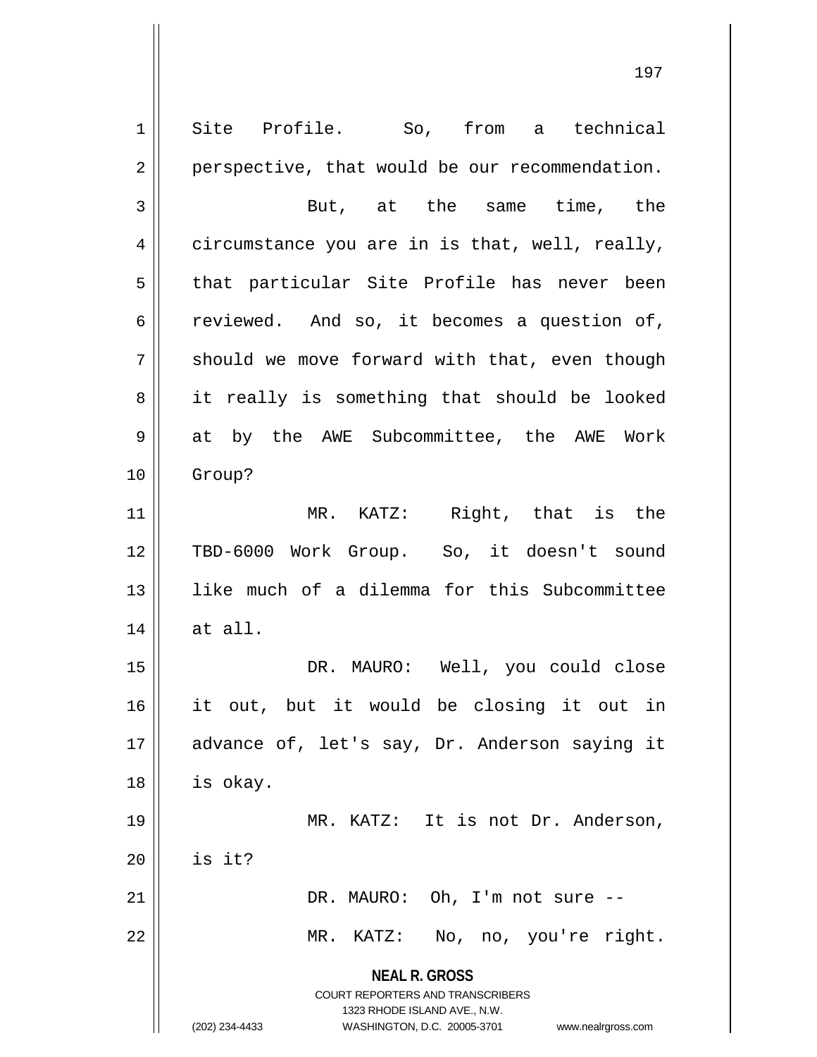Site Profile. So, from a technical perspective, that would be our recommendation.

But, at the same time, the circumstance you are in is that, well, really, that particular Site Profile has never been reviewed. And so, it becomes a question of, should we move forward with that, even though it really is something that should be looked at by the AWE Subcommittee, the AWE Work Group?

MR. KATZ: Right, that is the TBD-6000 Work Group. So, it doesn't sound like much of a dilemma for this Subcommittee at all.

DR. MAURO: Well, you could close it out, but it would be closing it out in advance of, let's say, Dr. Anderson saying it is okay.

MR. KATZ: It is not Dr. Anderson, is it?

DR. MAURO: Oh, I'm not sure --

MR. KATZ: No, no, you're right.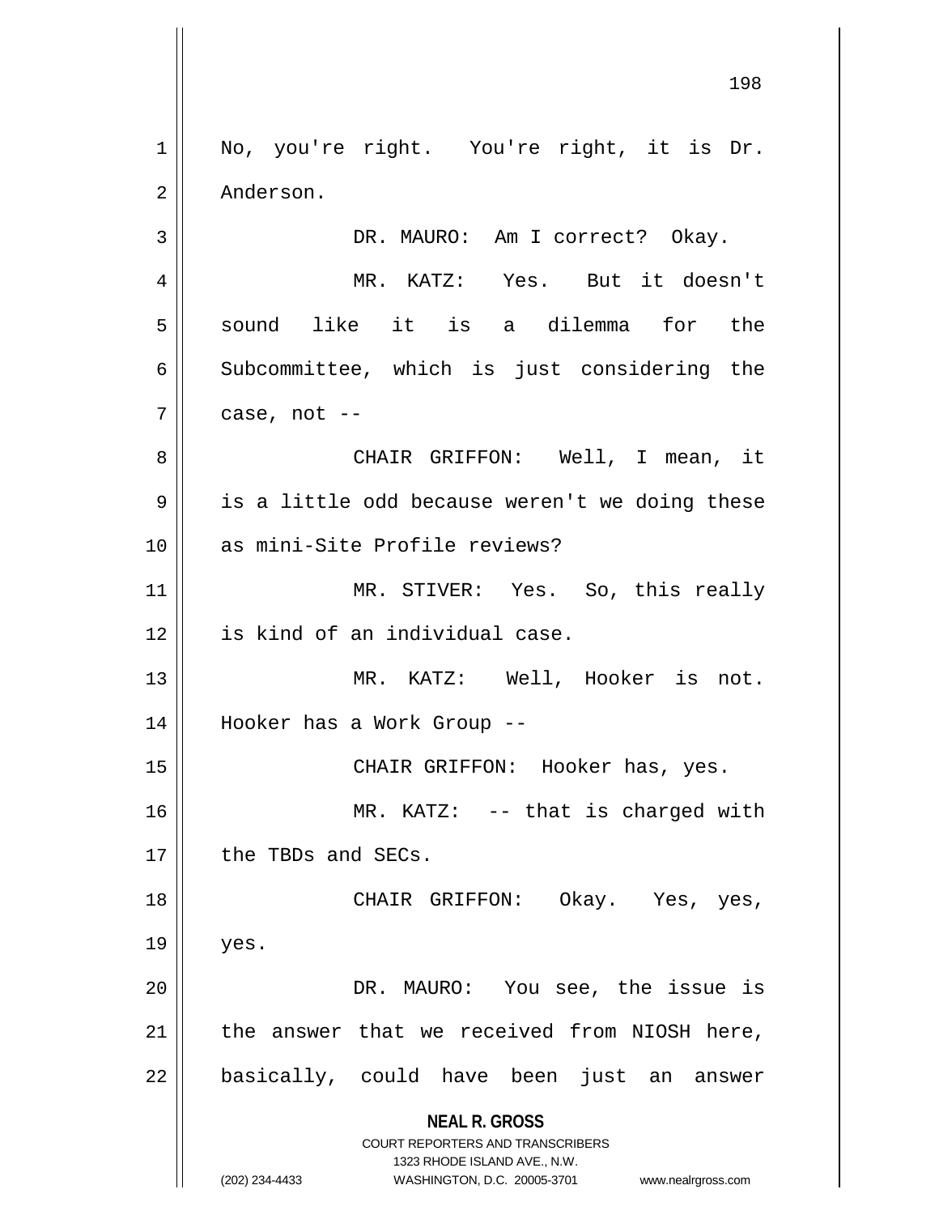No, you're right. You're right, it is Dr. Anderson.

DR. MAURO: Am I correct? Okay.

MR. KATZ: Yes. But it doesn't sound like it is a dilemma for the Subcommittee, which is just considering the case, not --

CHAIR GRIFFON: Well, I mean, it is a little odd because weren't we doing these as mini-Site Profile reviews?

MR. STIVER: Yes. So, this really is kind of an individual case.

MR. KATZ: Well, Hooker is not. Hooker has a Work Group --

CHAIR GRIFFON: Hooker has, yes.

MR. KATZ: -- that is charged with the TBDs and SECs.

CHAIR GRIFFON: Okay. Yes, yes, yes.

DR. MAURO: You see, the issue is the answer that we received from NIOSH here, basically, could have been just an answer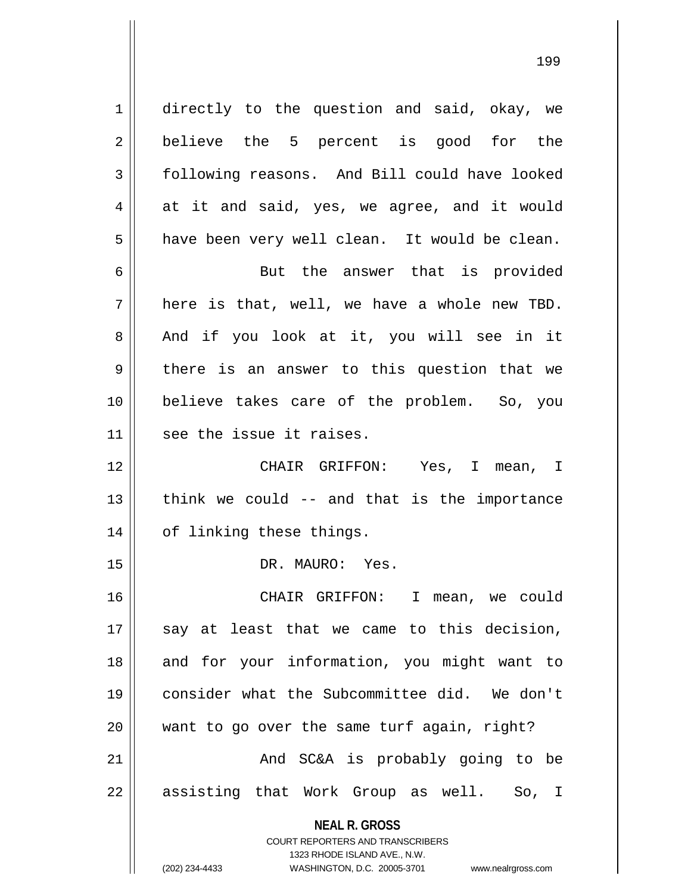directly to the question and said, okay, we believe the 5 percent is good for the following reasons. And Bill could have looked at it and said, yes, we agree, and it would have been very well clean. It would be clean.

But the answer that is provided here is that, well, we have a whole new TBD. And if you look at it, you will see in it there is an answer to this question that we believe takes care of the problem. So, you see the issue it raises.

CHAIR GRIFFON: Yes, I mean, I think we could -- and that is the importance of linking these things.

DR. MAURO: Yes.

CHAIR GRIFFON: I mean, we could say at least that we came to this decision, and for your information, you might want to consider what the Subcommittee did. We don't want to go over the same turf again, right?

And SC&A is probably going to be assisting that Work Group as well. So, I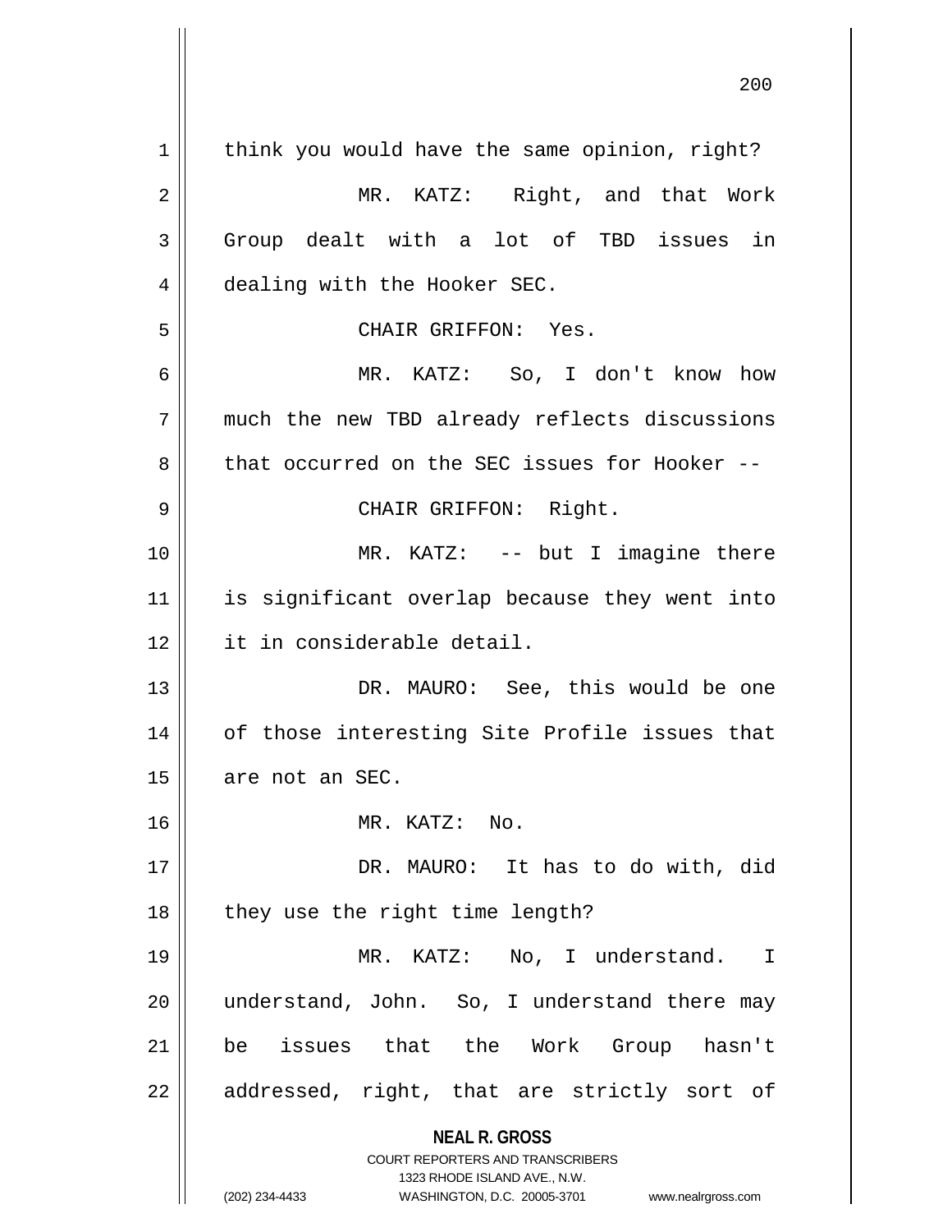think you would have the same opinion, right?

MR. KATZ: Right, and that Work Group dealt with a lot of TBD issues in dealing with the Hooker SEC.

CHAIR GRIFFON: Yes.

MR. KATZ: So, I don't know how much the new TBD already reflects discussions that occurred on the SEC issues for Hooker --

CHAIR GRIFFON: Right.

MR. KATZ: -- but I imagine there is significant overlap because they went into it in considerable detail.

DR. MAURO: See, this would be one of those interesting Site Profile issues that are not an SEC.

MR. KATZ: No.

DR. MAURO: It has to do with, did they use the right time length?

MR. KATZ: No, I understand. I understand, John. So, I understand there may be issues that the Work Group hasn't addressed, right, that are strictly sort of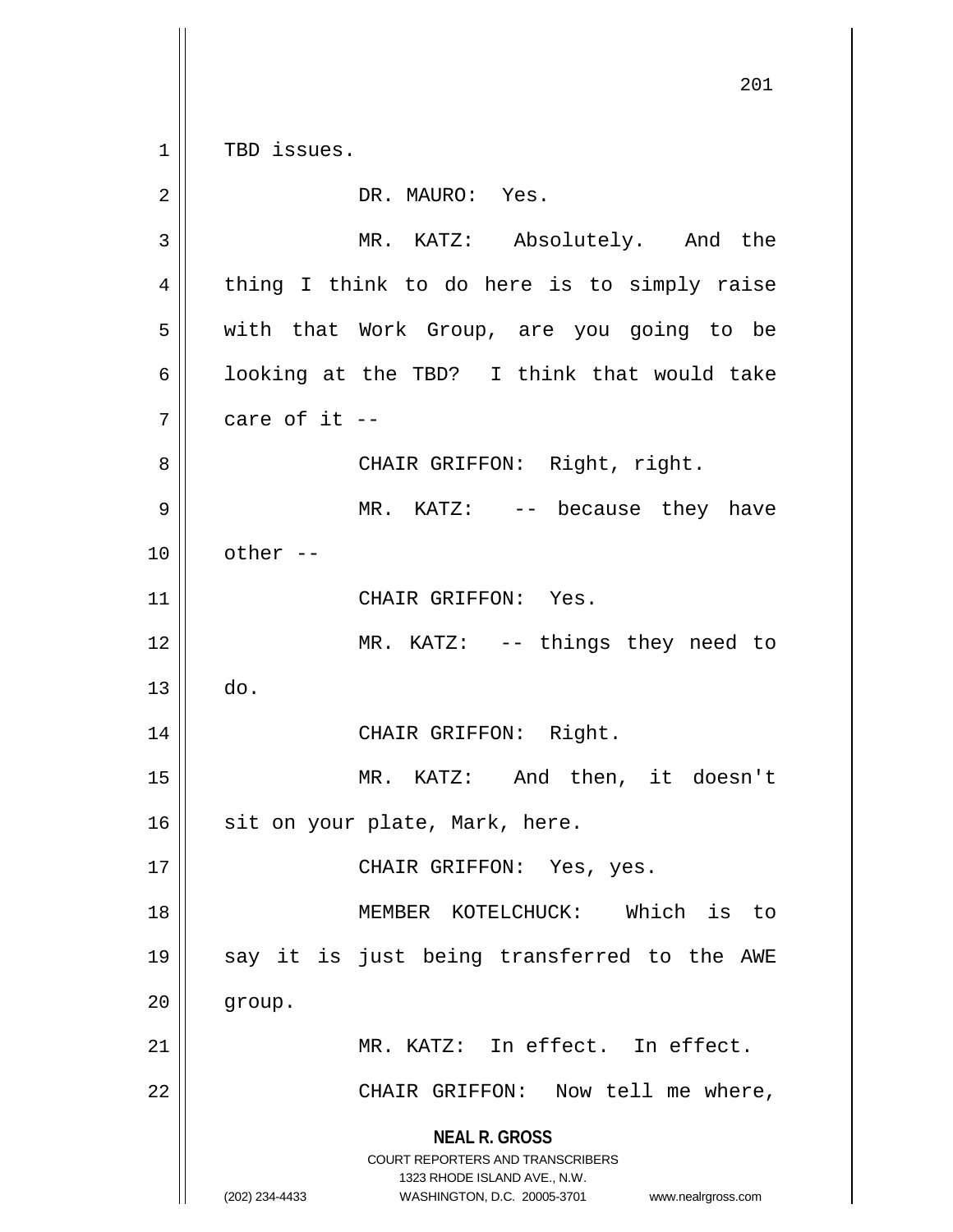TBD issues.

DR. MAURO: Yes.

MR. KATZ: Absolutely. And the thing I think to do here is to simply raise with that Work Group, are you going to be looking at the TBD? I think that would take care of it --

CHAIR GRIFFON: Right, right.

MR. KATZ: -- because they have other --

CHAIR GRIFFON: Yes.

MR. KATZ: -- things they need to do.

CHAIR GRIFFON: Right.

MR. KATZ: And then, it doesn't sit on your plate, Mark, here.

CHAIR GRIFFON: Yes, yes.

MEMBER KOTELCHUCK: Which is to say it is just being transferred to the AWE group.

MR. KATZ: In effect. In effect.

CHAIR GRIFFON: Now tell me where,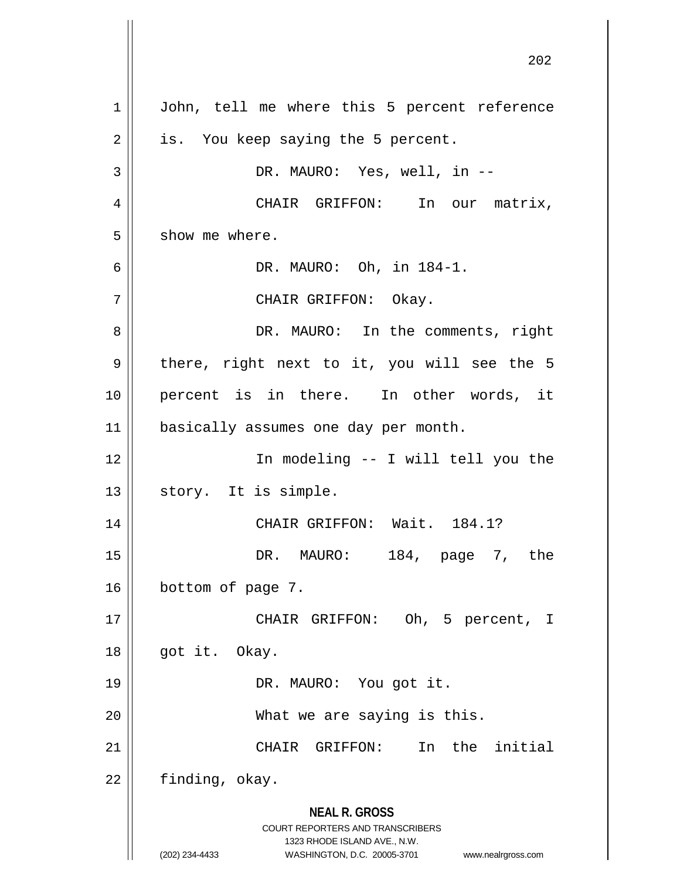John, tell me where this 5 percent reference is. You keep saying the 5 percent.

DR. MAURO: Yes, well, in --

CHAIR GRIFFON: In our matrix, show me where.

DR. MAURO: Oh, in 184-1.

CHAIR GRIFFON: Okay.

DR. MAURO: In the comments, right there, right next to it, you will see the 5 percent is in there. In other words, it basically assumes one day per month.

In modeling -- I will tell you the story. It is simple.

CHAIR GRIFFON: Wait. 184.1?

DR. MAURO: 184, page 7, the bottom of page 7.

CHAIR GRIFFON: Oh, 5 percent, I got it. Okay.

DR. MAURO: You got it.

What we are saying is this.

CHAIR GRIFFON: In the initial finding, okay.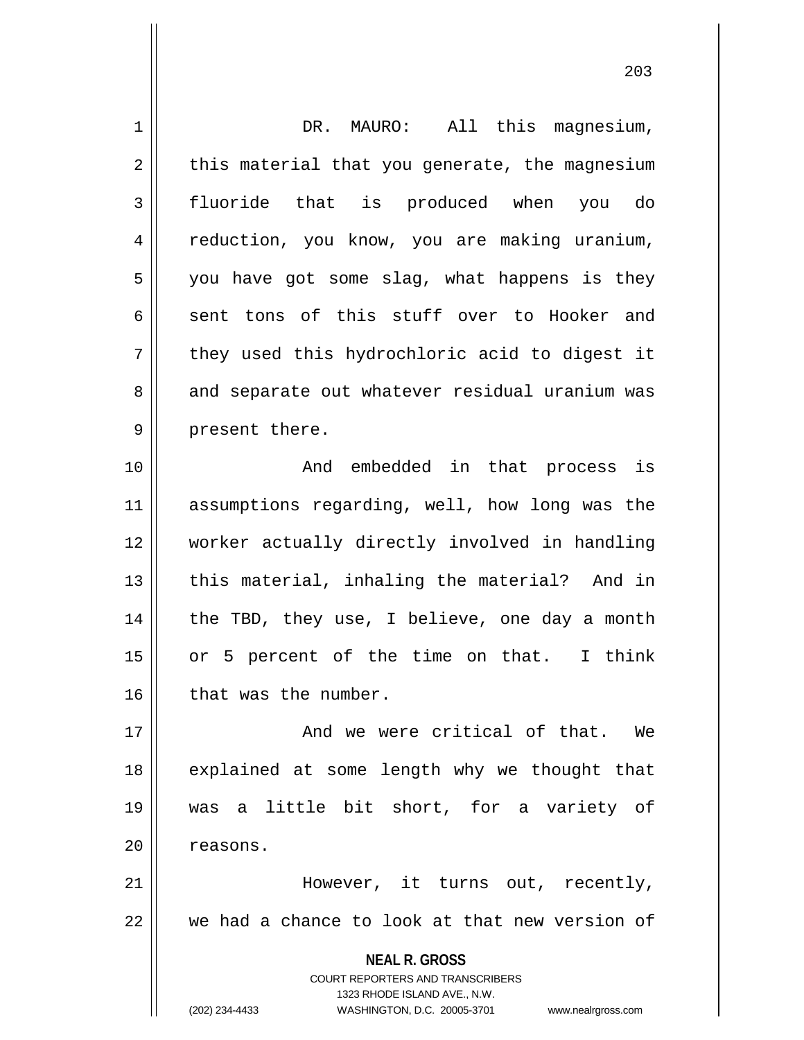DR. MAURO: All this magnesium, this material that you generate, the magnesium fluoride that is produced when you do reduction, you know, you are making uranium, you have got some slag, what happens is they sent tons of this stuff over to Hooker and they used this hydrochloric acid to digest it and separate out whatever residual uranium was present there.

And embedded in that process is assumptions regarding, well, how long was the worker actually directly involved in handling this material, inhaling the material? And in the TBD, they use, I believe, one day a month or 5 percent of the time on that. I think that was the number.

And we were critical of that. We explained at some length why we thought that was a little bit short, for a variety of reasons.

However, it turns out, recently, we had a chance to look at that new version of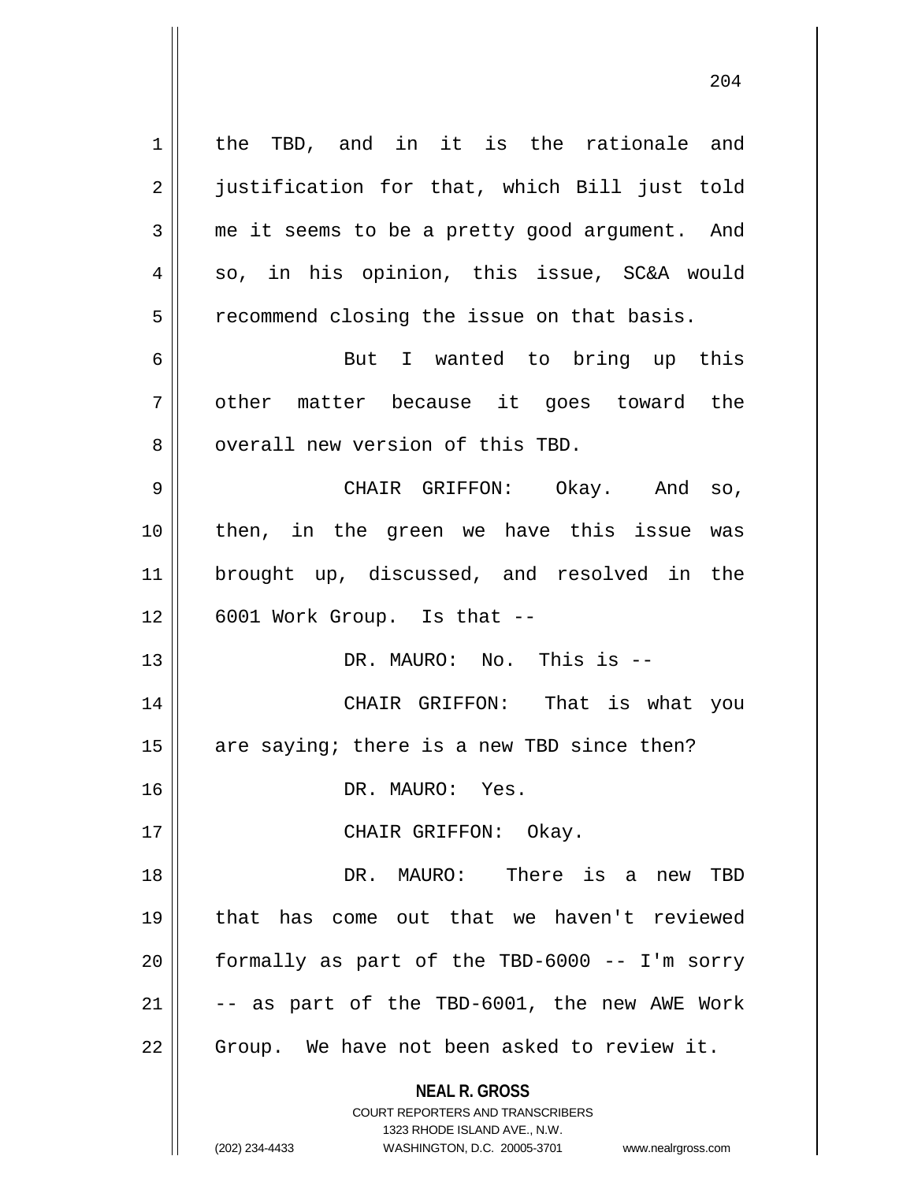the TBD, and in it is the rationale and justification for that, which Bill just told me it seems to be a pretty good argument. And so, in his opinion, this issue, SC&A would recommend closing the issue on that basis.

But I wanted to bring up this other matter because it goes toward the overall new version of this TBD.

CHAIR GRIFFON: Okay. And so, then, in the green we have this issue was brought up, discussed, and resolved in the 6001 Work Group. Is that --

DR. MAURO: No. This is --

CHAIR GRIFFON: That is what you are saying; there is a new TBD since then?

DR. MAURO: Yes.

CHAIR GRIFFON: Okay.

DR. MAURO: There is a new TBD that has come out that we haven't reviewed formally as part of the TBD-6000 -- I'm sorry -- as part of the TBD-6001, the new AWE Work Group. We have not been asked to review it.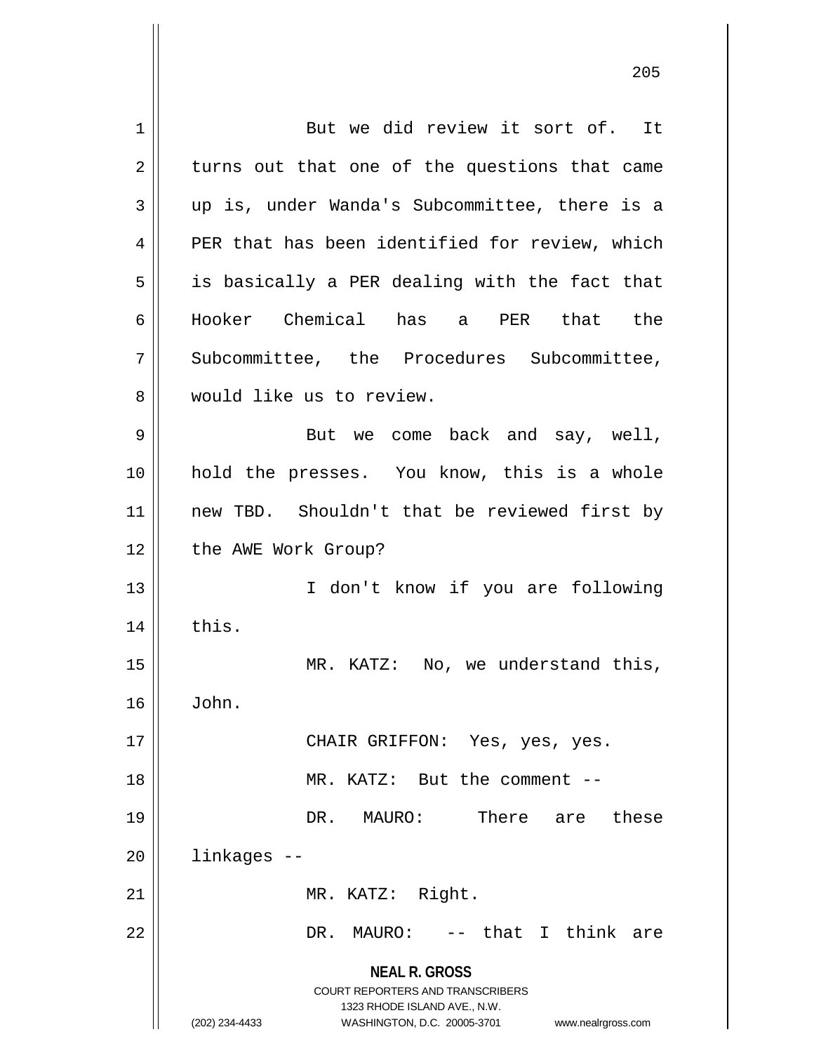But we did review it sort of. It turns out that one of the questions that came up is, under Wanda's Subcommittee, there is a PER that has been identified for review, which is basically a PER dealing with the fact that Hooker Chemical has a PER that the Subcommittee, the Procedures Subcommittee, would like us to review.

But we come back and say, well, hold the presses. You know, this is a whole new TBD. Shouldn't that be reviewed first by the AWE Work Group?

I don't know if you are following this.

MR. KATZ: No, we understand this, John.

CHAIR GRIFFON: Yes, yes, yes.

MR. KATZ: But the comment --

DR. MAURO: There are these linkages --

MR. KATZ: Right.

DR. MAURO: -- that I think are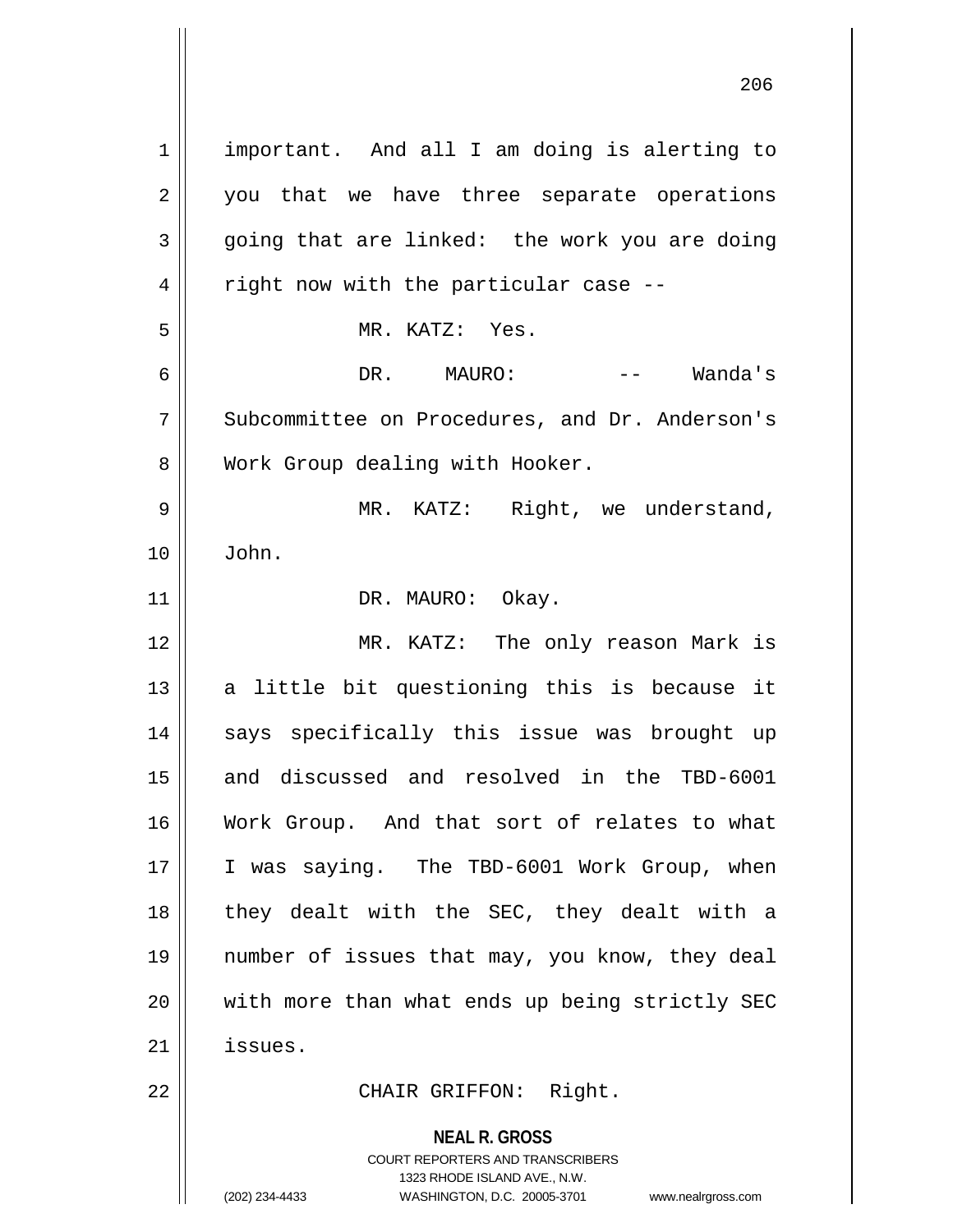important. And all I am doing is alerting to you that we have three separate operations going that are linked: the work you are doing right now with the particular case --

MR. KATZ: Yes.

DR. MAURO: -- Wanda's Subcommittee on Procedures, and Dr. Anderson's Work Group dealing with Hooker.

MR. KATZ: Right, we understand, John.

DR. MAURO: Okay.

MR. KATZ: The only reason Mark is a little bit questioning this is because it says specifically this issue was brought up and discussed and resolved in the TBD-6001 Work Group. And that sort of relates to what I was saying. The TBD-6001 Work Group, when they dealt with the SEC, they dealt with a number of issues that may, you know, they deal with more than what ends up being strictly SEC issues.

CHAIR GRIFFON: Right.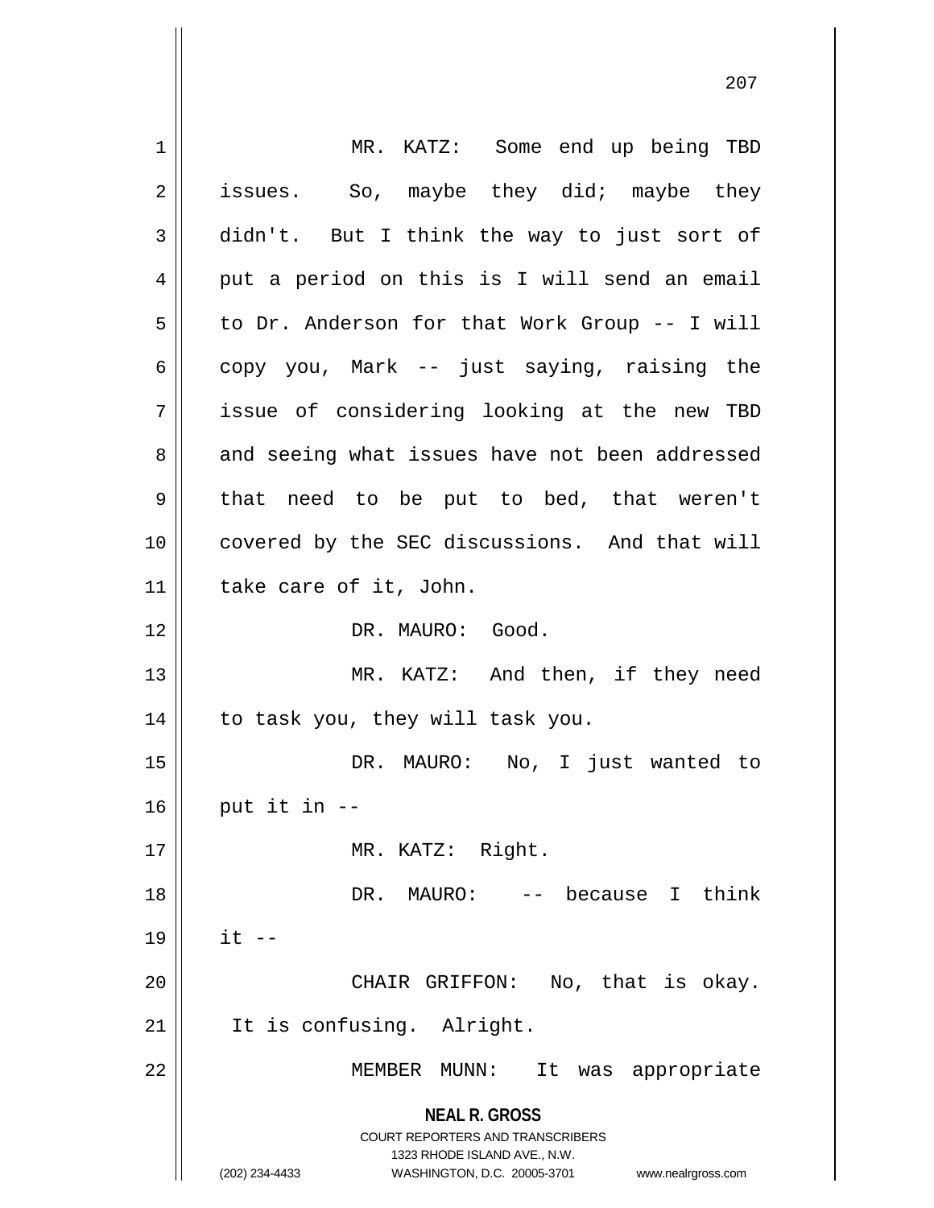MR. KATZ: Some end up being TBD issues. So, maybe they did; maybe they didn't. But I think the way to just sort of put a period on this is I will send an email to Dr. Anderson for that Work Group -- I will copy you, Mark -- just saying, raising the issue of considering looking at the new TBD and seeing what issues have not been addressed that need to be put to bed, that weren't covered by the SEC discussions. And that will take care of it, John.

DR. MAURO: Good.

MR. KATZ: And then, if they need to task you, they will task you.

DR. MAURO: No, I just wanted to put it in --

MR. KATZ: Right.

DR. MAURO: -- because I think it --

CHAIR GRIFFON: No, that is okay. It is confusing. Alright.

MEMBER MUNN: It was appropriate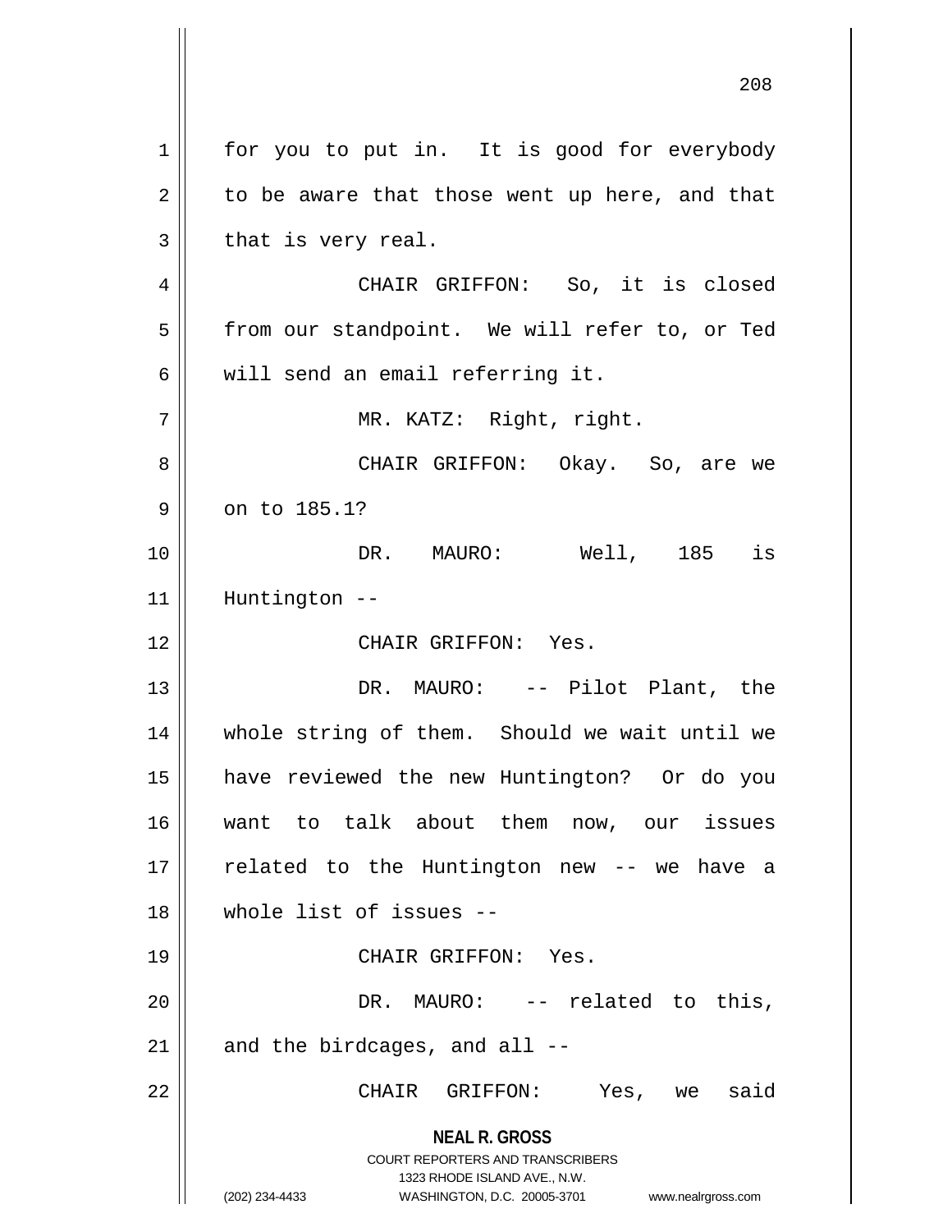for you to put in. It is good for everybody to be aware that those went up here, and that that is very real.

CHAIR GRIFFON: So, it is closed from our standpoint. We will refer to, or Ted will send an email referring it.

MR. KATZ: Right, right.

CHAIR GRIFFON: Okay. So, are we on to 185.1?

DR. MAURO: Well, 185 is Huntington --

CHAIR GRIFFON: Yes.

DR. MAURO: -- Pilot Plant, the whole string of them. Should we wait until we have reviewed the new Huntington? Or do you want to talk about them now, our issues related to the Huntington new -- we have a whole list of issues --

CHAIR GRIFFON: Yes.

DR. MAURO: -- related to this, and the birdcages, and all --

CHAIR GRIFFON: Yes, we said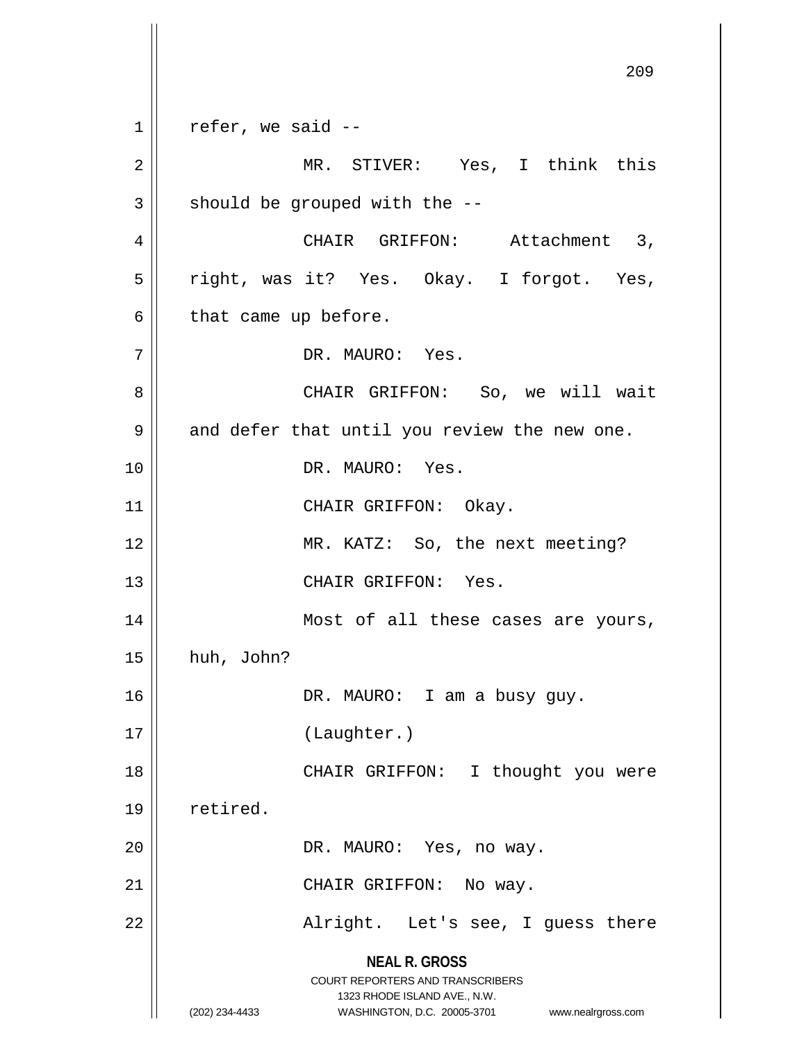refer, we said --

MR. STIVER: Yes, I think this should be grouped with the --

CHAIR GRIFFON: Attachment 3, right, was it? Yes. Okay. I forgot. Yes, that came up before.

DR. MAURO: Yes.

CHAIR GRIFFON: So, we will wait and defer that until you review the new one.

DR. MAURO: Yes.

CHAIR GRIFFON: Okay.

MR. KATZ: So, the next meeting?

CHAIR GRIFFON: Yes.

Most of all these cases are yours, huh, John?

DR. MAURO: I am a busy guy.

(Laughter.)

CHAIR GRIFFON: I thought you were retired.

DR. MAURO: Yes, no way.

CHAIR GRIFFON: No way.

Alright. Let's see, I guess there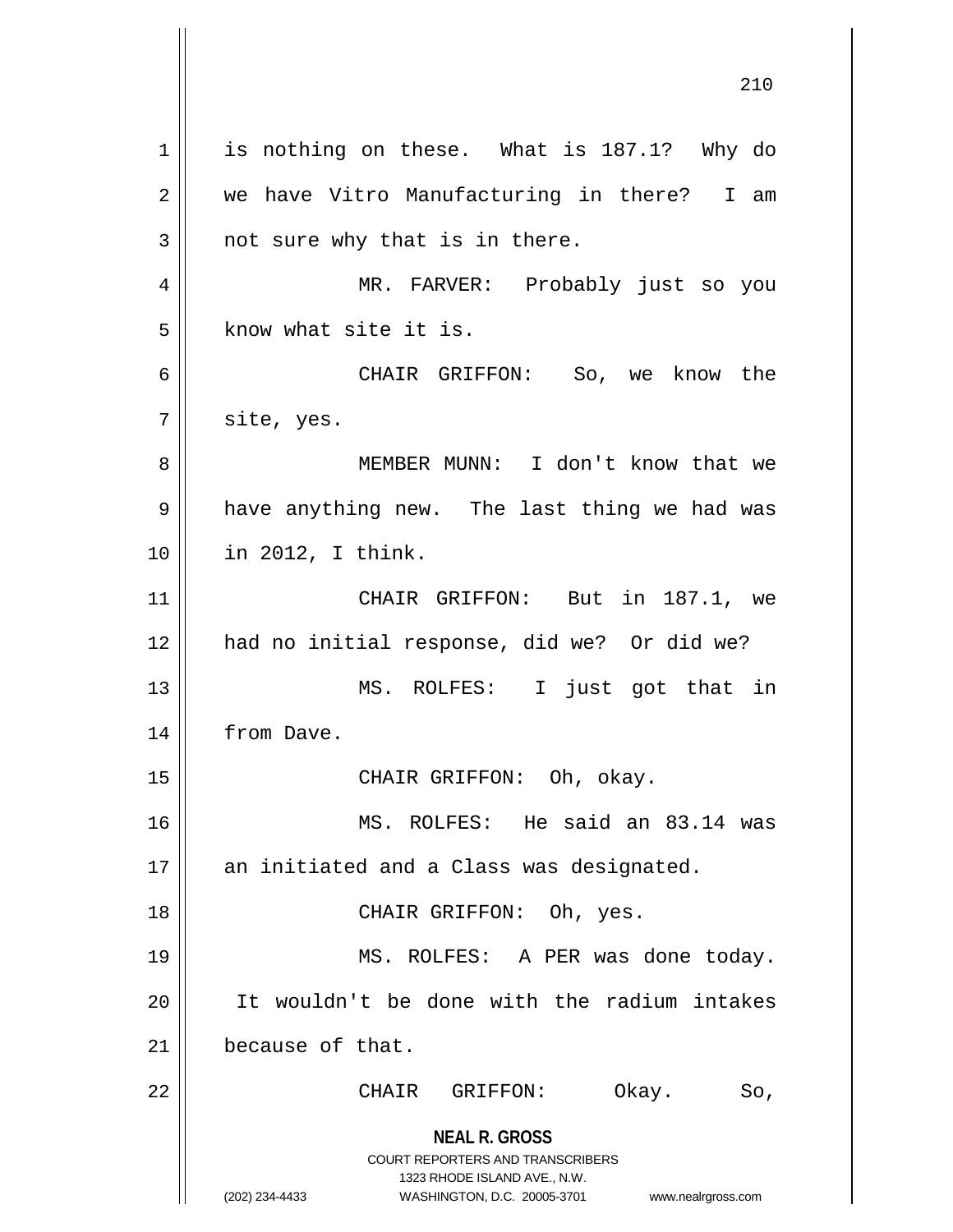is nothing on these. What is 187.1? Why do we have Vitro Manufacturing in there? I am not sure why that is in there.

MR. FARVER: Probably just so you know what site it is.

CHAIR GRIFFON: So, we know the site, yes.

MEMBER MUNN: I don't know that we have anything new. The last thing we had was in 2012, I think.

CHAIR GRIFFON: But in 187.1, we had no initial response, did we? Or did we?

MS. ROLFES: I just got that in from Dave.

CHAIR GRIFFON: Oh, okay.

MS. ROLFES: He said an 83.14 was an initiated and a Class was designated.

CHAIR GRIFFON: Oh, yes.

MS. ROLFES: A PER was done today. It wouldn't be done with the radium intakes because of that.

CHAIR GRIFFON: Okay. So,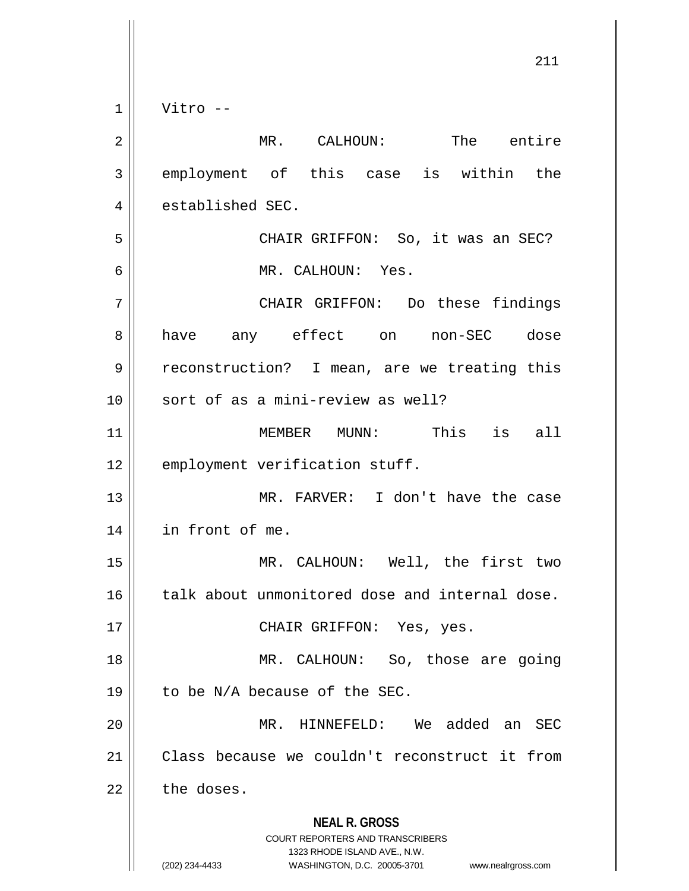Vitro --

MR. CALHOUN: The entire employment of this case is within the established SEC.

CHAIR GRIFFON: So, it was an SEC?

MR. CALHOUN: Yes.

CHAIR GRIFFON: Do these findings have any effect on non-SEC dose reconstruction? I mean, are we treating this sort of as a mini-review as well?

MEMBER MUNN: This is all employment verification stuff.

MR. FARVER: I don't have the case in front of me.

MR. CALHOUN: Well, the first two talk about unmonitored dose and internal dose.

CHAIR GRIFFON: Yes, yes.

MR. CALHOUN: So, those are going to be N/A because of the SEC.

MR. HINNEFELD: We added an SEC Class because we couldn't reconstruct it from the doses.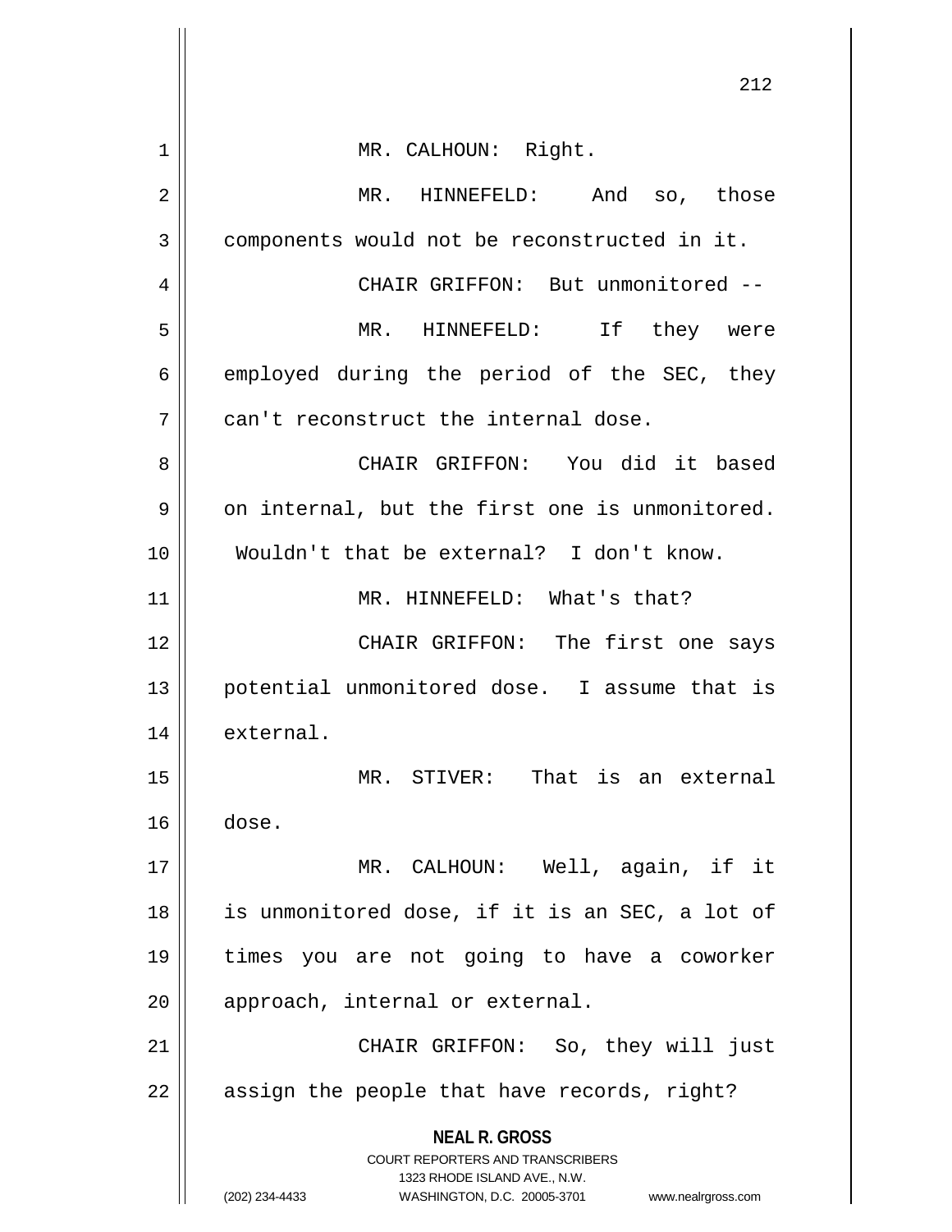MR. CALHOUN: Right.

MR. HINNEFELD: And so, those components would not be reconstructed in it.

CHAIR GRIFFON: But unmonitored --

MR. HINNEFELD: If they were employed during the period of the SEC, they can't reconstruct the internal dose.

CHAIR GRIFFON: You did it based on internal, but the first one is unmonitored. Wouldn't that be external? I don't know.

MR. HINNEFELD: What's that?

CHAIR GRIFFON: The first one says potential unmonitored dose. I assume that is external.

MR. STIVER: That is an external dose.

MR. CALHOUN: Well, again, if it is unmonitored dose, if it is an SEC, a lot of times you are not going to have a coworker approach, internal or external.

CHAIR GRIFFON: So, they will just assign the people that have records, right?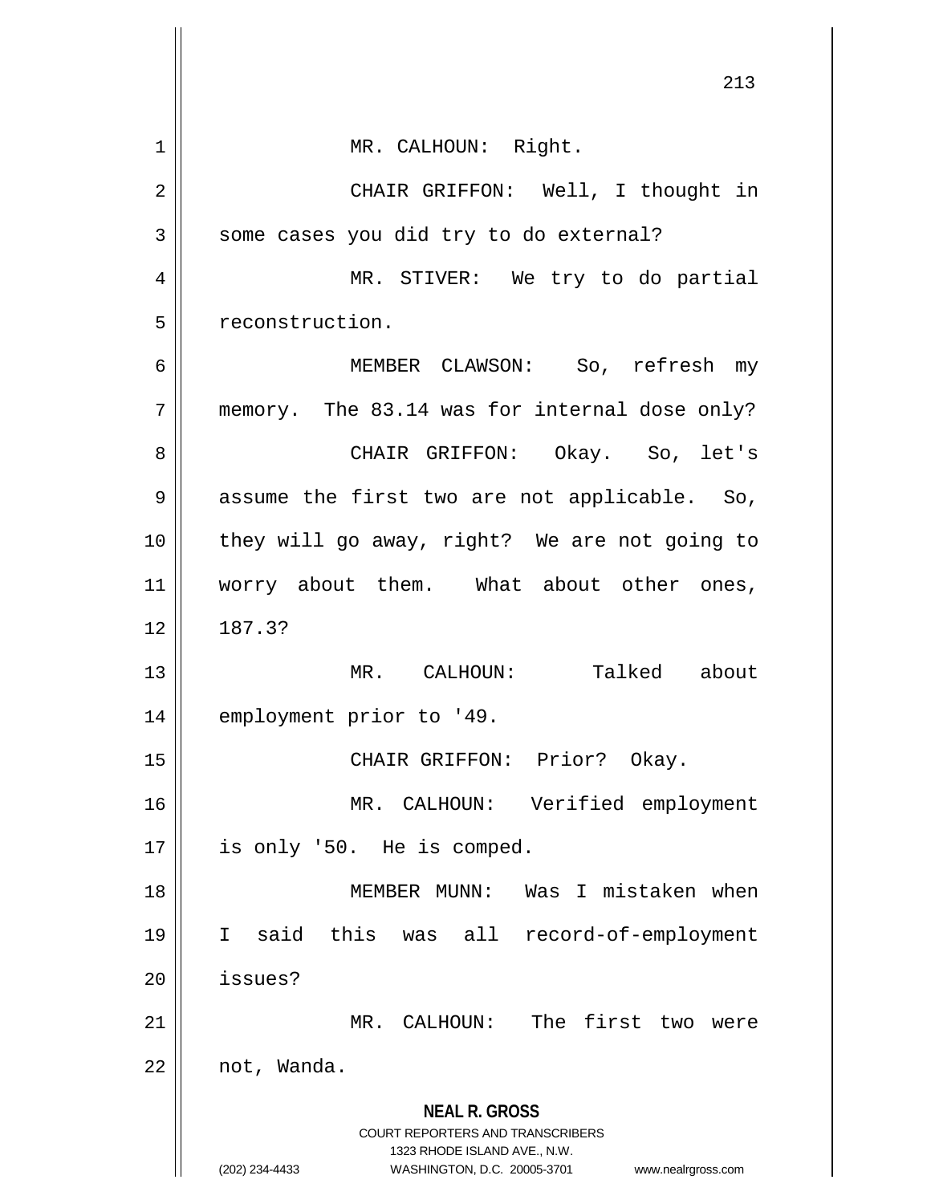MR. CALHOUN: Right.

CHAIR GRIFFON: Well, I thought in some cases you did try to do external?

MR. STIVER: We try to do partial reconstruction.

MEMBER CLAWSON: So, refresh my memory. The 83.14 was for internal dose only?

CHAIR GRIFFON: Okay. So, let's assume the first two are not applicable. So, they will go away, right? We are not going to worry about them. What about other ones, 187.3?

MR. CALHOUN: Talked about employment prior to '49.

CHAIR GRIFFON: Prior? Okay.

MR. CALHOUN: Verified employment is only '50. He is comped.

MEMBER MUNN: Was I mistaken when I said this was all record-of-employment issues?

MR. CALHOUN: The first two were not, Wanda.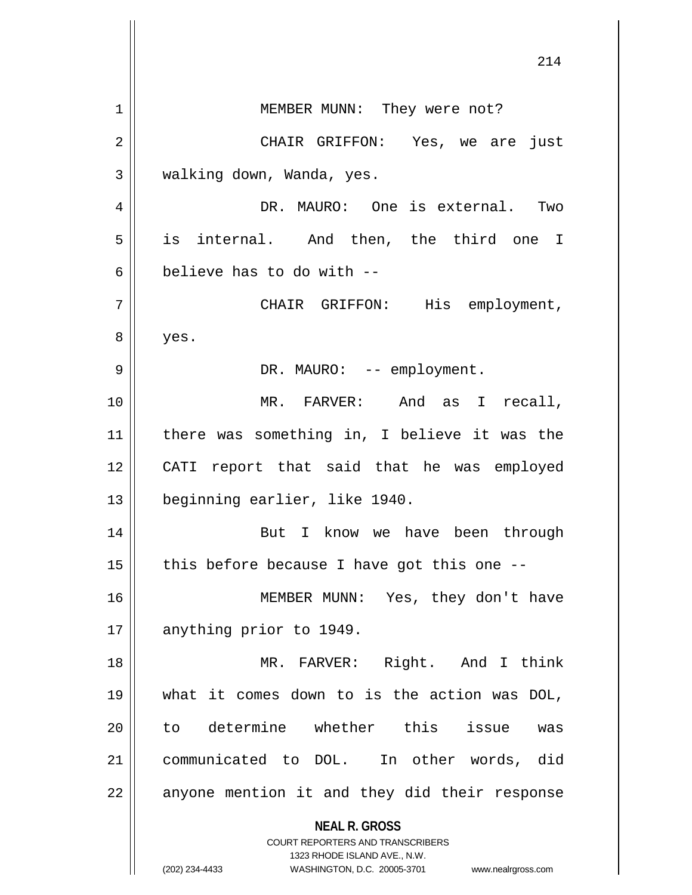MEMBER MUNN: They were not?

CHAIR GRIFFON: Yes, we are just walking down, Wanda, yes.

DR. MAURO: One is external. Two is internal. And then, the third one I believe has to do with --

CHAIR GRIFFON: His employment, yes.

DR. MAURO: -- employment.

MR. FARVER: And as I recall, there was something in, I believe it was the CATI report that said that he was employed beginning earlier, like 1940.

But I know we have been through this before because I have got this one --

MEMBER MUNN: Yes, they don't have anything prior to 1949.

MR. FARVER: Right. And I think what it comes down to is the action was DOL, to determine whether this issue was communicated to DOL. In other words, did anyone mention it and they did their response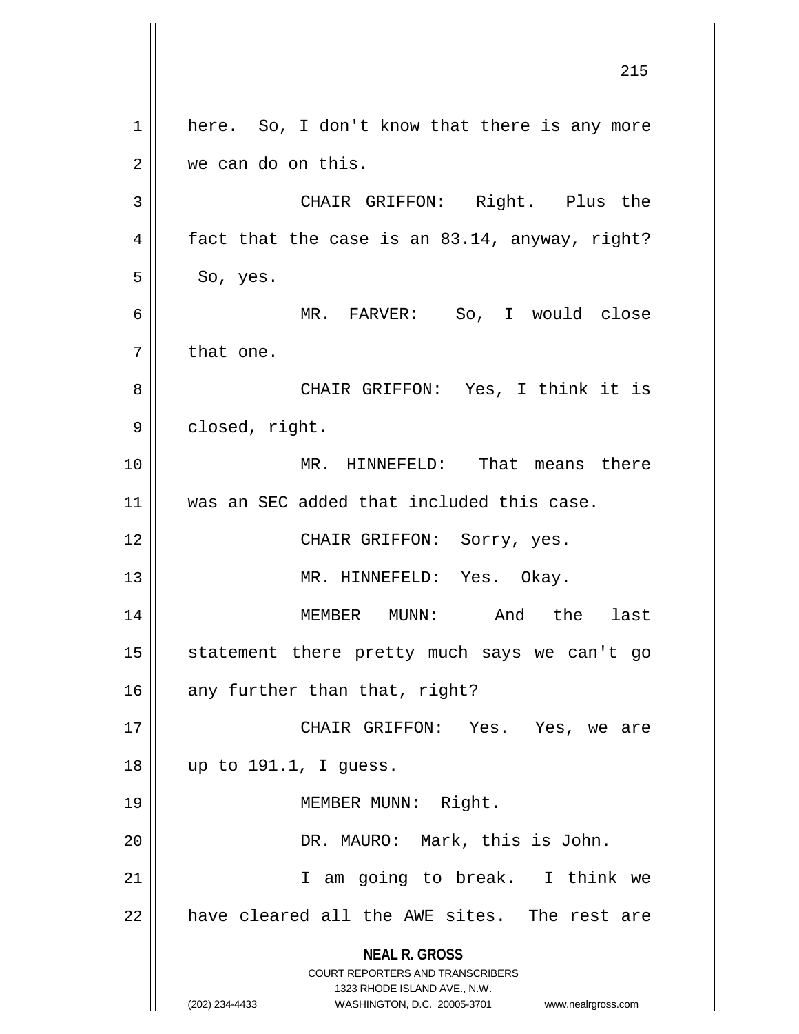here. So, I don't know that there is any more we can do on this.

CHAIR GRIFFON: Right. Plus the fact that the case is an 83.14, anyway, right? So, yes.

MR. FARVER: So, I would close that one.

CHAIR GRIFFON: Yes, I think it is closed, right.

MR. HINNEFELD: That means there was an SEC added that included this case.

CHAIR GRIFFON: Sorry, yes.

MR. HINNEFELD: Yes. Okay.

MEMBER MUNN: And the last statement there pretty much says we can't go any further than that, right?

CHAIR GRIFFON: Yes. Yes, we are up to 191.1, I guess.

MEMBER MUNN: Right.

DR. MAURO: Mark, this is John.

I am going to break. I think we have cleared all the AWE sites. The rest are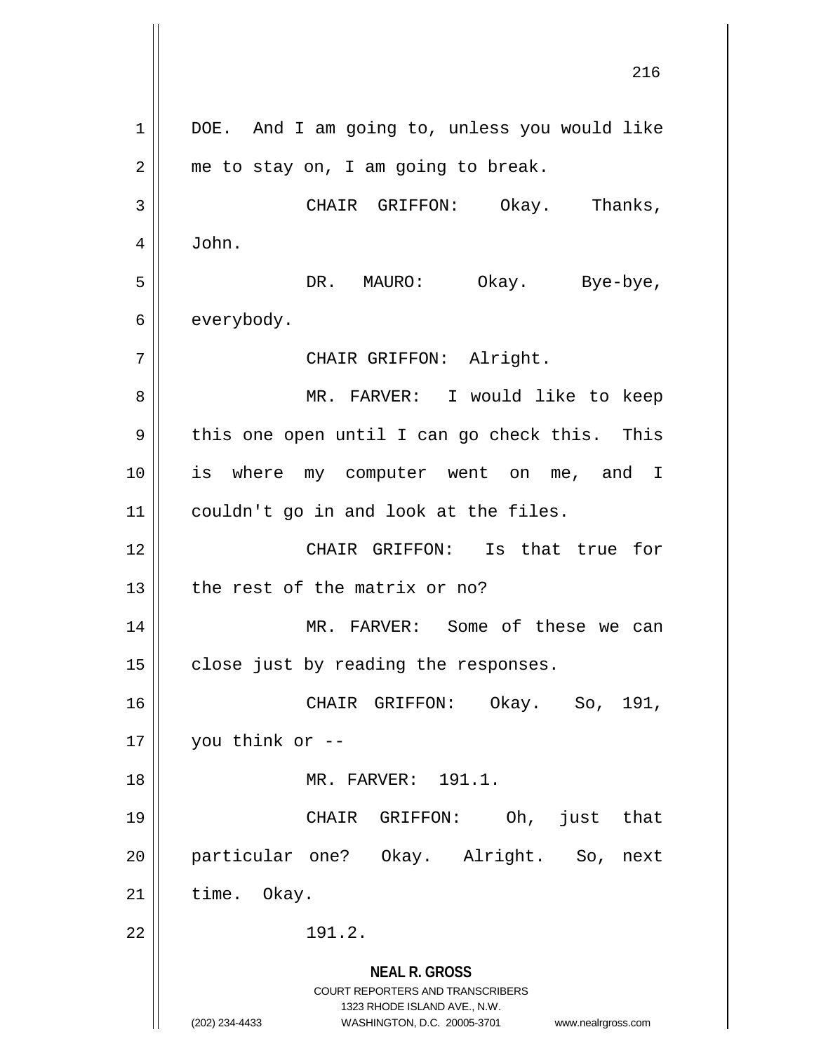DOE. And I am going to, unless you would like me to stay on, I am going to break.

CHAIR GRIFFON: Okay. Thanks, John.

DR. MAURO: Okay. Bye-bye, everybody.

CHAIR GRIFFON: Alright.

MR. FARVER: I would like to keep this one open until I can go check this. This is where my computer went on me, and I couldn't go in and look at the files.

CHAIR GRIFFON: Is that true for the rest of the matrix or no?

MR. FARVER: Some of these we can close just by reading the responses.

CHAIR GRIFFON: Okay. So, 191, you think or --

MR. FARVER: 191.1.

CHAIR GRIFFON: Oh, just that particular one? Okay. Alright. So, next time. Okay.

191.2.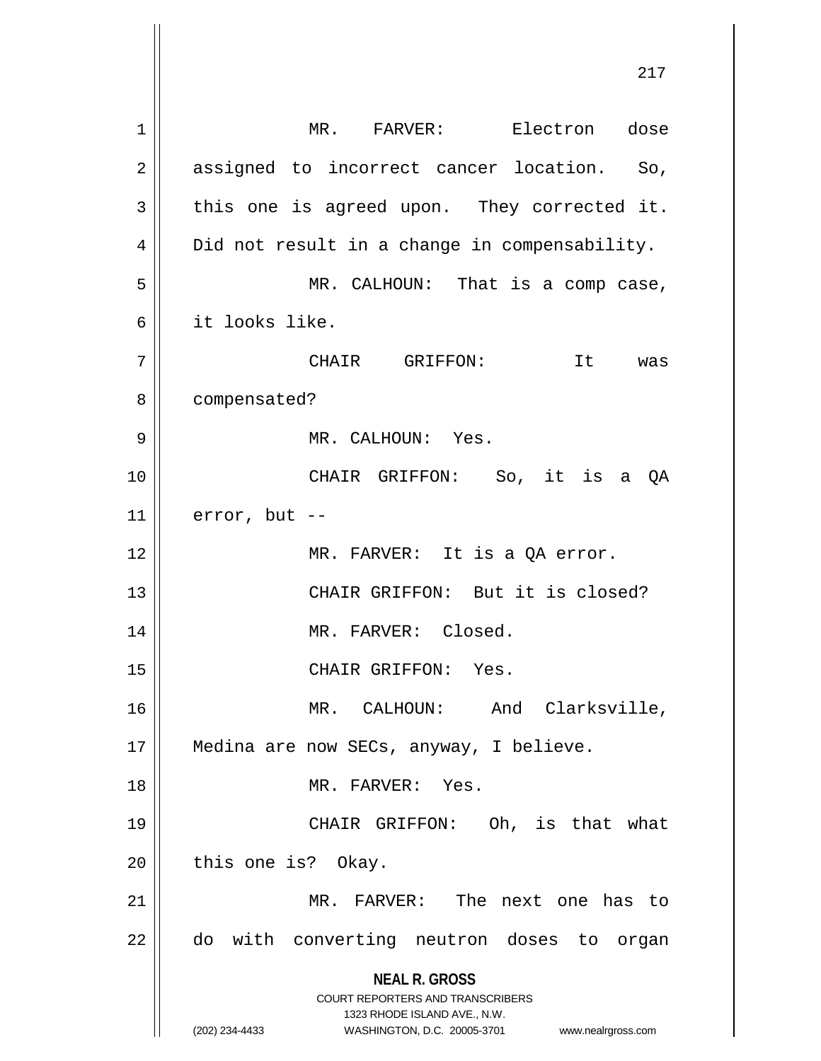MR. FARVER: Electron dose assigned to incorrect cancer location. So, this one is agreed upon. They corrected it. Did not result in a change in compensability.

MR. CALHOUN: That is a comp case, it looks like.

CHAIR GRIFFON: It was compensated?

MR. CALHOUN: Yes.

CHAIR GRIFFON: So, it is a QA error, but --

MR. FARVER: It is a QA error.

CHAIR GRIFFON: But it is closed?

MR. FARVER: Closed.

CHAIR GRIFFON: Yes.

MR. CALHOUN: And Clarksville, Medina are now SECs, anyway, I believe.

MR. FARVER: Yes.

CHAIR GRIFFON: Oh, is that what this one is? Okay.

MR. FARVER: The next one has to do with converting neutron doses to organ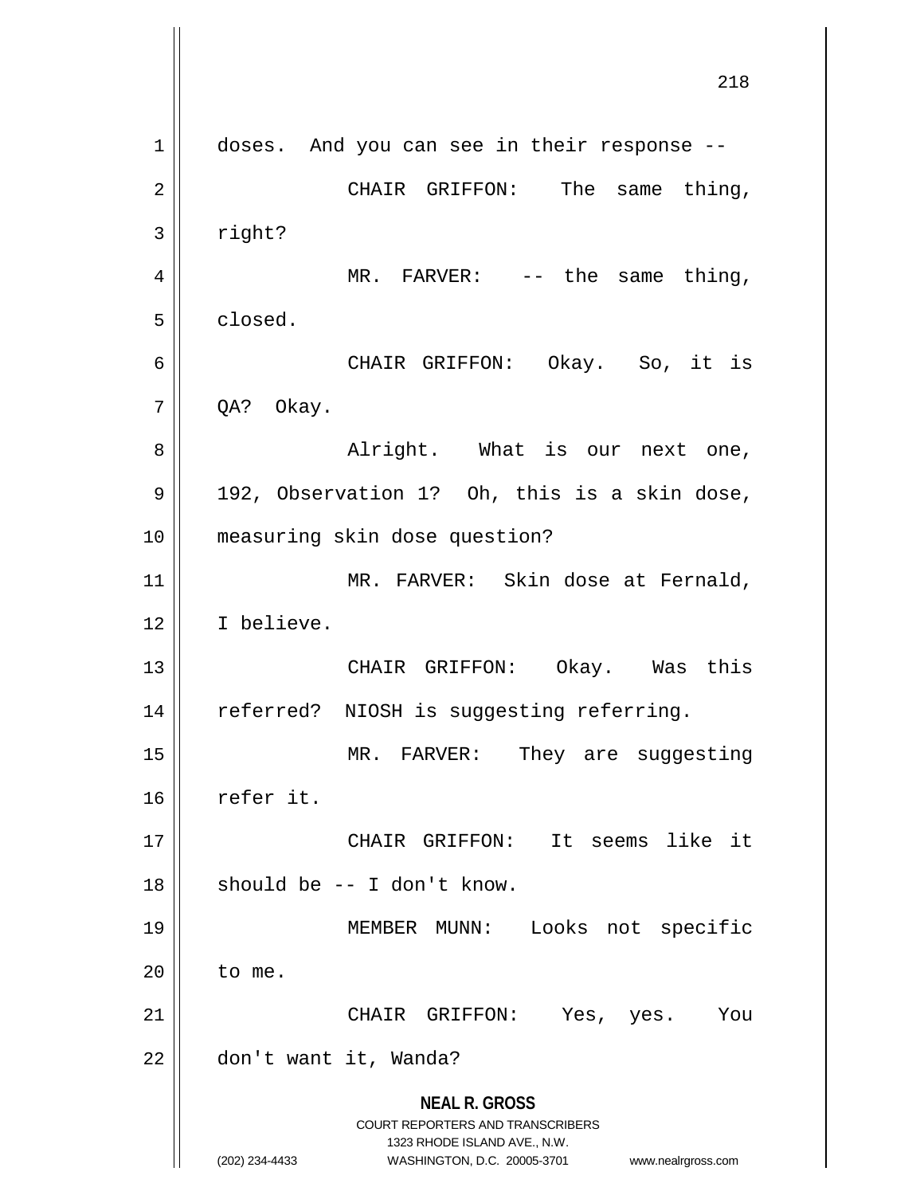doses. And you can see in their response --

CHAIR GRIFFON: The same thing, right?

MR. FARVER: -- the same thing, closed.

CHAIR GRIFFON: Okay. So, it is QA? Okay.

Alright. What is our next one, 192, Observation 1? Oh, this is a skin dose, measuring skin dose question?

MR. FARVER: Skin dose at Fernald, I believe.

CHAIR GRIFFON: Okay. Was this referred? NIOSH is suggesting referring.

MR. FARVER: They are suggesting refer it.

CHAIR GRIFFON: It seems like it should be -- I don't know.

MEMBER MUNN: Looks not specific to me.

CHAIR GRIFFON: Yes, yes. You don't want it, Wanda?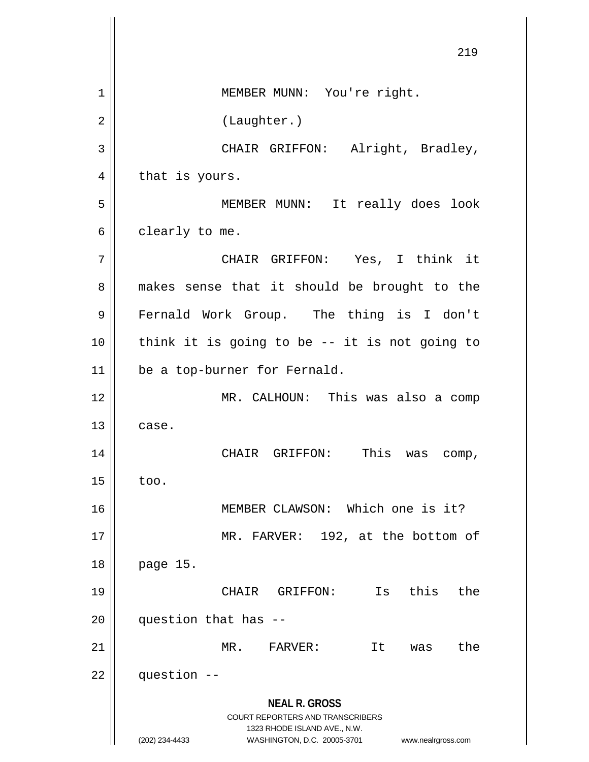MEMBER MUNN: You're right.

(Laughter.)

CHAIR GRIFFON: Alright, Bradley, that is yours.

MEMBER MUNN: It really does look clearly to me.

CHAIR GRIFFON: Yes, I think it makes sense that it should be brought to the Fernald Work Group. The thing is I don't think it is going to be -- it is not going to be a top-burner for Fernald.

MR. CALHOUN: This was also a comp case.

CHAIR GRIFFON: This was comp, too.

MEMBER CLAWSON: Which one is it?

MR. FARVER: 192, at the bottom of page 15.

CHAIR GRIFFON: Is this the question that has --

MR. FARVER: It was the question --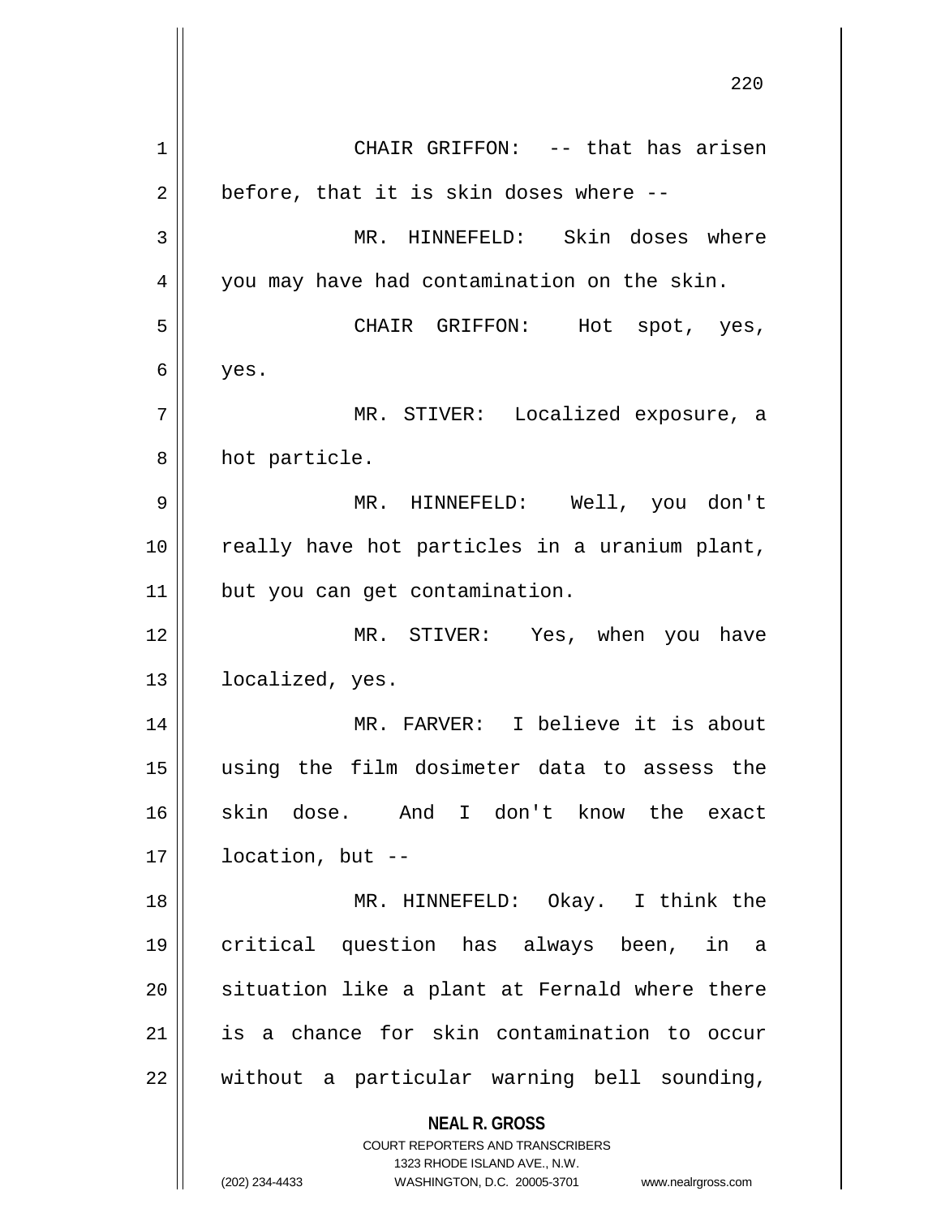CHAIR GRIFFON: -- that has arisen before, that it is skin doses where --

MR. HINNEFELD: Skin doses where you may have had contamination on the skin.

CHAIR GRIFFON: Hot spot, yes, yes.

MR. STIVER: Localized exposure, a hot particle.

MR. HINNEFELD: Well, you don't really have hot particles in a uranium plant, but you can get contamination.

MR. STIVER: Yes, when you have localized, yes.

MR. FARVER: I believe it is about using the film dosimeter data to assess the skin dose. And I don't know the exact location, but --

MR. HINNEFELD: Okay. I think the critical question has always been, in a situation like a plant at Fernald where there is a chance for skin contamination to occur without a particular warning bell sounding,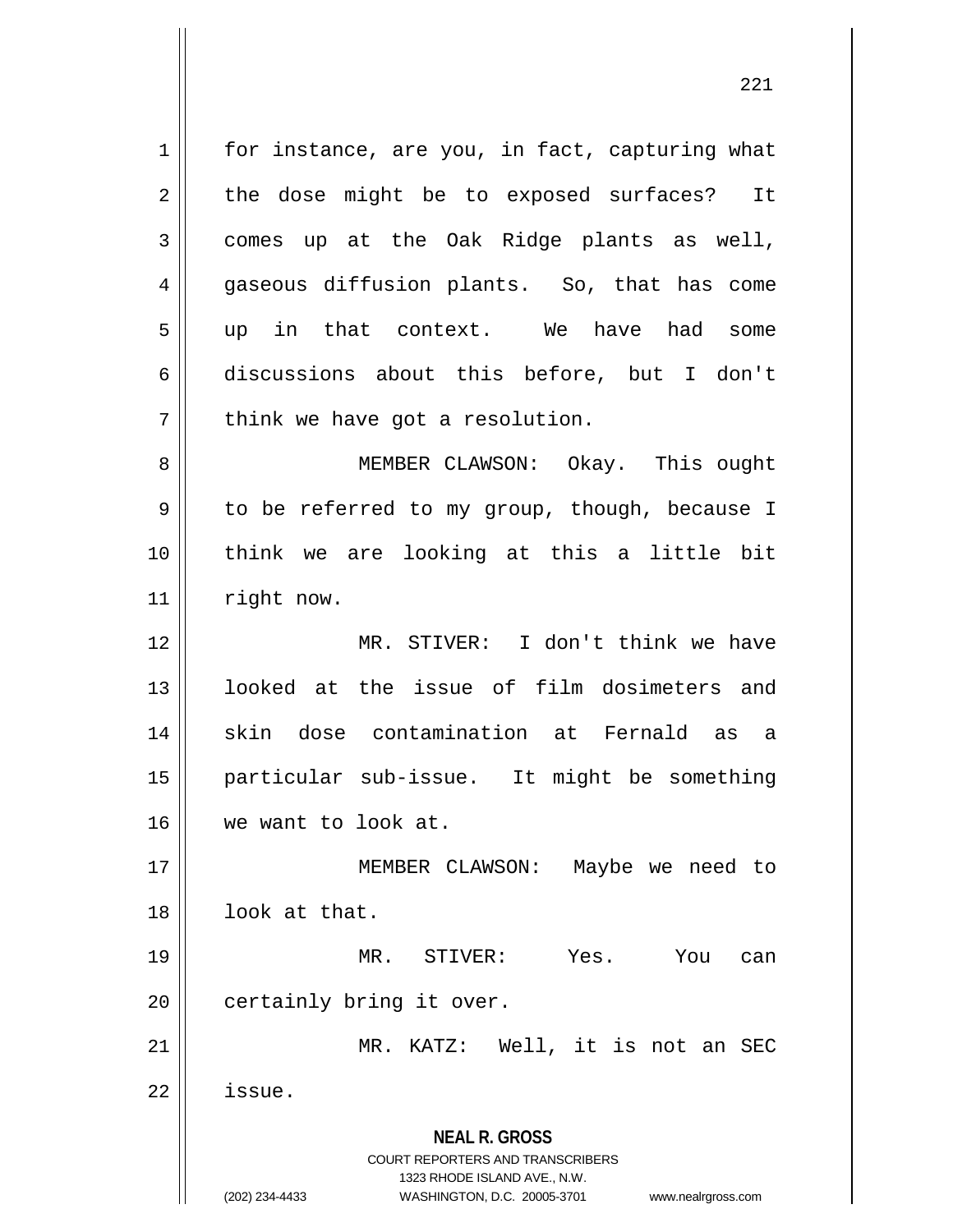for instance, are you, in fact, capturing what the dose might be to exposed surfaces? It comes up at the Oak Ridge plants as well, gaseous diffusion plants. So, that has come up in that context. We have had some discussions about this before, but I don't think we have got a resolution.

MEMBER CLAWSON: Okay. This ought to be referred to my group, though, because I think we are looking at this a little bit right now.

MR. STIVER: I don't think we have looked at the issue of film dosimeters and skin dose contamination at Fernald as a particular sub-issue. It might be something we want to look at.

MEMBER CLAWSON: Maybe we need to look at that.

MR. STIVER: Yes. You can certainly bring it over.

MR. KATZ: Well, it is not an SEC issue.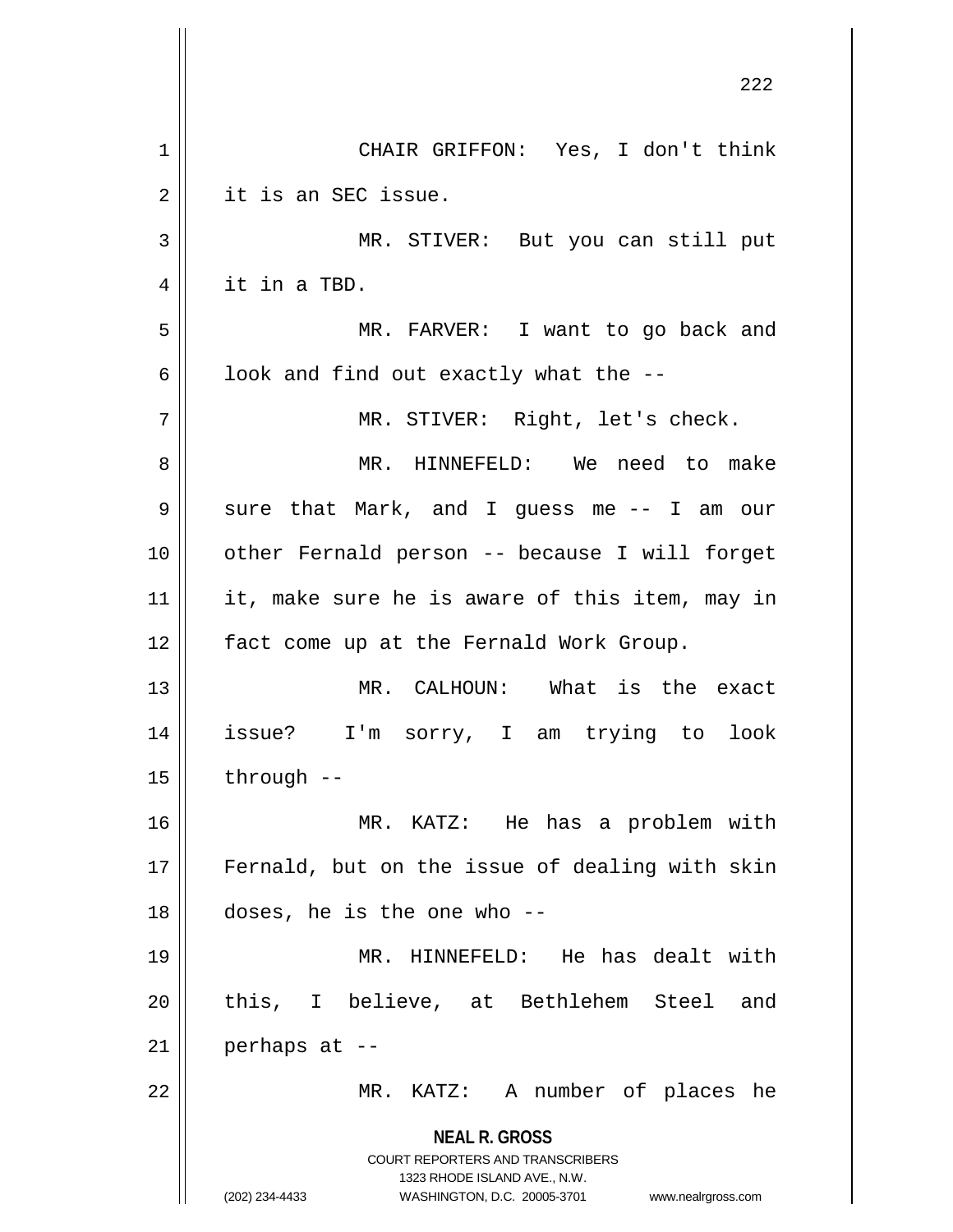CHAIR GRIFFON: Yes, I don't think it is an SEC issue.

MR. STIVER: But you can still put it in a TBD.

MR. FARVER: I want to go back and look and find out exactly what the --

MR. STIVER: Right, let's check.

MR. HINNEFELD: We need to make sure that Mark, and I guess me -- I am our other Fernald person -- because I will forget it, make sure he is aware of this item, may in fact come up at the Fernald Work Group.

MR. CALHOUN: What is the exact issue? I'm sorry, I am trying to look through --

MR. KATZ: He has a problem with Fernald, but on the issue of dealing with skin doses, he is the one who --

MR. HINNEFELD: He has dealt with this, I believe, at Bethlehem Steel and perhaps at --

MR. KATZ: A number of places he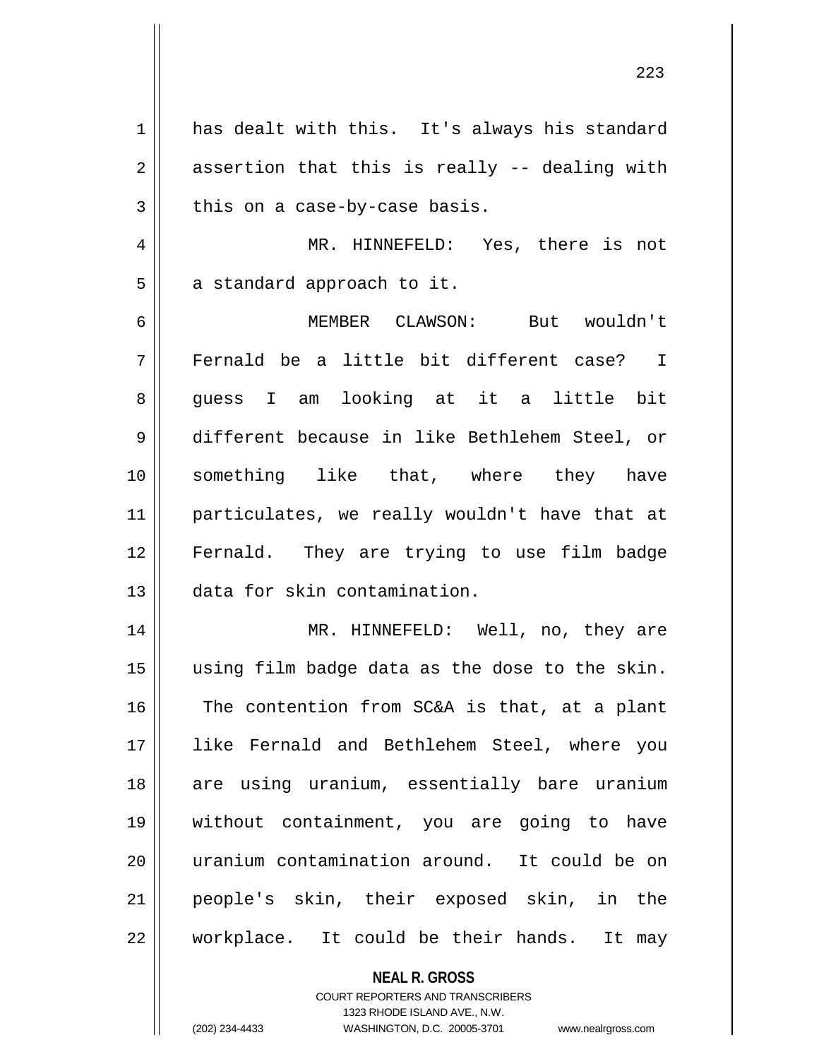has dealt with this. It's always his standard assertion that this is really -- dealing with this on a case-by-case basis.

MR. HINNEFELD: Yes, there is not a standard approach to it.

MEMBER CLAWSON: But wouldn't Fernald be a little bit different case? I guess I am looking at it a little bit different because in like Bethlehem Steel, or something like that, where they have particulates, we really wouldn't have that at Fernald. They are trying to use film badge data for skin contamination.

MR. HINNEFELD: Well, no, they are using film badge data as the dose to the skin. The contention from SC&A is that, at a plant like Fernald and Bethlehem Steel, where you are using uranium, essentially bare uranium without containment, you are going to have uranium contamination around. It could be on people's skin, their exposed skin, in the workplace. It could be their hands. It may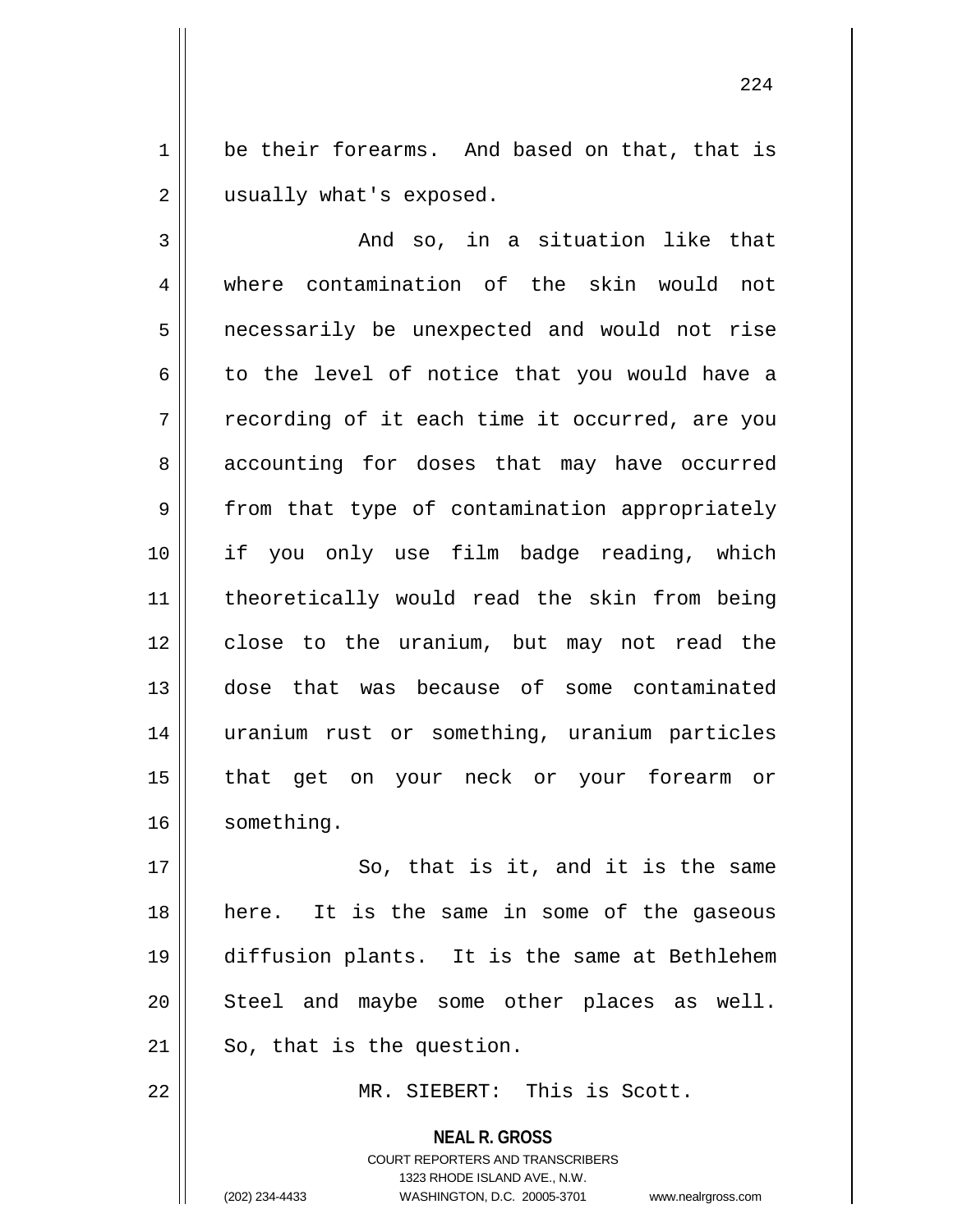be their forearms. And based on that, that is usually what's exposed.

And so, in a situation like that where contamination of the skin would not necessarily be unexpected and would not rise to the level of notice that you would have a recording of it each time it occurred, are you accounting for doses that may have occurred from that type of contamination appropriately if you only use film badge reading, which theoretically would read the skin from being close to the uranium, but may not read the dose that was because of some contaminated uranium rust or something, uranium particles that get on your neck or your forearm or something.

So, that is it, and it is the same here. It is the same in some of the gaseous diffusion plants. It is the same at Bethlehem Steel and maybe some other places as well. So, that is the question.

MR. SIEBERT: This is Scott.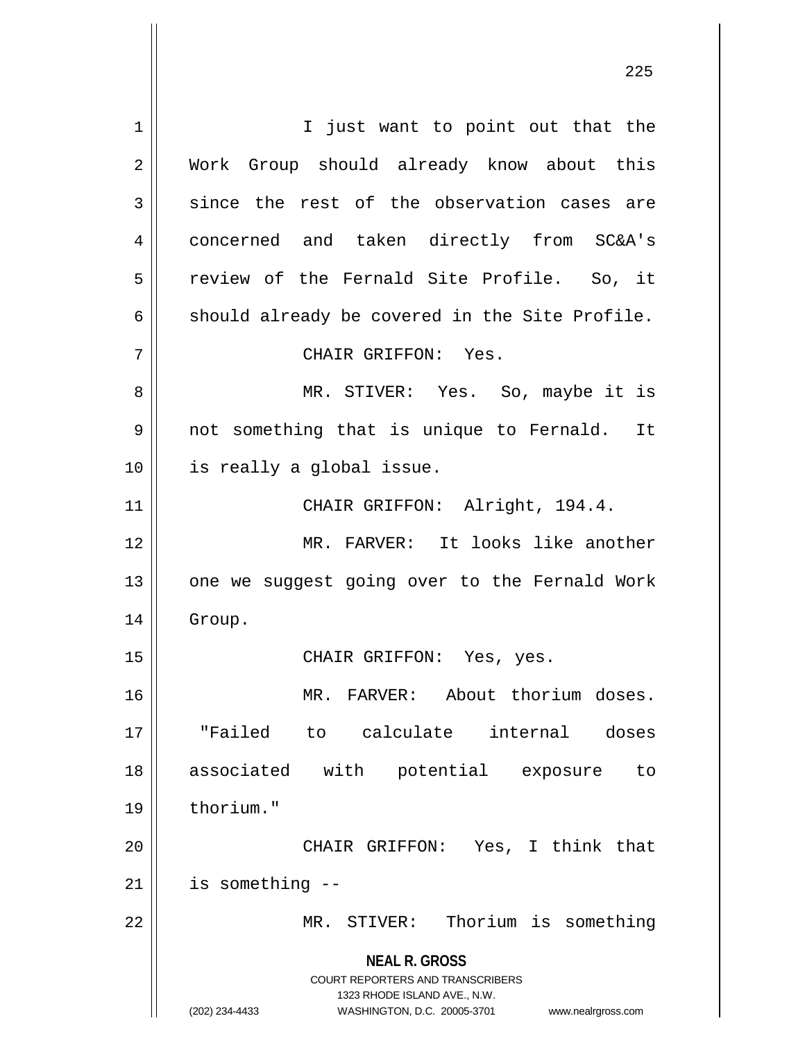I just want to point out that the Work Group should already know about this since the rest of the observation cases are concerned and taken directly from SC&A's review of the Fernald Site Profile. So, it should already be covered in the Site Profile.

CHAIR GRIFFON: Yes.

MR. STIVER: Yes. So, maybe it is not something that is unique to Fernald. It is really a global issue.

CHAIR GRIFFON: Alright, 194.4.

MR. FARVER: It looks like another one we suggest going over to the Fernald Work Group.

CHAIR GRIFFON: Yes, yes.

MR. FARVER: About thorium doses. "Failed to calculate internal doses associated with potential exposure to thorium."

CHAIR GRIFFON: Yes, I think that is something --

MR. STIVER: Thorium is something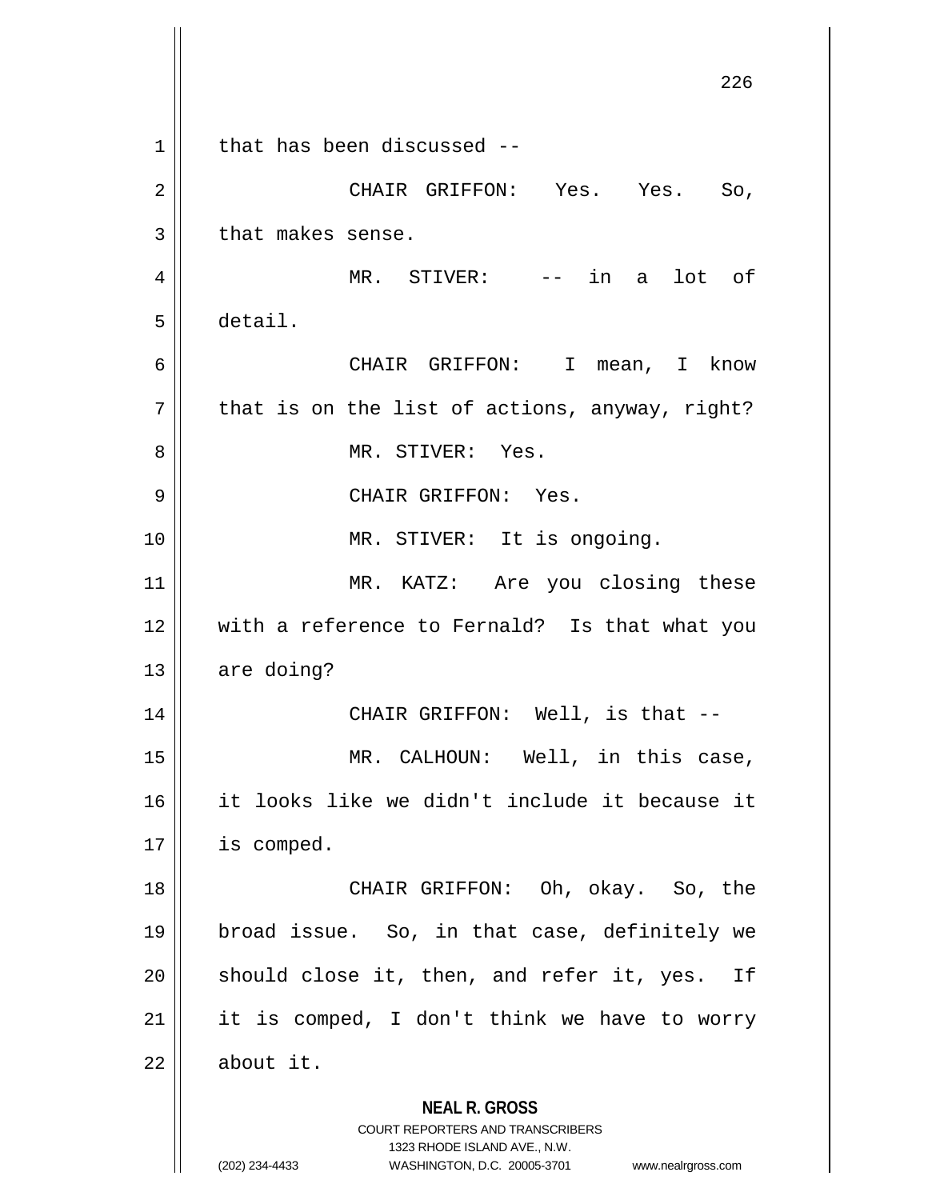that has been discussed --

CHAIR GRIFFON: Yes. Yes. So, that makes sense.

MR. STIVER: -- in a lot of detail.

CHAIR GRIFFON: I mean, I know that is on the list of actions, anyway, right?

MR. STIVER: Yes.

CHAIR GRIFFON: Yes.

MR. STIVER: It is ongoing.

MR. KATZ: Are you closing these with a reference to Fernald? Is that what you are doing?

CHAIR GRIFFON: Well, is that --

MR. CALHOUN: Well, in this case, it looks like we didn't include it because it is comped.

CHAIR GRIFFON: Oh, okay. So, the broad issue. So, in that case, definitely we should close it, then, and refer it, yes. If it is comped, I don't think we have to worry about it.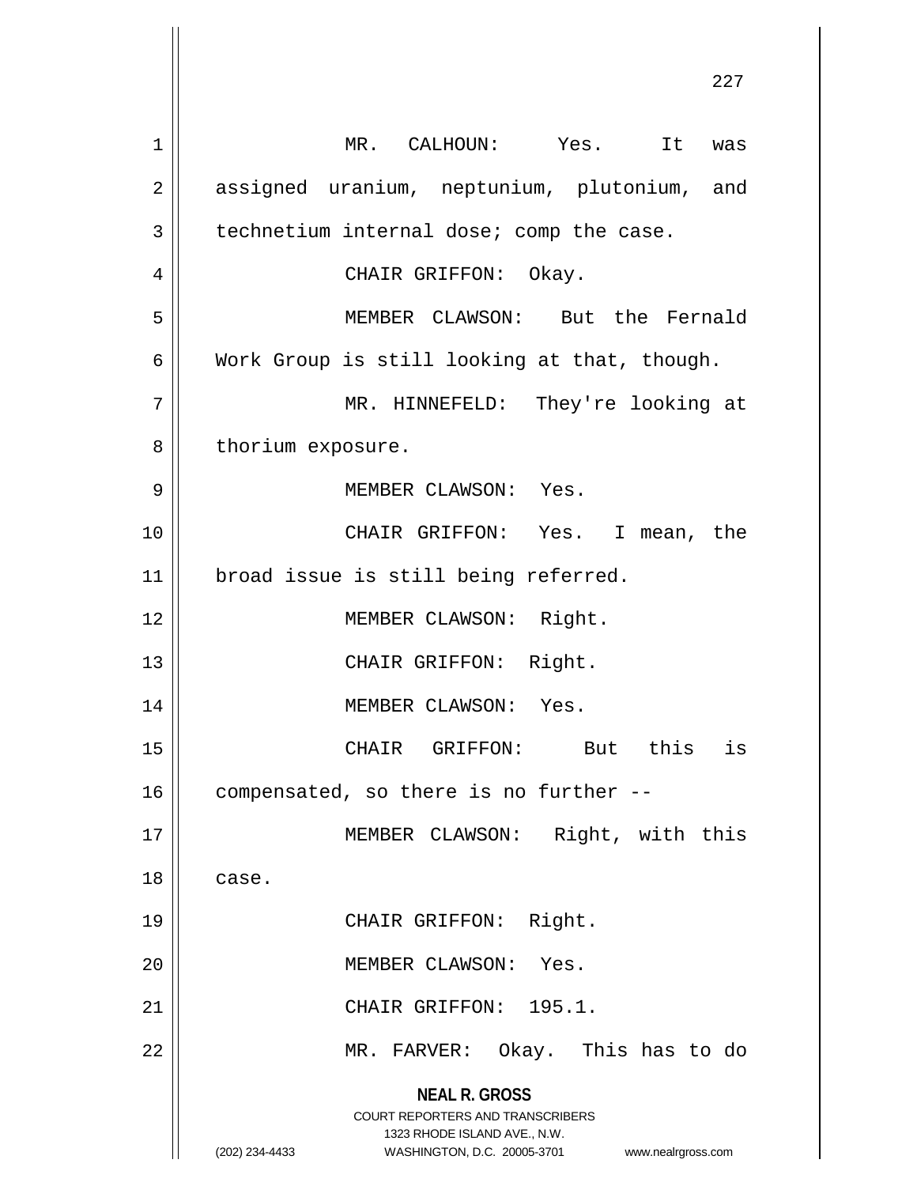MR. CALHOUN: Yes. It was assigned uranium, neptunium, plutonium, and technetium internal dose; comp the case.

CHAIR GRIFFON: Okay.

MEMBER CLAWSON: But the Fernald Work Group is still looking at that, though.

MR. HINNEFELD: They're looking at thorium exposure.

MEMBER CLAWSON: Yes.

CHAIR GRIFFON: Yes. I mean, the broad issue is still being referred.

MEMBER CLAWSON: Right.

CHAIR GRIFFON: Right.

MEMBER CLAWSON: Yes.

CHAIR GRIFFON: But this is compensated, so there is no further --

MEMBER CLAWSON: Right, with this case.

CHAIR GRIFFON: Right.

MEMBER CLAWSON: Yes.

CHAIR GRIFFON: 195.1.

MR. FARVER: Okay. This has to do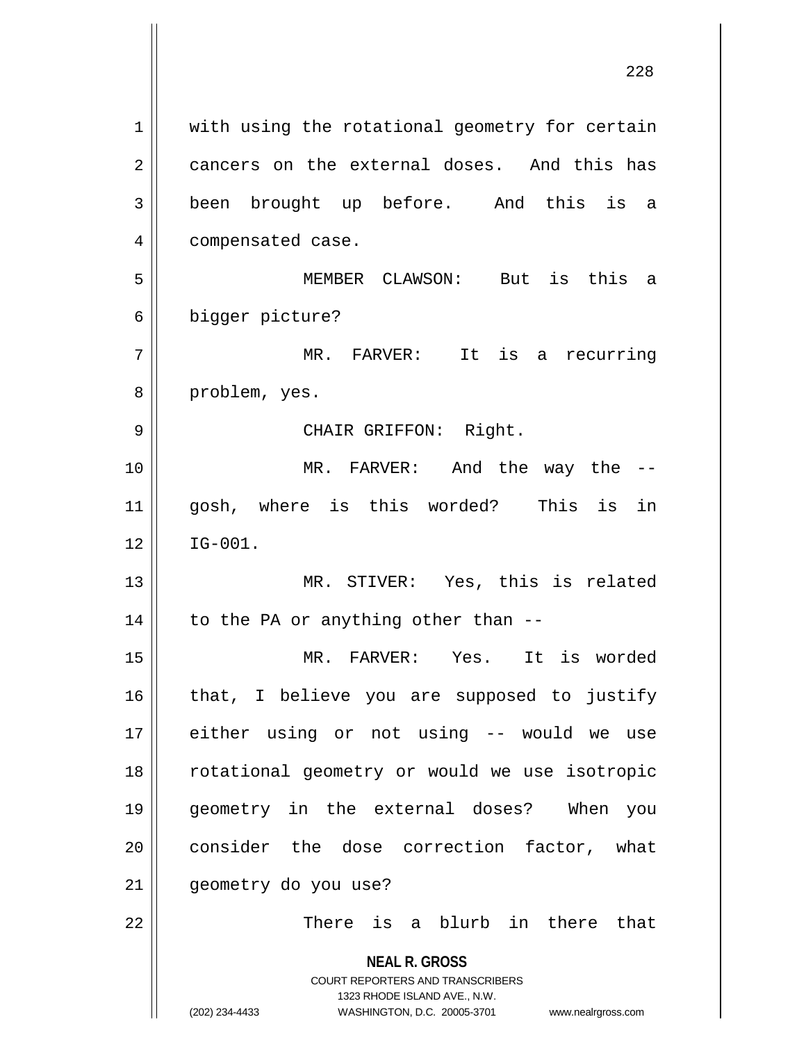with using the rotational geometry for certain cancers on the external doses. And this has been brought up before. And this is a compensated case.

MEMBER CLAWSON: But is this a bigger picture?

MR. FARVER: It is a recurring problem, yes.

CHAIR GRIFFON: Right.

MR. FARVER: And the way the -- gosh, where is this worded? This is in IG-001.

MR. STIVER: Yes, this is related to the PA or anything other than --

MR. FARVER: Yes. It is worded that, I believe you are supposed to justify either using or not using -- would we use rotational geometry or would we use isotropic geometry in the external doses? When you consider the dose correction factor, what geometry do you use?

There is a blurb in there that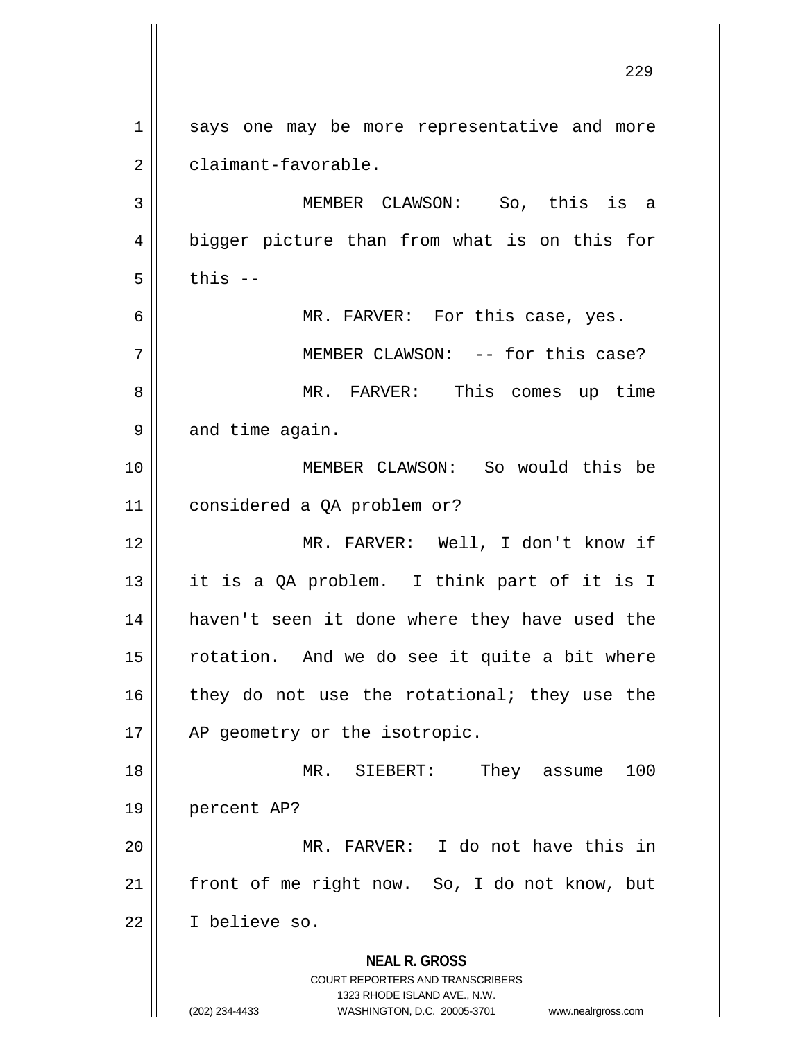says one may be more representative and more claimant-favorable.

MEMBER CLAWSON: So, this is a bigger picture than from what is on this for this --

MR. FARVER: For this case, yes.

MEMBER CLAWSON: -- for this case?

MR. FARVER: This comes up time and time again.

MEMBER CLAWSON: So would this be considered a QA problem or?

MR. FARVER: Well, I don't know if it is a QA problem. I think part of it is I haven't seen it done where they have used the rotation. And we do see it quite a bit where they do not use the rotational; they use the AP geometry or the isotropic.

MR. SIEBERT: They assume 100 percent AP?

MR. FARVER: I do not have this in front of me right now. So, I do not know, but I believe so.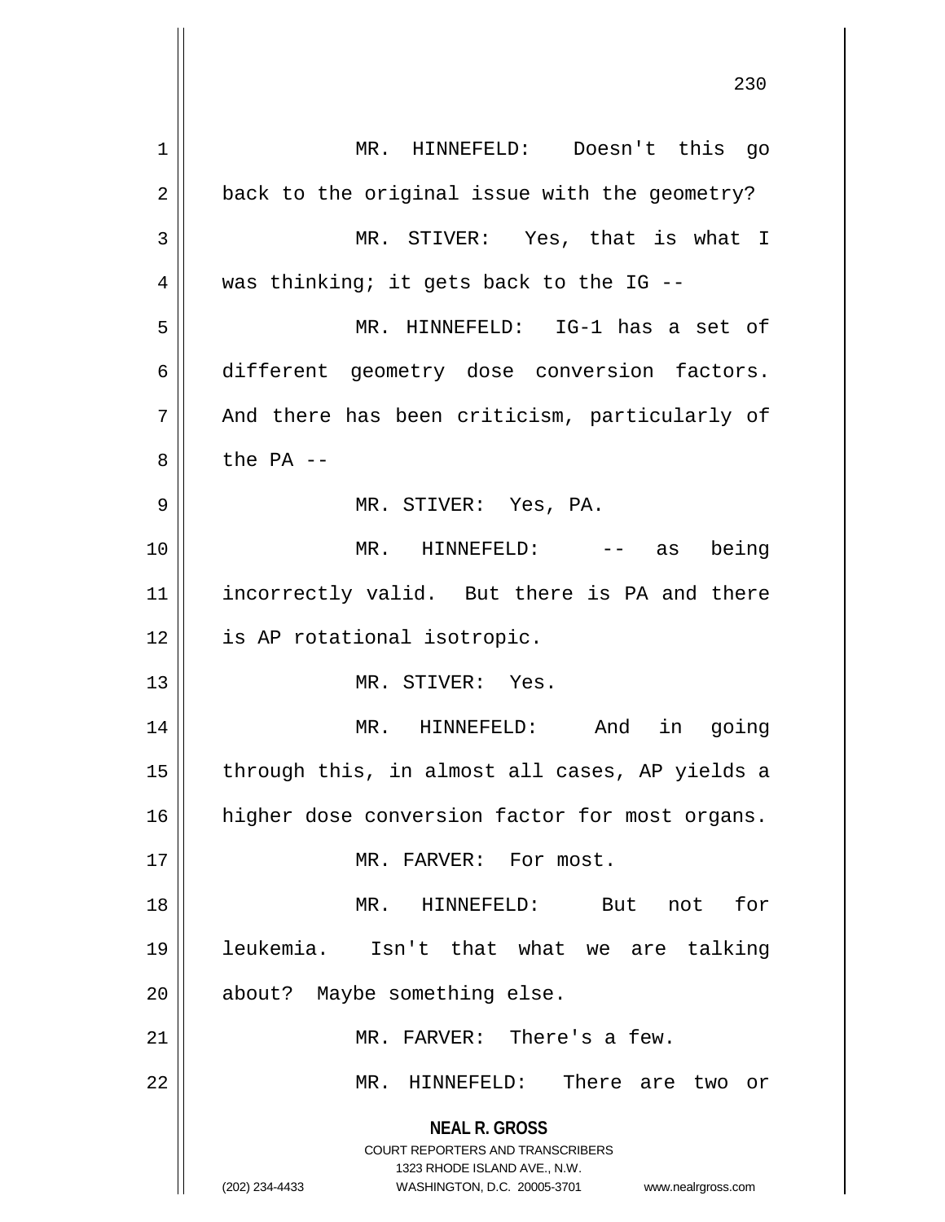MR. HINNEFELD: Doesn't this go back to the original issue with the geometry?

MR. STIVER: Yes, that is what I was thinking; it gets back to the IG --

MR. HINNEFELD: IG-1 has a set of different geometry dose conversion factors. And there has been criticism, particularly of the PA --

MR. STIVER: Yes, PA.

MR. HINNEFELD: -- as being incorrectly valid. But there is PA and there is AP rotational isotropic.

MR. STIVER: Yes.

MR. HINNEFELD: And in going through this, in almost all cases, AP yields a higher dose conversion factor for most organs.

MR. FARVER: For most.

MR. HINNEFELD: But not for leukemia. Isn't that what we are talking about? Maybe something else.

MR. FARVER: There's a few.

MR. HINNEFELD: There are two or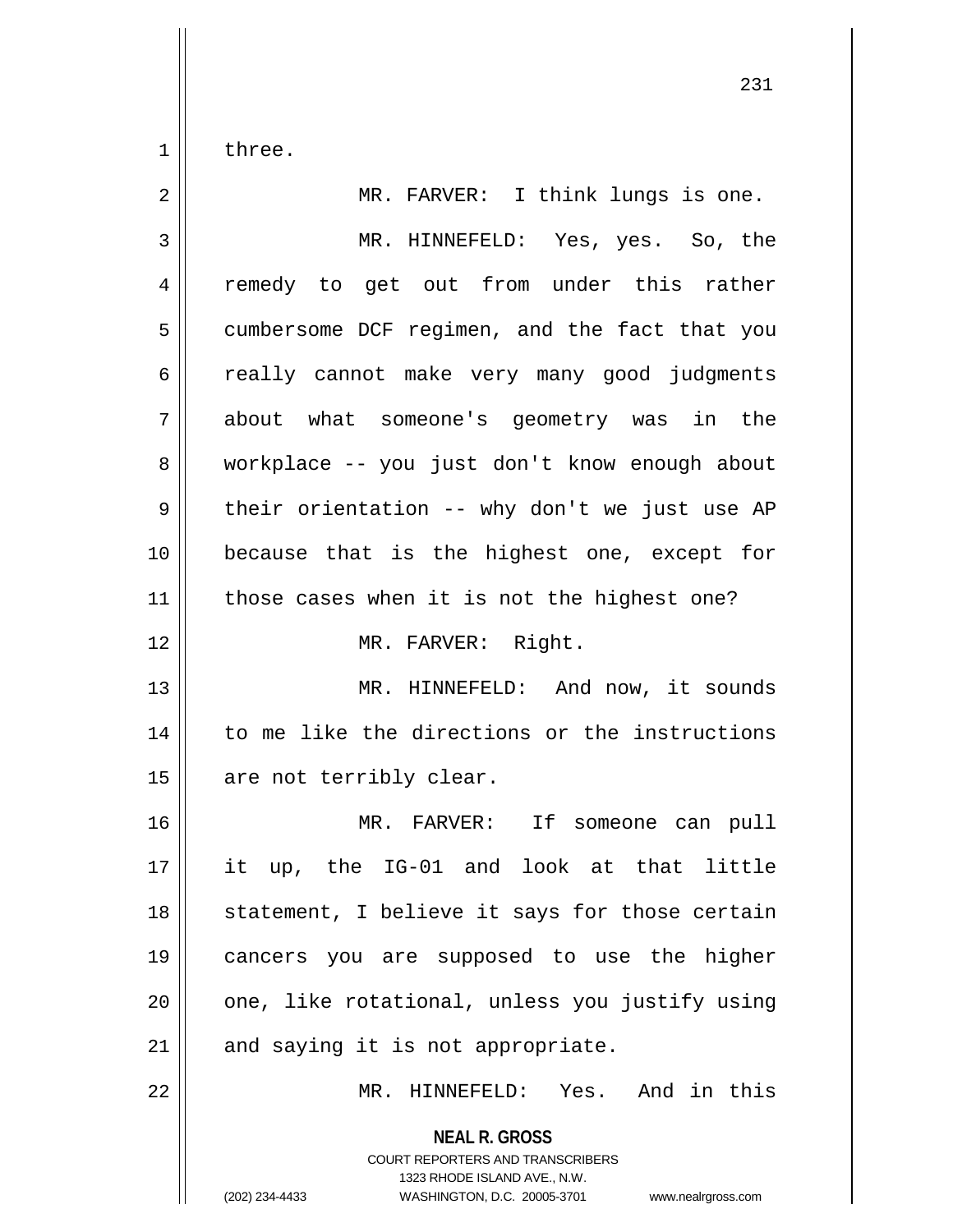three.

MR. FARVER: I think lungs is one.

MR. HINNEFELD: Yes, yes. So, the remedy to get out from under this rather cumbersome DCF regimen, and the fact that you really cannot make very many good judgments about what someone's geometry was in the workplace -- you just don't know enough about their orientation -- why don't we just use AP because that is the highest one, except for those cases when it is not the highest one?

MR. FARVER: Right.

MR. HINNEFELD: And now, it sounds to me like the directions or the instructions are not terribly clear.

MR. FARVER: If someone can pull it up, the IG-01 and look at that little statement, I believe it says for those certain cancers you are supposed to use the higher one, like rotational, unless you justify using and saying it is not appropriate.

MR. HINNEFELD: Yes. And in this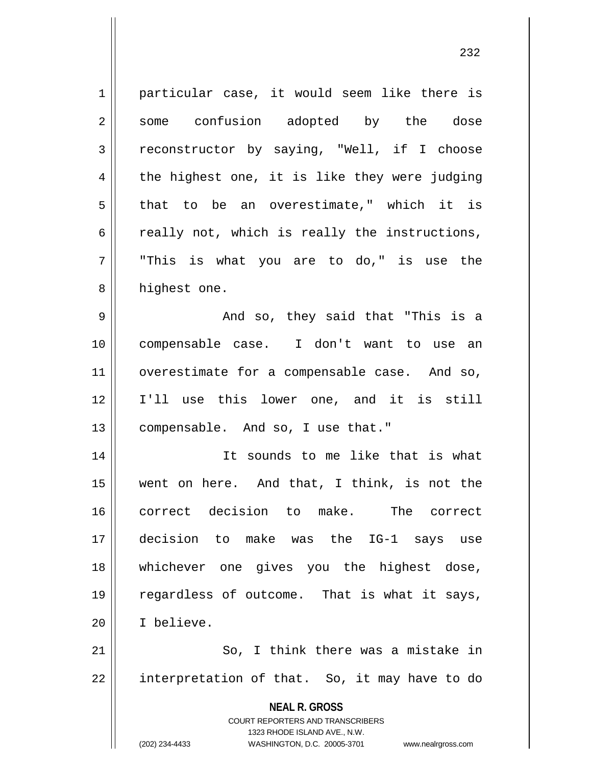particular case, it would seem like there is some confusion adopted by the dose reconstructor by saying, "Well, if I choose the highest one, it is like they were judging that to be an overestimate," which it is really not, which is really the instructions, "This is what you are to do," is use the highest one.

And so, they said that "This is a compensable case. I don't want to use an overestimate for a compensable case. And so, I'll use this lower one, and it is still compensable. And so, I use that."

It sounds to me like that is what went on here. And that, I think, is not the correct decision to make. The correct decision to make was the IG-1 says use whichever one gives you the highest dose, regardless of outcome. That is what it says, I believe.

So, I think there was a mistake in interpretation of that. So, it may have to do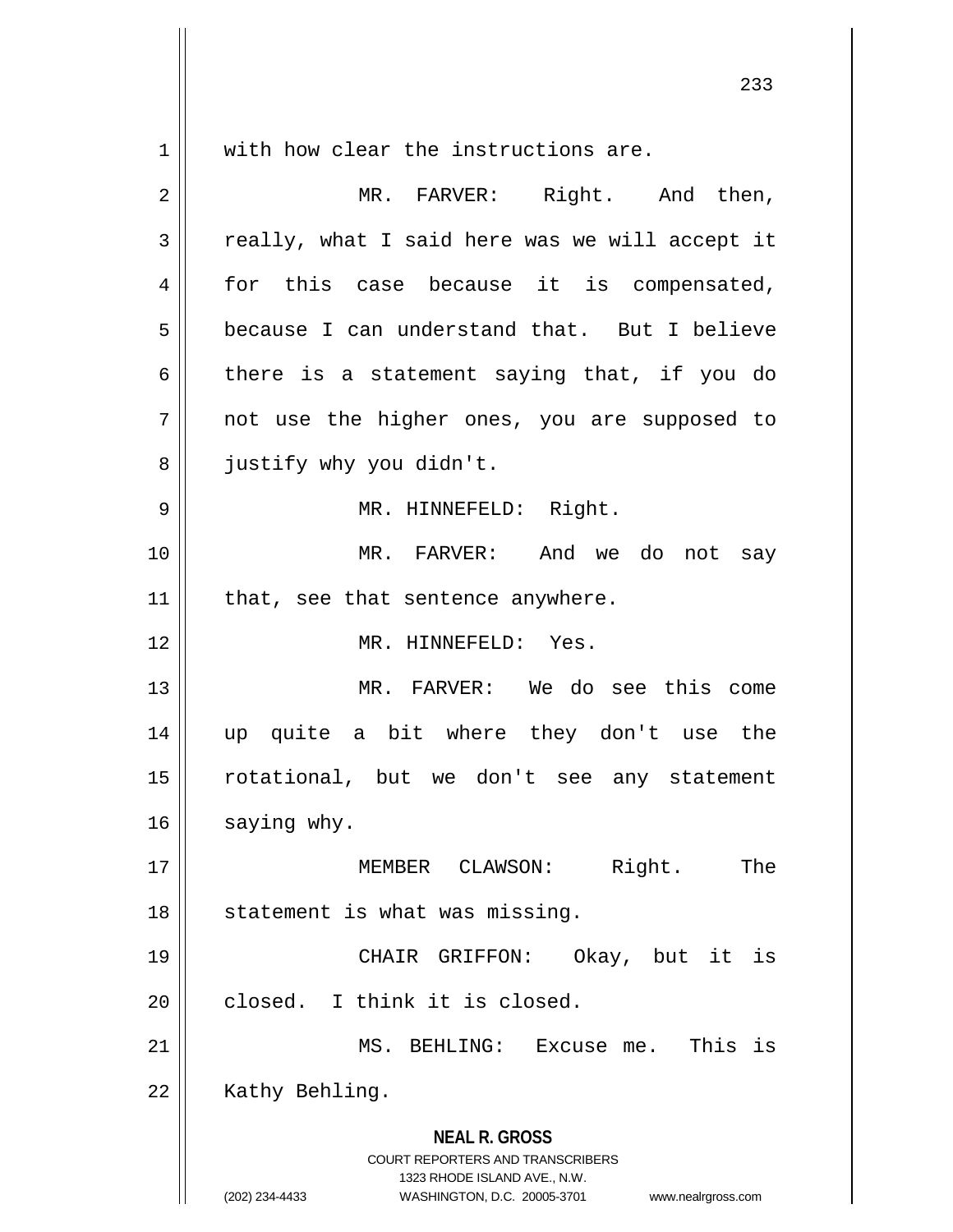with how clear the instructions are.

MR. FARVER: Right. And then, really, what I said here was we will accept it for this case because it is compensated, because I can understand that. But I believe there is a statement saying that, if you do not use the higher ones, you are supposed to justify why you didn't.

MR. HINNEFELD: Right.

MR. FARVER: And we do not say that, see that sentence anywhere.

MR. HINNEFELD: Yes.

MR. FARVER: We do see this come up quite a bit where they don't use the rotational, but we don't see any statement saying why.

MEMBER CLAWSON: Right. The statement is what was missing.

CHAIR GRIFFON: Okay, but it is closed. I think it is closed.

MS. BEHLING: Excuse me. This is Kathy Behling.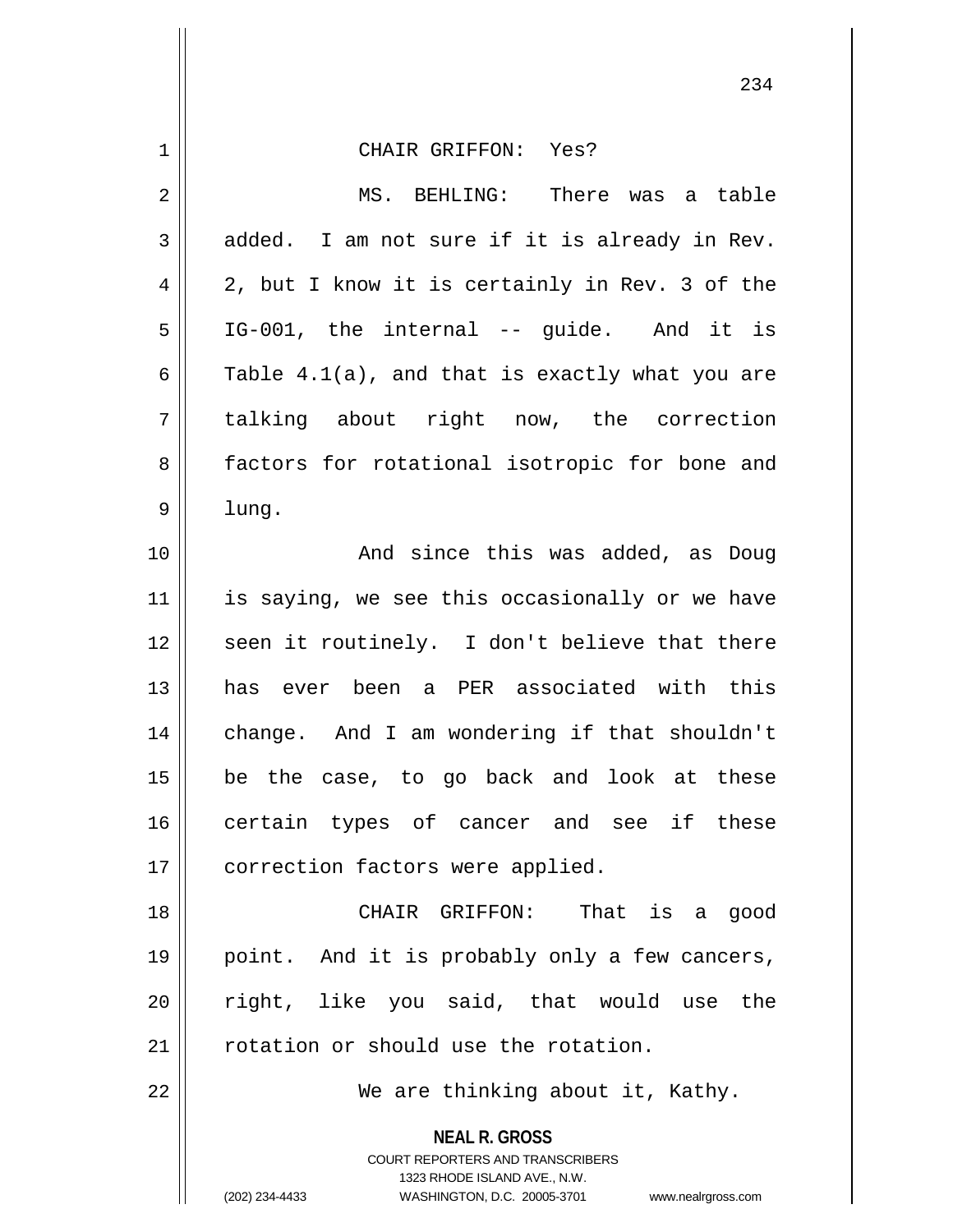CHAIR GRIFFON: Yes?

MS. BEHLING: There was a table added. I am not sure if it is already in Rev. 2, but I know it is certainly in Rev. 3 of the IG-001, the internal -- guide. And it is Table 4.1(a), and that is exactly what you are talking about right now, the correction factors for rotational isotropic for bone and lung.

And since this was added, as Doug is saying, we see this occasionally or we have seen it routinely. I don't believe that there has ever been a PER associated with this change. And I am wondering if that shouldn't be the case, to go back and look at these certain types of cancer and see if these correction factors were applied.

CHAIR GRIFFON: That is a good point. And it is probably only a few cancers, right, like you said, that would use the rotation or should use the rotation.

We are thinking about it, Kathy.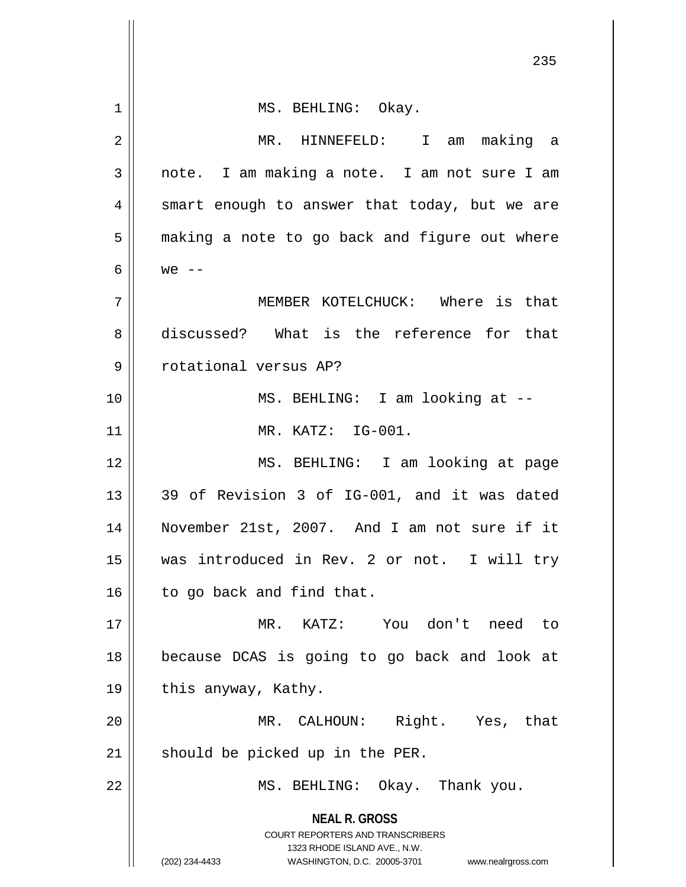MS. BEHLING: Okay.

MR. HINNEFELD: I am making a note. I am making a note. I am not sure I am smart enough to answer that today, but we are making a note to go back and figure out where we --

MEMBER KOTELCHUCK: Where is that discussed? What is the reference for that rotational versus AP?

MS. BEHLING: I am looking at --

MR. KATZ: IG-001.

MS. BEHLING: I am looking at page 39 of Revision 3 of IG-001, and it was dated November 21st, 2007. And I am not sure if it was introduced in Rev. 2 or not. I will try to go back and find that.

MR. KATZ: You don't need to because DCAS is going to go back and look at this anyway, Kathy.

MR. CALHOUN: Right. Yes, that should be picked up in the PER.

MS. BEHLING: Okay. Thank you.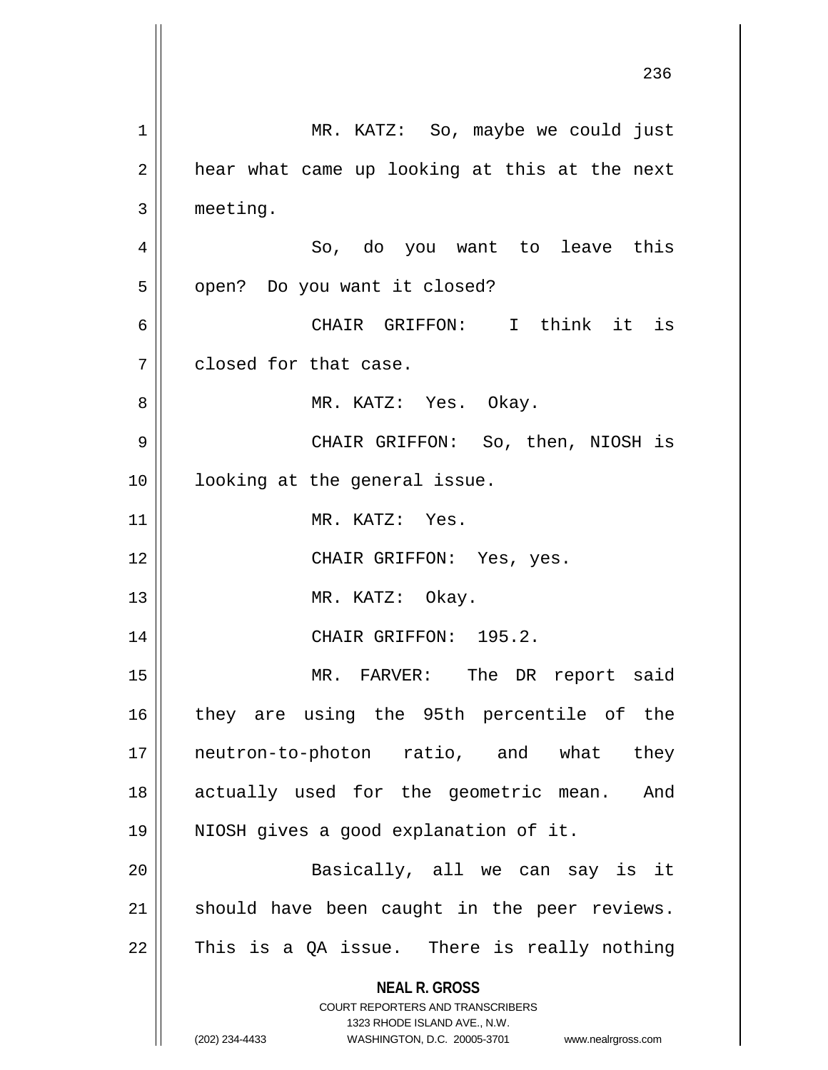MR. KATZ: So, maybe we could just hear what came up looking at this at the next meeting.

So, do you want to leave this open? Do you want it closed?

CHAIR GRIFFON: I think it is closed for that case.

MR. KATZ: Yes. Okay.

CHAIR GRIFFON: So, then, NIOSH is looking at the general issue.

MR. KATZ: Yes.

CHAIR GRIFFON: Yes, yes.

MR. KATZ: Okay.

CHAIR GRIFFON: 195.2.

MR. FARVER: The DR report said they are using the 95th percentile of the neutron-to-photon ratio, and what they actually used for the geometric mean. And NIOSH gives a good explanation of it.

Basically, all we can say is it should have been caught in the peer reviews. This is a QA issue. There is really nothing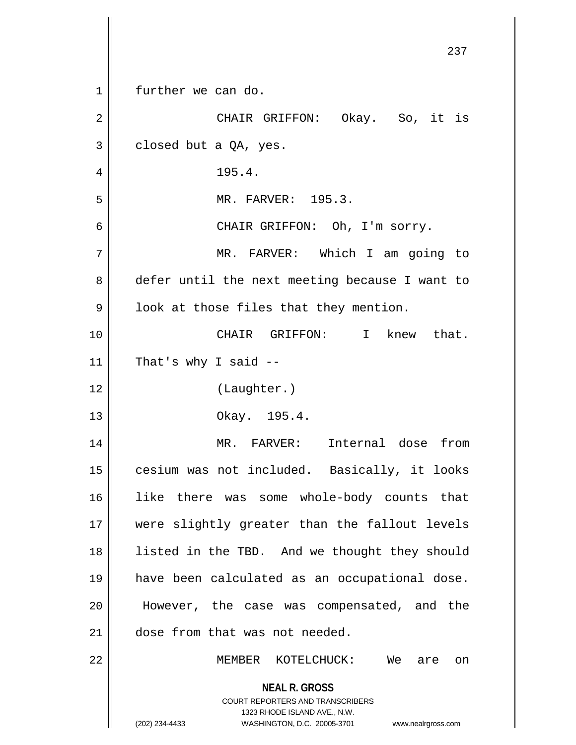further we can do.

CHAIR GRIFFON: Okay. So, it is closed but a QA, yes.

195.4.

MR. FARVER: 195.3.

CHAIR GRIFFON: Oh, I'm sorry.

MR. FARVER: Which I am going to defer until the next meeting because I want to look at those files that they mention.

CHAIR GRIFFON: I knew that. That's why I said --

(Laughter.)

Okay. 195.4.

MR. FARVER: Internal dose from cesium was not included. Basically, it looks like there was some whole-body counts that were slightly greater than the fallout levels listed in the TBD. And we thought they should have been calculated as an occupational dose. However, the case was compensated, and the dose from that was not needed.

MEMBER KOTELCHUCK: We are on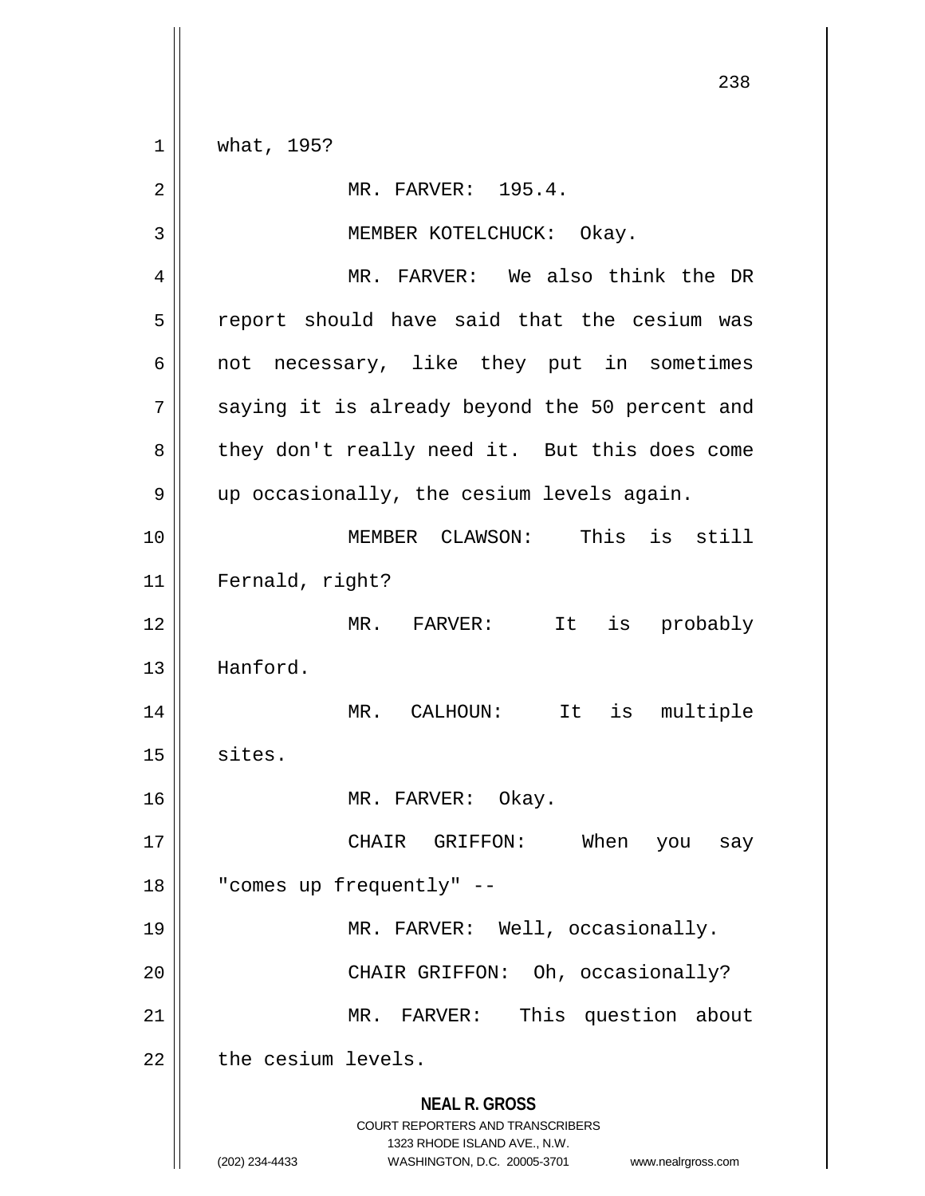what, 195?

MR. FARVER: 195.4.

MEMBER KOTELCHUCK: Okay.

MR. FARVER: We also think the DR report should have said that the cesium was not necessary, like they put in sometimes saying it is already beyond the 50 percent and they don't really need it. But this does come up occasionally, the cesium levels again.

MEMBER CLAWSON: This is still Fernald, right?

MR. FARVER: It is probably Hanford.

MR. CALHOUN: It is multiple sites.

MR. FARVER: Okay.

CHAIR GRIFFON: When you say "comes up frequently" --

MR. FARVER: Well, occasionally.

CHAIR GRIFFON: Oh, occasionally?

MR. FARVER: This question about the cesium levels.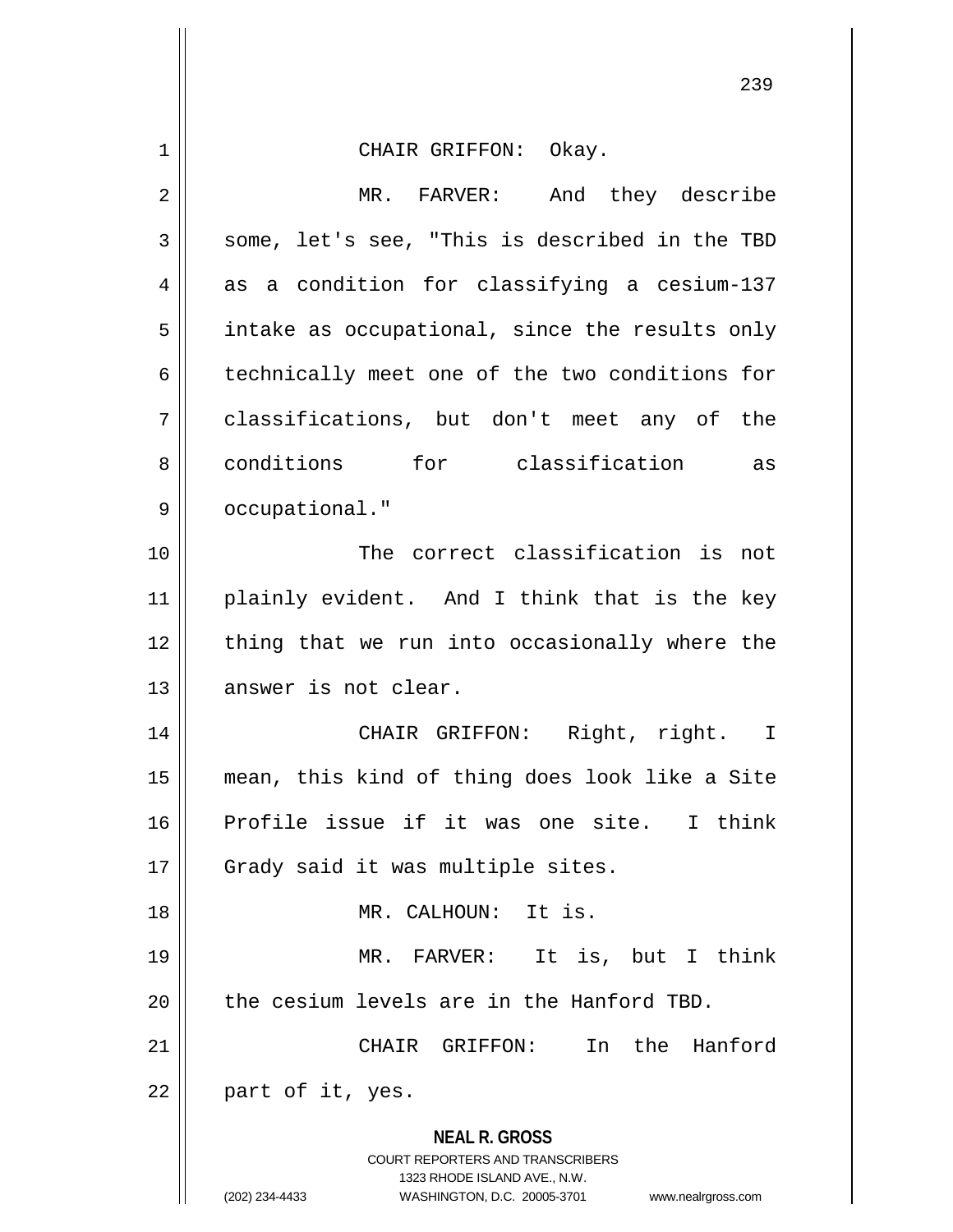CHAIR GRIFFON: Okay.

MR. FARVER: And they describe some, let's see, "This is described in the TBD as a condition for classifying a cesium-137 intake as occupational, since the results only technically meet one of the two conditions for classifications, but don't meet any of the conditions for classification as occupational."

The correct classification is not plainly evident. And I think that is the key thing that we run into occasionally where the answer is not clear.

CHAIR GRIFFON: Right, right. I mean, this kind of thing does look like a Site Profile issue if it was one site. I think Grady said it was multiple sites.

MR. CALHOUN: It is.

MR. FARVER: It is, but I think the cesium levels are in the Hanford TBD.

CHAIR GRIFFON: In the Hanford part of it, yes.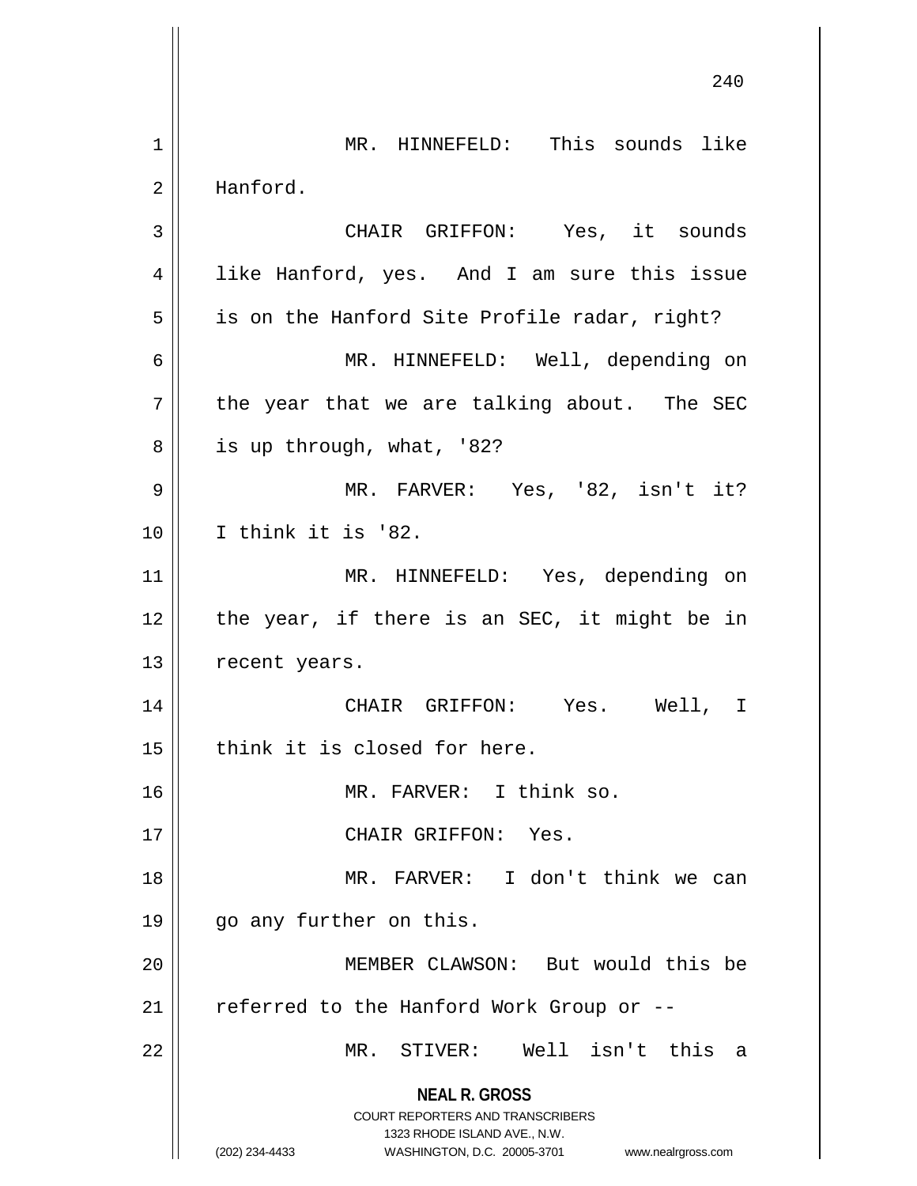MR. HINNEFELD: This sounds like Hanford.

CHAIR GRIFFON: Yes, it sounds like Hanford, yes. And I am sure this issue is on the Hanford Site Profile radar, right?

MR. HINNEFELD: Well, depending on the year that we are talking about. The SEC is up through, what, '82?

MR. FARVER: Yes, '82, isn't it? I think it is '82.

MR. HINNEFELD: Yes, depending on the year, if there is an SEC, it might be in recent years.

CHAIR GRIFFON: Yes. Well, I think it is closed for here.

MR. FARVER: I think so.

CHAIR GRIFFON: Yes.

MR. FARVER: I don't think we can go any further on this.

MEMBER CLAWSON: But would this be referred to the Hanford Work Group or --

MR. STIVER: Well isn't this a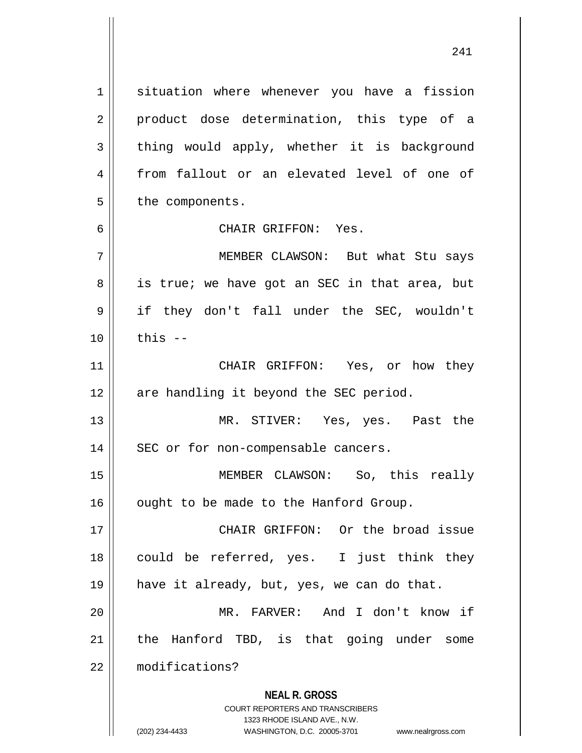situation where whenever you have a fission product dose determination, this type of a thing would apply, whether it is background from fallout or an elevated level of one of the components.

CHAIR GRIFFON: Yes.

MEMBER CLAWSON: But what Stu says is true; we have got an SEC in that area, but if they don't fall under the SEC, wouldn't this --

CHAIR GRIFFON: Yes, or how they are handling it beyond the SEC period.

MR. STIVER: Yes, yes. Past the SEC or for non-compensable cancers.

MEMBER CLAWSON: So, this really ought to be made to the Hanford Group.

CHAIR GRIFFON: Or the broad issue could be referred, yes. I just think they have it already, but, yes, we can do that.

MR. FARVER: And I don't know if the Hanford TBD, is that going under some modifications?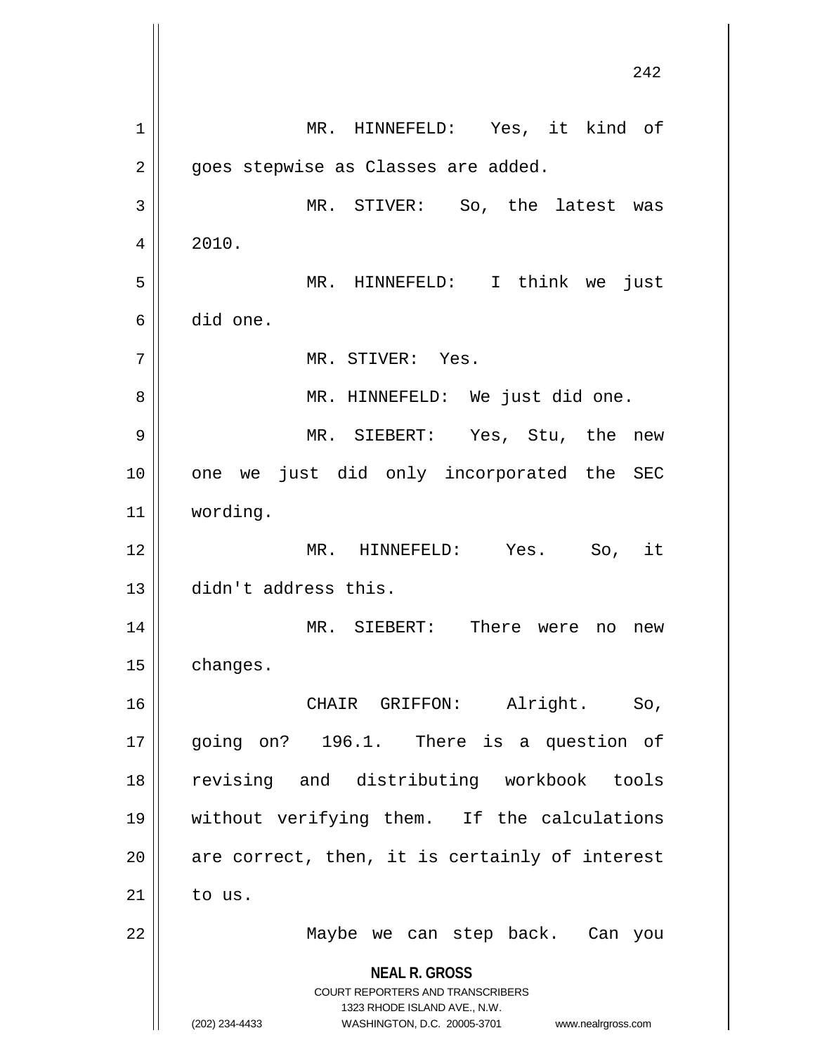MR. HINNEFELD: Yes, it kind of goes stepwise as Classes are added.

MR. STIVER: So, the latest was 2010.

MR. HINNEFELD: I think we just did one.

MR. STIVER: Yes.

MR. HINNEFELD: We just did one.

MR. SIEBERT: Yes, Stu, the new one we just did only incorporated the SEC wording.

MR. HINNEFELD: Yes. So, it didn't address this.

MR. SIEBERT: There were no new changes.

CHAIR GRIFFON: Alright. So, going on? 196.1. There is a question of revising and distributing workbook tools without verifying them. If the calculations are correct, then, it is certainly of interest to us.

Maybe we can step back. Can you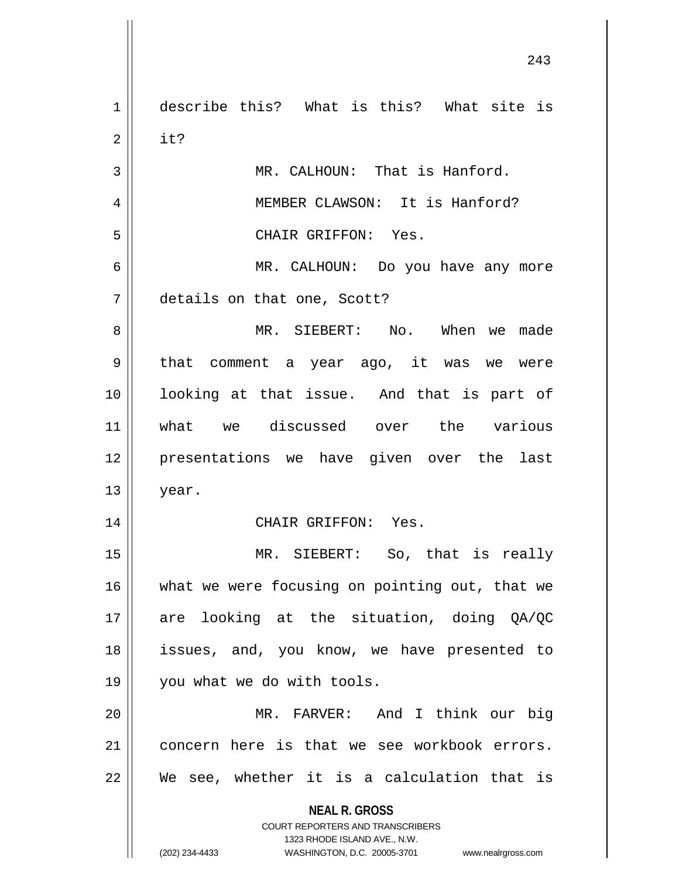describe this? What is this? What site is it?

MR. CALHOUN: That is Hanford.

MEMBER CLAWSON: It is Hanford?

CHAIR GRIFFON: Yes.

MR. CALHOUN: Do you have any more details on that one, Scott?

MR. SIEBERT: No. When we made that comment a year ago, it was we were looking at that issue. And that is part of what we discussed over the various presentations we have given over the last year.

CHAIR GRIFFON: Yes.

MR. SIEBERT: So, that is really what we were focusing on pointing out, that we are looking at the situation, doing QA/QC issues, and, you know, we have presented to you what we do with tools.

MR. FARVER: And I think our big concern here is that we see workbook errors. We see, whether it is a calculation that is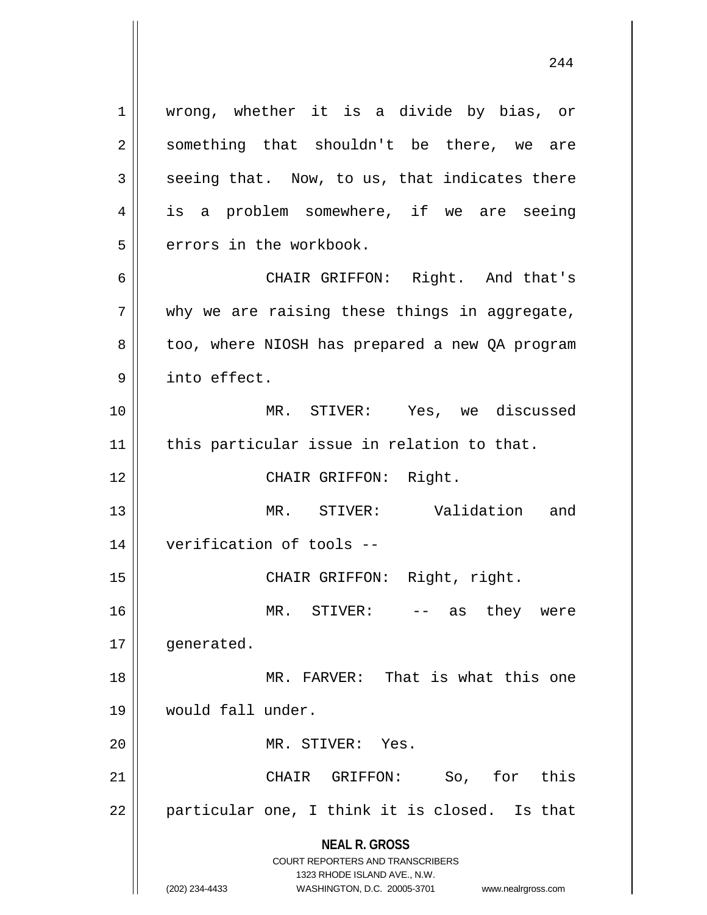wrong, whether it is a divide by bias, or something that shouldn't be there, we are seeing that. Now, to us, that indicates there is a problem somewhere, if we are seeing errors in the workbook.

CHAIR GRIFFON: Right. And that's why we are raising these things in aggregate, too, where NIOSH has prepared a new QA program into effect.

MR. STIVER: Yes, we discussed this particular issue in relation to that.

CHAIR GRIFFON: Right.

MR. STIVER: Validation and verification of tools --

CHAIR GRIFFON: Right, right.

MR. STIVER: -- as they were generated.

MR. FARVER: That is what this one would fall under.

MR. STIVER: Yes.

CHAIR GRIFFON: So, for this particular one, I think it is closed. Is that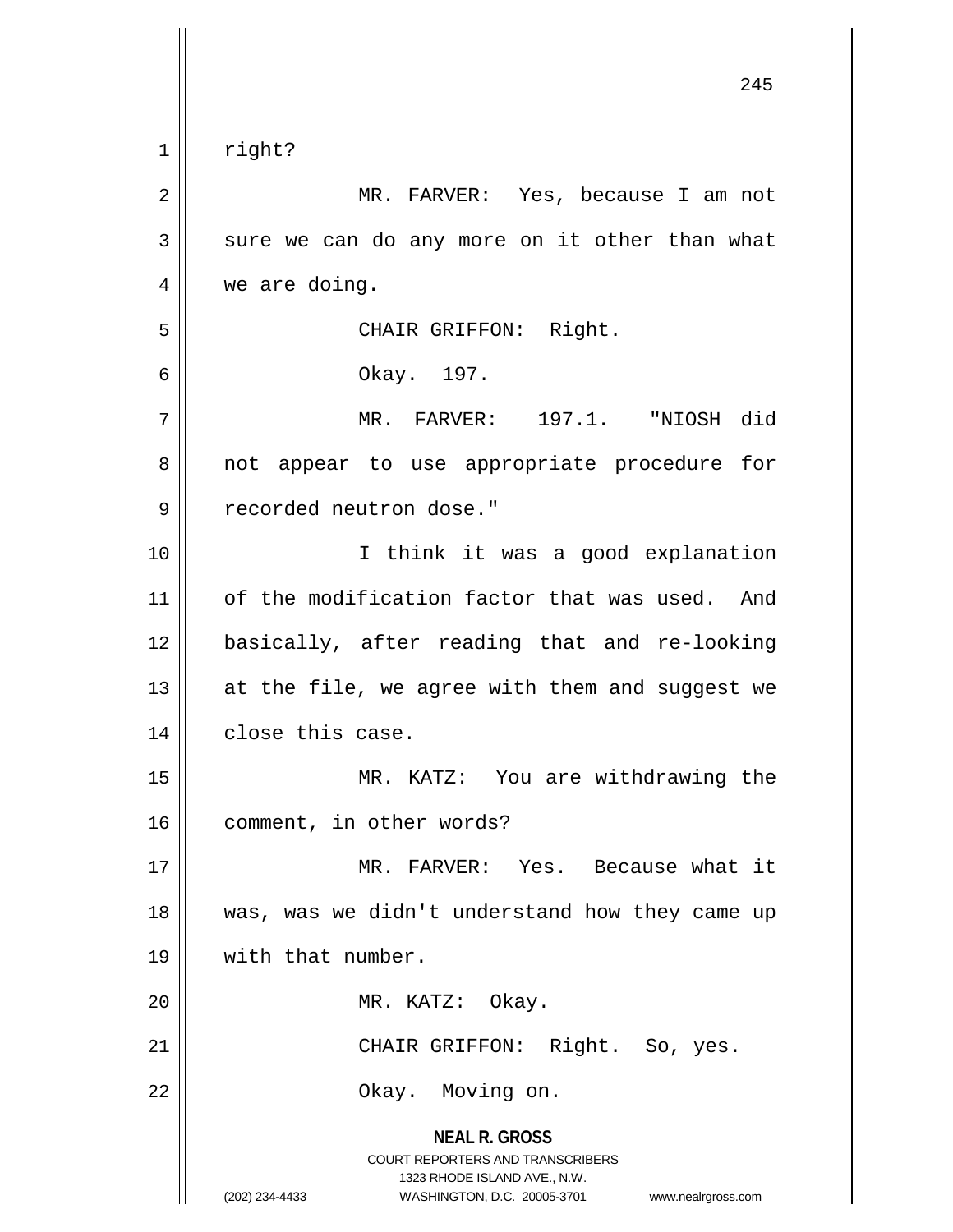right?

MR. FARVER: Yes, because I am not sure we can do any more on it other than what we are doing.

CHAIR GRIFFON: Right.

Okay. 197.

MR. FARVER: 197.1. "NIOSH did not appear to use appropriate procedure for recorded neutron dose."

I think it was a good explanation of the modification factor that was used. And basically, after reading that and re-looking at the file, we agree with them and suggest we close this case.

MR. KATZ: You are withdrawing the comment, in other words?

MR. FARVER: Yes. Because what it was, was we didn't understand how they came up with that number.

MR. KATZ: Okay.

CHAIR GRIFFON: Right. So, yes.

Okay. Moving on.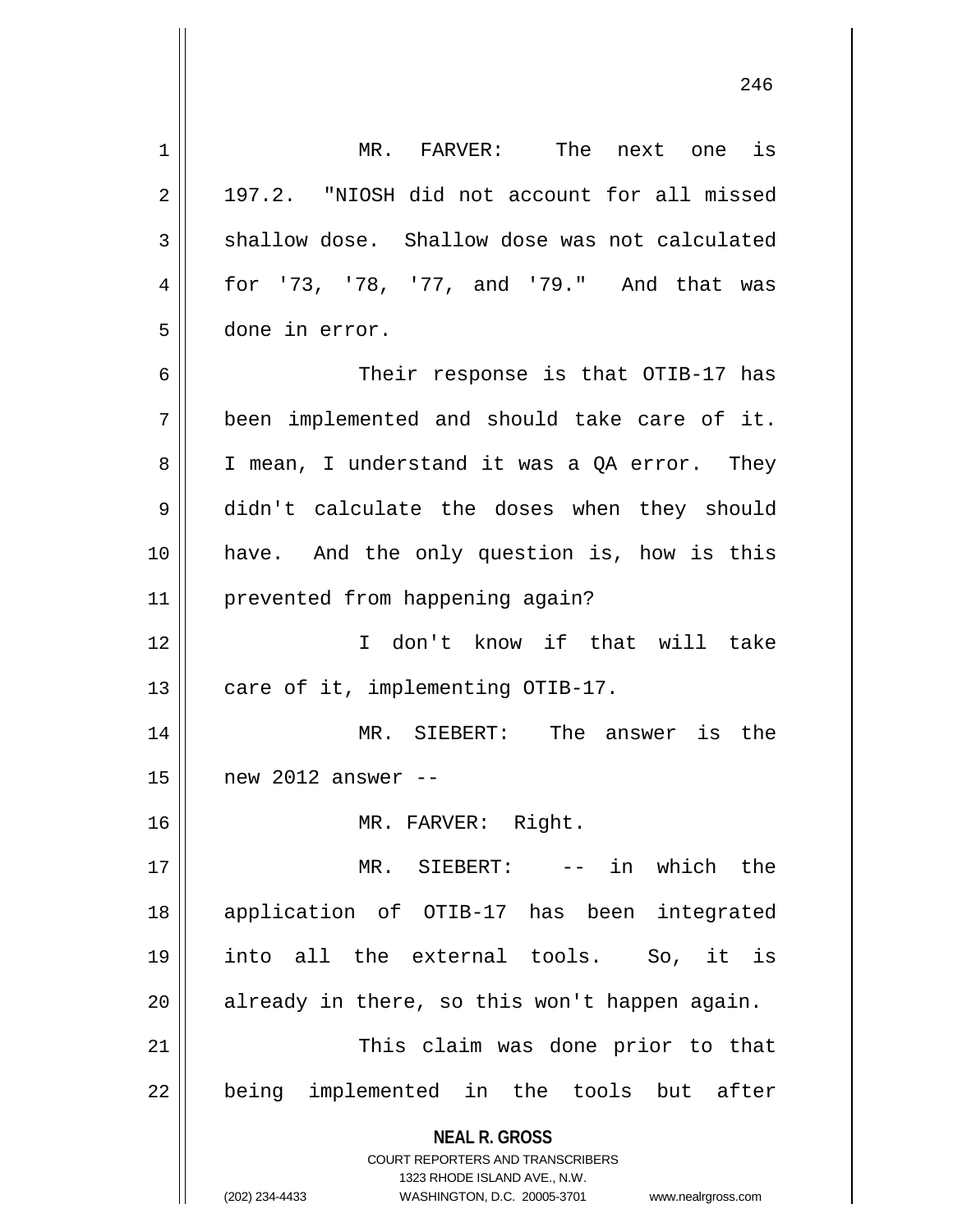MR. FARVER: The next one is 197.2. "NIOSH did not account for all missed shallow dose. Shallow dose was not calculated for '73, '78, '77, and '79." And that was done in error.

Their response is that OTIB-17 has been implemented and should take care of it. I mean, I understand it was a QA error. They didn't calculate the doses when they should have. And the only question is, how is this prevented from happening again?

I don't know if that will take care of it, implementing OTIB-17.

MR. SIEBERT: The answer is the new 2012 answer --

MR. FARVER: Right.

MR. SIEBERT: -- in which the application of OTIB-17 has been integrated into all the external tools. So, it is already in there, so this won't happen again.

This claim was done prior to that being implemented in the tools but after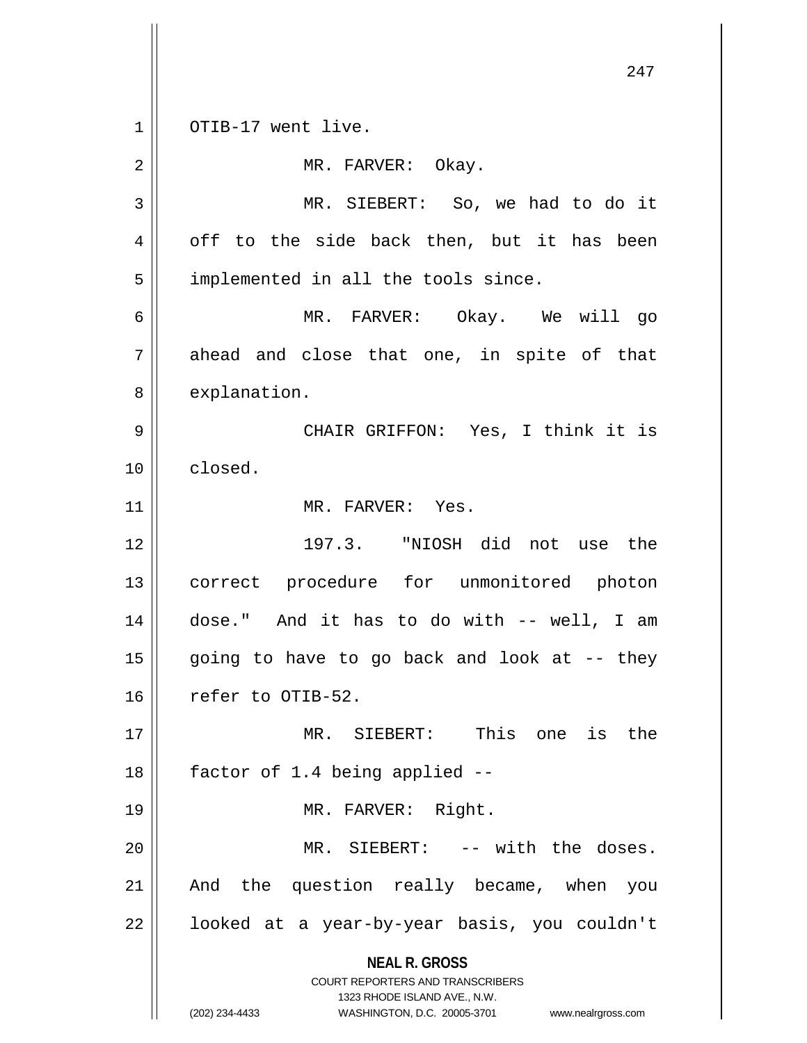OTIB-17 went live.

MR. FARVER: Okay.

MR. SIEBERT: So, we had to do it off to the side back then, but it has been implemented in all the tools since.

MR. FARVER: Okay. We will go ahead and close that one, in spite of that explanation.

CHAIR GRIFFON: Yes, I think it is closed.

MR. FARVER: Yes.

197.3. "NIOSH did not use the correct procedure for unmonitored photon dose." And it has to do with -- well, I am going to have to go back and look at -- they refer to OTIB-52.

MR. SIEBERT: This one is the factor of 1.4 being applied --

MR. FARVER: Right.

MR. SIEBERT: -- with the doses. And the question really became, when you looked at a year-by-year basis, you couldn't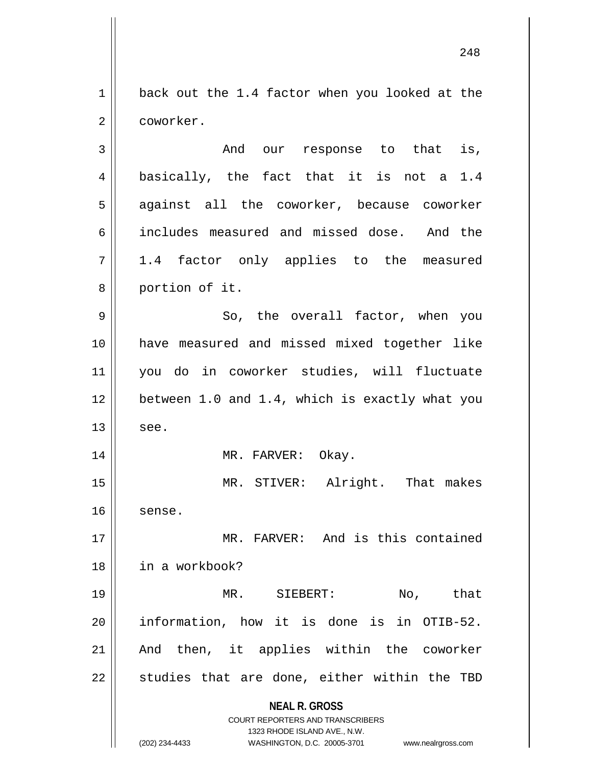back out the 1.4 factor when you looked at the coworker.

And our response to that is, basically, the fact that it is not a 1.4 against all the coworker, because coworker includes measured and missed dose. And the 1.4 factor only applies to the measured portion of it.

So, the overall factor, when you have measured and missed mixed together like you do in coworker studies, will fluctuate between 1.0 and 1.4, which is exactly what you see.

MR. FARVER: Okay.

MR. STIVER: Alright. That makes sense.

MR. FARVER: And is this contained in a workbook?

MR. SIEBERT: No, that information, how it is done is in OTIB-52. And then, it applies within the coworker studies that are done, either within the TBD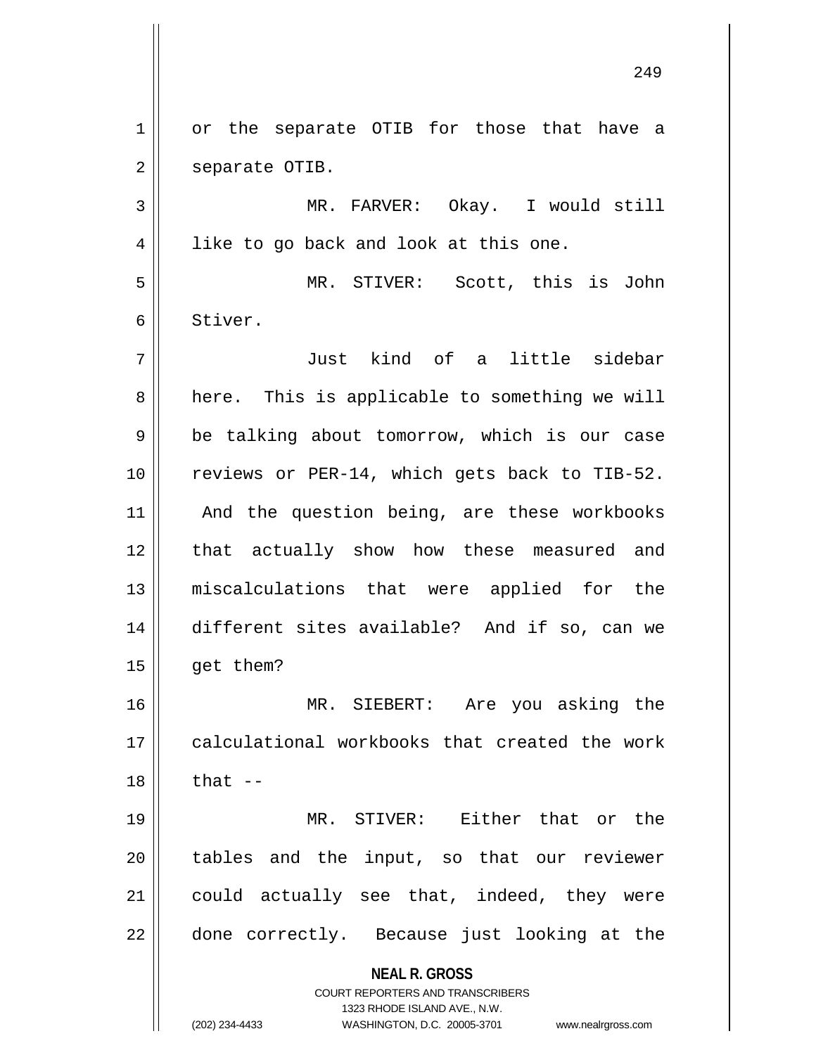or the separate OTIB for those that have a separate OTIB.

MR. FARVER: Okay. I would still like to go back and look at this one.

MR. STIVER: Scott, this is John Stiver.

Just kind of a little sidebar here. This is applicable to something we will be talking about tomorrow, which is our case reviews or PER-14, which gets back to TIB-52. And the question being, are these workbooks that actually show how these measured and miscalculations that were applied for the different sites available? And if so, can we get them?

MR. SIEBERT: Are you asking the calculational workbooks that created the work that --

MR. STIVER: Either that or the tables and the input, so that our reviewer could actually see that, indeed, they were done correctly. Because just looking at the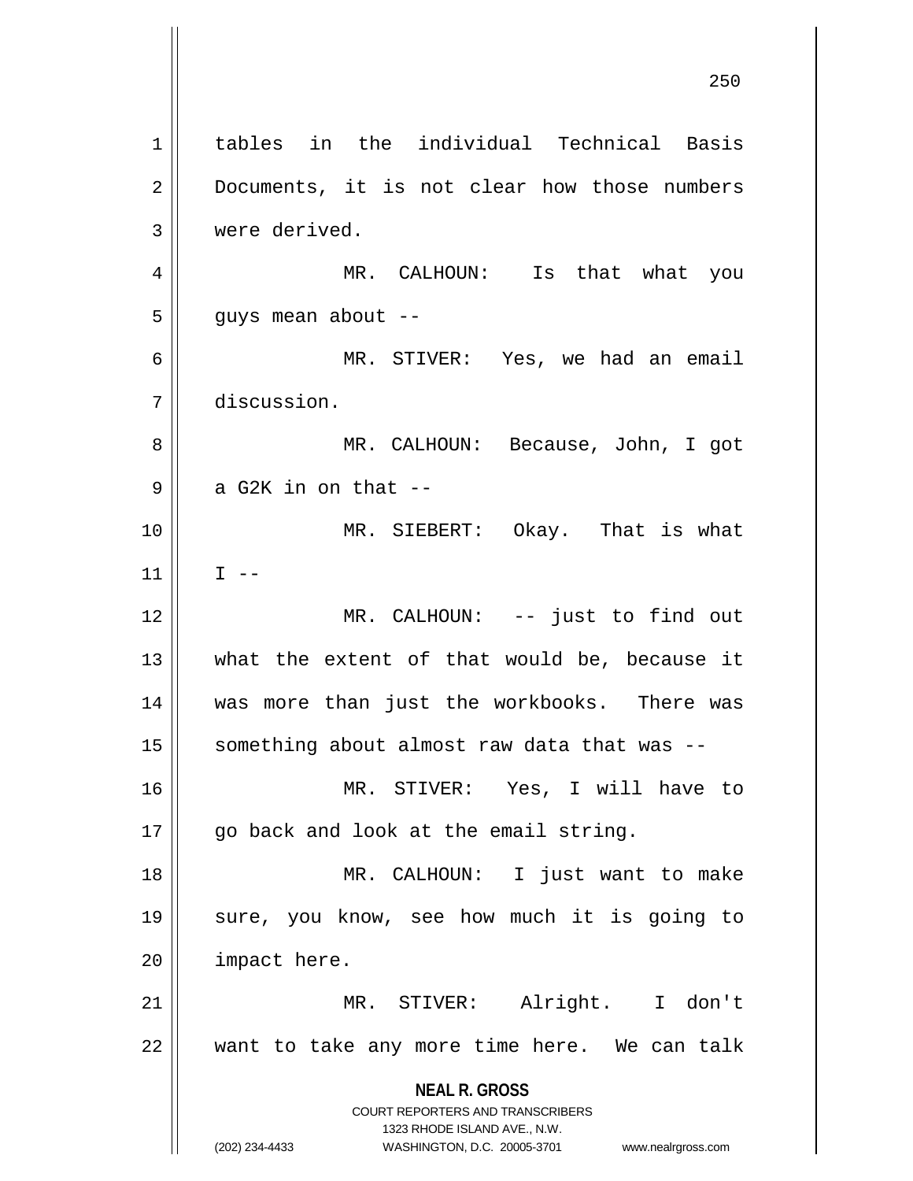tables in the individual Technical Basis Documents, it is not clear how those numbers were derived.

MR. CALHOUN: Is that what you guys mean about --

MR. STIVER: Yes, we had an email discussion.

MR. CALHOUN: Because, John, I got a G2K in on that --

MR. SIEBERT: Okay. That is what I --

MR. CALHOUN: -- just to find out what the extent of that would be, because it was more than just the workbooks. There was something about almost raw data that was --

MR. STIVER: Yes, I will have to go back and look at the email string.

MR. CALHOUN: I just want to make sure, you know, see how much it is going to impact here.

MR. STIVER: Alright. I don't want to take any more time here. We can talk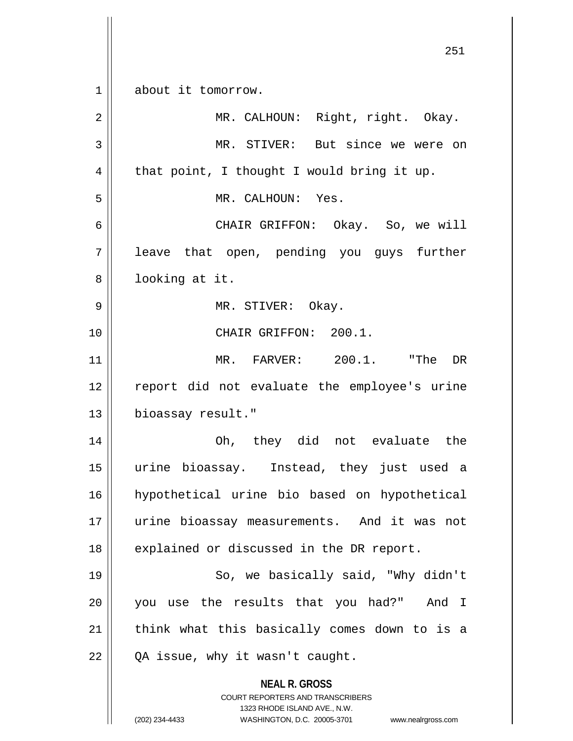about it tomorrow.

MR. CALHOUN: Right, right. Okay.

MR. STIVER: But since we were on that point, I thought I would bring it up.

MR. CALHOUN: Yes.

CHAIR GRIFFON: Okay. So, we will leave that open, pending you guys further looking at it.

MR. STIVER: Okay.

CHAIR GRIFFON: 200.1.

MR. FARVER: 200.1. "The DR report did not evaluate the employee's urine bioassay result."

Oh, they did not evaluate the urine bioassay. Instead, they just used a hypothetical urine bio based on hypothetical urine bioassay measurements. And it was not explained or discussed in the DR report.

So, we basically said, "Why didn't you use the results that you had?" And I think what this basically comes down to is a QA issue, why it wasn't caught.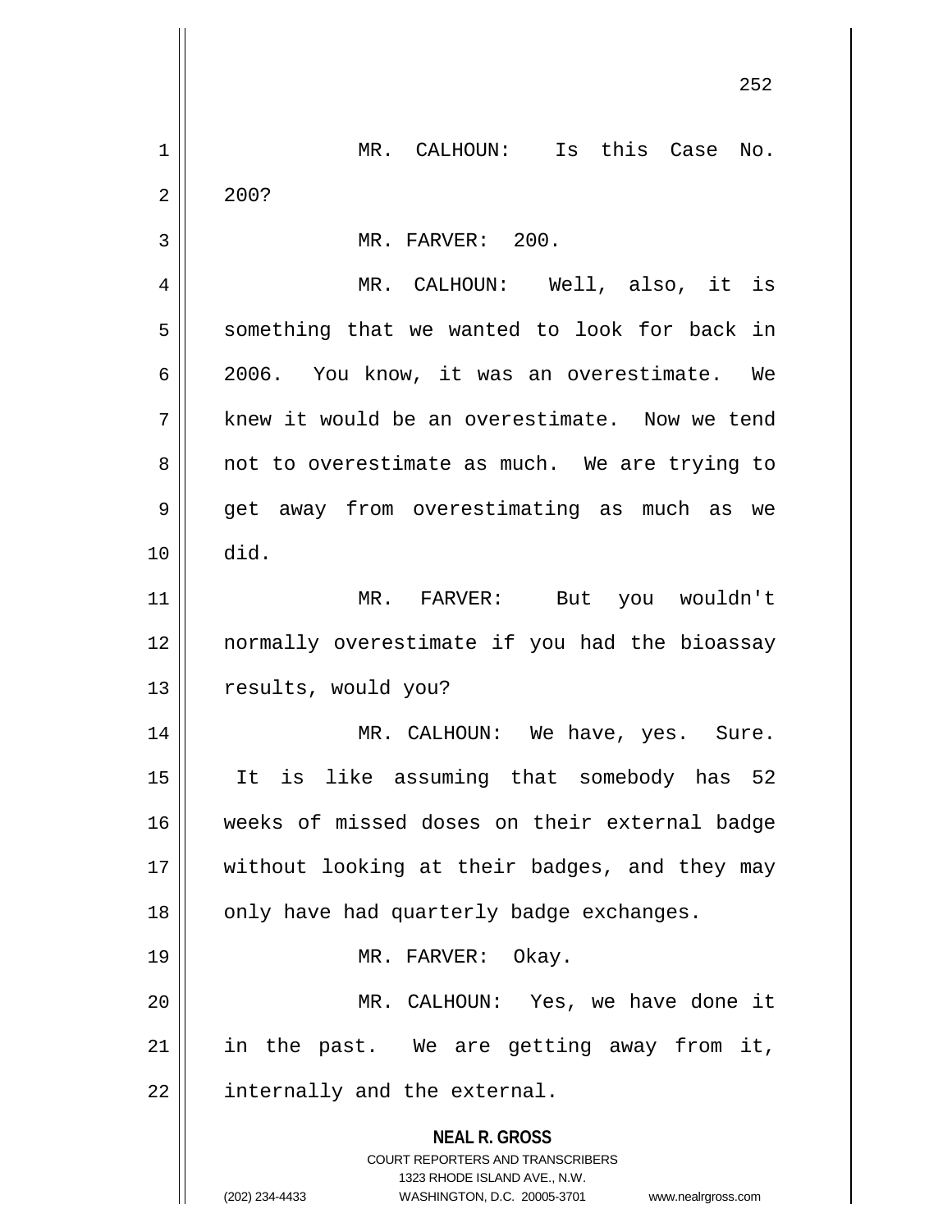MR. CALHOUN: Is this Case No. 200?

MR. FARVER: 200.

MR. CALHOUN: Well, also, it is something that we wanted to look for back in 2006. You know, it was an overestimate. We knew it would be an overestimate. Now we tend not to overestimate as much. We are trying to get away from overestimating as much as we did.

MR. FARVER: But you wouldn't normally overestimate if you had the bioassay results, would you?

MR. CALHOUN: We have, yes. Sure. It is like assuming that somebody has 52 weeks of missed doses on their external badge without looking at their badges, and they may only have had quarterly badge exchanges.

MR. FARVER: Okay.

MR. CALHOUN: Yes, we have done it in the past. We are getting away from it, internally and the external.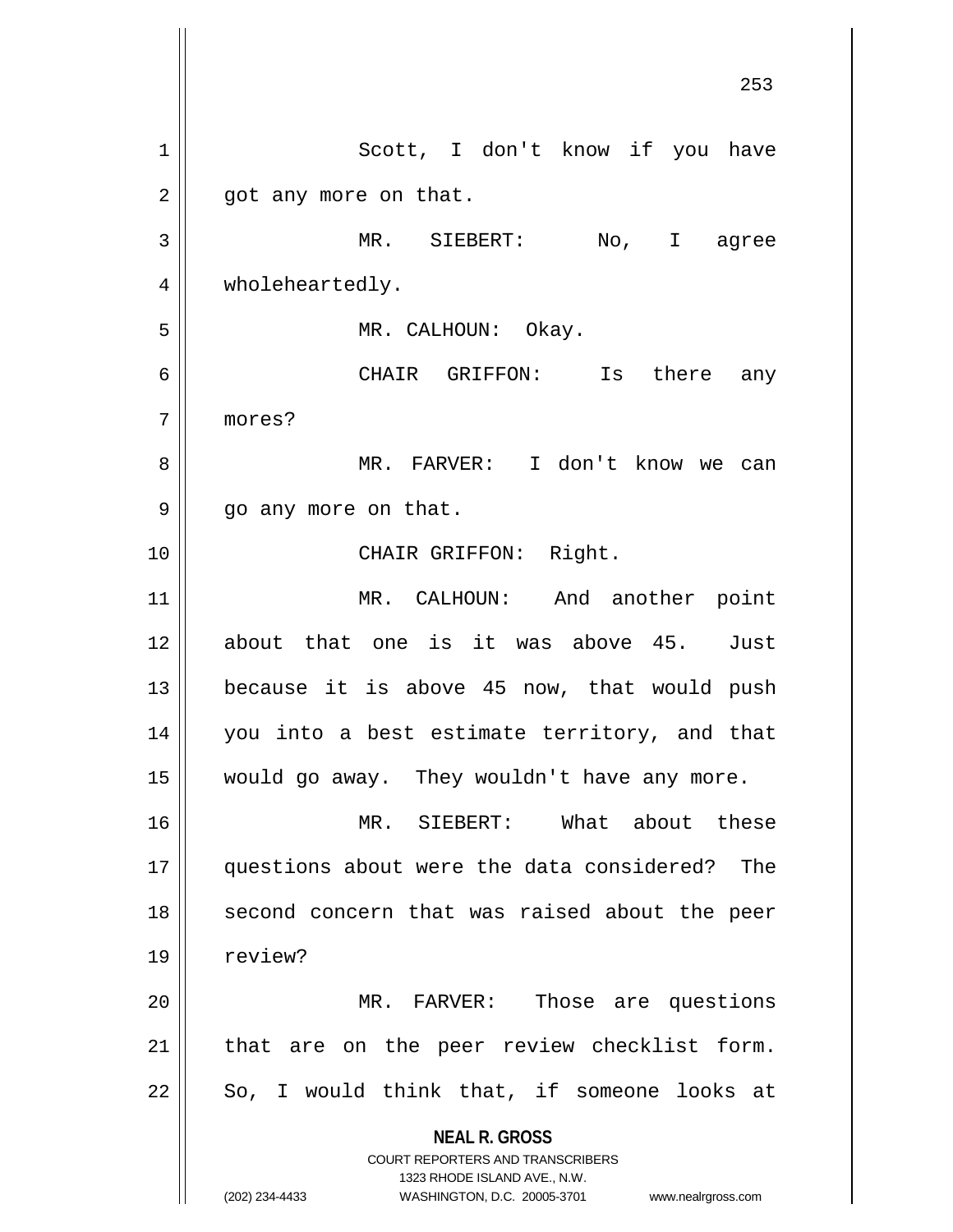Scott, I don't know if you have got any more on that.

MR. SIEBERT: No, I agree wholeheartedly.

MR. CALHOUN: Okay.

CHAIR GRIFFON: Is there any mores?

MR. FARVER: I don't know we can go any more on that.

CHAIR GRIFFON: Right.

MR. CALHOUN: And another point about that one is it was above 45. Just because it is above 45 now, that would push you into a best estimate territory, and that would go away. They wouldn't have any more.

MR. SIEBERT: What about these questions about were the data considered? The second concern that was raised about the peer review?

MR. FARVER: Those are questions that are on the peer review checklist form. So, I would think that, if someone looks at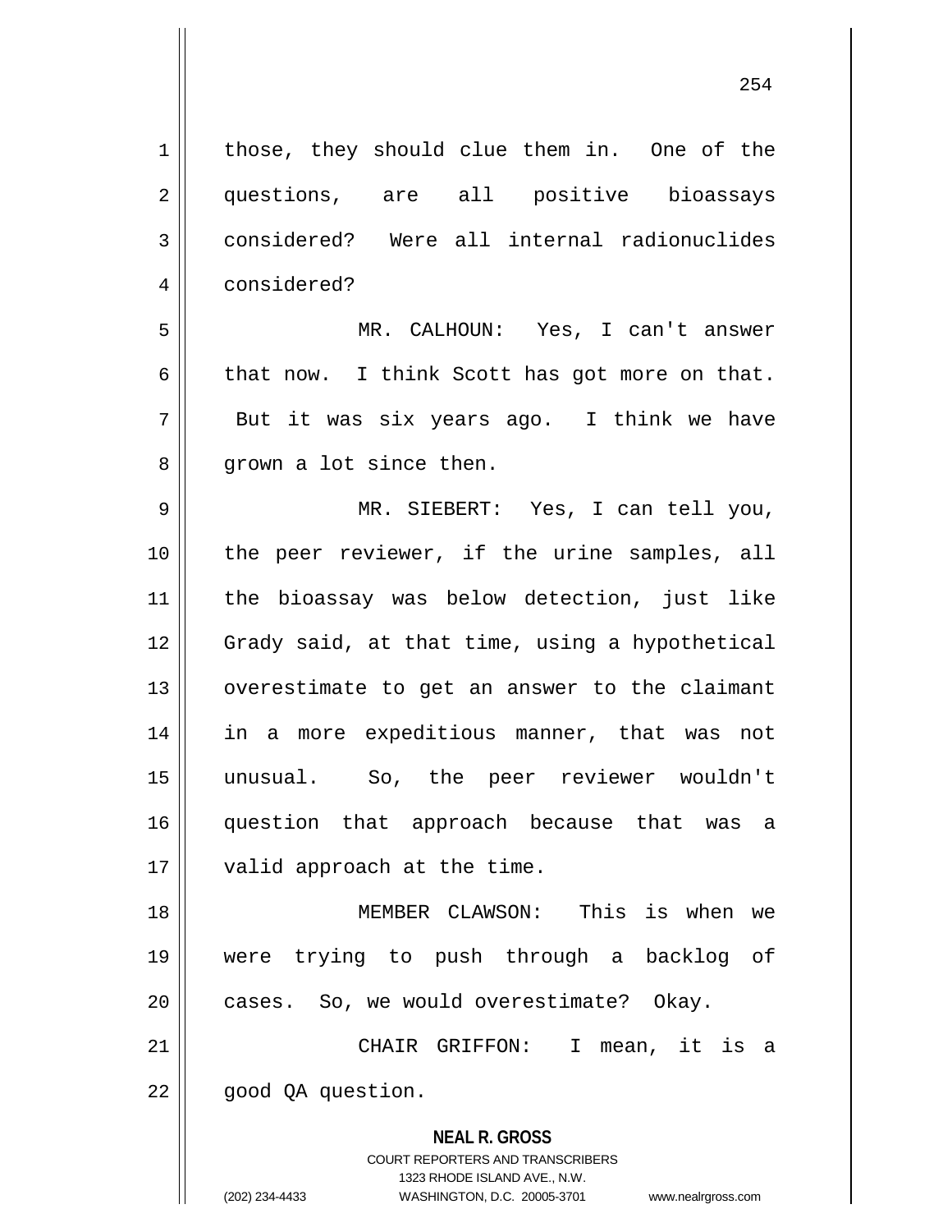those, they should clue them in. One of the questions, are all positive bioassays considered? Were all internal radionuclides considered?

MR. CALHOUN: Yes, I can't answer that now. I think Scott has got more on that. But it was six years ago. I think we have grown a lot since then.

MR. SIEBERT: Yes, I can tell you, the peer reviewer, if the urine samples, all the bioassay was below detection, just like Grady said, at that time, using a hypothetical overestimate to get an answer to the claimant in a more expeditious manner, that was not unusual. So, the peer reviewer wouldn't question that approach because that was a valid approach at the time.

MEMBER CLAWSON: This is when we were trying to push through a backlog of cases. So, we would overestimate? Okay.

CHAIR GRIFFON: I mean, it is a good QA question.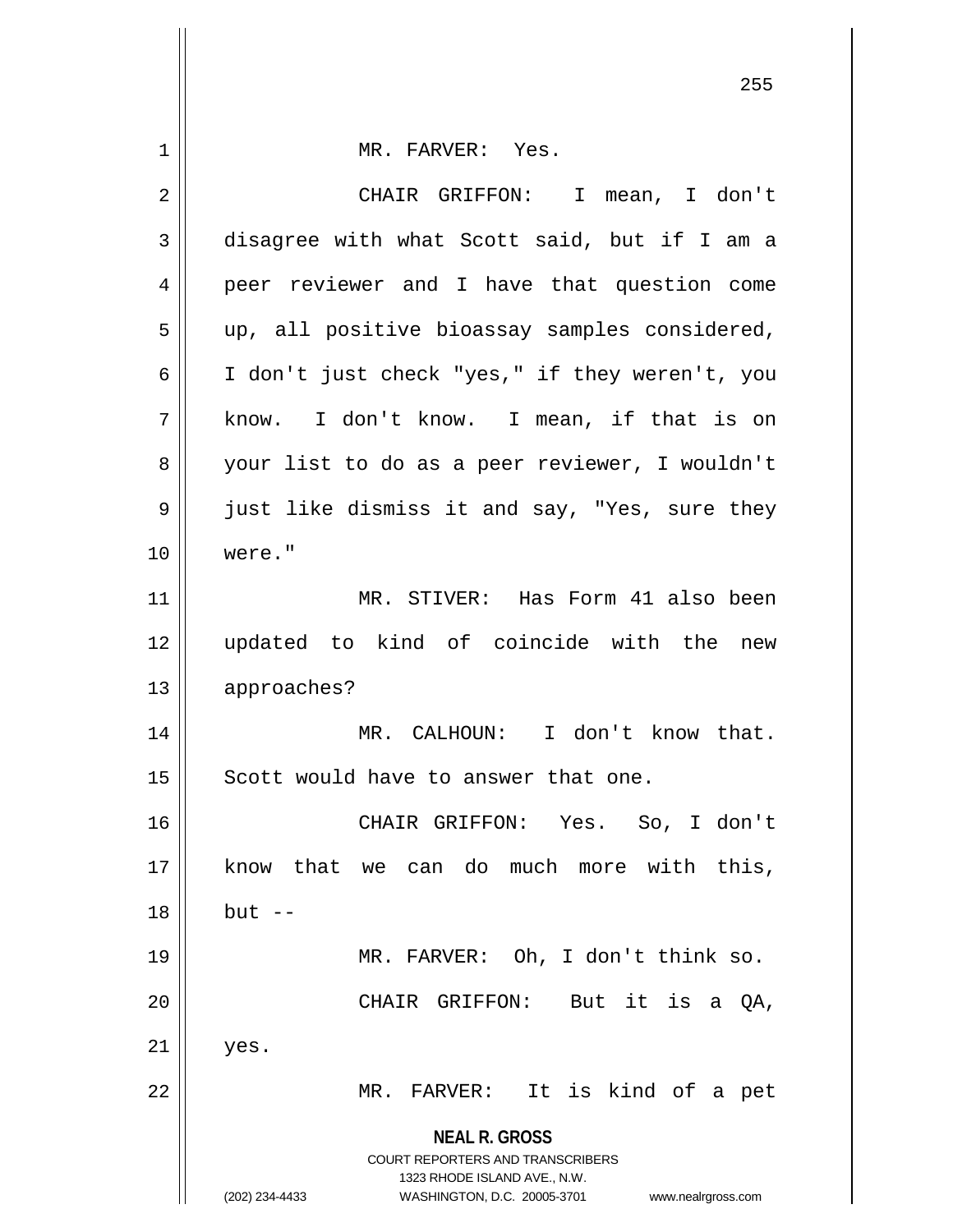MR. FARVER: Yes.

CHAIR GRIFFON: I mean, I don't disagree with what Scott said, but if I am a peer reviewer and I have that question come up, all positive bioassay samples considered, I don't just check "yes," if they weren't, you know. I don't know. I mean, if that is on your list to do as a peer reviewer, I wouldn't just like dismiss it and say, "Yes, sure they were."

MR. STIVER: Has Form 41 also been updated to kind of coincide with the new approaches?

MR. CALHOUN: I don't know that. Scott would have to answer that one.

CHAIR GRIFFON: Yes. So, I don't know that we can do much more with this, but --

MR. FARVER: Oh, I don't think so.

CHAIR GRIFFON: But it is a QA, yes.

MR. FARVER: It is kind of a pet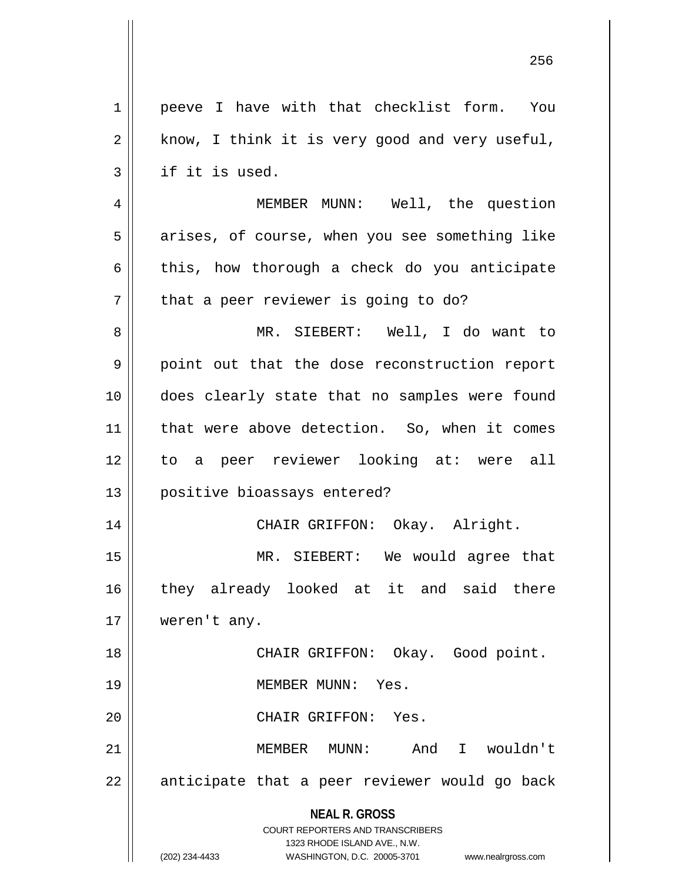peeve I have with that checklist form. You know, I think it is very good and very useful, if it is used.

MEMBER MUNN: Well, the question arises, of course, when you see something like this, how thorough a check do you anticipate that a peer reviewer is going to do?

MR. SIEBERT: Well, I do want to point out that the dose reconstruction report does clearly state that no samples were found that were above detection. So, when it comes to a peer reviewer looking at: were all positive bioassays entered?

CHAIR GRIFFON: Okay. Alright.

MR. SIEBERT: We would agree that they already looked at it and said there weren't any.

CHAIR GRIFFON: Okay. Good point.

MEMBER MUNN: Yes.

CHAIR GRIFFON: Yes.

MEMBER MUNN: And I wouldn't anticipate that a peer reviewer would go back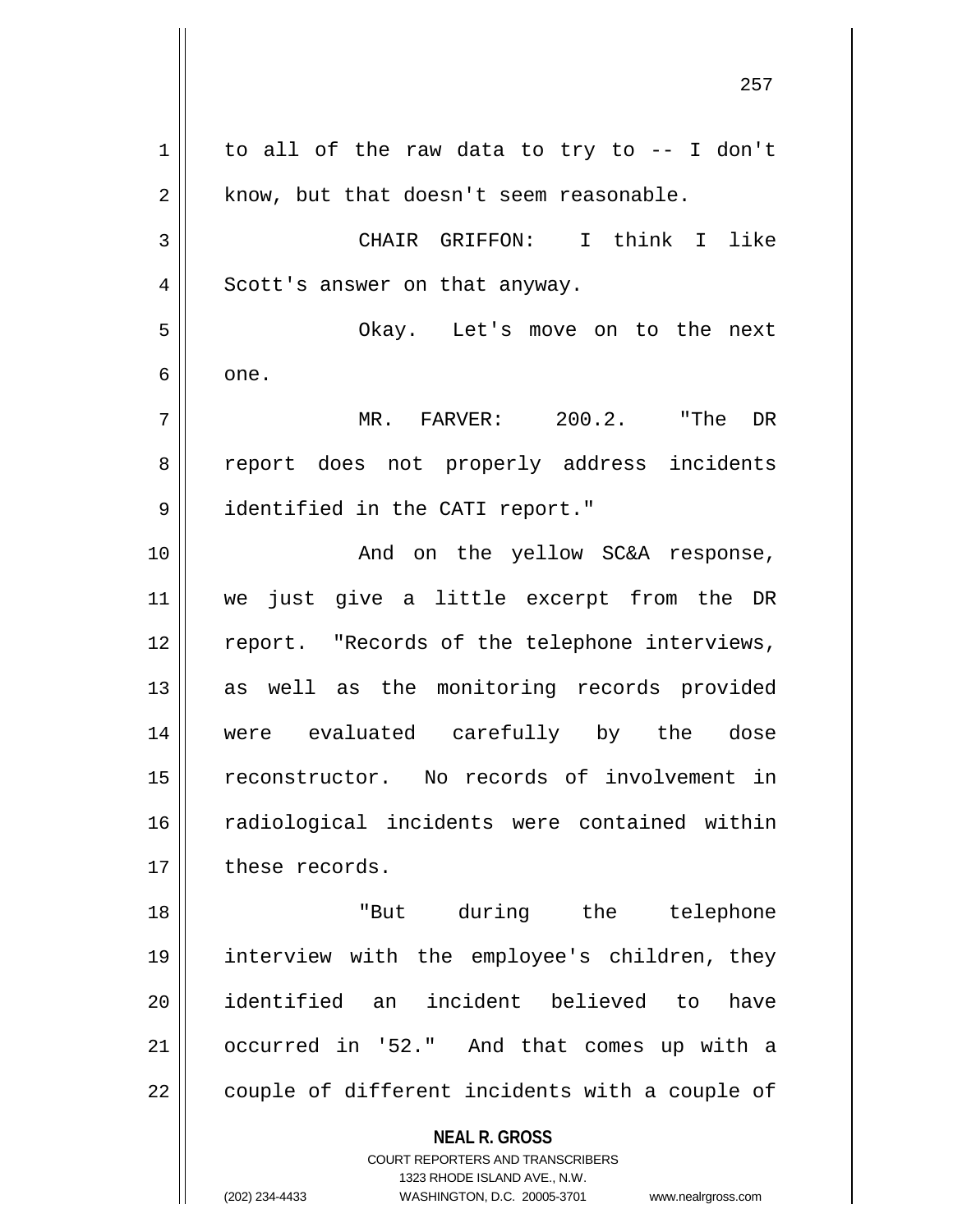to all of the raw data to try to -- I don't know, but that doesn't seem reasonable.

CHAIR GRIFFON: I think I like Scott's answer on that anyway.

Okay. Let's move on to the next one.

MR. FARVER: 200.2. "The DR report does not properly address incidents identified in the CATI report."

And on the yellow SC&A response, we just give a little excerpt from the DR report. "Records of the telephone interviews, as well as the monitoring records provided were evaluated carefully by the dose reconstructor. No records of involvement in radiological incidents were contained within these records.

"But during the telephone interview with the employee's children, they identified an incident believed to have occurred in '52." And that comes up with a couple of different incidents with a couple of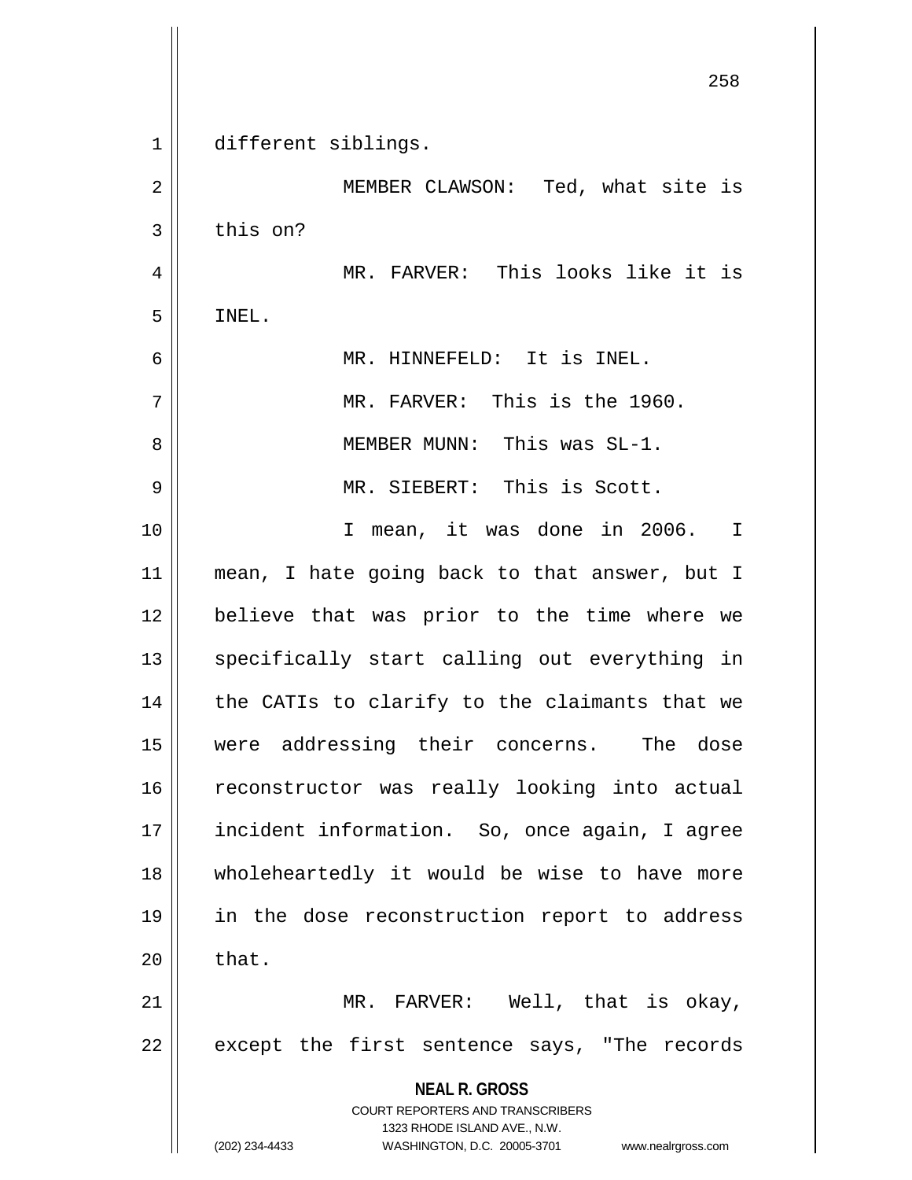different siblings.

MEMBER CLAWSON: Ted, what site is this on?

MR. FARVER: This looks like it is INEL.

MR. HINNEFELD: It is INEL.

MR. FARVER: This is the 1960.

MEMBER MUNN: This was SL-1.

MR. SIEBERT: This is Scott.

I mean, it was done in 2006. I mean, I hate going back to that answer, but I believe that was prior to the time where we specifically start calling out everything in the CATIs to clarify to the claimants that we were addressing their concerns. The dose reconstructor was really looking into actual incident information. So, once again, I agree wholeheartedly it would be wise to have more in the dose reconstruction report to address that.

MR. FARVER: Well, that is okay, except the first sentence says, "The records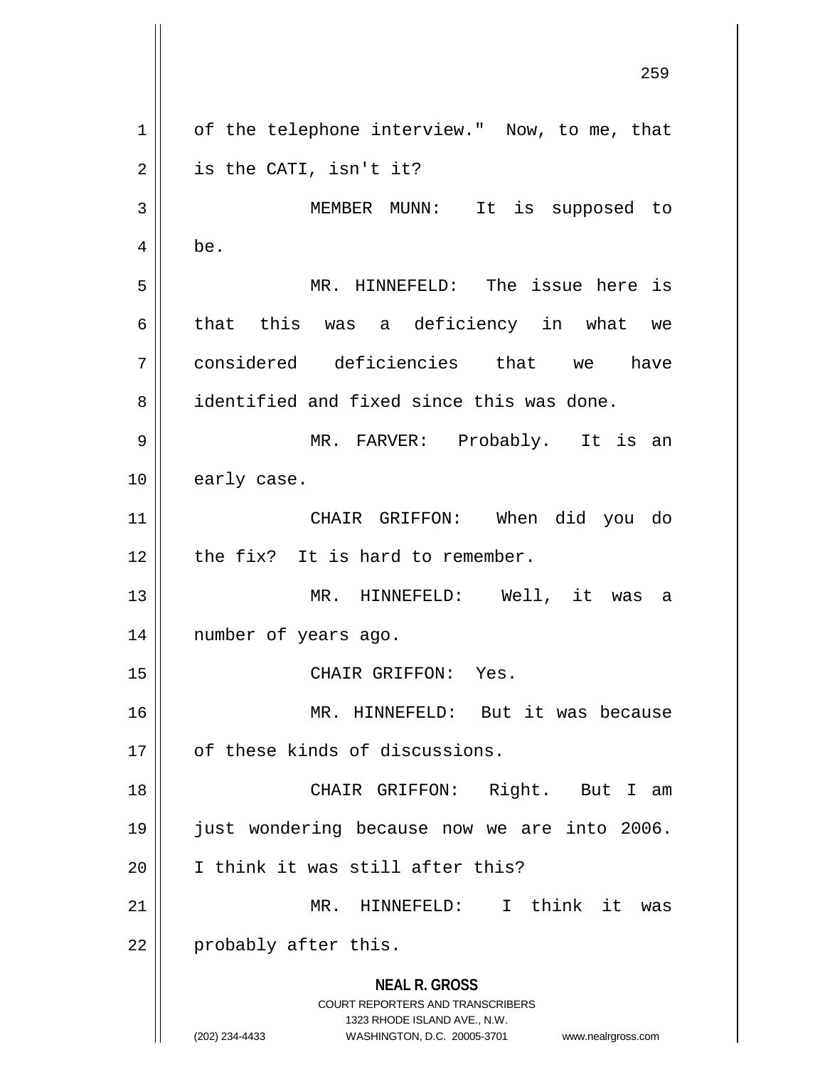of the telephone interview." Now, to me, that is the CATI, isn't it?

MEMBER MUNN: It is supposed to be.

MR. HINNEFELD: The issue here is that this was a deficiency in what we considered deficiencies that we have identified and fixed since this was done.

MR. FARVER: Probably. It is an early case.

CHAIR GRIFFON: When did you do the fix? It is hard to remember.

MR. HINNEFELD: Well, it was a number of years ago.

CHAIR GRIFFON: Yes.

MR. HINNEFELD: But it was because of these kinds of discussions.

CHAIR GRIFFON: Right. But I am just wondering because now we are into 2006. I think it was still after this?

MR. HINNEFELD: I think it was probably after this.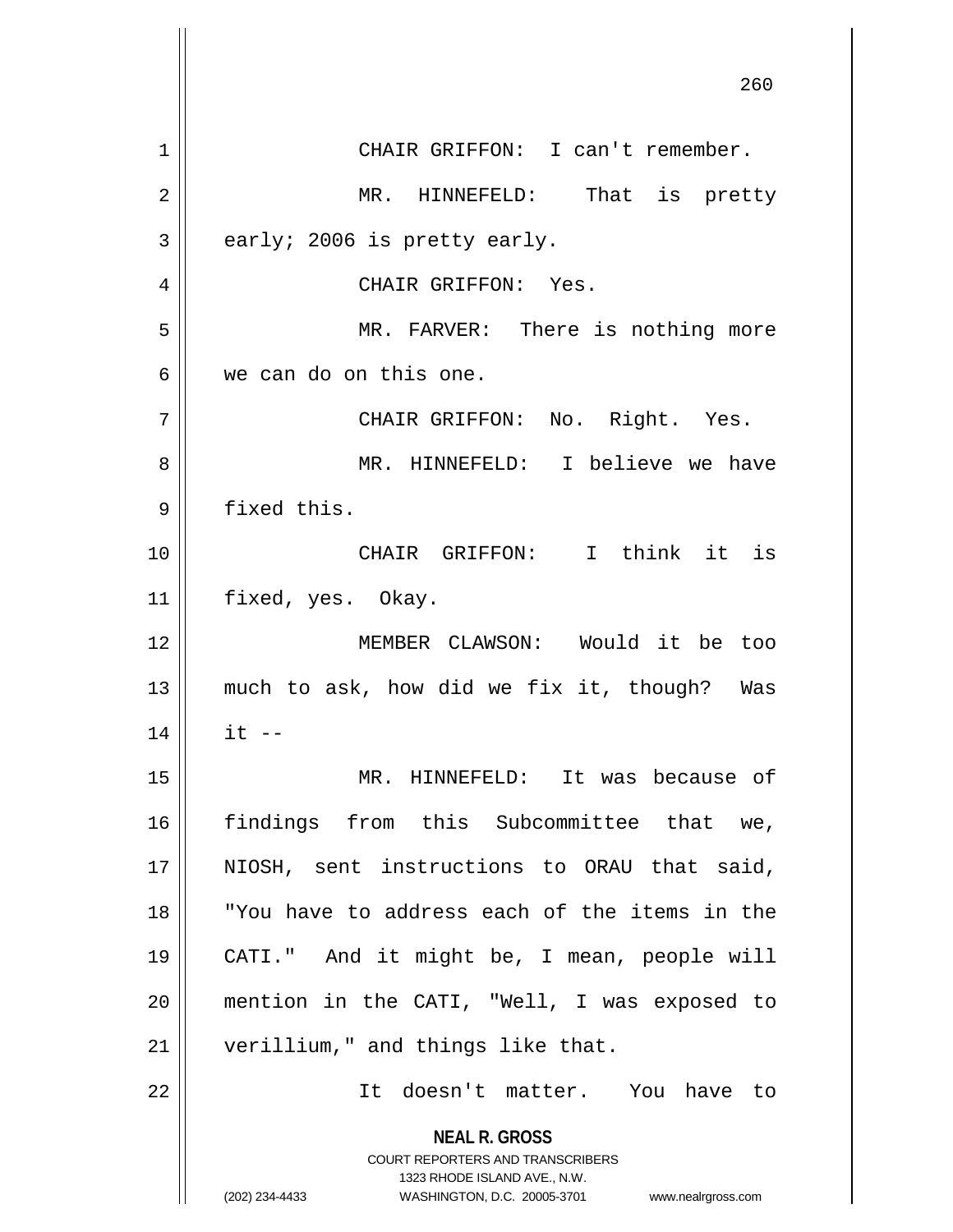CHAIR GRIFFON: I can't remember.

MR. HINNEFELD: That is pretty early; 2006 is pretty early.

CHAIR GRIFFON: Yes.

MR. FARVER: There is nothing more we can do on this one.

CHAIR GRIFFON: No. Right. Yes.

MR. HINNEFELD: I believe we have fixed this.

CHAIR GRIFFON: I think it is fixed, yes. Okay.

MEMBER CLAWSON: Would it be too much to ask, how did we fix it, though? Was it --

MR. HINNEFELD: It was because of findings from this Subcommittee that we, NIOSH, sent instructions to ORAU that said, "You have to address each of the items in the CATI." And it might be, I mean, people will mention in the CATI, "Well, I was exposed to verillium," and things like that.

It doesn't matter. You have to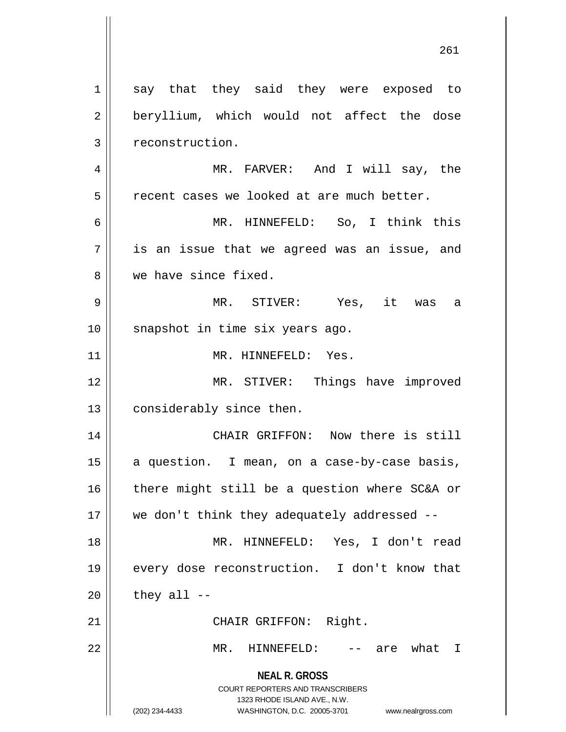say that they said they were exposed to beryllium, which would not affect the dose reconstruction.

MR. FARVER: And I will say, the recent cases we looked at are much better.

MR. HINNEFELD: So, I think this is an issue that we agreed was an issue, and we have since fixed.

MR. STIVER: Yes, it was a snapshot in time six years ago.

MR. HINNEFELD: Yes.

MR. STIVER: Things have improved considerably since then.

CHAIR GRIFFON: Now there is still a question. I mean, on a case-by-case basis, there might still be a question where SC&A or we don't think they adequately addressed --

MR. HINNEFELD: Yes, I don't read every dose reconstruction. I don't know that they all --

CHAIR GRIFFON: Right.

MR. HINNEFELD: -- are what I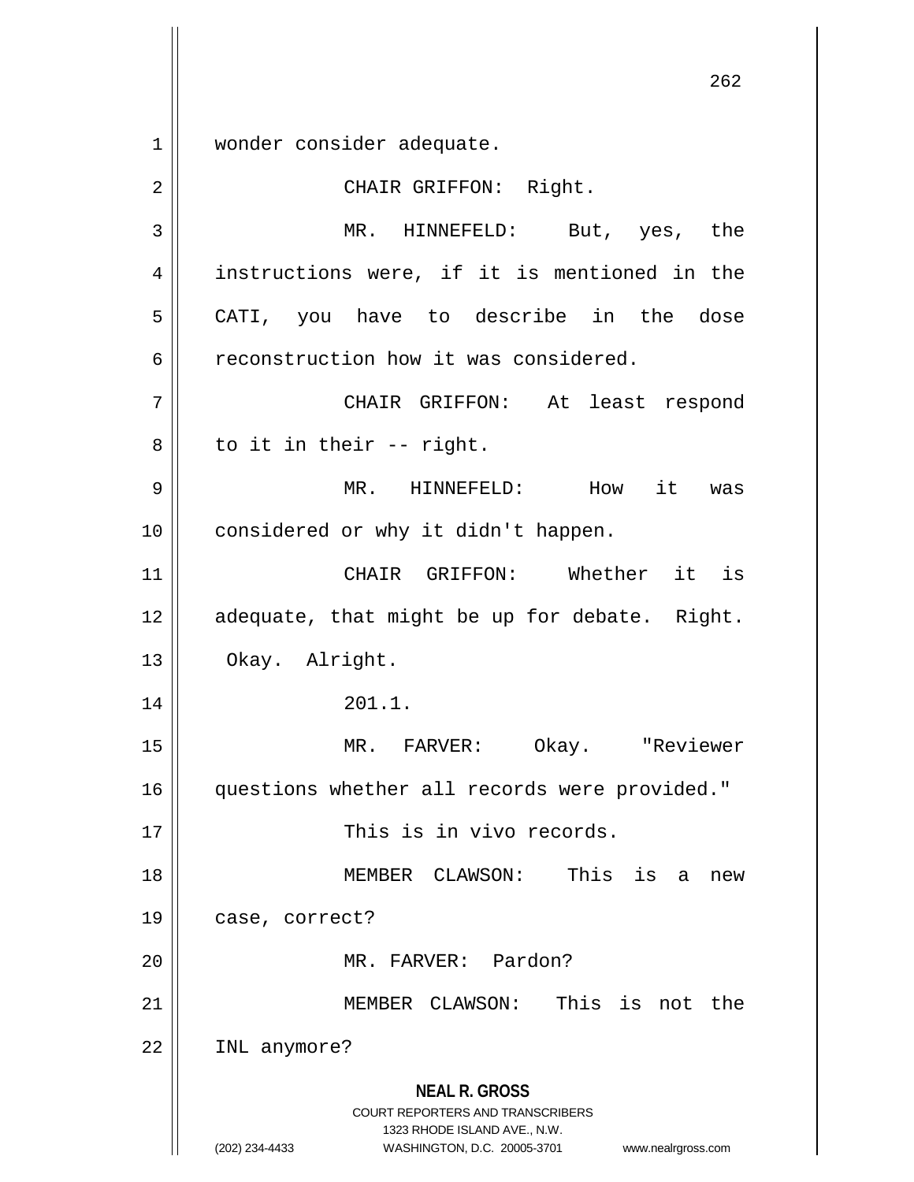wonder consider adequate.

CHAIR GRIFFON: Right.

MR. HINNEFELD: But, yes, the instructions were, if it is mentioned in the CATI, you have to describe in the dose reconstruction how it was considered.

CHAIR GRIFFON: At least respond to it in their -- right.

MR. HINNEFELD: How it was considered or why it didn't happen.

CHAIR GRIFFON: Whether it is adequate, that might be up for debate. Right. Okay. Alright.

201.1.

MR. FARVER: Okay. "Reviewer questions whether all records were provided."

This is in vivo records.

MEMBER CLAWSON: This is a new case, correct?

MR. FARVER: Pardon?

MEMBER CLAWSON: This is not the INL anymore?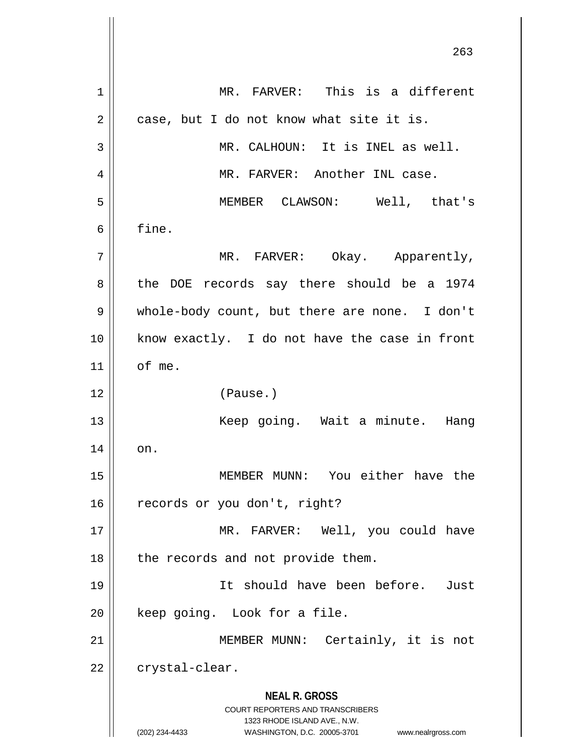MR. FARVER: This is a different case, but I do not know what site it is.

MR. CALHOUN: It is INEL as well.

MR. FARVER: Another INL case.

MEMBER CLAWSON: Well, that's fine.

MR. FARVER: Okay. Apparently, the DOE records say there should be a 1974 whole-body count, but there are none. I don't know exactly. I do not have the case in front of me.

(Pause.)

Keep going. Wait a minute. Hang on.

MEMBER MUNN: You either have the records or you don't, right?

MR. FARVER: Well, you could have the records and not provide them.

It should have been before. Just keep going. Look for a file.

MEMBER MUNN: Certainly, it is not crystal-clear.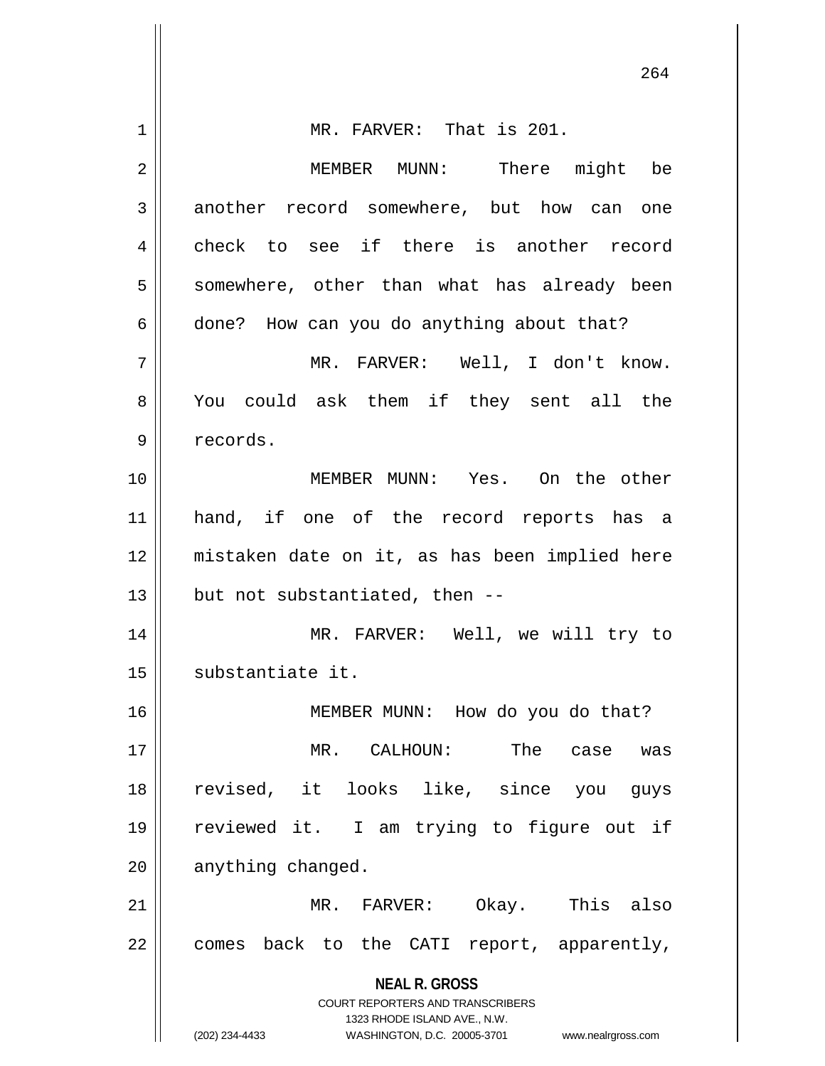MR. FARVER: That is 201.

MEMBER MUNN: There might be another record somewhere, but how can one check to see if there is another record somewhere, other than what has already been done? How can you do anything about that?

MR. FARVER: Well, I don't know. You could ask them if they sent all the records.

MEMBER MUNN: Yes. On the other hand, if one of the record reports has a mistaken date on it, as has been implied here but not substantiated, then --

MR. FARVER: Well, we will try to substantiate it.

MEMBER MUNN: How do you do that?

MR. CALHOUN: The case was revised, it looks like, since you guys reviewed it. I am trying to figure out if anything changed.

MR. FARVER: Okay. This also comes back to the CATI report, apparently,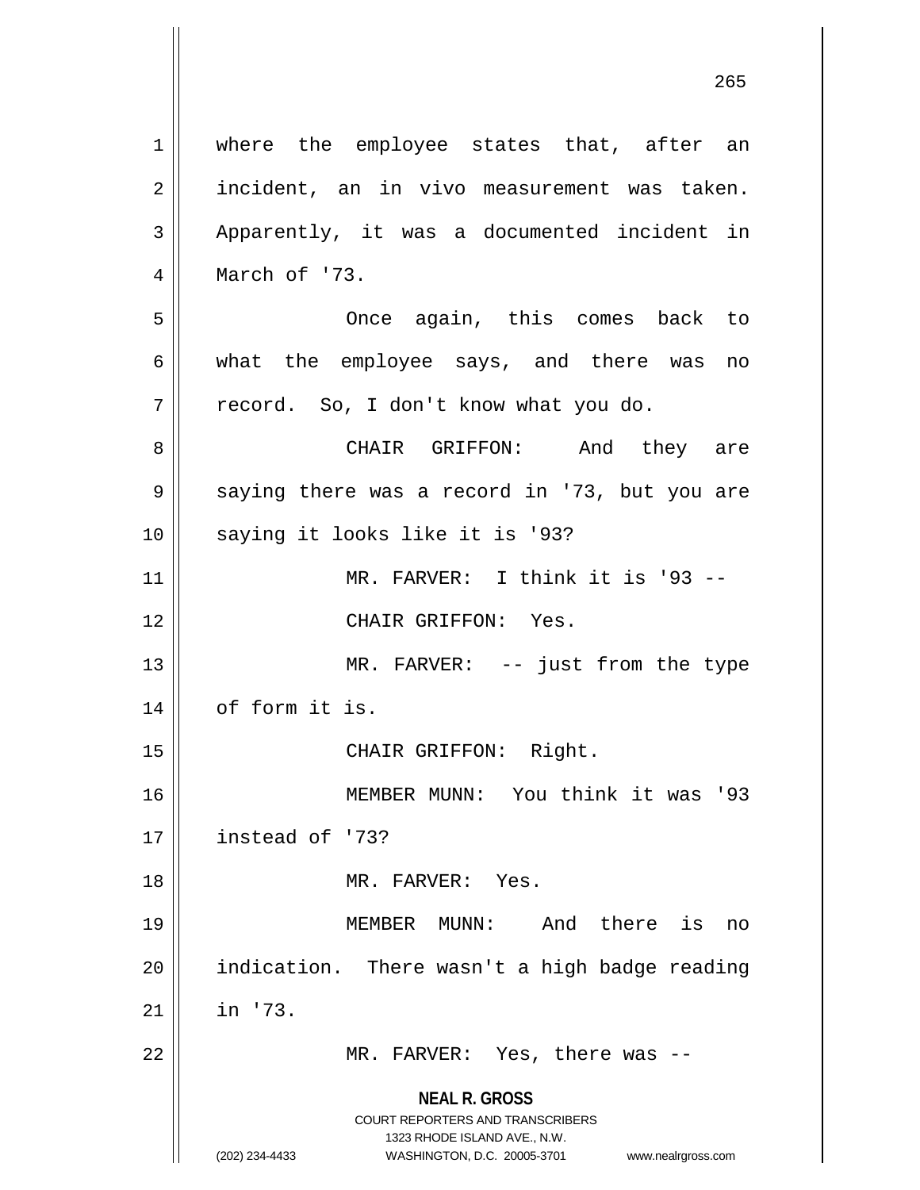where the employee states that, after an incident, an in vivo measurement was taken. Apparently, it was a documented incident in March of '73.

Once again, this comes back to what the employee says, and there was no record. So, I don't know what you do.

CHAIR GRIFFON: And they are saying there was a record in '73, but you are saying it looks like it is '93?

MR. FARVER: I think it is '93 --

CHAIR GRIFFON: Yes.

MR. FARVER: -- just from the type of form it is.

CHAIR GRIFFON: Right.

MEMBER MUNN: You think it was '93 instead of '73?

MR. FARVER: Yes.

MEMBER MUNN: And there is no indication. There wasn't a high badge reading in '73.

MR. FARVER: Yes, there was --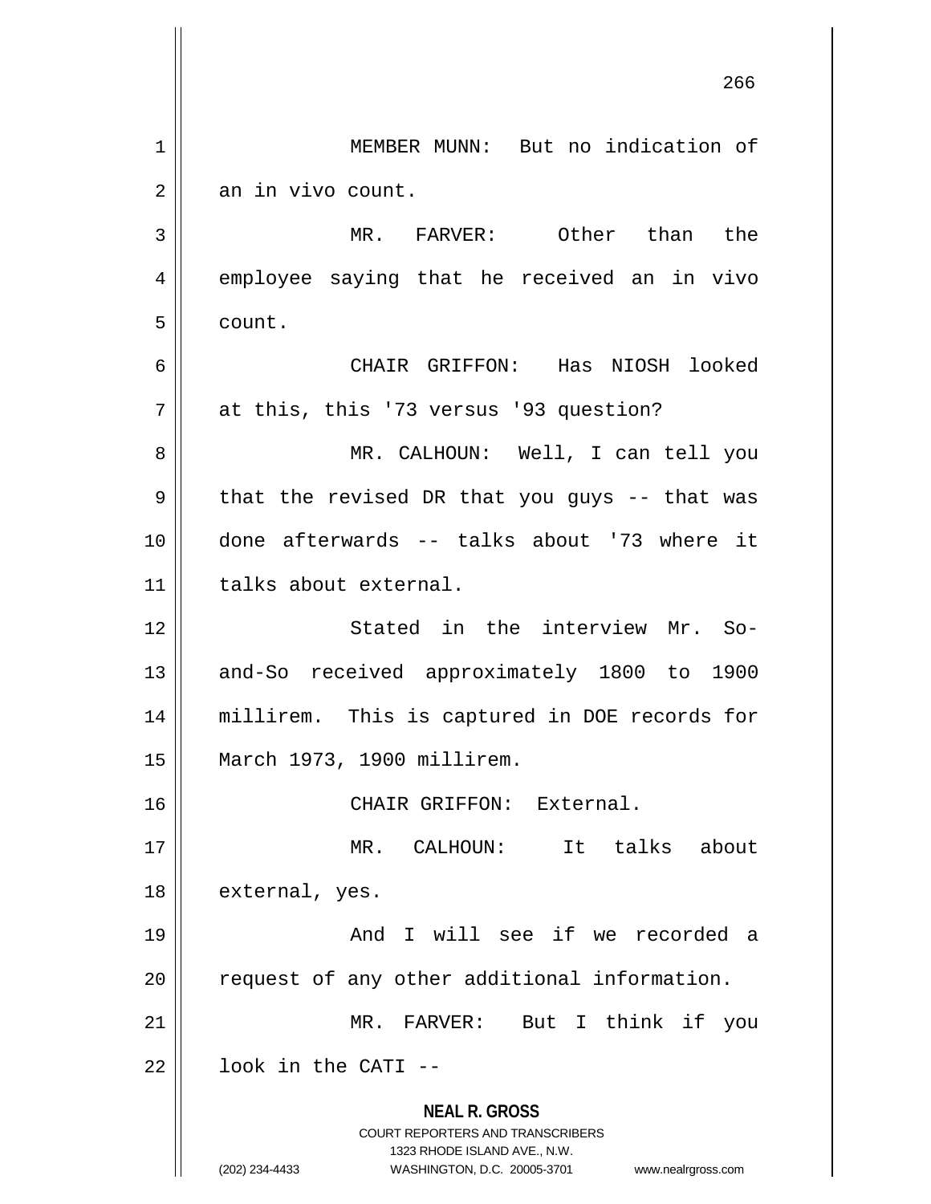MEMBER MUNN: But no indication of an in vivo count.

MR. FARVER: Other than the employee saying that he received an in vivo count.

CHAIR GRIFFON: Has NIOSH looked at this, this '73 versus '93 question?

MR. CALHOUN: Well, I can tell you that the revised DR that you guys -- that was done afterwards -- talks about '73 where it talks about external.

Stated in the interview Mr. So-and-So received approximately 1800 to 1900 millirem. This is captured in DOE records for March 1973, 1900 millirem.

CHAIR GRIFFON: External.

MR. CALHOUN: It talks about external, yes.

And I will see if we recorded a request of any other additional information.

MR. FARVER: But I think if you look in the CATI --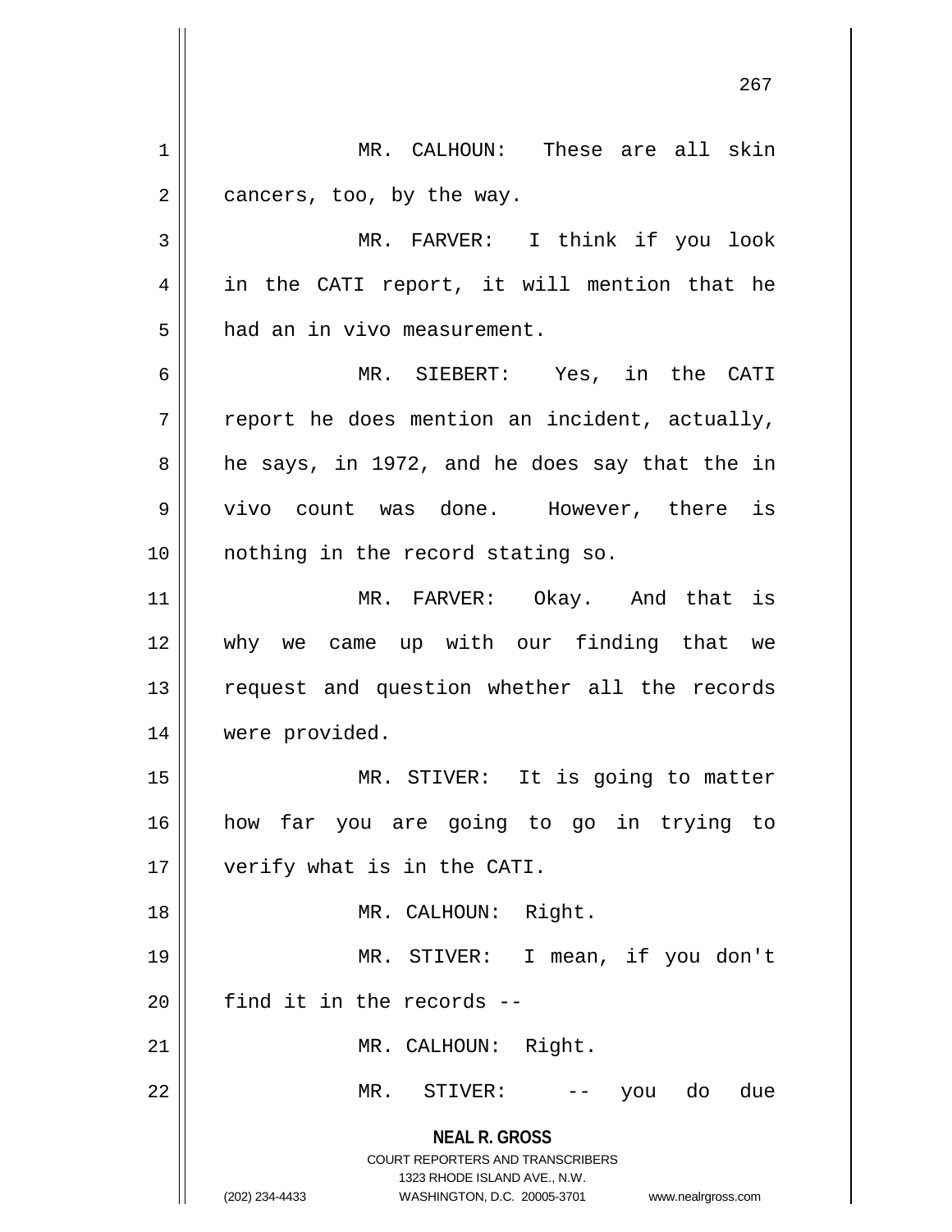MR. CALHOUN: These are all skin cancers, too, by the way.

MR. FARVER: I think if you look in the CATI report, it will mention that he had an in vivo measurement.

MR. SIEBERT: Yes, in the CATI report he does mention an incident, actually, he says, in 1972, and he does say that the in vivo count was done. However, there is nothing in the record stating so.

MR. FARVER: Okay. And that is why we came up with our finding that we request and question whether all the records were provided.

MR. STIVER: It is going to matter how far you are going to go in trying to verify what is in the CATI.

MR. CALHOUN: Right.

MR. STIVER: I mean, if you don't find it in the records --

MR. CALHOUN: Right.

MR. STIVER: -- you do due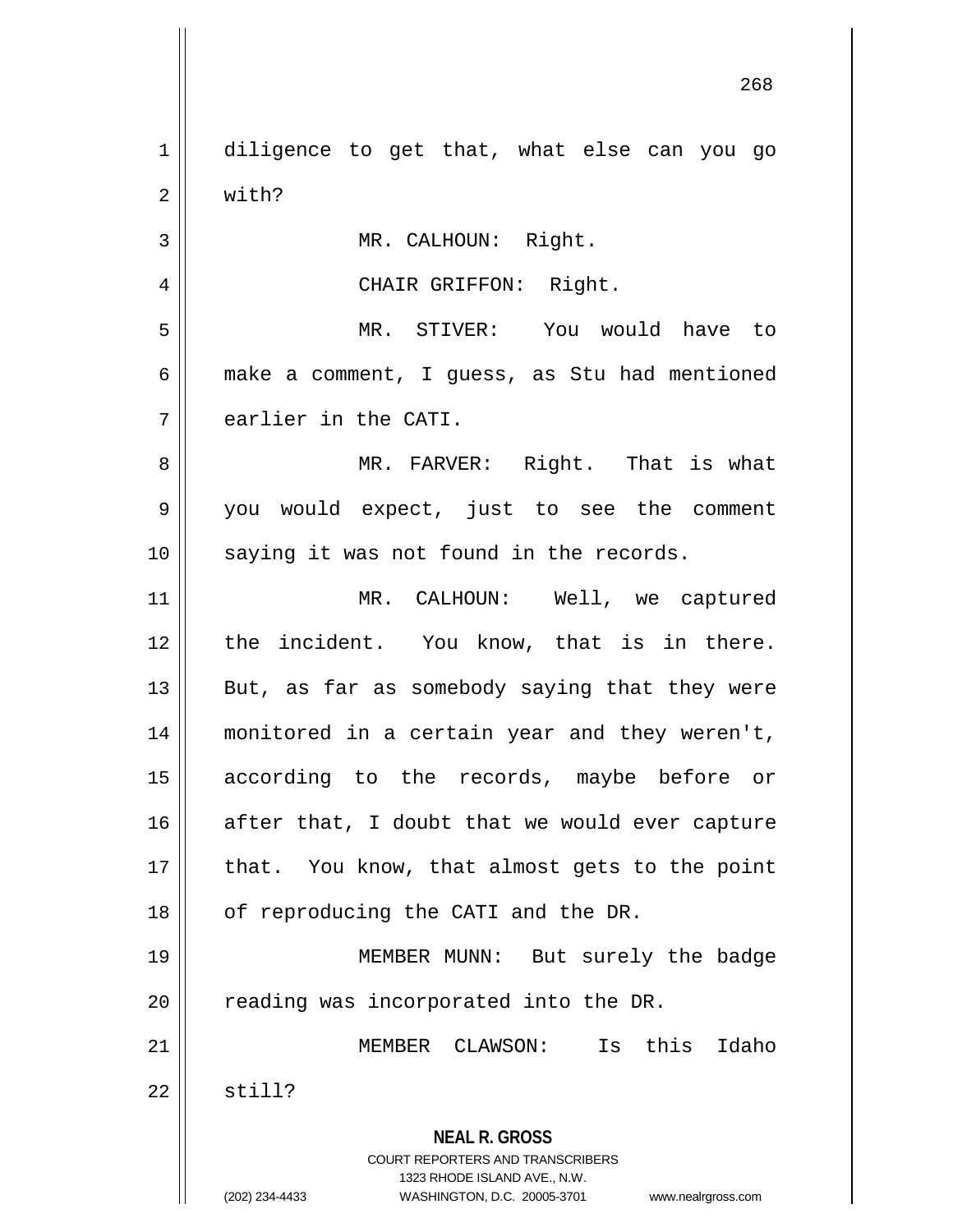diligence to get that, what else can you go with?

MR. CALHOUN: Right.

CHAIR GRIFFON: Right.

MR. STIVER: You would have to make a comment, I guess, as Stu had mentioned earlier in the CATI.

MR. FARVER: Right. That is what you would expect, just to see the comment saying it was not found in the records.

MR. CALHOUN: Well, we captured the incident. You know, that is in there. But, as far as somebody saying that they were monitored in a certain year and they weren't, according to the records, maybe before or after that, I doubt that we would ever capture that. You know, that almost gets to the point of reproducing the CATI and the DR.

MEMBER MUNN: But surely the badge reading was incorporated into the DR.

MEMBER CLAWSON: Is this Idaho still?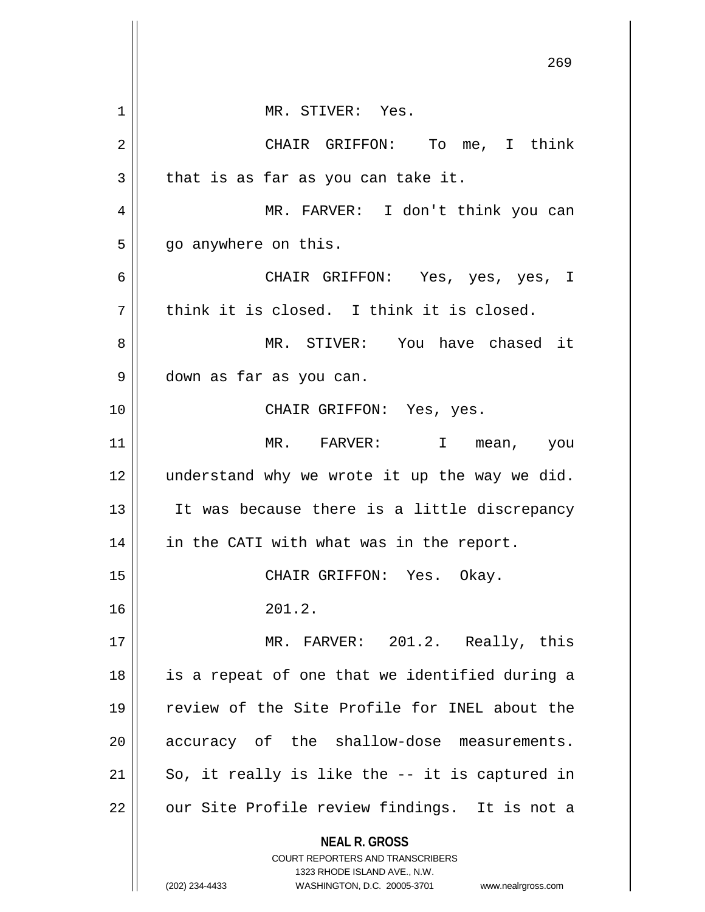MR. STIVER: Yes.

CHAIR GRIFFON: To me, I think that is as far as you can take it.

MR. FARVER: I don't think you can go anywhere on this.

CHAIR GRIFFON: Yes, yes, yes, I think it is closed. I think it is closed.

MR. STIVER: You have chased it down as far as you can.

CHAIR GRIFFON: Yes, yes.

MR. FARVER: I mean, you understand why we wrote it up the way we did. It was because there is a little discrepancy in the CATI with what was in the report.

CHAIR GRIFFON: Yes. Okay.

201.2.

MR. FARVER: 201.2. Really, this is a repeat of one that we identified during a review of the Site Profile for INEL about the accuracy of the shallow-dose measurements. So, it really is like the -- it is captured in our Site Profile review findings. It is not a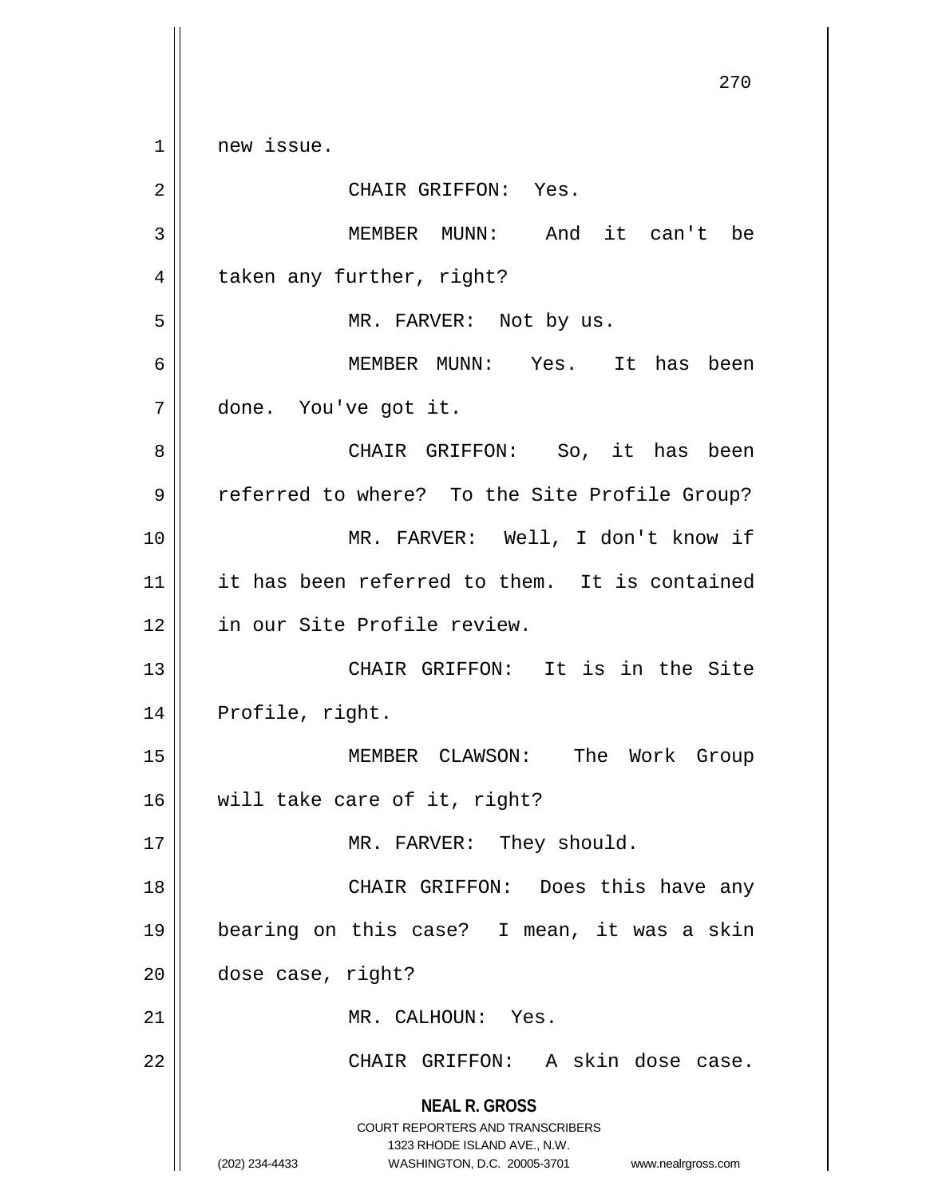new issue.

CHAIR GRIFFON: Yes.

MEMBER MUNN: And it can't be taken any further, right?

MR. FARVER: Not by us.

MEMBER MUNN: Yes. It has been done. You've got it.

CHAIR GRIFFON: So, it has been referred to where? To the Site Profile Group?

MR. FARVER: Well, I don't know if it has been referred to them. It is contained in our Site Profile review.

CHAIR GRIFFON: It is in the Site Profile, right.

MEMBER CLAWSON: The Work Group will take care of it, right?

MR. FARVER: They should.

CHAIR GRIFFON: Does this have any bearing on this case? I mean, it was a skin dose case, right?

MR. CALHOUN: Yes.

CHAIR GRIFFON: A skin dose case.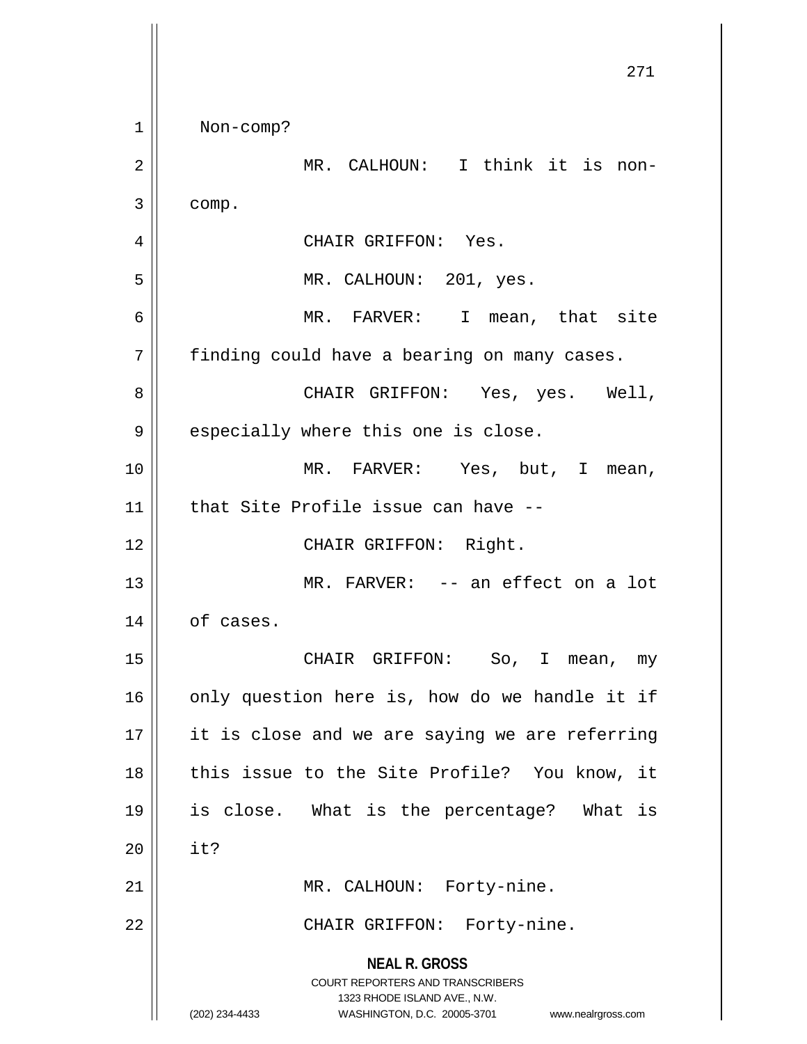Non-comp?

MR. CALHOUN: I think it is non-comp.

CHAIR GRIFFON: Yes.

MR. CALHOUN: 201, yes.

MR. FARVER: I mean, that site finding could have a bearing on many cases.

CHAIR GRIFFON: Yes, yes. Well, especially where this one is close.

MR. FARVER: Yes, but, I mean, that Site Profile issue can have --

CHAIR GRIFFON: Right.

MR. FARVER: -- an effect on a lot of cases.

CHAIR GRIFFON: So, I mean, my only question here is, how do we handle it if it is close and we are saying we are referring this issue to the Site Profile? You know, it is close. What is the percentage? What is it?

MR. CALHOUN: Forty-nine.

CHAIR GRIFFON: Forty-nine.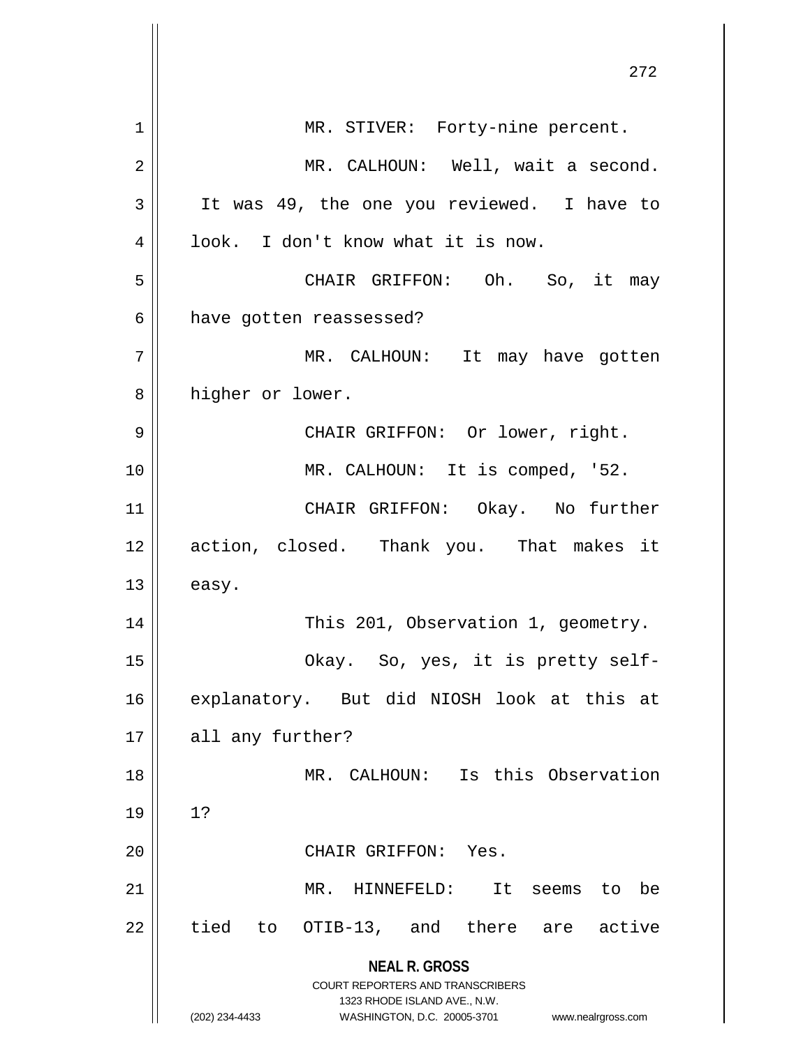MR. STIVER: Forty-nine percent.

MR. CALHOUN: Well, wait a second. It was 49, the one you reviewed. I have to look. I don't know what it is now.

CHAIR GRIFFON: Oh. So, it may have gotten reassessed?

MR. CALHOUN: It may have gotten higher or lower.

CHAIR GRIFFON: Or lower, right.

MR. CALHOUN: It is comped, '52.

CHAIR GRIFFON: Okay. No further action, closed. Thank you. That makes it easy.

This 201, Observation 1, geometry.

Okay. So, yes, it is pretty self-explanatory. But did NIOSH look at this at all any further?

MR. CALHOUN: Is this Observation 1?

CHAIR GRIFFON: Yes.

MR. HINNEFELD: It seems to be tied to OTIB-13, and there are active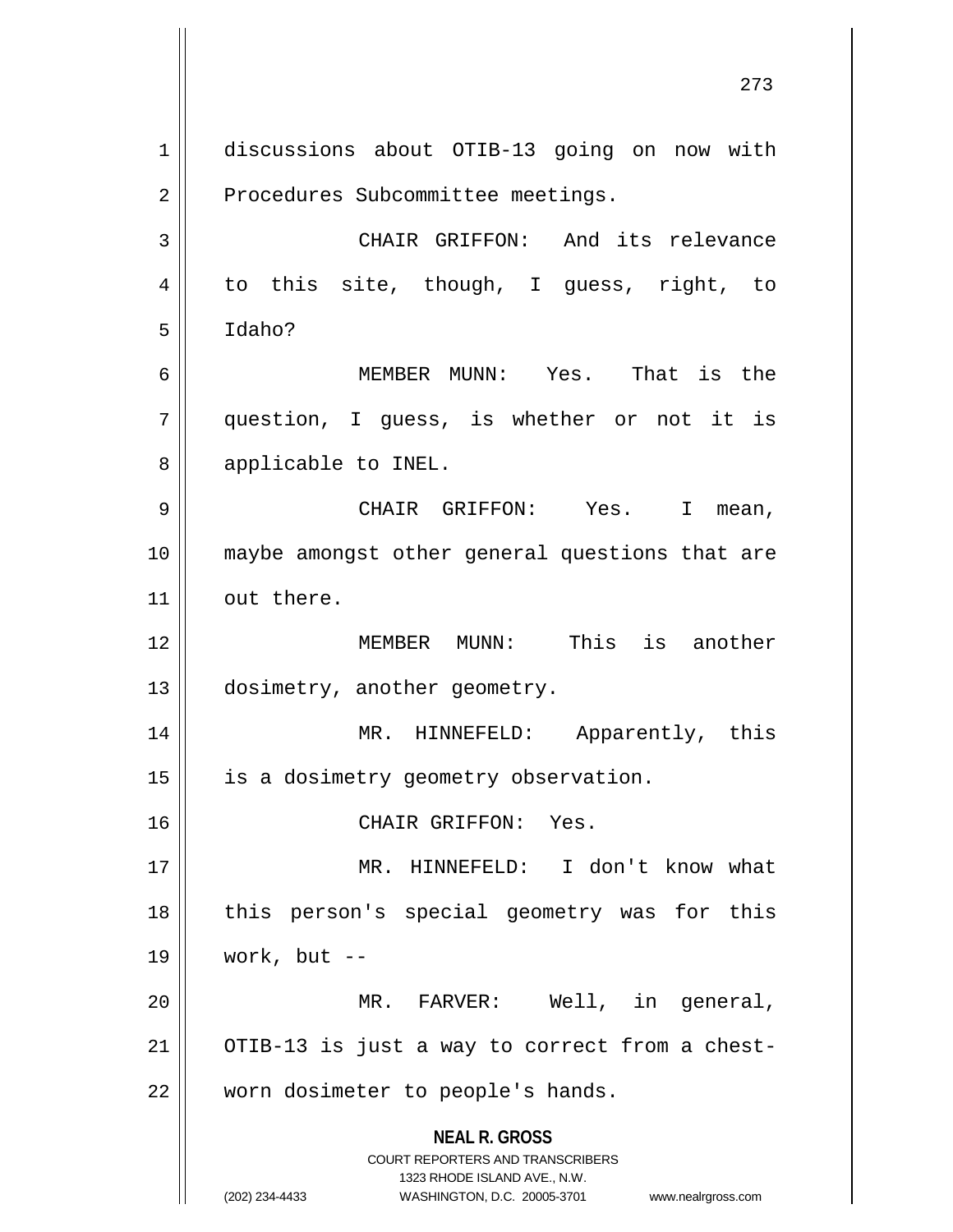discussions about OTIB-13 going on now with Procedures Subcommittee meetings.

CHAIR GRIFFON: And its relevance to this site, though, I guess, right, to Idaho?

MEMBER MUNN: Yes. That is the question, I guess, is whether or not it is applicable to INEL.

CHAIR GRIFFON: Yes. I mean, maybe amongst other general questions that are out there.

MEMBER MUNN: This is another dosimetry, another geometry.

MR. HINNEFELD: Apparently, this is a dosimetry geometry observation.

CHAIR GRIFFON: Yes.

MR. HINNEFELD: I don't know what this person's special geometry was for this work, but --

MR. FARVER: Well, in general, OTIB-13 is just a way to correct from a chest-worn dosimeter to people's hands.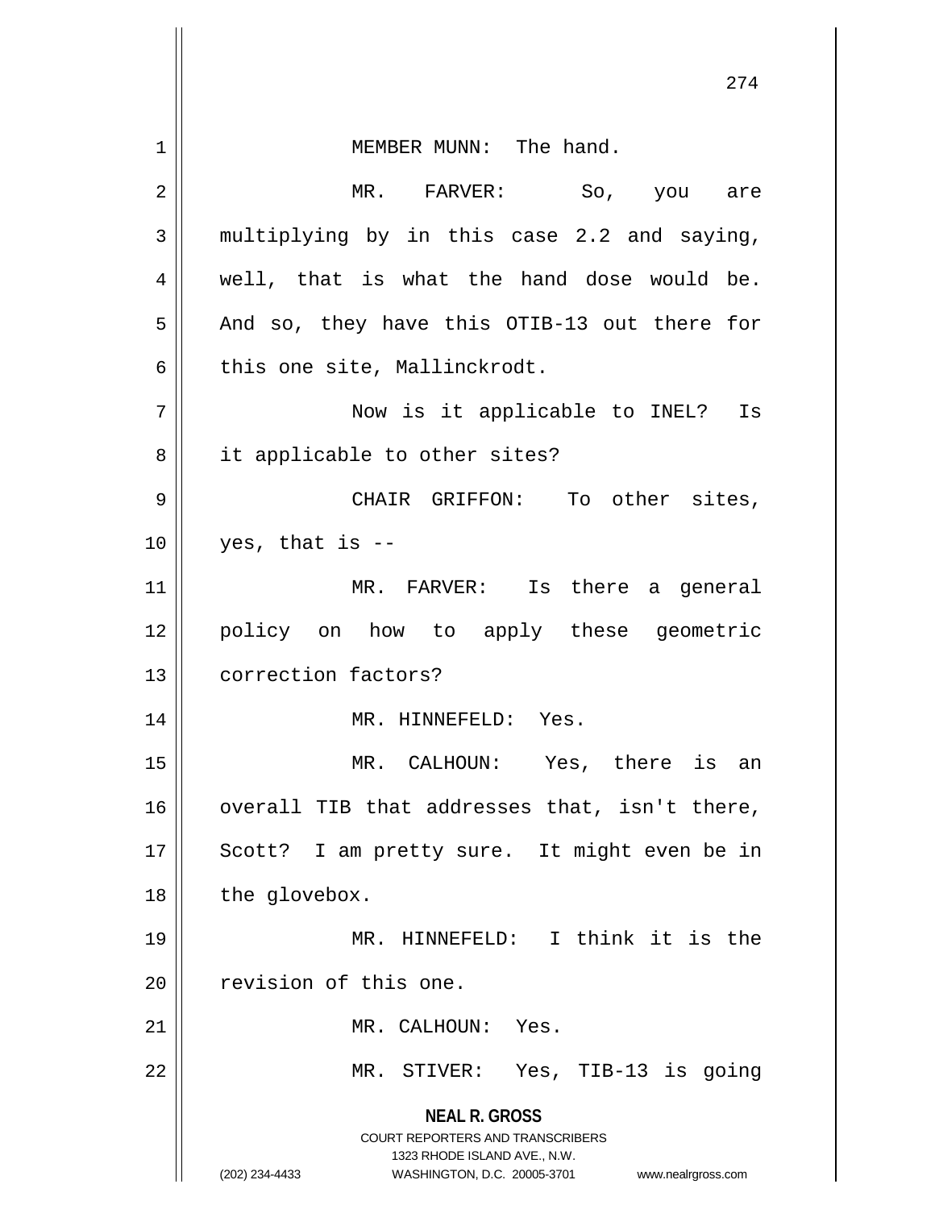MEMBER MUNN: The hand.

MR. FARVER: So, you are multiplying by in this case 2.2 and saying, well, that is what the hand dose would be. And so, they have this OTIB-13 out there for this one site, Mallinckrodt.

Now is it applicable to INEL? Is it applicable to other sites?

CHAIR GRIFFON: To other sites, yes, that is --

MR. FARVER: Is there a general policy on how to apply these geometric correction factors?

MR. HINNEFELD: Yes.

MR. CALHOUN: Yes, there is an overall TIB that addresses that, isn't there, Scott? I am pretty sure. It might even be in the glovebox.

MR. HINNEFELD: I think it is the revision of this one.

MR. CALHOUN: Yes.

MR. STIVER: Yes, TIB-13 is going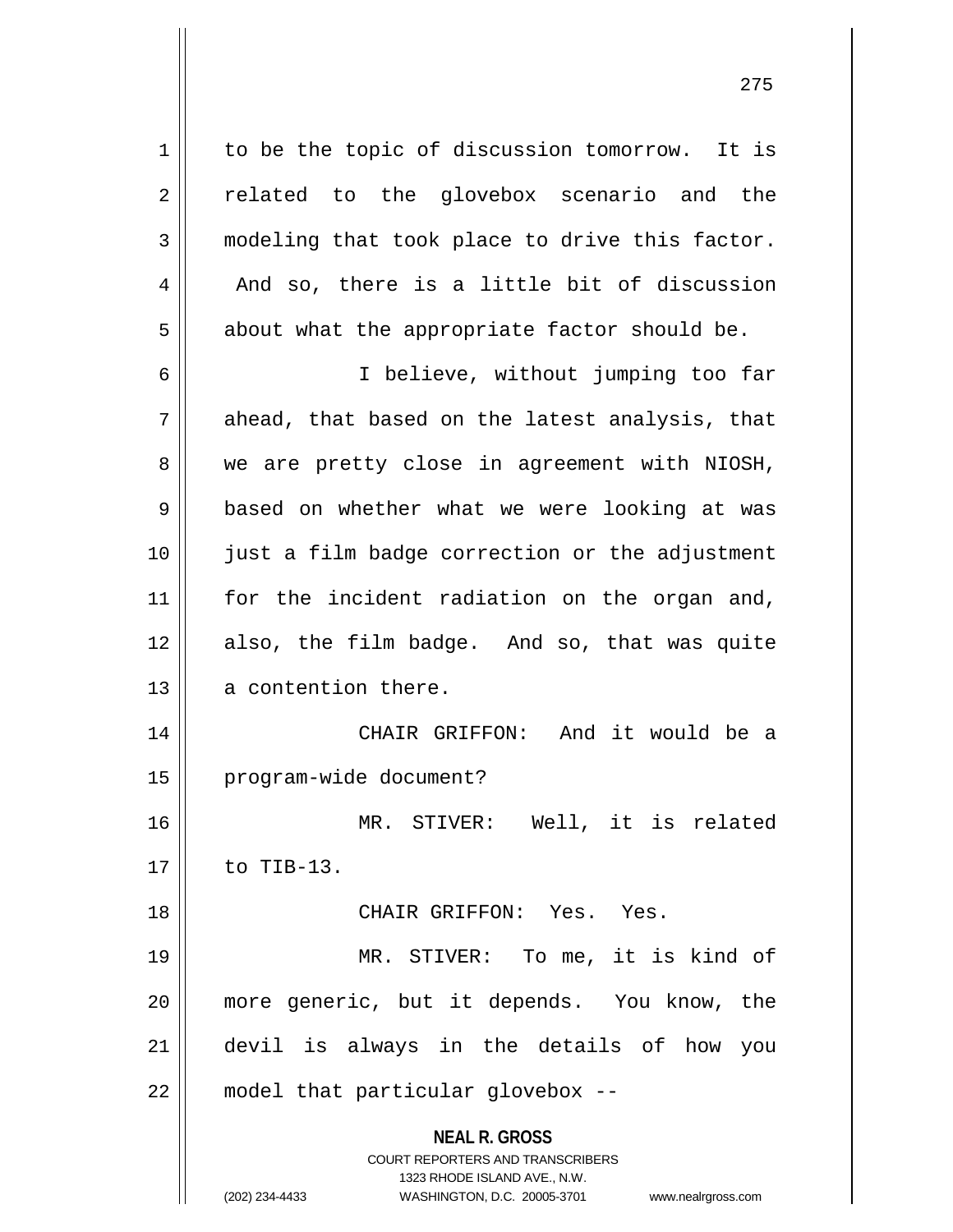to be the topic of discussion tomorrow. It is related to the glovebox scenario and the modeling that took place to drive this factor. And so, there is a little bit of discussion about what the appropriate factor should be.

I believe, without jumping too far ahead, that based on the latest analysis, that we are pretty close in agreement with NIOSH, based on whether what we were looking at was just a film badge correction or the adjustment for the incident radiation on the organ and, also, the film badge. And so, that was quite a contention there.

CHAIR GRIFFON: And it would be a program-wide document?

MR. STIVER: Well, it is related to TIB-13.

CHAIR GRIFFON: Yes. Yes.

MR. STIVER: To me, it is kind of more generic, but it depends. You know, the devil is always in the details of how you model that particular glovebox --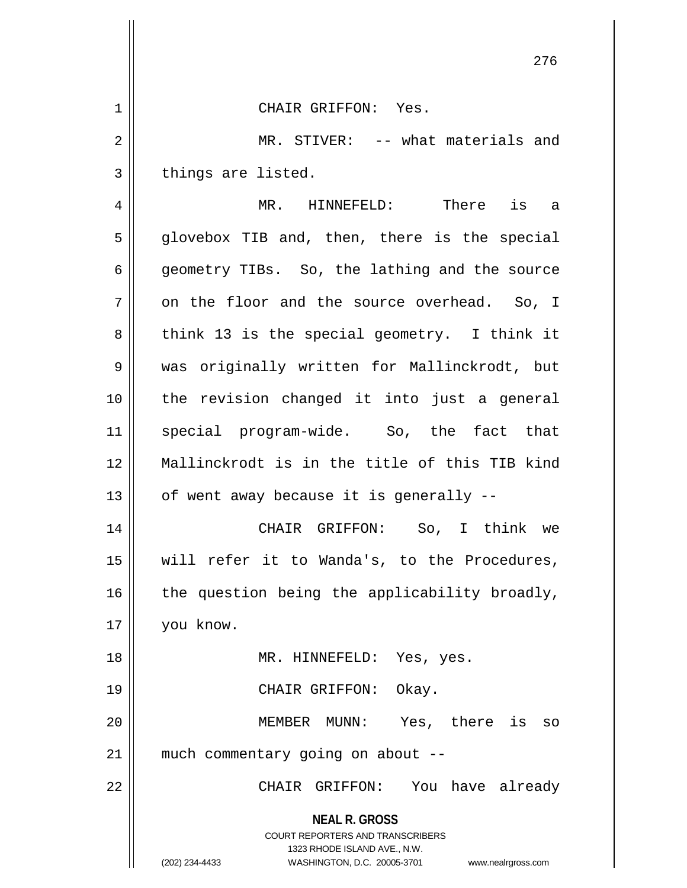CHAIR GRIFFON: Yes.

MR. STIVER: -- what materials and things are listed.

MR. HINNEFELD: There is a glovebox TIB and, then, there is the special geometry TIBs. So, the lathing and the source on the floor and the source overhead. So, I think 13 is the special geometry. I think it was originally written for Mallinckrodt, but the revision changed it into just a general special program-wide. So, the fact that Mallinckrodt is in the title of this TIB kind of went away because it is generally --

CHAIR GRIFFON: So, I think we will refer it to Wanda's, to the Procedures, the question being the applicability broadly, you know.

MR. HINNEFELD: Yes, yes.

CHAIR GRIFFON: Okay.

MEMBER MUNN: Yes, there is so much commentary going on about --

CHAIR GRIFFON: You have already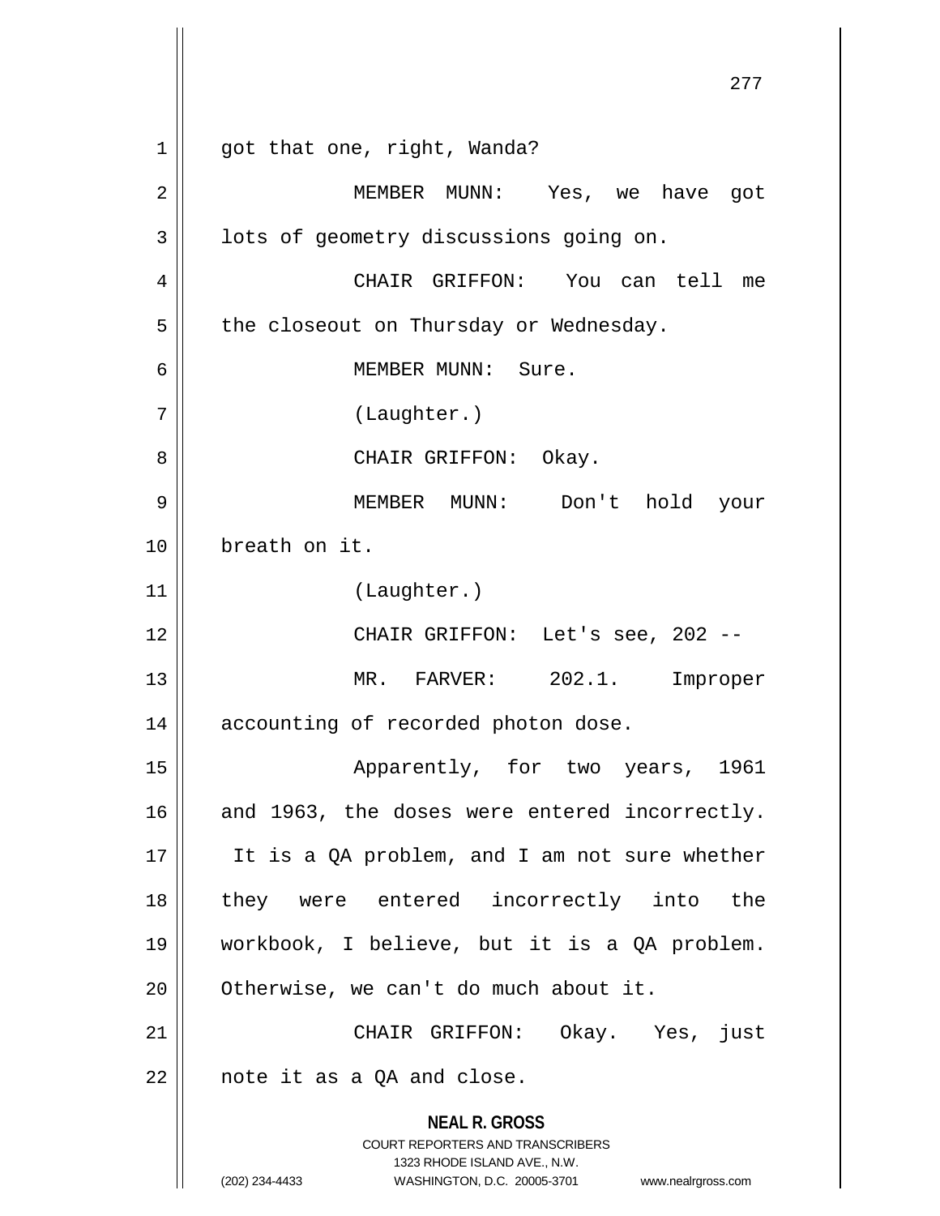got that one, right, Wanda?

MEMBER MUNN: Yes, we have got lots of geometry discussions going on.

CHAIR GRIFFON: You can tell me the closeout on Thursday or Wednesday.

MEMBER MUNN: Sure.

(Laughter.)

CHAIR GRIFFON: Okay.

MEMBER MUNN: Don't hold your breath on it.

(Laughter.)

CHAIR GRIFFON: Let's see, 202 --

MR. FARVER: 202.1. Improper accounting of recorded photon dose.

Apparently, for two years, 1961 and 1963, the doses were entered incorrectly. It is a QA problem, and I am not sure whether they were entered incorrectly into the workbook, I believe, but it is a QA problem. Otherwise, we can't do much about it.

CHAIR GRIFFON: Okay. Yes, just note it as a QA and close.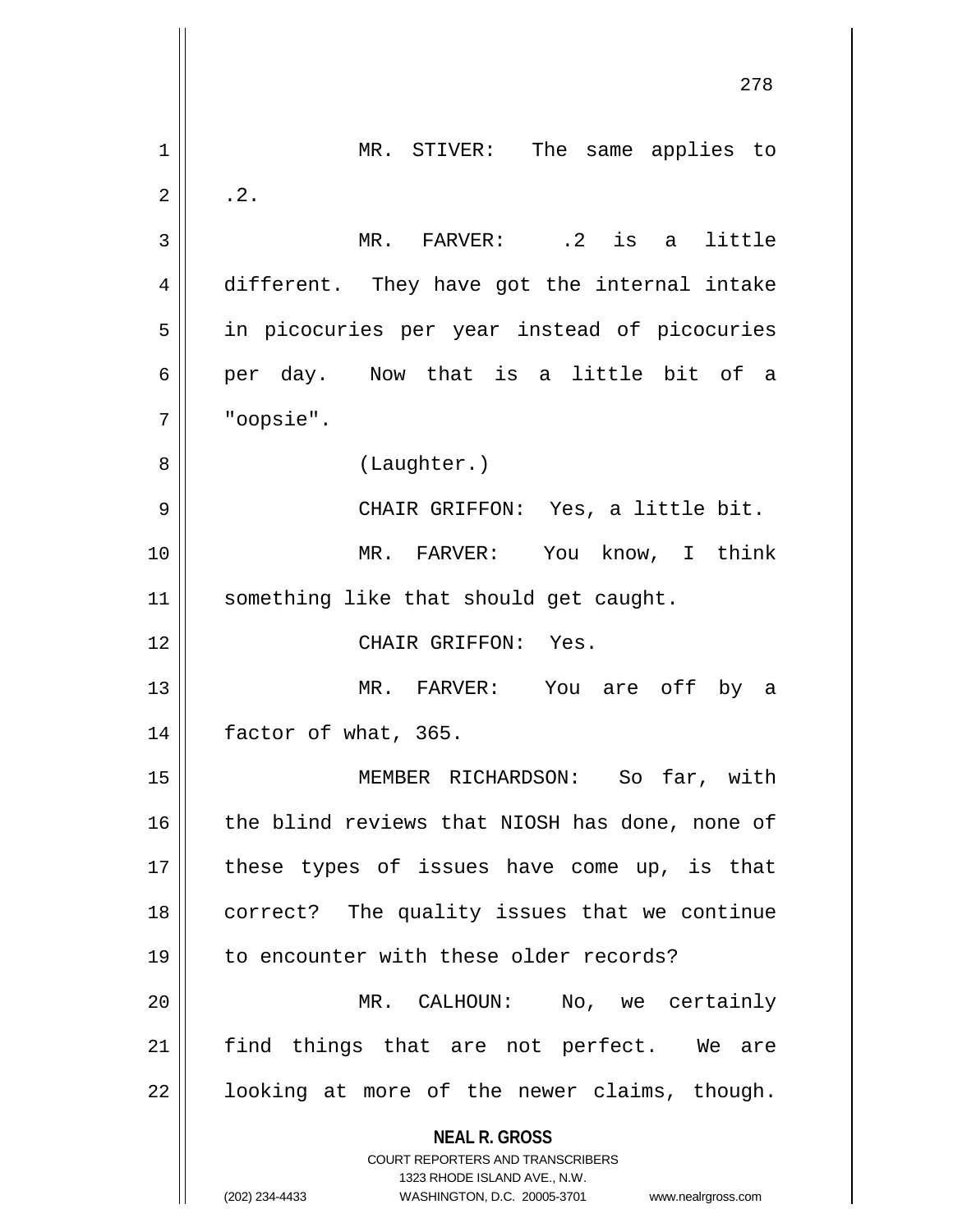MR. STIVER: The same applies to .2.

MR. FARVER: .2 is a little different. They have got the internal intake in picocuries per year instead of picocuries per day. Now that is a little bit of a "oopsie".

(Laughter.)

CHAIR GRIFFON: Yes, a little bit.

MR. FARVER: You know, I think something like that should get caught.

CHAIR GRIFFON: Yes.

MR. FARVER: You are off by a factor of what, 365.

MEMBER RICHARDSON: So far, with the blind reviews that NIOSH has done, none of these types of issues have come up, is that correct? The quality issues that we continue to encounter with these older records?

MR. CALHOUN: No, we certainly find things that are not perfect. We are looking at more of the newer claims, though.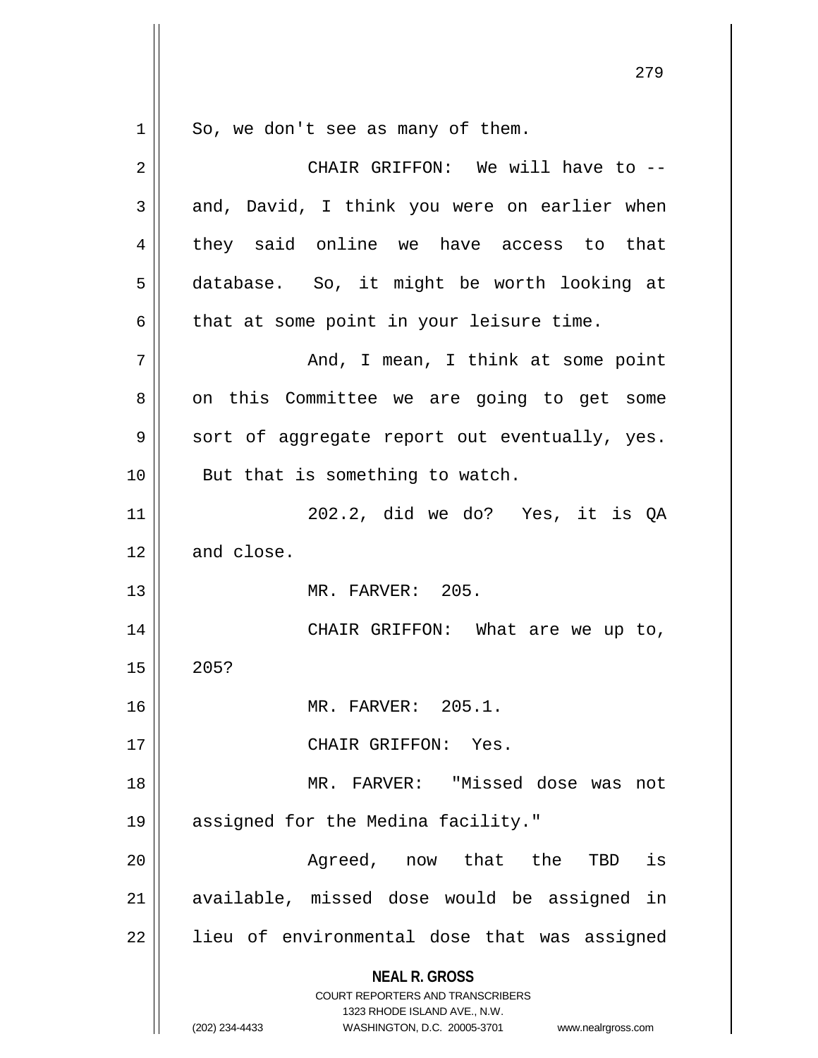So, we don't see as many of them.

CHAIR GRIFFON: We will have to -- and, David, I think you were on earlier when they said online we have access to that database. So, it might be worth looking at that at some point in your leisure time.

And, I mean, I think at some point on this Committee we are going to get some sort of aggregate report out eventually, yes. But that is something to watch.

202.2, did we do? Yes, it is QA and close.

MR. FARVER: 205.

CHAIR GRIFFON: What are we up to, 205?

MR. FARVER: 205.1.

CHAIR GRIFFON: Yes.

MR. FARVER: "Missed dose was not assigned for the Medina facility."

Agreed, now that the TBD is available, missed dose would be assigned in lieu of environmental dose that was assigned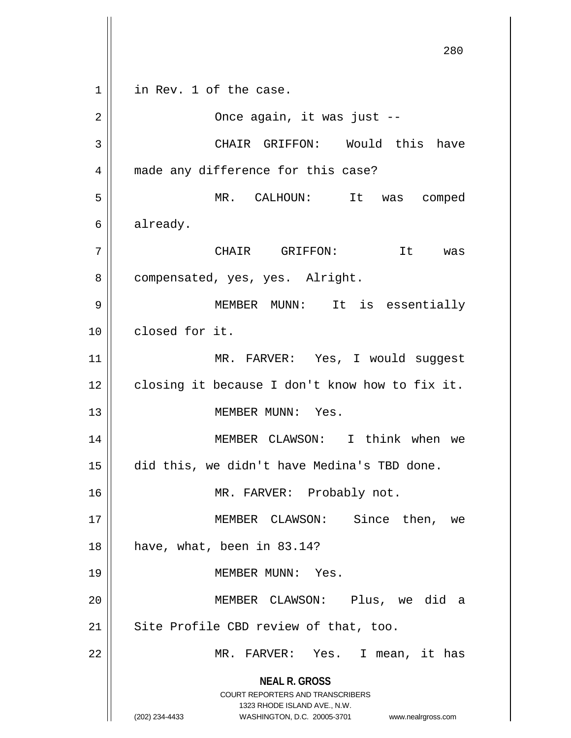in Rev. 1 of the case.

Once again, it was just --

CHAIR GRIFFON: Would this have made any difference for this case?

MR. CALHOUN: It was comped already.

CHAIR GRIFFON: It was compensated, yes, yes. Alright.

MEMBER MUNN: It is essentially closed for it.

MR. FARVER: Yes, I would suggest closing it because I don't know how to fix it.

MEMBER MUNN: Yes.

MEMBER CLAWSON: I think when we did this, we didn't have Medina's TBD done.

MR. FARVER: Probably not.

MEMBER CLAWSON: Since then, we have, what, been in 83.14?

MEMBER MUNN: Yes.

MEMBER CLAWSON: Plus, we did a Site Profile CBD review of that, too.

MR. FARVER: Yes. I mean, it has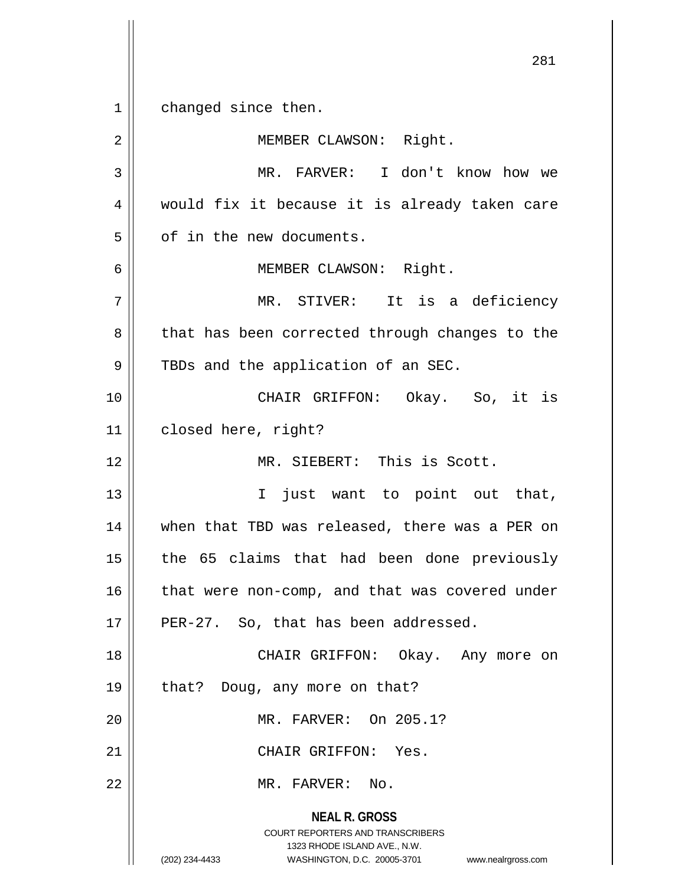changed since then.

MEMBER CLAWSON: Right.

MR. FARVER: I don't know how we would fix it because it is already taken care of in the new documents.

MEMBER CLAWSON: Right.

MR. STIVER: It is a deficiency that has been corrected through changes to the TBDs and the application of an SEC.

CHAIR GRIFFON: Okay. So, it is closed here, right?

MR. SIEBERT: This is Scott.

I just want to point out that, when that TBD was released, there was a PER on the 65 claims that had been done previously that were non-comp, and that was covered under PER-27. So, that has been addressed.

CHAIR GRIFFON: Okay. Any more on that? Doug, any more on that?

MR. FARVER: On 205.1?

CHAIR GRIFFON: Yes.

MR. FARVER: No.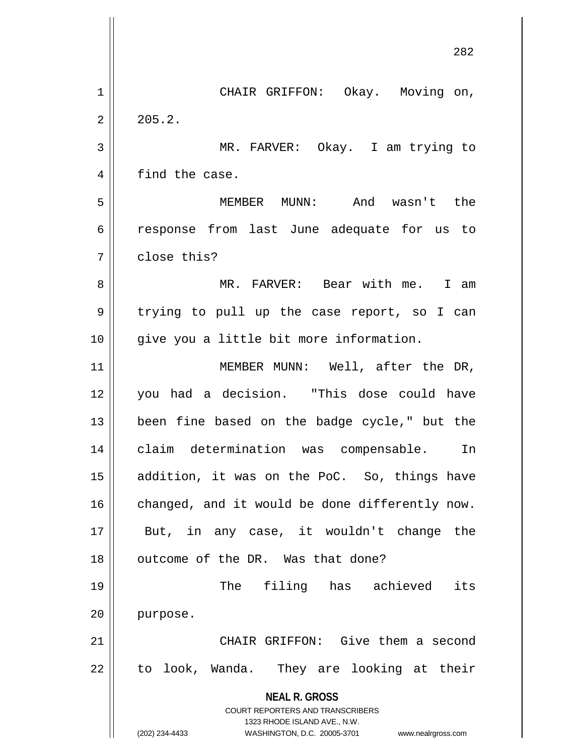CHAIR GRIFFON: Okay. Moving on, 205.2.

MR. FARVER: Okay. I am trying to find the case.

MEMBER MUNN: And wasn't the response from last June adequate for us to close this?

MR. FARVER: Bear with me. I am trying to pull up the case report, so I can give you a little bit more information.

MEMBER MUNN: Well, after the DR, you had a decision. "This dose could have been fine based on the badge cycle," but the claim determination was compensable. In addition, it was on the PoC. So, things have changed, and it would be done differently now. But, in any case, it wouldn't change the outcome of the DR. Was that done?

The filing has achieved its purpose.

CHAIR GRIFFON: Give them a second to look, Wanda. They are looking at their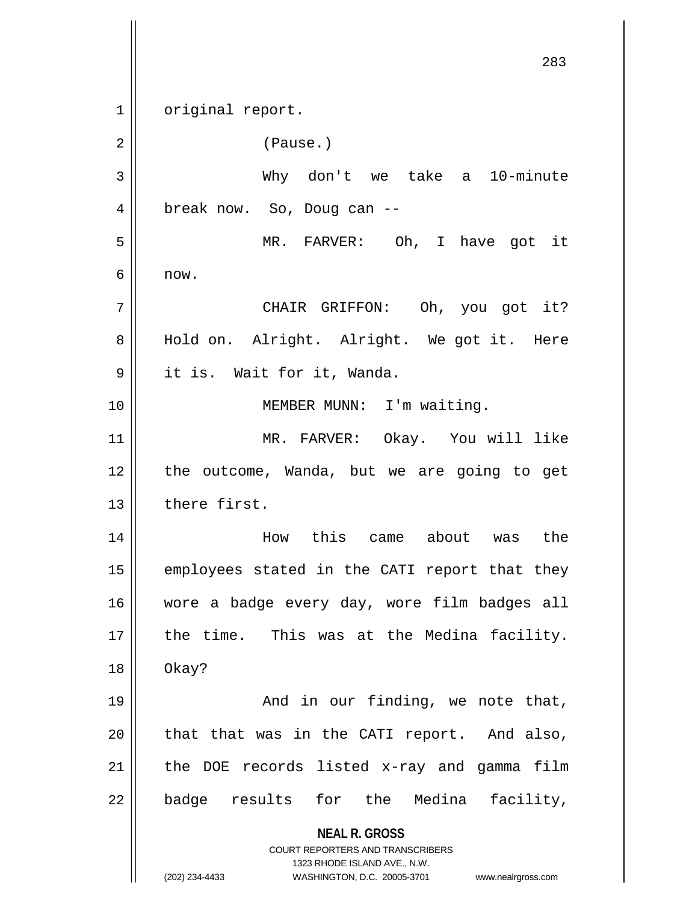original report.

(Pause.)

Why don't we take a 10-minute break now. So, Doug can --

MR. FARVER: Oh, I have got it now.

CHAIR GRIFFON: Oh, you got it? Hold on. Alright. Alright. We got it. Here it is. Wait for it, Wanda.

MEMBER MUNN: I'm waiting.

MR. FARVER: Okay. You will like the outcome, Wanda, but we are going to get there first.

How this came about was the employees stated in the CATI report that they wore a badge every day, wore film badges all the time. This was at the Medina facility. Okay?

And in our finding, we note that, that that was in the CATI report. And also, the DOE records listed x-ray and gamma film badge results for the Medina facility,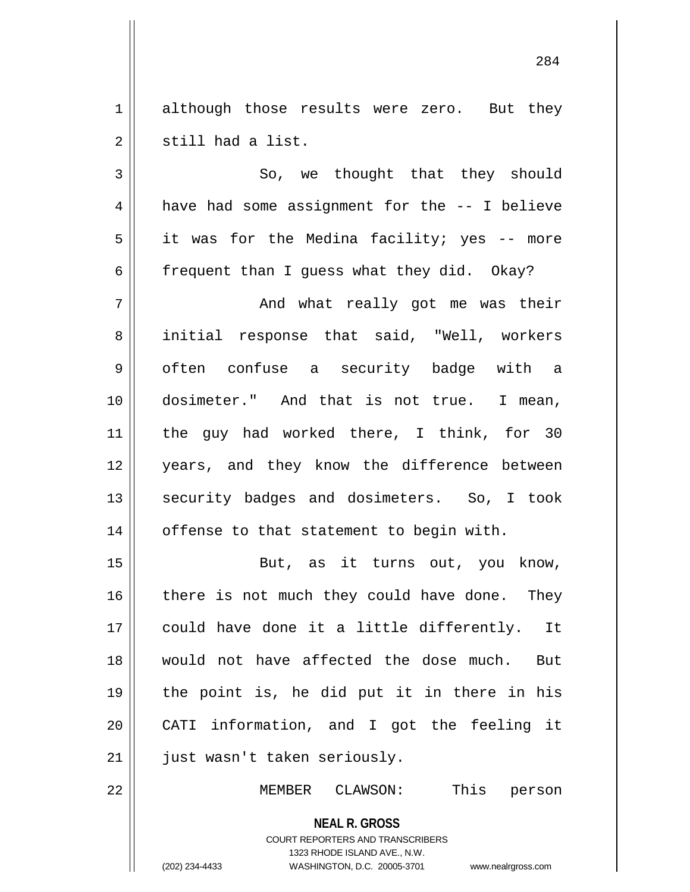although those results were zero. But they still had a list.

So, we thought that they should have had some assignment for the -- I believe it was for the Medina facility; yes -- more frequent than I guess what they did. Okay?

And what really got me was their initial response that said, "Well, workers often confuse a security badge with a dosimeter." And that is not true. I mean, the guy had worked there, I think, for 30 years, and they know the difference between security badges and dosimeters. So, I took offense to that statement to begin with.

But, as it turns out, you know, there is not much they could have done. They could have done it a little differently. It would not have affected the dose much. But the point is, he did put it in there in his CATI information, and I got the feeling it just wasn't taken seriously.

MEMBER CLAWSON: This person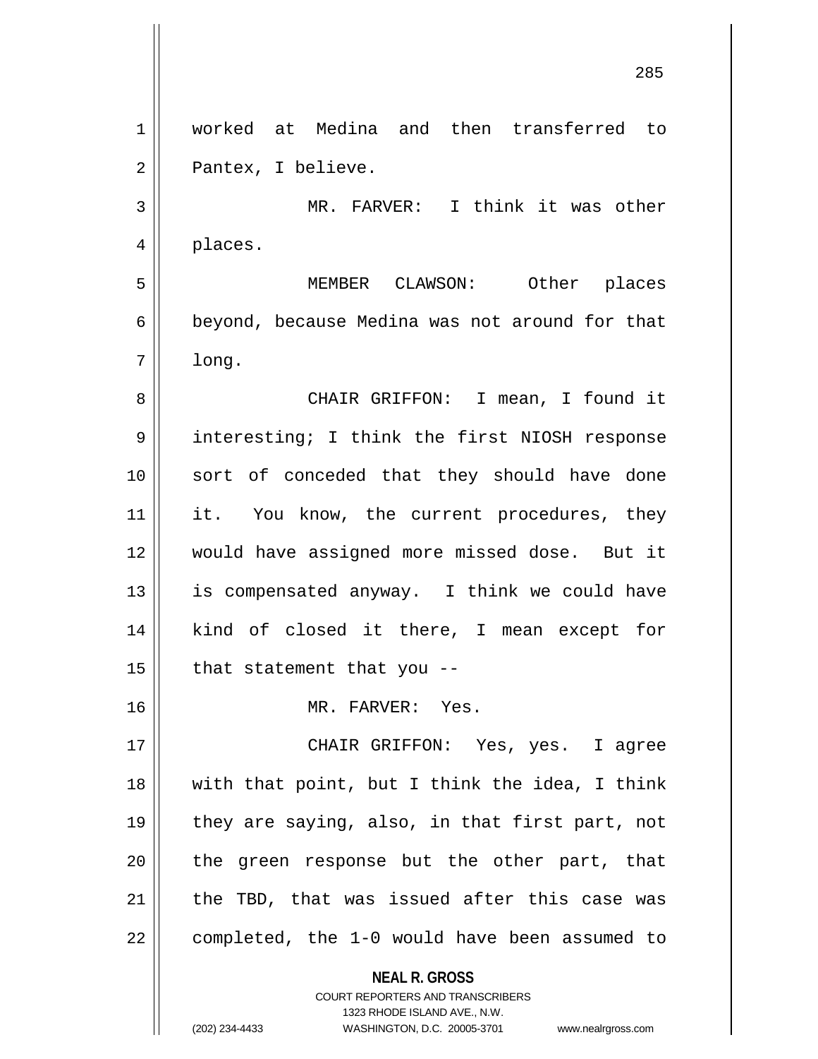worked at Medina and then transferred to Pantex, I believe.

MR. FARVER: I think it was other places.

MEMBER CLAWSON: Other places beyond, because Medina was not around for that long.

CHAIR GRIFFON: I mean, I found it interesting; I think the first NIOSH response sort of conceded that they should have done it. You know, the current procedures, they would have assigned more missed dose. But it is compensated anyway. I think we could have kind of closed it there, I mean except for that statement that you --

MR. FARVER: Yes.

CHAIR GRIFFON: Yes, yes. I agree with that point, but I think the idea, I think they are saying, also, in that first part, not the green response but the other part, that the TBD, that was issued after this case was completed, the 1-0 would have been assumed to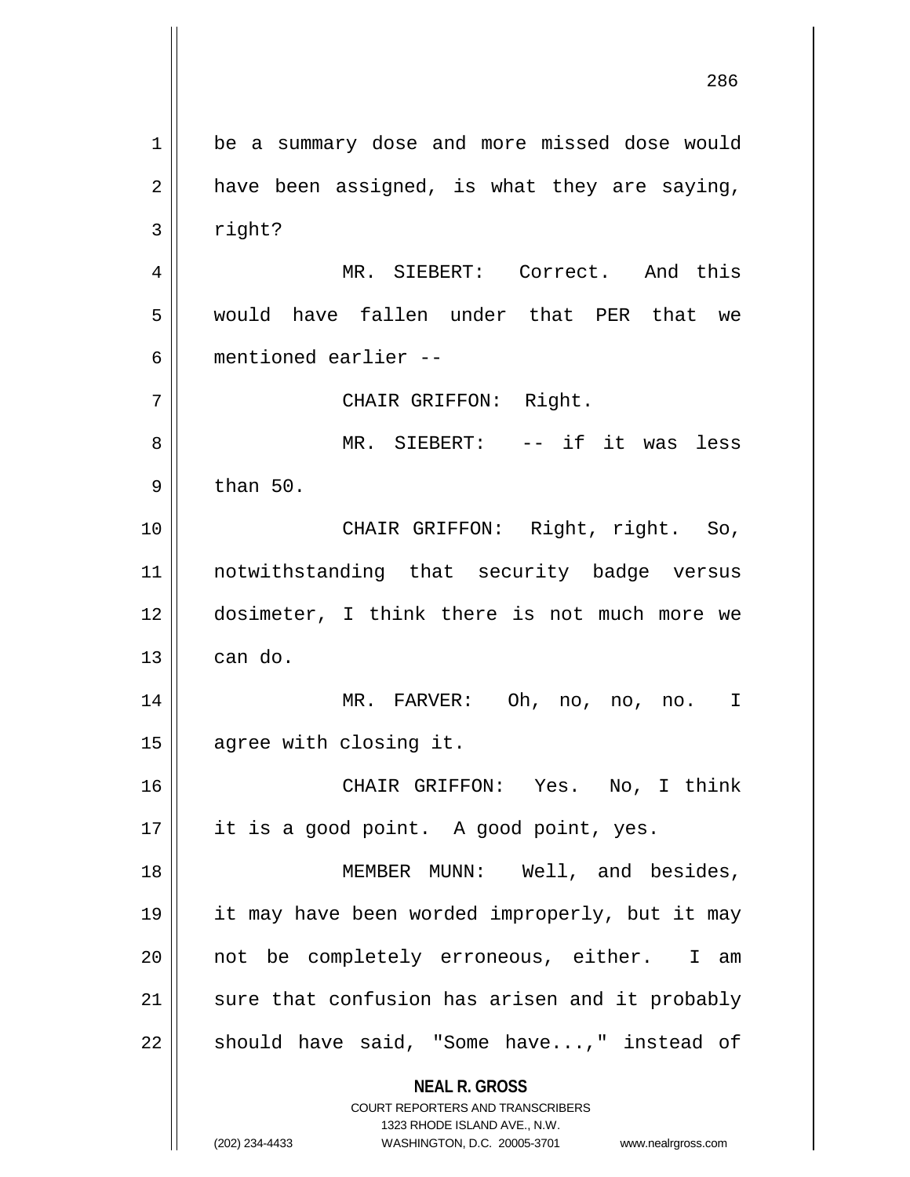be a summary dose and more missed dose would have been assigned, is what they are saying, right?

MR. SIEBERT: Correct. And this would have fallen under that PER that we mentioned earlier --

CHAIR GRIFFON: Right.

MR. SIEBERT: -- if it was less than 50.

CHAIR GRIFFON: Right, right. So, notwithstanding that security badge versus dosimeter, I think there is not much more we can do.

MR. FARVER: Oh, no, no, no. I agree with closing it.

CHAIR GRIFFON: Yes. No, I think it is a good point. A good point, yes.

MEMBER MUNN: Well, and besides, it may have been worded improperly, but it may not be completely erroneous, either. I am sure that confusion has arisen and it probably should have said, "Some have...," instead of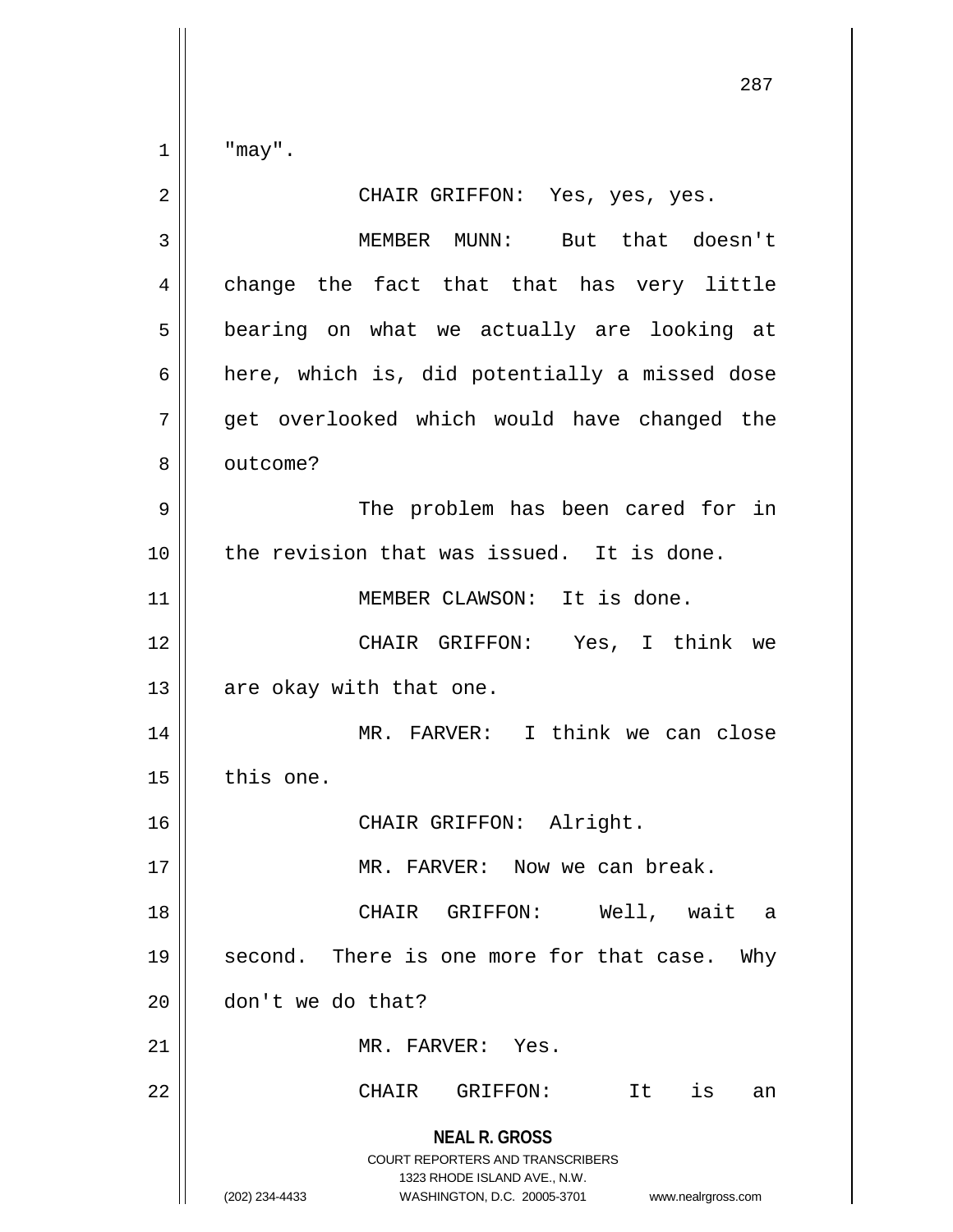"may".

CHAIR GRIFFON: Yes, yes, yes.

MEMBER MUNN: But that doesn't change the fact that that has very little bearing on what we actually are looking at here, which is, did potentially a missed dose get overlooked which would have changed the outcome?

The problem has been cared for in the revision that was issued. It is done.

MEMBER CLAWSON: It is done.

CHAIR GRIFFON: Yes, I think we are okay with that one.

MR. FARVER: I think we can close this one.

CHAIR GRIFFON: Alright.

MR. FARVER: Now we can break.

CHAIR GRIFFON: Well, wait a second. There is one more for that case. Why don't we do that?

MR. FARVER: Yes.

CHAIR GRIFFON: It is an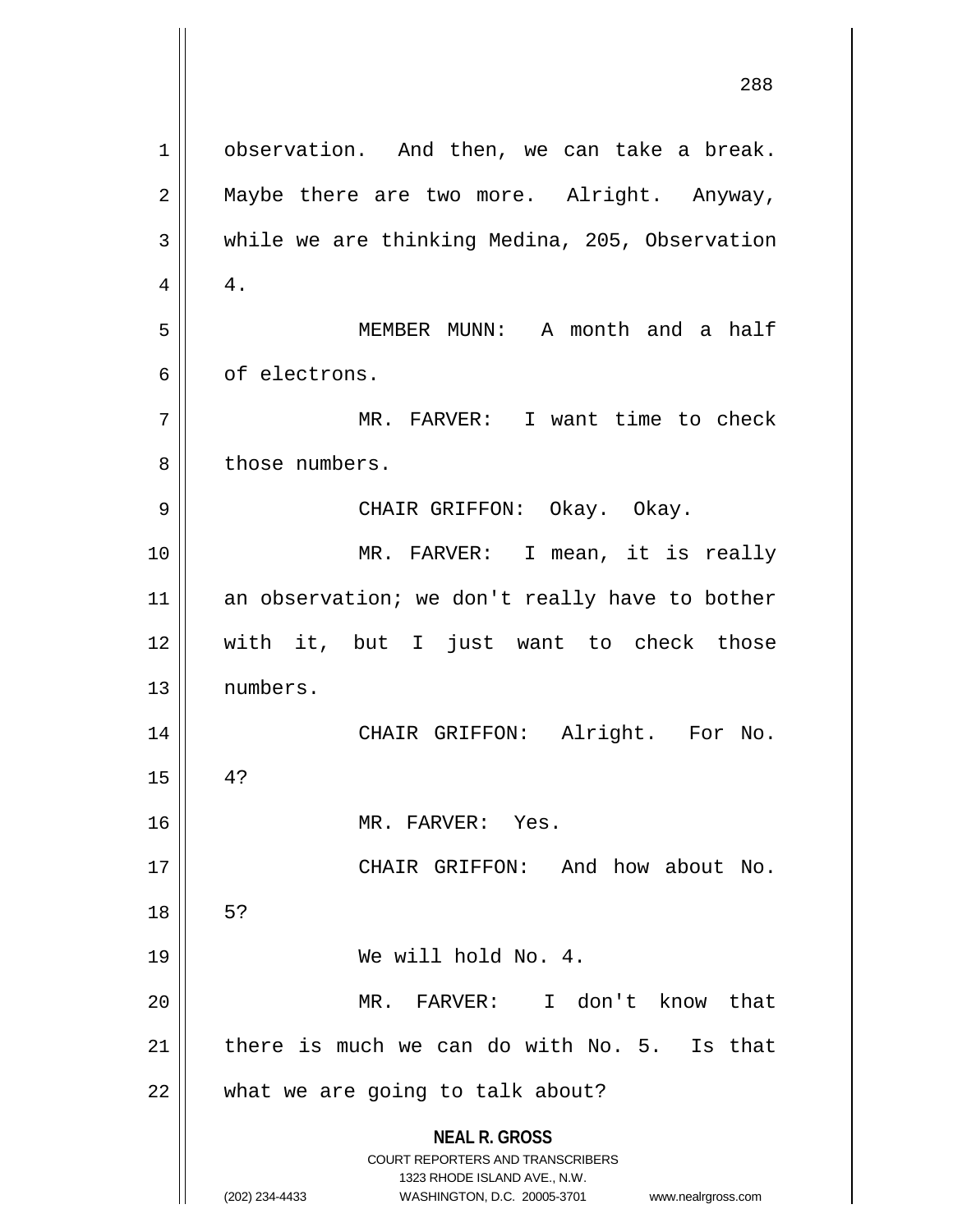observation. And then, we can take a break. Maybe there are two more. Alright. Anyway, while we are thinking Medina, 205, Observation 4.

MEMBER MUNN: A month and a half of electrons.

MR. FARVER: I want time to check those numbers.

CHAIR GRIFFON: Okay. Okay.

MR. FARVER: I mean, it is really an observation; we don't really have to bother with it, but I just want to check those numbers.

CHAIR GRIFFON: Alright. For No. 4?

MR. FARVER: Yes.

CHAIR GRIFFON: And how about No. 5?

We will hold No. 4.

MR. FARVER: I don't know that there is much we can do with No. 5. Is that what we are going to talk about?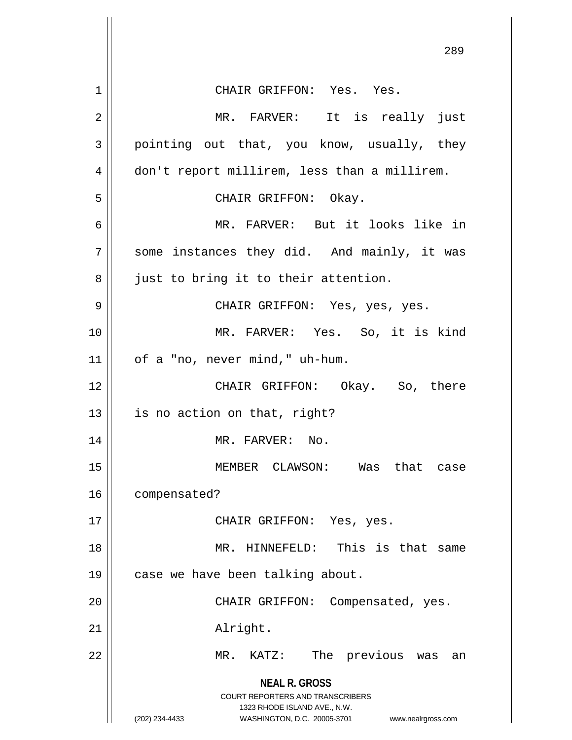CHAIR GRIFFON: Yes. Yes.

MR. FARVER: It is really just pointing out that, you know, usually, they don't report millirem, less than a millirem.

CHAIR GRIFFON: Okay.

MR. FARVER: But it looks like in some instances they did. And mainly, it was just to bring it to their attention.

CHAIR GRIFFON: Yes, yes, yes.

MR. FARVER: Yes. So, it is kind of a "no, never mind," uh-hum.

CHAIR GRIFFON: Okay. So, there is no action on that, right?

MR. FARVER: No.

MEMBER CLAWSON: Was that case compensated?

CHAIR GRIFFON: Yes, yes.

MR. HINNEFELD: This is that same case we have been talking about.

CHAIR GRIFFON: Compensated, yes. Alright.

MR. KATZ: The previous was an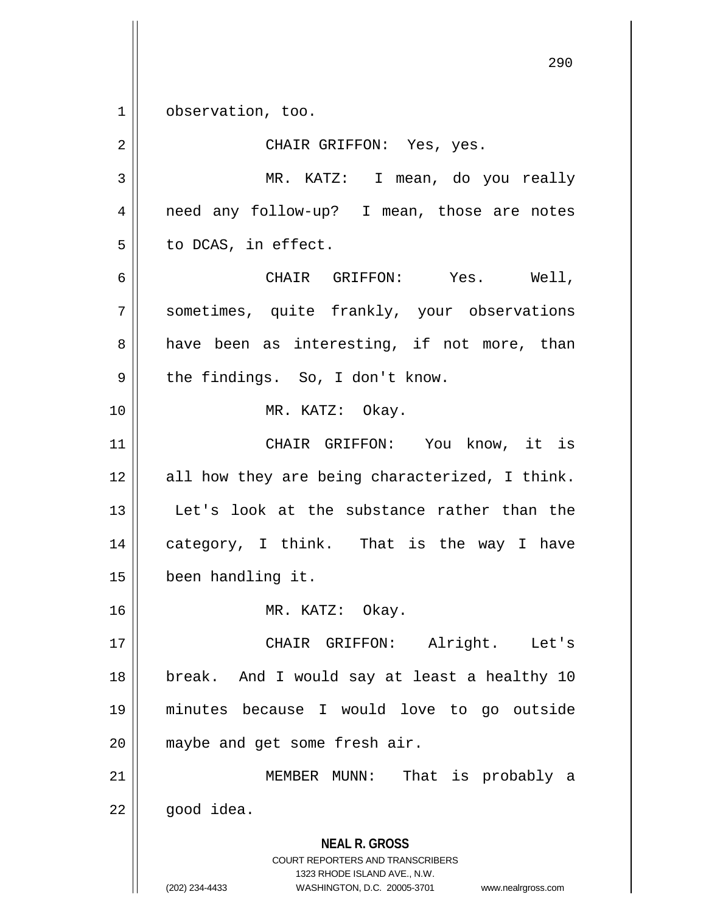observation, too.

CHAIR GRIFFON: Yes, yes.

MR. KATZ: I mean, do you really need any follow-up? I mean, those are notes to DCAS, in effect.

CHAIR GRIFFON: Yes. Well, sometimes, quite frankly, your observations have been as interesting, if not more, than the findings. So, I don't know.

MR. KATZ: Okay.

CHAIR GRIFFON: You know, it is all how they are being characterized, I think. Let's look at the substance rather than the category, I think. That is the way I have been handling it.

MR. KATZ: Okay.

CHAIR GRIFFON: Alright. Let's break. And I would say at least a healthy 10 minutes because I would love to go outside maybe and get some fresh air.

MEMBER MUNN: That is probably a good idea.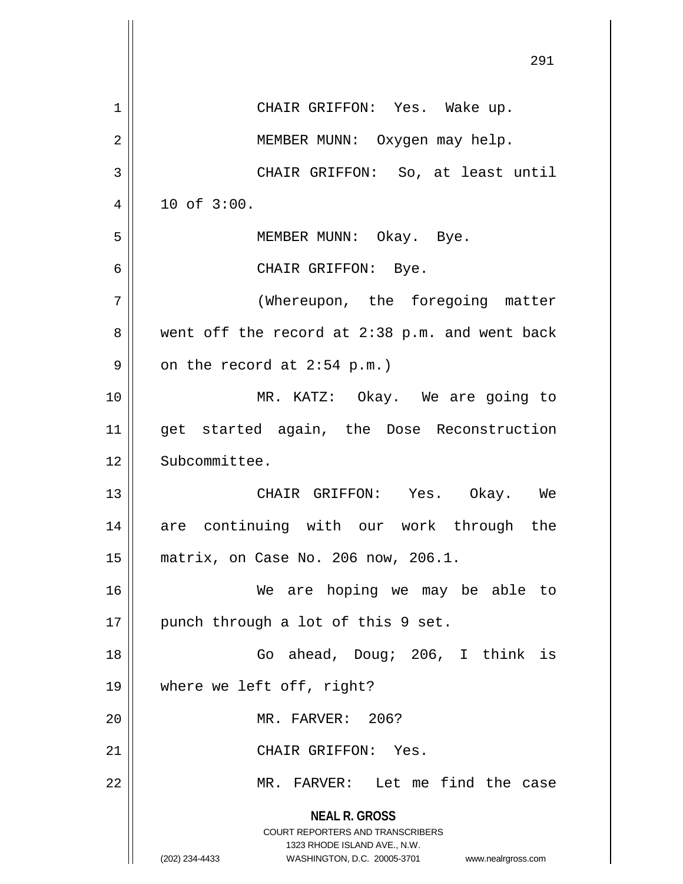CHAIR GRIFFON: Yes. Wake up.

MEMBER MUNN: Oxygen may help.

CHAIR GRIFFON: So, at least until 10 of 3:00.

MEMBER MUNN: Okay. Bye.

CHAIR GRIFFON: Bye.

(Whereupon, the foregoing matter went off the record at 2:38 p.m. and went back on the record at 2:54 p.m.)

MR. KATZ: Okay. We are going to get started again, the Dose Reconstruction Subcommittee.

CHAIR GRIFFON: Yes. Okay. We are continuing with our work through the matrix, on Case No. 206 now, 206.1.

We are hoping we may be able to punch through a lot of this 9 set.

Go ahead, Doug; 206, I think is where we left off, right?

MR. FARVER: 206?

CHAIR GRIFFON: Yes.

MR. FARVER: Let me find the case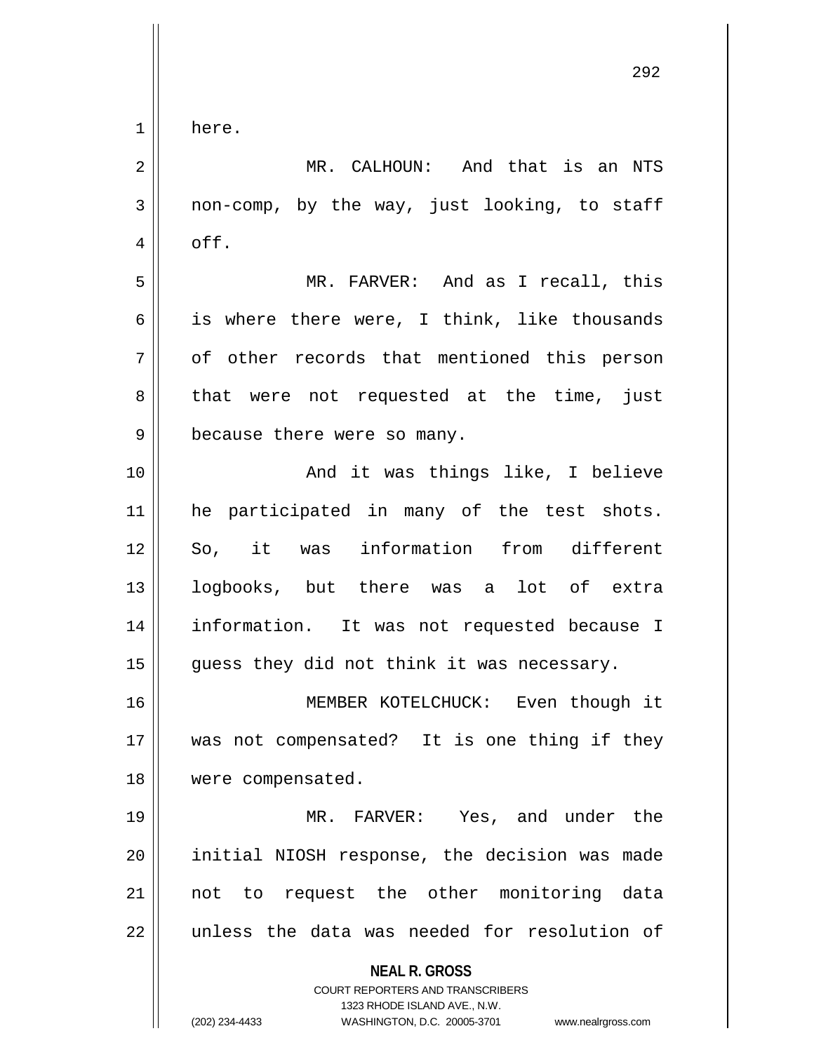here.

MR. CALHOUN: And that is an NTS non-comp, by the way, just looking, to staff off.

MR. FARVER: And as I recall, this is where there were, I think, like thousands of other records that mentioned this person that were not requested at the time, just because there were so many.

And it was things like, I believe he participated in many of the test shots. So, it was information from different logbooks, but there was a lot of extra information. It was not requested because I guess they did not think it was necessary.

MEMBER KOTELCHUCK: Even though it was not compensated? It is one thing if they were compensated.

MR. FARVER: Yes, and under the initial NIOSH response, the decision was made not to request the other monitoring data unless the data was needed for resolution of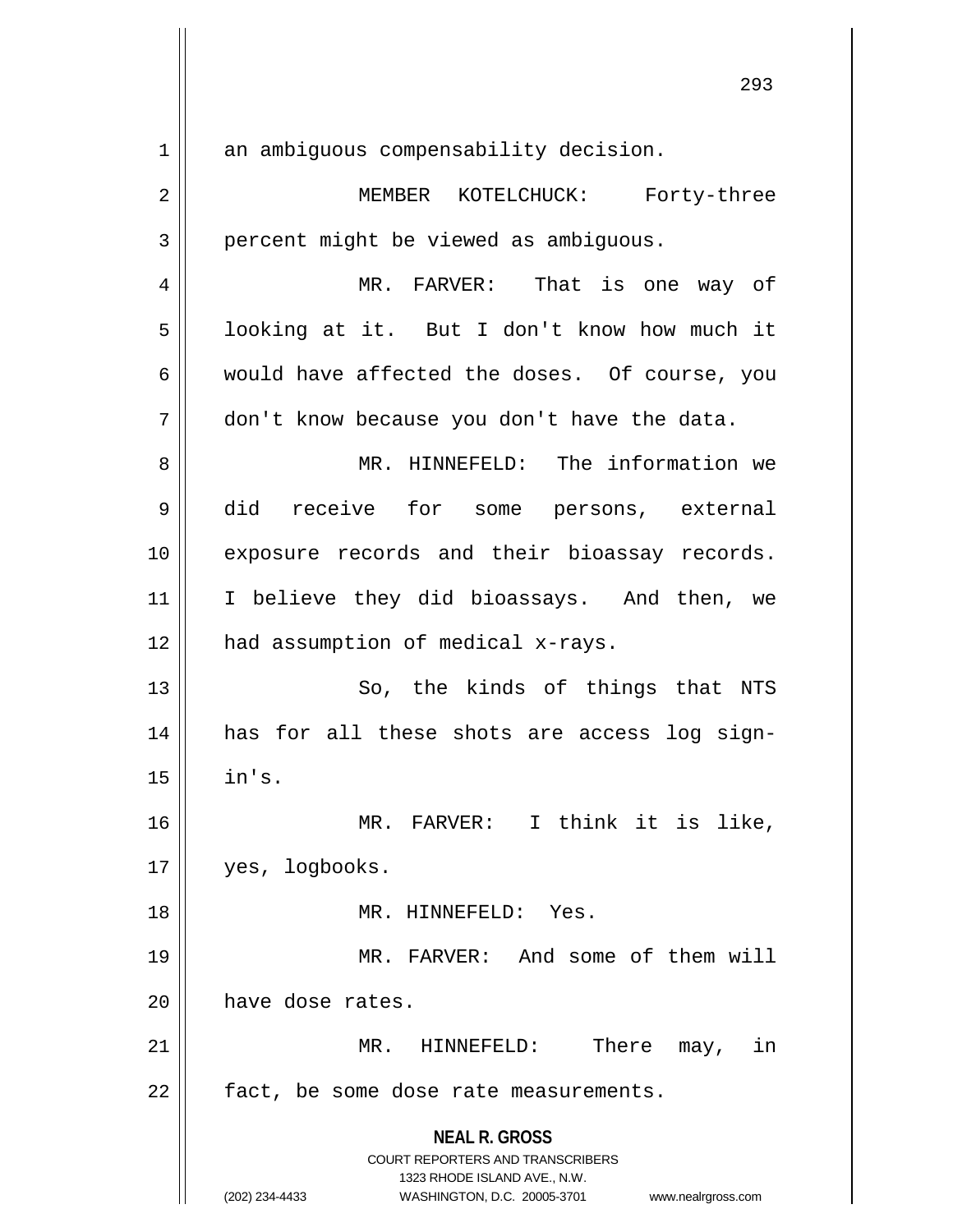an ambiguous compensability decision.

MEMBER KOTELCHUCK: Forty-three percent might be viewed as ambiguous.

MR. FARVER: That is one way of looking at it. But I don't know how much it would have affected the doses. Of course, you don't know because you don't have the data.

MR. HINNEFELD: The information we did receive for some persons, external exposure records and their bioassay records. I believe they did bioassays. And then, we had assumption of medical x-rays.

So, the kinds of things that NTS has for all these shots are access log sign-in's.

MR. FARVER: I think it is like, yes, logbooks.

MR. HINNEFELD: Yes.

MR. FARVER: And some of them will have dose rates.

MR. HINNEFELD: There may, in fact, be some dose rate measurements.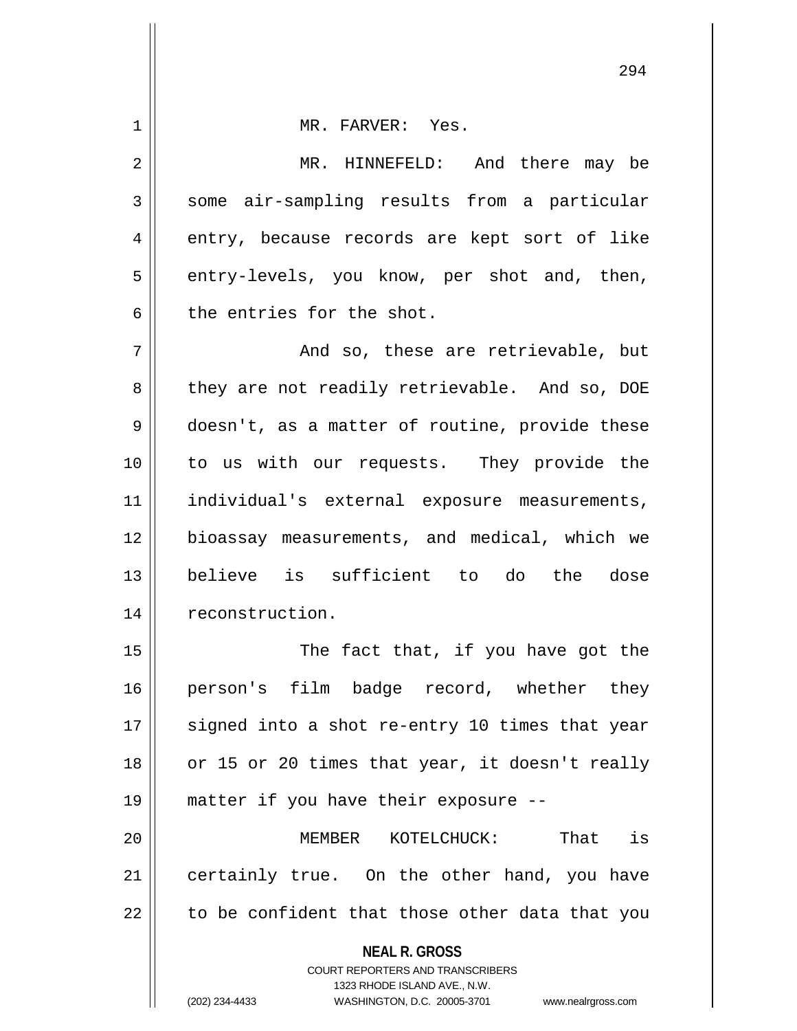MR. FARVER: Yes.

MR. HINNEFELD: And there may be some air-sampling results from a particular entry, because records are kept sort of like entry-levels, you know, per shot and, then, the entries for the shot.

And so, these are retrievable, but they are not readily retrievable. And so, DOE doesn't, as a matter of routine, provide these to us with our requests. They provide the individual's external exposure measurements, bioassay measurements, and medical, which we believe is sufficient to do the dose reconstruction.

The fact that, if you have got the person's film badge record, whether they signed into a shot re-entry 10 times that year or 15 or 20 times that year, it doesn't really matter if you have their exposure --

MEMBER KOTELCHUCK: That is certainly true. On the other hand, you have to be confident that those other data that you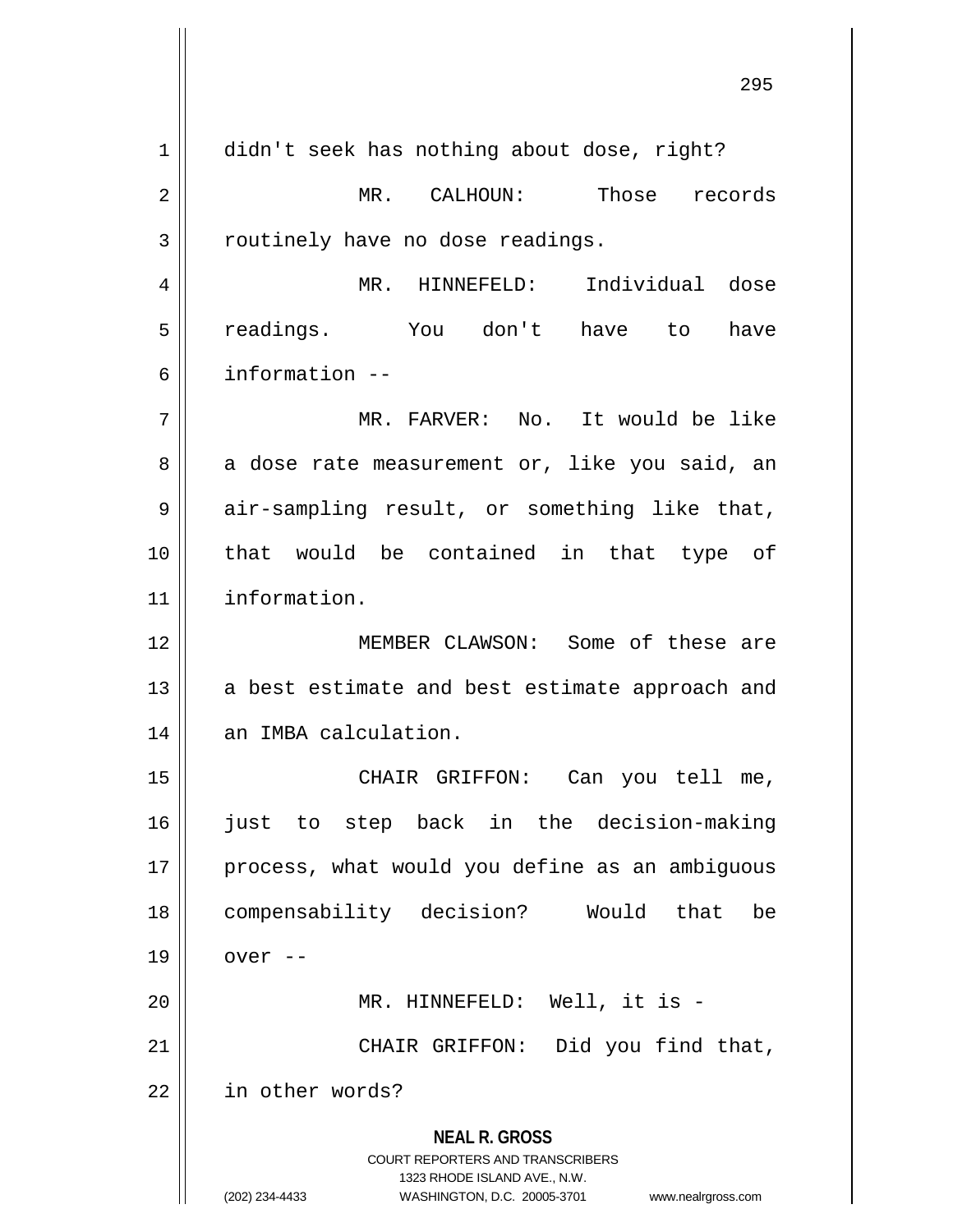didn't seek has nothing about dose, right?

MR. CALHOUN: Those records routinely have no dose readings.

MR. HINNEFELD: Individual dose readings. You don't have to have information --

MR. FARVER: No. It would be like a dose rate measurement or, like you said, an air-sampling result, or something like that, that would be contained in that type of information.

MEMBER CLAWSON: Some of these are a best estimate and best estimate approach and an IMBA calculation.

CHAIR GRIFFON: Can you tell me, just to step back in the decision-making process, what would you define as an ambiguous compensability decision? Would that be over --

MR. HINNEFELD: Well, it is -

CHAIR GRIFFON: Did you find that, in other words?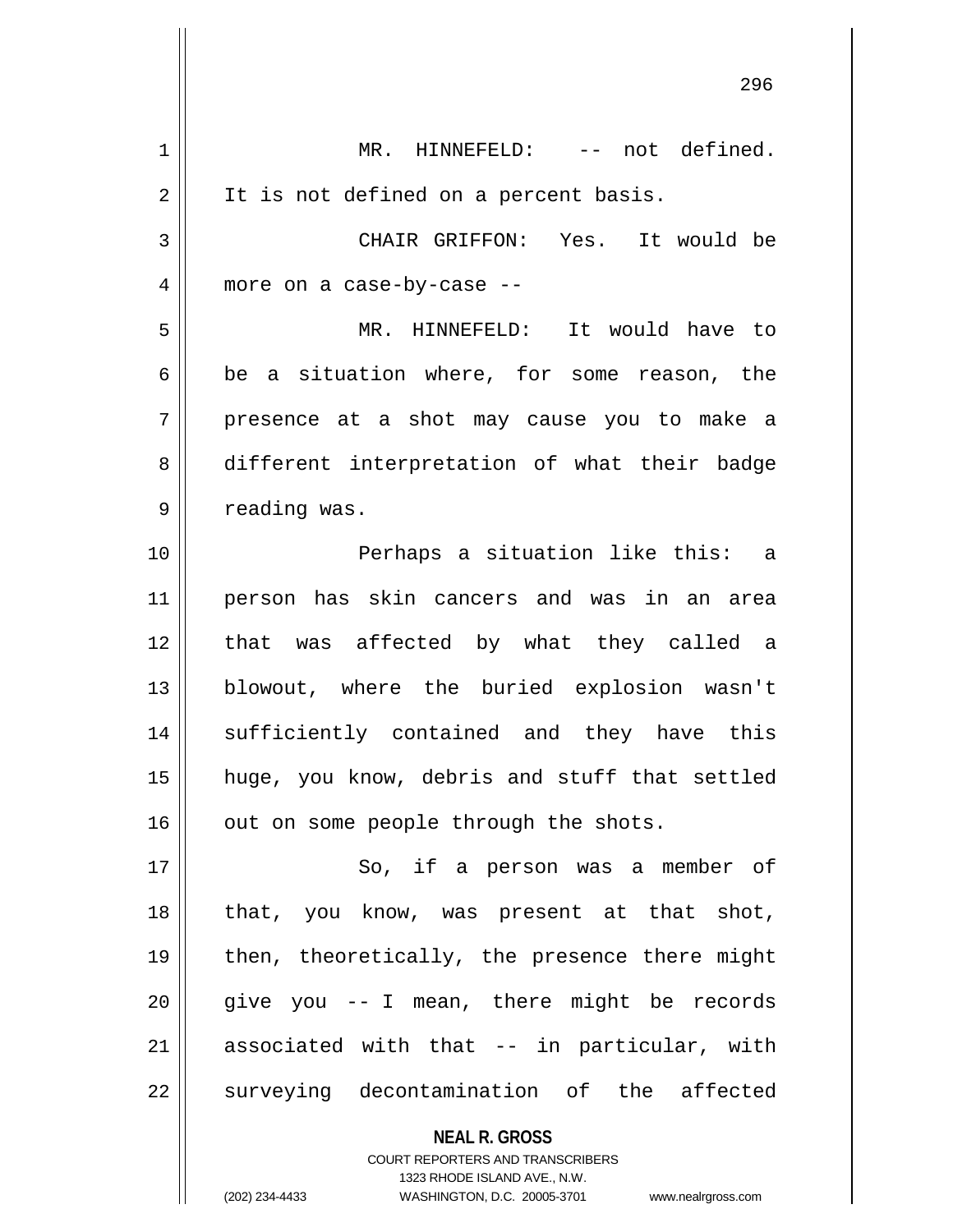MR. HINNEFELD: -- not defined. It is not defined on a percent basis.

CHAIR GRIFFON: Yes. It would be more on a case-by-case --

MR. HINNEFELD: It would have to be a situation where, for some reason, the presence at a shot may cause you to make a different interpretation of what their badge reading was.

Perhaps a situation like this: a person has skin cancers and was in an area that was affected by what they called a blowout, where the buried explosion wasn't sufficiently contained and they have this huge, you know, debris and stuff that settled out on some people through the shots.

So, if a person was a member of that, you know, was present at that shot, then, theoretically, the presence there might give you -- I mean, there might be records associated with that -- in particular, with surveying decontamination of the affected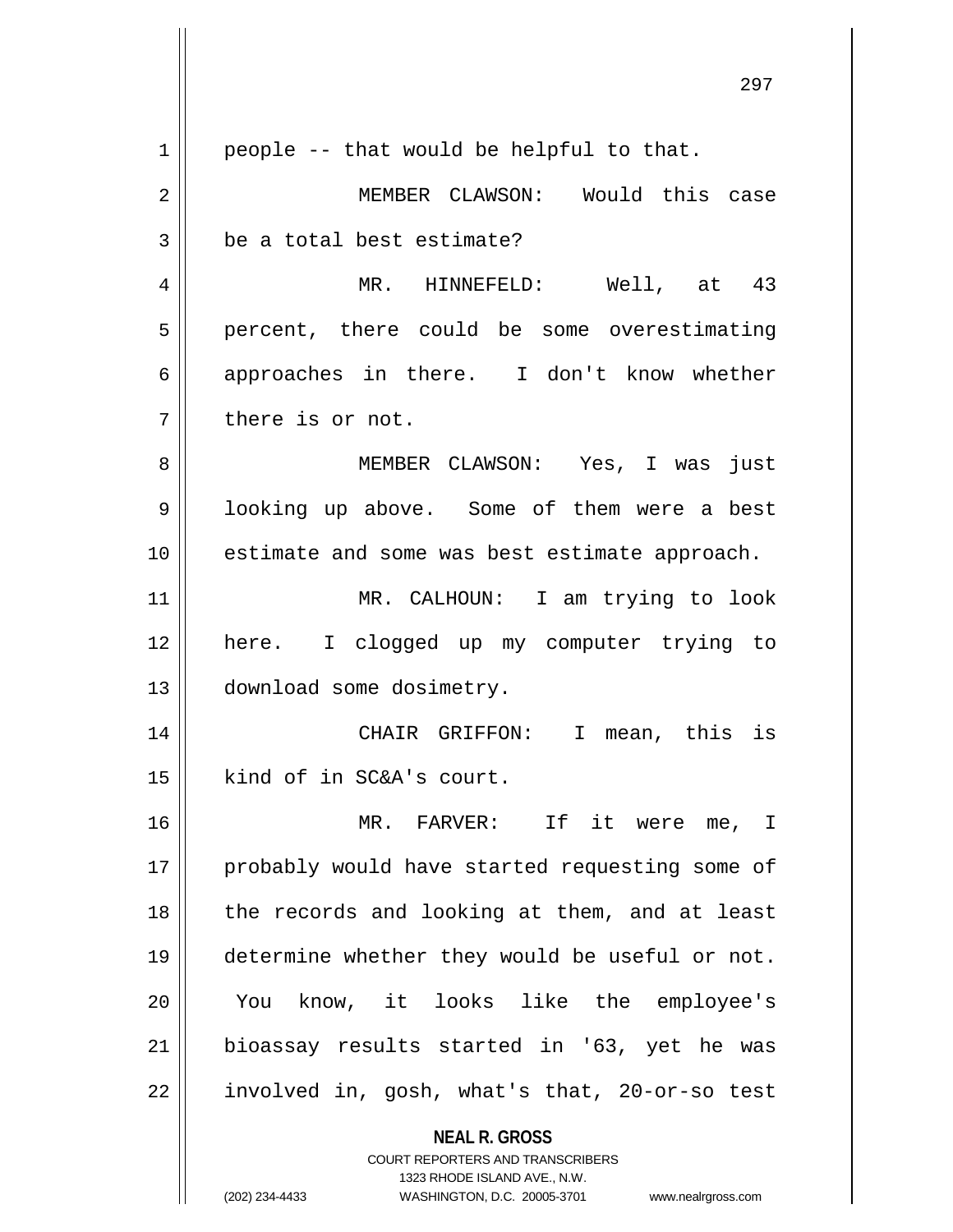people -- that would be helpful to that.

MEMBER CLAWSON: Would this case be a total best estimate?

MR. HINNEFELD: Well, at 43 percent, there could be some overestimating approaches in there. I don't know whether there is or not.

MEMBER CLAWSON: Yes, I was just looking up above. Some of them were a best estimate and some was best estimate approach.

MR. CALHOUN: I am trying to look here. I clogged up my computer trying to download some dosimetry.

CHAIR GRIFFON: I mean, this is kind of in SC&A's court.

MR. FARVER: If it were me, I probably would have started requesting some of the records and looking at them, and at least determine whether they would be useful or not. You know, it looks like the employee's bioassay results started in '63, yet he was involved in, gosh, what's that, 20-or-so test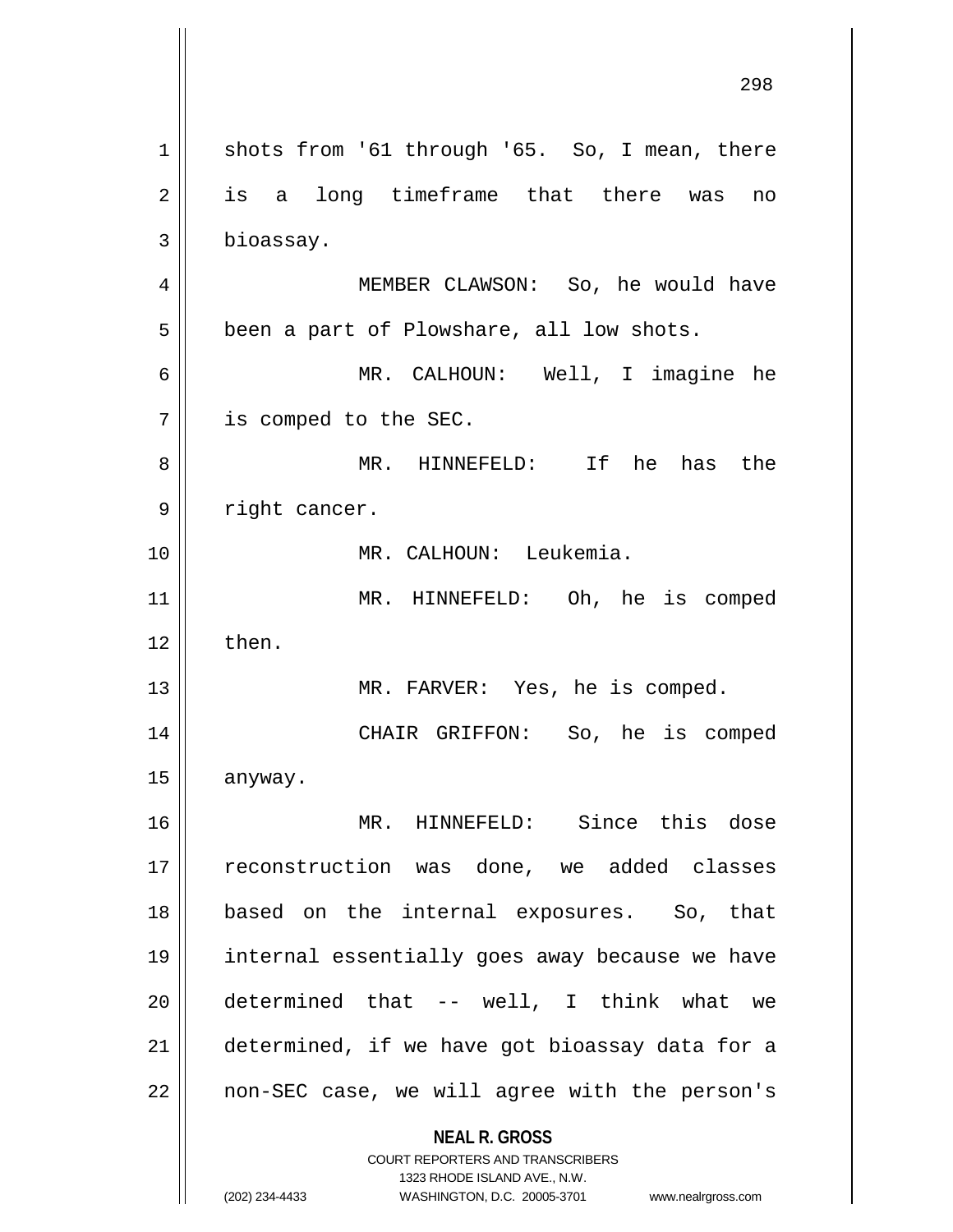shots from '61 through '65. So, I mean, there is a long timeframe that there was no bioassay.

MEMBER CLAWSON: So, he would have been a part of Plowshare, all low shots.

MR. CALHOUN: Well, I imagine he is comped to the SEC.

MR. HINNEFELD: If he has the right cancer.

MR. CALHOUN: Leukemia.

MR. HINNEFELD: Oh, he is comped then.

MR. FARVER: Yes, he is comped.

CHAIR GRIFFON: So, he is comped anyway.

MR. HINNEFELD: Since this dose reconstruction was done, we added classes based on the internal exposures. So, that internal essentially goes away because we have determined that -- well, I think what we determined, if we have got bioassay data for a non-SEC case, we will agree with the person's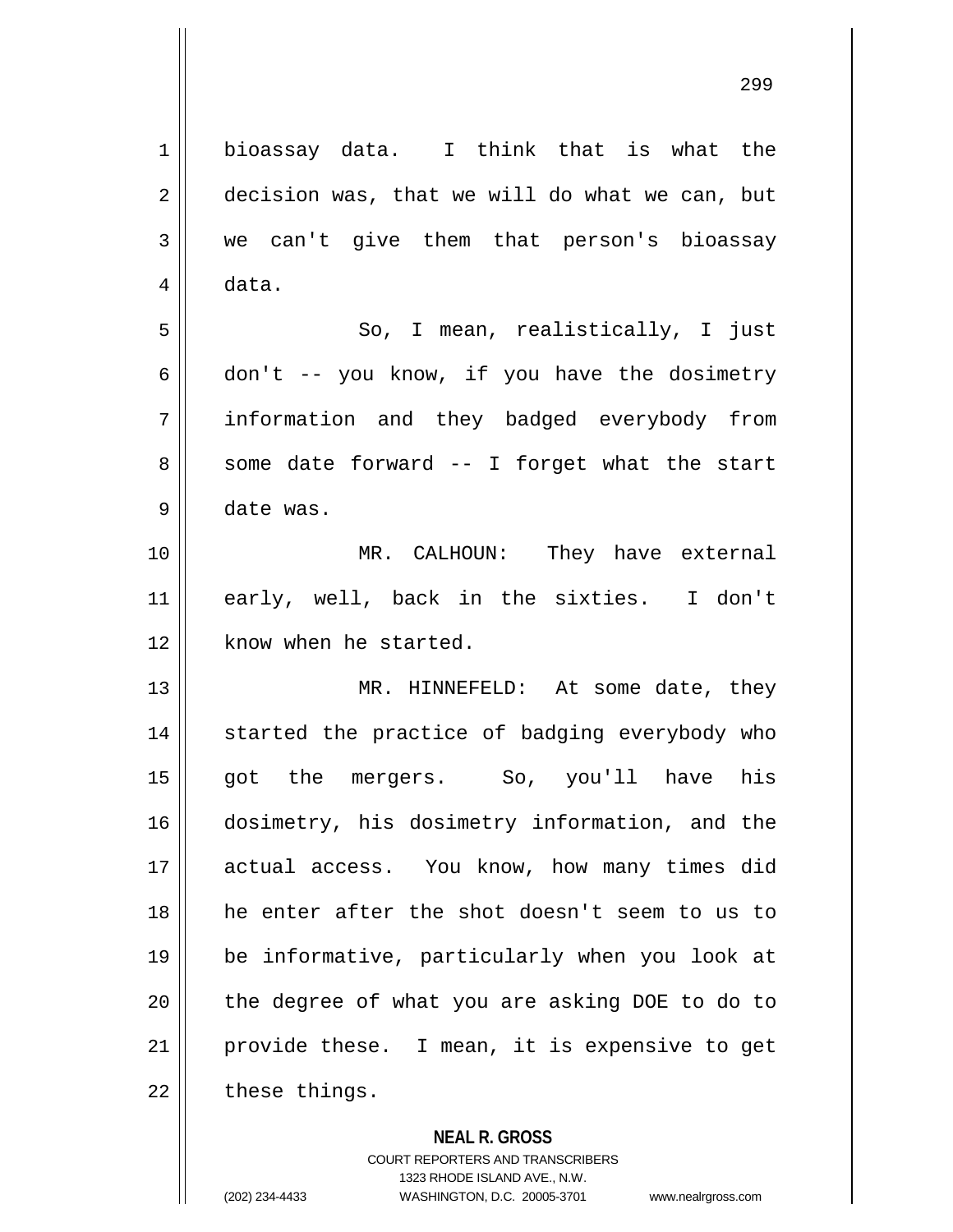bioassay data. I think that is what the decision was, that we will do what we can, but we can't give them that person's bioassay data.

So, I mean, realistically, I just don't -- you know, if you have the dosimetry information and they badged everybody from some date forward -- I forget what the start date was.

MR. CALHOUN: They have external early, well, back in the sixties. I don't know when he started.

MR. HINNEFELD: At some date, they started the practice of badging everybody who got the mergers. So, you'll have his dosimetry, his dosimetry information, and the actual access. You know, how many times did he enter after the shot doesn't seem to us to be informative, particularly when you look at the degree of what you are asking DOE to do to provide these. I mean, it is expensive to get these things.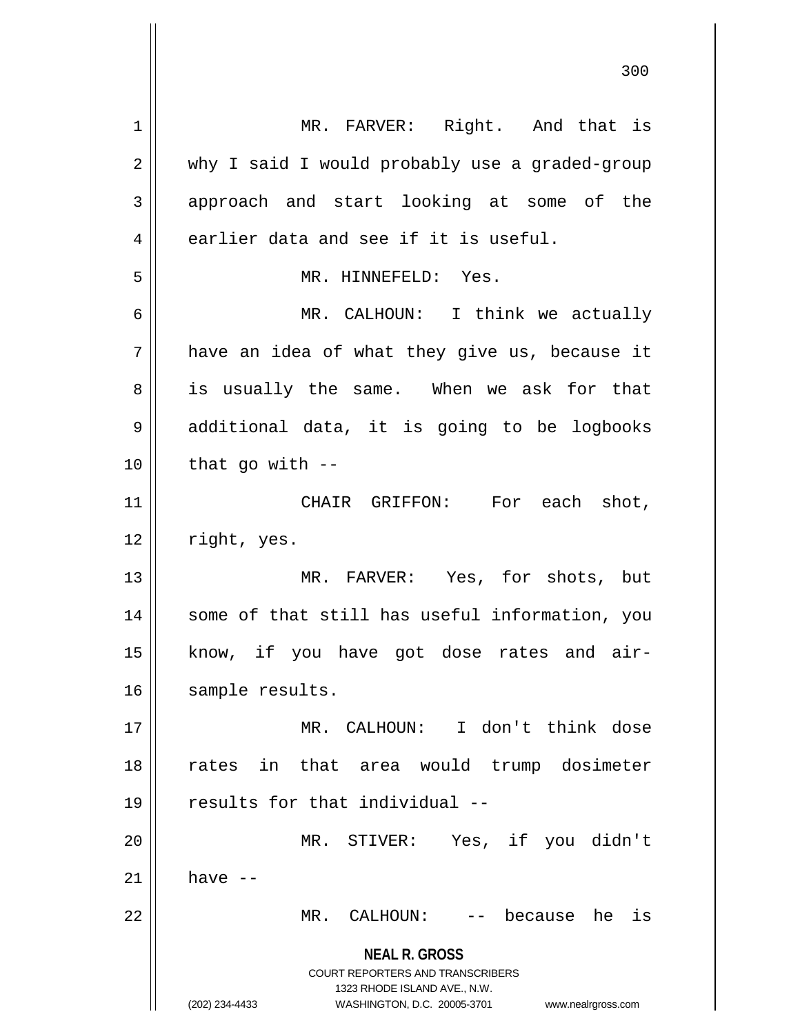MR. FARVER: Right. And that is why I said I would probably use a graded-group approach and start looking at some of the earlier data and see if it is useful.

MR. HINNEFELD: Yes.

MR. CALHOUN: I think we actually have an idea of what they give us, because it is usually the same. When we ask for that additional data, it is going to be logbooks that go with --

CHAIR GRIFFON: For each shot, right, yes.

MR. FARVER: Yes, for shots, but some of that still has useful information, you know, if you have got dose rates and air-sample results.

MR. CALHOUN: I don't think dose rates in that area would trump dosimeter results for that individual --

MR. STIVER: Yes, if you didn't have --

MR. CALHOUN: -- because he is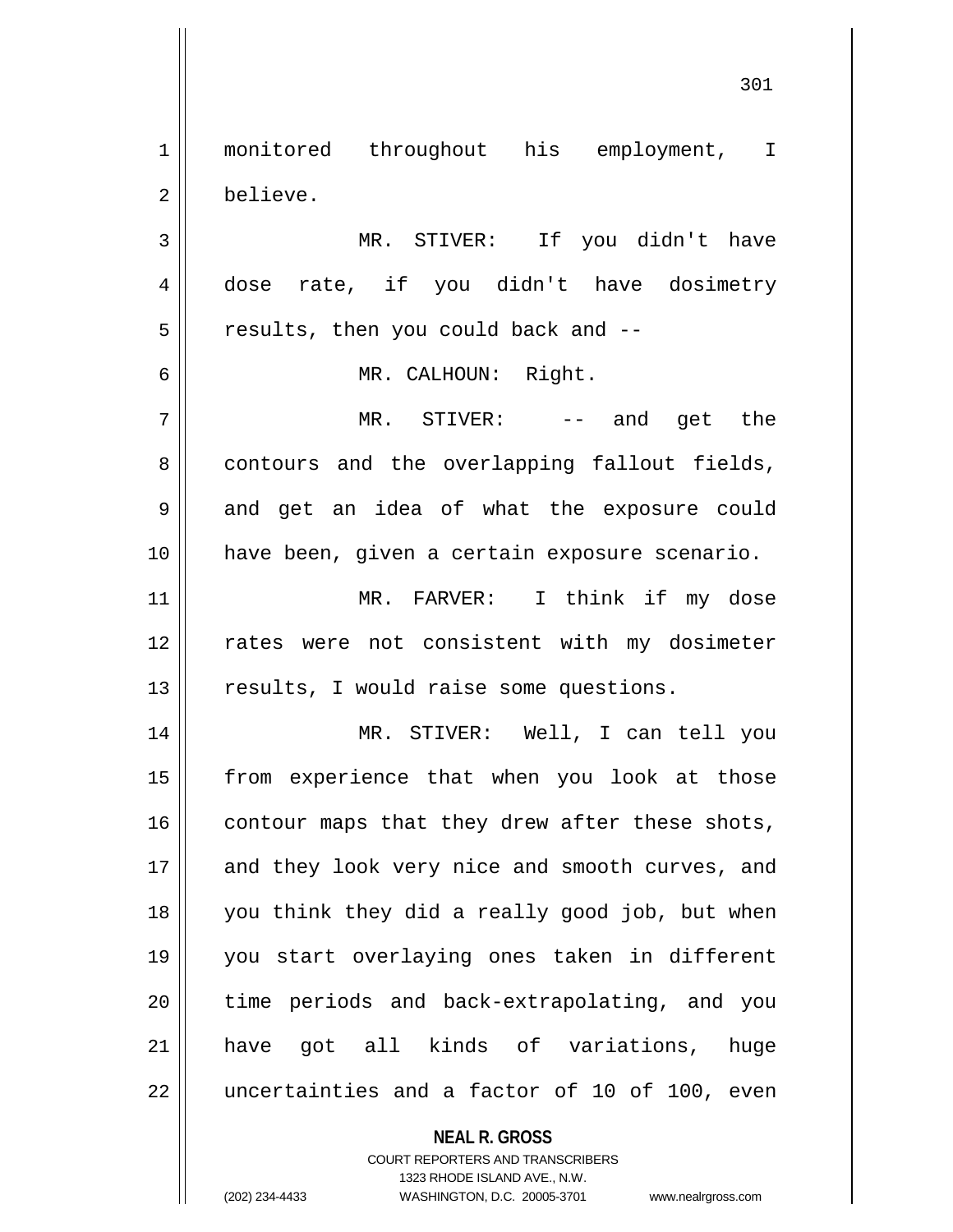monitored throughout his employment, I believe.

MR. STIVER: If you didn't have dose rate, if you didn't have dosimetry results, then you could back and --

MR. CALHOUN: Right.

MR. STIVER: -- and get the contours and the overlapping fallout fields, and get an idea of what the exposure could have been, given a certain exposure scenario.

MR. FARVER: I think if my dose rates were not consistent with my dosimeter results, I would raise some questions.

MR. STIVER: Well, I can tell you from experience that when you look at those contour maps that they drew after these shots, and they look very nice and smooth curves, and you think they did a really good job, but when you start overlaying ones taken in different time periods and back-extrapolating, and you have got all kinds of variations, huge uncertainties and a factor of 10 of 100, even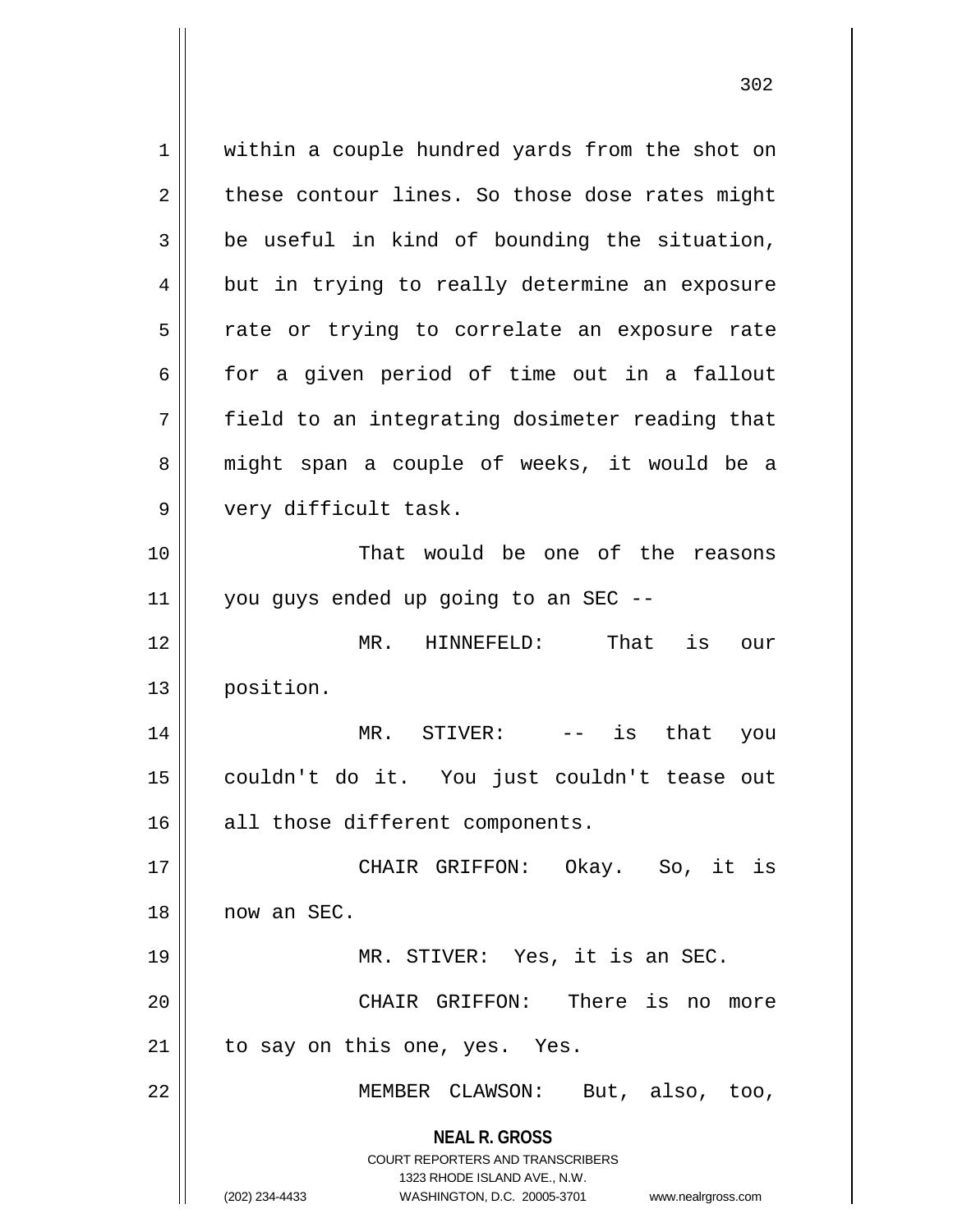within a couple hundred yards from the shot on these contour lines. So those dose rates might be useful in kind of bounding the situation, but in trying to really determine an exposure rate or trying to correlate an exposure rate for a given period of time out in a fallout field to an integrating dosimeter reading that might span a couple of weeks, it would be a very difficult task.

That would be one of the reasons you guys ended up going to an SEC --

MR. HINNEFELD: That is our position.

MR. STIVER: -- is that you couldn't do it. You just couldn't tease out all those different components.

CHAIR GRIFFON: Okay. So, it is now an SEC.

MR. STIVER: Yes, it is an SEC.

CHAIR GRIFFON: There is no more to say on this one, yes. Yes.

MEMBER CLAWSON: But, also, too,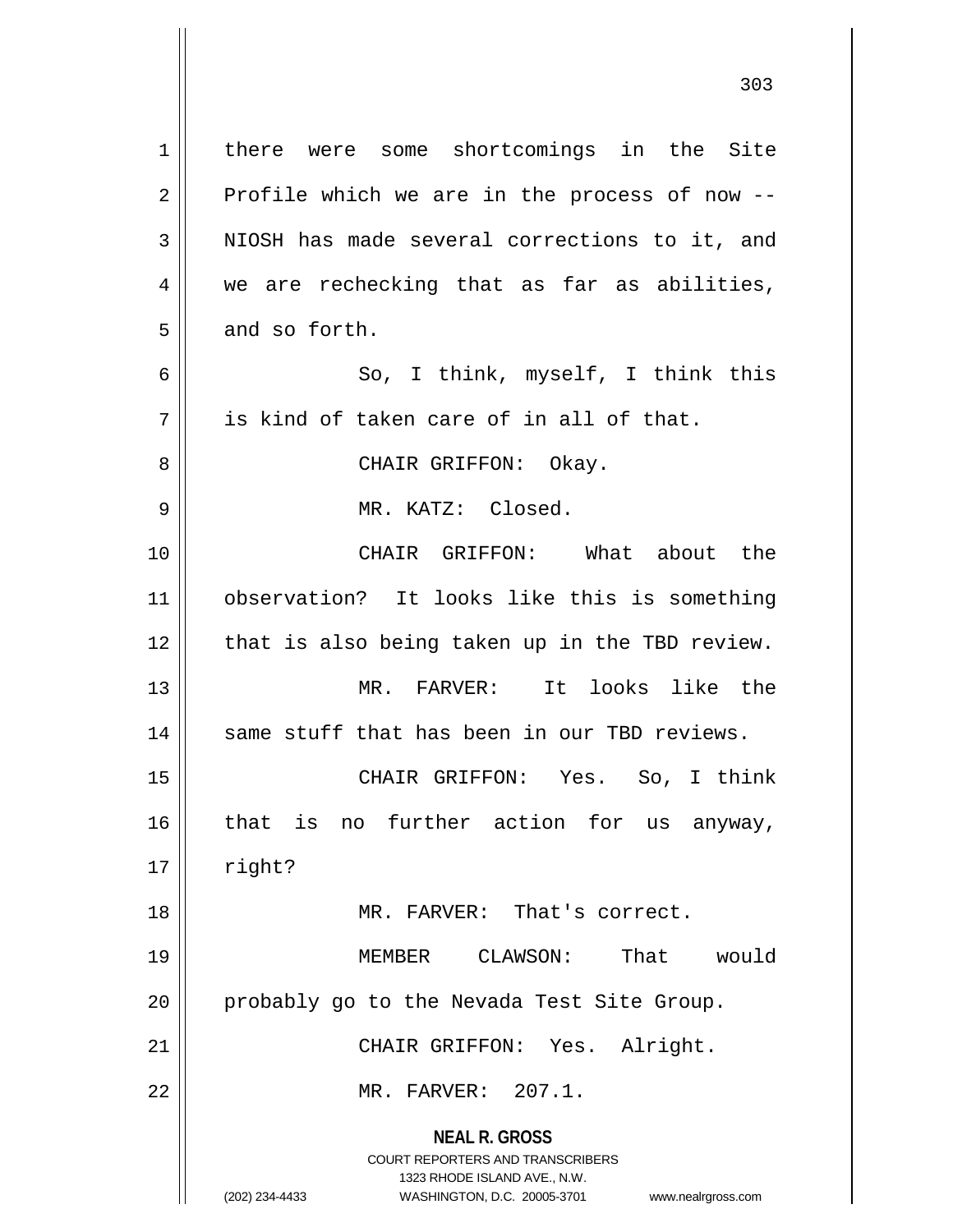there were some shortcomings in the Site Profile which we are in the process of now -- NIOSH has made several corrections to it, and we are rechecking that as far as abilities, and so forth.

So, I think, myself, I think this is kind of taken care of in all of that.

CHAIR GRIFFON: Okay.

MR. KATZ: Closed.

CHAIR GRIFFON: What about the observation? It looks like this is something that is also being taken up in the TBD review.

MR. FARVER: It looks like the same stuff that has been in our TBD reviews.

CHAIR GRIFFON: Yes. So, I think that is no further action for us anyway, right?

MR. FARVER: That's correct.

MEMBER CLAWSON: That would probably go to the Nevada Test Site Group.

CHAIR GRIFFON: Yes. Alright.

MR. FARVER: 207.1.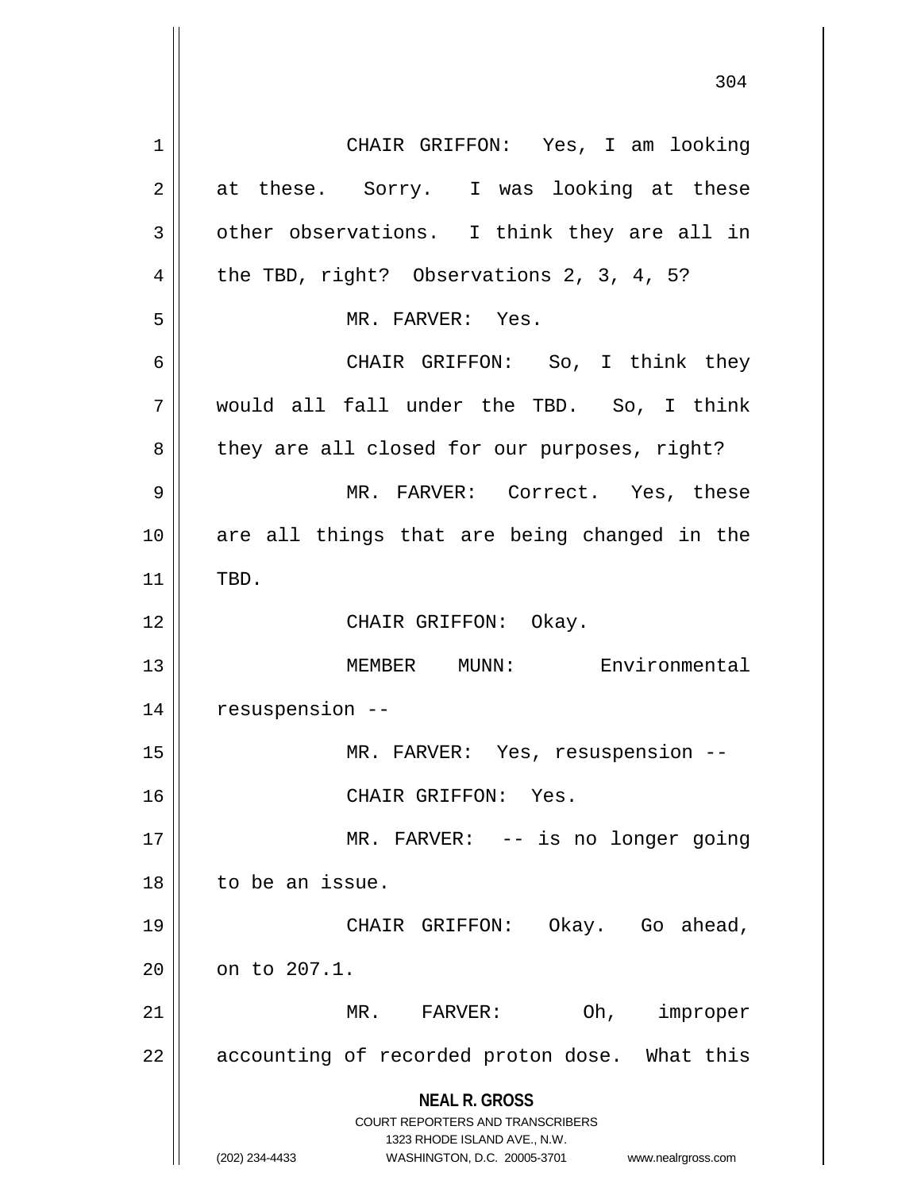CHAIR GRIFFON: Yes, I am looking at these. Sorry. I was looking at these other observations. I think they are all in the TBD, right? Observations 2, 3, 4, 5?

MR. FARVER: Yes.

CHAIR GRIFFON: So, I think they would all fall under the TBD. So, I think they are all closed for our purposes, right?

MR. FARVER: Correct. Yes, these are all things that are being changed in the TBD.

CHAIR GRIFFON: Okay.

MEMBER MUNN: Environmental resuspension --

MR. FARVER: Yes, resuspension --

CHAIR GRIFFON: Yes.

MR. FARVER: -- is no longer going to be an issue.

CHAIR GRIFFON: Okay. Go ahead, on to 207.1.

MR. FARVER: Oh, improper accounting of recorded proton dose. What this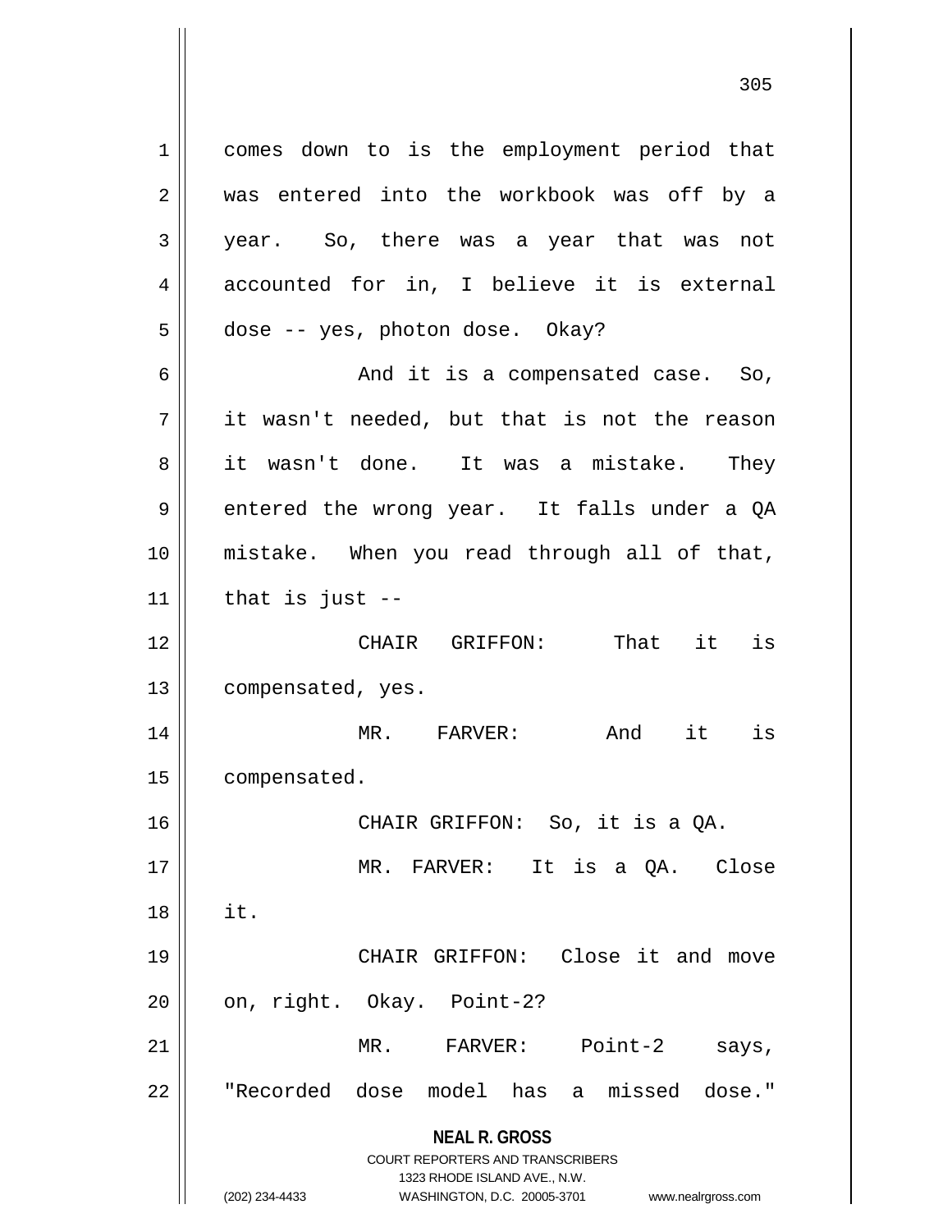comes down to is the employment period that was entered into the workbook was off by a year. So, there was a year that was not accounted for in, I believe it is external dose -- yes, photon dose. Okay?

And it is a compensated case. So, it wasn't needed, but that is not the reason it wasn't done. It was a mistake. They entered the wrong year. It falls under a QA mistake. When you read through all of that, that is just --

CHAIR GRIFFON: That it is compensated, yes.

MR. FARVER: And it is compensated.

CHAIR GRIFFON: So, it is a QA.

MR. FARVER: It is a QA. Close it.

CHAIR GRIFFON: Close it and move on, right. Okay. Point-2?

MR. FARVER: Point-2 says, "Recorded dose model has a missed dose."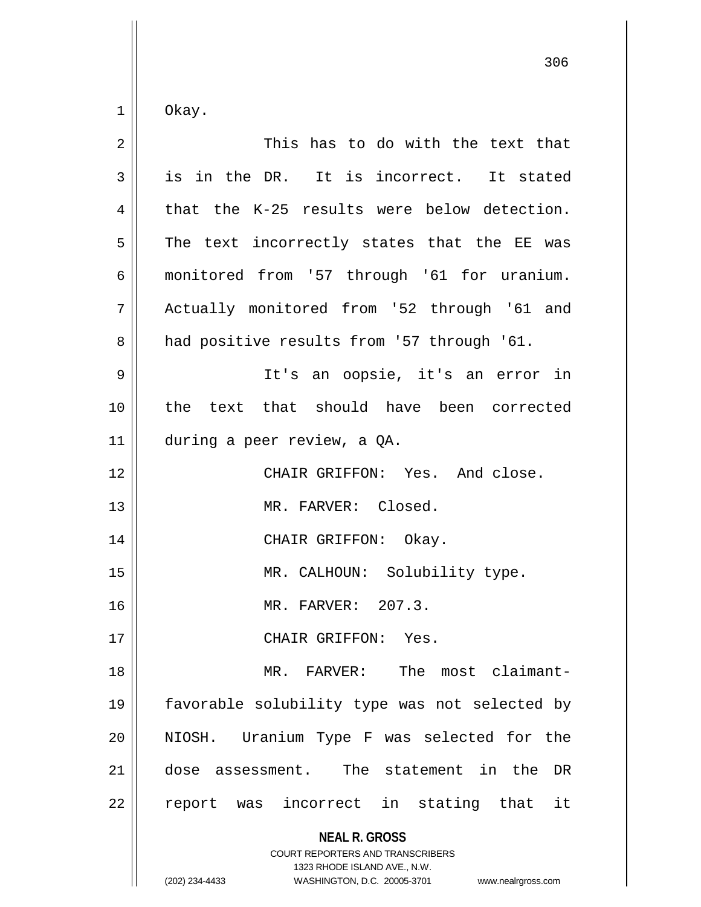Okay.

This has to do with the text that is in the DR. It is incorrect. It stated that the K-25 results were below detection. The text incorrectly states that the EE was monitored from '57 through '61 for uranium. Actually monitored from '52 through '61 and had positive results from '57 through '61.

It's an oopsie, it's an error in the text that should have been corrected during a peer review, a QA.

CHAIR GRIFFON: Yes. And close.

MR. FARVER: Closed.

CHAIR GRIFFON: Okay.

MR. CALHOUN: Solubility type.

MR. FARVER: 207.3.

CHAIR GRIFFON: Yes.

MR. FARVER: The most claimant-favorable solubility type was not selected by NIOSH. Uranium Type F was selected for the dose assessment. The statement in the DR report was incorrect in stating that it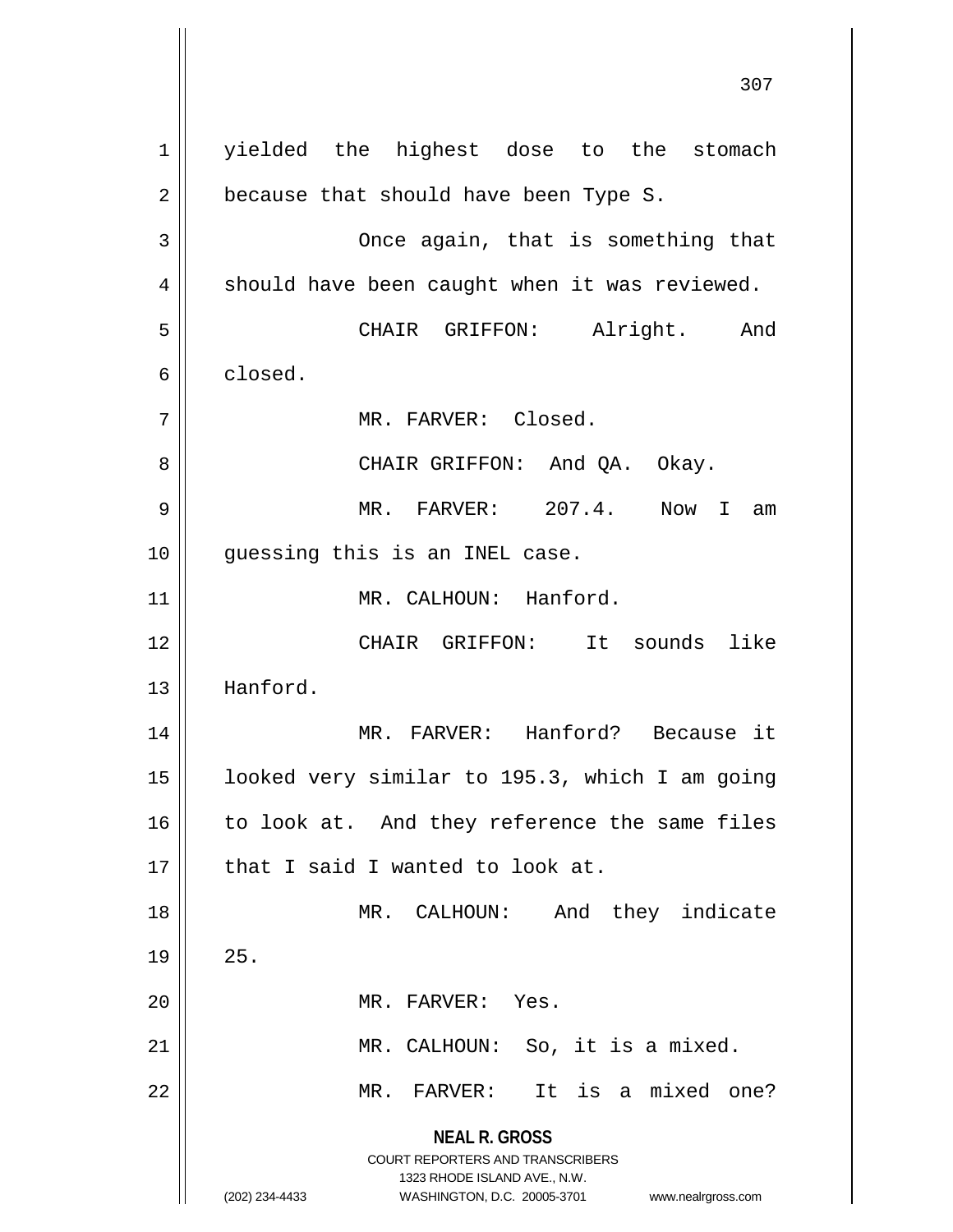yielded the highest dose to the stomach because that should have been Type S.

Once again, that is something that should have been caught when it was reviewed.

CHAIR GRIFFON: Alright. And closed.

MR. FARVER: Closed.

CHAIR GRIFFON: And QA. Okay.

MR. FARVER: 207.4. Now I am guessing this is an INEL case.

MR. CALHOUN: Hanford.

CHAIR GRIFFON: It sounds like Hanford.

MR. FARVER: Hanford? Because it looked very similar to 195.3, which I am going to look at. And they reference the same files that I said I wanted to look at.

MR. CALHOUN: And they indicate 25.

MR. FARVER: Yes.

MR. CALHOUN: So, it is a mixed.

MR. FARVER: It is a mixed one?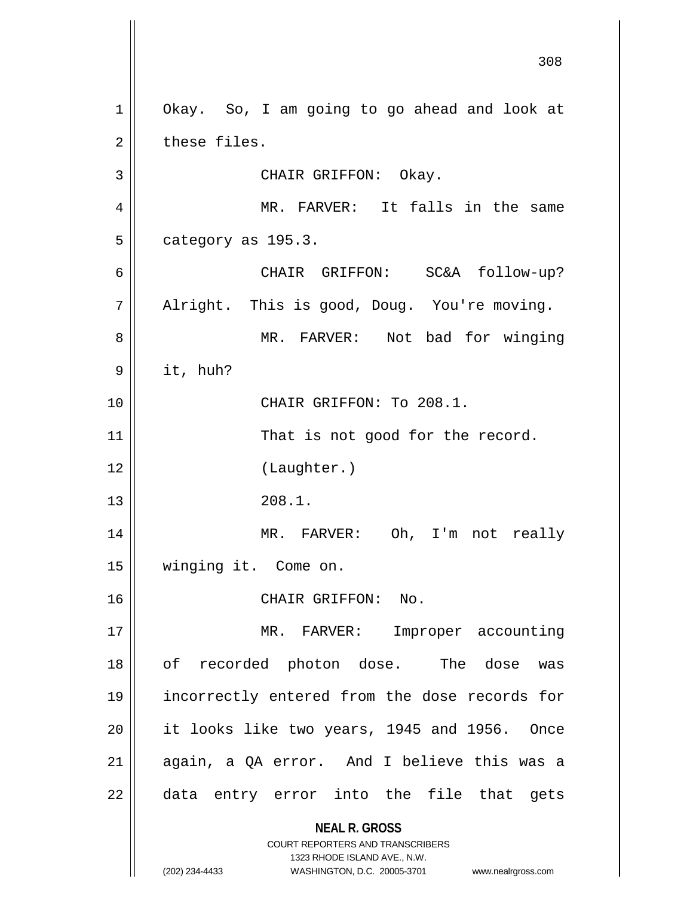Okay. So, I am going to go ahead and look at these files.

CHAIR GRIFFON: Okay.

MR. FARVER: It falls in the same category as 195.3.

CHAIR GRIFFON: SC&A follow-up? Alright. This is good, Doug. You're moving.

MR. FARVER: Not bad for winging it, huh?

CHAIR GRIFFON: To 208.1.

That is not good for the record.

(Laughter.)

208.1.

MR. FARVER: Oh, I'm not really winging it. Come on.

CHAIR GRIFFON: No.

MR. FARVER: Improper accounting of recorded photon dose. The dose was incorrectly entered from the dose records for it looks like two years, 1945 and 1956. Once again, a QA error. And I believe this was a data entry error into the file that gets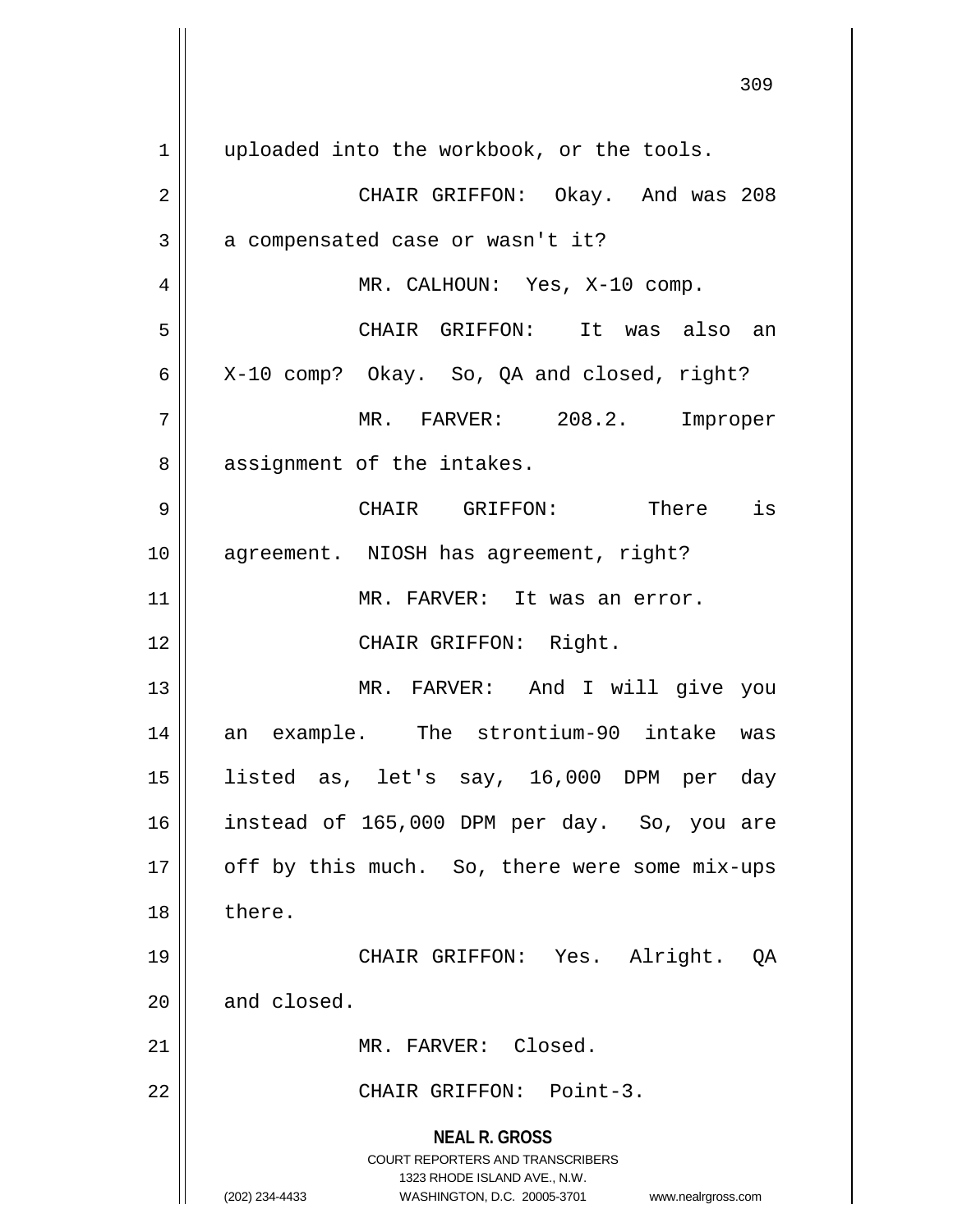uploaded into the workbook, or the tools.

CHAIR GRIFFON: Okay. And was 208 a compensated case or wasn't it?

MR. CALHOUN: Yes, X-10 comp.

CHAIR GRIFFON: It was also an X-10 comp? Okay. So, QA and closed, right?

MR. FARVER: 208.2. Improper assignment of the intakes.

CHAIR GRIFFON: There is agreement. NIOSH has agreement, right?

MR. FARVER: It was an error.

CHAIR GRIFFON: Right.

MR. FARVER: And I will give you an example. The strontium-90 intake was listed as, let's say, 16,000 DPM per day instead of 165,000 DPM per day. So, you are off by this much. So, there were some mix-ups there.

CHAIR GRIFFON: Yes. Alright. QA and closed.

MR. FARVER: Closed.

CHAIR GRIFFON: Point-3.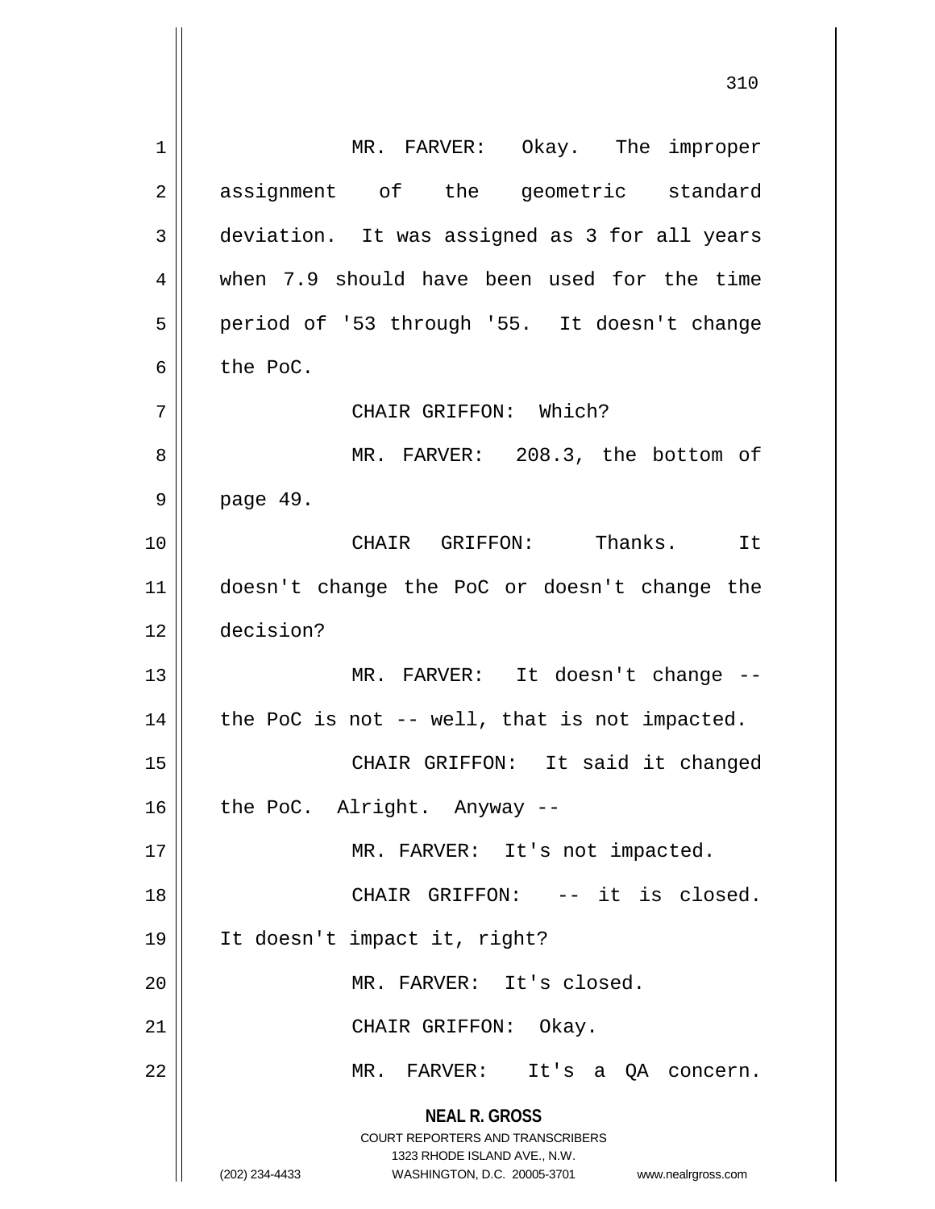MR. FARVER: Okay. The improper assignment of the geometric standard deviation. It was assigned as 3 for all years when 7.9 should have been used for the time period of '53 through '55. It doesn't change the PoC.

CHAIR GRIFFON: Which?

MR. FARVER: 208.3, the bottom of page 49.

CHAIR GRIFFON: Thanks. It doesn't change the PoC or doesn't change the decision?

MR. FARVER: It doesn't change -- the PoC is not -- well, that is not impacted.

CHAIR GRIFFON: It said it changed the PoC. Alright. Anyway --

MR. FARVER: It's not impacted.

CHAIR GRIFFON: -- it is closed. It doesn't impact it, right?

MR. FARVER: It's closed.

CHAIR GRIFFON: Okay.

MR. FARVER: It's a QA concern.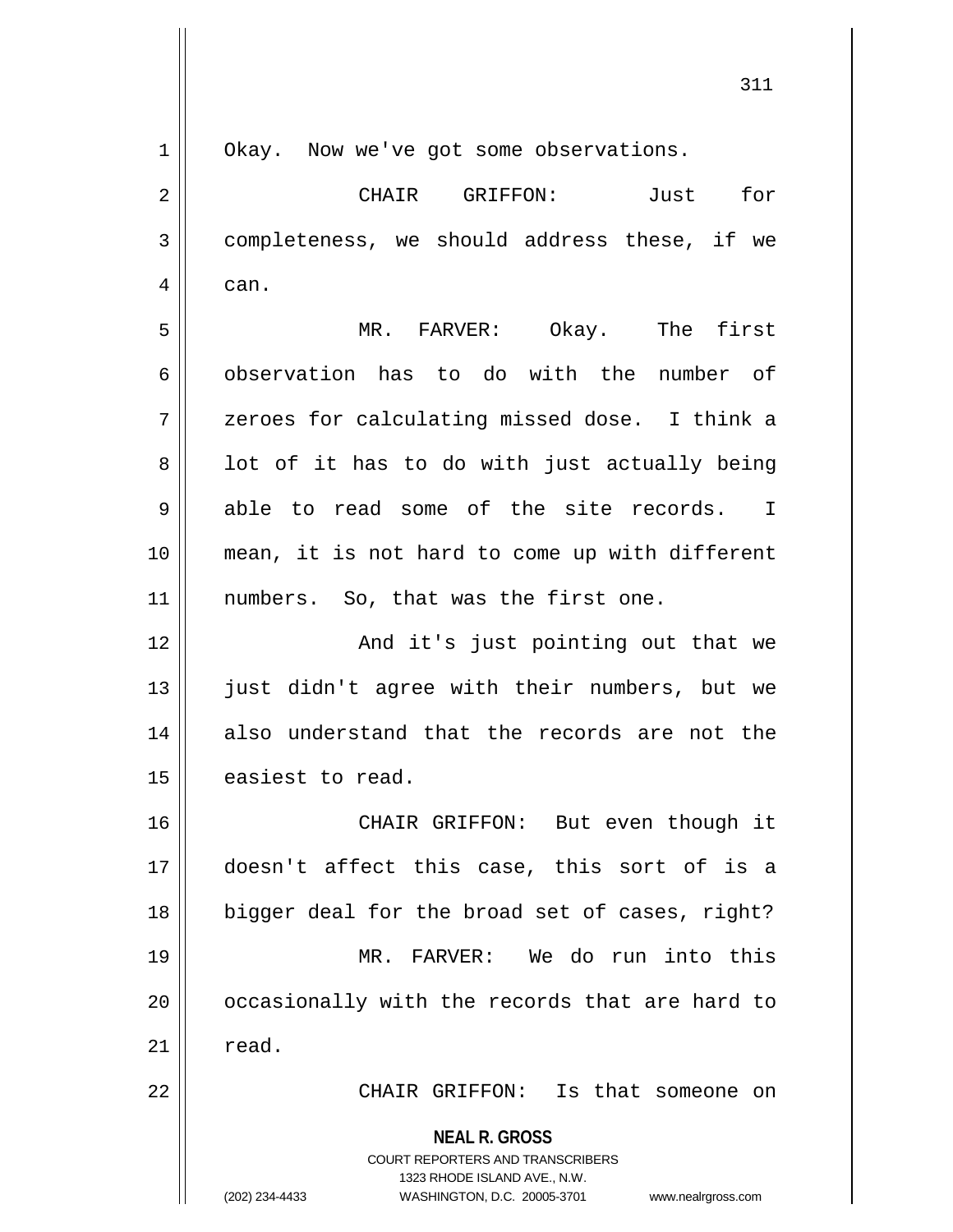Okay. Now we've got some observations.

CHAIR GRIFFON: Just for completeness, we should address these, if we can.

MR. FARVER: Okay. The first observation has to do with the number of zeroes for calculating missed dose. I think a lot of it has to do with just actually being able to read some of the site records. I mean, it is not hard to come up with different numbers. So, that was the first one.

And it's just pointing out that we just didn't agree with their numbers, but we also understand that the records are not the easiest to read.

CHAIR GRIFFON: But even though it doesn't affect this case, this sort of is a bigger deal for the broad set of cases, right?

MR. FARVER: We do run into this occasionally with the records that are hard to read.

CHAIR GRIFFON: Is that someone on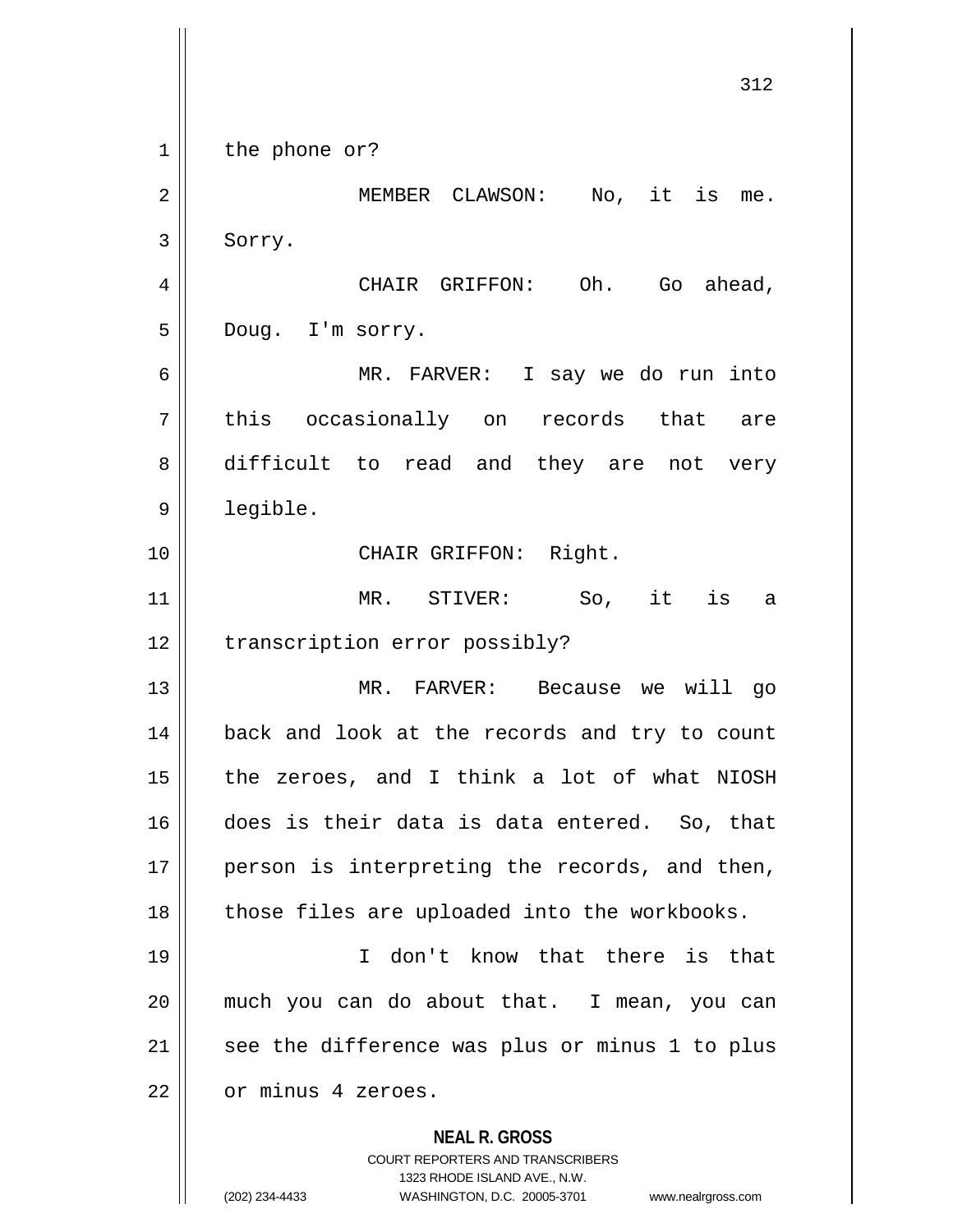the phone or?

MEMBER CLAWSON: No, it is me. Sorry.

CHAIR GRIFFON: Oh. Go ahead, Doug. I'm sorry.

MR. FARVER: I say we do run into this occasionally on records that are difficult to read and they are not very legible.

CHAIR GRIFFON: Right.

MR. STIVER: So, it is a transcription error possibly?

MR. FARVER: Because we will go back and look at the records and try to count the zeroes, and I think a lot of what NIOSH does is their data is data entered. So, that person is interpreting the records, and then, those files are uploaded into the workbooks.

I don't know that there is that much you can do about that. I mean, you can see the difference was plus or minus 1 to plus or minus 4 zeroes.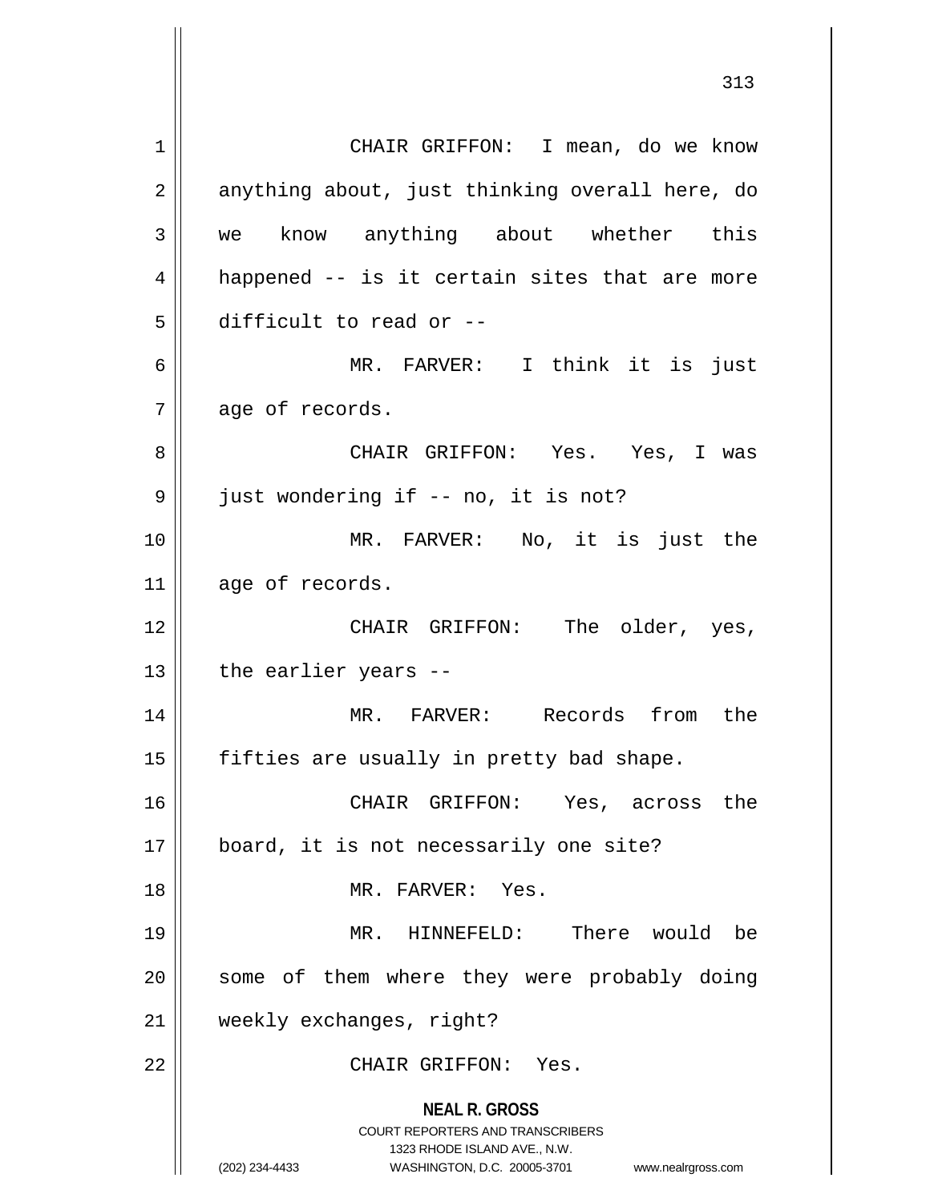CHAIR GRIFFON: I mean, do we know anything about, just thinking overall here, do we know anything about whether this happened -- is it certain sites that are more difficult to read or --

MR. FARVER: I think it is just age of records.

CHAIR GRIFFON: Yes. Yes, I was just wondering if -- no, it is not?

MR. FARVER: No, it is just the age of records.

CHAIR GRIFFON: The older, yes, the earlier years --

MR. FARVER: Records from the fifties are usually in pretty bad shape.

CHAIR GRIFFON: Yes, across the board, it is not necessarily one site?

MR. FARVER: Yes.

MR. HINNEFELD: There would be some of them where they were probably doing weekly exchanges, right?

CHAIR GRIFFON: Yes.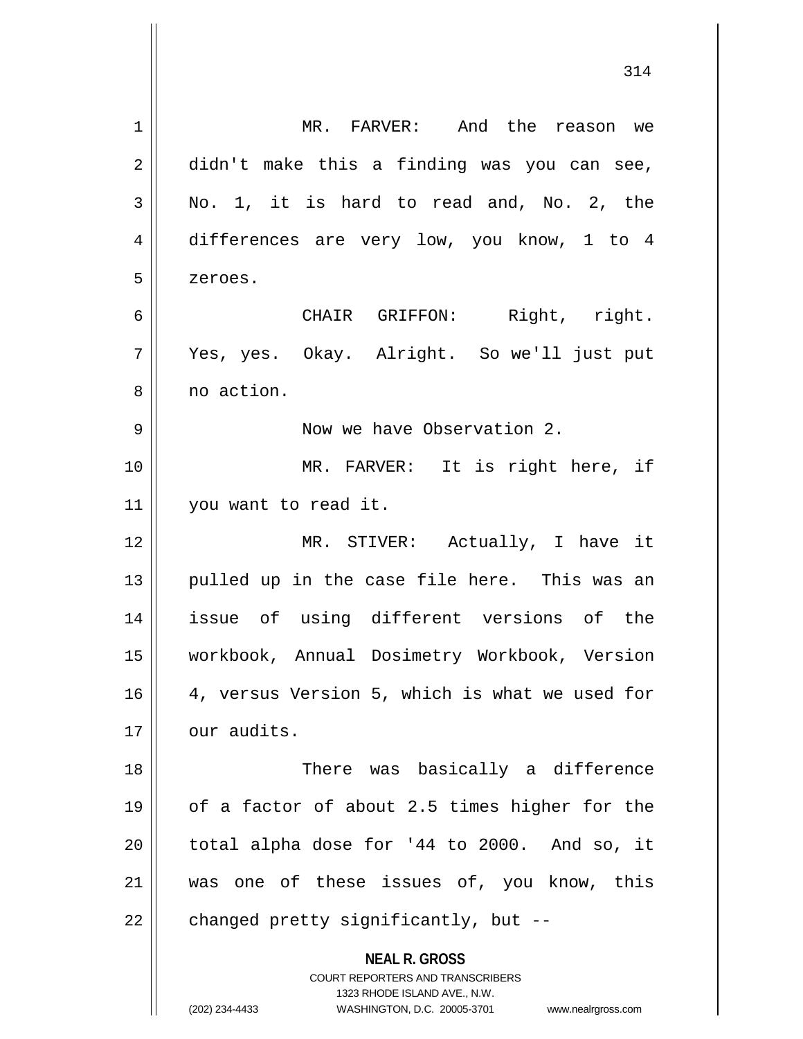MR. FARVER: And the reason we didn't make this a finding was you can see, No. 1, it is hard to read and, No. 2, the differences are very low, you know, 1 to 4 zeroes.

CHAIR GRIFFON: Right, right. Yes, yes. Okay. Alright. So we'll just put no action.

Now we have Observation 2.

MR. FARVER: It is right here, if you want to read it.

MR. STIVER: Actually, I have it pulled up in the case file here. This was an issue of using different versions of the workbook, Annual Dosimetry Workbook, Version 4, versus Version 5, which is what we used for our audits.

There was basically a difference of a factor of about 2.5 times higher for the total alpha dose for '44 to 2000. And so, it was one of these issues of, you know, this changed pretty significantly, but --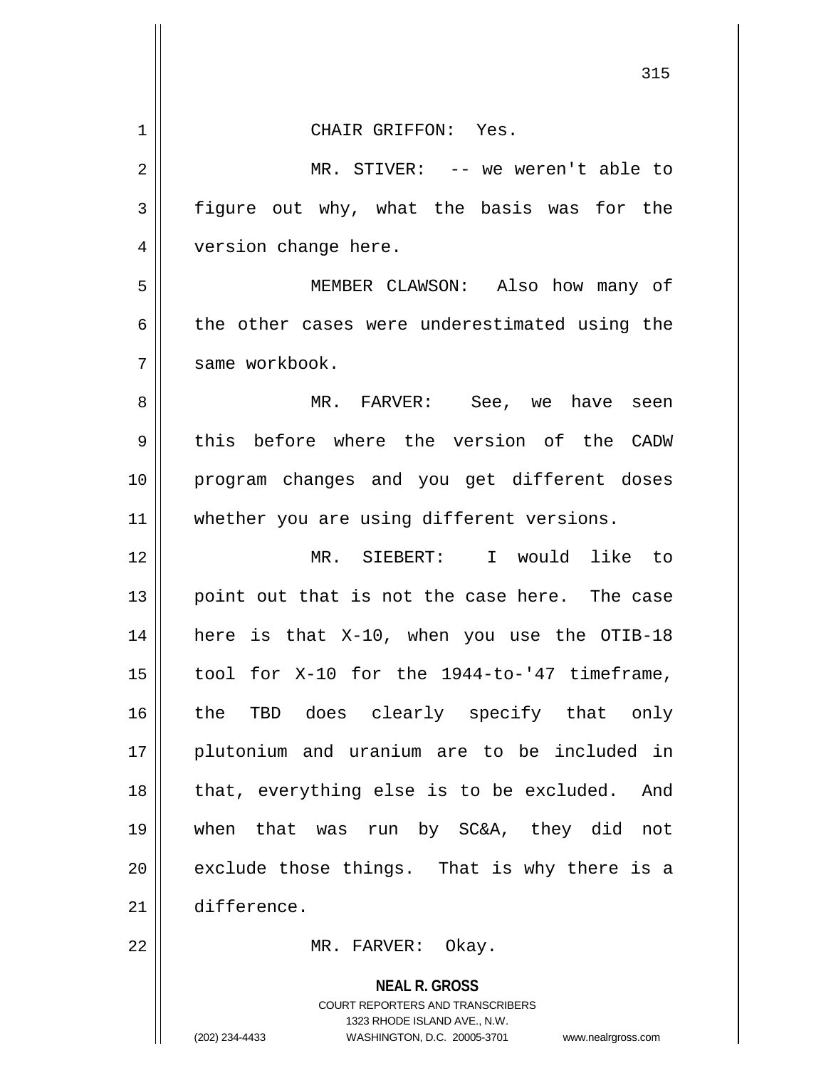CHAIR GRIFFON: Yes.

MR. STIVER: -- we weren't able to figure out why, what the basis was for the version change here.

MEMBER CLAWSON: Also how many of the other cases were underestimated using the same workbook.

MR. FARVER: See, we have seen this before where the version of the CADW program changes and you get different doses whether you are using different versions.

MR. SIEBERT: I would like to point out that is not the case here. The case here is that X-10, when you use the OTIB-18 tool for X-10 for the 1944-to-'47 timeframe, the TBD does clearly specify that only plutonium and uranium are to be included in that, everything else is to be excluded. And when that was run by SC&A, they did not exclude those things. That is why there is a difference.

MR. FARVER: Okay.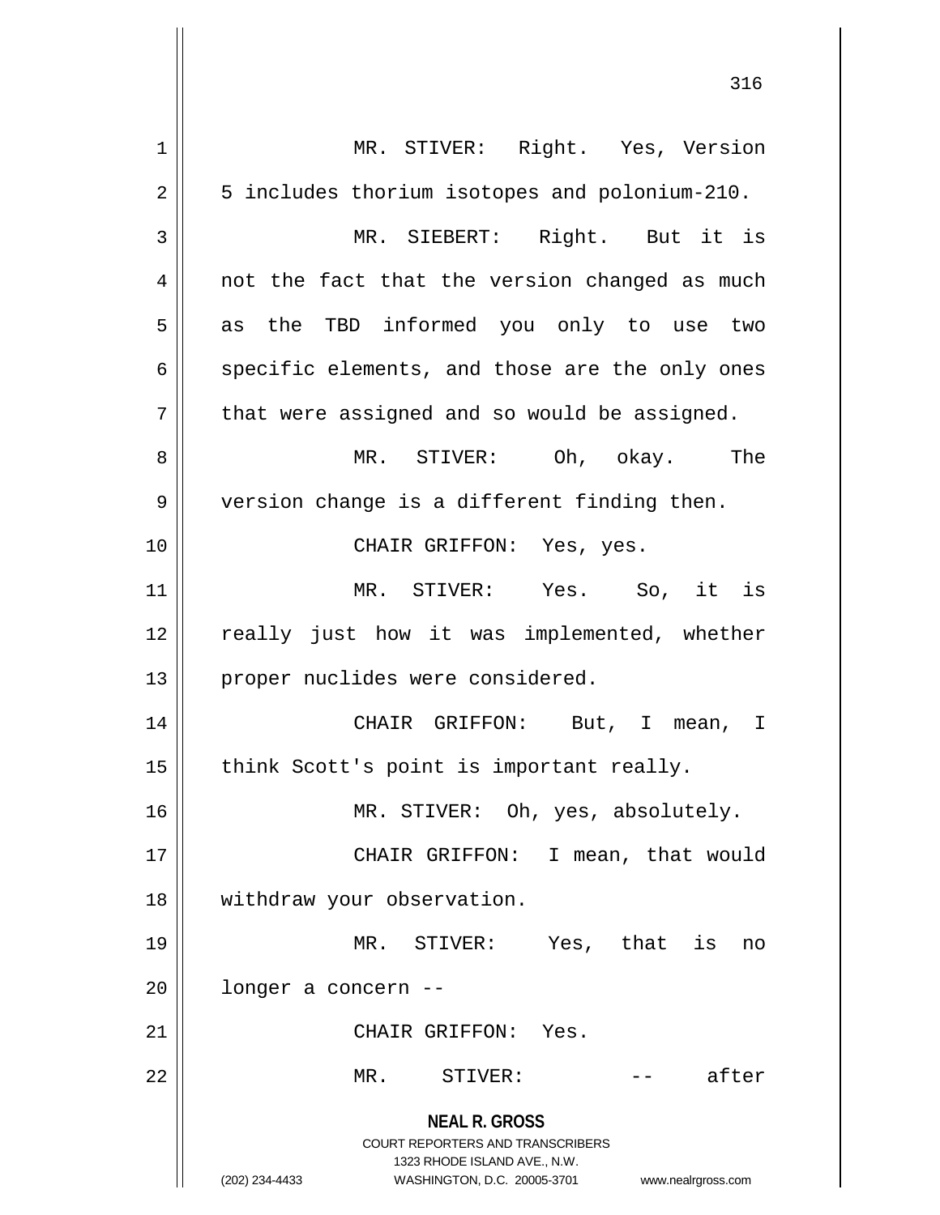MR. STIVER: Right. Yes, Version 5 includes thorium isotopes and polonium-210.

MR. SIEBERT: Right. But it is not the fact that the version changed as much as the TBD informed you only to use two specific elements, and those are the only ones that were assigned and so would be assigned.

MR. STIVER: Oh, okay. The version change is a different finding then.

CHAIR GRIFFON: Yes, yes.

MR. STIVER: Yes. So, it is really just how it was implemented, whether proper nuclides were considered.

CHAIR GRIFFON: But, I mean, I think Scott's point is important really.

MR. STIVER: Oh, yes, absolutely.

CHAIR GRIFFON: I mean, that would withdraw your observation.

MR. STIVER: Yes, that is no longer a concern --

CHAIR GRIFFON: Yes.

MR. STIVER: -- after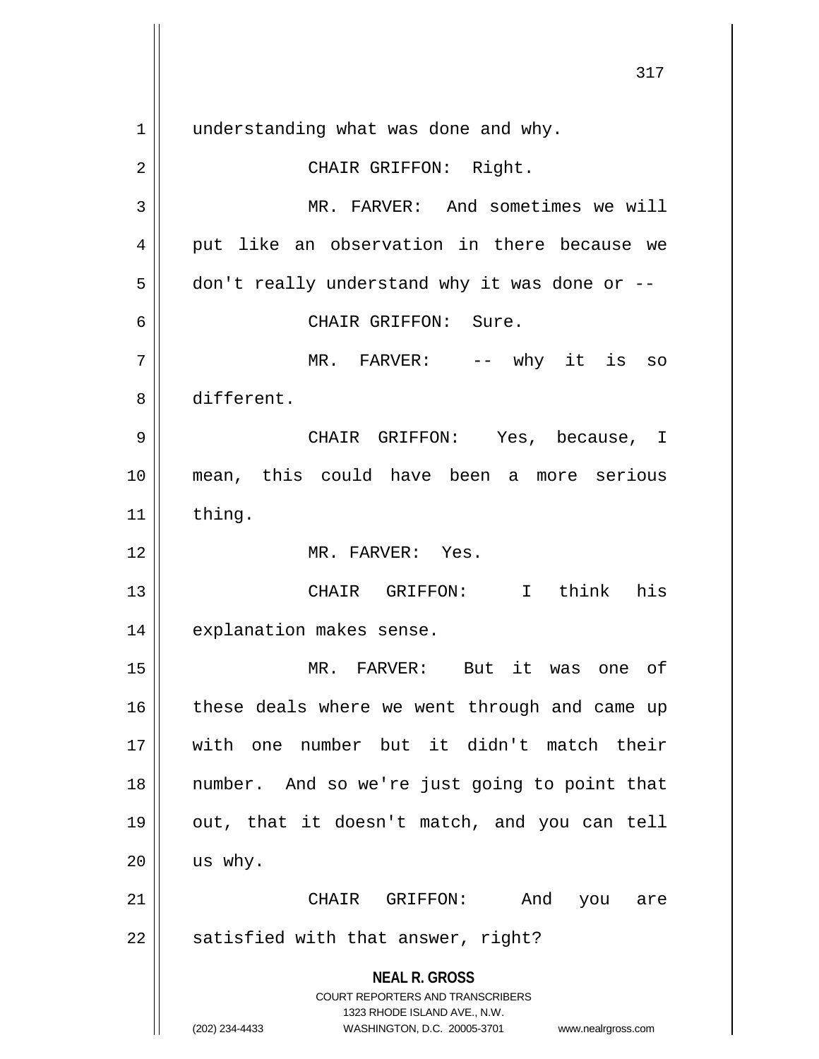understanding what was done and why.

CHAIR GRIFFON: Right.

MR. FARVER: And sometimes we will put like an observation in there because we don't really understand why it was done or --

CHAIR GRIFFON: Sure.

MR. FARVER: -- why it is so different.

CHAIR GRIFFON: Yes, because, I mean, this could have been a more serious thing.

MR. FARVER: Yes.

CHAIR GRIFFON: I think his explanation makes sense.

MR. FARVER: But it was one of these deals where we went through and came up with one number but it didn't match their number. And so we're just going to point that out, that it doesn't match, and you can tell us why.

CHAIR GRIFFON: And you are satisfied with that answer, right?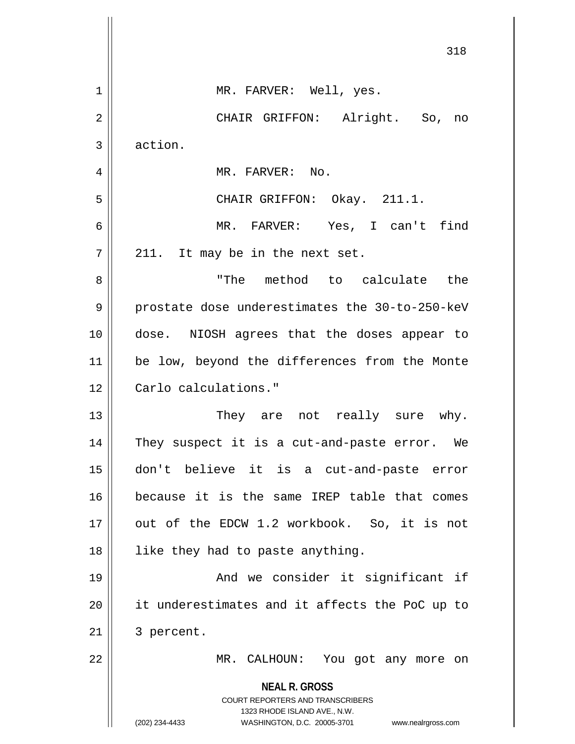MR. FARVER: Well, yes.

CHAIR GRIFFON: Alright. So, no action.

MR. FARVER: No.

CHAIR GRIFFON: Okay. 211.1.

MR. FARVER: Yes, I can't find 211. It may be in the next set.

"The method to calculate the prostate dose underestimates the 30-to-250-keV dose. NIOSH agrees that the doses appear to be low, beyond the differences from the Monte Carlo calculations."

They are not really sure why. They suspect it is a cut-and-paste error. We don't believe it is a cut-and-paste error because it is the same IREP table that comes out of the EDCW 1.2 workbook. So, it is not like they had to paste anything.

And we consider it significant if it underestimates and it affects the PoC up to 3 percent.

MR. CALHOUN: You got any more on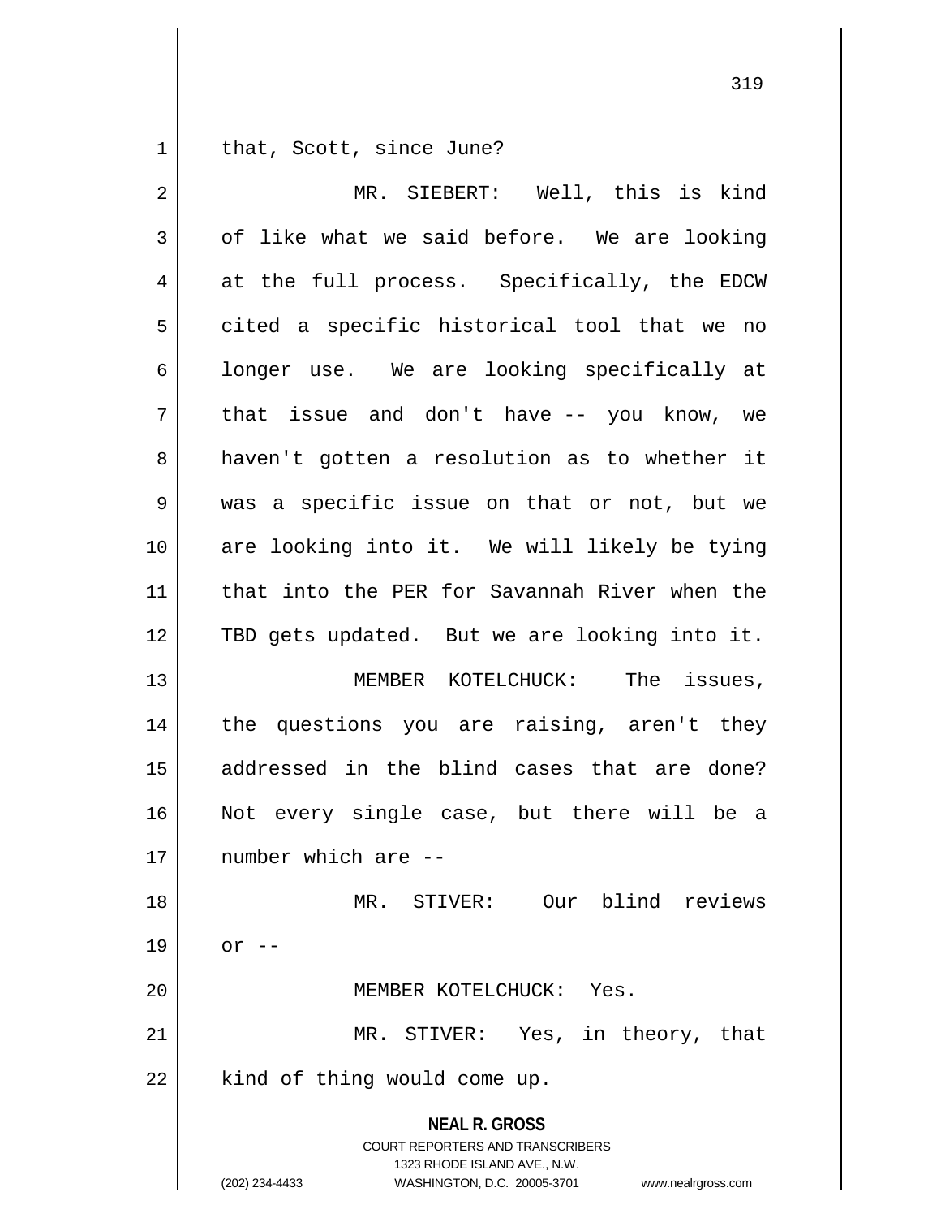that, Scott, since June?

MR. SIEBERT: Well, this is kind of like what we said before. We are looking at the full process. Specifically, the EDCW cited a specific historical tool that we no longer use. We are looking specifically at that issue and don't have -- you know, we haven't gotten a resolution as to whether it was a specific issue on that or not, but we are looking into it. We will likely be tying that into the PER for Savannah River when the TBD gets updated. But we are looking into it.

MEMBER KOTELCHUCK: The issues, the questions you are raising, aren't they addressed in the blind cases that are done? Not every single case, but there will be a number which are --

MR. STIVER: Our blind reviews or --

MEMBER KOTELCHUCK: Yes.

MR. STIVER: Yes, in theory, that kind of thing would come up.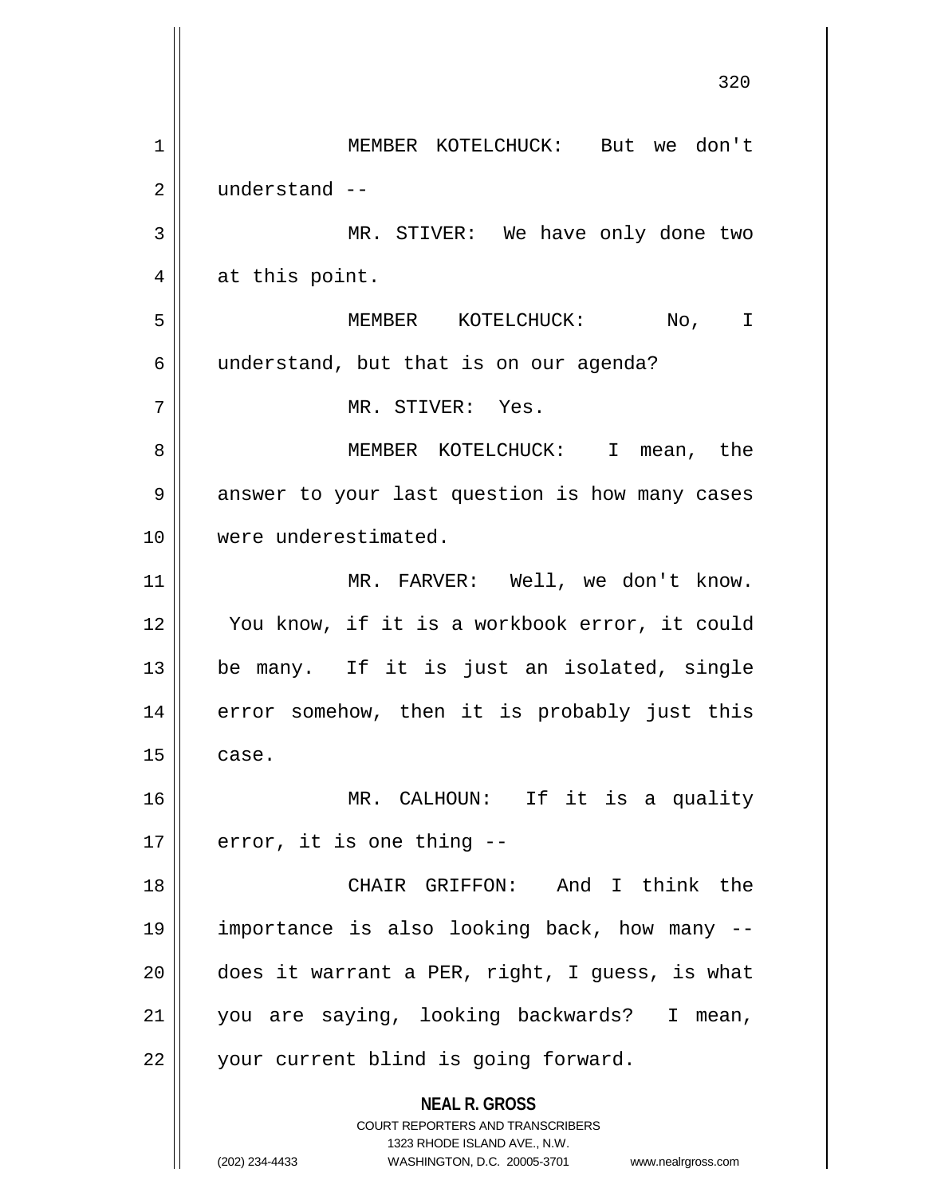MEMBER KOTELCHUCK: But we don't understand --

MR. STIVER: We have only done two at this point.

MEMBER KOTELCHUCK: No, I understand, but that is on our agenda?

MR. STIVER: Yes.

MEMBER KOTELCHUCK: I mean, the answer to your last question is how many cases were underestimated.

MR. FARVER: Well, we don't know. You know, if it is a workbook error, it could be many. If it is just an isolated, single error somehow, then it is probably just this case.

MR. CALHOUN: If it is a quality error, it is one thing --

CHAIR GRIFFON: And I think the importance is also looking back, how many -- does it warrant a PER, right, I guess, is what you are saying, looking backwards? I mean, your current blind is going forward.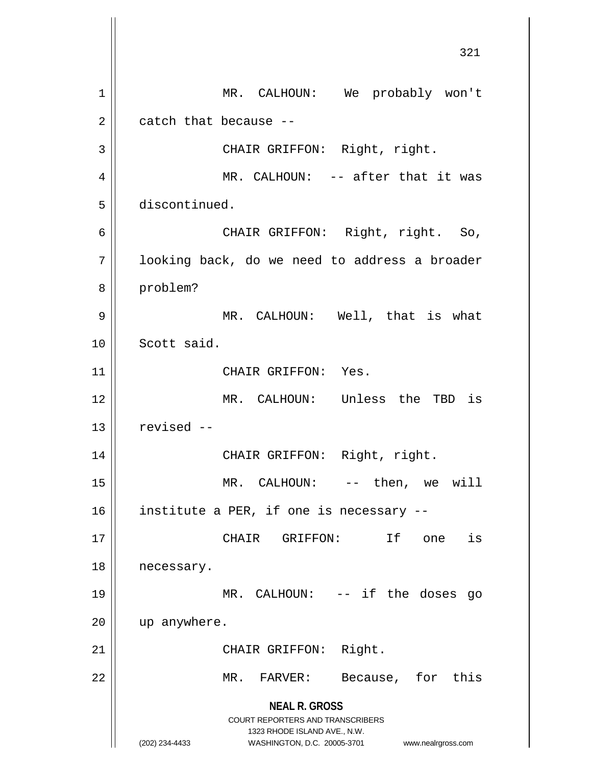MR. CALHOUN: We probably won't catch that because --

CHAIR GRIFFON: Right, right.

MR. CALHOUN: -- after that it was discontinued.

CHAIR GRIFFON: Right, right. So, looking back, do we need to address a broader problem?

MR. CALHOUN: Well, that is what Scott said.

CHAIR GRIFFON: Yes.

MR. CALHOUN: Unless the TBD is revised --

CHAIR GRIFFON: Right, right.

MR. CALHOUN: -- then, we will institute a PER, if one is necessary --

CHAIR GRIFFON: If one is necessary.

MR. CALHOUN: -- if the doses go up anywhere.

CHAIR GRIFFON: Right.

MR. FARVER: Because, for this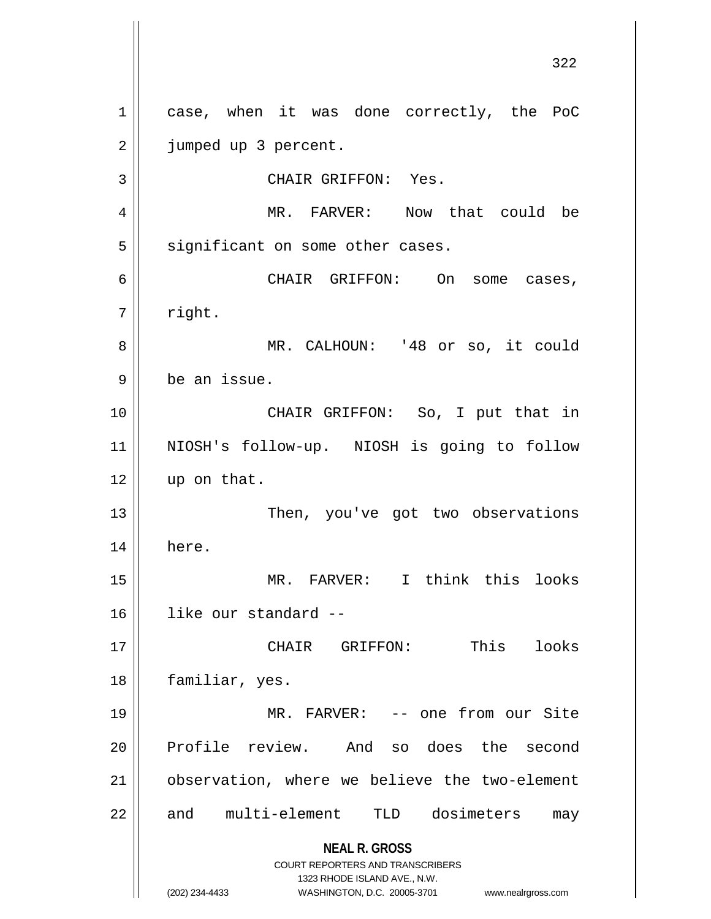case, when it was done correctly, the PoC jumped up 3 percent.

CHAIR GRIFFON: Yes.

MR. FARVER: Now that could be significant on some other cases.

CHAIR GRIFFON: On some cases, right.

MR. CALHOUN: '48 or so, it could be an issue.

CHAIR GRIFFON: So, I put that in NIOSH's follow-up. NIOSH is going to follow up on that.

Then, you've got two observations here.

MR. FARVER: I think this looks like our standard --

CHAIR GRIFFON: This looks familiar, yes.

MR. FARVER: -- one from our Site Profile review. And so does the second observation, where we believe the two-element and multi-element TLD dosimeters may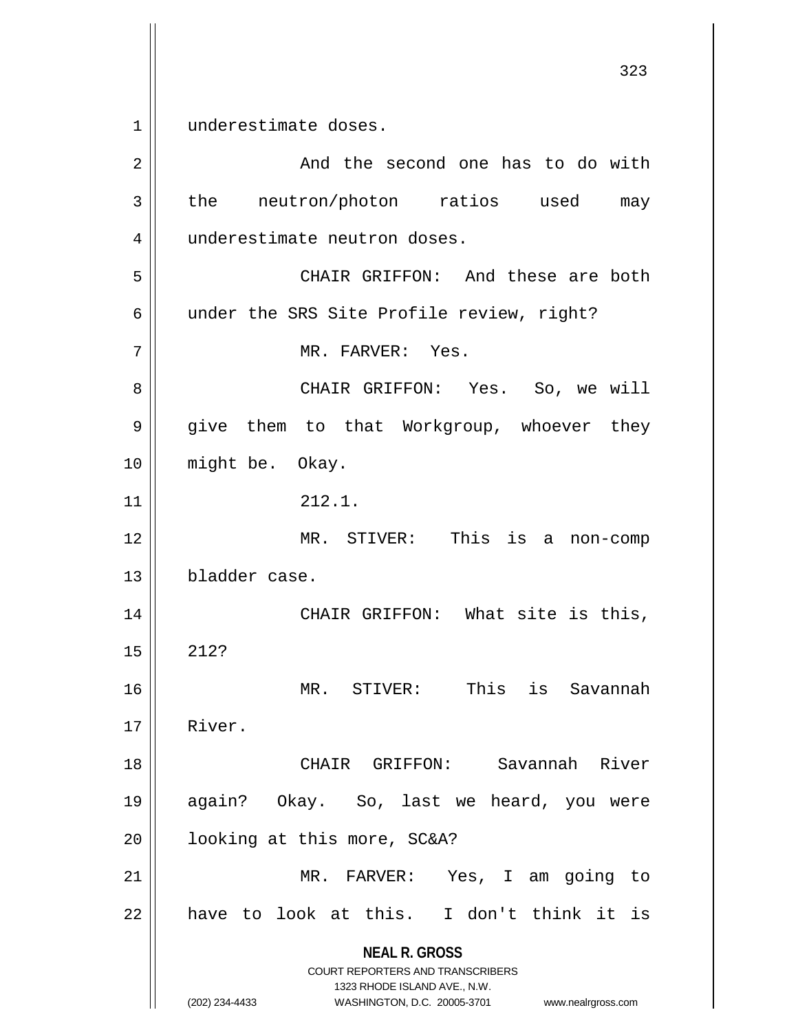underestimate doses.

And the second one has to do with the neutron/photon ratios used may underestimate neutron doses.

CHAIR GRIFFON: And these are both under the SRS Site Profile review, right?

MR. FARVER: Yes.

CHAIR GRIFFON: Yes. So, we will give them to that Workgroup, whoever they might be. Okay.

212.1.

MR. STIVER: This is a non-comp bladder case.

CHAIR GRIFFON: What site is this, 212?

MR. STIVER: This is Savannah River.

CHAIR GRIFFON: Savannah River again? Okay. So, last we heard, you were looking at this more, SC&A?

MR. FARVER: Yes, I am going to have to look at this. I don't think it is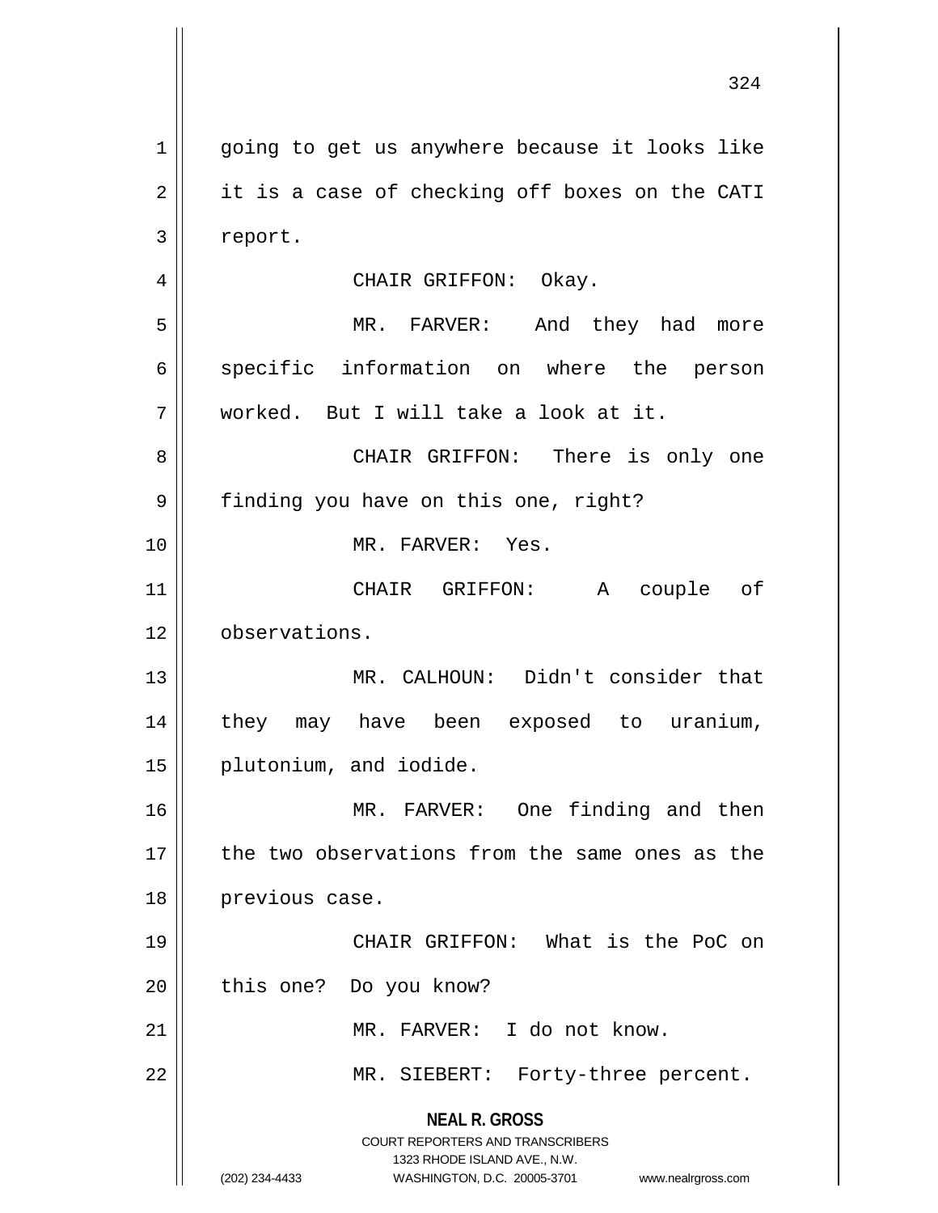going to get us anywhere because it looks like it is a case of checking off boxes on the CATI report.

CHAIR GRIFFON: Okay.

MR. FARVER: And they had more specific information on where the person worked. But I will take a look at it.

CHAIR GRIFFON: There is only one finding you have on this one, right?

MR. FARVER: Yes.

CHAIR GRIFFON: A couple of observations.

MR. CALHOUN: Didn't consider that they may have been exposed to uranium, plutonium, and iodide.

MR. FARVER: One finding and then the two observations from the same ones as the previous case.

CHAIR GRIFFON: What is the PoC on this one? Do you know?

MR. FARVER: I do not know.

MR. SIEBERT: Forty-three percent.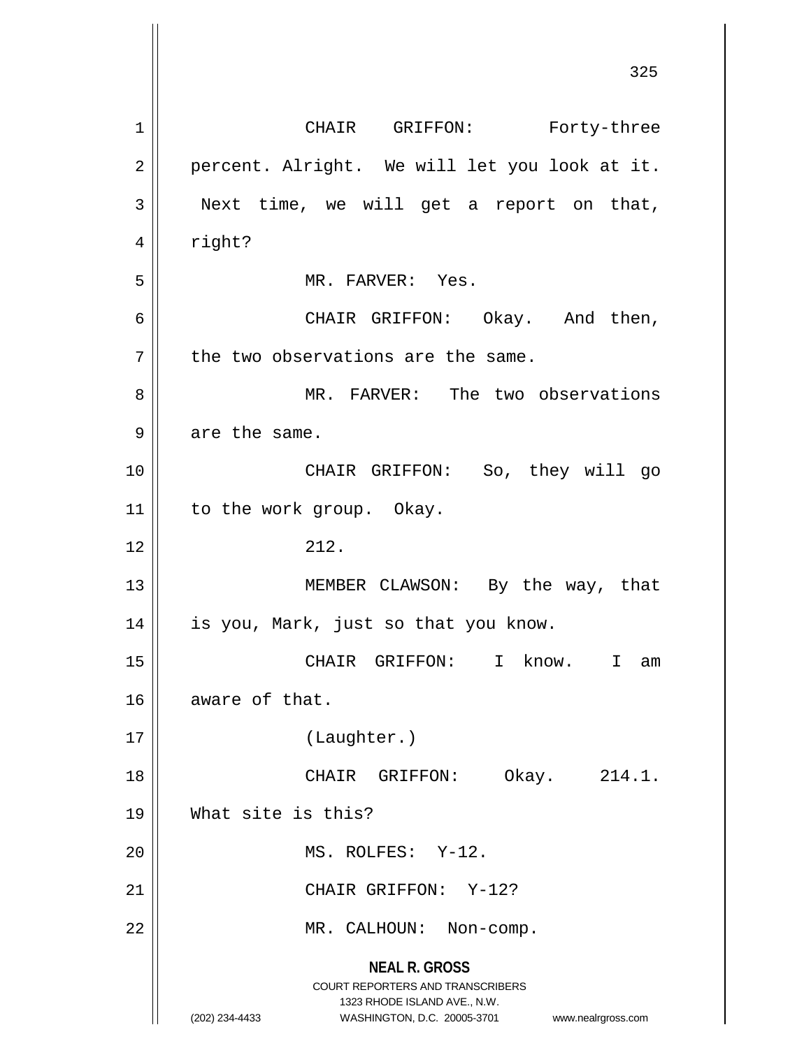CHAIR GRIFFON: Forty-three percent. Alright. We will let you look at it. Next time, we will get a report on that, right?

MR. FARVER: Yes.

CHAIR GRIFFON: Okay. And then, the two observations are the same.

MR. FARVER: The two observations are the same.

CHAIR GRIFFON: So, they will go to the work group. Okay.

212.

MEMBER CLAWSON: By the way, that is you, Mark, just so that you know.

CHAIR GRIFFON: I know. I am aware of that.

(Laughter.)

CHAIR GRIFFON: Okay. 214.1. What site is this?

MS. ROLFES: Y-12.

CHAIR GRIFFON: Y-12?

MR. CALHOUN: Non-comp.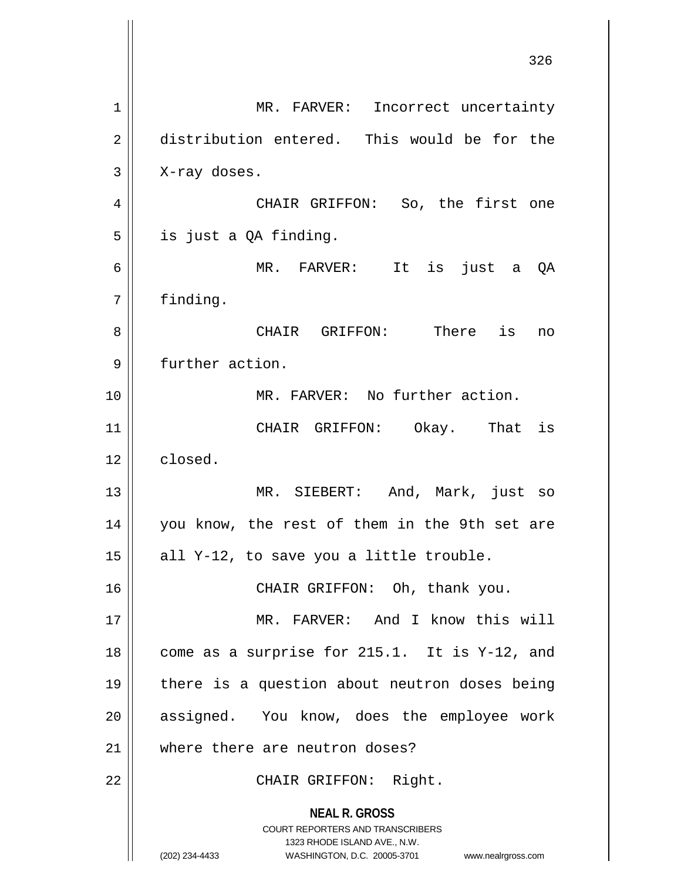MR. FARVER: Incorrect uncertainty distribution entered. This would be for the X-ray doses.

CHAIR GRIFFON: So, the first one is just a QA finding.

MR. FARVER: It is just a QA finding.

CHAIR GRIFFON: There is no further action.

MR. FARVER: No further action.

CHAIR GRIFFON: Okay. That is closed.

MR. SIEBERT: And, Mark, just so you know, the rest of them in the 9th set are all Y-12, to save you a little trouble.

CHAIR GRIFFON: Oh, thank you.

MR. FARVER: And I know this will come as a surprise for 215.1. It is Y-12, and there is a question about neutron doses being assigned. You know, does the employee work where there are neutron doses?

CHAIR GRIFFON: Right.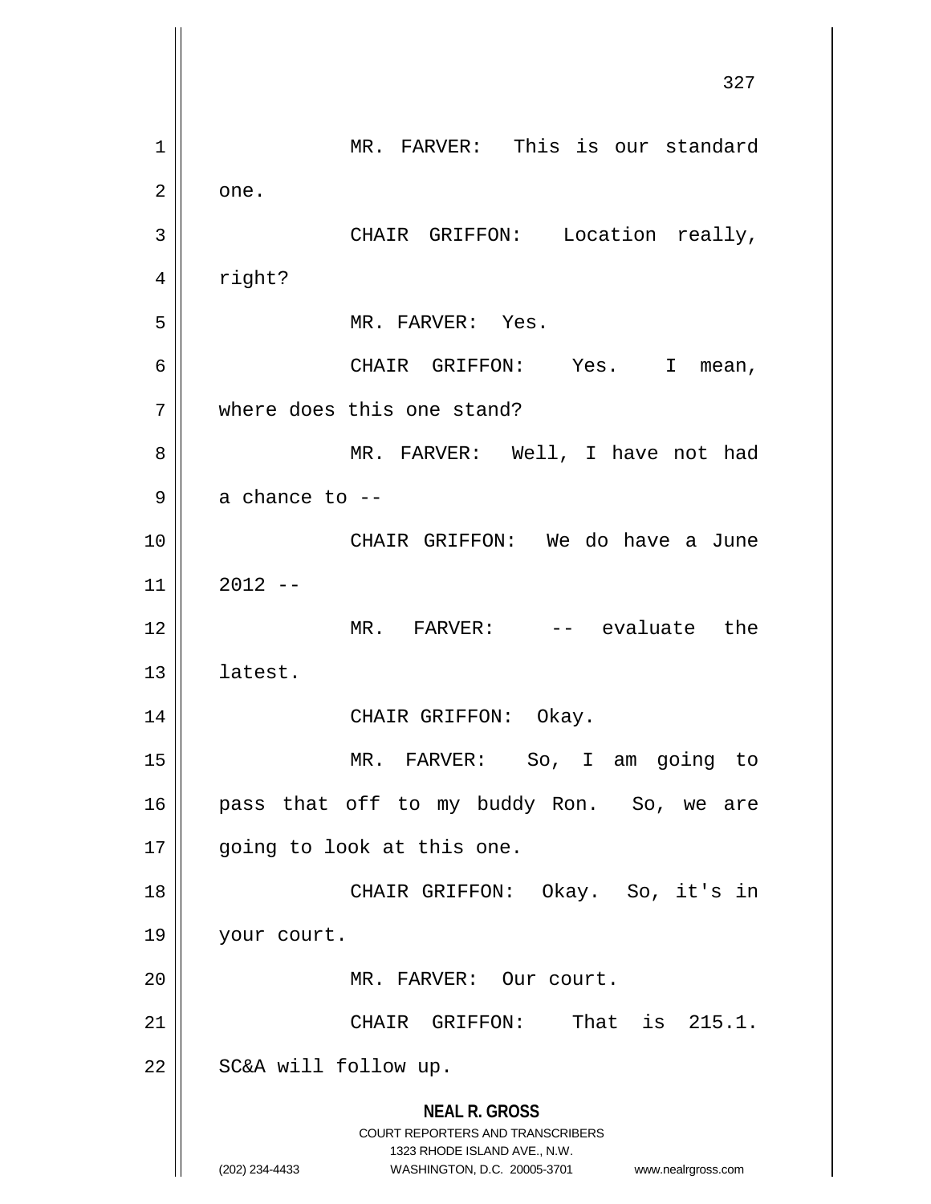MR. FARVER: This is our standard one.

CHAIR GRIFFON: Location really, right?

MR. FARVER: Yes.

CHAIR GRIFFON: Yes. I mean, where does this one stand?

MR. FARVER: Well, I have not had a chance to --

CHAIR GRIFFON: We do have a June 2012 --

MR. FARVER: -- evaluate the latest.

CHAIR GRIFFON: Okay.

MR. FARVER: So, I am going to pass that off to my buddy Ron. So, we are going to look at this one.

CHAIR GRIFFON: Okay. So, it's in your court.

MR. FARVER: Our court.

CHAIR GRIFFON: That is 215.1. SC&A will follow up.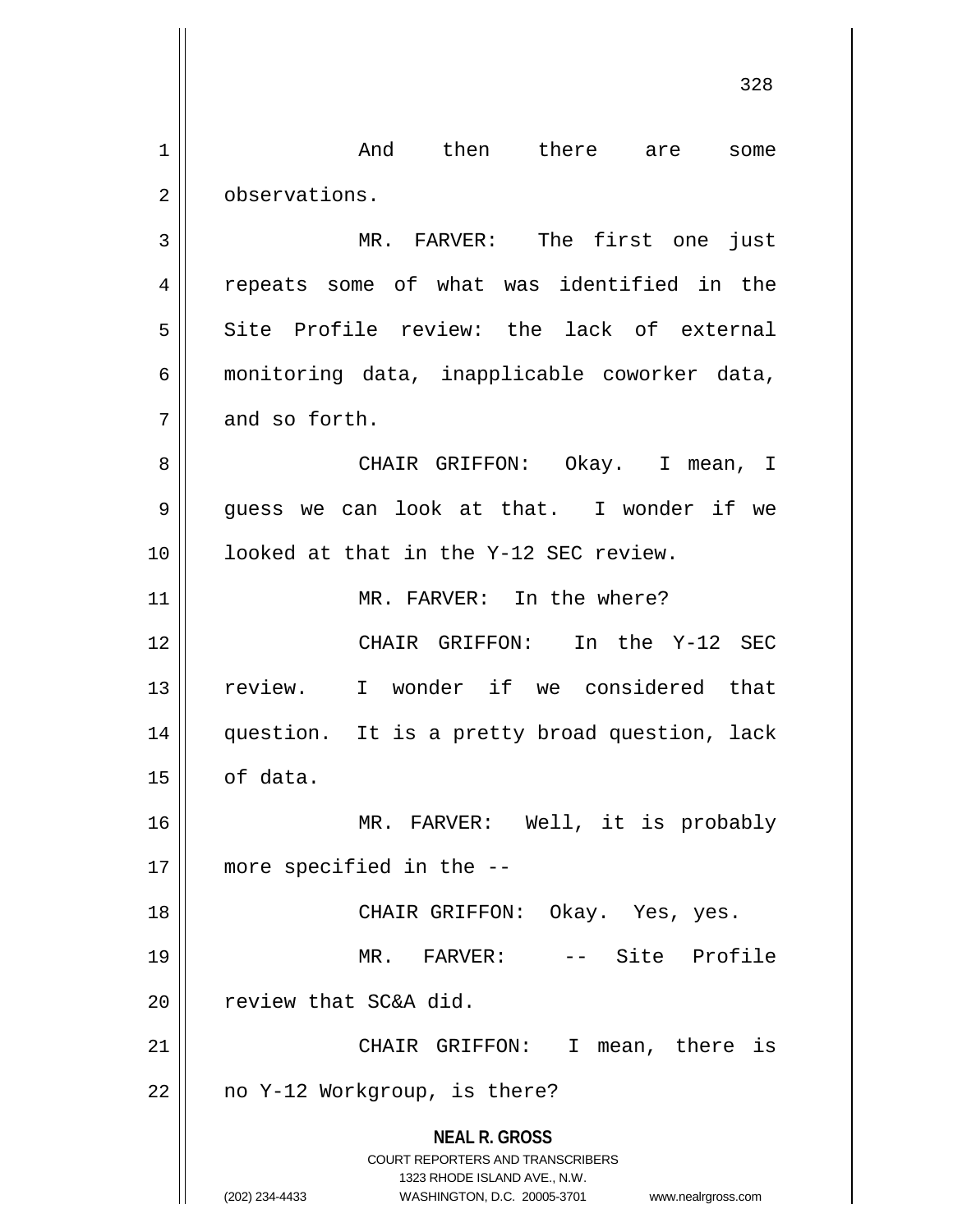And then there are some observations.

MR. FARVER: The first one just repeats some of what was identified in the Site Profile review: the lack of external monitoring data, inapplicable coworker data, and so forth.

CHAIR GRIFFON: Okay. I mean, I guess we can look at that. I wonder if we looked at that in the Y-12 SEC review.

MR. FARVER: In the where?

CHAIR GRIFFON: In the Y-12 SEC review. I wonder if we considered that question. It is a pretty broad question, lack of data.

MR. FARVER: Well, it is probably more specified in the --

CHAIR GRIFFON: Okay. Yes, yes.

MR. FARVER: -- Site Profile review that SC&A did.

CHAIR GRIFFON: I mean, there is no Y-12 Workgroup, is there?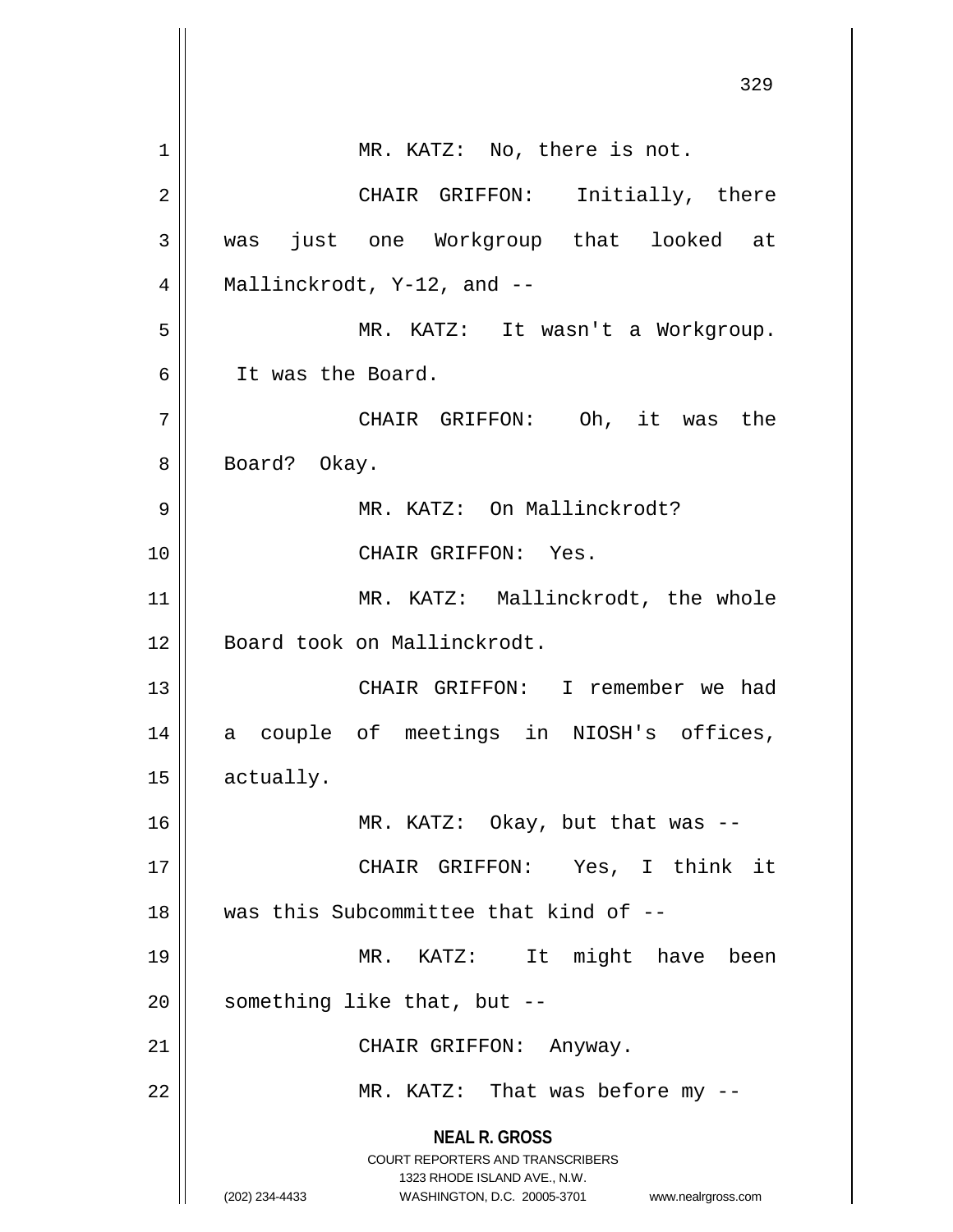MR. KATZ: No, there is not.

CHAIR GRIFFON: Initially, there was just one Workgroup that looked at Mallinckrodt, Y-12, and --

MR. KATZ: It wasn't a Workgroup. It was the Board.

CHAIR GRIFFON: Oh, it was the Board? Okay.

MR. KATZ: On Mallinckrodt?

CHAIR GRIFFON: Yes.

MR. KATZ: Mallinckrodt, the whole Board took on Mallinckrodt.

CHAIR GRIFFON: I remember we had a couple of meetings in NIOSH's offices, actually.

MR. KATZ: Okay, but that was --

CHAIR GRIFFON: Yes, I think it was this Subcommittee that kind of --

MR. KATZ: It might have been something like that, but --

CHAIR GRIFFON: Anyway.

MR. KATZ: That was before my --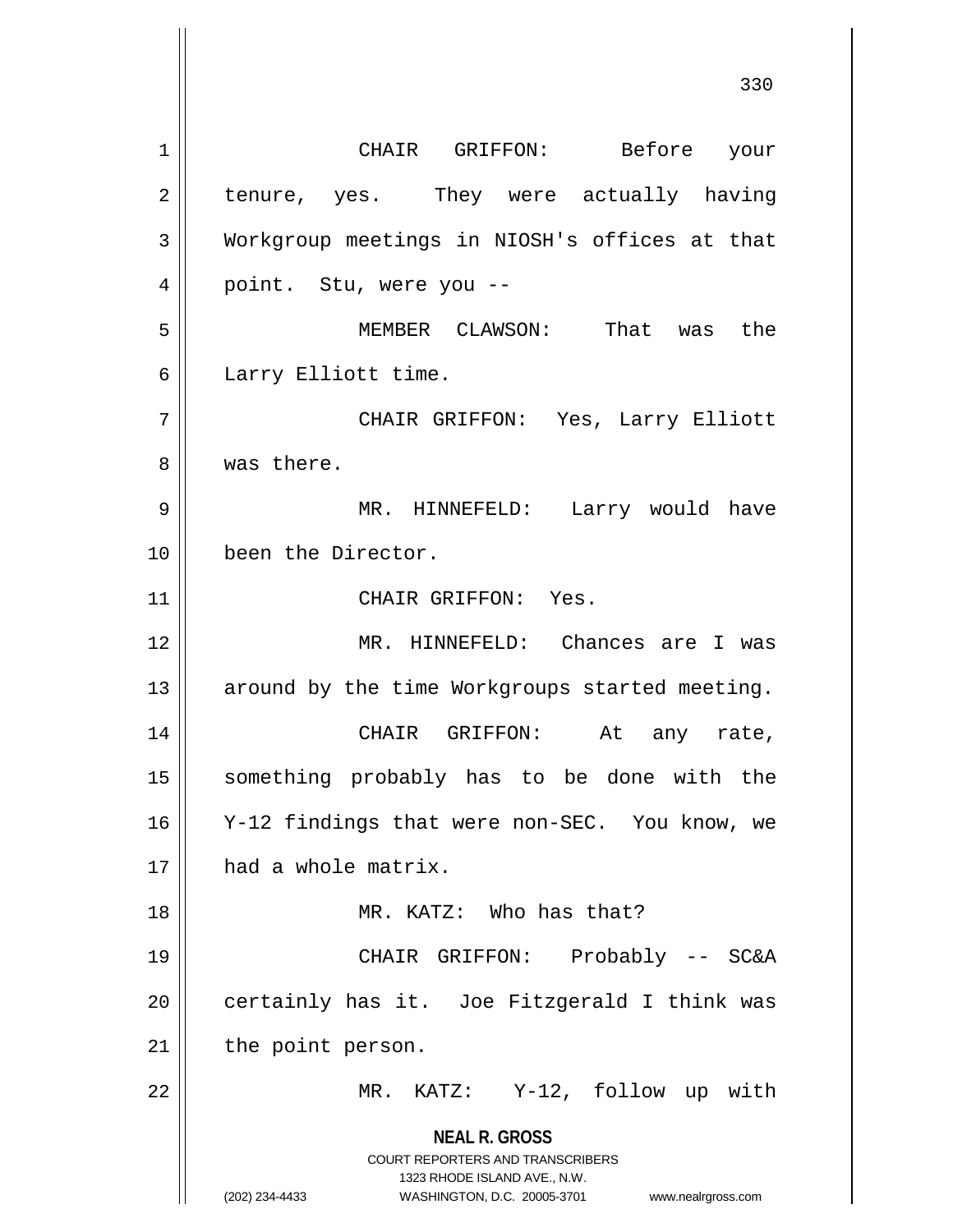CHAIR GRIFFON: Before your tenure, yes. They were actually having Workgroup meetings in NIOSH's offices at that point. Stu, were you --

MEMBER CLAWSON: That was the Larry Elliott time.

CHAIR GRIFFON: Yes, Larry Elliott was there.

MR. HINNEFELD: Larry would have been the Director.

CHAIR GRIFFON: Yes.

MR. HINNEFELD: Chances are I was around by the time Workgroups started meeting.

CHAIR GRIFFON: At any rate, something probably has to be done with the Y-12 findings that were non-SEC. You know, we had a whole matrix.

MR. KATZ: Who has that?

CHAIR GRIFFON: Probably -- SC&A certainly has it. Joe Fitzgerald I think was the point person.

MR. KATZ: Y-12, follow up with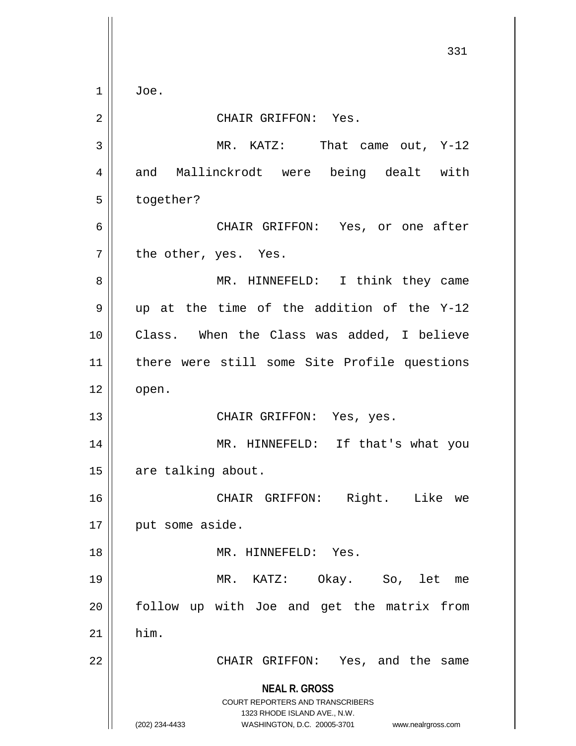Joe.

CHAIR GRIFFON: Yes.

MR. KATZ: That came out, Y-12 and Mallinckrodt were being dealt with together?

CHAIR GRIFFON: Yes, or one after the other, yes. Yes.

MR. HINNEFELD: I think they came up at the time of the addition of the Y-12 Class. When the Class was added, I believe there were still some Site Profile questions open.

CHAIR GRIFFON: Yes, yes.

MR. HINNEFELD: If that's what you are talking about.

CHAIR GRIFFON: Right. Like we put some aside.

MR. HINNEFELD: Yes.

MR. KATZ: Okay. So, let me follow up with Joe and get the matrix from him.

CHAIR GRIFFON: Yes, and the same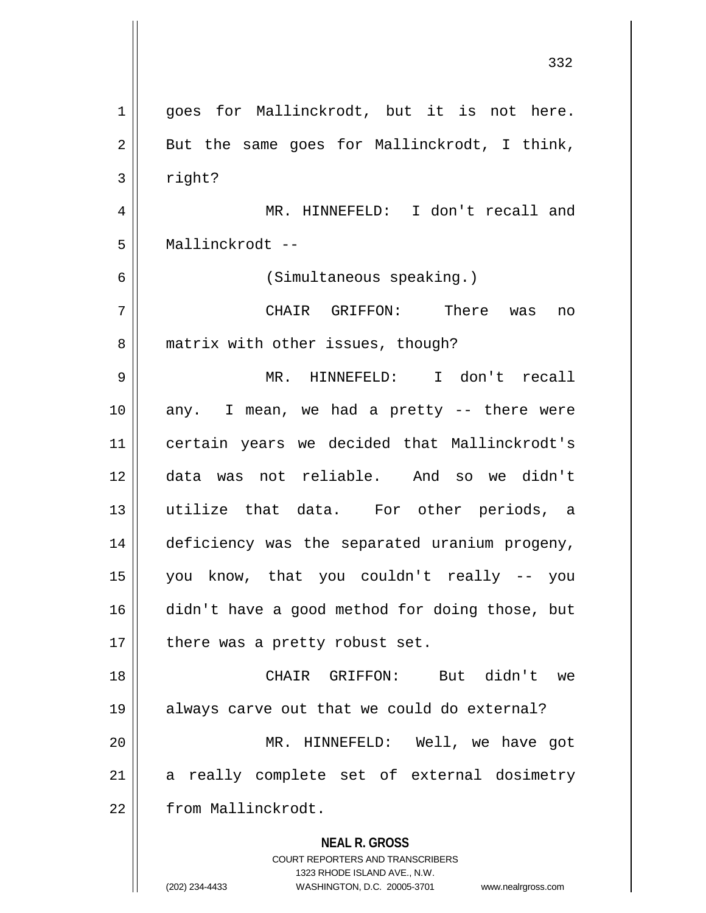goes for Mallinckrodt, but it is not here. But the same goes for Mallinckrodt, I think, right?

MR. HINNEFELD: I don't recall and Mallinckrodt --

(Simultaneous speaking.)

CHAIR GRIFFON: There was no matrix with other issues, though?

MR. HINNEFELD: I don't recall any. I mean, we had a pretty -- there were certain years we decided that Mallinckrodt's data was not reliable. And so we didn't utilize that data. For other periods, a deficiency was the separated uranium progeny, you know, that you couldn't really -- you didn't have a good method for doing those, but there was a pretty robust set.

CHAIR GRIFFON: But didn't we always carve out that we could do external?

MR. HINNEFELD: Well, we have got a really complete set of external dosimetry from Mallinckrodt.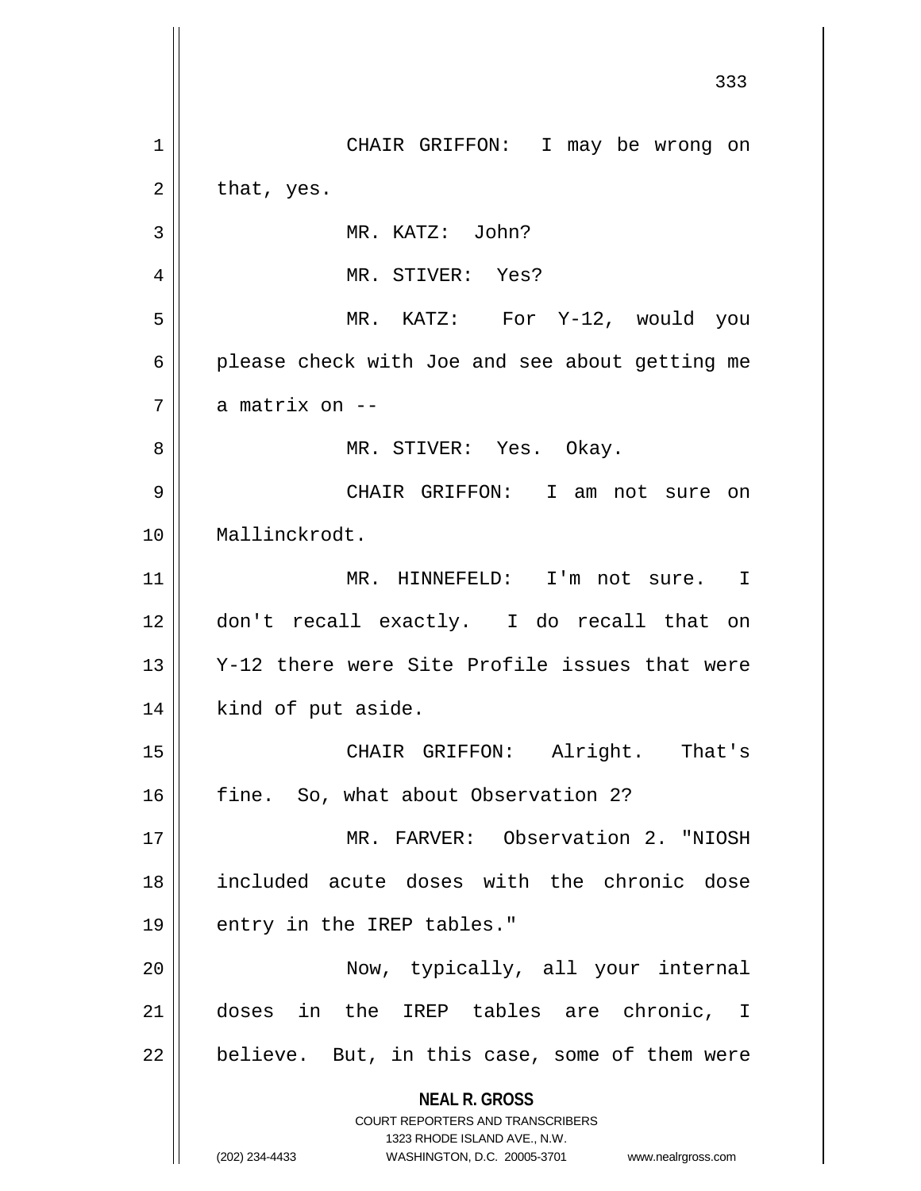CHAIR GRIFFON: I may be wrong on that, yes.

MR. KATZ: John?

MR. STIVER: Yes?

MR. KATZ: For Y-12, would you please check with Joe and see about getting me a matrix on --

MR. STIVER: Yes. Okay.

CHAIR GRIFFON: I am not sure on Mallinckrodt.

MR. HINNEFELD: I'm not sure. I don't recall exactly. I do recall that on Y-12 there were Site Profile issues that were kind of put aside.

CHAIR GRIFFON: Alright. That's fine. So, what about Observation 2?

MR. FARVER: Observation 2. "NIOSH included acute doses with the chronic dose entry in the IREP tables."

Now, typically, all your internal doses in the IREP tables are chronic, I believe. But, in this case, some of them were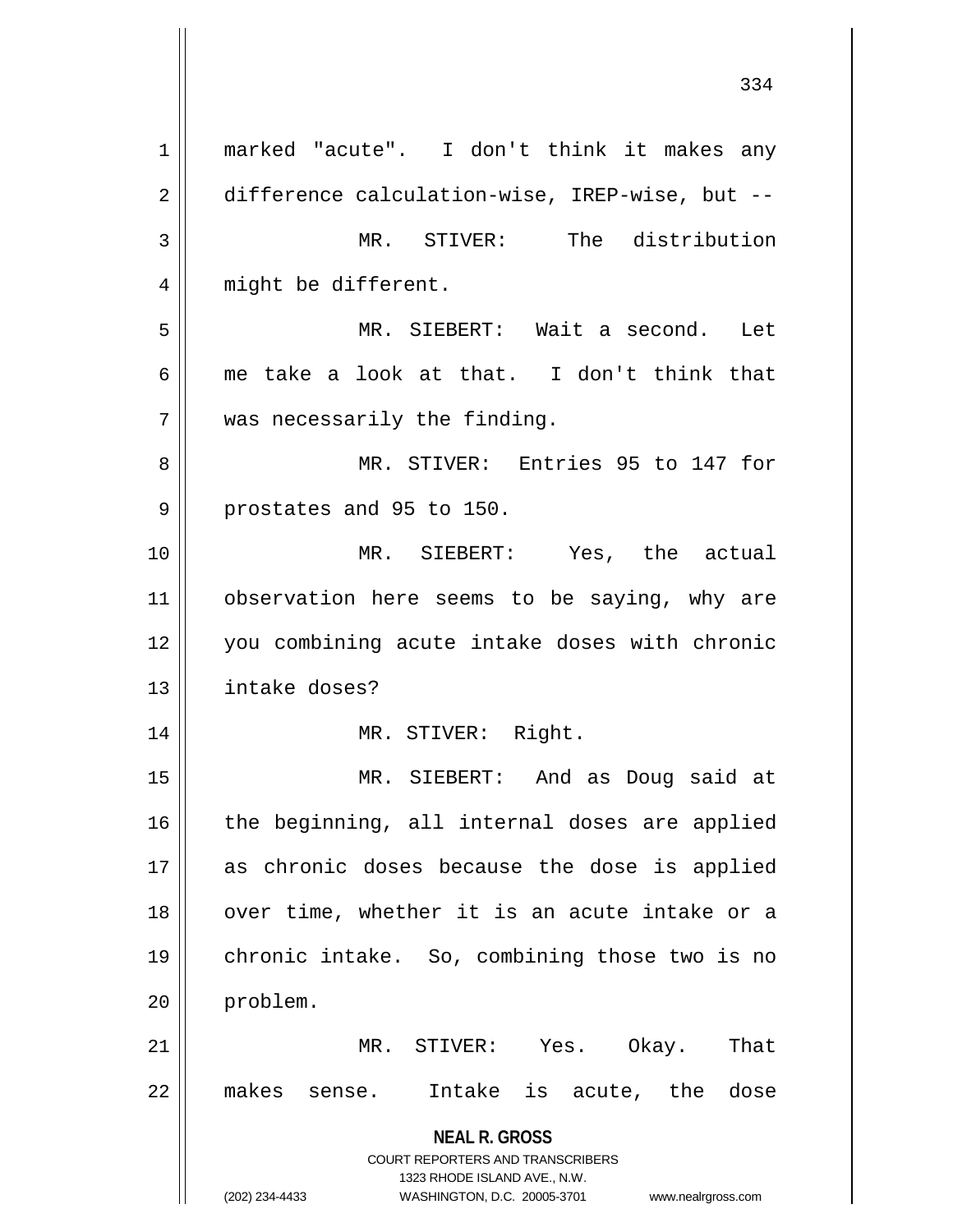marked "acute". I don't think it makes any difference calculation-wise, IREP-wise, but --

MR. STIVER: The distribution might be different.

MR. SIEBERT: Wait a second. Let me take a look at that. I don't think that was necessarily the finding.

MR. STIVER: Entries 95 to 147 for prostates and 95 to 150.

MR. SIEBERT: Yes, the actual observation here seems to be saying, why are you combining acute intake doses with chronic intake doses?

MR. STIVER: Right.

MR. SIEBERT: And as Doug said at the beginning, all internal doses are applied as chronic doses because the dose is applied over time, whether it is an acute intake or a chronic intake. So, combining those two is no problem.

MR. STIVER: Yes. Okay. That makes sense. Intake is acute, the dose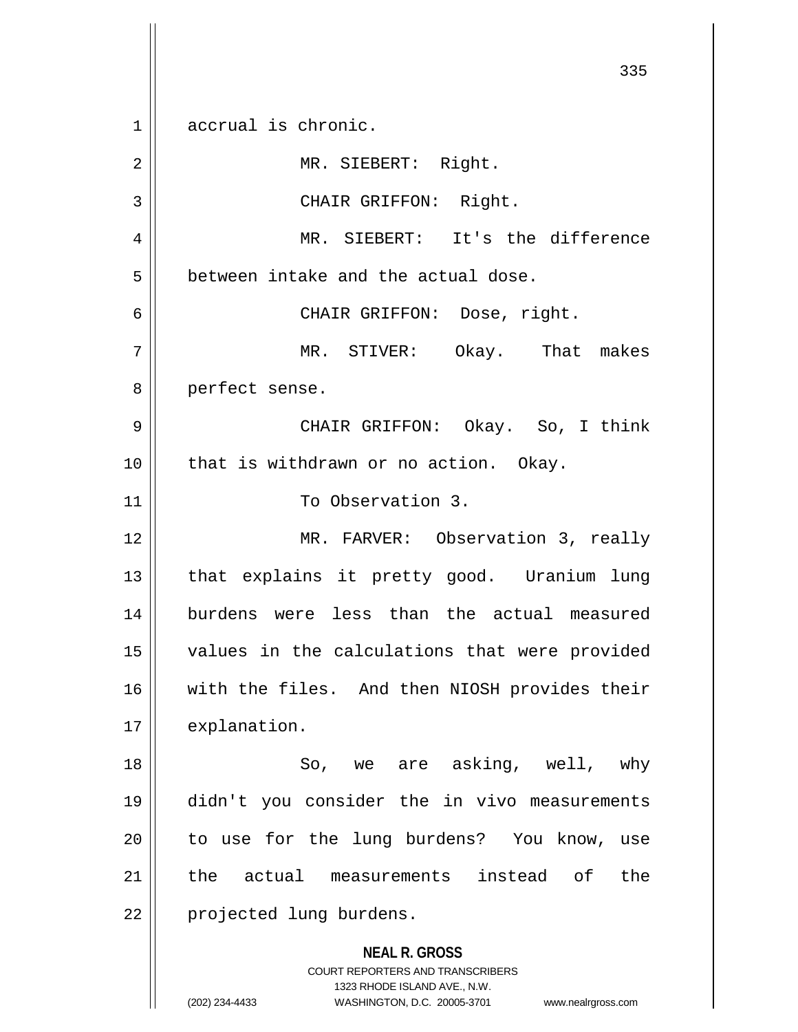accrual is chronic.

MR. SIEBERT: Right.

CHAIR GRIFFON: Right.

MR. SIEBERT: It's the difference between intake and the actual dose.

CHAIR GRIFFON: Dose, right.

MR. STIVER: Okay. That makes perfect sense.

CHAIR GRIFFON: Okay. So, I think that is withdrawn or no action. Okay.

To Observation 3.

MR. FARVER: Observation 3, really that explains it pretty good. Uranium lung burdens were less than the actual measured values in the calculations that were provided with the files. And then NIOSH provides their explanation.

So, we are asking, well, why didn't you consider the in vivo measurements to use for the lung burdens? You know, use the actual measurements instead of the projected lung burdens.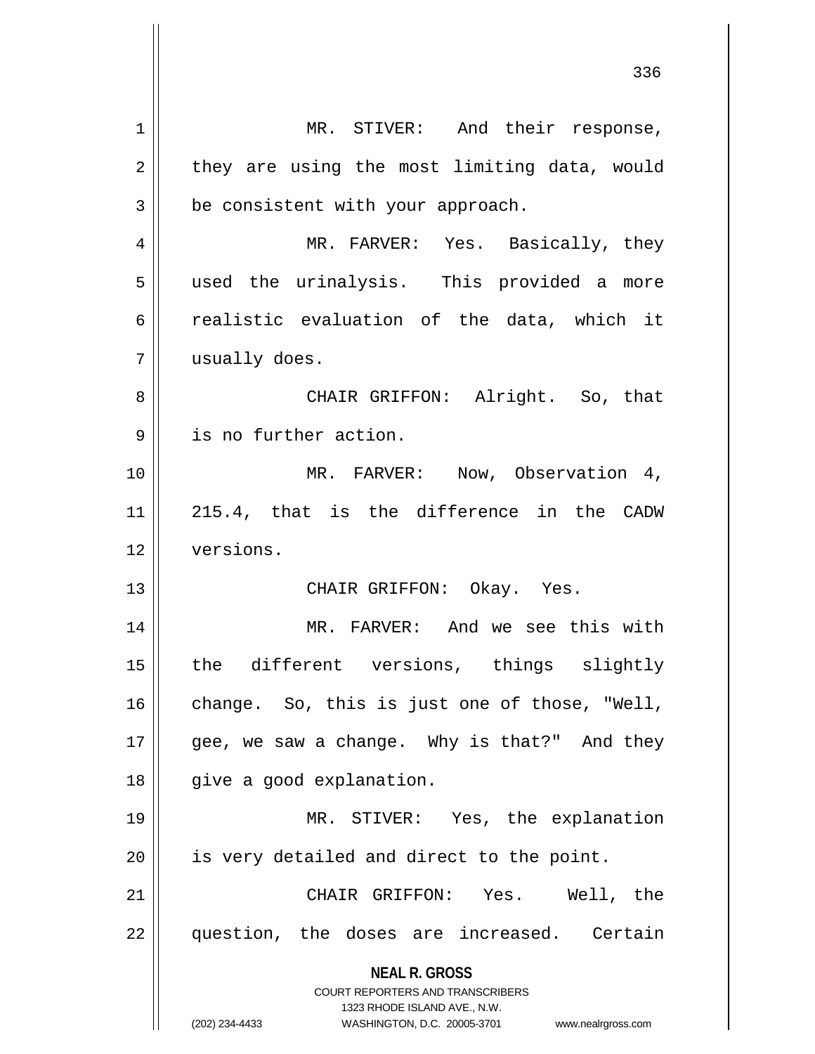MR. STIVER: And their response, they are using the most limiting data, would be consistent with your approach.

MR. FARVER: Yes. Basically, they used the urinalysis. This provided a more realistic evaluation of the data, which it usually does.

CHAIR GRIFFON: Alright. So, that is no further action.

MR. FARVER: Now, Observation 4, 215.4, that is the difference in the CADW versions.

CHAIR GRIFFON: Okay. Yes.

MR. FARVER: And we see this with the different versions, things slightly change. So, this is just one of those, "Well, gee, we saw a change. Why is that?" And they give a good explanation.

MR. STIVER: Yes, the explanation is very detailed and direct to the point.

CHAIR GRIFFON: Yes. Well, the question, the doses are increased. Certain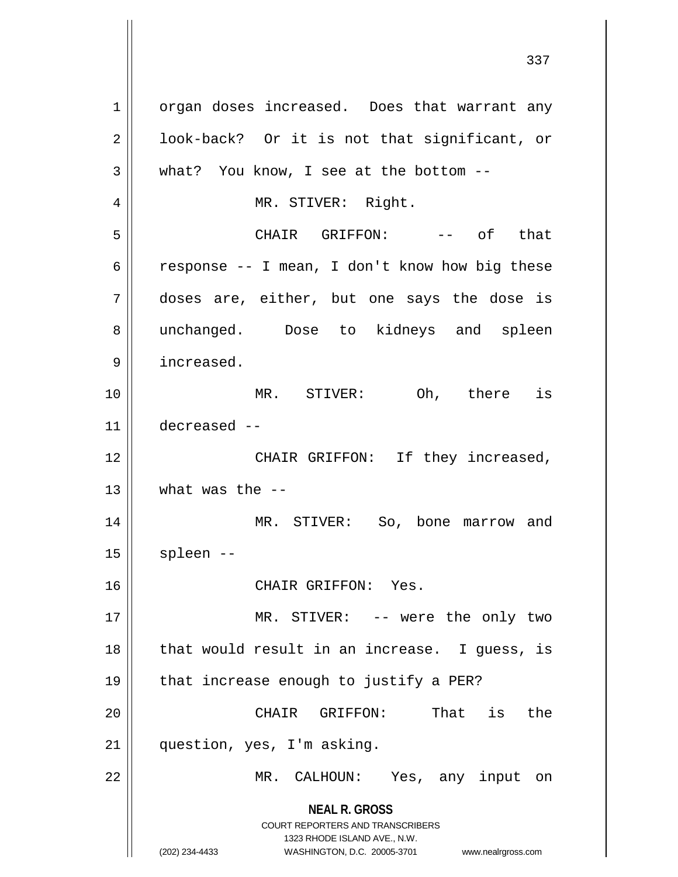organ doses increased. Does that warrant any look-back? Or it is not that significant, or what? You know, I see at the bottom --

MR. STIVER: Right.

CHAIR GRIFFON: -- of that response -- I mean, I don't know how big these doses are, either, but one says the dose is unchanged. Dose to kidneys and spleen increased.

MR. STIVER: Oh, there is decreased --

CHAIR GRIFFON: If they increased, what was the --

MR. STIVER: So, bone marrow and spleen --

CHAIR GRIFFON: Yes.

MR. STIVER: -- were the only two that would result in an increase. I guess, is that increase enough to justify a PER?

CHAIR GRIFFON: That is the question, yes, I'm asking.

MR. CALHOUN: Yes, any input on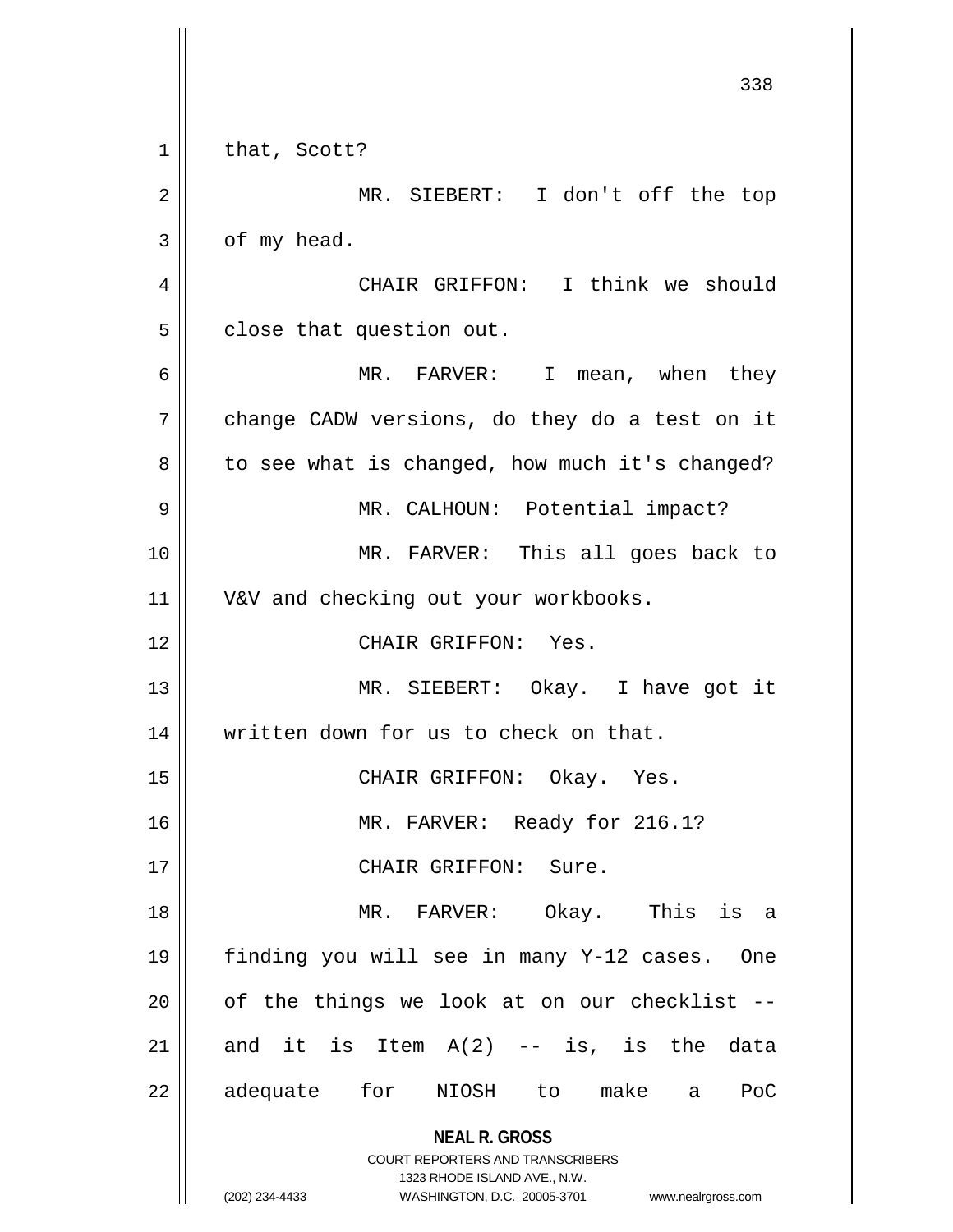that, Scott?

MR. SIEBERT: I don't off the top of my head.

CHAIR GRIFFON: I think we should close that question out.

MR. FARVER: I mean, when they change CADW versions, do they do a test on it to see what is changed, how much it's changed?

MR. CALHOUN: Potential impact?

MR. FARVER: This all goes back to V&V and checking out your workbooks.

CHAIR GRIFFON: Yes.

MR. SIEBERT: Okay. I have got it written down for us to check on that.

CHAIR GRIFFON: Okay. Yes.

MR. FARVER: Ready for 216.1?

CHAIR GRIFFON: Sure.

MR. FARVER: Okay. This is a finding you will see in many Y-12 cases. One of the things we look at on our checklist -- and it is Item A(2) -- is, is the data adequate for NIOSH to make a PoC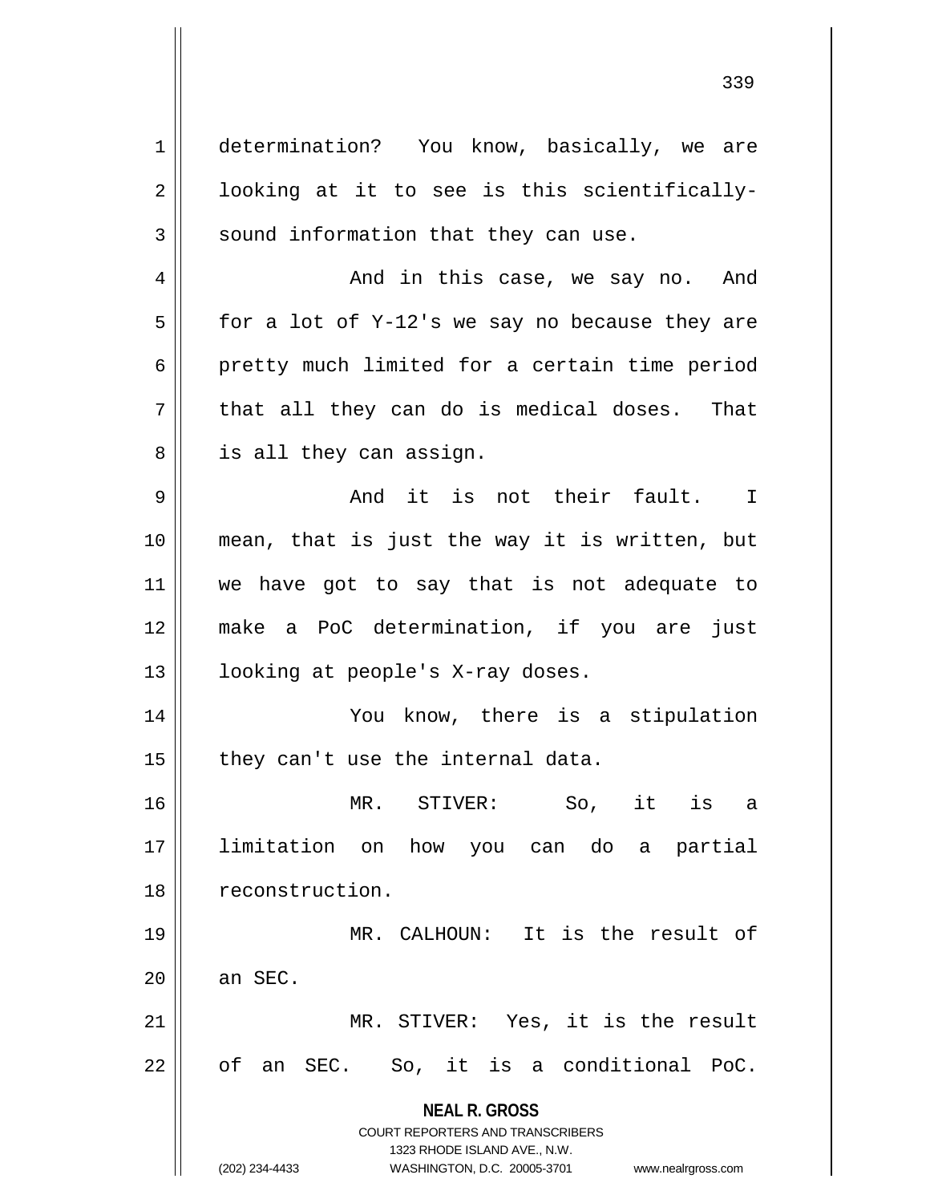determination? You know, basically, we are looking at it to see is this scientifically-sound information that they can use.

And in this case, we say no. And for a lot of Y-12's we say no because they are pretty much limited for a certain time period that all they can do is medical doses. That is all they can assign.

And it is not their fault. I mean, that is just the way it is written, but we have got to say that is not adequate to make a PoC determination, if you are just looking at people's X-ray doses.

You know, there is a stipulation they can't use the internal data.

MR. STIVER: So, it is a limitation on how you can do a partial reconstruction.

MR. CALHOUN: It is the result of an SEC.

MR. STIVER: Yes, it is the result of an SEC. So, it is a conditional PoC.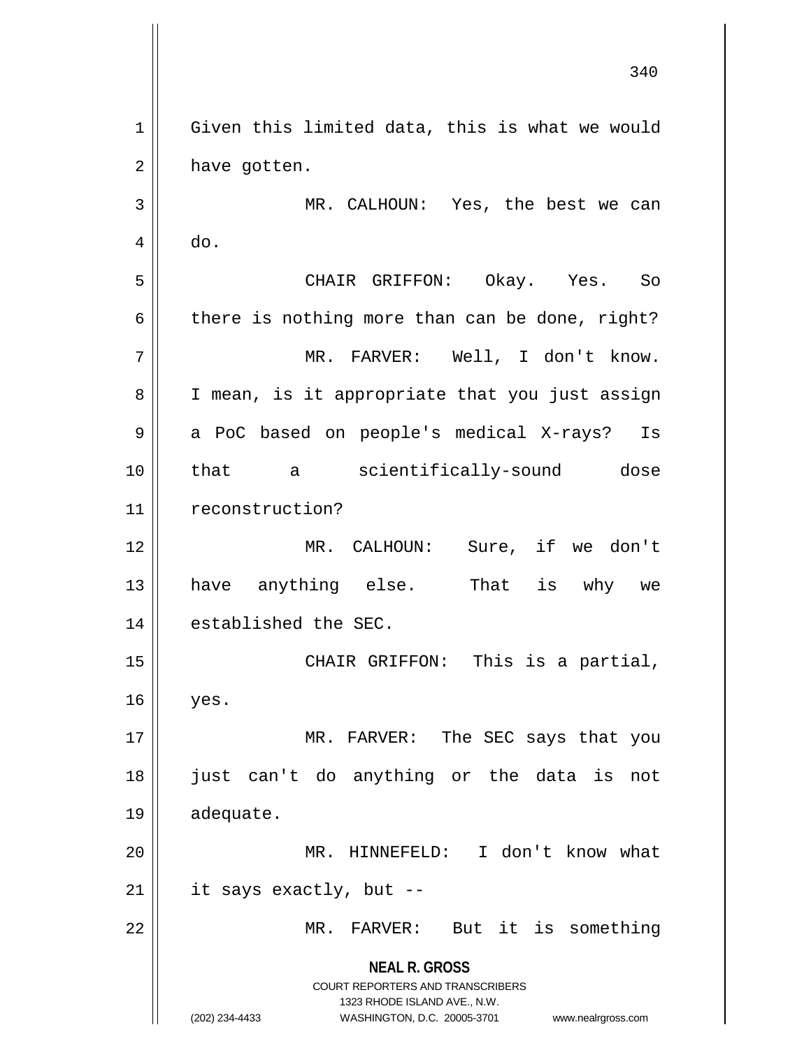Given this limited data, this is what we would have gotten.

MR. CALHOUN: Yes, the best we can do.

CHAIR GRIFFON: Okay. Yes. So there is nothing more than can be done, right?

MR. FARVER: Well, I don't know. I mean, is it appropriate that you just assign a PoC based on people's medical X-rays? Is that a scientifically-sound dose reconstruction?

MR. CALHOUN: Sure, if we don't have anything else. That is why we established the SEC.

CHAIR GRIFFON: This is a partial, yes.

MR. FARVER: The SEC says that you just can't do anything or the data is not adequate.

MR. HINNEFELD: I don't know what it says exactly, but --

MR. FARVER: But it is something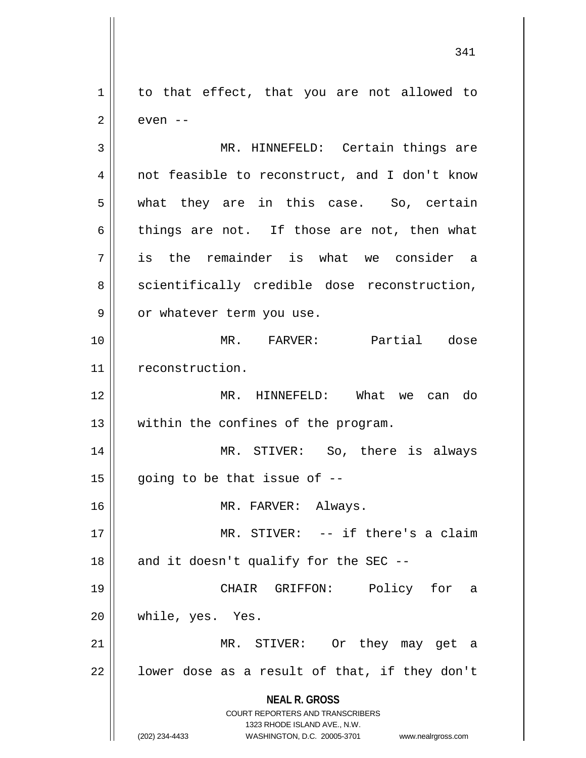to that effect, that you are not allowed to even --

MR. HINNEFELD: Certain things are not feasible to reconstruct, and I don't know what they are in this case. So, certain things are not. If those are not, then what is the remainder is what we consider a scientifically credible dose reconstruction, or whatever term you use.

MR. FARVER: Partial dose reconstruction.

MR. HINNEFELD: What we can do within the confines of the program.

MR. STIVER: So, there is always going to be that issue of --

MR. FARVER: Always.

MR. STIVER: -- if there's a claim and it doesn't qualify for the SEC --

CHAIR GRIFFON: Policy for a while, yes. Yes.

MR. STIVER: Or they may get a lower dose as a result of that, if they don't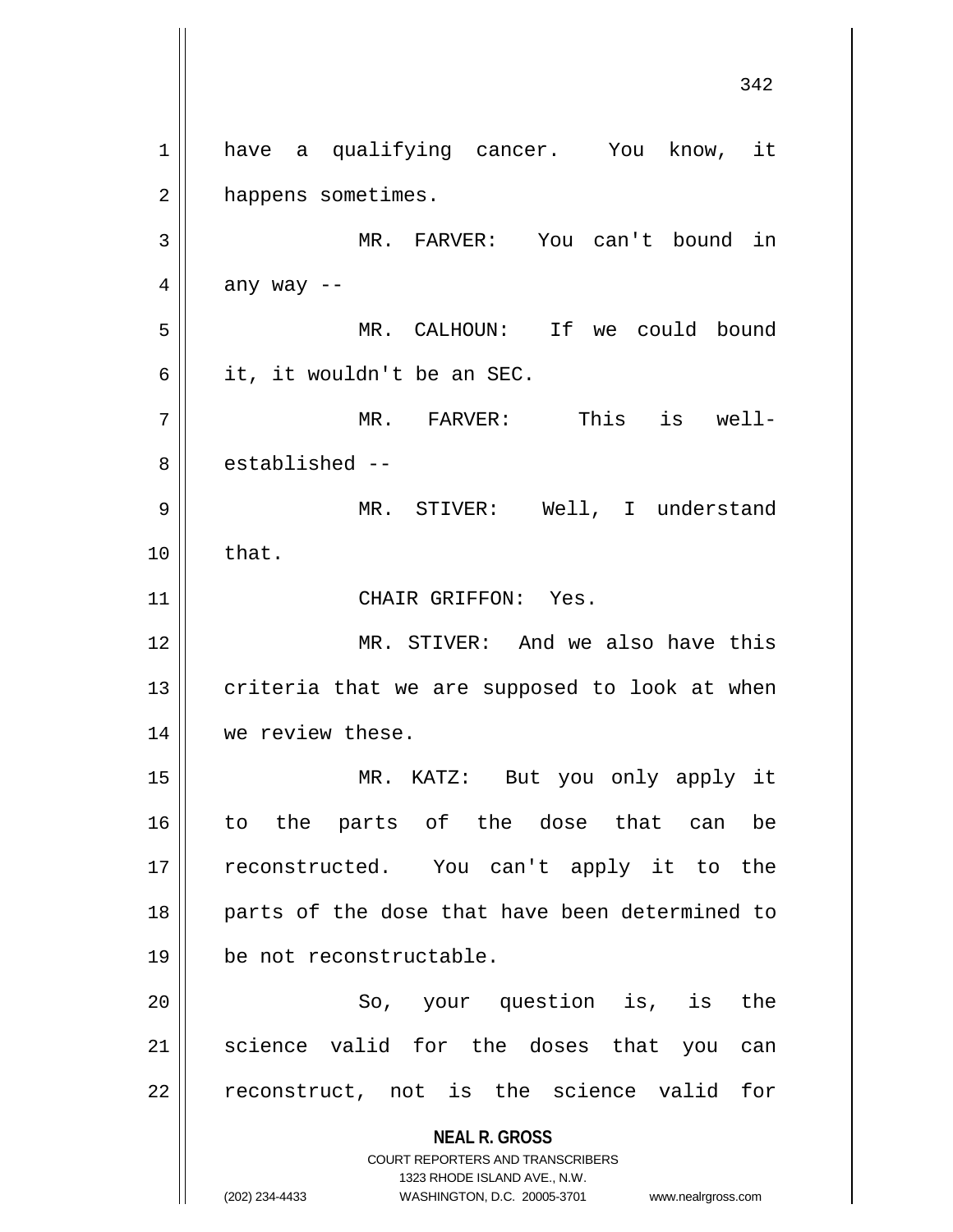have a qualifying cancer. You know, it happens sometimes.

MR. FARVER: You can't bound in any way --

MR. CALHOUN: If we could bound it, it wouldn't be an SEC.

MR. FARVER: This is well-established --

MR. STIVER: Well, I understand that.

CHAIR GRIFFON: Yes.

MR. STIVER: And we also have this criteria that we are supposed to look at when we review these.

MR. KATZ: But you only apply it to the parts of the dose that can be reconstructed. You can't apply it to the parts of the dose that have been determined to be not reconstructable.

So, your question is, is the science valid for the doses that you can reconstruct, not is the science valid for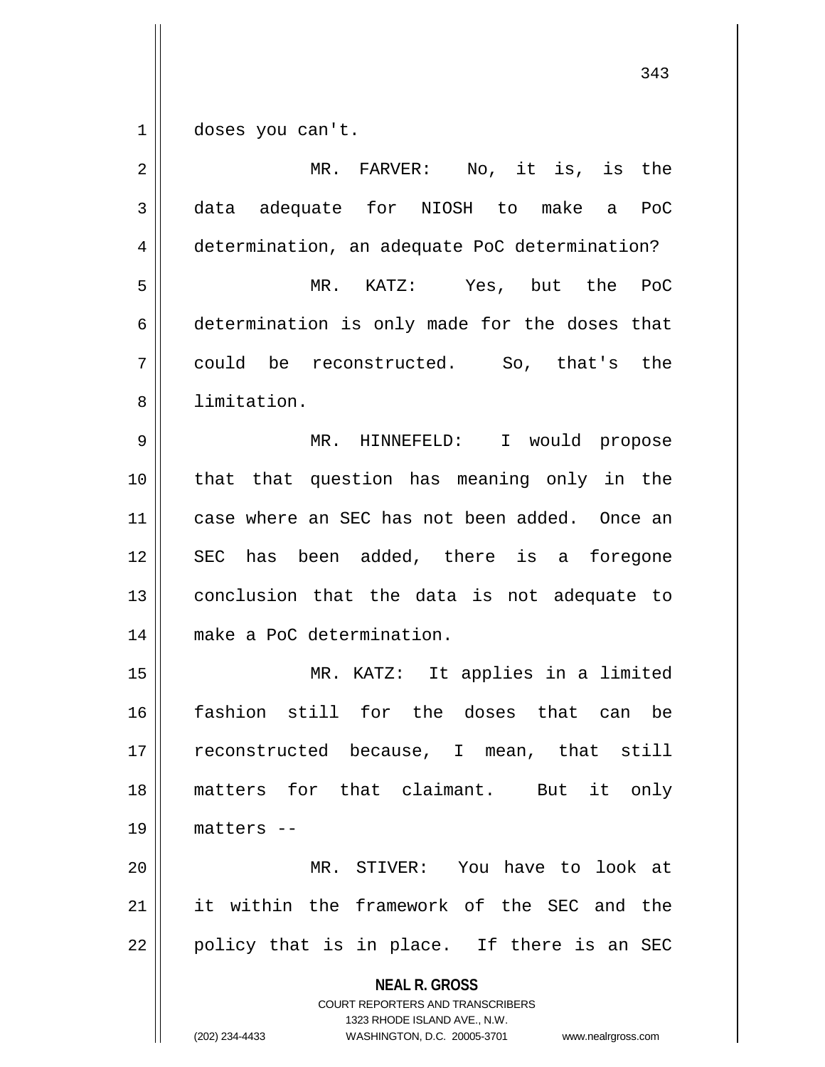doses you can't.

MR. FARVER: No, it is, is the data adequate for NIOSH to make a PoC determination, an adequate PoC determination?

MR. KATZ: Yes, but the PoC determination is only made for the doses that could be reconstructed. So, that's the limitation.

MR. HINNEFELD: I would propose that that question has meaning only in the case where an SEC has not been added. Once an SEC has been added, there is a foregone conclusion that the data is not adequate to make a PoC determination.

MR. KATZ: It applies in a limited fashion still for the doses that can be reconstructed because, I mean, that still matters for that claimant. But it only matters --

MR. STIVER: You have to look at it within the framework of the SEC and the policy that is in place. If there is an SEC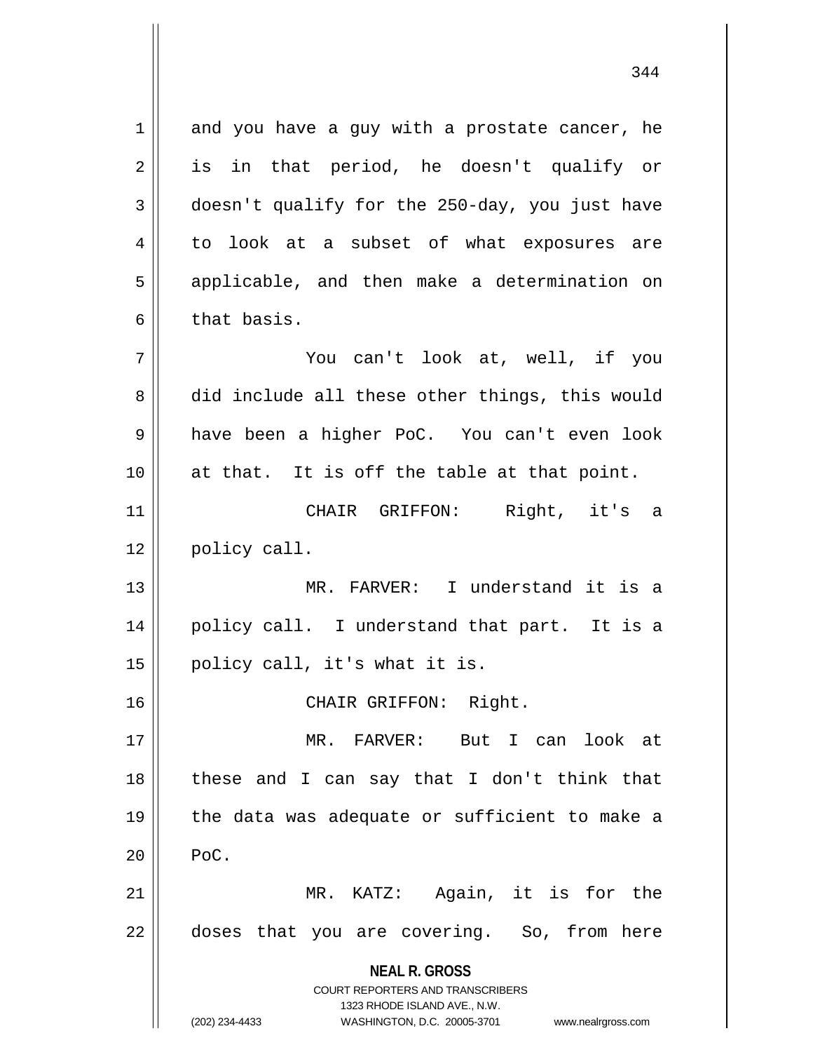and you have a guy with a prostate cancer, he is in that period, he doesn't qualify or doesn't qualify for the 250-day, you just have to look at a subset of what exposures are applicable, and then make a determination on that basis.

You can't look at, well, if you did include all these other things, this would have been a higher PoC. You can't even look at that. It is off the table at that point.

CHAIR GRIFFON: Right, it's a policy call.

MR. FARVER: I understand it is a policy call. I understand that part. It is a policy call, it's what it is.

CHAIR GRIFFON: Right.

MR. FARVER: But I can look at these and I can say that I don't think that the data was adequate or sufficient to make a PoC.

MR. KATZ: Again, it is for the doses that you are covering. So, from here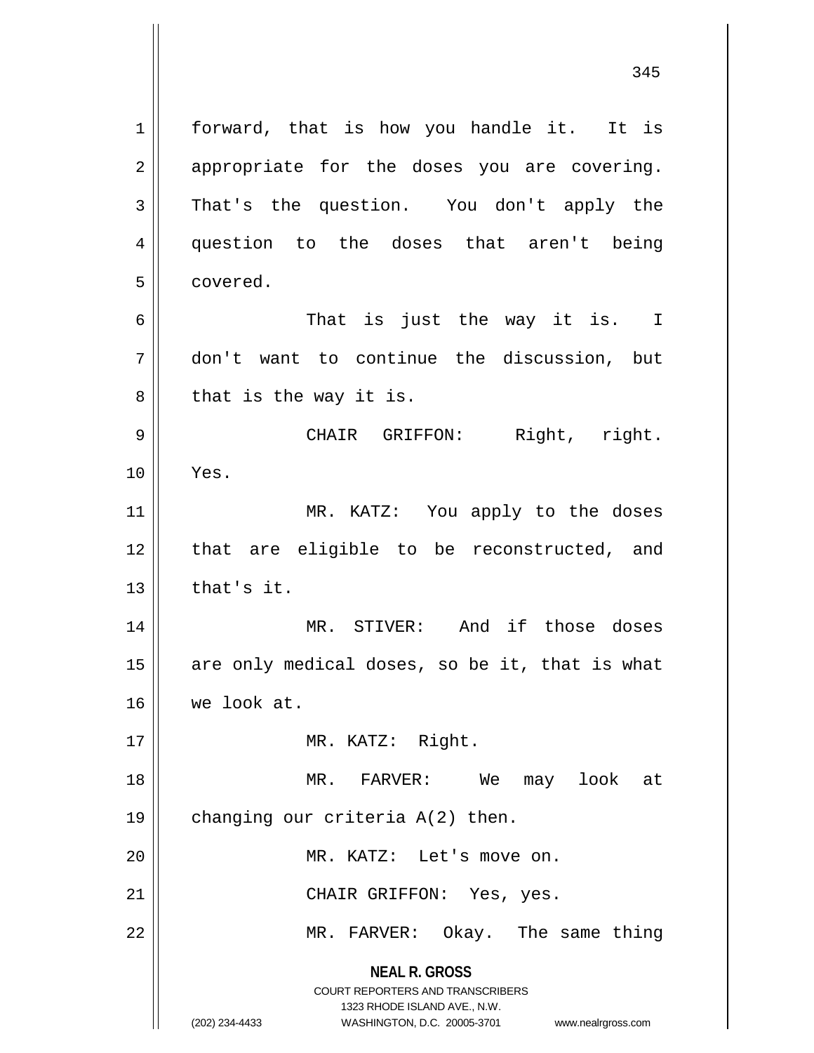forward, that is how you handle it. It is appropriate for the doses you are covering. That's the question. You don't apply the question to the doses that aren't being covered.

That is just the way it is. I don't want to continue the discussion, but that is the way it is.

CHAIR GRIFFON: Right, right. Yes.

MR. KATZ: You apply to the doses that are eligible to be reconstructed, and that's it.

MR. STIVER: And if those doses are only medical doses, so be it, that is what we look at.

MR. KATZ: Right.

MR. FARVER: We may look at changing our criteria A(2) then.

MR. KATZ: Let's move on.

CHAIR GRIFFON: Yes, yes.

MR. FARVER: Okay. The same thing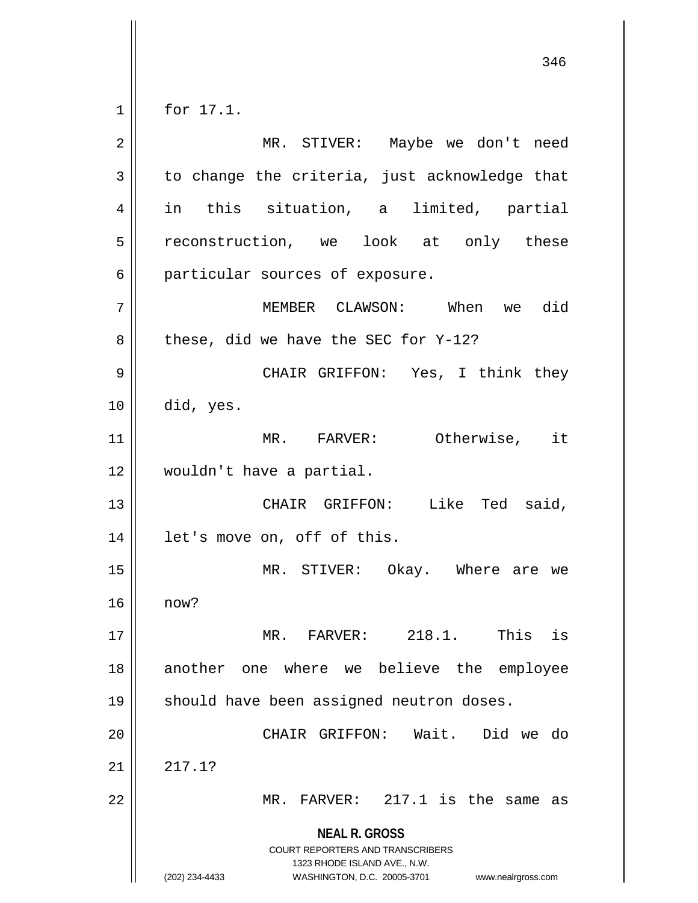for 17.1.

MR. STIVER: Maybe we don't need to change the criteria, just acknowledge that in this situation, a limited, partial reconstruction, we look at only these particular sources of exposure.

MEMBER CLAWSON: When we did these, did we have the SEC for Y-12?

CHAIR GRIFFON: Yes, I think they did, yes.

MR. FARVER: Otherwise, it wouldn't have a partial.

CHAIR GRIFFON: Like Ted said, let's move on, off of this.

MR. STIVER: Okay. Where are we now?

MR. FARVER: 218.1. This is another one where we believe the employee should have been assigned neutron doses.

CHAIR GRIFFON: Wait. Did we do 217.1?

MR. FARVER: 217.1 is the same as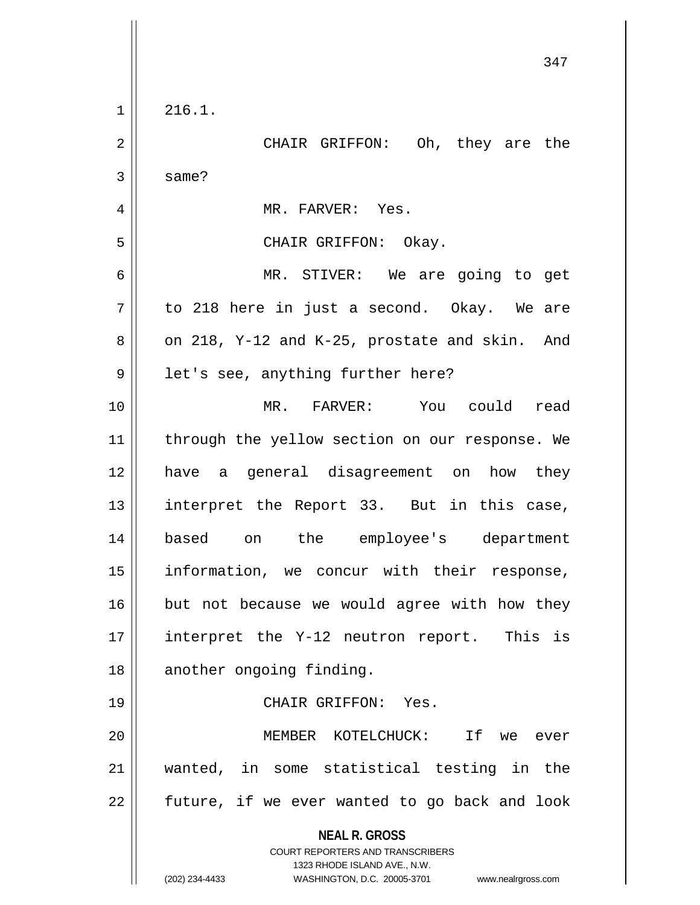216.1.

CHAIR GRIFFON: Oh, they are the same?

MR. FARVER: Yes.

CHAIR GRIFFON: Okay.

MR. STIVER: We are going to get to 218 here in just a second. Okay. We are on 218, Y-12 and K-25, prostate and skin. And let's see, anything further here?

MR. FARVER: You could read through the yellow section on our response. We have a general disagreement on how they interpret the Report 33. But in this case, based on the employee's department information, we concur with their response, but not because we would agree with how they interpret the Y-12 neutron report. This is another ongoing finding.

CHAIR GRIFFON: Yes.

MEMBER KOTELCHUCK: If we ever wanted, in some statistical testing in the future, if we ever wanted to go back and look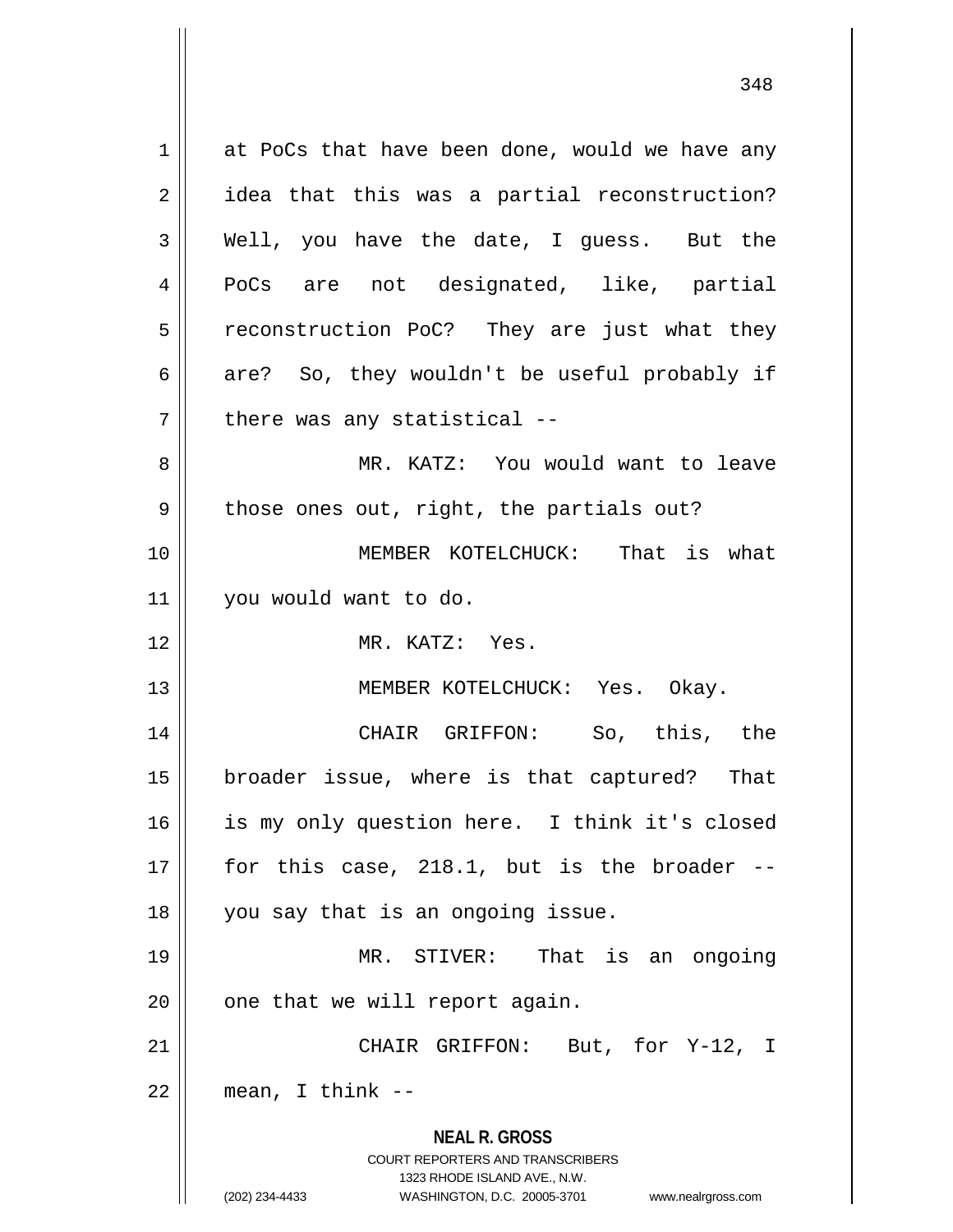at PoCs that have been done, would we have any idea that this was a partial reconstruction? Well, you have the date, I guess. But the PoCs are not designated, like, partial reconstruction PoC? They are just what they are? So, they wouldn't be useful probably if there was any statistical --

MR. KATZ: You would want to leave those ones out, right, the partials out?

MEMBER KOTELCHUCK: That is what you would want to do.

MR. KATZ: Yes.

MEMBER KOTELCHUCK: Yes. Okay.

CHAIR GRIFFON: So, this, the broader issue, where is that captured? That is my only question here. I think it's closed for this case, 218.1, but is the broader -- you say that is an ongoing issue.

MR. STIVER: That is an ongoing one that we will report again.

CHAIR GRIFFON: But, for Y-12, I mean, I think --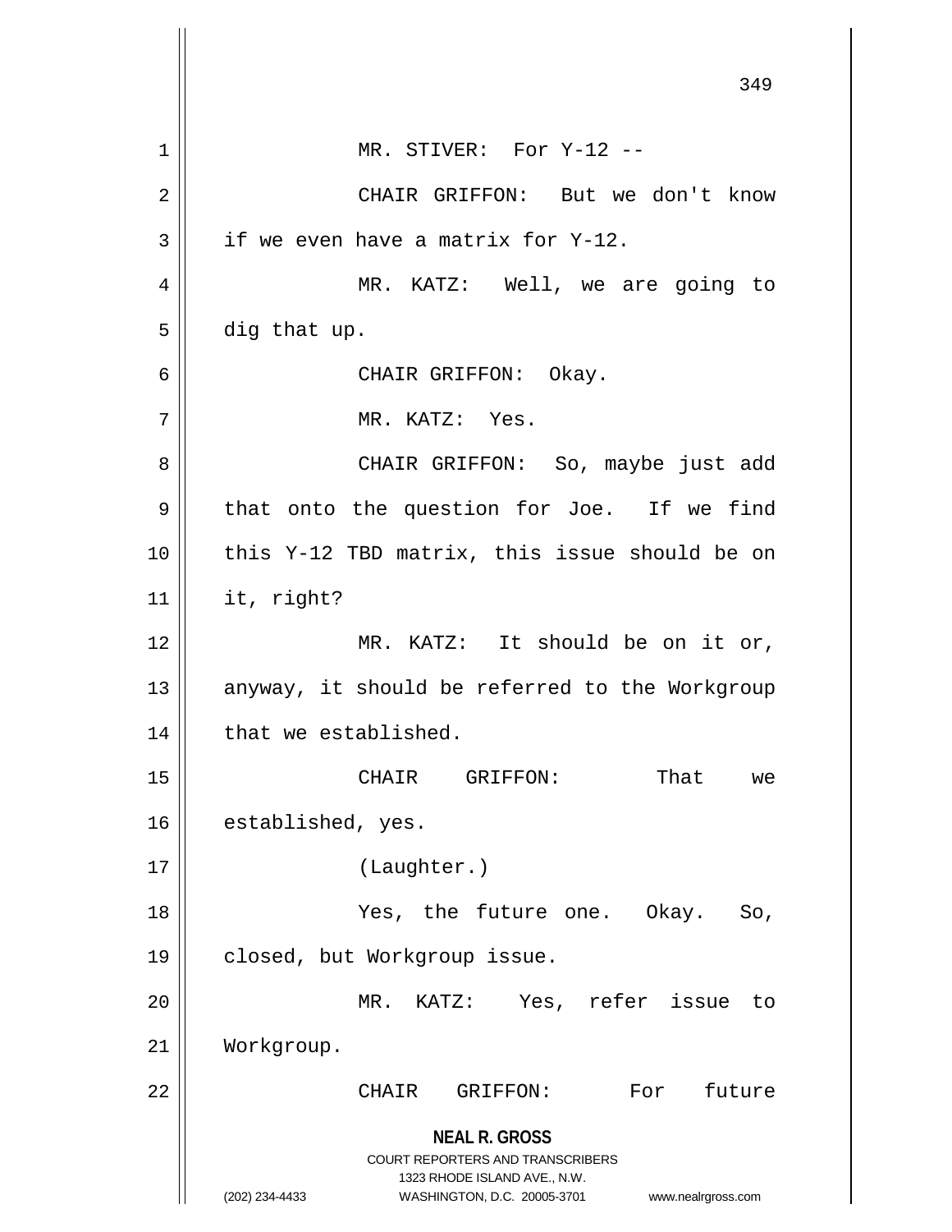MR. STIVER: For Y-12 --

CHAIR GRIFFON: But we don't know if we even have a matrix for Y-12.

MR. KATZ: Well, we are going to dig that up.

CHAIR GRIFFON: Okay.

MR. KATZ: Yes.

CHAIR GRIFFON: So, maybe just add that onto the question for Joe. If we find this Y-12 TBD matrix, this issue should be on it, right?

MR. KATZ: It should be on it or, anyway, it should be referred to the Workgroup that we established.

CHAIR GRIFFON: That we established, yes.

(Laughter.)

Yes, the future one. Okay. So, closed, but Workgroup issue.

MR. KATZ: Yes, refer issue to Workgroup.

CHAIR GRIFFON: For future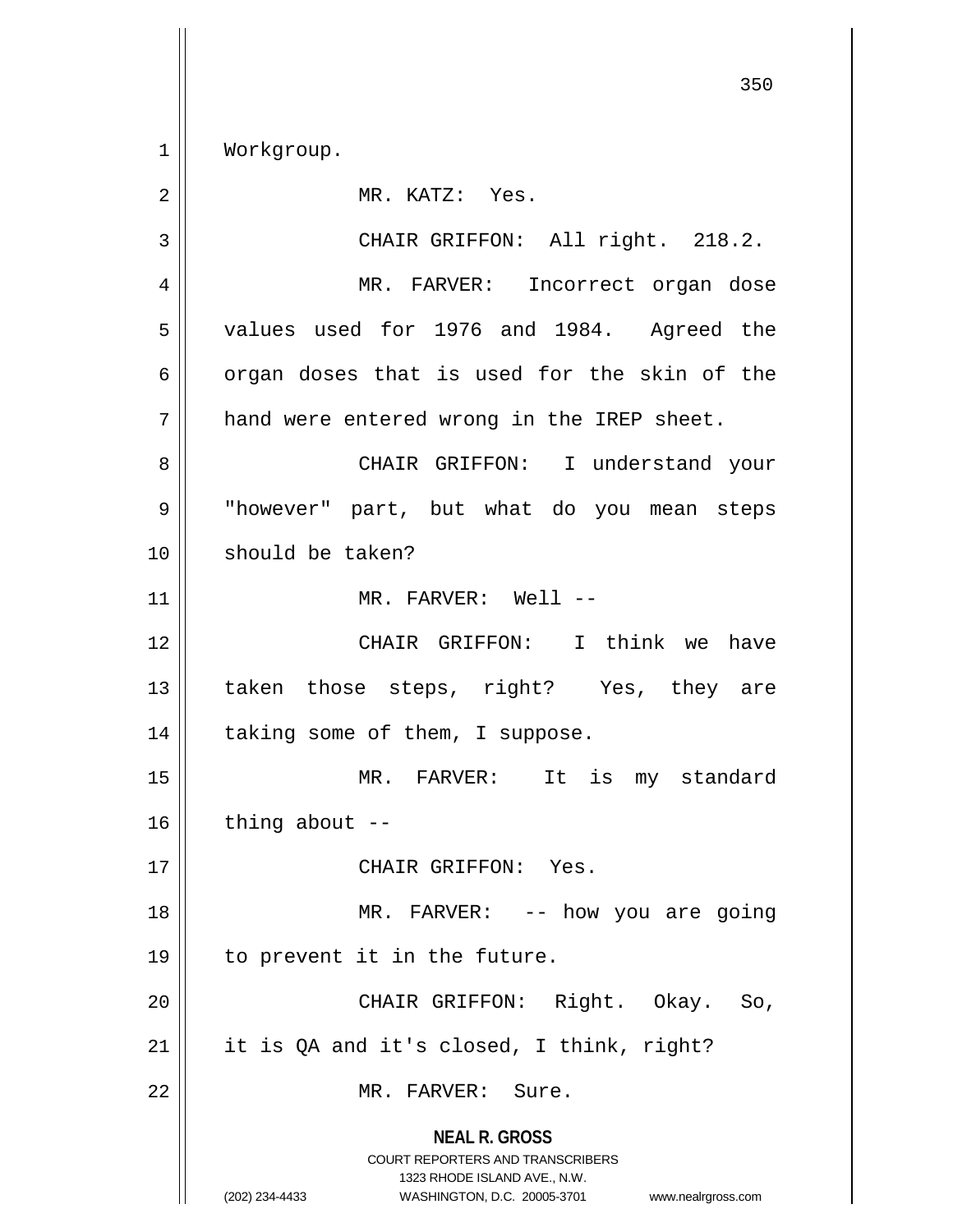Workgroup.

MR. KATZ: Yes.

CHAIR GRIFFON: All right. 218.2.

MR. FARVER: Incorrect organ dose values used for 1976 and 1984. Agreed the organ doses that is used for the skin of the hand were entered wrong in the IREP sheet.

CHAIR GRIFFON: I understand your "however" part, but what do you mean steps should be taken?

MR. FARVER: Well --

CHAIR GRIFFON: I think we have taken those steps, right? Yes, they are taking some of them, I suppose.

MR. FARVER: It is my standard thing about --

CHAIR GRIFFON: Yes.

MR. FARVER: -- how you are going to prevent it in the future.

CHAIR GRIFFON: Right. Okay. So, it is QA and it's closed, I think, right?

MR. FARVER: Sure.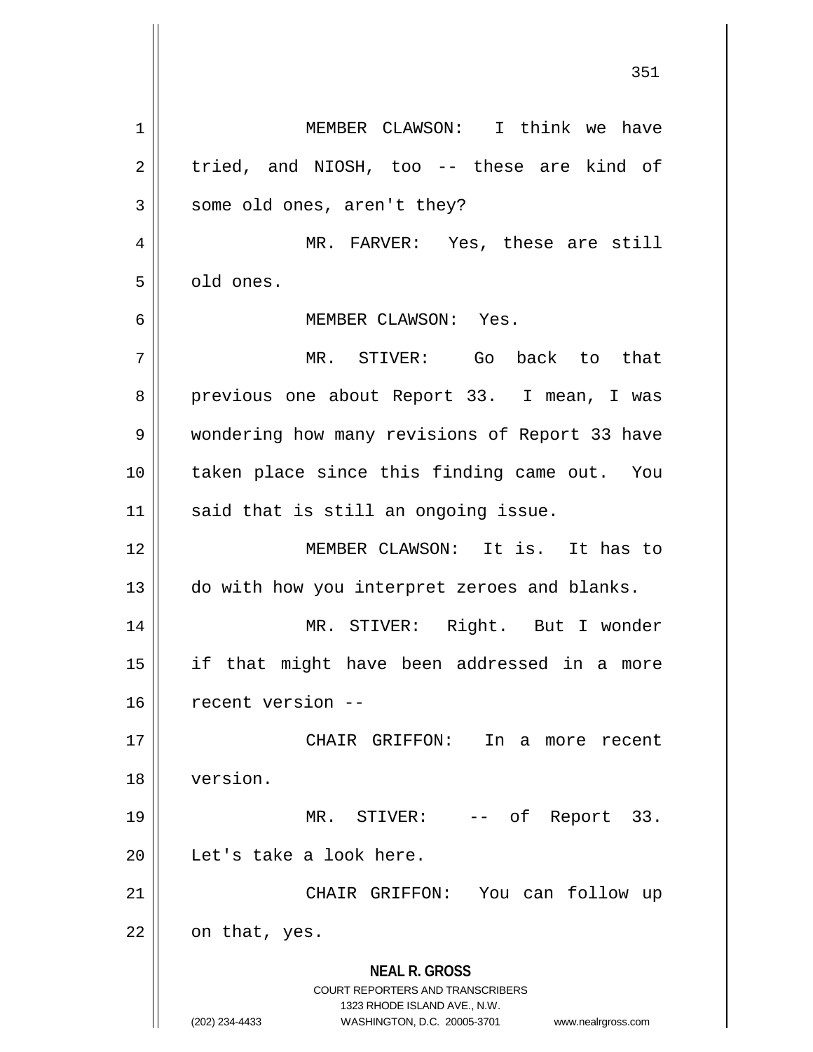MEMBER CLAWSON: I think we have tried, and NIOSH, too -- these are kind of some old ones, aren't they?

MR. FARVER: Yes, these are still old ones.

MEMBER CLAWSON: Yes.

MR. STIVER: Go back to that previous one about Report 33. I mean, I was wondering how many revisions of Report 33 have taken place since this finding came out. You said that is still an ongoing issue.

MEMBER CLAWSON: It is. It has to do with how you interpret zeroes and blanks.

MR. STIVER: Right. But I wonder if that might have been addressed in a more recent version --

CHAIR GRIFFON: In a more recent version.

MR. STIVER: -- of Report 33. Let's take a look here.

CHAIR GRIFFON: You can follow up on that, yes.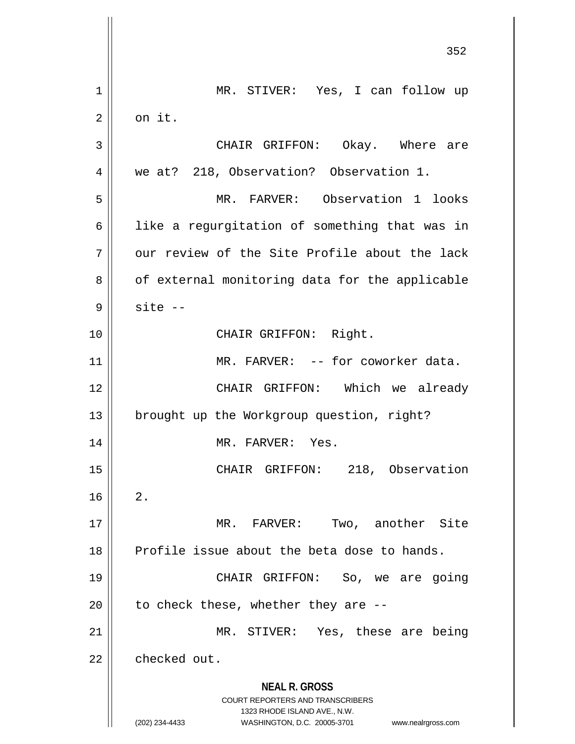MR. STIVER: Yes, I can follow up on it.

CHAIR GRIFFON: Okay. Where are we at? 218, Observation? Observation 1.

MR. FARVER: Observation 1 looks like a regurgitation of something that was in our review of the Site Profile about the lack of external monitoring data for the applicable site --

CHAIR GRIFFON: Right.

MR. FARVER: -- for coworker data.

CHAIR GRIFFON: Which we already brought up the Workgroup question, right?

MR. FARVER: Yes.

CHAIR GRIFFON: 218, Observation 2.

MR. FARVER: Two, another Site Profile issue about the beta dose to hands.

CHAIR GRIFFON: So, we are going to check these, whether they are --

MR. STIVER: Yes, these are being checked out.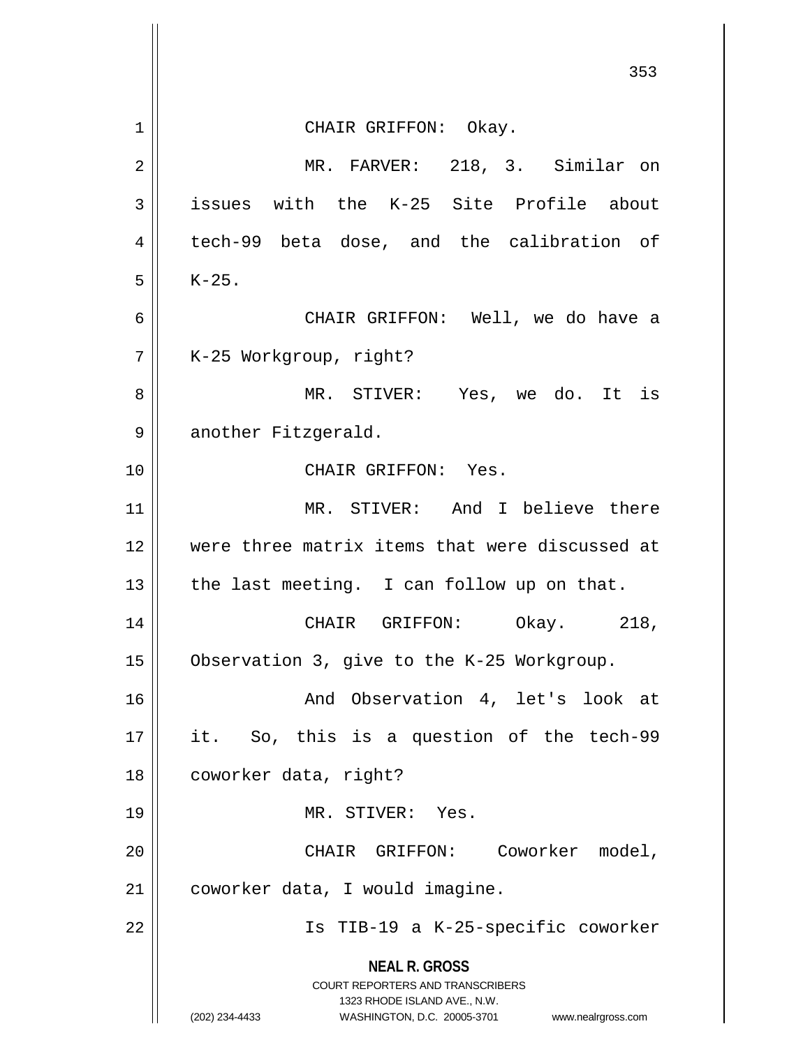CHAIR GRIFFON: Okay.

MR. FARVER: 218, 3. Similar on issues with the K-25 Site Profile about tech-99 beta dose, and the calibration of K-25.

CHAIR GRIFFON: Well, we do have a K-25 Workgroup, right?

MR. STIVER: Yes, we do. It is another Fitzgerald.

CHAIR GRIFFON: Yes.

MR. STIVER: And I believe there were three matrix items that were discussed at the last meeting. I can follow up on that.

CHAIR GRIFFON: Okay. 218, Observation 3, give to the K-25 Workgroup.

And Observation 4, let's look at it. So, this is a question of the tech-99 coworker data, right?

MR. STIVER: Yes.

CHAIR GRIFFON: Coworker model, coworker data, I would imagine.

Is TIB-19 a K-25-specific coworker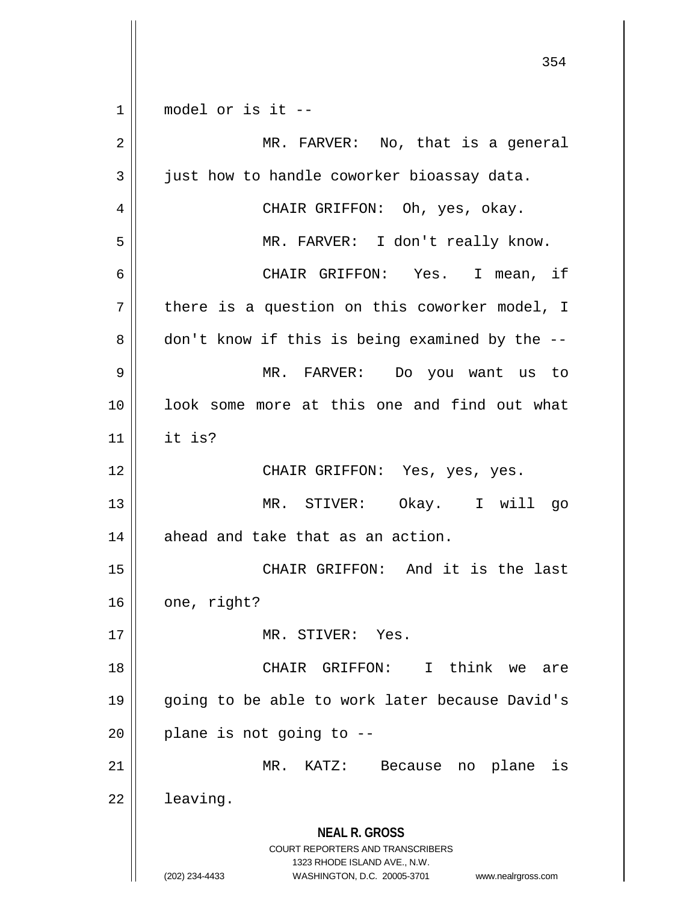model or is it --

MR. FARVER: No, that is a general just how to handle coworker bioassay data.

CHAIR GRIFFON: Oh, yes, okay.

MR. FARVER: I don't really know.

CHAIR GRIFFON: Yes. I mean, if there is a question on this coworker model, I don't know if this is being examined by the --

MR. FARVER: Do you want us to look some more at this one and find out what it is?

CHAIR GRIFFON: Yes, yes, yes.

MR. STIVER: Okay. I will go ahead and take that as an action.

CHAIR GRIFFON: And it is the last one, right?

MR. STIVER: Yes.

CHAIR GRIFFON: I think we are going to be able to work later because David's plane is not going to --

MR. KATZ: Because no plane is leaving.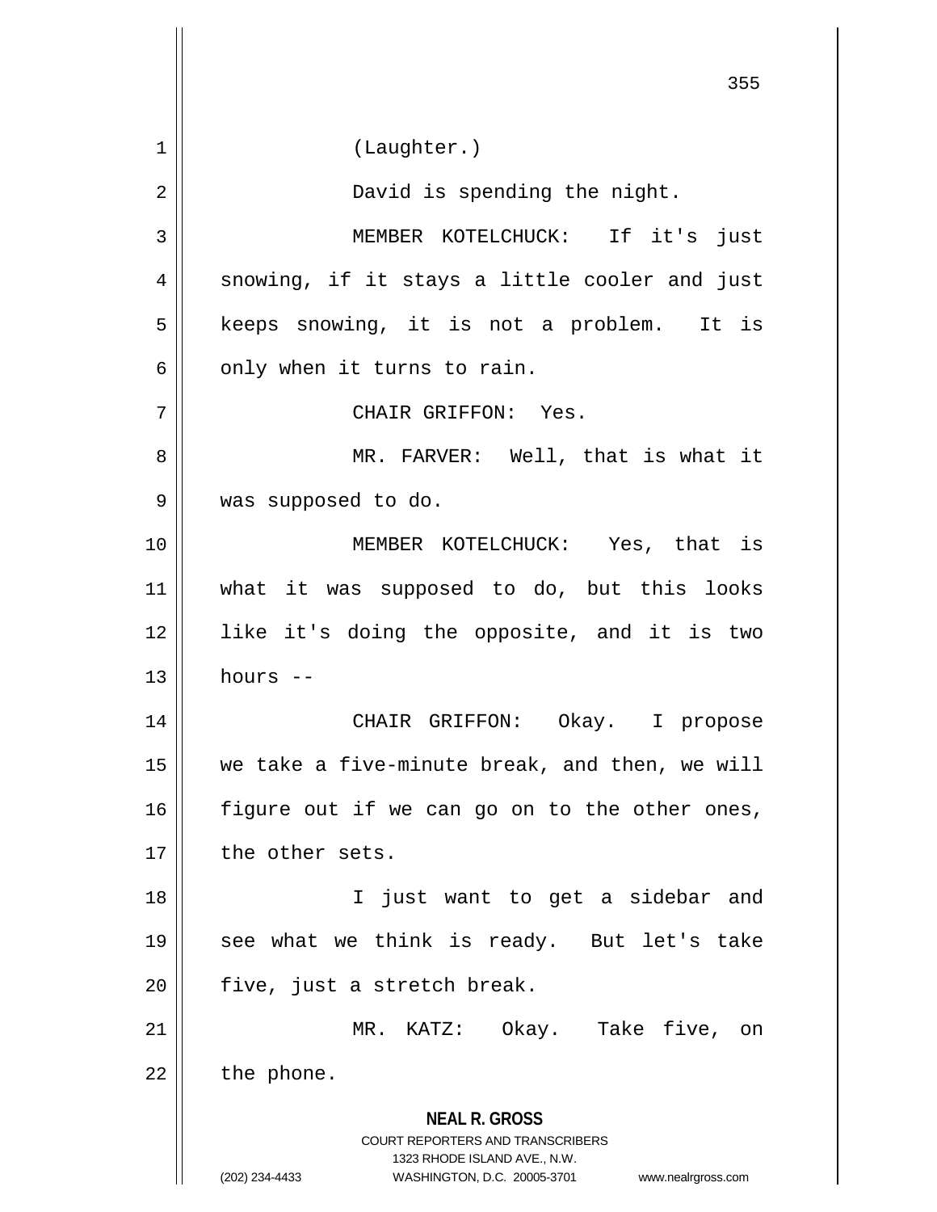(Laughter.)

David is spending the night.

MEMBER KOTELCHUCK: If it's just snowing, if it stays a little cooler and just keeps snowing, it is not a problem. It is only when it turns to rain.

CHAIR GRIFFON: Yes.

MR. FARVER: Well, that is what it was supposed to do.

MEMBER KOTELCHUCK: Yes, that is what it was supposed to do, but this looks like it's doing the opposite, and it is two hours --

CHAIR GRIFFON: Okay. I propose we take a five-minute break, and then, we will figure out if we can go on to the other ones, the other sets.

I just want to get a sidebar and see what we think is ready. But let's take five, just a stretch break.

MR. KATZ: Okay. Take five, on the phone.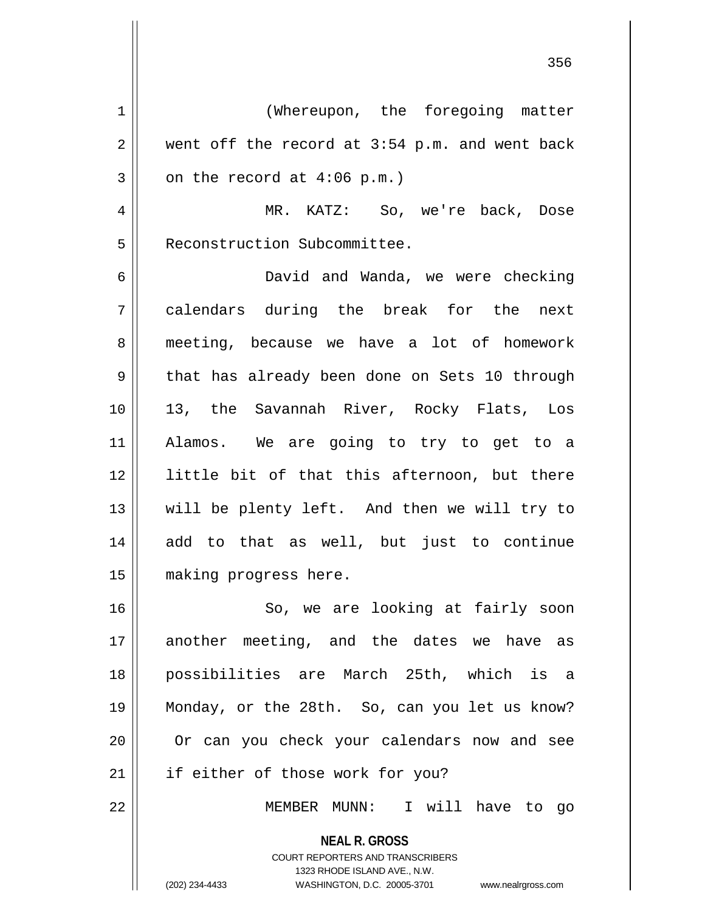(Whereupon, the foregoing matter went off the record at 3:54 p.m. and went back on the record at 4:06 p.m.)

MR. KATZ: So, we're back, Dose Reconstruction Subcommittee.

David and Wanda, we were checking calendars during the break for the next meeting, because we have a lot of homework that has already been done on Sets 10 through 13, the Savannah River, Rocky Flats, Los Alamos. We are going to try to get to a little bit of that this afternoon, but there will be plenty left. And then we will try to add to that as well, but just to continue making progress here.

So, we are looking at fairly soon another meeting, and the dates we have as possibilities are March 25th, which is a Monday, or the 28th. So, can you let us know? Or can you check your calendars now and see if either of those work for you?

MEMBER MUNN: I will have to go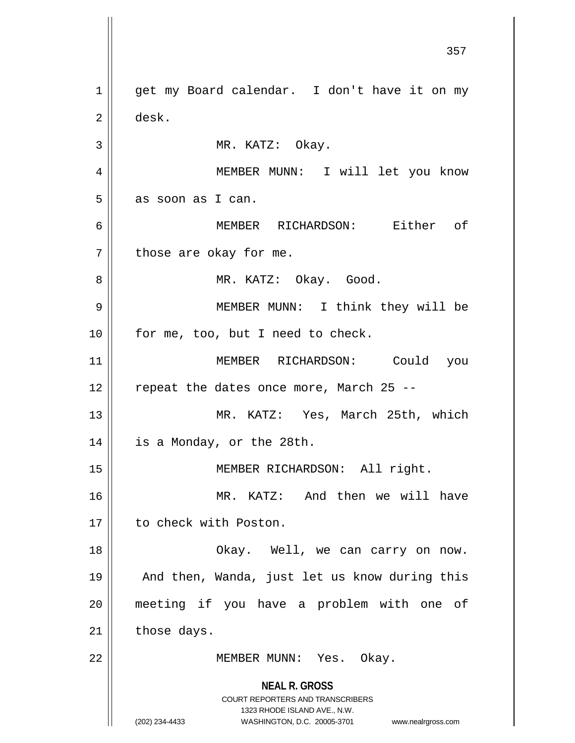get my Board calendar. I don't have it on my desk.

MR. KATZ: Okay.

MEMBER MUNN: I will let you know as soon as I can.

MEMBER RICHARDSON: Either of those are okay for me.

MR. KATZ: Okay. Good.

MEMBER MUNN: I think they will be for me, too, but I need to check.

MEMBER RICHARDSON: Could you repeat the dates once more, March 25 --

MR. KATZ: Yes, March 25th, which is a Monday, or the 28th.

MEMBER RICHARDSON: All right.

MR. KATZ: And then we will have to check with Poston.

Okay. Well, we can carry on now. And then, Wanda, just let us know during this meeting if you have a problem with one of those days.

MEMBER MUNN: Yes. Okay.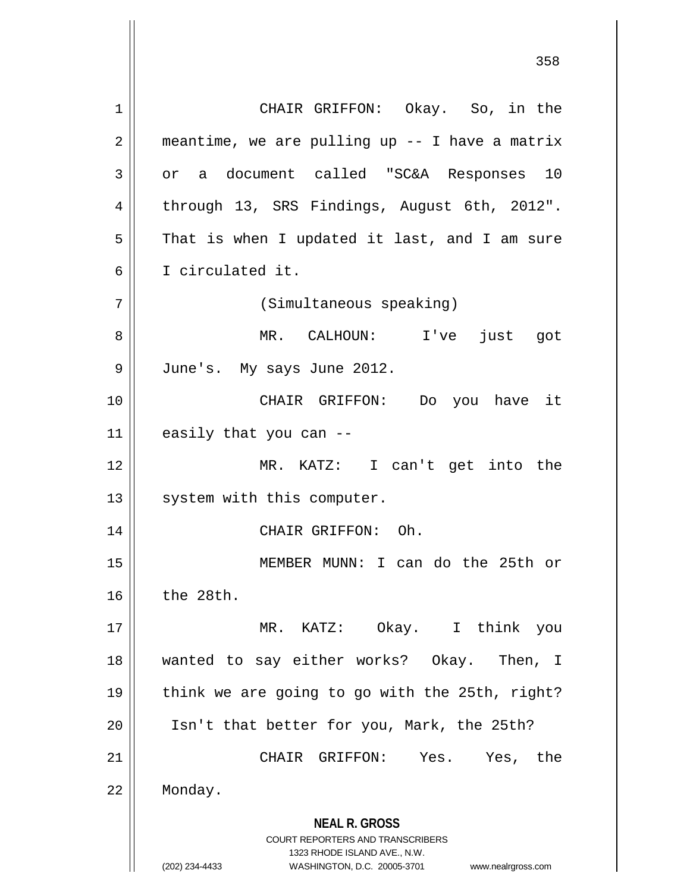CHAIR GRIFFON: Okay. So, in the meantime, we are pulling up -- I have a matrix or a document called "SC&A Responses 10 through 13, SRS Findings, August 6th, 2012". That is when I updated it last, and I am sure I circulated it.

(Simultaneous speaking)

MR. CALHOUN: I've just got June's. My says June 2012.

CHAIR GRIFFON: Do you have it easily that you can --

MR. KATZ: I can't get into the system with this computer.

CHAIR GRIFFON: Oh.

MEMBER MUNN: I can do the 25th or the 28th.

MR. KATZ: Okay. I think you wanted to say either works? Okay. Then, I think we are going to go with the 25th, right? Isn't that better for you, Mark, the 25th?

CHAIR GRIFFON: Yes. Yes, the Monday.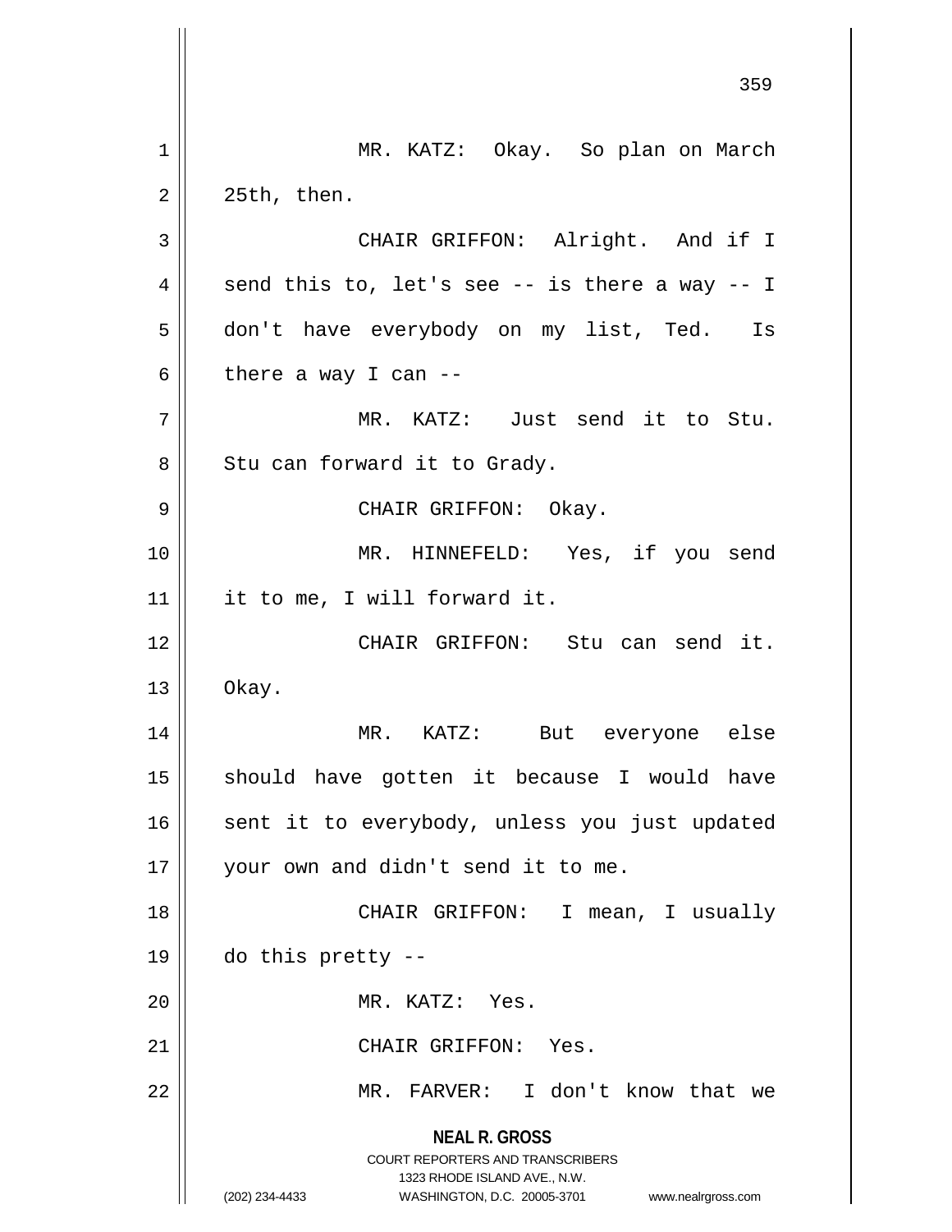MR. KATZ: Okay. So plan on March 25th, then.

CHAIR GRIFFON: Alright. And if I send this to, let's see -- is there a way -- I don't have everybody on my list, Ted. Is there a way I can --

MR. KATZ: Just send it to Stu. Stu can forward it to Grady.

CHAIR GRIFFON: Okay.

MR. HINNEFELD: Yes, if you send it to me, I will forward it.

CHAIR GRIFFON: Stu can send it. Okay.

MR. KATZ: But everyone else should have gotten it because I would have sent it to everybody, unless you just updated your own and didn't send it to me.

CHAIR GRIFFON: I mean, I usually do this pretty --

MR. KATZ: Yes.

CHAIR GRIFFON: Yes.

MR. FARVER: I don't know that we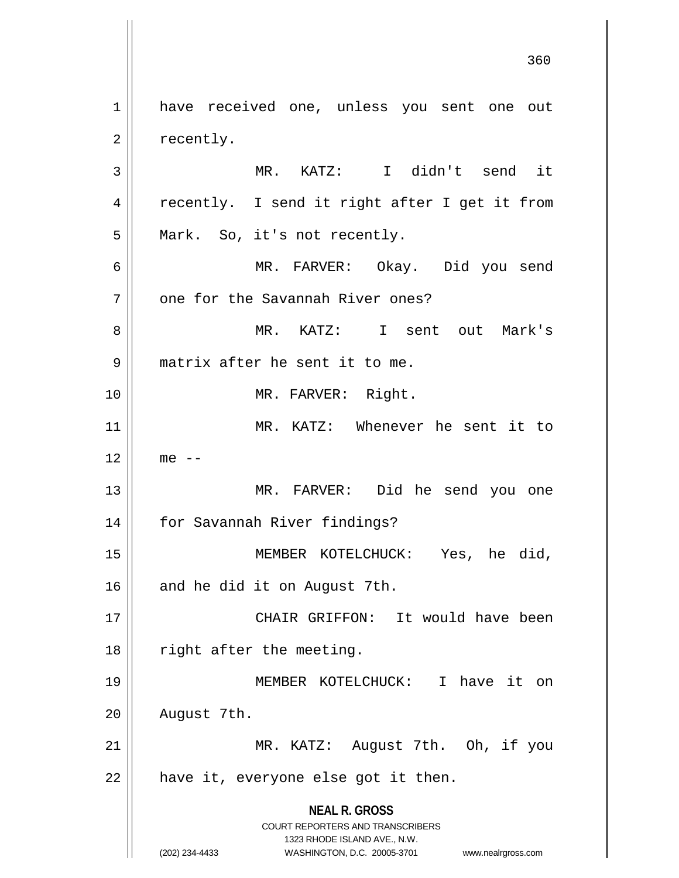have received one, unless you sent one out recently.

MR. KATZ: I didn't send it recently. I send it right after I get it from Mark. So, it's not recently.

MR. FARVER: Okay. Did you send one for the Savannah River ones?

MR. KATZ: I sent out Mark's matrix after he sent it to me.

MR. FARVER: Right.

MR. KATZ: Whenever he sent it to me --

MR. FARVER: Did he send you one for Savannah River findings?

MEMBER KOTELCHUCK: Yes, he did, and he did it on August 7th.

CHAIR GRIFFON: It would have been right after the meeting.

MEMBER KOTELCHUCK: I have it on August 7th.

MR. KATZ: August 7th. Oh, if you have it, everyone else got it then.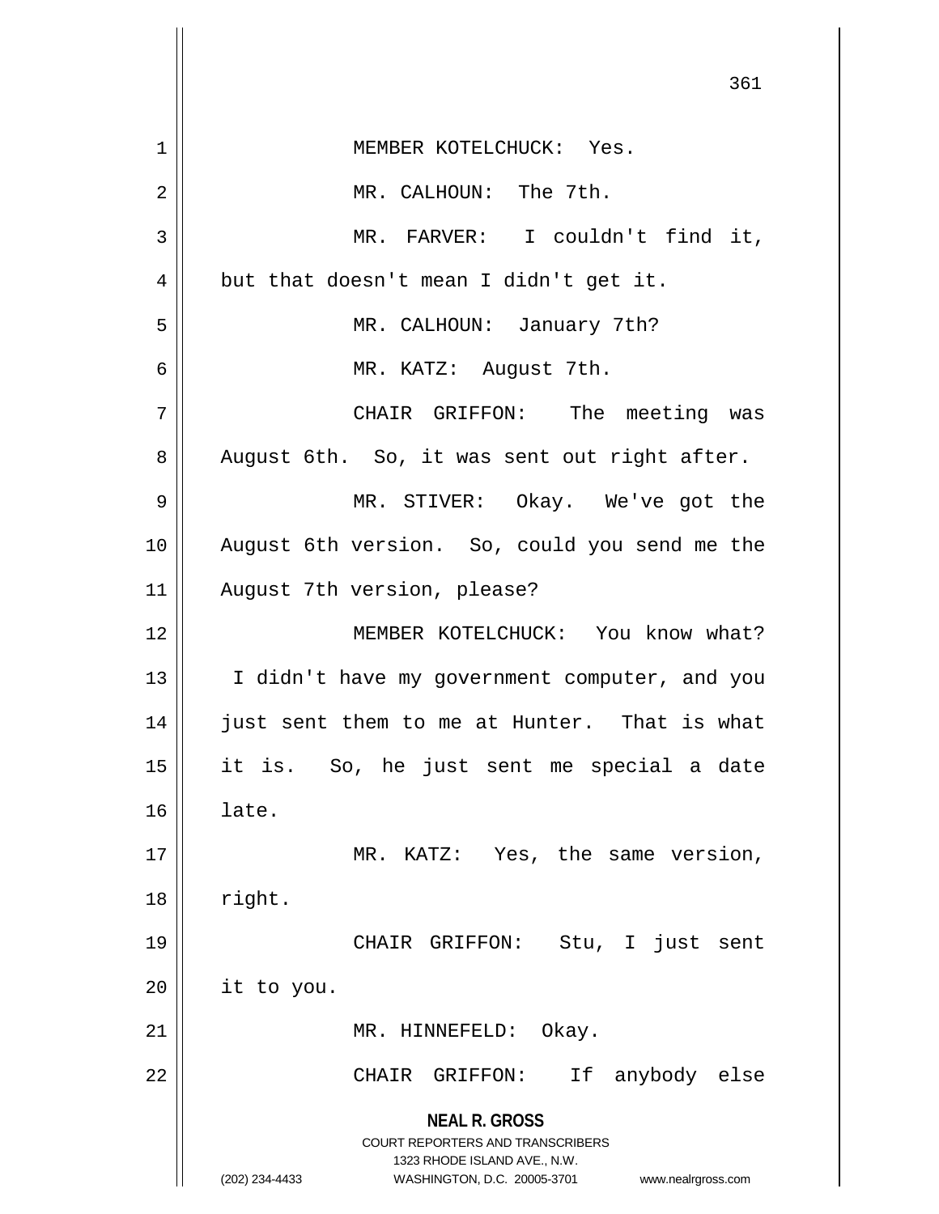MEMBER KOTELCHUCK: Yes.

MR. CALHOUN: The 7th.

MR. FARVER: I couldn't find it, but that doesn't mean I didn't get it.

MR. CALHOUN: January 7th?

MR. KATZ: August 7th.

CHAIR GRIFFON: The meeting was August 6th. So, it was sent out right after.

MR. STIVER: Okay. We've got the August 6th version. So, could you send me the August 7th version, please?

MEMBER KOTELCHUCK: You know what? I didn't have my government computer, and you just sent them to me at Hunter. That is what it is. So, he just sent me special a date late.

MR. KATZ: Yes, the same version, right.

CHAIR GRIFFON: Stu, I just sent it to you.

MR. HINNEFELD: Okay.

CHAIR GRIFFON: If anybody else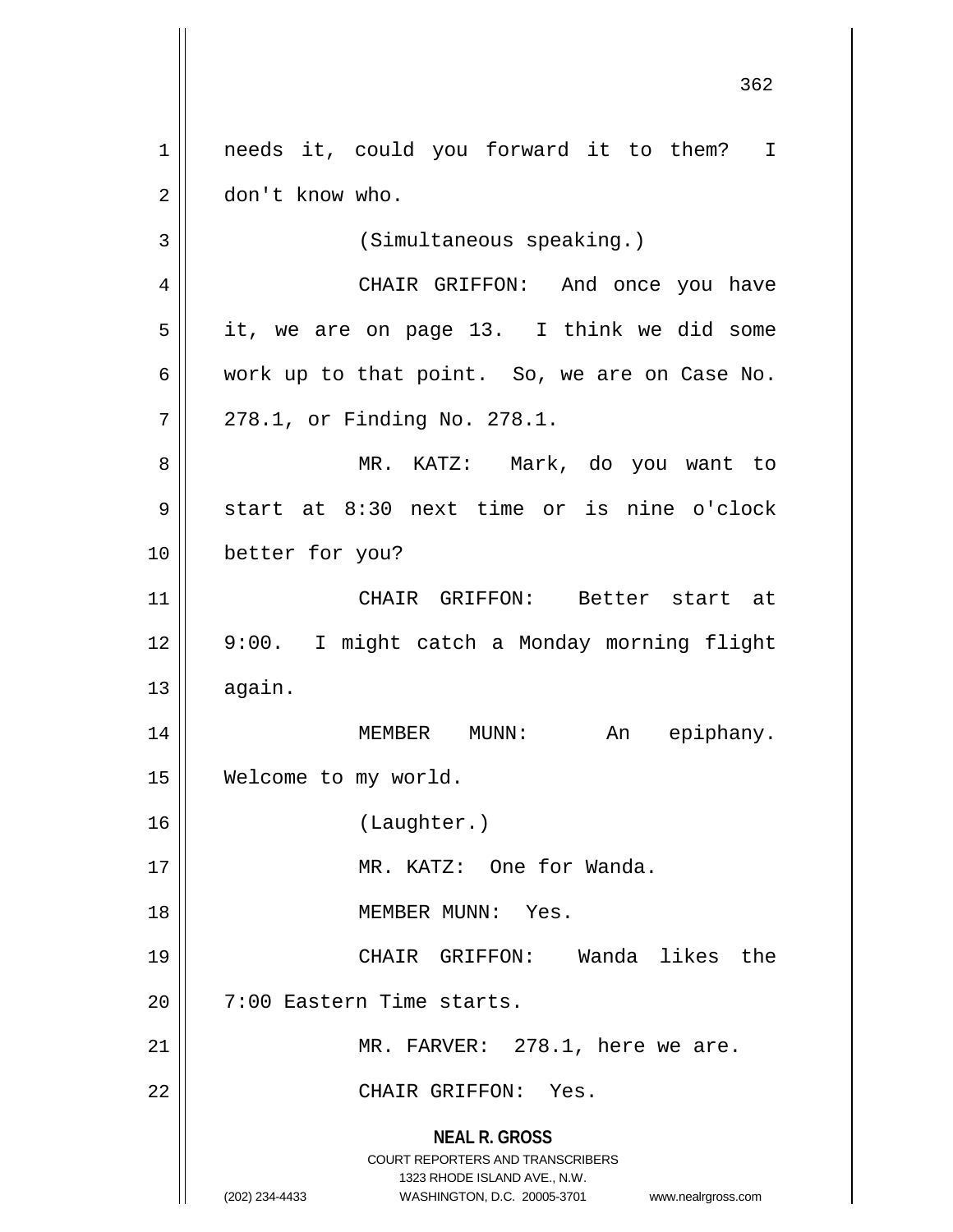needs it, could you forward it to them? I don't know who.

(Simultaneous speaking.)

CHAIR GRIFFON: And once you have it, we are on page 13. I think we did some work up to that point. So, we are on Case No. 278.1, or Finding No. 278.1.

MR. KATZ: Mark, do you want to start at 8:30 next time or is nine o'clock better for you?

CHAIR GRIFFON: Better start at 9:00. I might catch a Monday morning flight again.

MEMBER MUNN: An epiphany. Welcome to my world.

(Laughter.)

MR. KATZ: One for Wanda.

MEMBER MUNN: Yes.

CHAIR GRIFFON: Wanda likes the 7:00 Eastern Time starts.

MR. FARVER: 278.1, here we are.

CHAIR GRIFFON: Yes.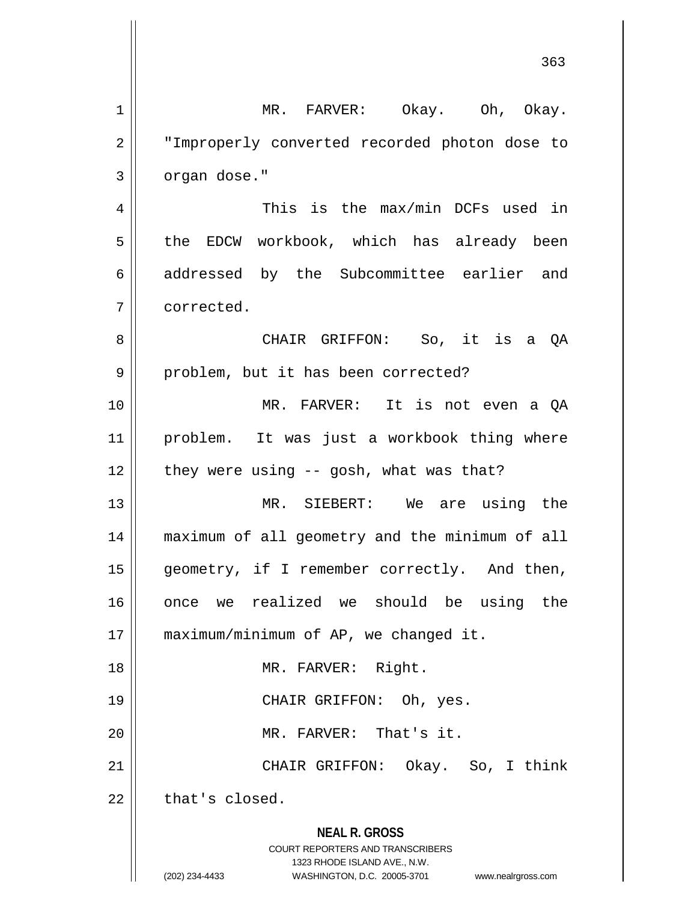MR. FARVER: Okay. Oh, Okay. "Improperly converted recorded photon dose to organ dose."

This is the max/min DCFs used in the EDCW workbook, which has already been addressed by the Subcommittee earlier and corrected.

CHAIR GRIFFON: So, it is a QA problem, but it has been corrected?

MR. FARVER: It is not even a QA problem. It was just a workbook thing where they were using -- gosh, what was that?

MR. SIEBERT: We are using the maximum of all geometry and the minimum of all geometry, if I remember correctly. And then, once we realized we should be using the maximum/minimum of AP, we changed it.

MR. FARVER: Right.

CHAIR GRIFFON: Oh, yes.

MR. FARVER: That's it.

CHAIR GRIFFON: Okay. So, I think that's closed.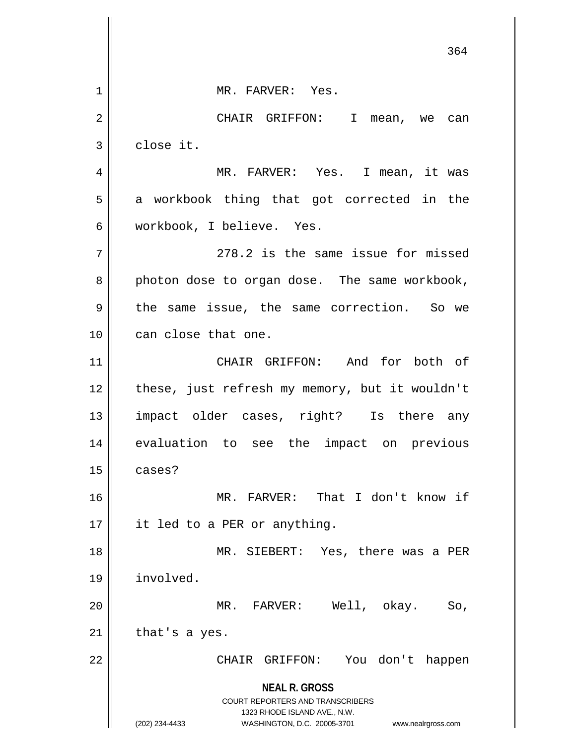MR. FARVER: Yes.

CHAIR GRIFFON: I mean, we can close it.

MR. FARVER: Yes. I mean, it was a workbook thing that got corrected in the workbook, I believe. Yes.

278.2 is the same issue for missed photon dose to organ dose. The same workbook, the same issue, the same correction. So we can close that one.

CHAIR GRIFFON: And for both of these, just refresh my memory, but it wouldn't impact older cases, right? Is there any evaluation to see the impact on previous cases?

MR. FARVER: That I don't know if it led to a PER or anything.

MR. SIEBERT: Yes, there was a PER involved.

MR. FARVER: Well, okay. So, that's a yes.

CHAIR GRIFFON: You don't happen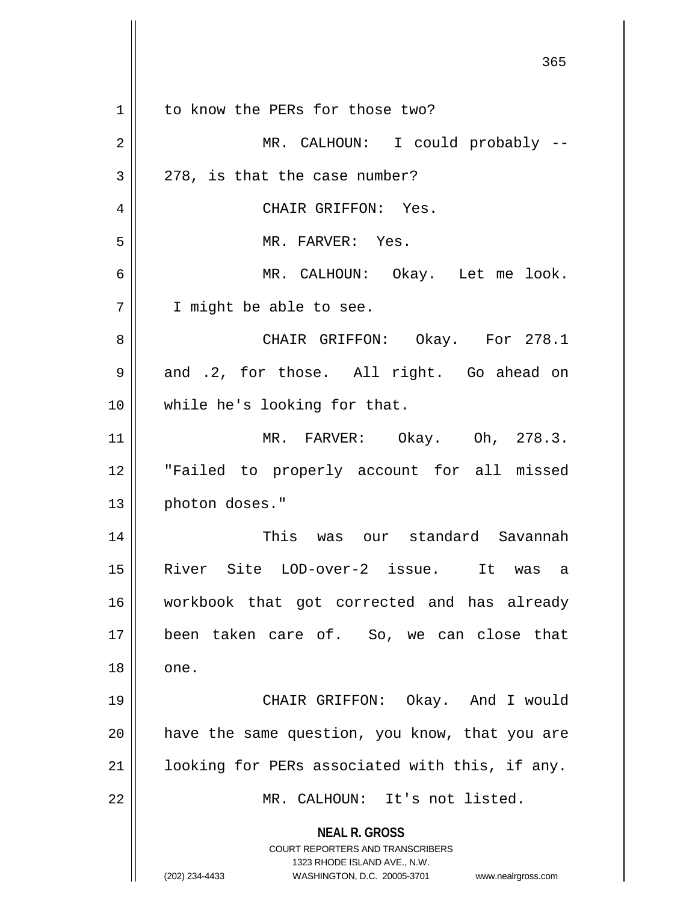to know the PERs for those two?

MR. CALHOUN: I could probably -- 278, is that the case number?

CHAIR GRIFFON: Yes.

MR. FARVER: Yes.

MR. CALHOUN: Okay. Let me look. I might be able to see.

CHAIR GRIFFON: Okay. For 278.1 and .2, for those. All right. Go ahead on while he's looking for that.

MR. FARVER: Okay. Oh, 278.3. "Failed to properly account for all missed photon doses."

This was our standard Savannah River Site LOD-over-2 issue. It was a workbook that got corrected and has already been taken care of. So, we can close that one.

CHAIR GRIFFON: Okay. And I would have the same question, you know, that you are looking for PERs associated with this, if any.

MR. CALHOUN: It's not listed.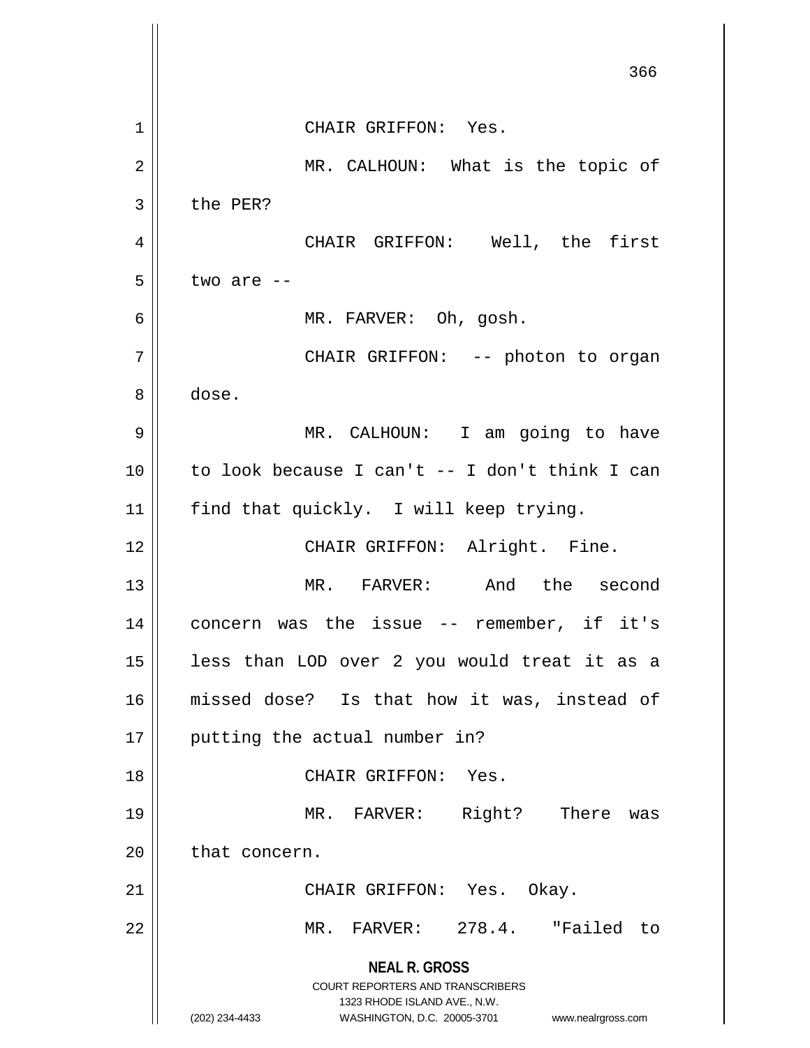CHAIR GRIFFON: Yes.

MR. CALHOUN: What is the topic of the PER?

CHAIR GRIFFON: Well, the first two are --

MR. FARVER: Oh, gosh.

CHAIR GRIFFON: -- photon to organ dose.

MR. CALHOUN: I am going to have to look because I can't -- I don't think I can find that quickly. I will keep trying.

CHAIR GRIFFON: Alright. Fine.

MR. FARVER: And the second concern was the issue -- remember, if it's less than LOD over 2 you would treat it as a missed dose? Is that how it was, instead of putting the actual number in?

CHAIR GRIFFON: Yes.

MR. FARVER: Right? There was that concern.

CHAIR GRIFFON: Yes. Okay.

MR. FARVER: 278.4. "Failed to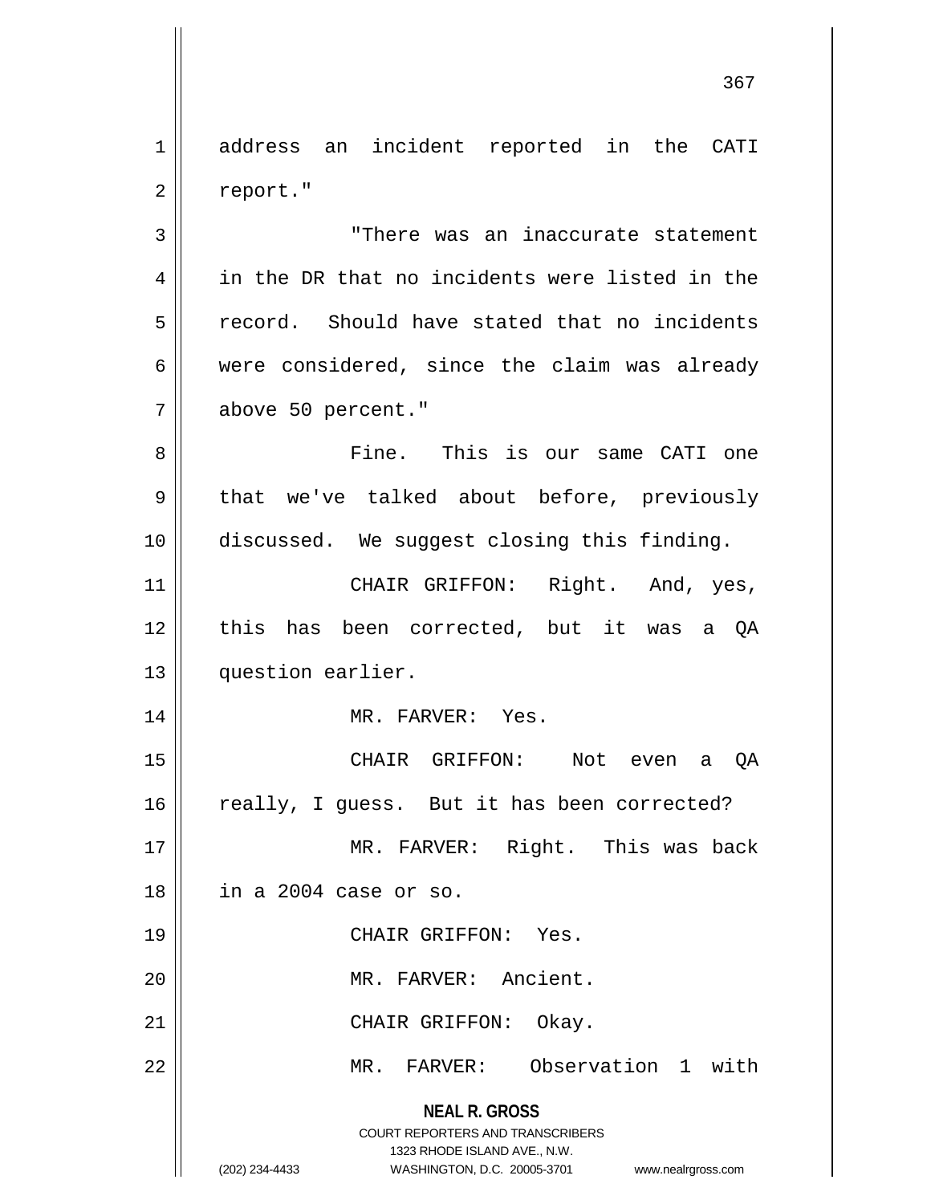address an incident reported in the CATI report."

"There was an inaccurate statement in the DR that no incidents were listed in the record. Should have stated that no incidents were considered, since the claim was already above 50 percent."

Fine. This is our same CATI one that we've talked about before, previously discussed. We suggest closing this finding.

CHAIR GRIFFON: Right. And, yes, this has been corrected, but it was a QA question earlier.

MR. FARVER: Yes.

CHAIR GRIFFON: Not even a QA really, I guess. But it has been corrected?

MR. FARVER: Right. This was back in a 2004 case or so.

CHAIR GRIFFON: Yes.

MR. FARVER: Ancient.

CHAIR GRIFFON: Okay.

MR. FARVER: Observation 1 with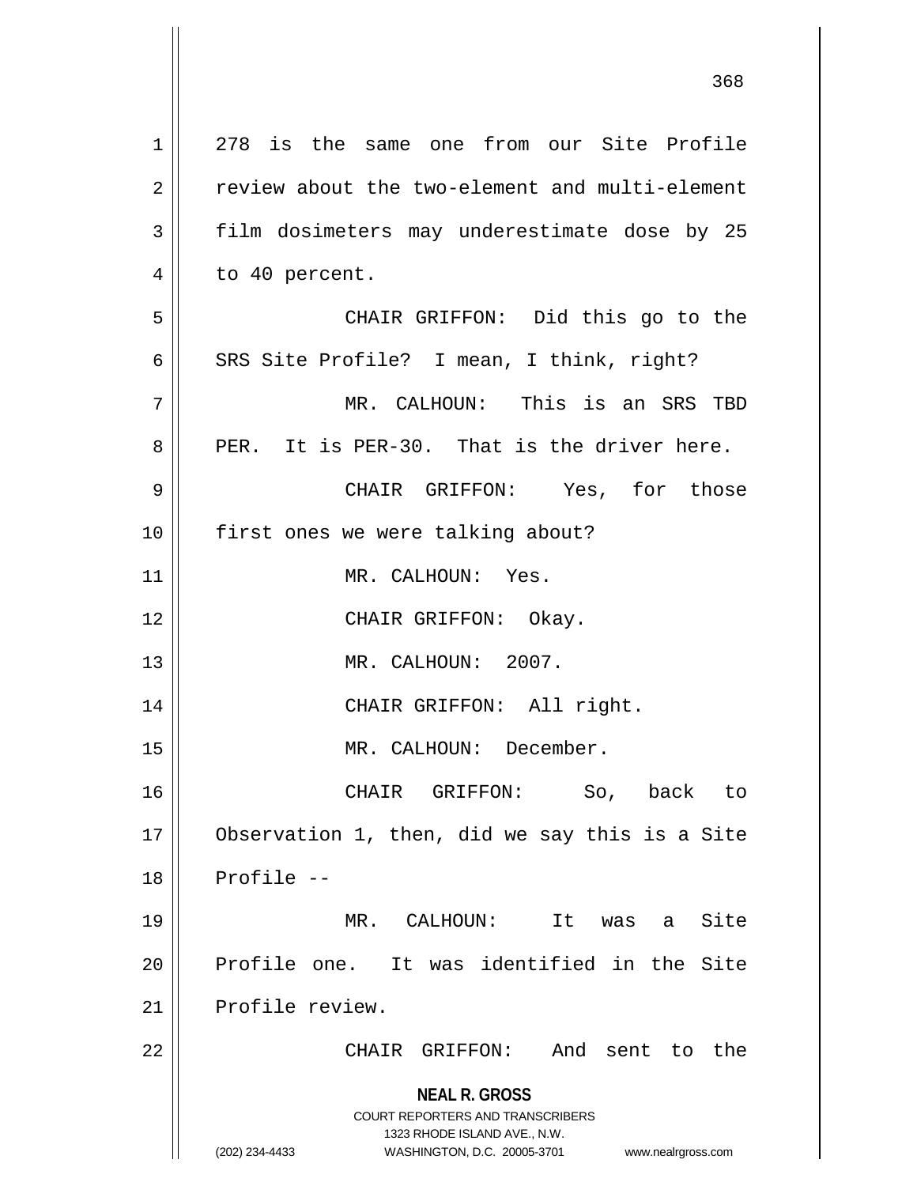278 is the same one from our Site Profile review about the two-element and multi-element film dosimeters may underestimate dose by 25 to 40 percent.

CHAIR GRIFFON: Did this go to the SRS Site Profile? I mean, I think, right?

MR. CALHOUN: This is an SRS TBD PER. It is PER-30. That is the driver here.

CHAIR GRIFFON: Yes, for those first ones we were talking about?

MR. CALHOUN: Yes.

CHAIR GRIFFON: Okay.

MR. CALHOUN: 2007.

CHAIR GRIFFON: All right.

MR. CALHOUN: December.

CHAIR GRIFFON: So, back to Observation 1, then, did we say this is a Site Profile --

MR. CALHOUN: It was a Site Profile one. It was identified in the Site Profile review.

CHAIR GRIFFON: And sent to the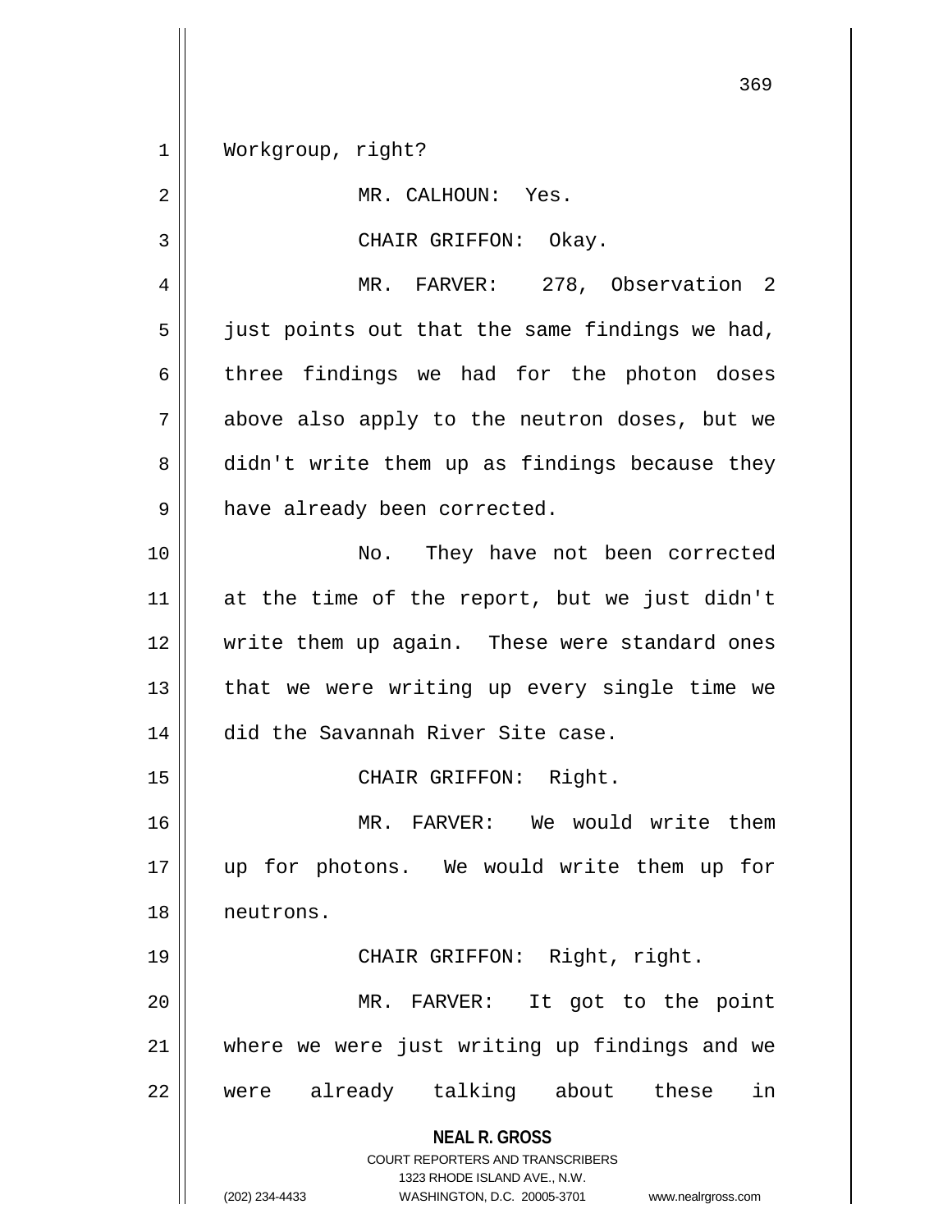Workgroup, right?

MR. CALHOUN: Yes.

CHAIR GRIFFON: Okay.

MR. FARVER: 278, Observation 2 just points out that the same findings we had, three findings we had for the photon doses above also apply to the neutron doses, but we didn't write them up as findings because they have already been corrected.

No. They have not been corrected at the time of the report, but we just didn't write them up again. These were standard ones that we were writing up every single time we did the Savannah River Site case.

CHAIR GRIFFON: Right.

MR. FARVER: We would write them up for photons. We would write them up for neutrons.

CHAIR GRIFFON: Right, right.

MR. FARVER: It got to the point where we were just writing up findings and we were already talking about these in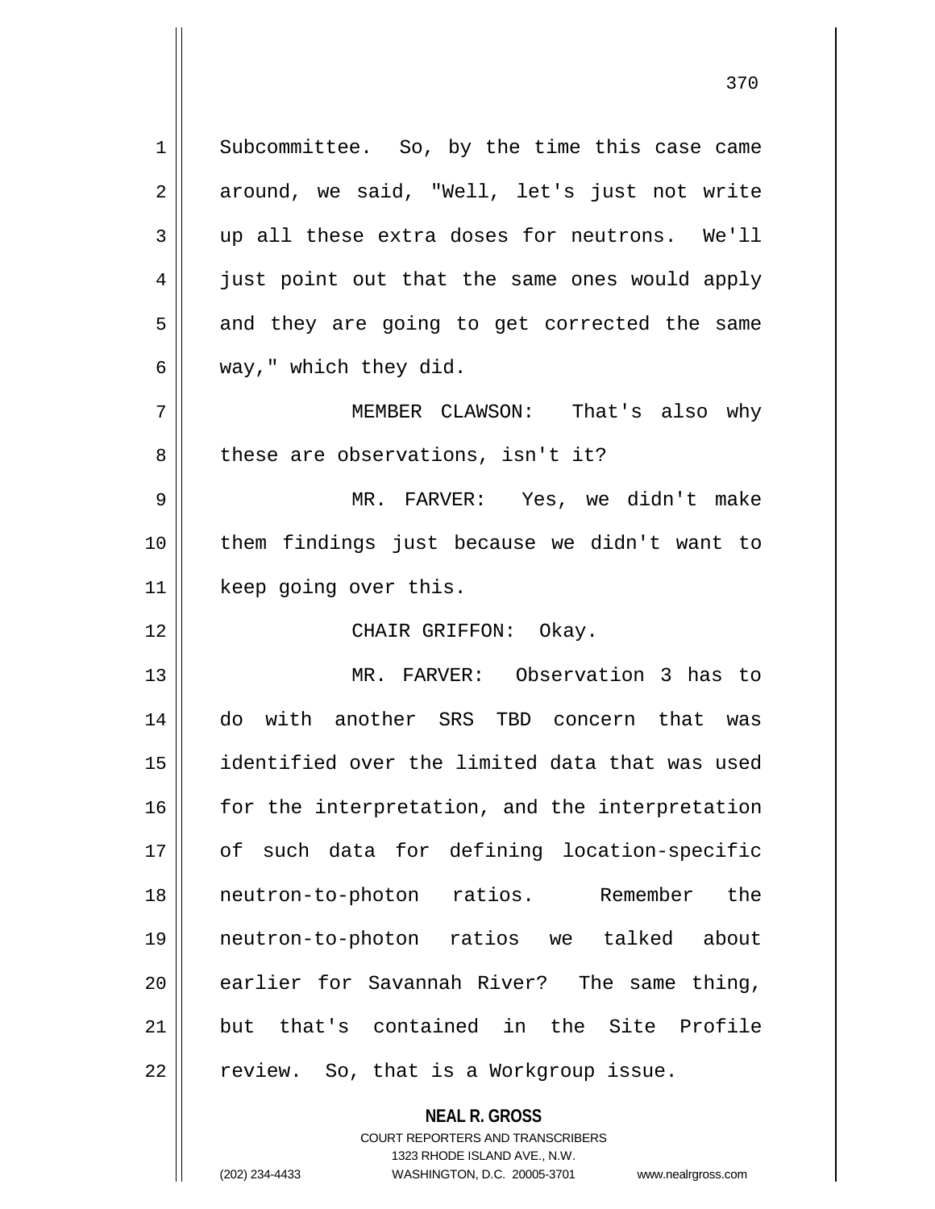Subcommittee. So, by the time this case came around, we said, "Well, let's just not write up all these extra doses for neutrons. We'll just point out that the same ones would apply and they are going to get corrected the same way," which they did.

MEMBER CLAWSON: That's also why these are observations, isn't it?

MR. FARVER: Yes, we didn't make them findings just because we didn't want to keep going over this.

CHAIR GRIFFON: Okay.

MR. FARVER: Observation 3 has to do with another SRS TBD concern that was identified over the limited data that was used for the interpretation, and the interpretation of such data for defining location-specific neutron-to-photon ratios. Remember the neutron-to-photon ratios we talked about earlier for Savannah River? The same thing, but that's contained in the Site Profile review. So, that is a Workgroup issue.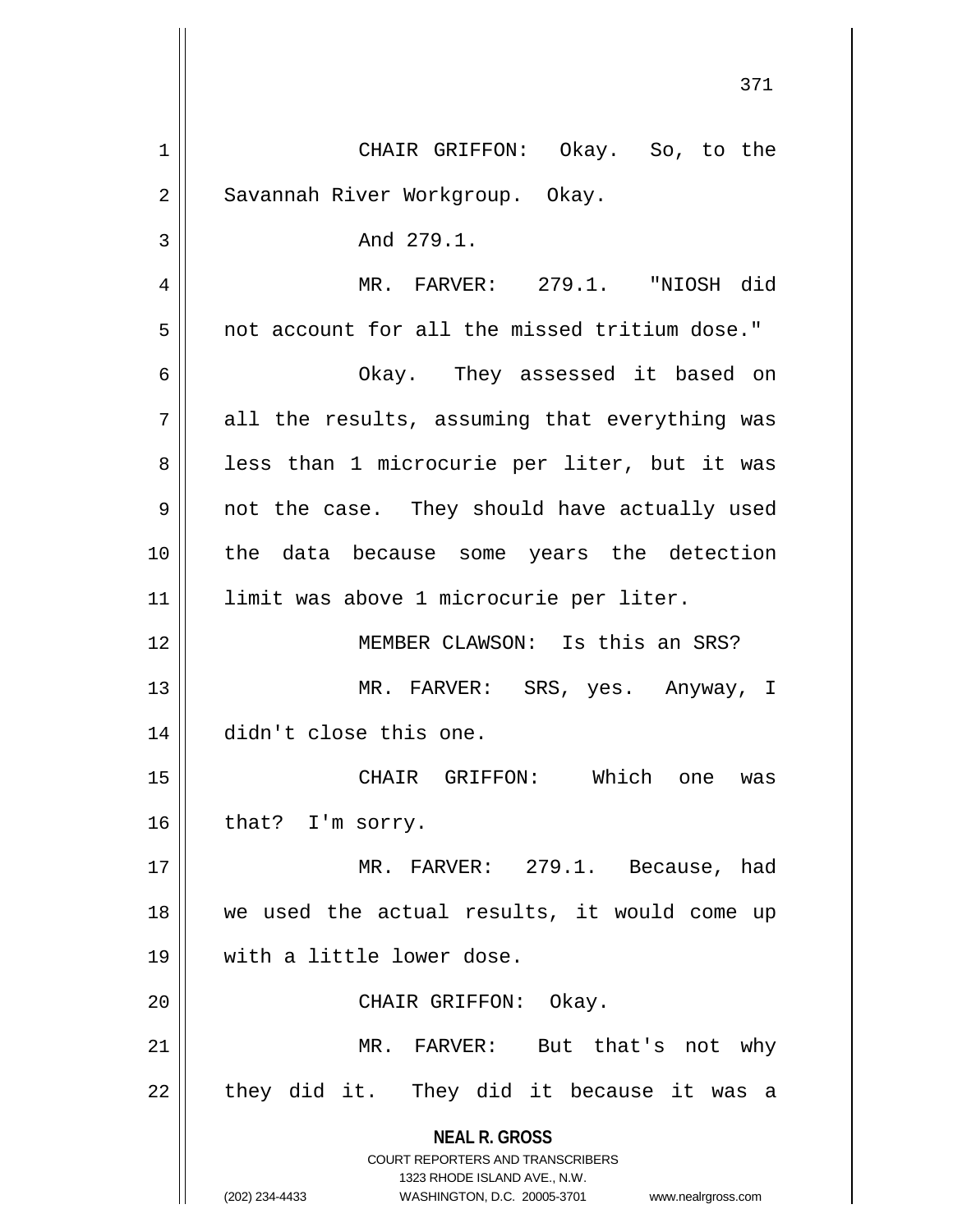CHAIR GRIFFON: Okay. So, to the Savannah River Workgroup. Okay.

And 279.1.

MR. FARVER: 279.1. "NIOSH did not account for all the missed tritium dose."

Okay. They assessed it based on all the results, assuming that everything was less than 1 microcurie per liter, but it was not the case. They should have actually used the data because some years the detection limit was above 1 microcurie per liter.

MEMBER CLAWSON: Is this an SRS?

MR. FARVER: SRS, yes. Anyway, I didn't close this one.

CHAIR GRIFFON: Which one was that? I'm sorry.

MR. FARVER: 279.1. Because, had we used the actual results, it would come up with a little lower dose.

CHAIR GRIFFON: Okay.

MR. FARVER: But that's not why they did it. They did it because it was a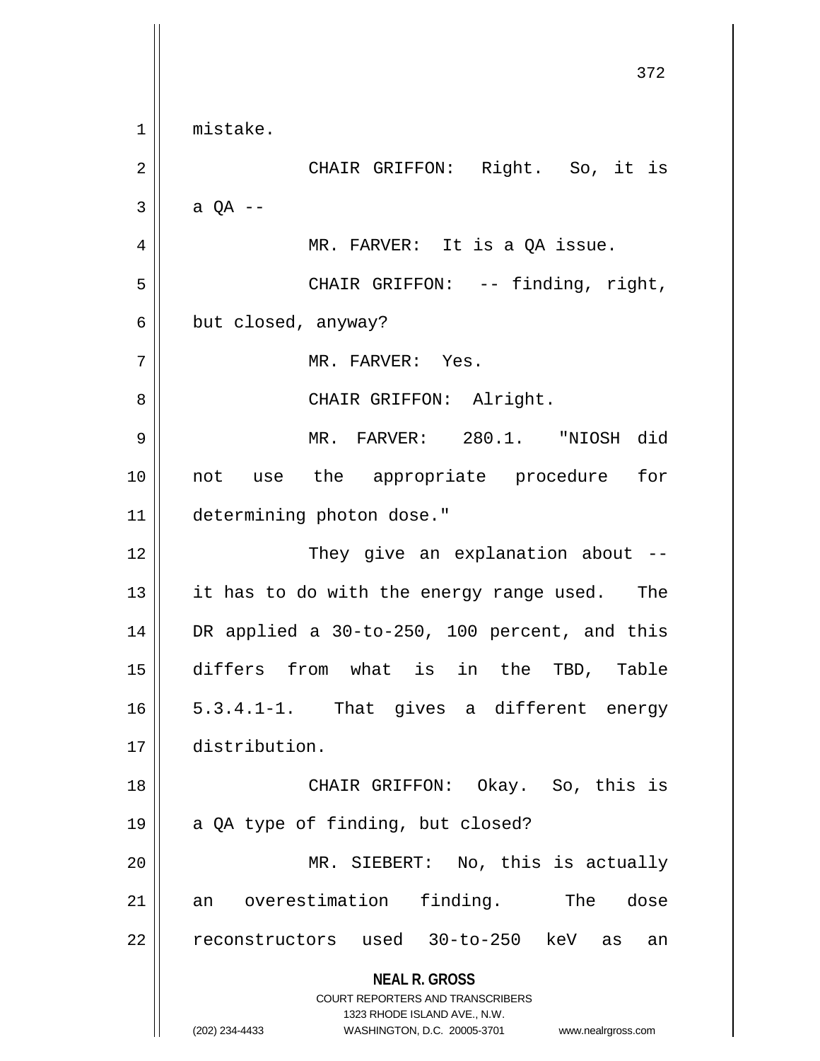mistake.

CHAIR GRIFFON: Right. So, it is a QA --

MR. FARVER: It is a QA issue.

CHAIR GRIFFON: -- finding, right, but closed, anyway?

MR. FARVER: Yes.

CHAIR GRIFFON: Alright.

MR. FARVER: 280.1. "NIOSH did not use the appropriate procedure for determining photon dose."

They give an explanation about -- it has to do with the energy range used. The DR applied a 30-to-250, 100 percent, and this differs from what is in the TBD, Table 5.3.4.1-1. That gives a different energy distribution.

CHAIR GRIFFON: Okay. So, this is a QA type of finding, but closed?

MR. SIEBERT: No, this is actually an overestimation finding. The dose reconstructors used 30-to-250 keV as an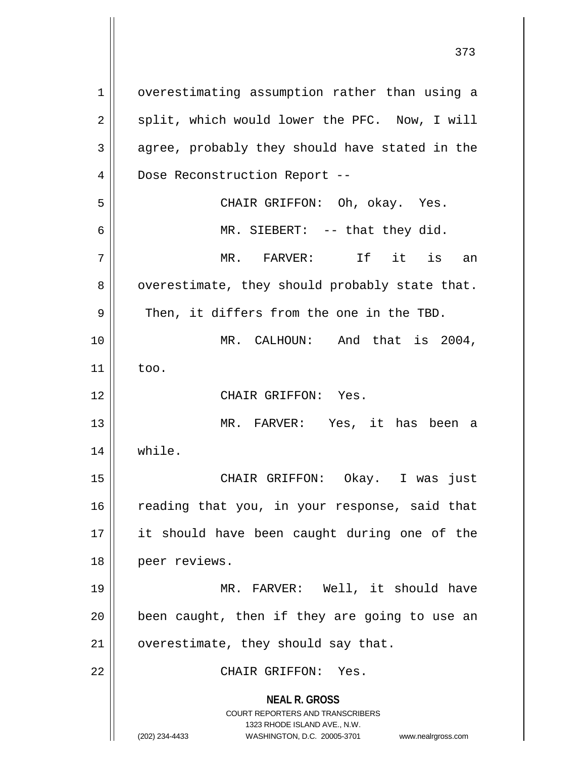overestimating assumption rather than using a split, which would lower the PFC. Now, I will agree, probably they should have stated in the Dose Reconstruction Report --

CHAIR GRIFFON: Oh, okay. Yes.

MR. SIEBERT: -- that they did.

MR. FARVER: If it is an overestimate, they should probably state that. Then, it differs from the one in the TBD.

MR. CALHOUN: And that is 2004, too.

CHAIR GRIFFON: Yes.

MR. FARVER: Yes, it has been a while.

CHAIR GRIFFON: Okay. I was just reading that you, in your response, said that it should have been caught during one of the peer reviews.

MR. FARVER: Well, it should have been caught, then if they are going to use an overestimate, they should say that.

CHAIR GRIFFON: Yes.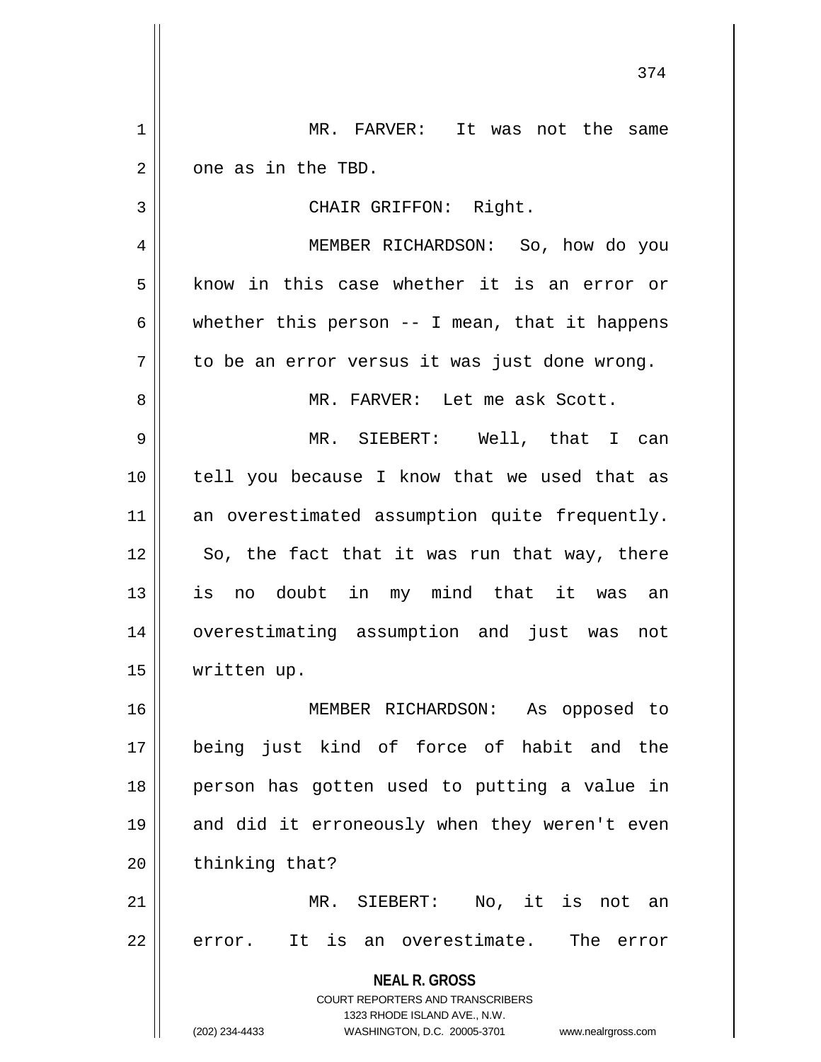MR. FARVER: It was not the same one as in the TBD.

CHAIR GRIFFON: Right.

MEMBER RICHARDSON: So, how do you know in this case whether it is an error or whether this person -- I mean, that it happens to be an error versus it was just done wrong.

MR. FARVER: Let me ask Scott.

MR. SIEBERT: Well, that I can tell you because I know that we used that as an overestimated assumption quite frequently. So, the fact that it was run that way, there is no doubt in my mind that it was an overestimating assumption and just was not written up.

MEMBER RICHARDSON: As opposed to being just kind of force of habit and the person has gotten used to putting a value in and did it erroneously when they weren't even thinking that?

MR. SIEBERT: No, it is not an error. It is an overestimate. The error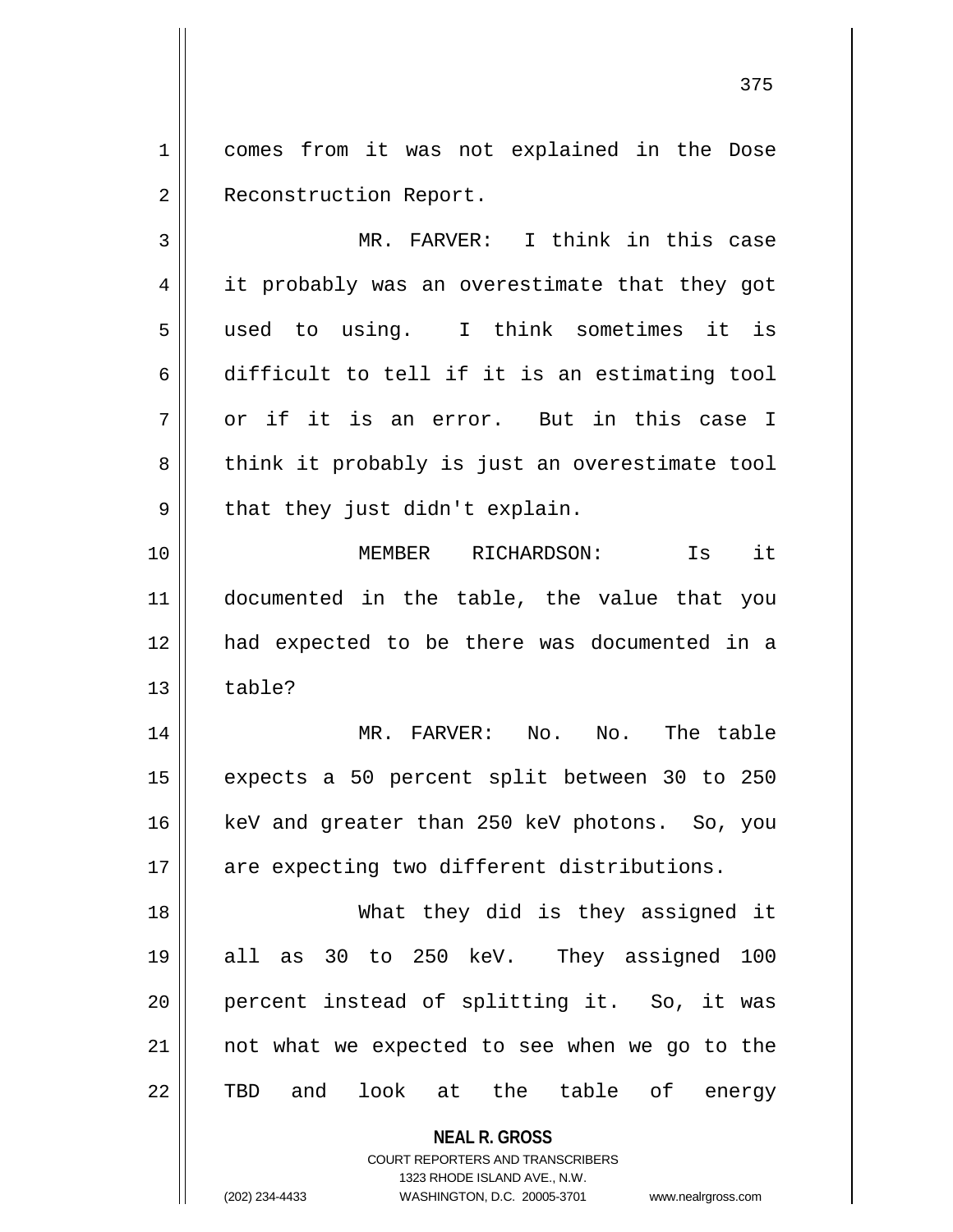comes from it was not explained in the Dose Reconstruction Report.

MR. FARVER: I think in this case it probably was an overestimate that they got used to using. I think sometimes it is difficult to tell if it is an estimating tool or if it is an error. But in this case I think it probably is just an overestimate tool that they just didn't explain.

MEMBER RICHARDSON: Is it documented in the table, the value that you had expected to be there was documented in a table?

MR. FARVER: No. No. The table expects a 50 percent split between 30 to 250 keV and greater than 250 keV photons. So, you are expecting two different distributions.

What they did is they assigned it all as 30 to 250 keV. They assigned 100 percent instead of splitting it. So, it was not what we expected to see when we go to the TBD and look at the table of energy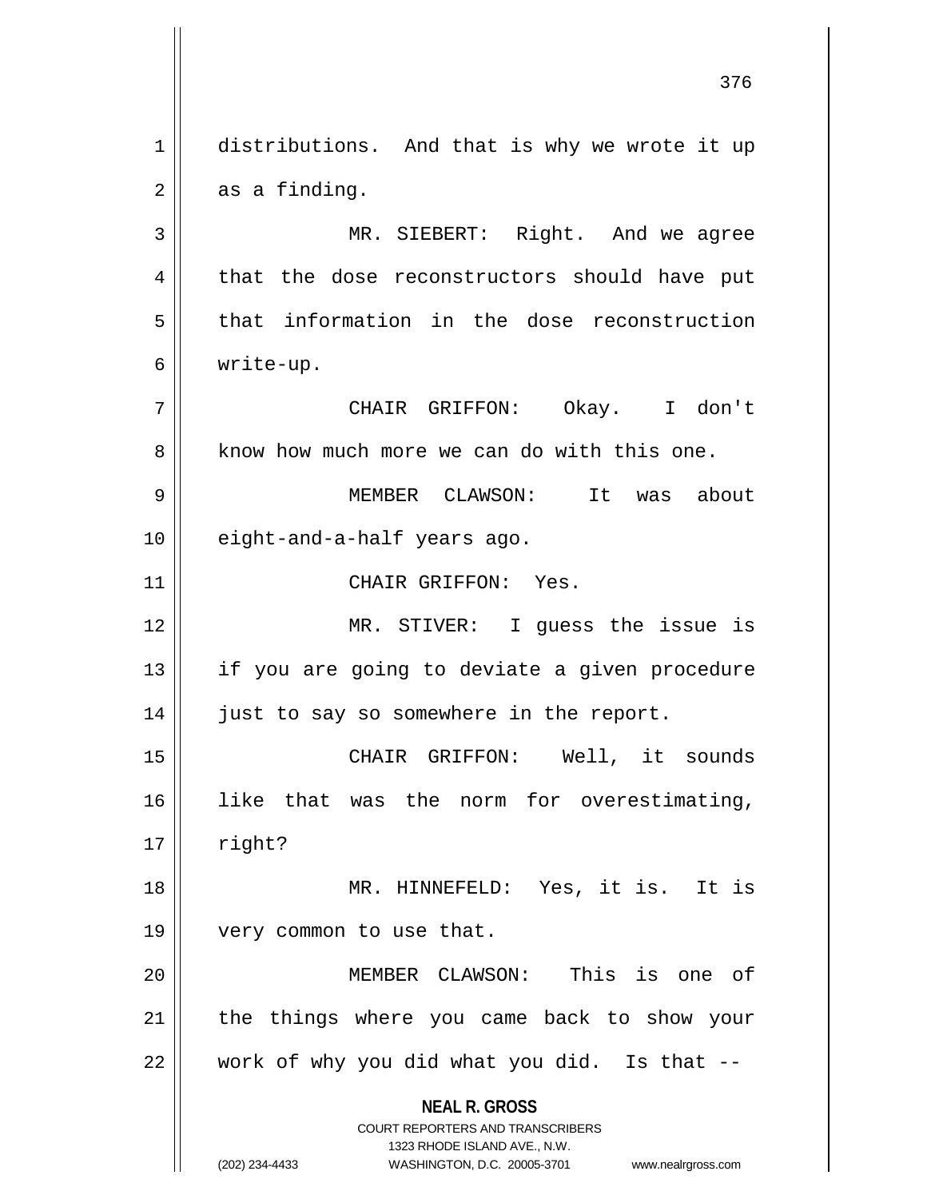distributions. And that is why we wrote it up as a finding.

MR. SIEBERT: Right. And we agree that the dose reconstructors should have put that information in the dose reconstruction write-up.

CHAIR GRIFFON: Okay. I don't know how much more we can do with this one.

MEMBER CLAWSON: It was about eight-and-a-half years ago.

CHAIR GRIFFON: Yes.

MR. STIVER: I guess the issue is if you are going to deviate a given procedure just to say so somewhere in the report.

CHAIR GRIFFON: Well, it sounds like that was the norm for overestimating, right?

MR. HINNEFELD: Yes, it is. It is very common to use that.

MEMBER CLAWSON: This is one of the things where you came back to show your work of why you did what you did. Is that --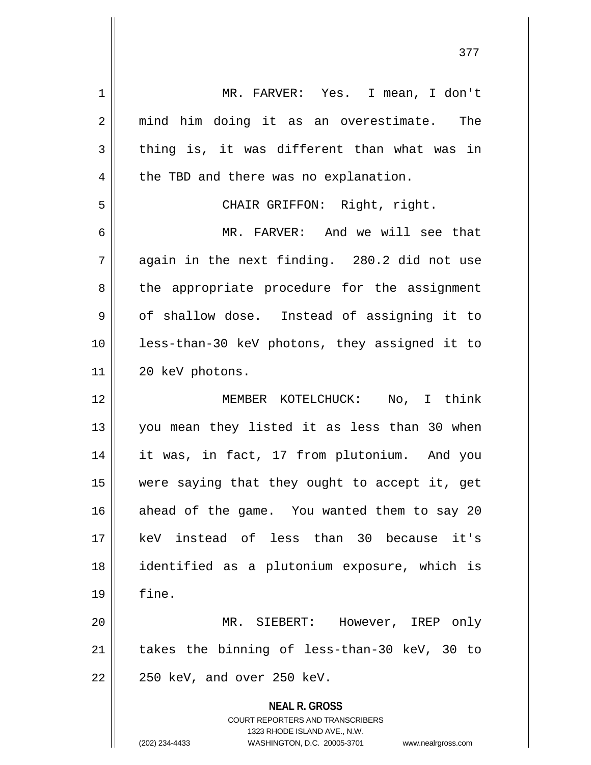MR. FARVER: Yes. I mean, I don't mind him doing it as an overestimate. The thing is, it was different than what was in the TBD and there was no explanation.

CHAIR GRIFFON: Right, right.

MR. FARVER: And we will see that again in the next finding. 280.2 did not use the appropriate procedure for the assignment of shallow dose. Instead of assigning it to less-than-30 keV photons, they assigned it to 20 keV photons.

MEMBER KOTELCHUCK: No, I think you mean they listed it as less than 30 when it was, in fact, 17 from plutonium. And you were saying that they ought to accept it, get ahead of the game. You wanted them to say 20 keV instead of less than 30 because it's identified as a plutonium exposure, which is fine.

MR. SIEBERT: However, IREP only takes the binning of less-than-30 keV, 30 to 250 keV, and over 250 keV.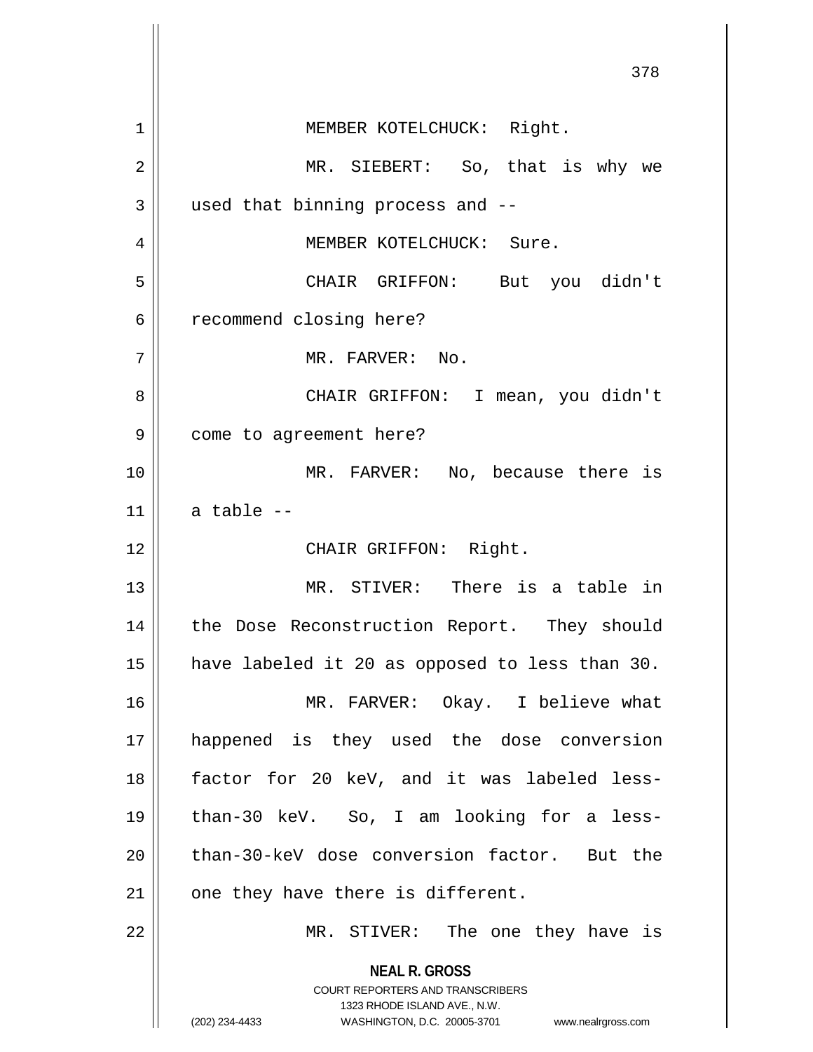MEMBER KOTELCHUCK: Right.

MR. SIEBERT: So, that is why we used that binning process and --

MEMBER KOTELCHUCK: Sure.

CHAIR GRIFFON: But you didn't recommend closing here?

MR. FARVER: No.

CHAIR GRIFFON: I mean, you didn't come to agreement here?

MR. FARVER: No, because there is a table --

CHAIR GRIFFON: Right.

MR. STIVER: There is a table in the Dose Reconstruction Report. They should have labeled it 20 as opposed to less than 30.

MR. FARVER: Okay. I believe what happened is they used the dose conversion factor for 20 keV, and it was labeled less-than-30 keV. So, I am looking for a less-than-30-keV dose conversion factor. But the one they have there is different.

MR. STIVER: The one they have is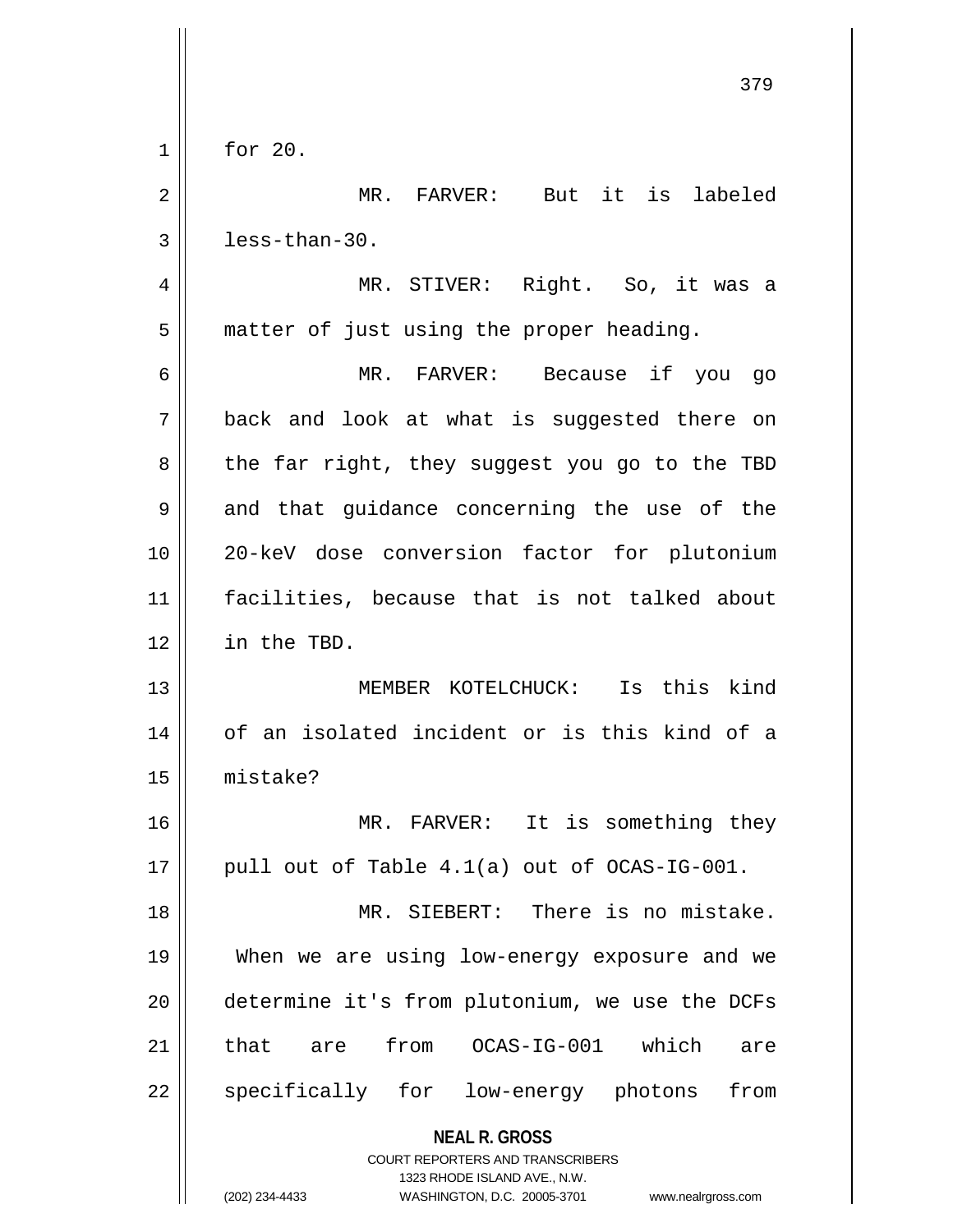for 20.

MR. FARVER: But it is labeled less-than-30.

MR. STIVER: Right. So, it was a matter of just using the proper heading.

MR. FARVER: Because if you go back and look at what is suggested there on the far right, they suggest you go to the TBD and that guidance concerning the use of the 20-keV dose conversion factor for plutonium facilities, because that is not talked about in the TBD.

MEMBER KOTELCHUCK: Is this kind of an isolated incident or is this kind of a mistake?

MR. FARVER: It is something they pull out of Table 4.1(a) out of OCAS-IG-001.

MR. SIEBERT: There is no mistake. When we are using low-energy exposure and we determine it's from plutonium, we use the DCFs that are from OCAS-IG-001 which are specifically for low-energy photons from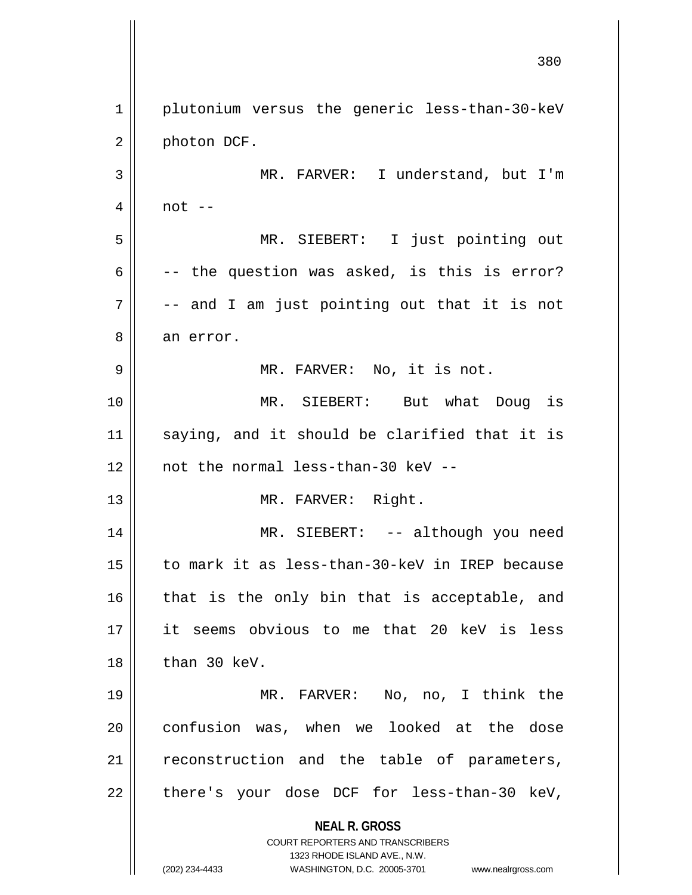plutonium versus the generic less-than-30-keV photon DCF.

MR. FARVER: I understand, but I'm not --

MR. SIEBERT: I just pointing out -- the question was asked, is this is error? -- and I am just pointing out that it is not an error.

MR. FARVER: No, it is not.

MR. SIEBERT: But what Doug is saying, and it should be clarified that it is not the normal less-than-30 keV --

MR. FARVER: Right.

MR. SIEBERT: -- although you need to mark it as less-than-30-keV in IREP because that is the only bin that is acceptable, and it seems obvious to me that 20 keV is less than 30 keV.

MR. FARVER: No, no, I think the confusion was, when we looked at the dose reconstruction and the table of parameters, there's your dose DCF for less-than-30 keV,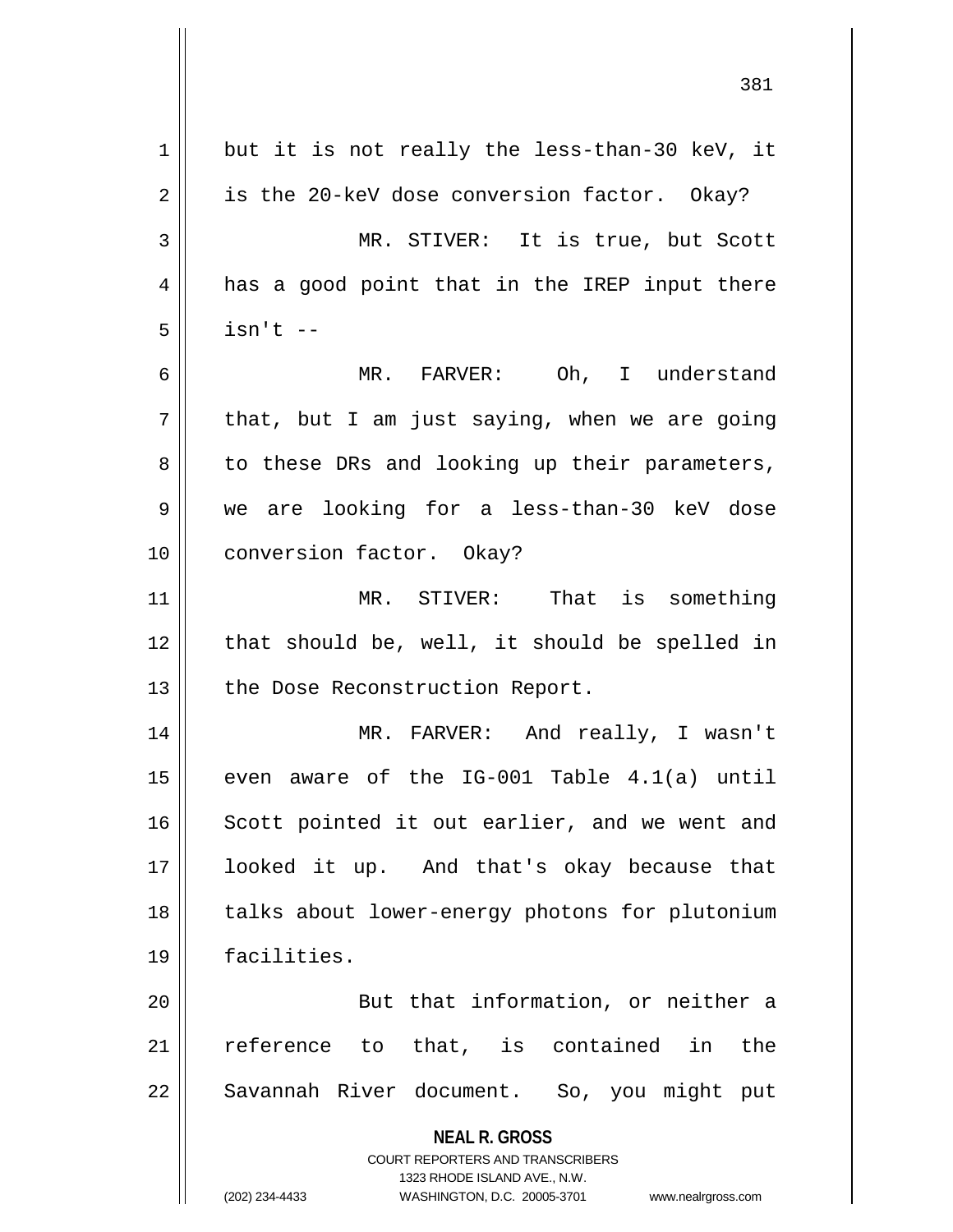but it is not really the less-than-30 keV, it is the 20-keV dose conversion factor. Okay?

MR. STIVER: It is true, but Scott has a good point that in the IREP input there isn't --

MR. FARVER: Oh, I understand that, but I am just saying, when we are going to these DRs and looking up their parameters, we are looking for a less-than-30 keV dose conversion factor. Okay?

MR. STIVER: That is something that should be, well, it should be spelled in the Dose Reconstruction Report.

MR. FARVER: And really, I wasn't even aware of the IG-001 Table 4.1(a) until Scott pointed it out earlier, and we went and looked it up. And that's okay because that talks about lower-energy photons for plutonium facilities.

But that information, or neither a reference to that, is contained in the Savannah River document. So, you might put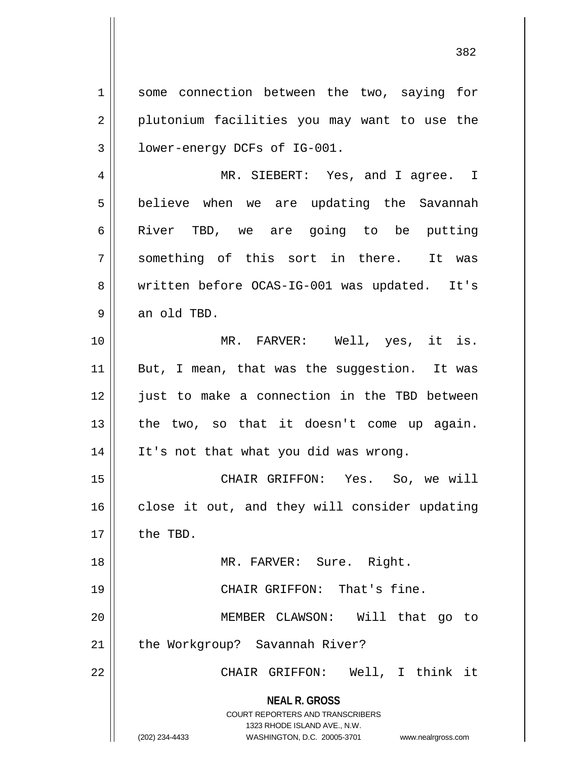some connection between the two, saying for plutonium facilities you may want to use the lower-energy DCFs of IG-001.

MR. SIEBERT: Yes, and I agree. I believe when we are updating the Savannah River TBD, we are going to be putting something of this sort in there. It was written before OCAS-IG-001 was updated. It's an old TBD.

MR. FARVER: Well, yes, it is. But, I mean, that was the suggestion. It was just to make a connection in the TBD between the two, so that it doesn't come up again. It's not that what you did was wrong.

CHAIR GRIFFON: Yes. So, we will close it out, and they will consider updating the TBD.

MR. FARVER: Sure. Right.

CHAIR GRIFFON: That's fine.

MEMBER CLAWSON: Will that go to the Workgroup? Savannah River?

CHAIR GRIFFON: Well, I think it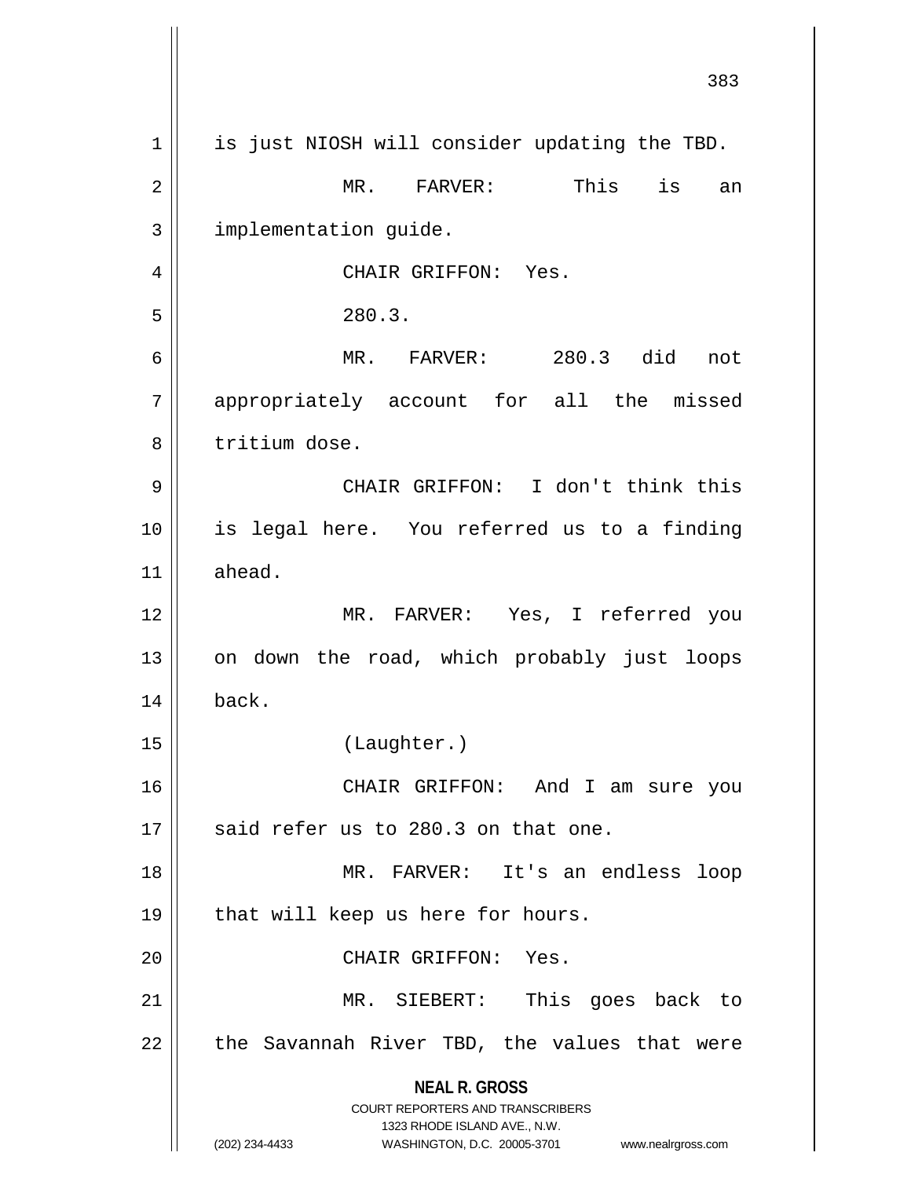is just NIOSH will consider updating the TBD.

MR. FARVER: This is an implementation guide.

CHAIR GRIFFON: Yes.

280.3.

MR. FARVER: 280.3 did not appropriately account for all the missed tritium dose.

CHAIR GRIFFON: I don't think this is legal here. You referred us to a finding ahead.

MR. FARVER: Yes, I referred you on down the road, which probably just loops back.

(Laughter.)

CHAIR GRIFFON: And I am sure you said refer us to 280.3 on that one.

MR. FARVER: It's an endless loop that will keep us here for hours.

CHAIR GRIFFON: Yes.

MR. SIEBERT: This goes back to the Savannah River TBD, the values that were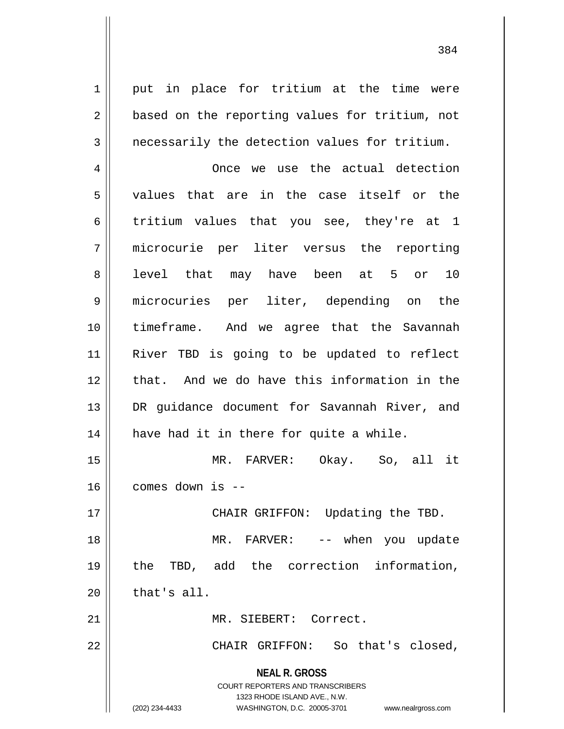put in place for tritium at the time were based on the reporting values for tritium, not necessarily the detection values for tritium.

Once we use the actual detection values that are in the case itself or the tritium values that you see, they're at 1 microcurie per liter versus the reporting level that may have been at 5 or 10 microcuries per liter, depending on the timeframe. And we agree that the Savannah River TBD is going to be updated to reflect that. And we do have this information in the DR guidance document for Savannah River, and have had it in there for quite a while.

MR. FARVER: Okay. So, all it comes down is --

CHAIR GRIFFON: Updating the TBD.

MR. FARVER: -- when you update the TBD, add the correction information, that's all.

MR. SIEBERT: Correct.

CHAIR GRIFFON: So that's closed,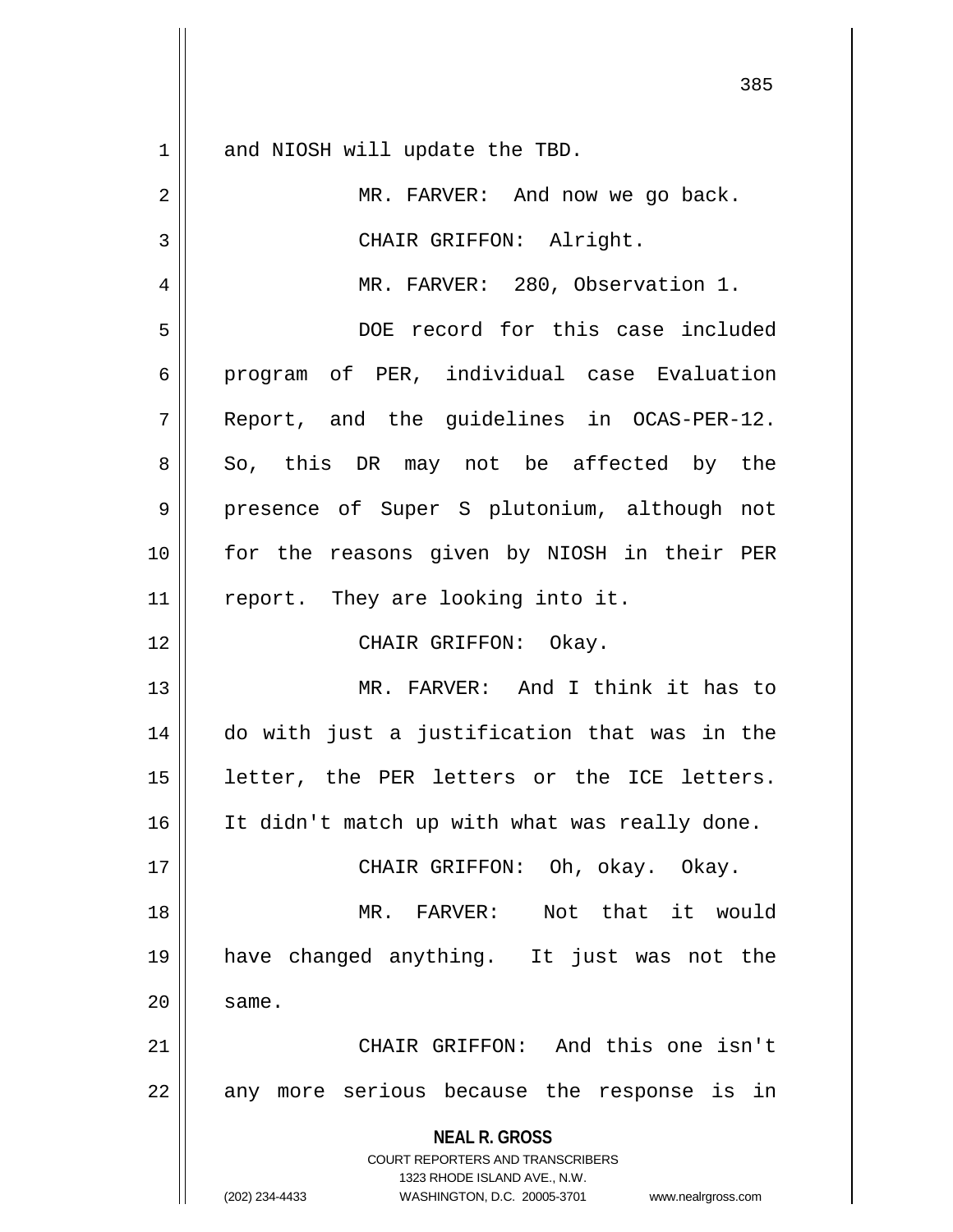and NIOSH will update the TBD.

MR. FARVER: And now we go back.

CHAIR GRIFFON: Alright.

MR. FARVER: 280, Observation 1.

DOE record for this case included program of PER, individual case Evaluation Report, and the guidelines in OCAS-PER-12. So, this DR may not be affected by the presence of Super S plutonium, although not for the reasons given by NIOSH in their PER report. They are looking into it.

CHAIR GRIFFON: Okay.

MR. FARVER: And I think it has to do with just a justification that was in the letter, the PER letters or the ICE letters. It didn't match up with what was really done.

CHAIR GRIFFON: Oh, okay. Okay.

MR. FARVER: Not that it would have changed anything. It just was not the same.

CHAIR GRIFFON: And this one isn't any more serious because the response is in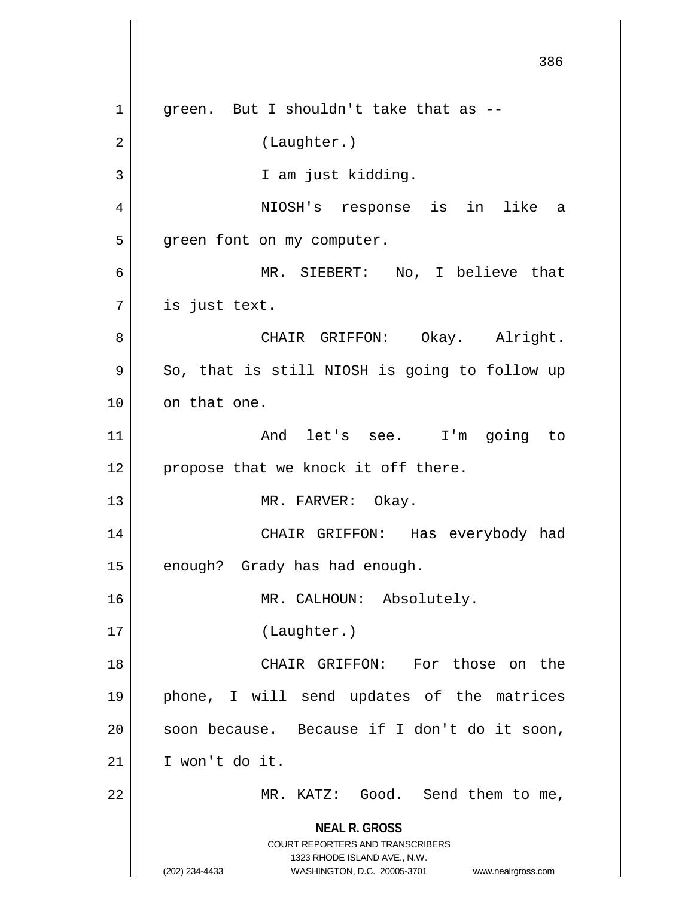green. But I shouldn't take that as --

(Laughter.)

I am just kidding.

NIOSH's response is in like a green font on my computer.

MR. SIEBERT: No, I believe that is just text.

CHAIR GRIFFON: Okay. Alright. So, that is still NIOSH is going to follow up on that one.

And let's see. I'm going to propose that we knock it off there.

MR. FARVER: Okay.

CHAIR GRIFFON: Has everybody had enough? Grady has had enough.

MR. CALHOUN: Absolutely.

(Laughter.)

CHAIR GRIFFON: For those on the phone, I will send updates of the matrices soon because. Because if I don't do it soon, I won't do it.

MR. KATZ: Good. Send them to me,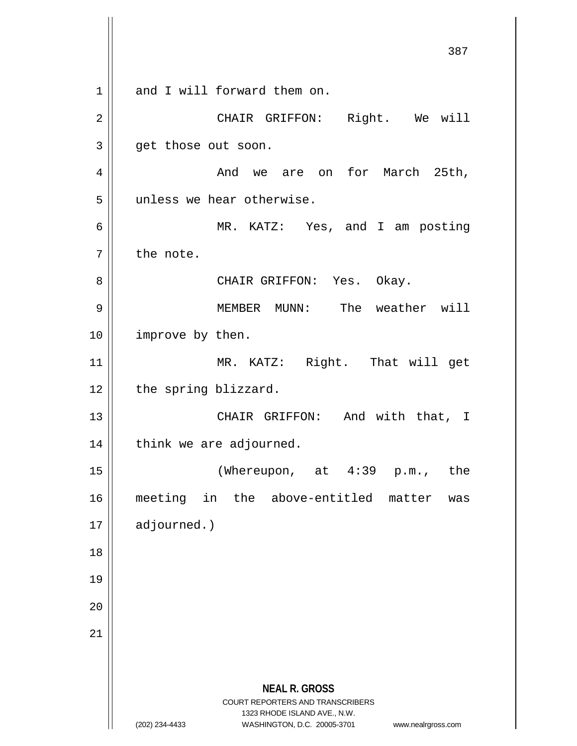and I will forward them on.

CHAIR GRIFFON: Right. We will get those out soon.

And we are on for March 25th, unless we hear otherwise.

MR. KATZ: Yes, and I am posting the note.

CHAIR GRIFFON: Yes. Okay.

MEMBER MUNN: The weather will improve by then.

MR. KATZ: Right. That will get the spring blizzard.

CHAIR GRIFFON: And with that, I think we are adjourned.

(Whereupon, at 4:39 p.m., the meeting in the above-entitled matter was adjourned.)